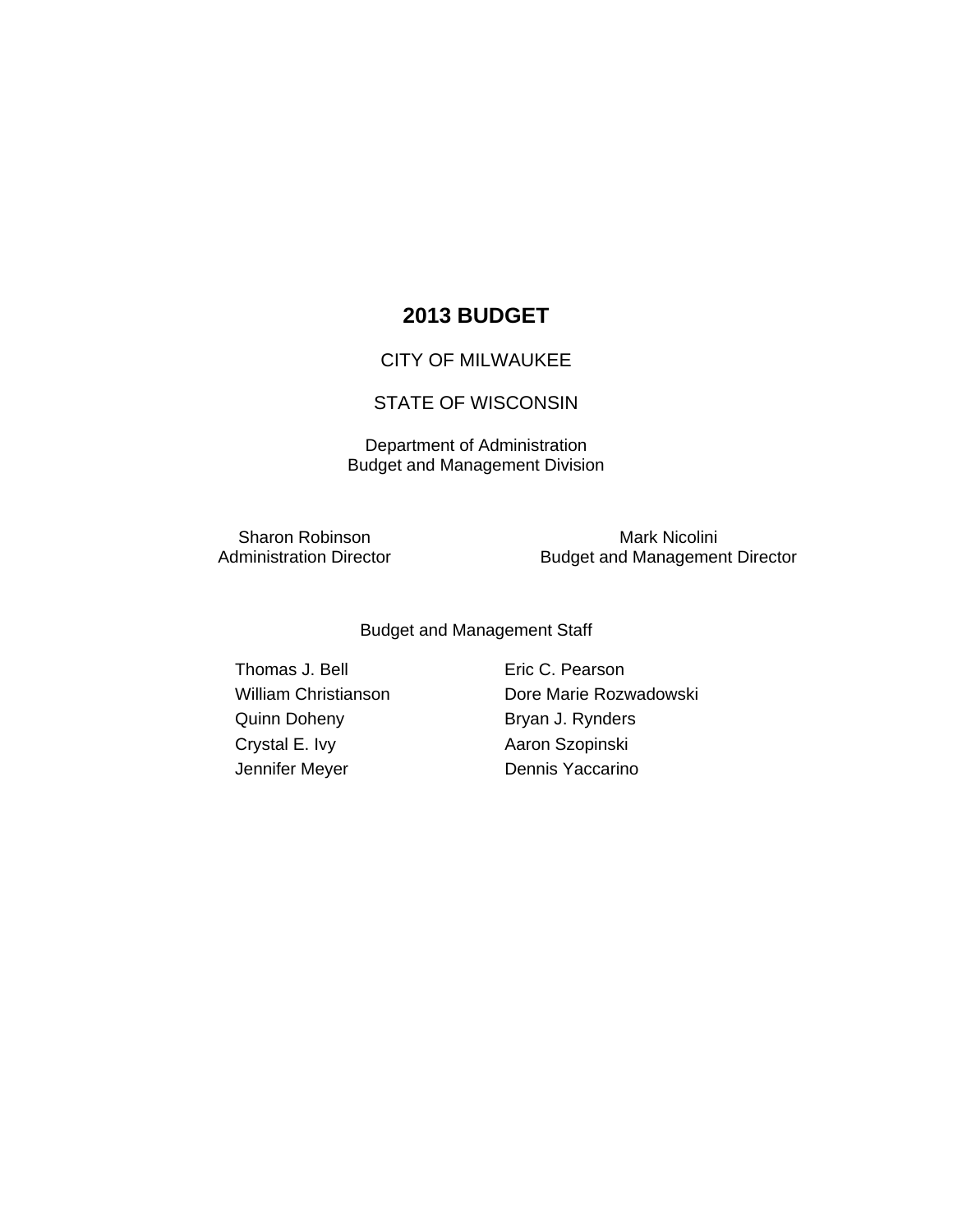# 2013 BUDGET

CITY OF MILWAUKEE

STATE OF WISCONSIN

Department of Administration
Budget and Management Division

Sharon Robinson
Administration Director

Mark Nicolini
Budget and Management Director

Budget and Management Staff

Thomas J. Bell
William Christianson
Quinn Doheny
Crystal E. Ivy
Jennifer Meyer
Eric C. Pearson
Dore Marie Rozwadowski
Bryan J. Rynders
Aaron Szopinski
Dennis Yaccarino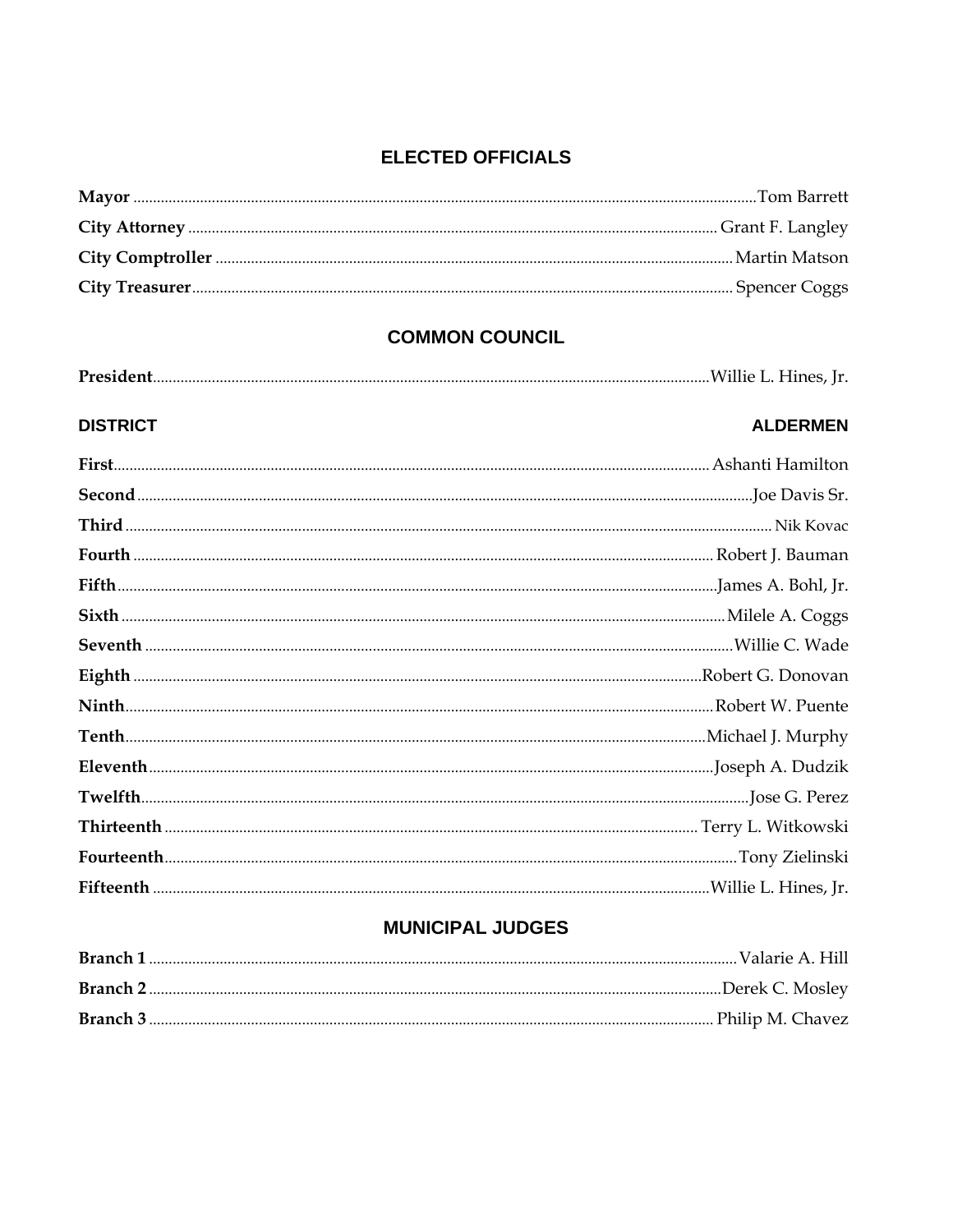## ELECTED OFFICIALS

**Mayor** .................................................................... Tom Barrett
**City Attorney** .......................................................... Grant F. Langley
**City Comptroller** ..................................................... Martin Matson
**City Treasurer** ......................................................... Spencer Coggs

## COMMON COUNCIL

**President** ................................................................ Willie L. Hines, Jr.

| DISTRICT | ALDERMEN |
|---|---|
| **First** | Ashanti Hamilton |
| **Second** | Joe Davis Sr. |
| **Third** | Nik Kovac |
| **Fourth** | Robert J. Bauman |
| **Fifth** | James A. Bohl, Jr. |
| **Sixth** | Milele A. Coggs |
| **Seventh** | Willie C. Wade |
| **Eighth** | Robert G. Donovan |
| **Ninth** | Robert W. Puente |
| **Tenth** | Michael J. Murphy |
| **Eleventh** | Joseph A. Dudzik |
| **Twelfth** | Jose G. Perez |
| **Thirteenth** | Terry L. Witkowski |
| **Fourteenth** | Tony Zielinski |
| **Fifteenth** | Willie L. Hines, Jr. |

## MUNICIPAL JUDGES

**Branch 1** ................................................................. Valarie A. Hill
**Branch 2** ................................................................. Derek C. Mosley
**Branch 3** ................................................................. Philip M. Chavez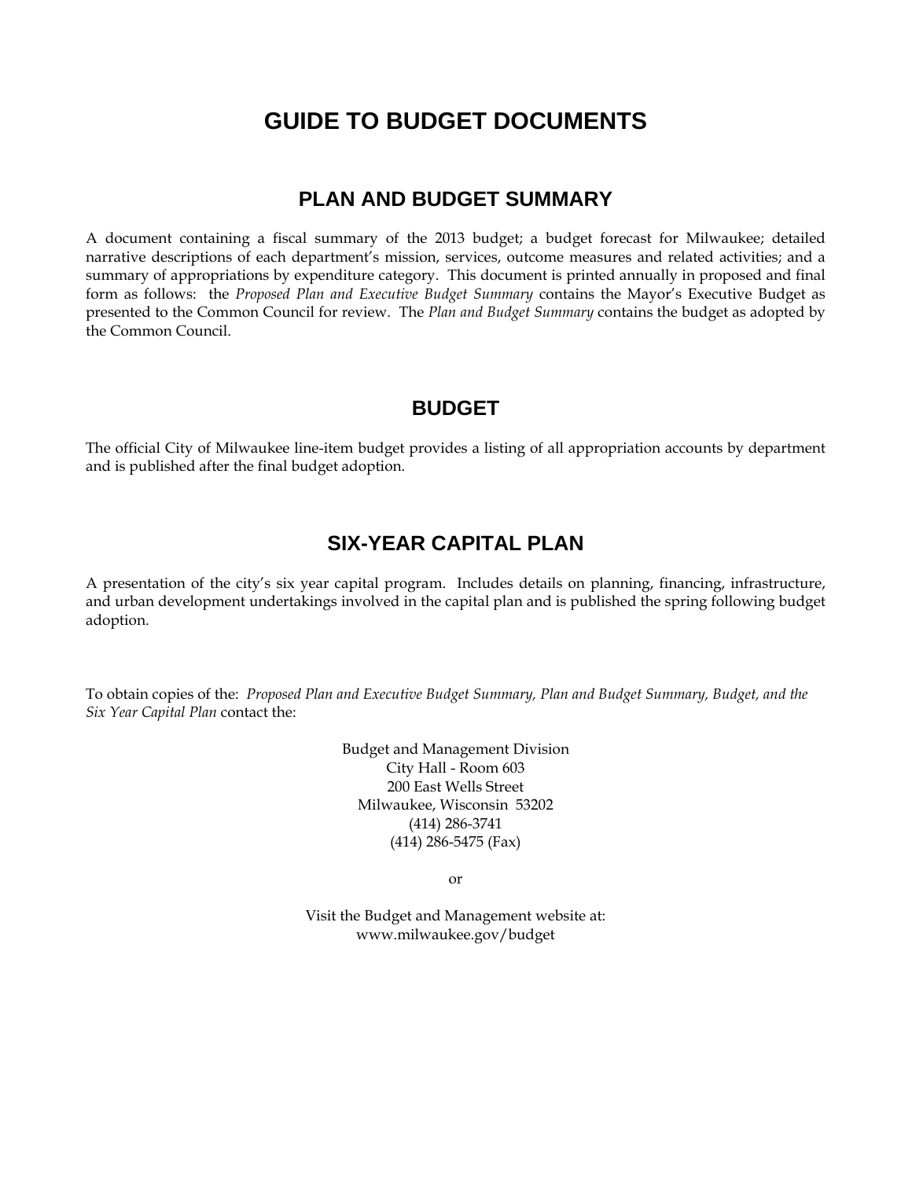# GUIDE TO BUDGET DOCUMENTS

## PLAN AND BUDGET SUMMARY

A document containing a fiscal summary of the 2013 budget; a budget forecast for Milwaukee; detailed narrative descriptions of each department's mission, services, outcome measures and related activities; and a summary of appropriations by expenditure category. This document is printed annually in proposed and final form as follows: the *Proposed Plan and Executive Budget Summary* contains the Mayor's Executive Budget as presented to the Common Council for review. The *Plan and Budget Summary* contains the budget as adopted by the Common Council.

## BUDGET

The official City of Milwaukee line-item budget provides a listing of all appropriation accounts by department and is published after the final budget adoption.

## SIX-YEAR CAPITAL PLAN

A presentation of the city's six year capital program. Includes details on planning, financing, infrastructure, and urban development undertakings involved in the capital plan and is published the spring following budget adoption.

To obtain copies of the: *Proposed Plan and Executive Budget Summary, Plan and Budget Summary, Budget, and the Six Year Capital Plan* contact the:

Budget and Management Division
City Hall - Room 603
200 East Wells Street
Milwaukee, Wisconsin 53202
(414) 286-3741
(414) 286-5475 (Fax)

or

Visit the Budget and Management website at:
www.milwaukee.gov/budget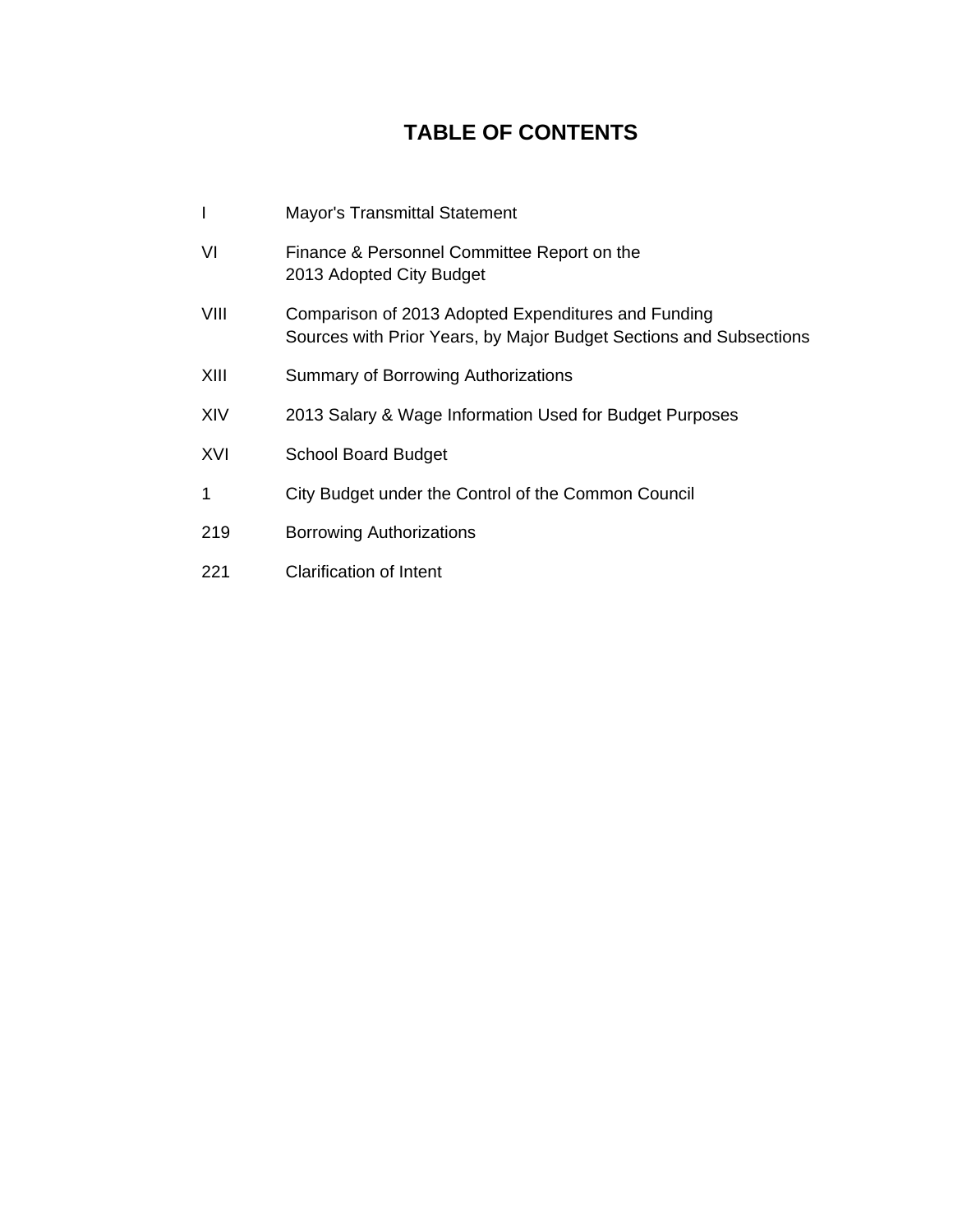# TABLE OF CONTENTS

| | |
|---|---|
| I | Mayor's Transmittal Statement |
| VI | Finance & Personnel Committee Report on the 2013 Adopted City Budget |
| VIII | Comparison of 2013 Adopted Expenditures and Funding Sources with Prior Years, by Major Budget Sections and Subsections |
| XIII | Summary of Borrowing Authorizations |
| XIV | 2013 Salary & Wage Information Used for Budget Purposes |
| XVI | School Board Budget |
| 1 | City Budget under the Control of the Common Council |
| 219 | Borrowing Authorizations |
| 221 | Clarification of Intent |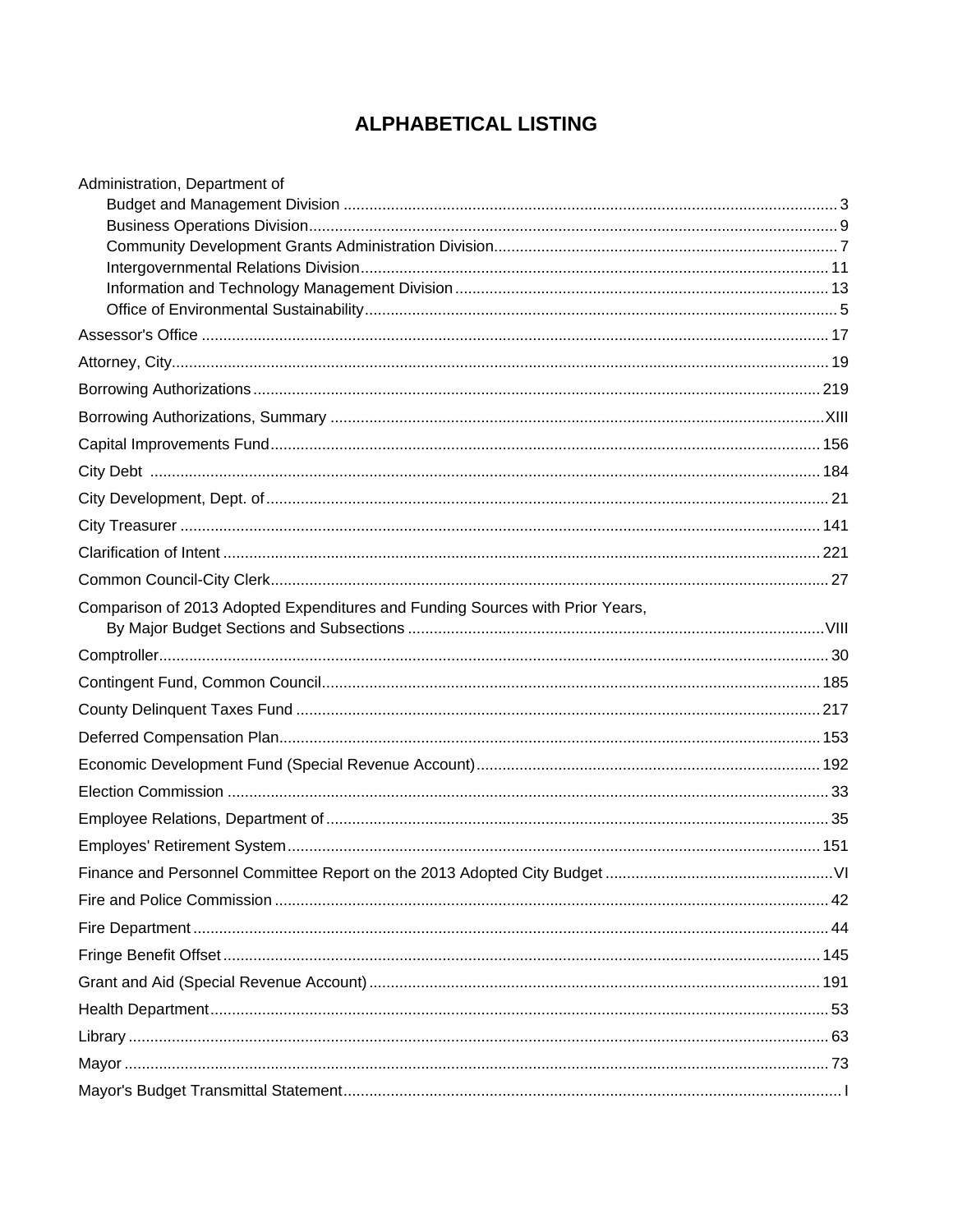# ALPHABETICAL LISTING

Administration, Department of
- Budget and Management Division ..... 3
- Business Operations Division ..... 9
- Community Development Grants Administration Division ..... 7
- Intergovernmental Relations Division ..... 11
- Information and Technology Management Division ..... 13
- Office of Environmental Sustainability ..... 5

Assessor's Office ..... 17

Attorney, City ..... 19

Borrowing Authorizations ..... 219

Borrowing Authorizations, Summary ..... XIII

Capital Improvements Fund ..... 156

City Debt ..... 184

City Development, Dept. of ..... 21

City Treasurer ..... 141

Clarification of Intent ..... 221

Common Council-City Clerk ..... 27

Comparison of 2013 Adopted Expenditures and Funding Sources with Prior Years, By Major Budget Sections and Subsections ..... VIII

Comptroller ..... 30

Contingent Fund, Common Council ..... 185

County Delinquent Taxes Fund ..... 217

Deferred Compensation Plan ..... 153

Economic Development Fund (Special Revenue Account) ..... 192

Election Commission ..... 33

Employee Relations, Department of ..... 35

Employes' Retirement System ..... 151

Finance and Personnel Committee Report on the 2013 Adopted City Budget ..... VI

Fire and Police Commission ..... 42

Fire Department ..... 44

Fringe Benefit Offset ..... 145

Grant and Aid (Special Revenue Account) ..... 191

Health Department ..... 53

Library ..... 63

Mayor ..... 73

Mayor's Budget Transmittal Statement ..... I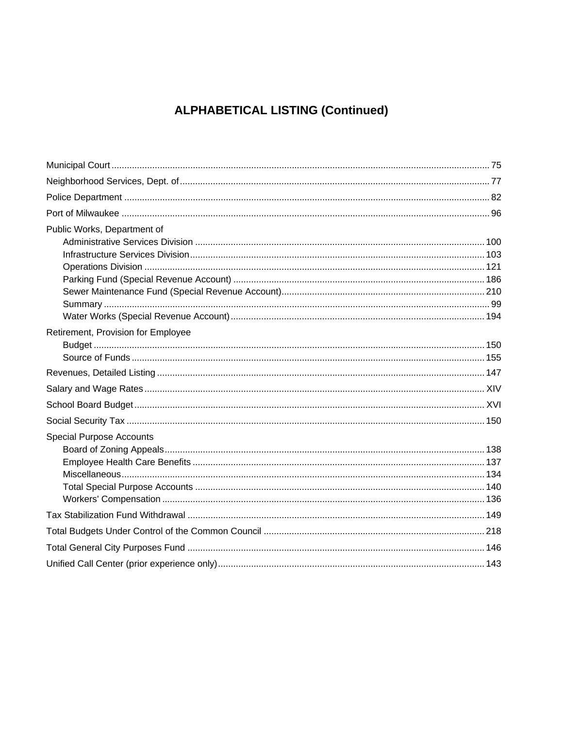# ALPHABETICAL LISTING (Continued)

Municipal Court ........ 75

Neighborhood Services, Dept. of ........ 77

Police Department ........ 82

Port of Milwaukee ........ 96

Public Works, Department of

- Administrative Services Division ........ 100
- Infrastructure Services Division ........ 103
- Operations Division ........ 121
- Parking Fund (Special Revenue Account) ........ 186
- Sewer Maintenance Fund (Special Revenue Account) ........ 210
- Summary ........ 99
- Water Works (Special Revenue Account) ........ 194

Retirement, Provision for Employee

- Budget ........ 150
- Source of Funds ........ 155

Revenues, Detailed Listing ........ 147

Salary and Wage Rates ........ XIV

School Board Budget ........ XVI

Social Security Tax ........ 150

Special Purpose Accounts

- Board of Zoning Appeals ........ 138
- Employee Health Care Benefits ........ 137
- Miscellaneous ........ 134
- Total Special Purpose Accounts ........ 140
- Workers' Compensation ........ 136

Tax Stabilization Fund Withdrawal ........ 149

Total Budgets Under Control of the Common Council ........ 218

Total General City Purposes Fund ........ 146

Unified Call Center (prior experience only) ........ 143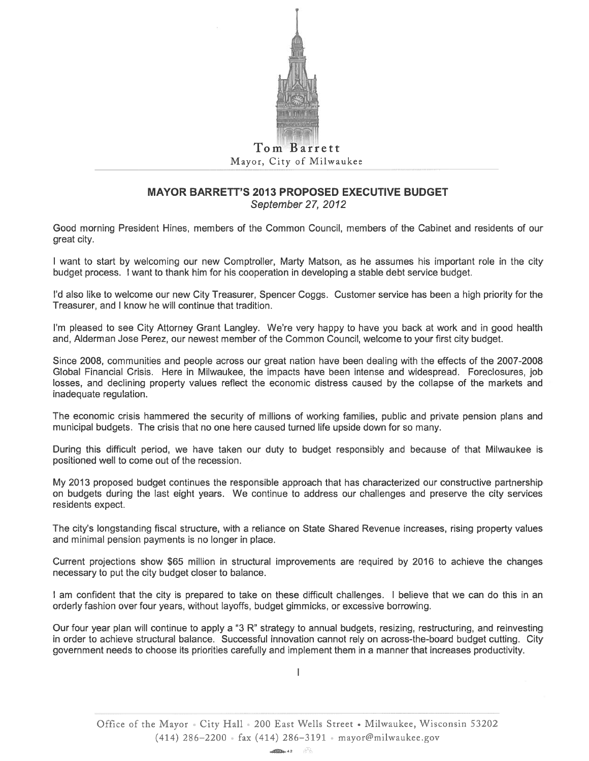Tom Barrett
Mayor, City of Milwaukee

## MAYOR BARRETT'S 2013 PROPOSED EXECUTIVE BUDGET

*September 27, 2012*

Good morning President Hines, members of the Common Council, members of the Cabinet and residents of our great city.

I want to start by welcoming our new Comptroller, Marty Matson, as he assumes his important role in the city budget process. I want to thank him for his cooperation in developing a stable debt service budget.

I'd also like to welcome our new City Treasurer, Spencer Coggs. Customer service has been a high priority for the Treasurer, and I know he will continue that tradition.

I'm pleased to see City Attorney Grant Langley. We're very happy to have you back at work and in good health and, Alderman Jose Perez, our newest member of the Common Council, welcome to your first city budget.

Since 2008, communities and people across our great nation have been dealing with the effects of the 2007-2008 Global Financial Crisis. Here in Milwaukee, the impacts have been intense and widespread. Foreclosures, job losses, and declining property values reflect the economic distress caused by the collapse of the markets and inadequate regulation.

The economic crisis hammered the security of millions of working families, public and private pension plans and municipal budgets. The crisis that no one here caused turned life upside down for so many.

During this difficult period, we have taken our duty to budget responsibly and because of that Milwaukee is positioned well to come out of the recession.

My 2013 proposed budget continues the responsible approach that has characterized our constructive partnership on budgets during the last eight years. We continue to address our challenges and preserve the city services residents expect.

The city's longstanding fiscal structure, with a reliance on State Shared Revenue increases, rising property values and minimal pension payments is no longer in place.

Current projections show $65 million in structural improvements are required by 2016 to achieve the changes necessary to put the city budget closer to balance.

I am confident that the city is prepared to take on these difficult challenges. I believe that we can do this in an orderly fashion over four years, without layoffs, budget gimmicks, or excessive borrowing.

Our four year plan will continue to apply a "3 R" strategy to annual budgets, resizing, restructuring, and reinvesting in order to achieve structural balance. Successful innovation cannot rely on across-the-board budget cutting. City government needs to choose its priorities carefully and implement them in a manner that increases productivity.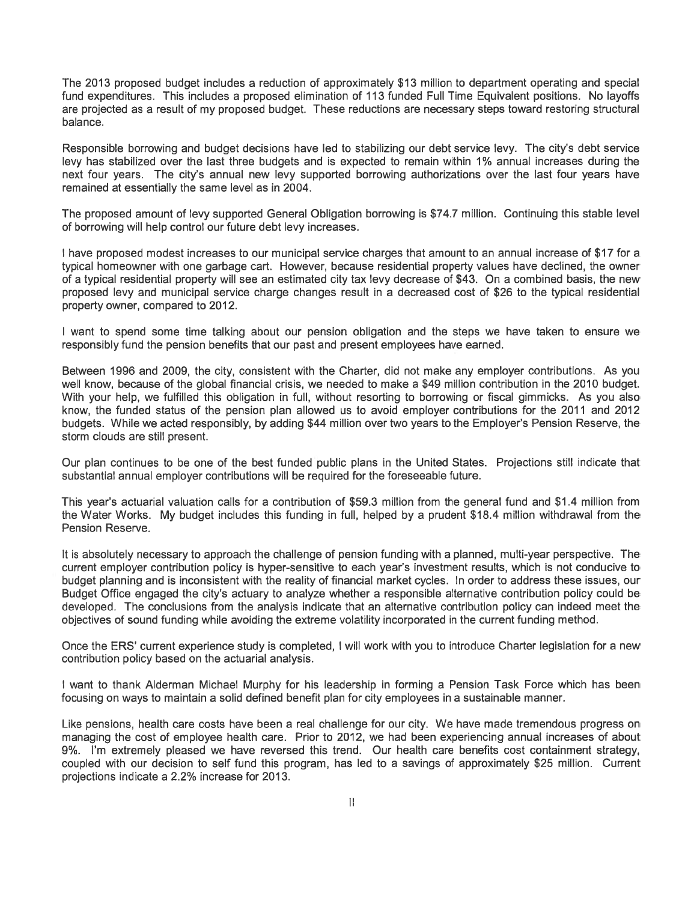The 2013 proposed budget includes a reduction of approximately $13 million to department operating and special fund expenditures. This includes a proposed elimination of 113 funded Full Time Equivalent positions. No layoffs are projected as a result of my proposed budget. These reductions are necessary steps toward restoring structural balance.

Responsible borrowing and budget decisions have led to stabilizing our debt service levy. The city's debt service levy has stabilized over the last three budgets and is expected to remain within 1% annual increases during the next four years. The city's annual new levy supported borrowing authorizations over the last four years have remained at essentially the same level as in 2004.

The proposed amount of levy supported General Obligation borrowing is $74.7 million. Continuing this stable level of borrowing will help control our future debt levy increases.

I have proposed modest increases to our municipal service charges that amount to an annual increase of $17 for a typical homeowner with one garbage cart. However, because residential property values have declined, the owner of a typical residential property will see an estimated city tax levy decrease of $43. On a combined basis, the new proposed levy and municipal service charge changes result in a decreased cost of $26 to the typical residential property owner, compared to 2012.

I want to spend some time talking about our pension obligation and the steps we have taken to ensure we responsibly fund the pension benefits that our past and present employees have earned.

Between 1996 and 2009, the city, consistent with the Charter, did not make any employer contributions. As you well know, because of the global financial crisis, we needed to make a $49 million contribution in the 2010 budget. With your help, we fulfilled this obligation in full, without resorting to borrowing or fiscal gimmicks. As you also know, the funded status of the pension plan allowed us to avoid employer contributions for the 2011 and 2012 budgets. While we acted responsibly, by adding $44 million over two years to the Employer's Pension Reserve, the storm clouds are still present.

Our plan continues to be one of the best funded public plans in the United States. Projections still indicate that substantial annual employer contributions will be required for the foreseeable future.

This year's actuarial valuation calls for a contribution of $59.3 million from the general fund and $1.4 million from the Water Works. My budget includes this funding in full, helped by a prudent $18.4 million withdrawal from the Pension Reserve.

It is absolutely necessary to approach the challenge of pension funding with a planned, multi-year perspective. The current employer contribution policy is hyper-sensitive to each year's investment results, which is not conducive to budget planning and is inconsistent with the reality of financial market cycles. In order to address these issues, our Budget Office engaged the city's actuary to analyze whether a responsible alternative contribution policy could be developed. The conclusions from the analysis indicate that an alternative contribution policy can indeed meet the objectives of sound funding while avoiding the extreme volatility incorporated in the current funding method.

Once the ERS' current experience study is completed, I will work with you to introduce Charter legislation for a new contribution policy based on the actuarial analysis.

I want to thank Alderman Michael Murphy for his leadership in forming a Pension Task Force which has been focusing on ways to maintain a solid defined benefit plan for city employees in a sustainable manner.

Like pensions, health care costs have been a real challenge for our city. We have made tremendous progress on managing the cost of employee health care. Prior to 2012, we had been experiencing annual increases of about 9%. I'm extremely pleased we have reversed this trend. Our health care benefits cost containment strategy, coupled with our decision to self fund this program, has led to a savings of approximately $25 million. Current projections indicate a 2.2% increase for 2013.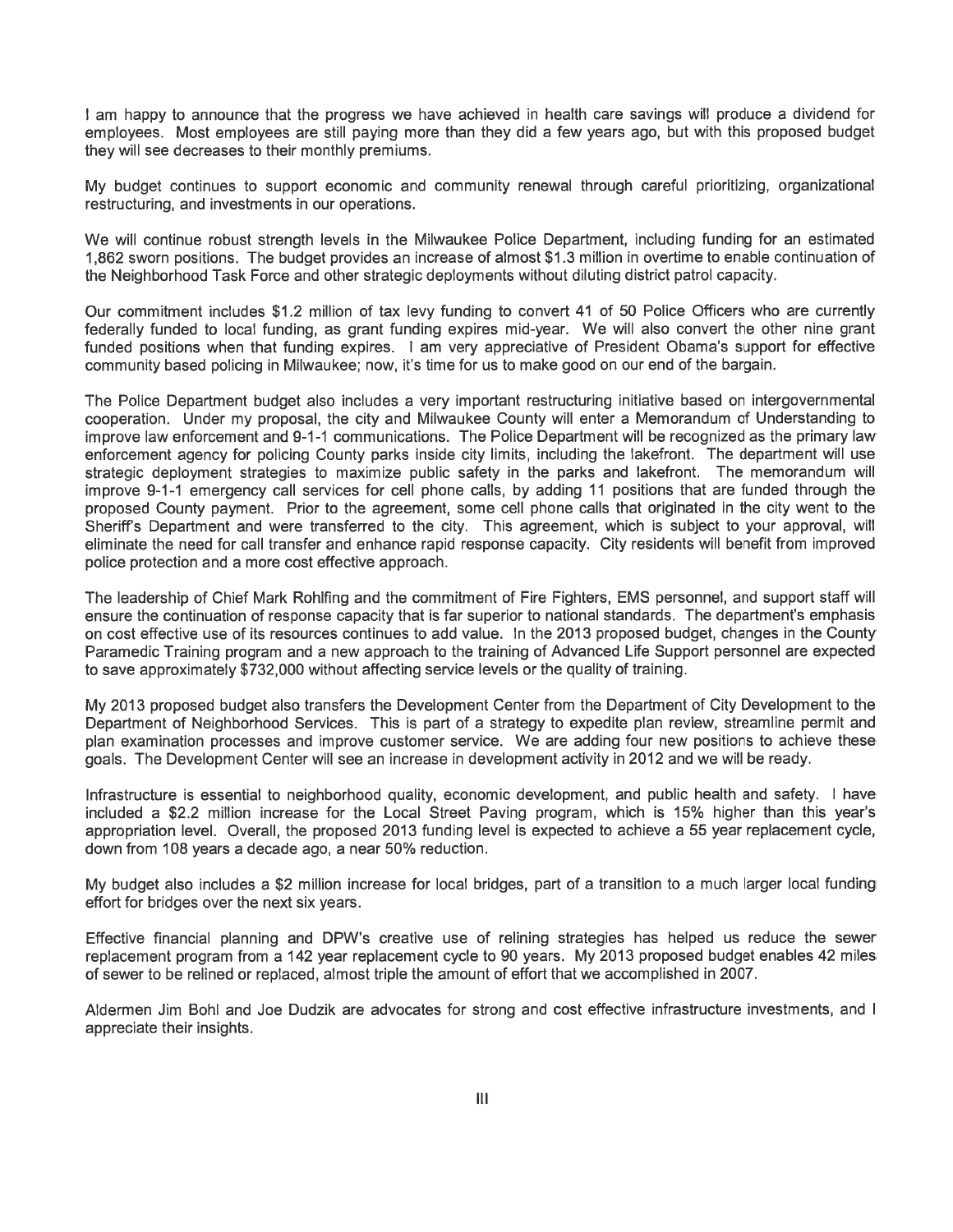I am happy to announce that the progress we have achieved in health care savings will produce a dividend for employees. Most employees are still paying more than they did a few years ago, but with this proposed budget they will see decreases to their monthly premiums.

My budget continues to support economic and community renewal through careful prioritizing, organizational restructuring, and investments in our operations.

We will continue robust strength levels in the Milwaukee Police Department, including funding for an estimated 1,862 sworn positions. The budget provides an increase of almost $1.3 million in overtime to enable continuation of the Neighborhood Task Force and other strategic deployments without diluting district patrol capacity.

Our commitment includes $1.2 million of tax levy funding to convert 41 of 50 Police Officers who are currently federally funded to local funding, as grant funding expires mid-year. We will also convert the other nine grant funded positions when that funding expires. I am very appreciative of President Obama's support for effective community based policing in Milwaukee; now, it's time for us to make good on our end of the bargain.

The Police Department budget also includes a very important restructuring initiative based on intergovernmental cooperation. Under my proposal, the city and Milwaukee County will enter a Memorandum of Understanding to improve law enforcement and 9-1-1 communications. The Police Department will be recognized as the primary law enforcement agency for policing County parks inside city limits, including the lakefront. The department will use strategic deployment strategies to maximize public safety in the parks and lakefront. The memorandum will improve 9-1-1 emergency call services for cell phone calls, by adding 11 positions that are funded through the proposed County payment. Prior to the agreement, some cell phone calls that originated in the city went to the Sheriff's Department and were transferred to the city. This agreement, which is subject to your approval, will eliminate the need for call transfer and enhance rapid response capacity. City residents will benefit from improved police protection and a more cost effective approach.

The leadership of Chief Mark Rohlfing and the commitment of Fire Fighters, EMS personnel, and support staff will ensure the continuation of response capacity that is far superior to national standards. The department's emphasis on cost effective use of its resources continues to add value. In the 2013 proposed budget, changes in the County Paramedic Training program and a new approach to the training of Advanced Life Support personnel are expected to save approximately $732,000 without affecting service levels or the quality of training.

My 2013 proposed budget also transfers the Development Center from the Department of City Development to the Department of Neighborhood Services. This is part of a strategy to expedite plan review, streamline permit and plan examination processes and improve customer service. We are adding four new positions to achieve these goals. The Development Center will see an increase in development activity in 2012 and we will be ready.

Infrastructure is essential to neighborhood quality, economic development, and public health and safety. I have included a $2.2 million increase for the Local Street Paving program, which is 15% higher than this year's appropriation level. Overall, the proposed 2013 funding level is expected to achieve a 55 year replacement cycle, down from 108 years a decade ago, a near 50% reduction.

My budget also includes a $2 million increase for local bridges, part of a transition to a much larger local funding effort for bridges over the next six years.

Effective financial planning and DPW's creative use of relining strategies has helped us reduce the sewer replacement program from a 142 year replacement cycle to 90 years. My 2013 proposed budget enables 42 miles of sewer to be relined or replaced, almost triple the amount of effort that we accomplished in 2007.

Aldermen Jim Bohl and Joe Dudzik are advocates for strong and cost effective infrastructure investments, and I appreciate their insights.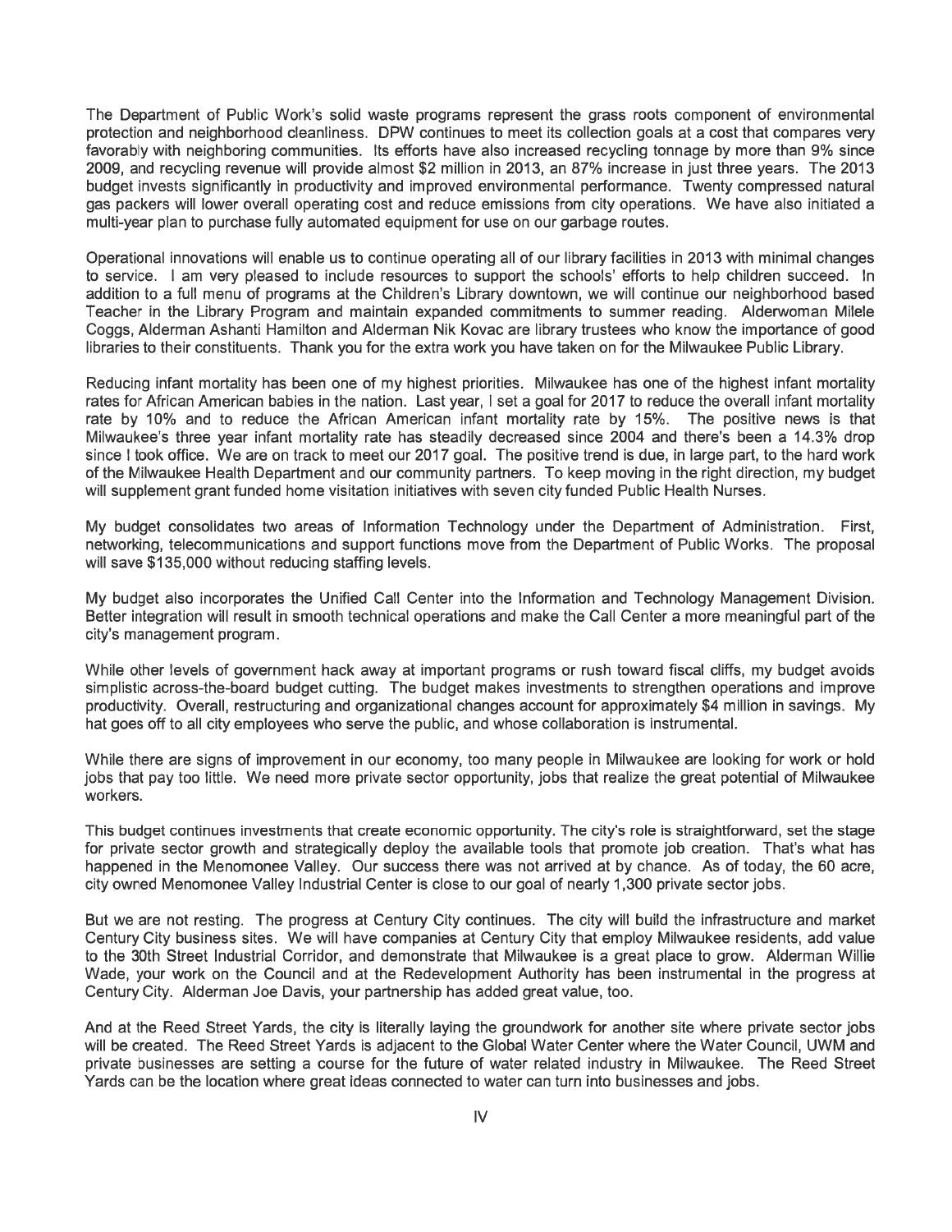The Department of Public Work's solid waste programs represent the grass roots component of environmental protection and neighborhood cleanliness. DPW continues to meet its collection goals at a cost that compares very favorably with neighboring communities. Its efforts have also increased recycling tonnage by more than 9% since 2009, and recycling revenue will provide almost $2 million in 2013, an 87% increase in just three years. The 2013 budget invests significantly in productivity and improved environmental performance. Twenty compressed natural gas packers will lower overall operating cost and reduce emissions from city operations. We have also initiated a multi-year plan to purchase fully automated equipment for use on our garbage routes.

Operational innovations will enable us to continue operating all of our library facilities in 2013 with minimal changes to service. I am very pleased to include resources to support the schools' efforts to help children succeed. In addition to a full menu of programs at the Children's Library downtown, we will continue our neighborhood based Teacher in the Library Program and maintain expanded commitments to summer reading. Alderwoman Milele Coggs, Alderman Ashanti Hamilton and Alderman Nik Kovac are library trustees who know the importance of good libraries to their constituents. Thank you for the extra work you have taken on for the Milwaukee Public Library.

Reducing infant mortality has been one of my highest priorities. Milwaukee has one of the highest infant mortality rates for African American babies in the nation. Last year, I set a goal for 2017 to reduce the overall infant mortality rate by 10% and to reduce the African American infant mortality rate by 15%. The positive news is that Milwaukee's three year infant mortality rate has steadily decreased since 2004 and there's been a 14.3% drop since I took office. We are on track to meet our 2017 goal. The positive trend is due, in large part, to the hard work of the Milwaukee Health Department and our community partners. To keep moving in the right direction, my budget will supplement grant funded home visitation initiatives with seven city funded Public Health Nurses.

My budget consolidates two areas of Information Technology under the Department of Administration. First, networking, telecommunications and support functions move from the Department of Public Works. The proposal will save $135,000 without reducing staffing levels.

My budget also incorporates the Unified Call Center into the Information and Technology Management Division. Better integration will result in smooth technical operations and make the Call Center a more meaningful part of the city's management program.

While other levels of government hack away at important programs or rush toward fiscal cliffs, my budget avoids simplistic across-the-board budget cutting. The budget makes investments to strengthen operations and improve productivity. Overall, restructuring and organizational changes account for approximately $4 million in savings. My hat goes off to all city employees who serve the public, and whose collaboration is instrumental.

While there are signs of improvement in our economy, too many people in Milwaukee are looking for work or hold jobs that pay too little. We need more private sector opportunity, jobs that realize the great potential of Milwaukee workers.

This budget continues investments that create economic opportunity. The city's role is straightforward, set the stage for private sector growth and strategically deploy the available tools that promote job creation. That's what has happened in the Menomonee Valley. Our success there was not arrived at by chance. As of today, the 60 acre, city owned Menomonee Valley Industrial Center is close to our goal of nearly 1,300 private sector jobs.

But we are not resting. The progress at Century City continues. The city will build the infrastructure and market Century City business sites. We will have companies at Century City that employ Milwaukee residents, add value to the 30th Street Industrial Corridor, and demonstrate that Milwaukee is a great place to grow. Alderman Willie Wade, your work on the Council and at the Redevelopment Authority has been instrumental in the progress at Century City. Alderman Joe Davis, your partnership has added great value, too.

And at the Reed Street Yards, the city is literally laying the groundwork for another site where private sector jobs will be created. The Reed Street Yards is adjacent to the Global Water Center where the Water Council, UWM and private businesses are setting a course for the future of water related industry in Milwaukee. The Reed Street Yards can be the location where great ideas connected to water can turn into businesses and jobs.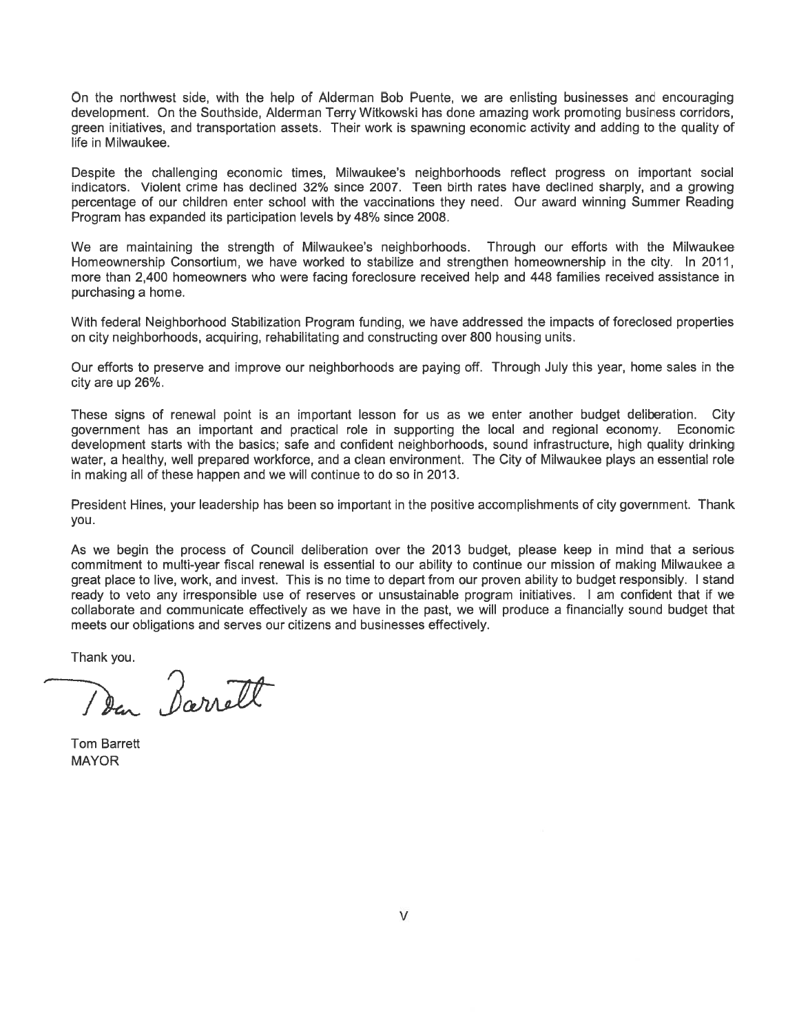On the northwest side, with the help of Alderman Bob Puente, we are enlisting businesses and encouraging development. On the Southside, Alderman Terry Witkowski has done amazing work promoting business corridors, green initiatives, and transportation assets. Their work is spawning economic activity and adding to the quality of life in Milwaukee.

Despite the challenging economic times, Milwaukee's neighborhoods reflect progress on important social indicators. Violent crime has declined 32% since 2007. Teen birth rates have declined sharply, and a growing percentage of our children enter school with the vaccinations they need. Our award winning Summer Reading Program has expanded its participation levels by 48% since 2008.

We are maintaining the strength of Milwaukee's neighborhoods. Through our efforts with the Milwaukee Homeownership Consortium, we have worked to stabilize and strengthen homeownership in the city. In 2011, more than 2,400 homeowners who were facing foreclosure received help and 448 families received assistance in purchasing a home.

With federal Neighborhood Stabilization Program funding, we have addressed the impacts of foreclosed properties on city neighborhoods, acquiring, rehabilitating and constructing over 800 housing units.

Our efforts to preserve and improve our neighborhoods are paying off. Through July this year, home sales in the city are up 26%.

These signs of renewal point is an important lesson for us as we enter another budget deliberation. City government has an important and practical role in supporting the local and regional economy. Economic development starts with the basics; safe and confident neighborhoods, sound infrastructure, high quality drinking water, a healthy, well prepared workforce, and a clean environment. The City of Milwaukee plays an essential role in making all of these happen and we will continue to do so in 2013.

President Hines, your leadership has been so important in the positive accomplishments of city government. Thank you.

As we begin the process of Council deliberation over the 2013 budget, please keep in mind that a serious commitment to multi-year fiscal renewal is essential to our ability to continue our mission of making Milwaukee a great place to live, work, and invest. This is no time to depart from our proven ability to budget responsibly. I stand ready to veto any irresponsible use of reserves or unsustainable program initiatives. I am confident that if we collaborate and communicate effectively as we have in the past, we will produce a financially sound budget that meets our obligations and serves our citizens and businesses effectively.

Thank you.

Tom Barrett
MAYOR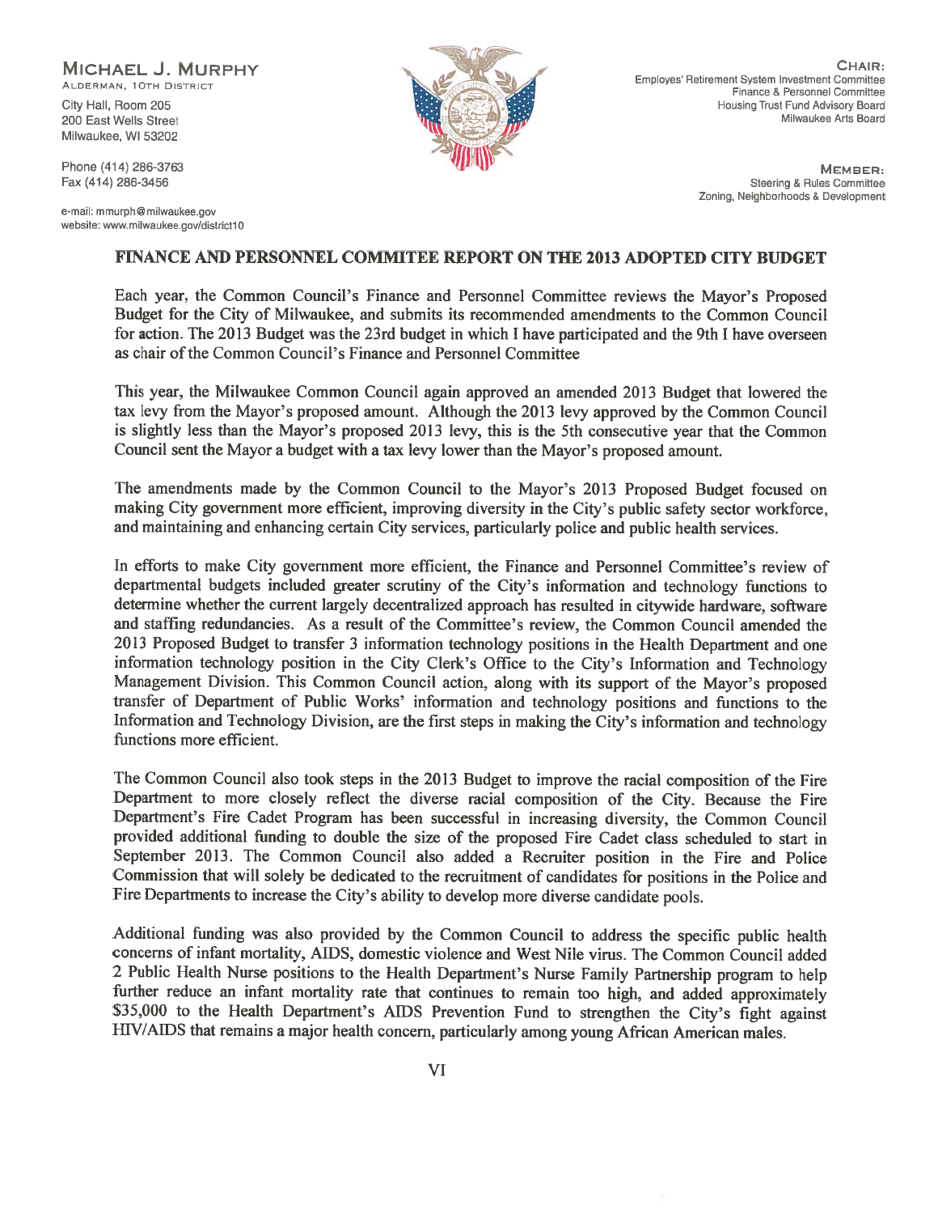**MICHAEL J. MURPHY**
ALDERMAN, 10TH DISTRICT

City Hall, Room 205
200 East Wells Street
Milwaukee, WI 53202

Phone (414) 286-3763
Fax (414) 286-3456

e-mail: mmurph@milwaukee.gov
website: www.milwaukee.gov/district10

**CHAIR:**
Employes' Retirement System Investment Committee
Finance & Personnel Committee
Housing Trust Fund Advisory Board
Milwaukee Arts Board

**MEMBER:**
Steering & Rules Committee
Zoning, Neighborhoods & Development

## FINANCE AND PERSONNEL COMMITEE REPORT ON THE 2013 ADOPTED CITY BUDGET

Each year, the Common Council's Finance and Personnel Committee reviews the Mayor's Proposed Budget for the City of Milwaukee, and submits its recommended amendments to the Common Council for action. The 2013 Budget was the 23rd budget in which I have participated and the 9th I have overseen as chair of the Common Council's Finance and Personnel Committee

This year, the Milwaukee Common Council again approved an amended 2013 Budget that lowered the tax levy from the Mayor's proposed amount. Although the 2013 levy approved by the Common Council is slightly less than the Mayor's proposed 2013 levy, this is the 5th consecutive year that the Common Council sent the Mayor a budget with a tax levy lower than the Mayor's proposed amount.

The amendments made by the Common Council to the Mayor's 2013 Proposed Budget focused on making City government more efficient, improving diversity in the City's public safety sector workforce, and maintaining and enhancing certain City services, particularly police and public health services.

In efforts to make City government more efficient, the Finance and Personnel Committee's review of departmental budgets included greater scrutiny of the City's information and technology functions to determine whether the current largely decentralized approach has resulted in citywide hardware, software and staffing redundancies. As a result of the Committee's review, the Common Council amended the 2013 Proposed Budget to transfer 3 information technology positions in the Health Department and one information technology position in the City Clerk's Office to the City's Information and Technology Management Division. This Common Council action, along with its support of the Mayor's proposed transfer of Department of Public Works' information and technology positions and functions to the Information and Technology Division, are the first steps in making the City's information and technology functions more efficient.

The Common Council also took steps in the 2013 Budget to improve the racial composition of the Fire Department to more closely reflect the diverse racial composition of the City. Because the Fire Department's Fire Cadet Program has been successful in increasing diversity, the Common Council provided additional funding to double the size of the proposed Fire Cadet class scheduled to start in September 2013. The Common Council also added a Recruiter position in the Fire and Police Commission that will solely be dedicated to the recruitment of candidates for positions in the Police and Fire Departments to increase the City's ability to develop more diverse candidate pools.

Additional funding was also provided by the Common Council to address the specific public health concerns of infant mortality, AIDS, domestic violence and West Nile virus. The Common Council added 2 Public Health Nurse positions to the Health Department's Nurse Family Partnership program to help further reduce an infant mortality rate that continues to remain too high, and added approximately $35,000 to the Health Department's AIDS Prevention Fund to strengthen the City's fight against HIV/AIDS that remains a major health concern, particularly among young African American males.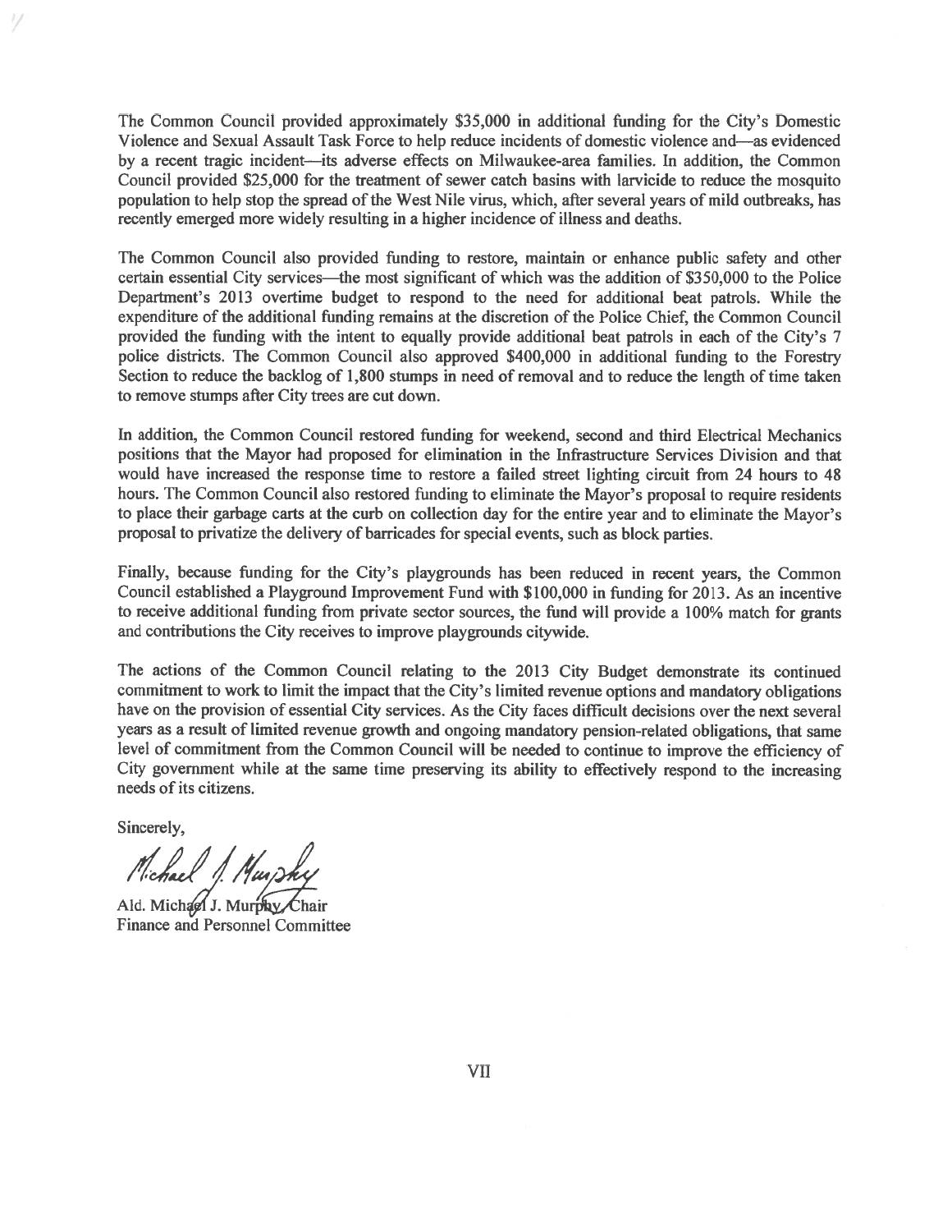The Common Council provided approximately $35,000 in additional funding for the City's Domestic Violence and Sexual Assault Task Force to help reduce incidents of domestic violence and—as evidenced by a recent tragic incident—its adverse effects on Milwaukee-area families. In addition, the Common Council provided $25,000 for the treatment of sewer catch basins with larvicide to reduce the mosquito population to help stop the spread of the West Nile virus, which, after several years of mild outbreaks, has recently emerged more widely resulting in a higher incidence of illness and deaths.

The Common Council also provided funding to restore, maintain or enhance public safety and other certain essential City services—the most significant of which was the addition of $350,000 to the Police Department's 2013 overtime budget to respond to the need for additional beat patrols. While the expenditure of the additional funding remains at the discretion of the Police Chief, the Common Council provided the funding with the intent to equally provide additional beat patrols in each of the City's 7 police districts. The Common Council also approved $400,000 in additional funding to the Forestry Section to reduce the backlog of 1,800 stumps in need of removal and to reduce the length of time taken to remove stumps after City trees are cut down.

In addition, the Common Council restored funding for weekend, second and third Electrical Mechanics positions that the Mayor had proposed for elimination in the Infrastructure Services Division and that would have increased the response time to restore a failed street lighting circuit from 24 hours to 48 hours. The Common Council also restored funding to eliminate the Mayor's proposal to require residents to place their garbage carts at the curb on collection day for the entire year and to eliminate the Mayor's proposal to privatize the delivery of barricades for special events, such as block parties.

Finally, because funding for the City's playgrounds has been reduced in recent years, the Common Council established a Playground Improvement Fund with $100,000 in funding for 2013. As an incentive to receive additional funding from private sector sources, the fund will provide a 100% match for grants and contributions the City receives to improve playgrounds citywide.

The actions of the Common Council relating to the 2013 City Budget demonstrate its continued commitment to work to limit the impact that the City's limited revenue options and mandatory obligations have on the provision of essential City services. As the City faces difficult decisions over the next several years as a result of limited revenue growth and ongoing mandatory pension-related obligations, that same level of commitment from the Common Council will be needed to continue to improve the efficiency of City government while at the same time preserving its ability to effectively respond to the increasing needs of its citizens.

Sincerely,

Michael J. Murphy

Ald. Michael J. Murphy, Chair
Finance and Personnel Committee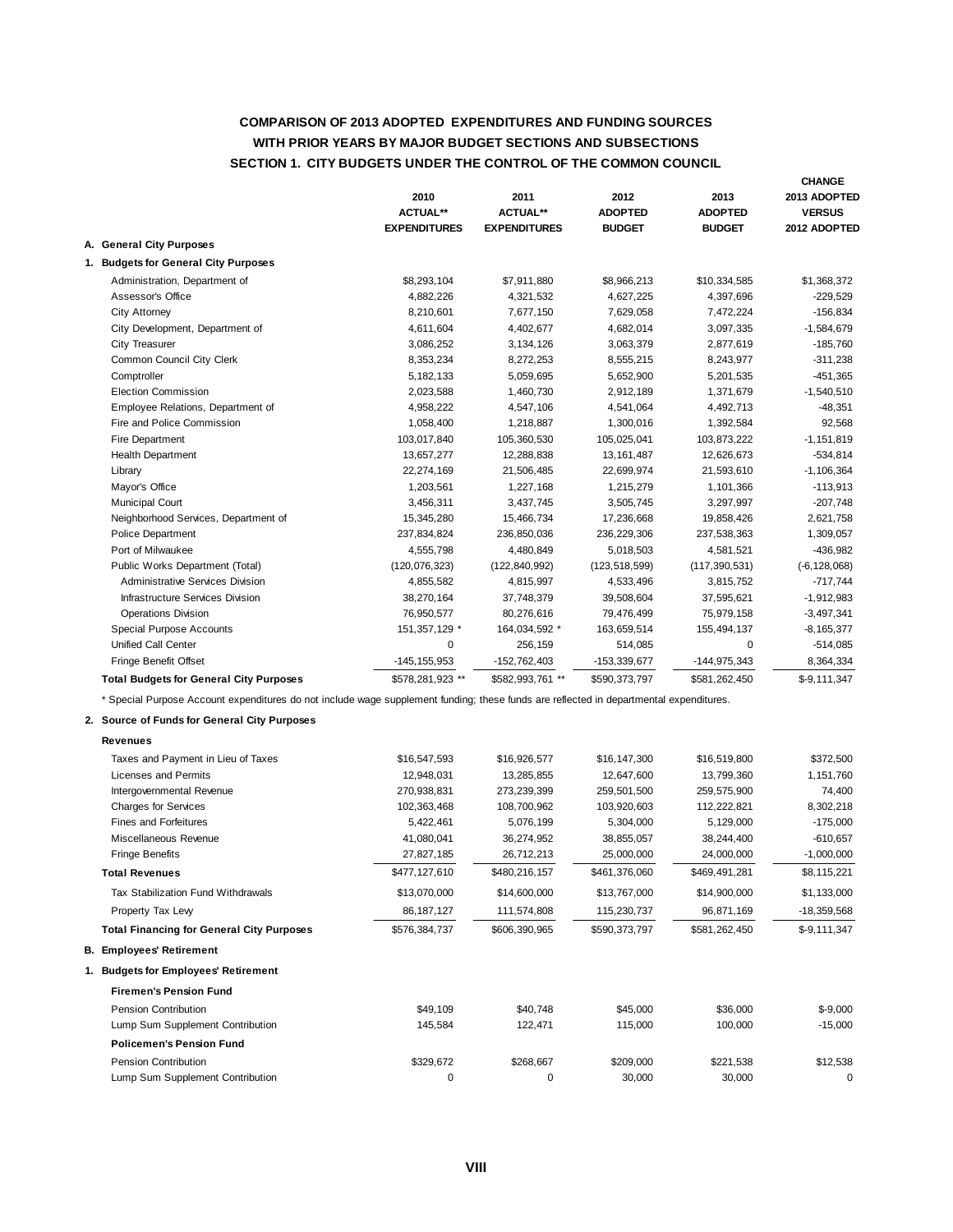# COMPARISON OF 2013 ADOPTED EXPENDITURES AND FUNDING SOURCES WITH PRIOR YEARS BY MAJOR BUDGET SECTIONS AND SUBSECTIONS

## SECTION 1. CITY BUDGETS UNDER THE CONTROL OF THE COMMON COUNCIL

| | 2010 ACTUAL** EXPENDITURES | 2011 ACTUAL** EXPENDITURES | 2012 ADOPTED BUDGET | 2013 ADOPTED BUDGET | CHANGE 2013 ADOPTED VERSUS 2012 ADOPTED |
|---|---|---|---|---|---|
| **A. General City Purposes** | | | | | |
| **1. Budgets for General City Purposes** | | | | | |
| Administration, Department of | $8,293,104 | $7,911,880 | $8,966,213 | $10,334,585 | $1,368,372 |
| Assessor's Office | 4,882,226 | 4,321,532 | 4,627,225 | 4,397,696 | -229,529 |
| City Attorney | 8,210,601 | 7,677,150 | 7,629,058 | 7,472,224 | -156,834 |
| City Development, Department of | 4,611,604 | 4,402,677 | 4,682,014 | 3,097,335 | -1,584,679 |
| City Treasurer | 3,086,252 | 3,134,126 | 3,063,379 | 2,877,619 | -185,760 |
| Common Council City Clerk | 8,353,234 | 8,272,253 | 8,555,215 | 8,243,977 | -311,238 |
| Comptroller | 5,182,133 | 5,059,695 | 5,652,900 | 5,201,535 | -451,365 |
| Election Commission | 2,023,588 | 1,460,730 | 2,912,189 | 1,371,679 | -1,540,510 |
| Employee Relations, Department of | 4,958,222 | 4,547,106 | 4,541,064 | 4,492,713 | -48,351 |
| Fire and Police Commission | 1,058,400 | 1,218,887 | 1,300,016 | 1,392,584 | 92,568 |
| Fire Department | 103,017,840 | 105,360,530 | 105,025,041 | 103,873,222 | -1,151,819 |
| Health Department | 13,657,277 | 12,288,838 | 13,161,487 | 12,626,673 | -534,814 |
| Library | 22,274,169 | 21,506,485 | 22,699,974 | 21,593,610 | -1,106,364 |
| Mayor's Office | 1,203,561 | 1,227,168 | 1,215,279 | 1,101,366 | -113,913 |
| Municipal Court | 3,456,311 | 3,437,745 | 3,505,745 | 3,297,997 | -207,748 |
| Neighborhood Services, Department of | 15,345,280 | 15,466,734 | 17,236,668 | 19,858,426 | 2,621,758 |
| Police Department | 237,834,824 | 236,850,036 | 236,229,306 | 237,538,363 | 1,309,057 |
| Port of Milwaukee | 4,555,798 | 4,480,849 | 5,018,503 | 4,581,521 | -436,982 |
| Public Works Department (Total) | (120,076,323) | (122,840,992) | (123,518,599) | (117,390,531) | (-6,128,068) |
| Administrative Services Division | 4,855,582 | 4,815,997 | 4,533,496 | 3,815,752 | -717,744 |
| Infrastructure Services Division | 38,270,164 | 37,748,379 | 39,508,604 | 37,595,621 | -1,912,983 |
| Operations Division | 76,950,577 | 80,276,616 | 79,476,499 | 75,979,158 | -3,497,341 |
| Special Purpose Accounts | 151,357,129 * | 164,034,592 * | 163,659,514 | 155,494,137 | -8,165,377 |
| Unified Call Center | 0 | 256,159 | 514,085 | 0 | -514,085 |
| Fringe Benefit Offset | -145,155,953 | -152,762,403 | -153,339,677 | -144,975,343 | 8,364,334 |
| **Total Budgets for General City Purposes** | $578,281,923 ** | $582,993,761 ** | $590,373,797 | $581,262,450 | $-9,111,347 |

\* Special Purpose Account expenditures do not include wage supplement funding; these funds are reflected in departmental expenditures.

| | 2010 ACTUAL** EXPENDITURES | 2011 ACTUAL** EXPENDITURES | 2012 ADOPTED BUDGET | 2013 ADOPTED BUDGET | CHANGE 2013 ADOPTED VERSUS 2012 ADOPTED |
|---|---|---|---|---|---|
| **2. Source of Funds for General City Purposes** | | | | | |
| **Revenues** | | | | | |
| Taxes and Payment in Lieu of Taxes | $16,547,593 | $16,926,577 | $16,147,300 | $16,519,800 | $372,500 |
| Licenses and Permits | 12,948,031 | 13,285,855 | 12,647,600 | 13,799,360 | 1,151,760 |
| Intergovernmental Revenue | 270,938,831 | 273,239,399 | 259,501,500 | 259,575,900 | 74,400 |
| Charges for Services | 102,363,468 | 108,700,962 | 103,920,603 | 112,222,821 | 8,302,218 |
| Fines and Forfeitures | 5,422,461 | 5,076,199 | 5,304,000 | 5,129,000 | -175,000 |
| Miscellaneous Revenue | 41,080,041 | 36,274,952 | 38,855,057 | 38,244,400 | -610,657 |
| Fringe Benefits | 27,827,185 | 26,712,213 | 25,000,000 | 24,000,000 | -1,000,000 |
| **Total Revenues** | $477,127,610 | $480,216,157 | $461,376,060 | $469,491,281 | $8,115,221 |
| Tax Stabilization Fund Withdrawals | $13,070,000 | $14,600,000 | $13,767,000 | $14,900,000 | $1,133,000 |
| Property Tax Levy | 86,187,127 | 111,574,808 | 115,230,737 | 96,871,169 | -18,359,568 |
| **Total Financing for General City Purposes** | $576,384,737 | $606,390,965 | $590,373,797 | $581,262,450 | $-9,111,347 |
| **B. Employees' Retirement** | | | | | |
| **1. Budgets for Employees' Retirement** | | | | | |
| **Firemen's Pension Fund** | | | | | |
| Pension Contribution | $49,109 | $40,748 | $45,000 | $36,000 | $-9,000 |
| Lump Sum Supplement Contribution | 145,584 | 122,471 | 115,000 | 100,000 | -15,000 |
| **Policemen's Pension Fund** | | | | | |
| Pension Contribution | $329,672 | $268,667 | $209,000 | $221,538 | $12,538 |
| Lump Sum Supplement Contribution | 0 | 0 | 30,000 | 30,000 | 0 |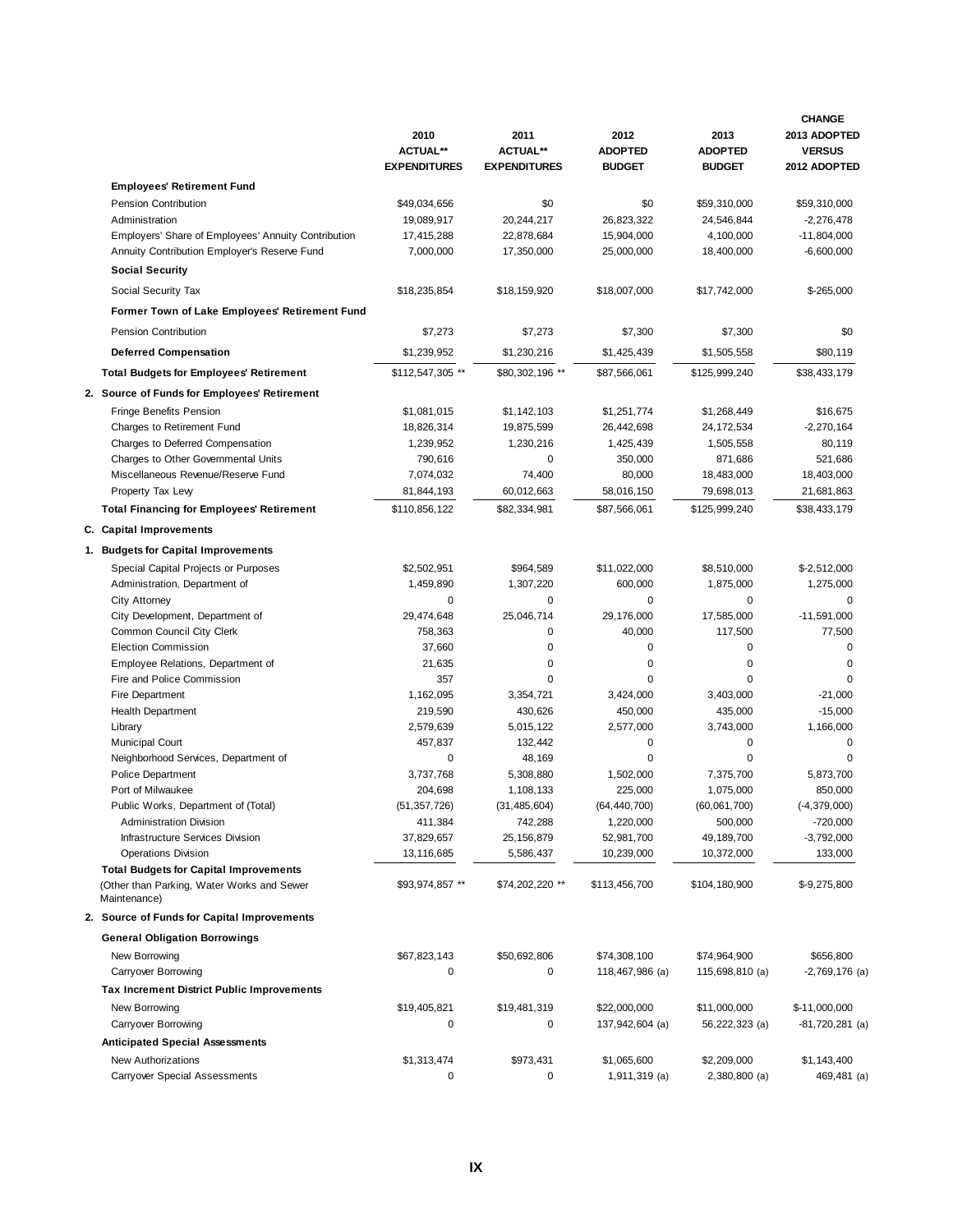| | 2010 ACTUAL** EXPENDITURES | 2011 ACTUAL** EXPENDITURES | 2012 ADOPTED BUDGET | 2013 ADOPTED BUDGET | CHANGE 2013 ADOPTED VERSUS 2012 ADOPTED |
|---|---|---|---|---|---|
| **Employees' Retirement Fund** | | | | | |
| Pension Contribution | $49,034,656 | $0 | $0 | $59,310,000 | $59,310,000 |
| Administration | 19,089,917 | 20,244,217 | 26,823,322 | 24,546,844 | -2,276,478 |
| Employers' Share of Employees' Annuity Contribution | 17,415,288 | 22,878,684 | 15,904,000 | 4,100,000 | -11,804,000 |
| Annuity Contribution Employer's Reserve Fund | 7,000,000 | 17,350,000 | 25,000,000 | 18,400,000 | -6,600,000 |
| **Social Security** | | | | | |
| Social Security Tax | $18,235,854 | $18,159,920 | $18,007,000 | $17,742,000 | $-265,000 |
| **Former Town of Lake Employees' Retirement Fund** | | | | | |
| Pension Contribution | $7,273 | $7,273 | $7,300 | $7,300 | $0 |
| **Deferred Compensation** | $1,239,952 | $1,230,216 | $1,425,439 | $1,505,558 | $80,119 |
| **Total Budgets for Employees' Retirement** | $112,547,305 ** | $80,302,196 ** | $87,566,061 | $125,999,240 | $38,433,179 |
| **2. Source of Funds for Employees' Retirement** | | | | | |
| Fringe Benefits Pension | $1,081,015 | $1,142,103 | $1,251,774 | $1,268,449 | $16,675 |
| Charges to Retirement Fund | 18,826,314 | 19,875,599 | 26,442,698 | 24,172,534 | -2,270,164 |
| Charges to Deferred Compensation | 1,239,952 | 1,230,216 | 1,425,439 | 1,505,558 | 80,119 |
| Charges to Other Governmental Units | 790,616 | 0 | 350,000 | 871,686 | 521,686 |
| Miscellaneous Revenue/Reserve Fund | 7,074,032 | 74,400 | 80,000 | 18,483,000 | 18,403,000 |
| Property Tax Levy | 81,844,193 | 60,012,663 | 58,016,150 | 79,698,013 | 21,681,863 |
| **Total Financing for Employees' Retirement** | $110,856,122 | $82,334,981 | $87,566,061 | $125,999,240 | $38,433,179 |
| **C. Capital Improvements** | | | | | |
| **1. Budgets for Capital Improvements** | | | | | |
| Special Capital Projects or Purposes | $2,502,951 | $964,589 | $11,022,000 | $8,510,000 | $-2,512,000 |
| Administration, Department of | 1,459,890 | 1,307,220 | 600,000 | 1,875,000 | 1,275,000 |
| City Attorney | 0 | 0 | 0 | 0 | 0 |
| City Development, Department of | 29,474,648 | 25,046,714 | 29,176,000 | 17,585,000 | -11,591,000 |
| Common Council City Clerk | 758,363 | 0 | 40,000 | 117,500 | 77,500 |
| Election Commission | 37,660 | 0 | 0 | 0 | 0 |
| Employee Relations, Department of | 21,635 | 0 | 0 | 0 | 0 |
| Fire and Police Commission | 357 | 0 | 0 | 0 | 0 |
| Fire Department | 1,162,095 | 3,354,721 | 3,424,000 | 3,403,000 | -21,000 |
| Health Department | 219,590 | 430,626 | 450,000 | 435,000 | -15,000 |
| Library | 2,579,639 | 5,015,122 | 2,577,000 | 3,743,000 | 1,166,000 |
| Municipal Court | 457,837 | 132,442 | 0 | 0 | 0 |
| Neighborhood Services, Department of | 0 | 48,169 | 0 | 0 | 0 |
| Police Department | 3,737,768 | 5,308,880 | 1,502,000 | 7,375,700 | 5,873,700 |
| Port of Milwaukee | 204,698 | 1,108,133 | 225,000 | 1,075,000 | 850,000 |
| Public Works, Department of (Total) | (51,357,726) | (31,485,604) | (64,440,700) | (60,061,700) | (-4,379,000) |
| Administration Division | 411,384 | 742,288 | 1,220,000 | 500,000 | -720,000 |
| Infrastructure Services Division | 37,829,657 | 25,156,879 | 52,981,700 | 49,189,700 | -3,792,000 |
| Operations Division | 13,116,685 | 5,586,437 | 10,239,000 | 10,372,000 | 133,000 |
| **Total Budgets for Capital Improvements** (Other than Parking, Water Works and Sewer Maintenance) | $93,974,857 ** | $74,202,220 ** | $113,456,700 | $104,180,900 | $-9,275,800 |
| **2. Source of Funds for Capital Improvements** | | | | | |
| **General Obligation Borrowings** | | | | | |
| New Borrowing | $67,823,143 | $50,692,806 | $74,308,100 | $74,964,900 | $656,800 |
| Carryover Borrowing | 0 | 0 | 118,467,986 (a) | 115,698,810 (a) | -2,769,176 (a) |
| **Tax Increment District Public Improvements** | | | | | |
| New Borrowing | $19,405,821 | $19,481,319 | $22,000,000 | $11,000,000 | $-11,000,000 |
| Carryover Borrowing | 0 | 0 | 137,942,604 (a) | 56,222,323 (a) | -81,720,281 (a) |
| **Anticipated Special Assessments** | | | | | |
| New Authorizations | $1,313,474 | $973,431 | $1,065,600 | $2,209,000 | $1,143,400 |
| Carryover Special Assessments | 0 | 0 | 1,911,319 (a) | 2,380,800 (a) | 469,481 (a) |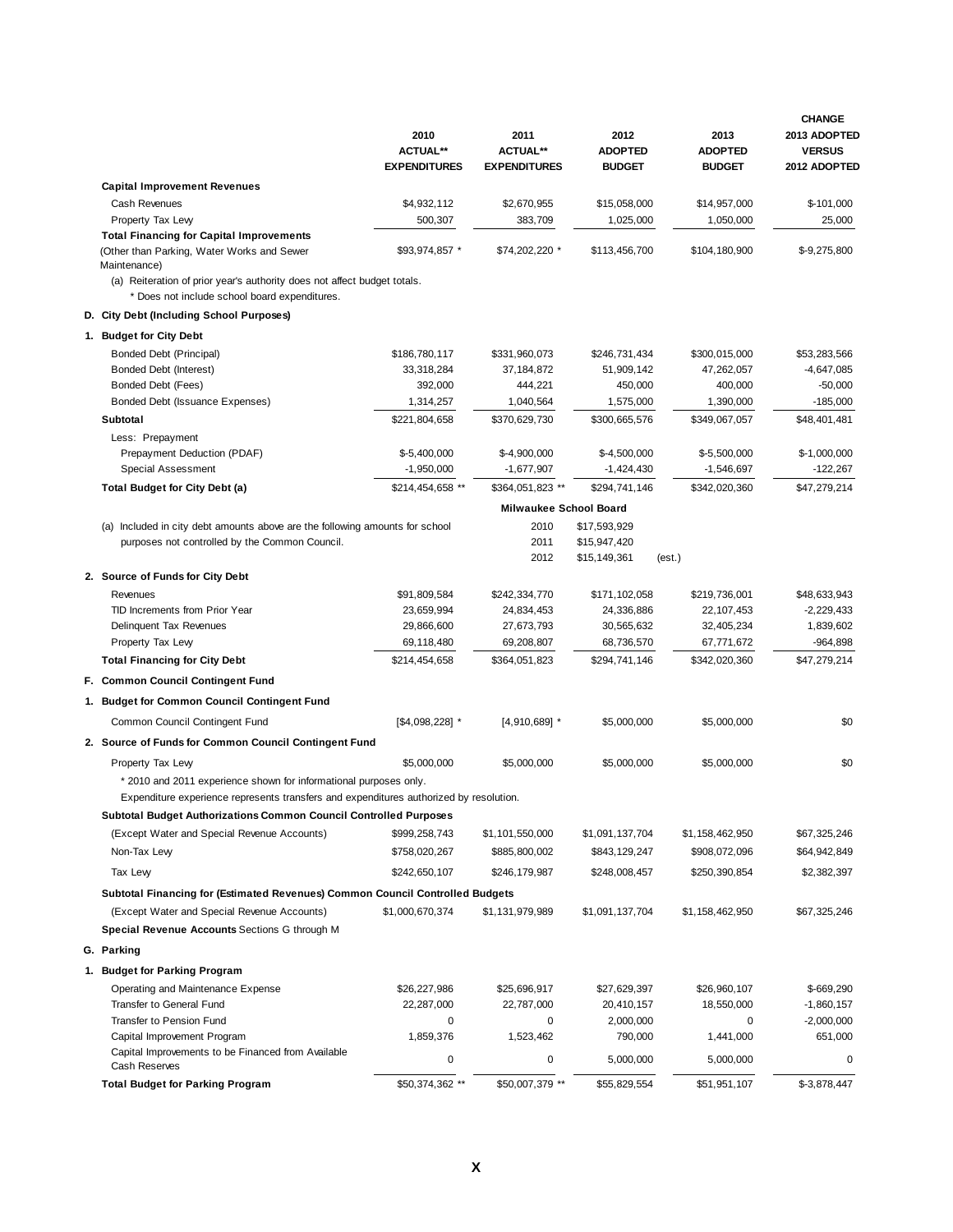| | 2010 ACTUAL** EXPENDITURES | 2011 ACTUAL** EXPENDITURES | 2012 ADOPTED BUDGET | 2013 ADOPTED BUDGET | CHANGE 2013 ADOPTED VERSUS 2012 ADOPTED |
|---|---|---|---|---|---|
| **Capital Improvement Revenues** | | | | | |
| Cash Revenues | $4,932,112 | $2,670,955 | $15,058,000 | $14,957,000 | $-101,000 |
| Property Tax Levy | 500,307 | 383,709 | 1,025,000 | 1,050,000 | 25,000 |
| **Total Financing for Capital Improvements** (Other than Parking, Water Works and Sewer Maintenance) | $93,974,857 * | $74,202,220 * | $113,456,700 | $104,180,900 | $-9,275,800 |

(a) Reiteration of prior year's authority does not affect budget totals.

\* Does not include school board expenditures.

**D. City Debt (Including School Purposes)**

**1. Budget for City Debt**

| | 2010 ACTUAL** EXPENDITURES | 2011 ACTUAL** EXPENDITURES | 2012 ADOPTED BUDGET | 2013 ADOPTED BUDGET | CHANGE 2013 ADOPTED VERSUS 2012 ADOPTED |
|---|---|---|---|---|---|
| Bonded Debt (Principal) | $186,780,117 | $331,960,073 | $246,731,434 | $300,015,000 | $53,283,566 |
| Bonded Debt (Interest) | 33,318,284 | 37,184,872 | 51,909,142 | 47,262,057 | -4,647,085 |
| Bonded Debt (Fees) | 392,000 | 444,221 | 450,000 | 400,000 | -50,000 |
| Bonded Debt (Issuance Expenses) | 1,314,257 | 1,040,564 | 1,575,000 | 1,390,000 | -185,000 |
| **Subtotal** | $221,804,658 | $370,629,730 | $300,665,576 | $349,067,057 | $48,401,481 |
| Less: Prepayment | | | | | |
| Prepayment Deduction (PDAF) | $-5,400,000 | $-4,900,000 | $-4,500,000 | $-5,500,000 | $-1,000,000 |
| Special Assessment | -1,950,000 | -1,677,907 | -1,424,430 | -1,546,697 | -122,267 |
| **Total Budget for City Debt (a)** | $214,454,658 ** | $364,051,823 ** | $294,741,146 | $342,020,360 | $47,279,214 |

| (a) Included in city debt amounts above are the following amounts for school purposes not controlled by the Common Council. | Milwaukee School Board | |
|---|---|---|
| | 2010 | $17,593,929 |
| | 2011 | $15,947,420 |
| | 2012 | $15,149,361 (est.) |

**2. Source of Funds for City Debt**

| | 2010 ACTUAL** EXPENDITURES | 2011 ACTUAL** EXPENDITURES | 2012 ADOPTED BUDGET | 2013 ADOPTED BUDGET | CHANGE 2013 ADOPTED VERSUS 2012 ADOPTED |
|---|---|---|---|---|---|
| Revenues | $91,809,584 | $242,334,770 | $171,102,058 | $219,736,001 | $48,633,943 |
| TID Increments from Prior Year | 23,659,994 | 24,834,453 | 24,336,886 | 22,107,453 | -2,229,433 |
| Delinquent Tax Revenues | 29,866,600 | 27,673,793 | 30,565,632 | 32,405,234 | 1,839,602 |
| Property Tax Levy | 69,118,480 | 69,208,807 | 68,736,570 | 67,771,672 | -964,898 |
| **Total Financing for City Debt** | $214,454,658 | $364,051,823 | $294,741,146 | $342,020,360 | $47,279,214 |

**F. Common Council Contingent Fund**

**1. Budget for Common Council Contingent Fund**

| | 2010 ACTUAL** EXPENDITURES | 2011 ACTUAL** EXPENDITURES | 2012 ADOPTED BUDGET | 2013 ADOPTED BUDGET | CHANGE 2013 ADOPTED VERSUS 2012 ADOPTED |
|---|---|---|---|---|---|
| Common Council Contingent Fund | [$4,098,228] * | [4,910,689] * | $5,000,000 | $5,000,000 | $0 |

**2. Source of Funds for Common Council Contingent Fund**

| | 2010 ACTUAL** EXPENDITURES | 2011 ACTUAL** EXPENDITURES | 2012 ADOPTED BUDGET | 2013 ADOPTED BUDGET | CHANGE 2013 ADOPTED VERSUS 2012 ADOPTED |
|---|---|---|---|---|---|
| Property Tax Levy | $5,000,000 | $5,000,000 | $5,000,000 | $5,000,000 | $0 |

\* 2010 and 2011 experience shown for informational purposes only.

Expenditure experience represents transfers and expenditures authorized by resolution.

| | 2010 ACTUAL** EXPENDITURES | 2011 ACTUAL** EXPENDITURES | 2012 ADOPTED BUDGET | 2013 ADOPTED BUDGET | CHANGE 2013 ADOPTED VERSUS 2012 ADOPTED |
|---|---|---|---|---|---|
| **Subtotal Budget Authorizations Common Council Controlled Purposes** | | | | | |
| (Except Water and Special Revenue Accounts) | $999,258,743 | $1,101,550,000 | $1,091,137,704 | $1,158,462,950 | $67,325,246 |
| Non-Tax Levy | $758,020,267 | $885,800,002 | $843,129,247 | $908,072,096 | $64,942,849 |
| Tax Levy | $242,650,107 | $246,179,987 | $248,008,457 | $250,390,854 | $2,382,397 |
| **Subtotal Financing for (Estimated Revenues) Common Council Controlled Budgets** | | | | | |
| (Except Water and Special Revenue Accounts) | $1,000,670,374 | $1,131,979,989 | $1,091,137,704 | $1,158,462,950 | $67,325,246 |

**Special Revenue Accounts** Sections G through M

**G. Parking**

**1. Budget for Parking Program**

| | 2010 ACTUAL** EXPENDITURES | 2011 ACTUAL** EXPENDITURES | 2012 ADOPTED BUDGET | 2013 ADOPTED BUDGET | CHANGE 2013 ADOPTED VERSUS 2012 ADOPTED |
|---|---|---|---|---|---|
| Operating and Maintenance Expense | $26,227,986 | $25,696,917 | $27,629,397 | $26,960,107 | $-669,290 |
| Transfer to General Fund | 22,287,000 | 22,787,000 | 20,410,157 | 18,550,000 | -1,860,157 |
| Transfer to Pension Fund | 0 | 0 | 2,000,000 | 0 | -2,000,000 |
| Capital Improvement Program | 1,859,376 | 1,523,462 | 790,000 | 1,441,000 | 651,000 |
| Capital Improvements to be Financed from Available Cash Reserves | 0 | 0 | 5,000,000 | 5,000,000 | 0 |
| **Total Budget for Parking Program** | $50,374,362 ** | $50,007,379 ** | $55,829,554 | $51,951,107 | $-3,878,447 |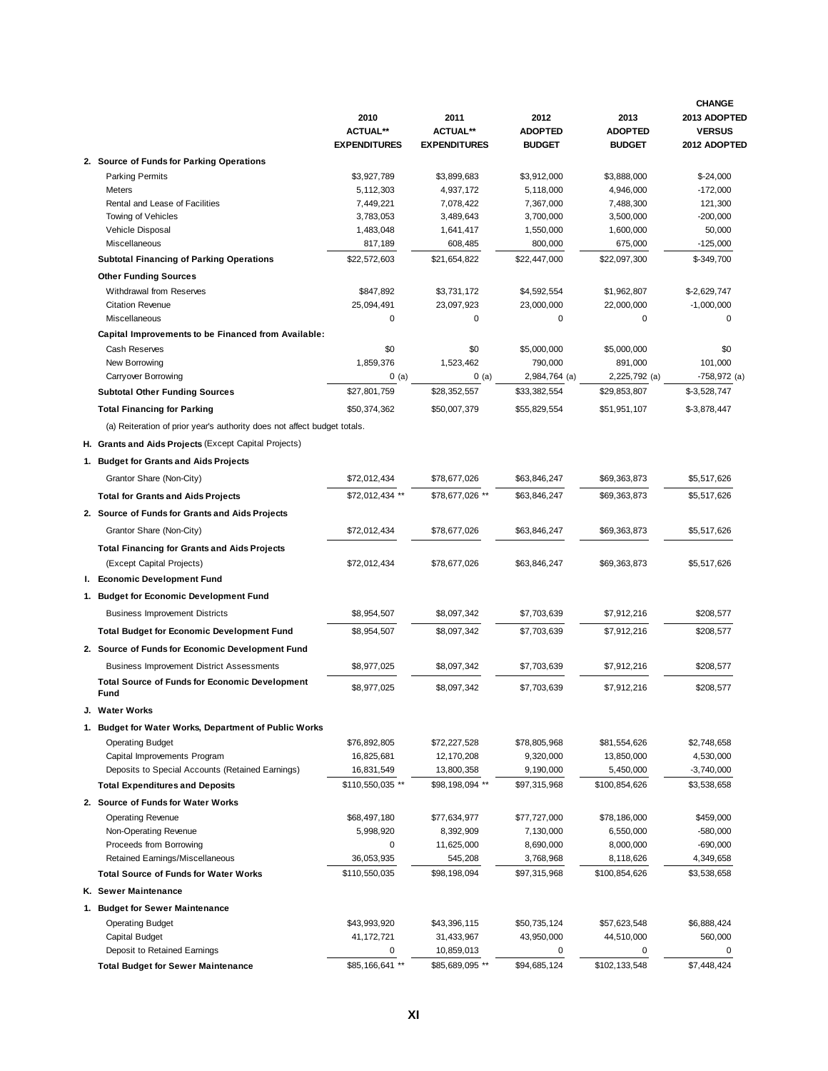| | 2010 ACTUAL** EXPENDITURES | 2011 ACTUAL** EXPENDITURES | 2012 ADOPTED BUDGET | 2013 ADOPTED BUDGET | CHANGE 2013 ADOPTED VERSUS 2012 ADOPTED |
|---|---|---|---|---|---|
| **2. Source of Funds for Parking Operations** | | | | | |
| Parking Permits | $3,927,789 | $3,899,683 | $3,912,000 | $3,888,000 | $-24,000 |
| Meters | 5,112,303 | 4,937,172 | 5,118,000 | 4,946,000 | -172,000 |
| Rental and Lease of Facilities | 7,449,221 | 7,078,422 | 7,367,000 | 7,488,300 | 121,300 |
| Towing of Vehicles | 3,783,053 | 3,489,643 | 3,700,000 | 3,500,000 | -200,000 |
| Vehicle Disposal | 1,483,048 | 1,641,417 | 1,550,000 | 1,600,000 | 50,000 |
| Miscellaneous | 817,189 | 608,485 | 800,000 | 675,000 | -125,000 |
| **Subtotal Financing of Parking Operations** | $22,572,603 | $21,654,822 | $22,447,000 | $22,097,300 | $-349,700 |
| **Other Funding Sources** | | | | | |
| Withdrawal from Reserves | $847,892 | $3,731,172 | $4,592,554 | $1,962,807 | $-2,629,747 |
| Citation Revenue | 25,094,491 | 23,097,923 | 23,000,000 | 22,000,000 | -1,000,000 |
| Miscellaneous | 0 | 0 | 0 | 0 | 0 |
| **Capital Improvements to be Financed from Available:** | | | | | |
| Cash Reserves | $0 | $0 | $5,000,000 | $5,000,000 | $0 |
| New Borrowing | 1,859,376 | 1,523,462 | 790,000 | 891,000 | 101,000 |
| Carryover Borrowing | 0 (a) | 0 (a) | 2,984,764 (a) | 2,225,792 (a) | -758,972 (a) |
| **Subtotal Other Funding Sources** | $27,801,759 | $28,352,557 | $33,382,554 | $29,853,807 | $-3,528,747 |
| **Total Financing for Parking** | $50,374,362 | $50,007,379 | $55,829,554 | $51,951,107 | $-3,878,447 |

(a) Reiteration of prior year's authority does not affect budget totals.

| | 2010 ACTUAL** EXPENDITURES | 2011 ACTUAL** EXPENDITURES | 2012 ADOPTED BUDGET | 2013 ADOPTED BUDGET | CHANGE 2013 ADOPTED VERSUS 2012 ADOPTED |
|---|---|---|---|---|---|
| **H. Grants and Aids Projects** (Except Capital Projects) | | | | | |
| **1. Budget for Grants and Aids Projects** | | | | | |
| Grantor Share (Non-City) | $72,012,434 | $78,677,026 | $63,846,247 | $69,363,873 | $5,517,626 |
| **Total for Grants and Aids Projects** | $72,012,434 ** | $78,677,026 ** | $63,846,247 | $69,363,873 | $5,517,626 |
| **2. Source of Funds for Grants and Aids Projects** | | | | | |
| Grantor Share (Non-City) | $72,012,434 | $78,677,026 | $63,846,247 | $69,363,873 | $5,517,626 |
| **Total Financing for Grants and Aids Projects** (Except Capital Projects) | $72,012,434 | $78,677,026 | $63,846,247 | $69,363,873 | $5,517,626 |
| **I. Economic Development Fund** | | | | | |
| **1. Budget for Economic Development Fund** | | | | | |
| Business Improvement Districts | $8,954,507 | $8,097,342 | $7,703,639 | $7,912,216 | $208,577 |
| **Total Budget for Economic Development Fund** | $8,954,507 | $8,097,342 | $7,703,639 | $7,912,216 | $208,577 |
| **2. Source of Funds for Economic Development Fund** | | | | | |
| Business Improvement District Assessments | $8,977,025 | $8,097,342 | $7,703,639 | $7,912,216 | $208,577 |
| **Total Source of Funds for Economic Development Fund** | $8,977,025 | $8,097,342 | $7,703,639 | $7,912,216 | $208,577 |
| **J. Water Works** | | | | | |
| **1. Budget for Water Works, Department of Public Works** | | | | | |
| Operating Budget | $76,892,805 | $72,227,528 | $78,805,968 | $81,554,626 | $2,748,658 |
| Capital Improvements Program | 16,825,681 | 12,170,208 | 9,320,000 | 13,850,000 | 4,530,000 |
| Deposits to Special Accounts (Retained Earnings) | 16,831,549 | 13,800,358 | 9,190,000 | 5,450,000 | -3,740,000 |
| **Total Expenditures and Deposits** | $110,550,035 ** | $98,198,094 ** | $97,315,968 | $100,854,626 | $3,538,658 |
| **2. Source of Funds for Water Works** | | | | | |
| Operating Revenue | $68,497,180 | $77,634,977 | $77,727,000 | $78,186,000 | $459,000 |
| Non-Operating Revenue | 5,998,920 | 8,392,909 | 7,130,000 | 6,550,000 | -580,000 |
| Proceeds from Borrowing | 0 | 11,625,000 | 8,690,000 | 8,000,000 | -690,000 |
| Retained Earnings/Miscellaneous | 36,053,935 | 545,208 | 3,768,968 | 8,118,626 | 4,349,658 |
| **Total Source of Funds for Water Works** | $110,550,035 | $98,198,094 | $97,315,968 | $100,854,626 | $3,538,658 |
| **K. Sewer Maintenance** | | | | | |
| **1. Budget for Sewer Maintenance** | | | | | |
| Operating Budget | $43,993,920 | $43,396,115 | $50,735,124 | $57,623,548 | $6,888,424 |
| Capital Budget | 41,172,721 | 31,433,967 | 43,950,000 | 44,510,000 | 560,000 |
| Deposit to Retained Earnings | 0 | 10,859,013 | 0 | 0 | 0 |
| **Total Budget for Sewer Maintenance** | $85,166,641 ** | $85,689,095 ** | $94,685,124 | $102,133,548 | $7,448,424 |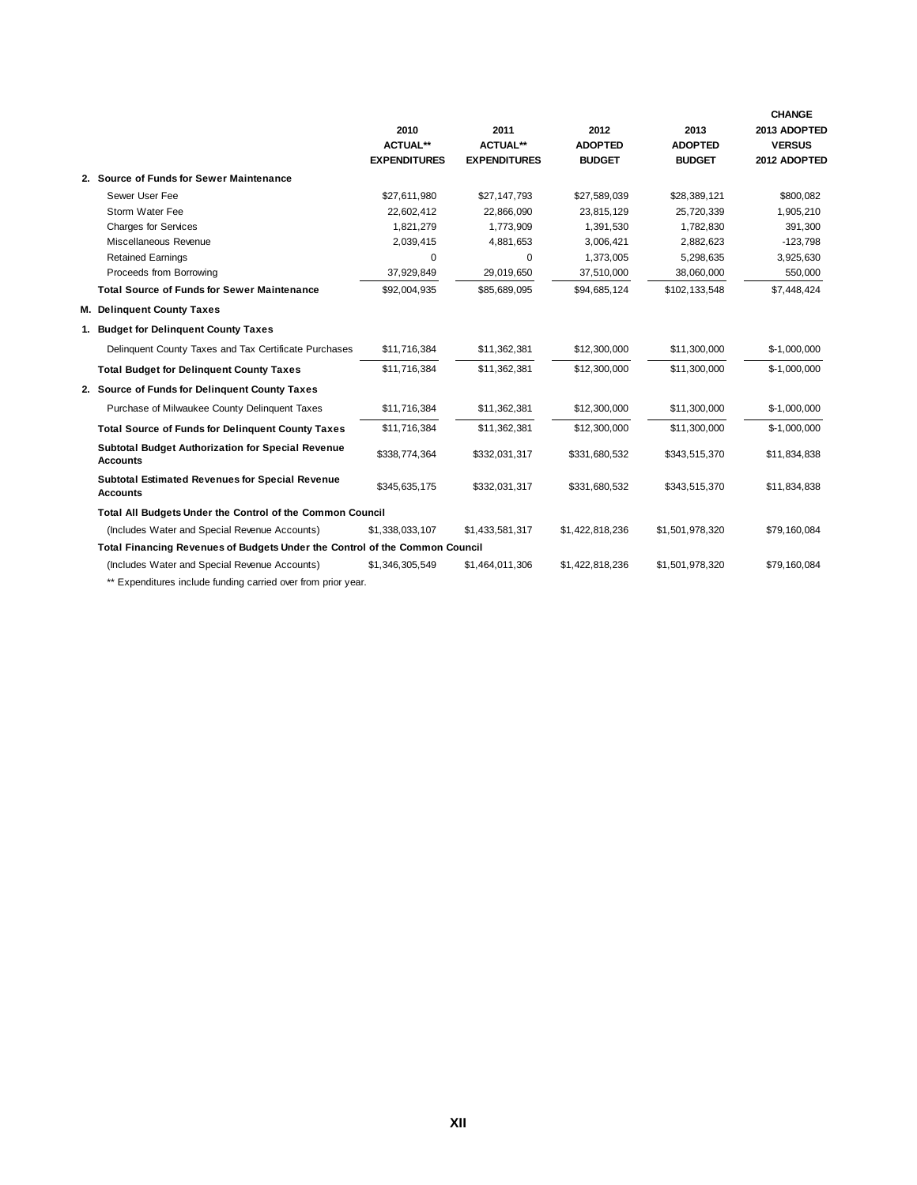| | 2010 ACTUAL** EXPENDITURES | 2011 ACTUAL** EXPENDITURES | 2012 ADOPTED BUDGET | 2013 ADOPTED BUDGET | CHANGE 2013 ADOPTED VERSUS 2012 ADOPTED |
|---|---|---|---|---|---|
| **2. Source of Funds for Sewer Maintenance** | | | | | |
| Sewer User Fee | $27,611,980 | $27,147,793 | $27,589,039 | $28,389,121 | $800,082 |
| Storm Water Fee | 22,602,412 | 22,866,090 | 23,815,129 | 25,720,339 | 1,905,210 |
| Charges for Services | 1,821,279 | 1,773,909 | 1,391,530 | 1,782,830 | 391,300 |
| Miscellaneous Revenue | 2,039,415 | 4,881,653 | 3,006,421 | 2,882,623 | -123,798 |
| Retained Earnings | 0 | 0 | 1,373,005 | 5,298,635 | 3,925,630 |
| Proceeds from Borrowing | 37,929,849 | 29,019,650 | 37,510,000 | 38,060,000 | 550,000 |
| **Total Source of Funds for Sewer Maintenance** | $92,004,935 | $85,689,095 | $94,685,124 | $102,133,548 | $7,448,424 |
| **M. Delinquent County Taxes** | | | | | |
| **1. Budget for Delinquent County Taxes** | | | | | |
| Delinquent County Taxes and Tax Certificate Purchases | $11,716,384 | $11,362,381 | $12,300,000 | $11,300,000 | $-1,000,000 |
| **Total Budget for Delinquent County Taxes** | $11,716,384 | $11,362,381 | $12,300,000 | $11,300,000 | $-1,000,000 |
| **2. Source of Funds for Delinquent County Taxes** | | | | | |
| Purchase of Milwaukee County Delinquent Taxes | $11,716,384 | $11,362,381 | $12,300,000 | $11,300,000 | $-1,000,000 |
| **Total Source of Funds for Delinquent County Taxes** | $11,716,384 | $11,362,381 | $12,300,000 | $11,300,000 | $-1,000,000 |
| **Subtotal Budget Authorization for Special Revenue Accounts** | $338,774,364 | $332,031,317 | $331,680,532 | $343,515,370 | $11,834,838 |
| **Subtotal Estimated Revenues for Special Revenue Accounts** | $345,635,175 | $332,031,317 | $331,680,532 | $343,515,370 | $11,834,838 |
| **Total All Budgets Under the Control of the Common Council** | | | | | |
| (Includes Water and Special Revenue Accounts) | $1,338,033,107 | $1,433,581,317 | $1,422,818,236 | $1,501,978,320 | $79,160,084 |
| **Total Financing Revenues of Budgets Under the Control of the Common Council** | | | | | |
| (Includes Water and Special Revenue Accounts) | $1,346,305,549 | $1,464,011,306 | $1,422,818,236 | $1,501,978,320 | $79,160,084 |

** Expenditures include funding carried over from prior year.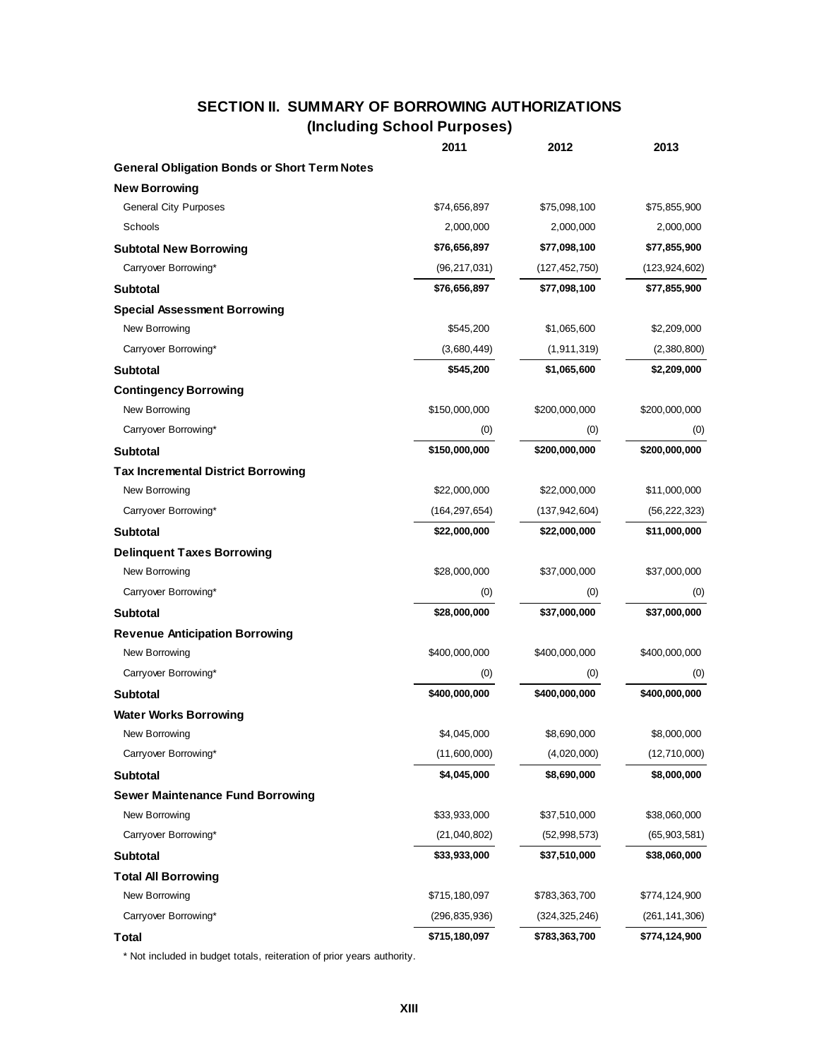## SECTION II. SUMMARY OF BORROWING AUTHORIZATIONS
### (Including School Purposes)

| | 2011 | 2012 | 2013 |
|---|---|---|---|
| **General Obligation Bonds or Short Term Notes** | | | |
| **New Borrowing** | | | |
| General City Purposes | $74,656,897 | $75,098,100 | $75,855,900 |
| Schools | 2,000,000 | 2,000,000 | 2,000,000 |
| **Subtotal New Borrowing** | **$76,656,897** | **$77,098,100** | **$77,855,900** |
| Carryover Borrowing* | (96,217,031) | (127,452,750) | (123,924,602) |
| **Subtotal** | **$76,656,897** | **$77,098,100** | **$77,855,900** |
| **Special Assessment Borrowing** | | | |
| New Borrowing | $545,200 | $1,065,600 | $2,209,000 |
| Carryover Borrowing* | (3,680,449) | (1,911,319) | (2,380,800) |
| **Subtotal** | **$545,200** | **$1,065,600** | **$2,209,000** |
| **Contingency Borrowing** | | | |
| New Borrowing | $150,000,000 | $200,000,000 | $200,000,000 |
| Carryover Borrowing* | (0) | (0) | (0) |
| **Subtotal** | **$150,000,000** | **$200,000,000** | **$200,000,000** |
| **Tax Incremental District Borrowing** | | | |
| New Borrowing | $22,000,000 | $22,000,000 | $11,000,000 |
| Carryover Borrowing* | (164,297,654) | (137,942,604) | (56,222,323) |
| **Subtotal** | **$22,000,000** | **$22,000,000** | **$11,000,000** |
| **Delinquent Taxes Borrowing** | | | |
| New Borrowing | $28,000,000 | $37,000,000 | $37,000,000 |
| Carryover Borrowing* | (0) | (0) | (0) |
| **Subtotal** | **$28,000,000** | **$37,000,000** | **$37,000,000** |
| **Revenue Anticipation Borrowing** | | | |
| New Borrowing | $400,000,000 | $400,000,000 | $400,000,000 |
| Carryover Borrowing* | (0) | (0) | (0) |
| **Subtotal** | **$400,000,000** | **$400,000,000** | **$400,000,000** |
| **Water Works Borrowing** | | | |
| New Borrowing | $4,045,000 | $8,690,000 | $8,000,000 |
| Carryover Borrowing* | (11,600,000) | (4,020,000) | (12,710,000) |
| **Subtotal** | **$4,045,000** | **$8,690,000** | **$8,000,000** |
| **Sewer Maintenance Fund Borrowing** | | | |
| New Borrowing | $33,933,000 | $37,510,000 | $38,060,000 |
| Carryover Borrowing* | (21,040,802) | (52,998,573) | (65,903,581) |
| **Subtotal** | **$33,933,000** | **$37,510,000** | **$38,060,000** |
| **Total All Borrowing** | | | |
| New Borrowing | $715,180,097 | $783,363,700 | $774,124,900 |
| Carryover Borrowing* | (296,835,936) | (324,325,246) | (261,141,306) |
| **Total** | **$715,180,097** | **$783,363,700** | **$774,124,900** |

* Not included in budget totals, reiteration of prior years authority.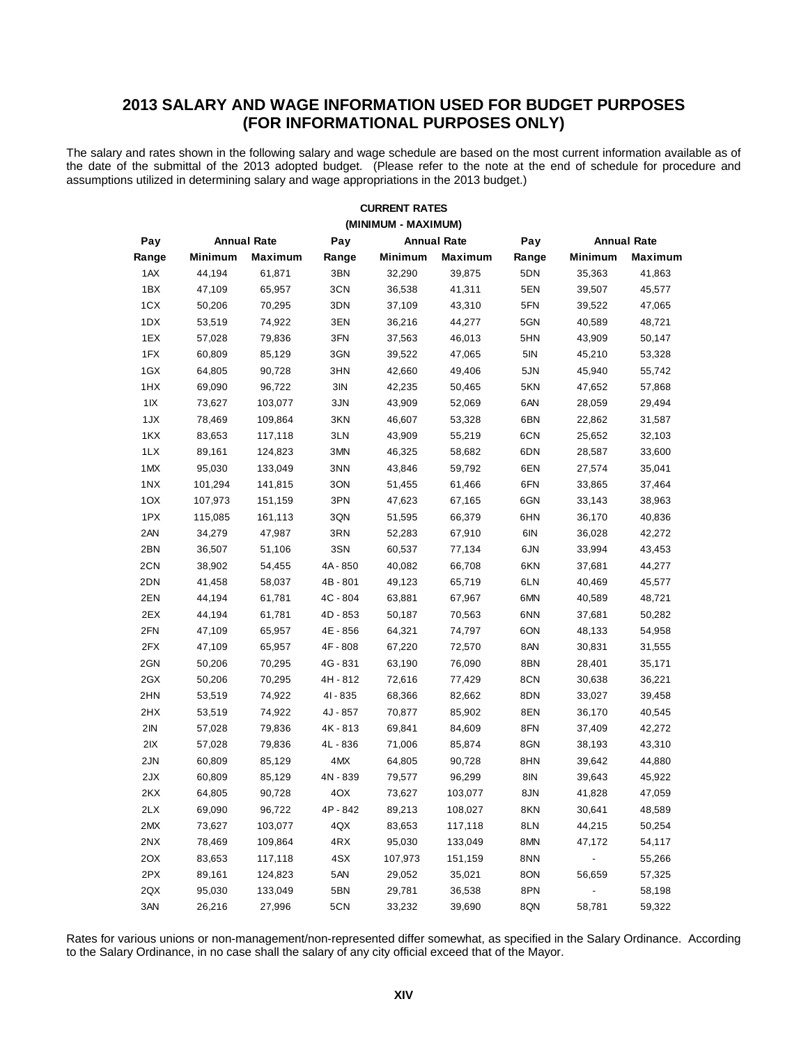# 2013 SALARY AND WAGE INFORMATION USED FOR BUDGET PURPOSES (FOR INFORMATIONAL PURPOSES ONLY)

The salary and rates shown in the following salary and wage schedule are based on the most current information available as of the date of the submittal of the 2013 adopted budget. (Please refer to the note at the end of schedule for procedure and assumptions utilized in determining salary and wage appropriations in the 2013 budget.)

**CURRENT RATES**
**(MINIMUM - MAXIMUM)**

| Pay | Annual Rate | | Pay | Annual Rate | | Pay | Annual Rate | |
|---|---|---|---|---|---|---|---|---|
| Range | Minimum | Maximum | Range | Minimum | Maximum | Range | Minimum | Maximum |
| 1AX | 44,194 | 61,871 | 3BN | 32,290 | 39,875 | 5DN | 35,363 | 41,863 |
| 1BX | 47,109 | 65,957 | 3CN | 36,538 | 41,311 | 5EN | 39,507 | 45,577 |
| 1CX | 50,206 | 70,295 | 3DN | 37,109 | 43,310 | 5FN | 39,522 | 47,065 |
| 1DX | 53,519 | 74,922 | 3EN | 36,216 | 44,277 | 5GN | 40,589 | 48,721 |
| 1EX | 57,028 | 79,836 | 3FN | 37,563 | 46,013 | 5HN | 43,909 | 50,147 |
| 1FX | 60,809 | 85,129 | 3GN | 39,522 | 47,065 | 5IN | 45,210 | 53,328 |
| 1GX | 64,805 | 90,728 | 3HN | 42,660 | 49,406 | 5JN | 45,940 | 55,742 |
| 1HX | 69,090 | 96,722 | 3IN | 42,235 | 50,465 | 5KN | 47,652 | 57,868 |
| 1IX | 73,627 | 103,077 | 3JN | 43,909 | 52,069 | 6AN | 28,059 | 29,494 |
| 1JX | 78,469 | 109,864 | 3KN | 46,607 | 53,328 | 6BN | 22,862 | 31,587 |
| 1KX | 83,653 | 117,118 | 3LN | 43,909 | 55,219 | 6CN | 25,652 | 32,103 |
| 1LX | 89,161 | 124,823 | 3MN | 46,325 | 58,682 | 6DN | 28,587 | 33,600 |
| 1MX | 95,030 | 133,049 | 3NN | 43,846 | 59,792 | 6EN | 27,574 | 35,041 |
| 1NX | 101,294 | 141,815 | 3ON | 51,455 | 61,466 | 6FN | 33,865 | 37,464 |
| 1OX | 107,973 | 151,159 | 3PN | 47,623 | 67,165 | 6GN | 33,143 | 38,963 |
| 1PX | 115,085 | 161,113 | 3QN | 51,595 | 66,379 | 6HN | 36,170 | 40,836 |
| 2AN | 34,279 | 47,987 | 3RN | 52,283 | 67,910 | 6IN | 36,028 | 42,272 |
| 2BN | 36,507 | 51,106 | 3SN | 60,537 | 77,134 | 6JN | 33,994 | 43,453 |
| 2CN | 38,902 | 54,455 | 4A - 850 | 40,082 | 66,708 | 6KN | 37,681 | 44,277 |
| 2DN | 41,458 | 58,037 | 4B - 801 | 49,123 | 65,719 | 6LN | 40,469 | 45,577 |
| 2EN | 44,194 | 61,781 | 4C - 804 | 63,881 | 67,967 | 6MN | 40,589 | 48,721 |
| 2EX | 44,194 | 61,781 | 4D - 853 | 50,187 | 70,563 | 6NN | 37,681 | 50,282 |
| 2FN | 47,109 | 65,957 | 4E - 856 | 64,321 | 74,797 | 6ON | 48,133 | 54,958 |
| 2FX | 47,109 | 65,957 | 4F - 808 | 67,220 | 72,570 | 8AN | 30,831 | 31,555 |
| 2GN | 50,206 | 70,295 | 4G - 831 | 63,190 | 76,090 | 8BN | 28,401 | 35,171 |
| 2GX | 50,206 | 70,295 | 4H - 812 | 72,616 | 77,429 | 8CN | 30,638 | 36,221 |
| 2HN | 53,519 | 74,922 | 4I - 835 | 68,366 | 82,662 | 8DN | 33,027 | 39,458 |
| 2HX | 53,519 | 74,922 | 4J - 857 | 70,877 | 85,902 | 8EN | 36,170 | 40,545 |
| 2IN | 57,028 | 79,836 | 4K - 813 | 69,841 | 84,609 | 8FN | 37,409 | 42,272 |
| 2IX | 57,028 | 79,836 | 4L - 836 | 71,006 | 85,874 | 8GN | 38,193 | 43,310 |
| 2JN | 60,809 | 85,129 | 4MX | 64,805 | 90,728 | 8HN | 39,642 | 44,880 |
| 2JX | 60,809 | 85,129 | 4N - 839 | 79,577 | 96,299 | 8IN | 39,643 | 45,922 |
| 2KX | 64,805 | 90,728 | 4OX | 73,627 | 103,077 | 8JN | 41,828 | 47,059 |
| 2LX | 69,090 | 96,722 | 4P - 842 | 89,213 | 108,027 | 8KN | 30,641 | 48,589 |
| 2MX | 73,627 | 103,077 | 4QX | 83,653 | 117,118 | 8LN | 44,215 | 50,254 |
| 2NX | 78,469 | 109,864 | 4RX | 95,030 | 133,049 | 8MN | 47,172 | 54,117 |
| 2OX | 83,653 | 117,118 | 4SX | 107,973 | 151,159 | 8NN | - | 55,266 |
| 2PX | 89,161 | 124,823 | 5AN | 29,052 | 35,021 | 8ON | 56,659 | 57,325 |
| 2QX | 95,030 | 133,049 | 5BN | 29,781 | 36,538 | 8PN | - | 58,198 |
| 3AN | 26,216 | 27,996 | 5CN | 33,232 | 39,690 | 8QN | 58,781 | 59,322 |

Rates for various unions or non-management/non-represented differ somewhat, as specified in the Salary Ordinance. According to the Salary Ordinance, in no case shall the salary of any city official exceed that of the Mayor.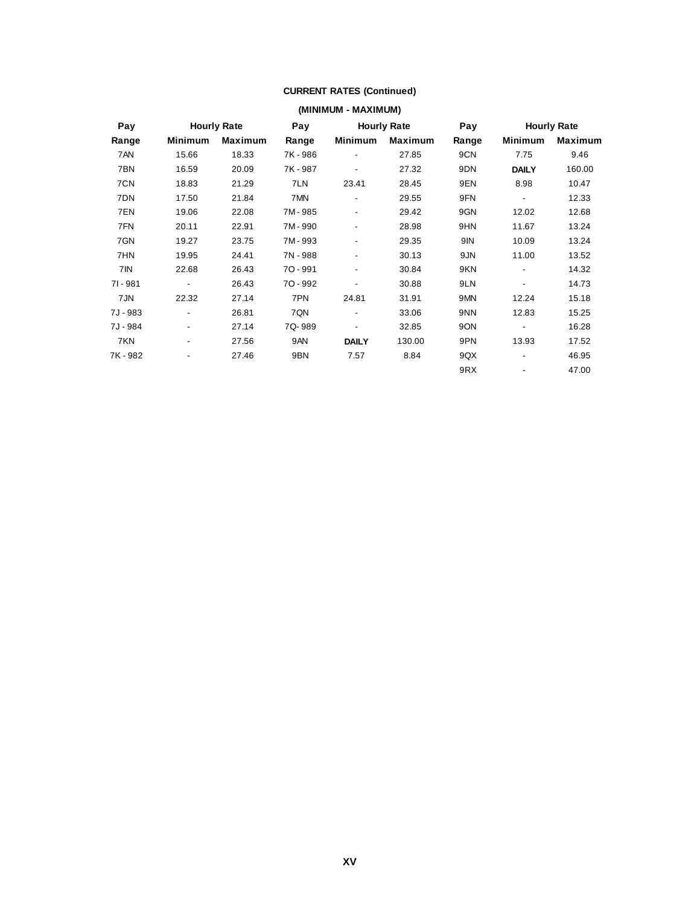**CURRENT RATES (Continued)**

**(MINIMUM - MAXIMUM)**

| Pay | Hourly Rate | | Pay | Hourly Rate | | Pay | Hourly Rate | |
|---|---|---|---|---|---|---|---|---|
| Range | Minimum | Maximum | Range | Minimum | Maximum | Range | Minimum | Maximum |
| 7AN | 15.66 | 18.33 | 7K - 986 | - | 27.85 | 9CN | 7.75 | 9.46 |
| 7BN | 16.59 | 20.09 | 7K - 987 | - | 27.32 | 9DN | **DAILY** | 160.00 |
| 7CN | 18.83 | 21.29 | 7LN | 23.41 | 28.45 | 9EN | 8.98 | 10.47 |
| 7DN | 17.50 | 21.84 | 7MN | - | 29.55 | 9FN | - | 12.33 |
| 7EN | 19.06 | 22.08 | 7M - 985 | - | 29.42 | 9GN | 12.02 | 12.68 |
| 7FN | 20.11 | 22.91 | 7M - 990 | - | 28.98 | 9HN | 11.67 | 13.24 |
| 7GN | 19.27 | 23.75 | 7M - 993 | - | 29.35 | 9IN | 10.09 | 13.24 |
| 7HN | 19.95 | 24.41 | 7N - 988 | - | 30.13 | 9JN | 11.00 | 13.52 |
| 7IN | 22.68 | 26.43 | 7O - 991 | - | 30.84 | 9KN | - | 14.32 |
| 7I - 981 | - | 26.43 | 7O - 992 | - | 30.88 | 9LN | - | 14.73 |
| 7JN | 22.32 | 27.14 | 7PN | 24.81 | 31.91 | 9MN | 12.24 | 15.18 |
| 7J - 983 | - | 26.81 | 7QN | - | 33.06 | 9NN | 12.83 | 15.25 |
| 7J - 984 | - | 27.14 | 7Q- 989 | - | 32.85 | 9ON | - | 16.28 |
| 7KN | - | 27.56 | 9AN | **DAILY** | 130.00 | 9PN | 13.93 | 17.52 |
| 7K - 982 | - | 27.46 | 9BN | 7.57 | 8.84 | 9QX | - | 46.95 |
| | | | | | | 9RX | - | 47.00 |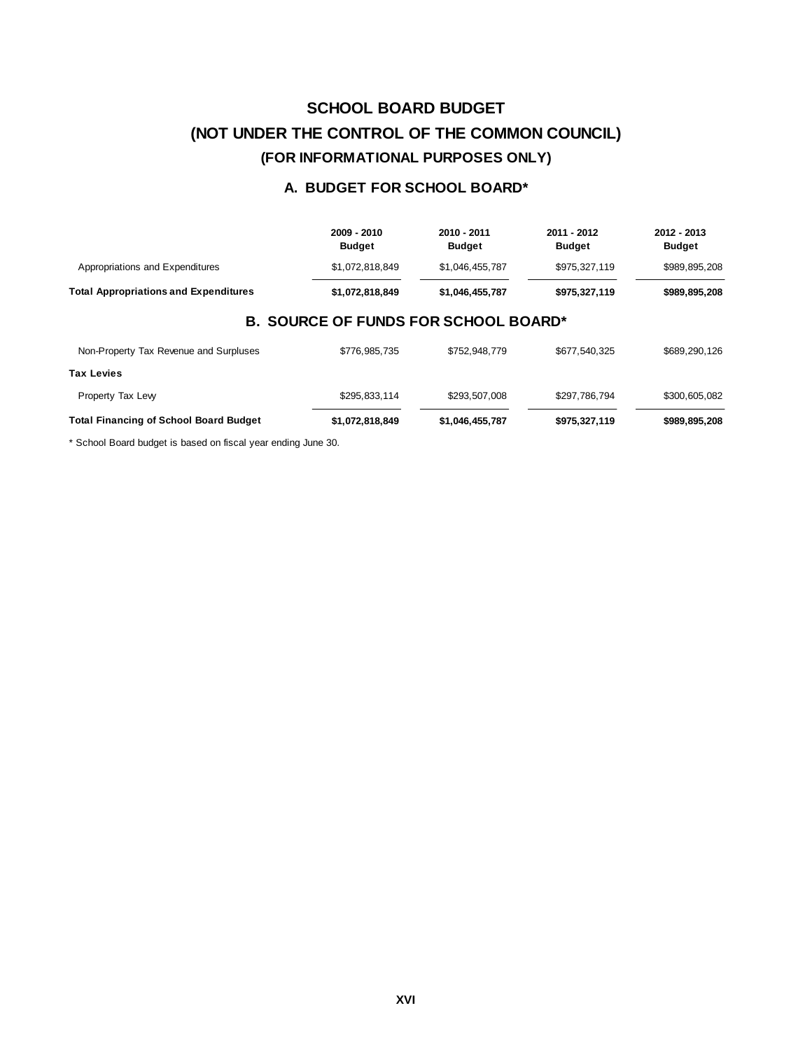# SCHOOL BOARD BUDGET

# (NOT UNDER THE CONTROL OF THE COMMON COUNCIL)

## (FOR INFORMATIONAL PURPOSES ONLY)

### A. BUDGET FOR SCHOOL BOARD*

| | 2009 - 2010 Budget | 2010 - 2011 Budget | 2011 - 2012 Budget | 2012 - 2013 Budget |
|---|---|---|---|---|
| Appropriations and Expenditures | $1,072,818,849 | $1,046,455,787 | $975,327,119 | $989,895,208 |
| **Total Appropriations and Expenditures** | **$1,072,818,849** | **$1,046,455,787** | **$975,327,119** | **$989,895,208** |

### B. SOURCE OF FUNDS FOR SCHOOL BOARD*

| | 2009 - 2010 Budget | 2010 - 2011 Budget | 2011 - 2012 Budget | 2012 - 2013 Budget |
|---|---|---|---|---|
| Non-Property Tax Revenue and Surpluses | $776,985,735 | $752,948,779 | $677,540,325 | $689,290,126 |
| **Tax Levies** | | | | |
| Property Tax Levy | $295,833,114 | $293,507,008 | $297,786,794 | $300,605,082 |
| **Total Financing of School Board Budget** | **$1,072,818,849** | **$1,046,455,787** | **$975,327,119** | **$989,895,208** |

* School Board budget is based on fiscal year ending June 30.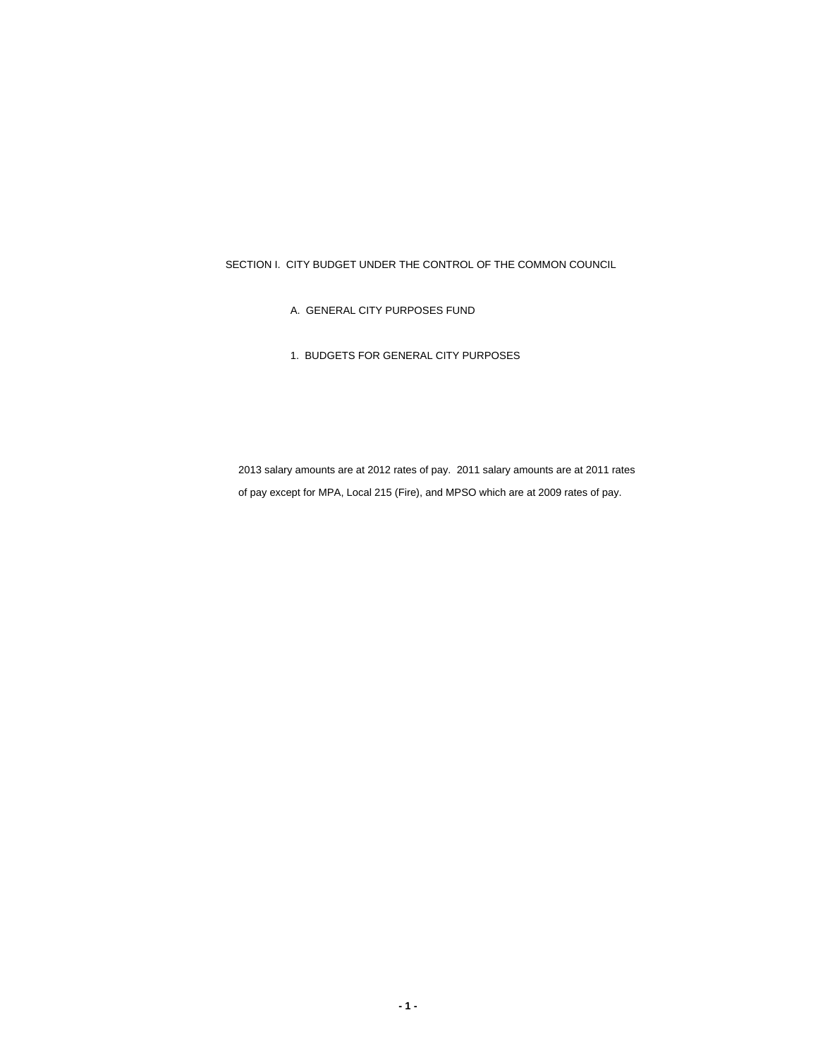## SECTION I. CITY BUDGET UNDER THE CONTROL OF THE COMMON COUNCIL

### A. GENERAL CITY PURPOSES FUND

#### 1. BUDGETS FOR GENERAL CITY PURPOSES

2013 salary amounts are at 2012 rates of pay. 2011 salary amounts are at 2011 rates of pay except for MPA, Local 215 (Fire), and MPSO which are at 2009 rates of pay.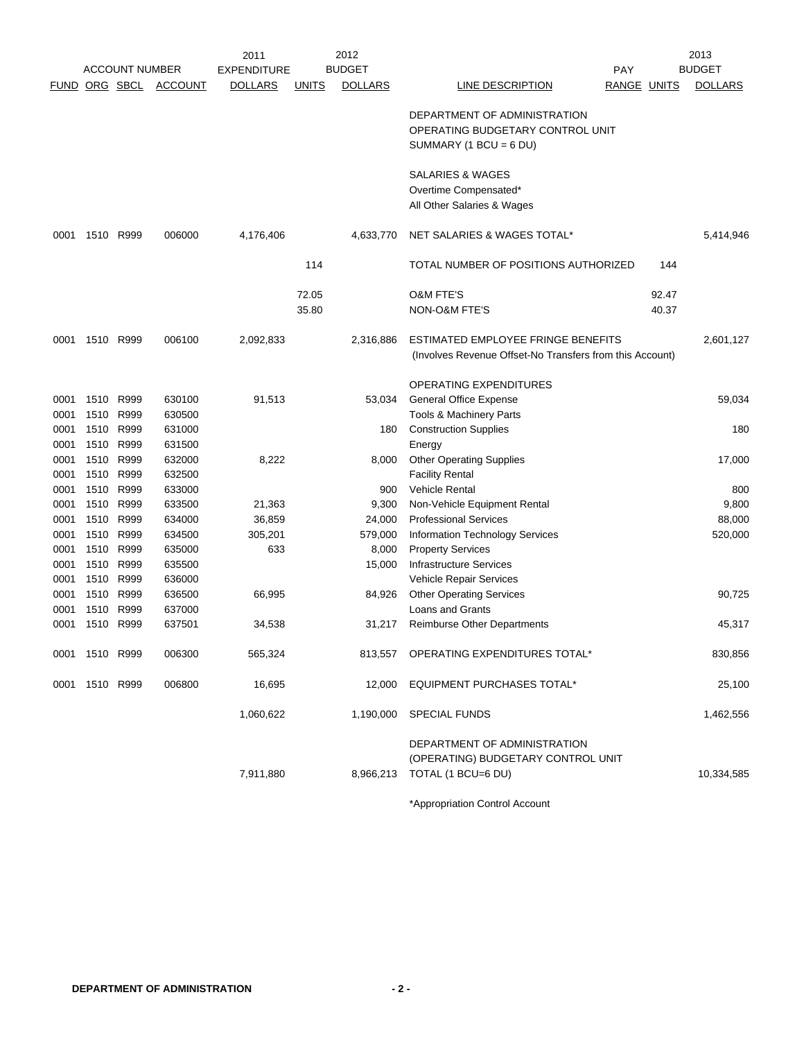| ACCOUNT NUMBER | | | | 2011 EXPENDITURE | 2012 BUDGET | | | PAY | | 2013 BUDGET |
|---|---|---|---|---|---|---|---|---|---|---|
| FUND | ORG | SBCL | ACCOUNT | DOLLARS | UNITS | DOLLARS | LINE DESCRIPTION | RANGE | UNITS | DOLLARS |
| | | | | | | | DEPARTMENT OF ADMINISTRATION OPERATING BUDGETARY CONTROL UNIT SUMMARY (1 BCU = 6 DU) | | | |
| | | | | | | | SALARIES & WAGES | | | |
| | | | | | | | Overtime Compensated* | | | |
| | | | | | | | All Other Salaries & Wages | | | |
| 0001 | 1510 | R999 | 006000 | 4,176,406 | | 4,633,770 | NET SALARIES & WAGES TOTAL* | | | 5,414,946 |
| | | | | | 114 | | TOTAL NUMBER OF POSITIONS AUTHORIZED | | 144 | |
| | | | | | 72.05 | | O&M FTE'S | | 92.47 | |
| | | | | | 35.80 | | NON-O&M FTE'S | | 40.37 | |
| 0001 | 1510 | R999 | 006100 | 2,092,833 | | 2,316,886 | ESTIMATED EMPLOYEE FRINGE BENEFITS (Involves Revenue Offset-No Transfers from this Account) | | | 2,601,127 |
| | | | | | | | OPERATING EXPENDITURES | | | |
| 0001 | 1510 | R999 | 630100 | 91,513 | | 53,034 | General Office Expense | | | 59,034 |
| 0001 | 1510 | R999 | 630500 | | | | Tools & Machinery Parts | | | |
| 0001 | 1510 | R999 | 631000 | | | 180 | Construction Supplies | | | 180 |
| 0001 | 1510 | R999 | 631500 | | | | Energy | | | |
| 0001 | 1510 | R999 | 632000 | 8,222 | | 8,000 | Other Operating Supplies | | | 17,000 |
| 0001 | 1510 | R999 | 632500 | | | | Facility Rental | | | |
| 0001 | 1510 | R999 | 633000 | | | 900 | Vehicle Rental | | | 800 |
| 0001 | 1510 | R999 | 633500 | 21,363 | | 9,300 | Non-Vehicle Equipment Rental | | | 9,800 |
| 0001 | 1510 | R999 | 634000 | 36,859 | | 24,000 | Professional Services | | | 88,000 |
| 0001 | 1510 | R999 | 634500 | 305,201 | | 579,000 | Information Technology Services | | | 520,000 |
| 0001 | 1510 | R999 | 635000 | 633 | | 8,000 | Property Services | | | |
| 0001 | 1510 | R999 | 635500 | | | 15,000 | Infrastructure Services | | | |
| 0001 | 1510 | R999 | 636000 | | | | Vehicle Repair Services | | | |
| 0001 | 1510 | R999 | 636500 | 66,995 | | 84,926 | Other Operating Services | | | 90,725 |
| 0001 | 1510 | R999 | 637000 | | | | Loans and Grants | | | |
| 0001 | 1510 | R999 | 637501 | 34,538 | | 31,217 | Reimburse Other Departments | | | 45,317 |
| 0001 | 1510 | R999 | 006300 | 565,324 | | 813,557 | OPERATING EXPENDITURES TOTAL* | | | 830,856 |
| 0001 | 1510 | R999 | 006800 | 16,695 | | 12,000 | EQUIPMENT PURCHASES TOTAL* | | | 25,100 |
| | | | | 1,060,622 | | 1,190,000 | SPECIAL FUNDS | | | 1,462,556 |
| | | | | 7,911,880 | | 8,966,213 | DEPARTMENT OF ADMINISTRATION (OPERATING) BUDGETARY CONTROL UNIT TOTAL (1 BCU=6 DU) | | | 10,334,585 |

*Appropriation Control Account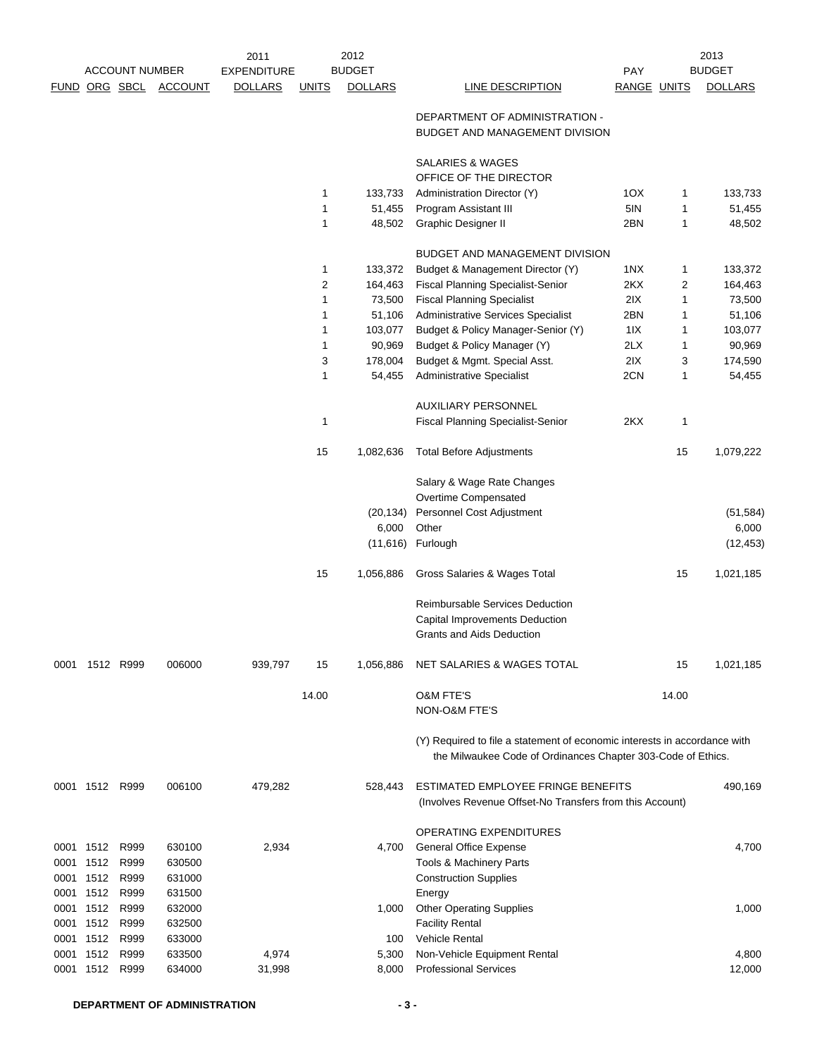| FUND | ORG | SBCL | ACCOUNT | 2011 EXPENDITURE DOLLARS | UNITS | 2012 BUDGET DOLLARS | LINE DESCRIPTION | PAY RANGE | UNITS | 2013 BUDGET DOLLARS |
|---|---|---|---|---|---|---|---|---|---|---|
| | | | | | | | DEPARTMENT OF ADMINISTRATION - BUDGET AND MANAGEMENT DIVISION | | | |
| | | | | | | | SALARIES & WAGES | | | |
| | | | | | | | OFFICE OF THE DIRECTOR | | | |
| | | | | | 1 | 133,733 | Administration Director (Y) | 1OX | 1 | 133,733 |
| | | | | | 1 | 51,455 | Program Assistant III | 5IN | 1 | 51,455 |
| | | | | | 1 | 48,502 | Graphic Designer II | 2BN | 1 | 48,502 |
| | | | | | | | BUDGET AND MANAGEMENT DIVISION | | | |
| | | | | | 1 | 133,372 | Budget & Management Director (Y) | 1NX | 1 | 133,372 |
| | | | | | 2 | 164,463 | Fiscal Planning Specialist-Senior | 2KX | 2 | 164,463 |
| | | | | | 1 | 73,500 | Fiscal Planning Specialist | 2IX | 1 | 73,500 |
| | | | | | 1 | 51,106 | Administrative Services Specialist | 2BN | 1 | 51,106 |
| | | | | | 1 | 103,077 | Budget & Policy Manager-Senior (Y) | 1IX | 1 | 103,077 |
| | | | | | 1 | 90,969 | Budget & Policy Manager (Y) | 2LX | 1 | 90,969 |
| | | | | | 3 | 178,004 | Budget & Mgmt. Special Asst. | 2IX | 3 | 174,590 |
| | | | | | 1 | 54,455 | Administrative Specialist | 2CN | 1 | 54,455 |
| | | | | | | | AUXILIARY PERSONNEL | | | |
| | | | | | 1 | | Fiscal Planning Specialist-Senior | 2KX | 1 | |
| | | | | | 15 | 1,082,636 | Total Before Adjustments | | 15 | 1,079,222 |
| | | | | | | | Salary & Wage Rate Changes | | | |
| | | | | | | | Overtime Compensated | | | |
| | | | | | | (20,134) | Personnel Cost Adjustment | | | (51,584) |
| | | | | | | 6,000 | Other | | | 6,000 |
| | | | | | | (11,616) | Furlough | | | (12,453) |
| | | | | | 15 | 1,056,886 | Gross Salaries & Wages Total | | 15 | 1,021,185 |
| | | | | | | | Reimbursable Services Deduction | | | |
| | | | | | | | Capital Improvements Deduction | | | |
| | | | | | | | Grants and Aids Deduction | | | |
| 0001 | 1512 | R999 | 006000 | 939,797 | 15 | 1,056,886 | NET SALARIES & WAGES TOTAL | | 15 | 1,021,185 |
| | | | | | 14.00 | | O&M FTE'S | | 14.00 | |
| | | | | | | | NON-O&M FTE'S | | | |
| | | | | | | | (Y) Required to file a statement of economic interests in accordance with the Milwaukee Code of Ordinances Chapter 303-Code of Ethics. | | | |
| 0001 | 1512 | R999 | 006100 | 479,282 | | 528,443 | ESTIMATED EMPLOYEE FRINGE BENEFITS (Involves Revenue Offset-No Transfers from this Account) | | | 490,169 |
| | | | | | | | OPERATING EXPENDITURES | | | |
| 0001 | 1512 | R999 | 630100 | 2,934 | | 4,700 | General Office Expense | | | 4,700 |
| 0001 | 1512 | R999 | 630500 | | | | Tools & Machinery Parts | | | |
| 0001 | 1512 | R999 | 631000 | | | | Construction Supplies | | | |
| 0001 | 1512 | R999 | 631500 | | | | Energy | | | |
| 0001 | 1512 | R999 | 632000 | | | 1,000 | Other Operating Supplies | | | 1,000 |
| 0001 | 1512 | R999 | 632500 | | | | Facility Rental | | | |
| 0001 | 1512 | R999 | 633000 | | | 100 | Vehicle Rental | | | |
| 0001 | 1512 | R999 | 633500 | 4,974 | | 5,300 | Non-Vehicle Equipment Rental | | | 4,800 |
| 0001 | 1512 | R999 | 634000 | 31,998 | | 8,000 | Professional Services | | | 12,000 |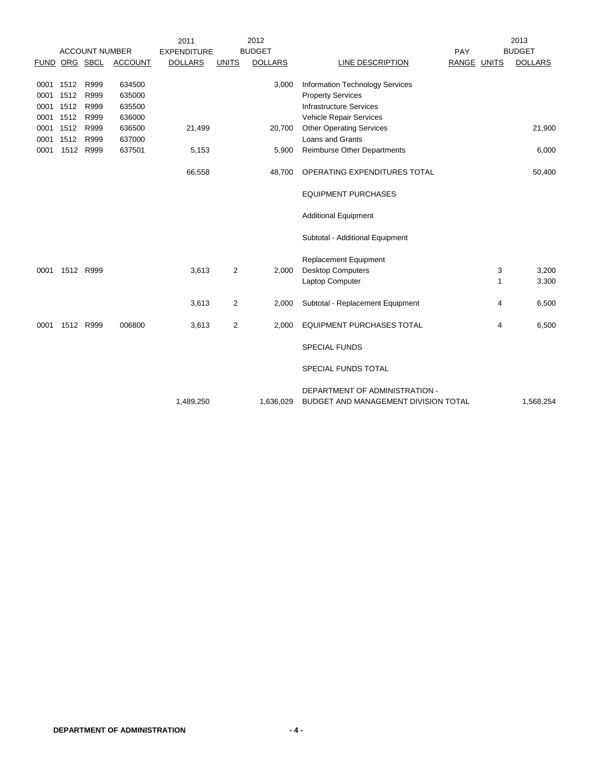| ACCOUNT NUMBER | | | | 2011 EXPENDITURE | 2012 BUDGET | | | PAY | 2013 BUDGET | |
|---|---|---|---|---|---|---|---|---|---|---|
| FUND | ORG | SBCL | ACCOUNT | DOLLARS | UNITS | DOLLARS | LINE DESCRIPTION | RANGE | UNITS | DOLLARS |
| 0001 | 1512 | R999 | 634500 | | | 3,000 | Information Technology Services | | | |
| 0001 | 1512 | R999 | 635000 | | | | Property Services | | | |
| 0001 | 1512 | R999 | 635500 | | | | Infrastructure Services | | | |
| 0001 | 1512 | R999 | 636000 | | | | Vehicle Repair Services | | | |
| 0001 | 1512 | R999 | 636500 | 21,499 | | 20,700 | Other Operating Services | | | 21,900 |
| 0001 | 1512 | R999 | 637000 | | | | Loans and Grants | | | |
| 0001 | 1512 | R999 | 637501 | 5,153 | | 5,900 | Reimburse Other Departments | | | 6,000 |
| | | | | 66,558 | | 48,700 | OPERATING EXPENDITURES TOTAL | | | 50,400 |
| | | | | | | | EQUIPMENT PURCHASES | | | |
| | | | | | | | Additional Equipment | | | |
| | | | | | | | Subtotal - Additional Equipment | | | |
| | | | | | | | Replacement Equipment | | | |
| 0001 | 1512 | R999 | | 3,613 | 2 | 2,000 | Desktop Computers | | 3 | 3,200 |
| | | | | | | | Laptop Computer | | 1 | 3,300 |
| | | | | 3,613 | 2 | 2,000 | Subtotal - Replacement Equipment | | 4 | 6,500 |
| 0001 | 1512 | R999 | 006800 | 3,613 | 2 | 2,000 | EQUIPMENT PURCHASES TOTAL | | 4 | 6,500 |
| | | | | | | | SPECIAL FUNDS | | | |
| | | | | | | | SPECIAL FUNDS TOTAL | | | |
| | | | | 1,489,250 | | 1,636,029 | DEPARTMENT OF ADMINISTRATION - BUDGET AND MANAGEMENT DIVISION TOTAL | | | 1,568,254 |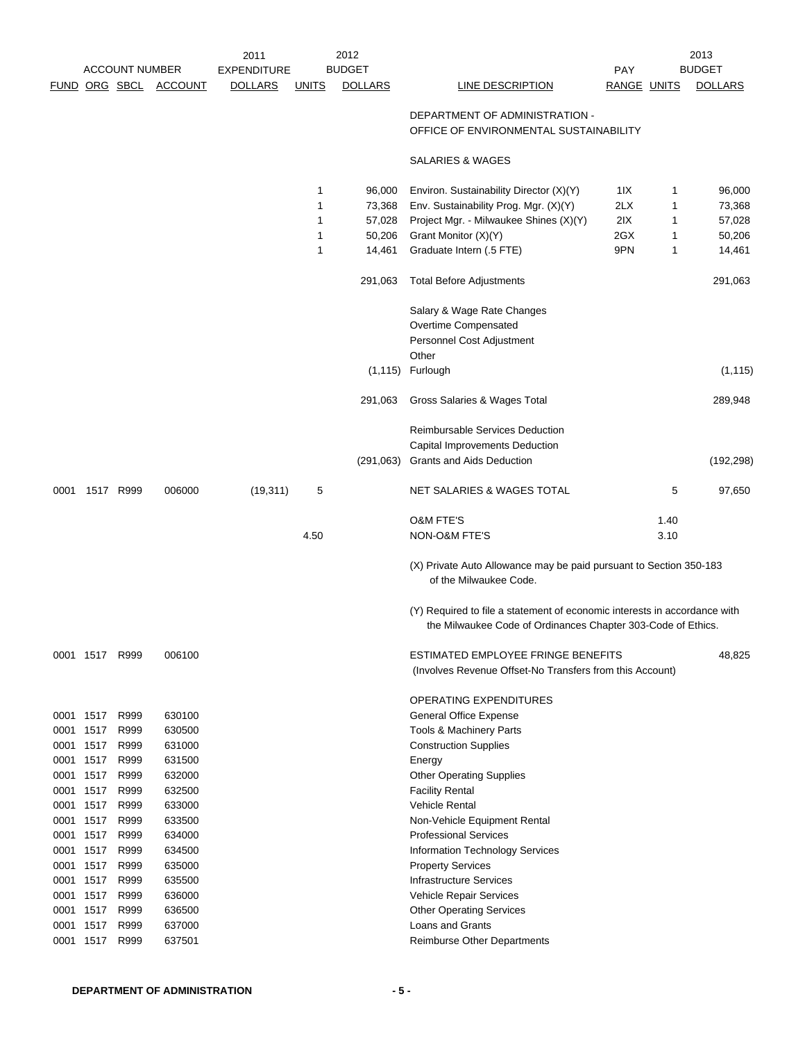| ACCOUNT NUMBER | | | | 2011 EXPENDITURE | 2012 BUDGET | | | PAY | | 2013 BUDGET |
|---|---|---|---|---|---|---|---|---|---|---|
| FUND | ORG | SBCL | ACCOUNT | DOLLARS | UNITS | DOLLARS | LINE DESCRIPTION | RANGE | UNITS | DOLLARS |
| | | | | | | | DEPARTMENT OF ADMINISTRATION - OFFICE OF ENVIRONMENTAL SUSTAINABILITY | | | |
| | | | | | | | SALARIES & WAGES | | | |
| | | | | | 1 | 96,000 | Environ. Sustainability Director (X)(Y) | 1IX | 1 | 96,000 |
| | | | | | 1 | 73,368 | Env. Sustainability Prog. Mgr. (X)(Y) | 2LX | 1 | 73,368 |
| | | | | | 1 | 57,028 | Project Mgr. - Milwaukee Shines (X)(Y) | 2IX | 1 | 57,028 |
| | | | | | 1 | 50,206 | Grant Monitor (X)(Y) | 2GX | 1 | 50,206 |
| | | | | | 1 | 14,461 | Graduate Intern (.5 FTE) | 9PN | 1 | 14,461 |
| | | | | | | 291,063 | Total Before Adjustments | | | 291,063 |
| | | | | | | | Salary & Wage Rate Changes | | | |
| | | | | | | | Overtime Compensated | | | |
| | | | | | | | Personnel Cost Adjustment | | | |
| | | | | | | | Other | | | |
| | | | | | | (1,115) | Furlough | | | (1,115) |
| | | | | | | 291,063 | Gross Salaries & Wages Total | | | 289,948 |
| | | | | | | | Reimbursable Services Deduction | | | |
| | | | | | | | Capital Improvements Deduction | | | |
| | | | | | | (291,063) | Grants and Aids Deduction | | | (192,298) |
| 0001 | 1517 | R999 | 006000 | (19,311) | 5 | | NET SALARIES & WAGES TOTAL | | 5 | 97,650 |
| | | | | | | | O&M FTE'S | | 1.40 | |
| | | | | | 4.50 | | NON-O&M FTE'S | | 3.10 | |
| | | | | | | | (X) Private Auto Allowance may be paid pursuant to Section 350-183 of the Milwaukee Code. | | | |
| | | | | | | | (Y) Required to file a statement of economic interests in accordance with the Milwaukee Code of Ordinances Chapter 303-Code of Ethics. | | | |
| 0001 | 1517 | R999 | 006100 | | | | ESTIMATED EMPLOYEE FRINGE BENEFITS (Involves Revenue Offset-No Transfers from this Account) | | | 48,825 |
| | | | | | | | OPERATING EXPENDITURES | | | |
| 0001 | 1517 | R999 | 630100 | | | | General Office Expense | | | |
| 0001 | 1517 | R999 | 630500 | | | | Tools & Machinery Parts | | | |
| 0001 | 1517 | R999 | 631000 | | | | Construction Supplies | | | |
| 0001 | 1517 | R999 | 631500 | | | | Energy | | | |
| 0001 | 1517 | R999 | 632000 | | | | Other Operating Supplies | | | |
| 0001 | 1517 | R999 | 632500 | | | | Facility Rental | | | |
| 0001 | 1517 | R999 | 633000 | | | | Vehicle Rental | | | |
| 0001 | 1517 | R999 | 633500 | | | | Non-Vehicle Equipment Rental | | | |
| 0001 | 1517 | R999 | 634000 | | | | Professional Services | | | |
| 0001 | 1517 | R999 | 634500 | | | | Information Technology Services | | | |
| 0001 | 1517 | R999 | 635000 | | | | Property Services | | | |
| 0001 | 1517 | R999 | 635500 | | | | Infrastructure Services | | | |
| 0001 | 1517 | R999 | 636000 | | | | Vehicle Repair Services | | | |
| 0001 | 1517 | R999 | 636500 | | | | Other Operating Services | | | |
| 0001 | 1517 | R999 | 637000 | | | | Loans and Grants | | | |
| 0001 | 1517 | R999 | 637501 | | | | Reimburse Other Departments | | | |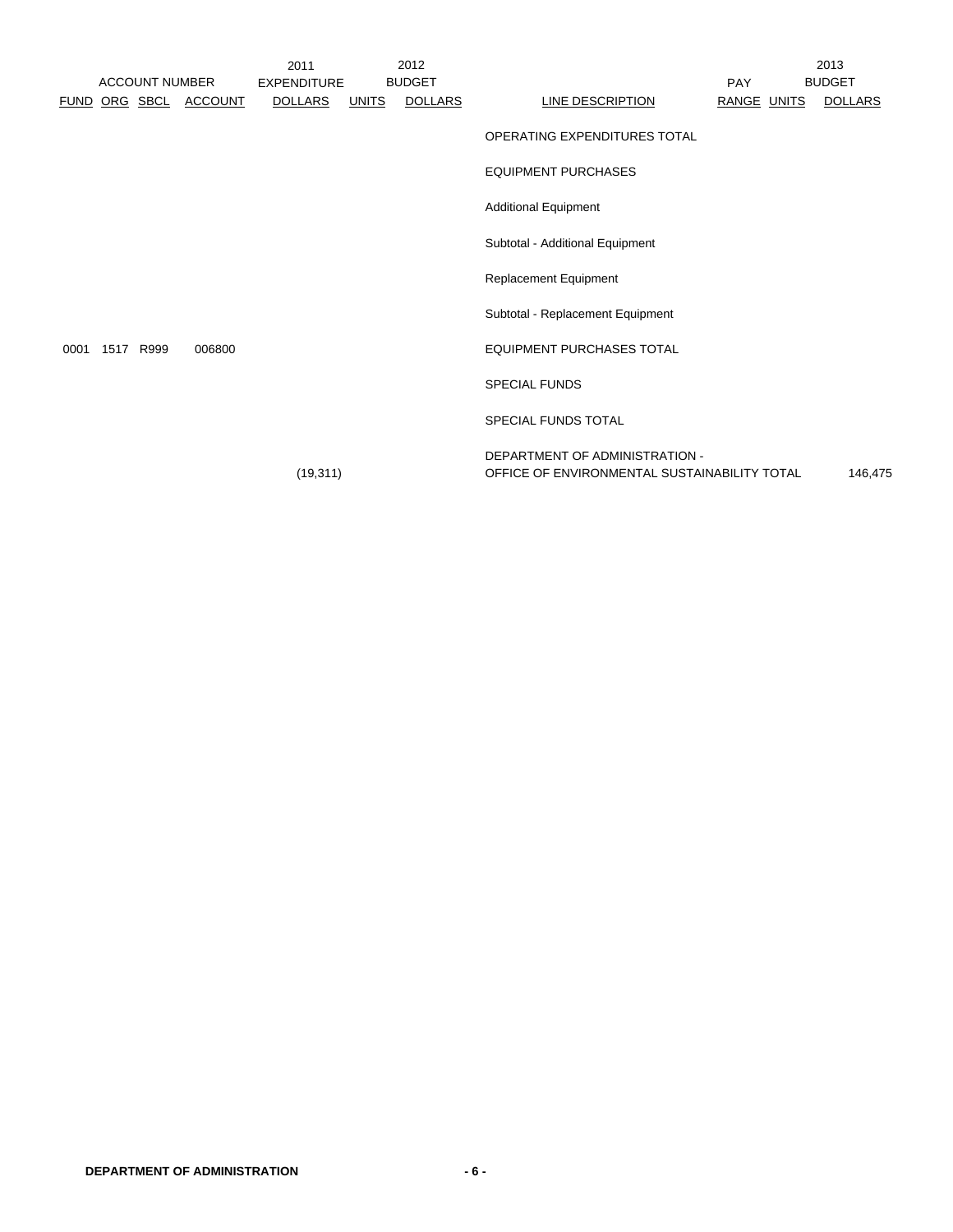| ACCOUNT NUMBER | | | | 2011 EXPENDITURE | 2012 BUDGET | | | PAY | | 2013 BUDGET |
|---|---|---|---|---|---|---|---|---|---|---|
| FUND | ORG | SBCL | ACCOUNT | DOLLARS | UNITS | DOLLARS | LINE DESCRIPTION | RANGE | UNITS | DOLLARS |
| | | | | | | | OPERATING EXPENDITURES TOTAL | | | |
| | | | | | | | EQUIPMENT PURCHASES | | | |
| | | | | | | | Additional Equipment | | | |
| | | | | | | | Subtotal - Additional Equipment | | | |
| | | | | | | | Replacement Equipment | | | |
| | | | | | | | Subtotal - Replacement Equipment | | | |
| 0001 | 1517 | R999 | 006800 | | | | EQUIPMENT PURCHASES TOTAL | | | |
| | | | | | | | SPECIAL FUNDS | | | |
| | | | | | | | SPECIAL FUNDS TOTAL | | | |
| | | | | (19,311) | | | DEPARTMENT OF ADMINISTRATION - OFFICE OF ENVIRONMENTAL SUSTAINABILITY TOTAL | | | 146,475 |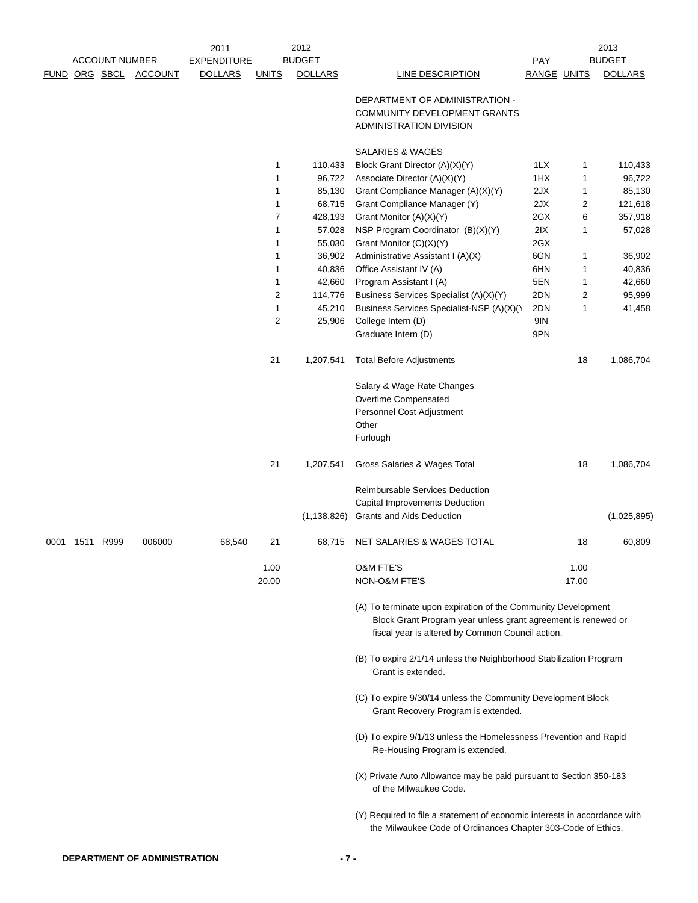| ACCOUNT NUMBER | | | | 2011 EXPENDITURE | | 2012 BUDGET | | PAY | | 2013 BUDGET |
|---|---|---|---|---|---|---|---|---|---|---|
| FUND | ORG | SBCL | ACCOUNT | DOLLARS | UNITS | DOLLARS | LINE DESCRIPTION | RANGE | UNITS | DOLLARS |
| | | | | | | | DEPARTMENT OF ADMINISTRATION - COMMUNITY DEVELOPMENT GRANTS ADMINISTRATION DIVISION | | | |
| | | | | | | | SALARIES & WAGES | | | |
| | | | | | 1 | 110,433 | Block Grant Director (A)(X)(Y) | 1LX | 1 | 110,433 |
| | | | | | 1 | 96,722 | Associate Director (A)(X)(Y) | 1HX | 1 | 96,722 |
| | | | | | 1 | 85,130 | Grant Compliance Manager (A)(X)(Y) | 2JX | 1 | 85,130 |
| | | | | | 1 | 68,715 | Grant Compliance Manager (Y) | 2JX | 2 | 121,618 |
| | | | | | 7 | 428,193 | Grant Monitor (A)(X)(Y) | 2GX | 6 | 357,918 |
| | | | | | 1 | 57,028 | NSP Program Coordinator (B)(X)(Y) | 2IX | 1 | 57,028 |
| | | | | | 1 | 55,030 | Grant Monitor (C)(X)(Y) | 2GX | | |
| | | | | | 1 | 36,902 | Administrative Assistant I (A)(X) | 6GN | 1 | 36,902 |
| | | | | | 1 | 40,836 | Office Assistant IV (A) | 6HN | 1 | 40,836 |
| | | | | | 1 | 42,660 | Program Assistant I (A) | 5EN | 1 | 42,660 |
| | | | | | 2 | 114,776 | Business Services Specialist (A)(X)(Y) | 2DN | 2 | 95,999 |
| | | | | | 1 | 45,210 | Business Services Specialist-NSP (A)(X)(Y) | 2DN | 1 | 41,458 |
| | | | | | 2 | 25,906 | College Intern (D) | 9IN | | |
| | | | | | | | Graduate Intern (D) | 9PN | | |
| | | | | | 21 | 1,207,541 | Total Before Adjustments | | 18 | 1,086,704 |
| | | | | | | | Salary & Wage Rate Changes | | | |
| | | | | | | | Overtime Compensated | | | |
| | | | | | | | Personnel Cost Adjustment | | | |
| | | | | | | | Other | | | |
| | | | | | | | Furlough | | | |
| | | | | | 21 | 1,207,541 | Gross Salaries & Wages Total | | 18 | 1,086,704 |
| | | | | | | | Reimbursable Services Deduction | | | |
| | | | | | | | Capital Improvements Deduction | | | |
| | | | | | | (1,138,826) | Grants and Aids Deduction | | | (1,025,895) |
| 0001 | 1511 | R999 | 006000 | 68,540 | 21 | 68,715 | NET SALARIES & WAGES TOTAL | | 18 | 60,809 |
| | | | | | 1.00 | | O&M FTE'S | | 1.00 | |
| | | | | | 20.00 | | NON-O&M FTE'S | | 17.00 | |

(A) To terminate upon expiration of the Community Development Block Grant Program year unless grant agreement is renewed or fiscal year is altered by Common Council action.

(B) To expire 2/1/14 unless the Neighborhood Stabilization Program Grant is extended.

(C) To expire 9/30/14 unless the Community Development Block Grant Recovery Program is extended.

(D) To expire 9/1/13 unless the Homelessness Prevention and Rapid Re-Housing Program is extended.

(X) Private Auto Allowance may be paid pursuant to Section 350-183 of the Milwaukee Code.

(Y) Required to file a statement of economic interests in accordance with the Milwaukee Code of Ordinances Chapter 303-Code of Ethics.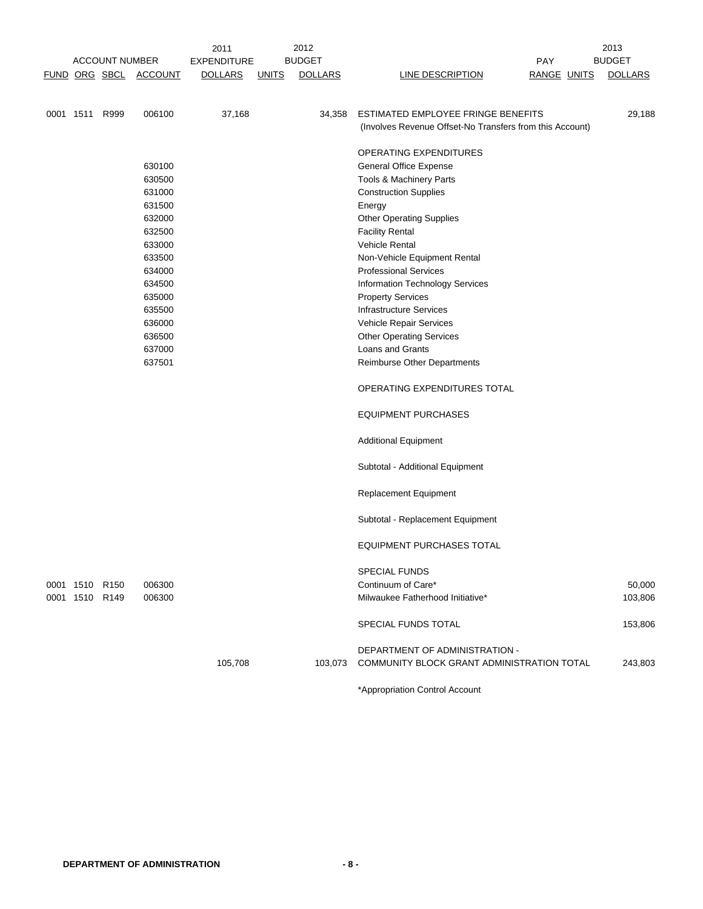| ACCOUNT NUMBER | | | | 2011 EXPENDITURE | | 2012 BUDGET | | PAY | | 2013 BUDGET |
|---|---|---|---|---|---|---|---|---|---|---|
| FUND | ORG | SBCL | ACCOUNT | DOLLARS | UNITS | DOLLARS | LINE DESCRIPTION | RANGE | UNITS | DOLLARS |
| 0001 | 1511 | R999 | 006100 | 37,168 | | 34,358 | ESTIMATED EMPLOYEE FRINGE BENEFITS (Involves Revenue Offset-No Transfers from this Account) | | | 29,188 |
| | | | | | | | OPERATING EXPENDITURES | | | |
| | | | 630100 | | | | General Office Expense | | | |
| | | | 630500 | | | | Tools & Machinery Parts | | | |
| | | | 631000 | | | | Construction Supplies | | | |
| | | | 631500 | | | | Energy | | | |
| | | | 632000 | | | | Other Operating Supplies | | | |
| | | | 632500 | | | | Facility Rental | | | |
| | | | 633000 | | | | Vehicle Rental | | | |
| | | | 633500 | | | | Non-Vehicle Equipment Rental | | | |
| | | | 634000 | | | | Professional Services | | | |
| | | | 634500 | | | | Information Technology Services | | | |
| | | | 635000 | | | | Property Services | | | |
| | | | 635500 | | | | Infrastructure Services | | | |
| | | | 636000 | | | | Vehicle Repair Services | | | |
| | | | 636500 | | | | Other Operating Services | | | |
| | | | 637000 | | | | Loans and Grants | | | |
| | | | 637501 | | | | Reimburse Other Departments | | | |
| | | | | | | | OPERATING EXPENDITURES TOTAL | | | |
| | | | | | | | EQUIPMENT PURCHASES | | | |
| | | | | | | | Additional Equipment | | | |
| | | | | | | | Subtotal - Additional Equipment | | | |
| | | | | | | | Replacement Equipment | | | |
| | | | | | | | Subtotal - Replacement Equipment | | | |
| | | | | | | | EQUIPMENT PURCHASES TOTAL | | | |
| | | | | | | | SPECIAL FUNDS | | | |
| 0001 | 1510 | R150 | 006300 | | | | Continuum of Care* | | | 50,000 |
| 0001 | 1510 | R149 | 006300 | | | | Milwaukee Fatherhood Initiative* | | | 103,806 |
| | | | | | | | SPECIAL FUNDS TOTAL | | | 153,806 |
| | | | | 105,708 | | 103,073 | DEPARTMENT OF ADMINISTRATION - COMMUNITY BLOCK GRANT ADMINISTRATION TOTAL | | | 243,803 |

*Appropriation Control Account

**DEPARTMENT OF ADMINISTRATION**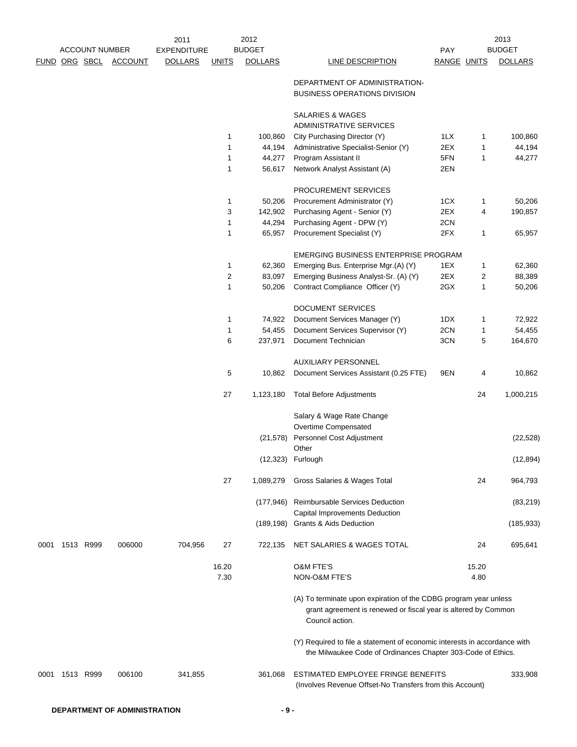| ACCOUNT NUMBER FUND | ORG | SBCL | ACCOUNT | 2011 EXPENDITURE DOLLARS | UNITS | 2012 BUDGET DOLLARS | LINE DESCRIPTION | PAY RANGE | UNITS | 2013 BUDGET DOLLARS |
|---|---|---|---|---|---|---|---|---|---|---|
| | | | | | | | DEPARTMENT OF ADMINISTRATION- BUSINESS OPERATIONS DIVISION | | | |
| | | | | | | | SALARIES & WAGES | | | |
| | | | | | | | ADMINISTRATIVE SERVICES | | | |
| | | | | | 1 | 100,860 | City Purchasing Director (Y) | 1LX | 1 | 100,860 |
| | | | | | 1 | 44,194 | Administrative Specialist-Senior (Y) | 2EX | 1 | 44,194 |
| | | | | | 1 | 44,277 | Program Assistant II | 5FN | 1 | 44,277 |
| | | | | | 1 | 56,617 | Network Analyst Assistant (A) | 2EN | | |
| | | | | | | | PROCUREMENT SERVICES | | | |
| | | | | | 1 | 50,206 | Procurement Administrator (Y) | 1CX | 1 | 50,206 |
| | | | | | 3 | 142,902 | Purchasing Agent - Senior (Y) | 2EX | 4 | 190,857 |
| | | | | | 1 | 44,294 | Purchasing Agent - DPW (Y) | 2CN | | |
| | | | | | 1 | 65,957 | Procurement Specialist (Y) | 2FX | 1 | 65,957 |
| | | | | | | | EMERGING BUSINESS ENTERPRISE PROGRAM | | | |
| | | | | | 1 | 62,360 | Emerging Bus. Enterprise Mgr.(A) (Y) | 1EX | 1 | 62,360 |
| | | | | | 2 | 83,097 | Emerging Business Analyst-Sr. (A) (Y) | 2EX | 2 | 88,389 |
| | | | | | 1 | 50,206 | Contract Compliance Officer (Y) | 2GX | 1 | 50,206 |
| | | | | | | | DOCUMENT SERVICES | | | |
| | | | | | 1 | 74,922 | Document Services Manager (Y) | 1DX | 1 | 72,922 |
| | | | | | 1 | 54,455 | Document Services Supervisor (Y) | 2CN | 1 | 54,455 |
| | | | | | 6 | 237,971 | Document Technician | 3CN | 5 | 164,670 |
| | | | | | | | AUXILIARY PERSONNEL | | | |
| | | | | | 5 | 10,862 | Document Services Assistant (0.25 FTE) | 9EN | 4 | 10,862 |
| | | | | | 27 | 1,123,180 | Total Before Adjustments | | 24 | 1,000,215 |
| | | | | | | | Salary & Wage Rate Change | | | |
| | | | | | | | Overtime Compensated | | | |
| | | | | | | (21,578) | Personnel Cost Adjustment | | | (22,528) |
| | | | | | | | Other | | | |
| | | | | | | (12,323) | Furlough | | | (12,894) |
| | | | | | 27 | 1,089,279 | Gross Salaries & Wages Total | | 24 | 964,793 |
| | | | | | | (177,946) | Reimbursable Services Deduction | | | (83,219) |
| | | | | | | | Capital Improvements Deduction | | | |
| | | | | | | (189,198) | Grants & Aids Deduction | | | (185,933) |
| 0001 | 1513 | R999 | 006000 | 704,956 | 27 | 722,135 | NET SALARIES & WAGES TOTAL | | 24 | 695,641 |
| | | | | | 16.20 | | O&M FTE'S | | 15.20 | |
| | | | | | 7.30 | | NON-O&M FTE'S | | 4.80 | |
| 0001 | 1513 | R999 | 006100 | 341,855 | | 361,068 | ESTIMATED EMPLOYEE FRINGE BENEFITS (Involves Revenue Offset-No Transfers from this Account) | | | 333,908 |

(A) To terminate upon expiration of the CDBG program year unless grant agreement is renewed or fiscal year is altered by Common Council action.

(Y) Required to file a statement of economic interests in accordance with the Milwaukee Code of Ordinances Chapter 303-Code of Ethics.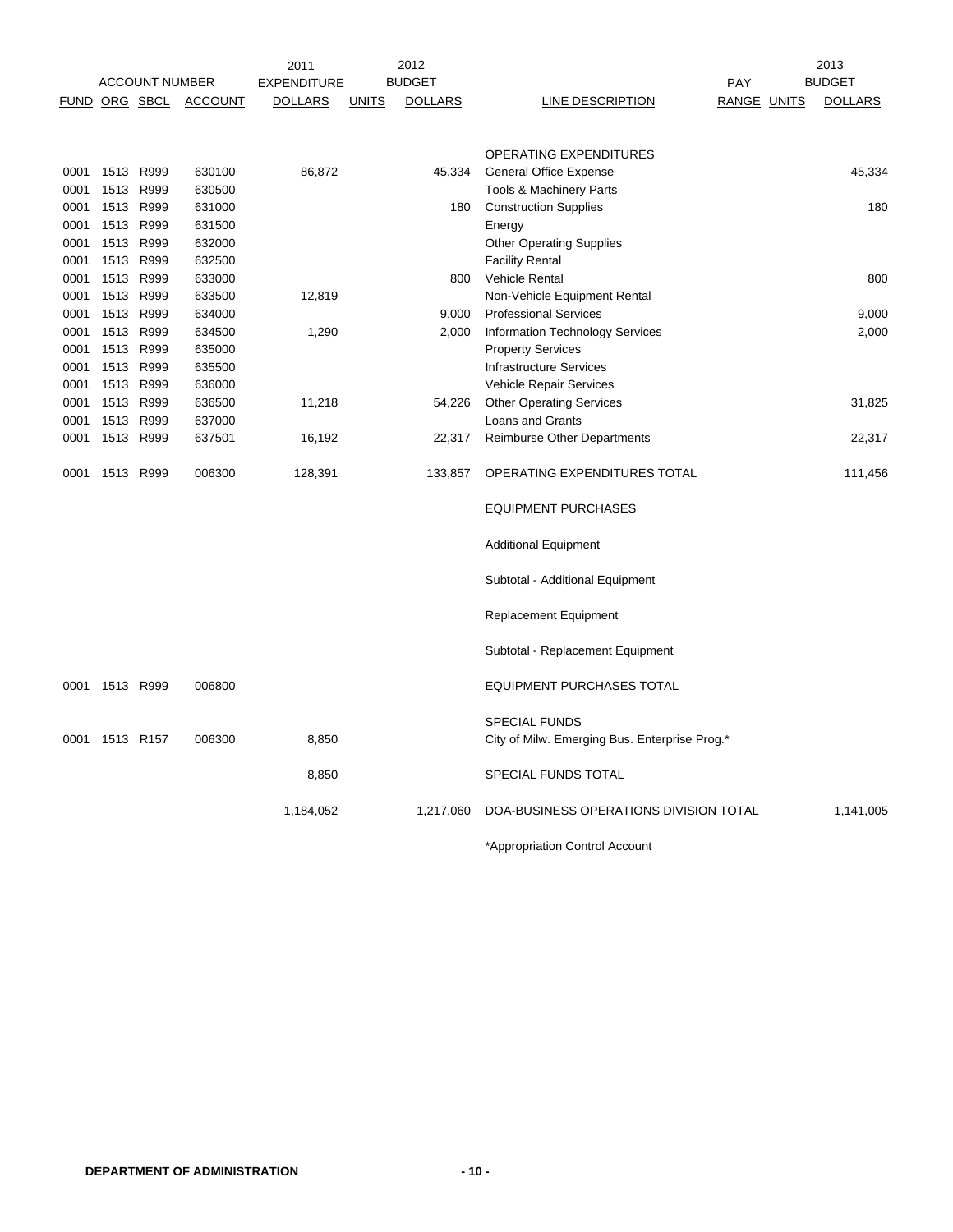| FUND | ORG | SBCL | ACCOUNT | 2011 EXPENDITURE DOLLARS | UNITS | 2012 BUDGET DOLLARS | LINE DESCRIPTION | PAY RANGE | UNITS | 2013 BUDGET DOLLARS |
|---|---|---|---|---|---|---|---|---|---|---|
| | | | | | | | OPERATING EXPENDITURES | | | |
| 0001 | 1513 | R999 | 630100 | 86,872 | | 45,334 | General Office Expense | | | 45,334 |
| 0001 | 1513 | R999 | 630500 | | | | Tools & Machinery Parts | | | |
| 0001 | 1513 | R999 | 631000 | | | 180 | Construction Supplies | | | 180 |
| 0001 | 1513 | R999 | 631500 | | | | Energy | | | |
| 0001 | 1513 | R999 | 632000 | | | | Other Operating Supplies | | | |
| 0001 | 1513 | R999 | 632500 | | | | Facility Rental | | | |
| 0001 | 1513 | R999 | 633000 | | | 800 | Vehicle Rental | | | 800 |
| 0001 | 1513 | R999 | 633500 | 12,819 | | | Non-Vehicle Equipment Rental | | | |
| 0001 | 1513 | R999 | 634000 | | | 9,000 | Professional Services | | | 9,000 |
| 0001 | 1513 | R999 | 634500 | 1,290 | | 2,000 | Information Technology Services | | | 2,000 |
| 0001 | 1513 | R999 | 635000 | | | | Property Services | | | |
| 0001 | 1513 | R999 | 635500 | | | | Infrastructure Services | | | |
| 0001 | 1513 | R999 | 636000 | | | | Vehicle Repair Services | | | |
| 0001 | 1513 | R999 | 636500 | 11,218 | | 54,226 | Other Operating Services | | | 31,825 |
| 0001 | 1513 | R999 | 637000 | | | | Loans and Grants | | | |
| 0001 | 1513 | R999 | 637501 | 16,192 | | 22,317 | Reimburse Other Departments | | | 22,317 |
| 0001 | 1513 | R999 | 006300 | 128,391 | | 133,857 | OPERATING EXPENDITURES TOTAL | | | 111,456 |
| | | | | | | | EQUIPMENT PURCHASES | | | |
| | | | | | | | Additional Equipment | | | |
| | | | | | | | Subtotal - Additional Equipment | | | |
| | | | | | | | Replacement Equipment | | | |
| | | | | | | | Subtotal - Replacement Equipment | | | |
| 0001 | 1513 | R999 | 006800 | | | | EQUIPMENT PURCHASES TOTAL | | | |
| | | | | | | | SPECIAL FUNDS | | | |
| 0001 | 1513 | R157 | 006300 | 8,850 | | | City of Milw. Emerging Bus. Enterprise Prog.* | | | |
| | | | | 8,850 | | | SPECIAL FUNDS TOTAL | | | |
| | | | | 1,184,052 | | 1,217,060 | DOA-BUSINESS OPERATIONS DIVISION TOTAL | | | 1,141,005 |

*Appropriation Control Account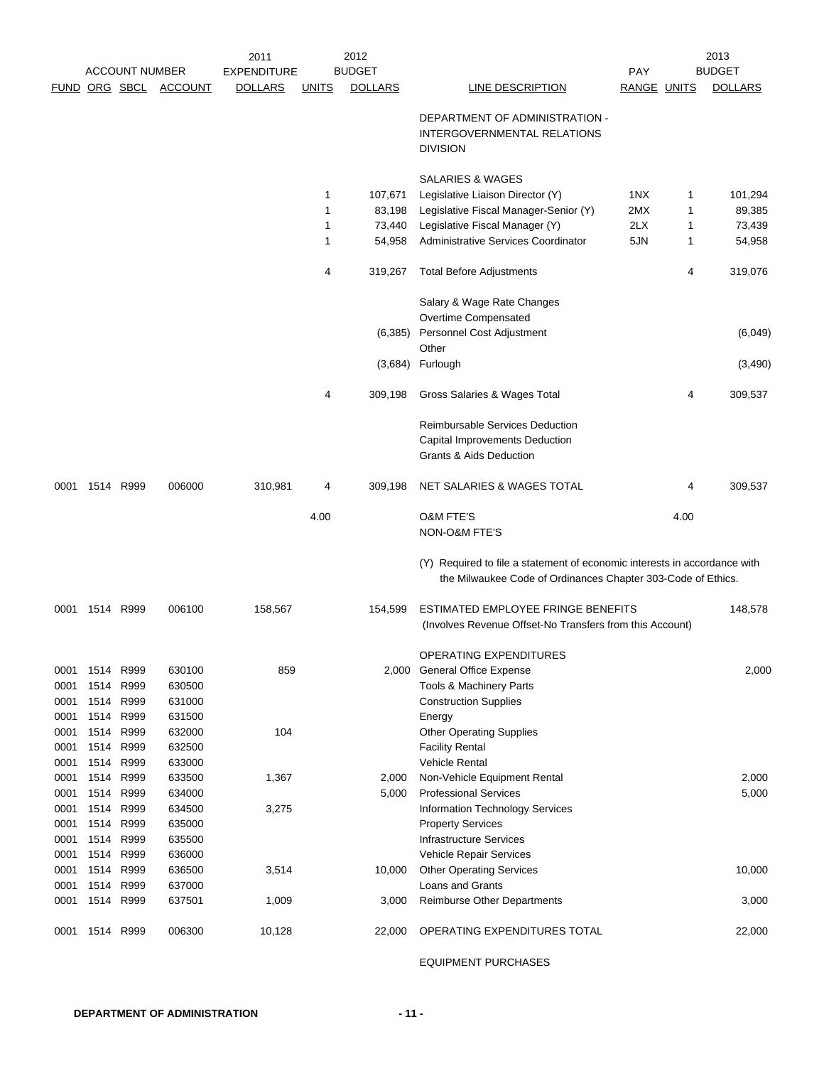| ACCOUNT NUMBER | | | | 2011 EXPENDITURE | 2012 BUDGET | | | | 2013 BUDGET | |
|---|---|---|---|---|---|---|---|---|---|---|
| FUND | ORG | SBCL | ACCOUNT | DOLLARS | UNITS | DOLLARS | LINE DESCRIPTION | PAY RANGE | UNITS | DOLLARS |
| | | | | | | | DEPARTMENT OF ADMINISTRATION - INTERGOVERNMENTAL RELATIONS DIVISION | | | |
| | | | | | | | SALARIES & WAGES | | | |
| | | | | | 1 | 107,671 | Legislative Liaison Director (Y) | 1NX | 1 | 101,294 |
| | | | | | 1 | 83,198 | Legislative Fiscal Manager-Senior (Y) | 2MX | 1 | 89,385 |
| | | | | | 1 | 73,440 | Legislative Fiscal Manager (Y) | 2LX | 1 | 73,439 |
| | | | | | 1 | 54,958 | Administrative Services Coordinator | 5JN | 1 | 54,958 |
| | | | | | 4 | 319,267 | Total Before Adjustments | | 4 | 319,076 |
| | | | | | | | Salary & Wage Rate Changes | | | |
| | | | | | | | Overtime Compensated | | | |
| | | | | | | (6,385) | Personnel Cost Adjustment | | | (6,049) |
| | | | | | | | Other | | | |
| | | | | | | (3,684) | Furlough | | | (3,490) |
| | | | | | 4 | 309,198 | Gross Salaries & Wages Total | | 4 | 309,537 |
| | | | | | | | Reimbursable Services Deduction | | | |
| | | | | | | | Capital Improvements Deduction | | | |
| | | | | | | | Grants & Aids Deduction | | | |
| 0001 | 1514 | R999 | 006000 | 310,981 | 4 | 309,198 | NET SALARIES & WAGES TOTAL | | 4 | 309,537 |
| | | | | | 4.00 | | O&M FTE'S | | 4.00 | |
| | | | | | | | NON-O&M FTE'S | | | |
| | | | | | | | (Y) Required to file a statement of economic interests in accordance with the Milwaukee Code of Ordinances Chapter 303-Code of Ethics. | | | |
| 0001 | 1514 | R999 | 006100 | 158,567 | | 154,599 | ESTIMATED EMPLOYEE FRINGE BENEFITS (Involves Revenue Offset-No Transfers from this Account) | | | 148,578 |
| | | | | | | | OPERATING EXPENDITURES | | | |
| 0001 | 1514 | R999 | 630100 | 859 | | 2,000 | General Office Expense | | | 2,000 |
| 0001 | 1514 | R999 | 630500 | | | | Tools & Machinery Parts | | | |
| 0001 | 1514 | R999 | 631000 | | | | Construction Supplies | | | |
| 0001 | 1514 | R999 | 631500 | | | | Energy | | | |
| 0001 | 1514 | R999 | 632000 | 104 | | | Other Operating Supplies | | | |
| 0001 | 1514 | R999 | 632500 | | | | Facility Rental | | | |
| 0001 | 1514 | R999 | 633000 | | | | Vehicle Rental | | | |
| 0001 | 1514 | R999 | 633500 | 1,367 | | 2,000 | Non-Vehicle Equipment Rental | | | 2,000 |
| 0001 | 1514 | R999 | 634000 | | | 5,000 | Professional Services | | | 5,000 |
| 0001 | 1514 | R999 | 634500 | 3,275 | | | Information Technology Services | | | |
| 0001 | 1514 | R999 | 635000 | | | | Property Services | | | |
| 0001 | 1514 | R999 | 635500 | | | | Infrastructure Services | | | |
| 0001 | 1514 | R999 | 636000 | | | | Vehicle Repair Services | | | |
| 0001 | 1514 | R999 | 636500 | 3,514 | | 10,000 | Other Operating Services | | | 10,000 |
| 0001 | 1514 | R999 | 637000 | | | | Loans and Grants | | | |
| 0001 | 1514 | R999 | 637501 | 1,009 | | 3,000 | Reimburse Other Departments | | | 3,000 |
| 0001 | 1514 | R999 | 006300 | 10,128 | | 22,000 | OPERATING EXPENDITURES TOTAL | | | 22,000 |
| | | | | | | | EQUIPMENT PURCHASES | | | |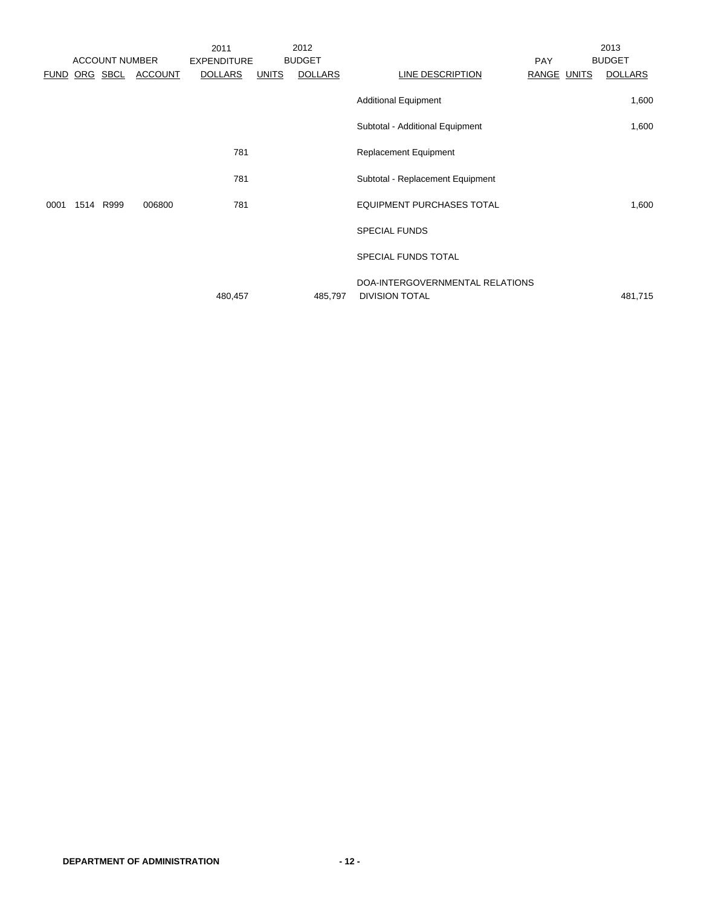| ACCOUNT NUMBER | | | | 2011 EXPENDITURE | 2012 BUDGET | | | PAY | | 2013 BUDGET |
|---|---|---|---|---|---|---|---|---|---|---|
| FUND | ORG | SBCL | ACCOUNT | DOLLARS | UNITS | DOLLARS | LINE DESCRIPTION | RANGE | UNITS | DOLLARS |
| | | | | | | | Additional Equipment | | | 1,600 |
| | | | | | | | Subtotal - Additional Equipment | | | 1,600 |
| | | | | 781 | | | Replacement Equipment | | | |
| | | | | 781 | | | Subtotal - Replacement Equipment | | | |
| 0001 | 1514 | R999 | 006800 | 781 | | | EQUIPMENT PURCHASES TOTAL | | | 1,600 |
| | | | | | | | SPECIAL FUNDS | | | |
| | | | | | | | SPECIAL FUNDS TOTAL | | | |
| | | | | 480,457 | | 485,797 | DOA-INTERGOVERNMENTAL RELATIONS DIVISION TOTAL | | | 481,715 |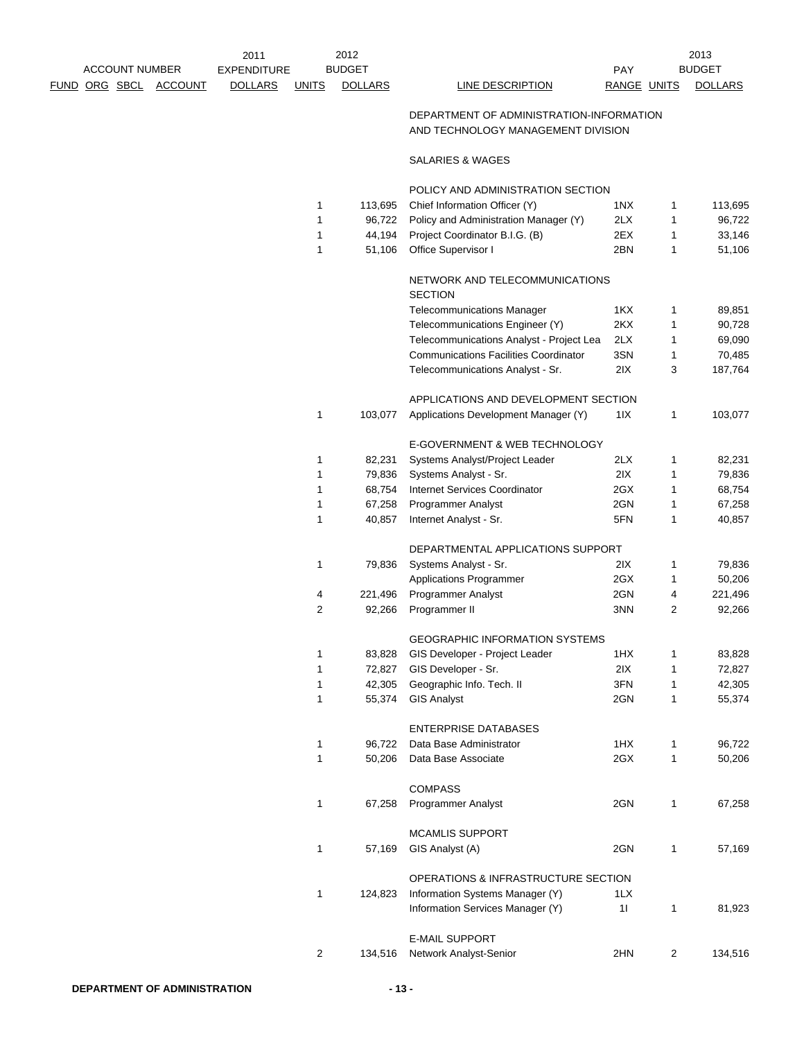| ACCOUNT NUMBER FUND | ORG | SBCL | ACCOUNT | 2011 EXPENDITURE DOLLARS | UNITS | 2012 BUDGET DOLLARS | LINE DESCRIPTION | PAY RANGE | UNITS | 2013 BUDGET DOLLARS |
|---|---|---|---|---|---|---|---|---|---|---|
| | | | | | | | DEPARTMENT OF ADMINISTRATION-INFORMATION AND TECHNOLOGY MANAGEMENT DIVISION | | | |
| | | | | | | | SALARIES & WAGES | | | |
| | | | | | | | POLICY AND ADMINISTRATION SECTION | | | |
| | | | | | 1 | 113,695 | Chief Information Officer (Y) | 1NX | 1 | 113,695 |
| | | | | | 1 | 96,722 | Policy and Administration Manager (Y) | 2LX | 1 | 96,722 |
| | | | | | 1 | 44,194 | Project Coordinator B.I.G. (B) | 2EX | 1 | 33,146 |
| | | | | | 1 | 51,106 | Office Supervisor I | 2BN | 1 | 51,106 |
| | | | | | | | NETWORK AND TELECOMMUNICATIONS SECTION | | | |
| | | | | | | | Telecommunications Manager | 1KX | 1 | 89,851 |
| | | | | | | | Telecommunications Engineer (Y) | 2KX | 1 | 90,728 |
| | | | | | | | Telecommunications Analyst - Project Lea | 2LX | 1 | 69,090 |
| | | | | | | | Communications Facilities Coordinator | 3SN | 1 | 70,485 |
| | | | | | | | Telecommunications Analyst - Sr. | 2IX | 3 | 187,764 |
| | | | | | | | APPLICATIONS AND DEVELOPMENT SECTION | | | |
| | | | | | 1 | 103,077 | Applications Development Manager (Y) | 1IX | 1 | 103,077 |
| | | | | | | | E-GOVERNMENT & WEB TECHNOLOGY | | | |
| | | | | | 1 | 82,231 | Systems Analyst/Project Leader | 2LX | 1 | 82,231 |
| | | | | | 1 | 79,836 | Systems Analyst - Sr. | 2IX | 1 | 79,836 |
| | | | | | 1 | 68,754 | Internet Services Coordinator | 2GX | 1 | 68,754 |
| | | | | | 1 | 67,258 | Programmer Analyst | 2GN | 1 | 67,258 |
| | | | | | 1 | 40,857 | Internet Analyst - Sr. | 5FN | 1 | 40,857 |
| | | | | | | | DEPARTMENTAL APPLICATIONS SUPPORT | | | |
| | | | | | 1 | 79,836 | Systems Analyst - Sr. | 2IX | 1 | 79,836 |
| | | | | | | | Applications Programmer | 2GX | 1 | 50,206 |
| | | | | | 4 | 221,496 | Programmer Analyst | 2GN | 4 | 221,496 |
| | | | | | 2 | 92,266 | Programmer II | 3NN | 2 | 92,266 |
| | | | | | | | GEOGRAPHIC INFORMATION SYSTEMS | | | |
| | | | | | 1 | 83,828 | GIS Developer - Project Leader | 1HX | 1 | 83,828 |
| | | | | | 1 | 72,827 | GIS Developer - Sr. | 2IX | 1 | 72,827 |
| | | | | | 1 | 42,305 | Geographic Info. Tech. II | 3FN | 1 | 42,305 |
| | | | | | 1 | 55,374 | GIS Analyst | 2GN | 1 | 55,374 |
| | | | | | | | ENTERPRISE DATABASES | | | |
| | | | | | 1 | 96,722 | Data Base Administrator | 1HX | 1 | 96,722 |
| | | | | | 1 | 50,206 | Data Base Associate | 2GX | 1 | 50,206 |
| | | | | | | | COMPASS | | | |
| | | | | | 1 | 67,258 | Programmer Analyst | 2GN | 1 | 67,258 |
| | | | | | | | MCAMLIS SUPPORT | | | |
| | | | | | 1 | 57,169 | GIS Analyst (A) | 2GN | 1 | 57,169 |
| | | | | | | | OPERATIONS & INFRASTRUCTURE SECTION | | | |
| | | | | | 1 | 124,823 | Information Systems Manager (Y) | 1LX | | |
| | | | | | | | Information Services Manager (Y) | 1I | 1 | 81,923 |
| | | | | | | | E-MAIL SUPPORT | | | |
| | | | | | 2 | 134,516 | Network Analyst-Senior | 2HN | 2 | 134,516 |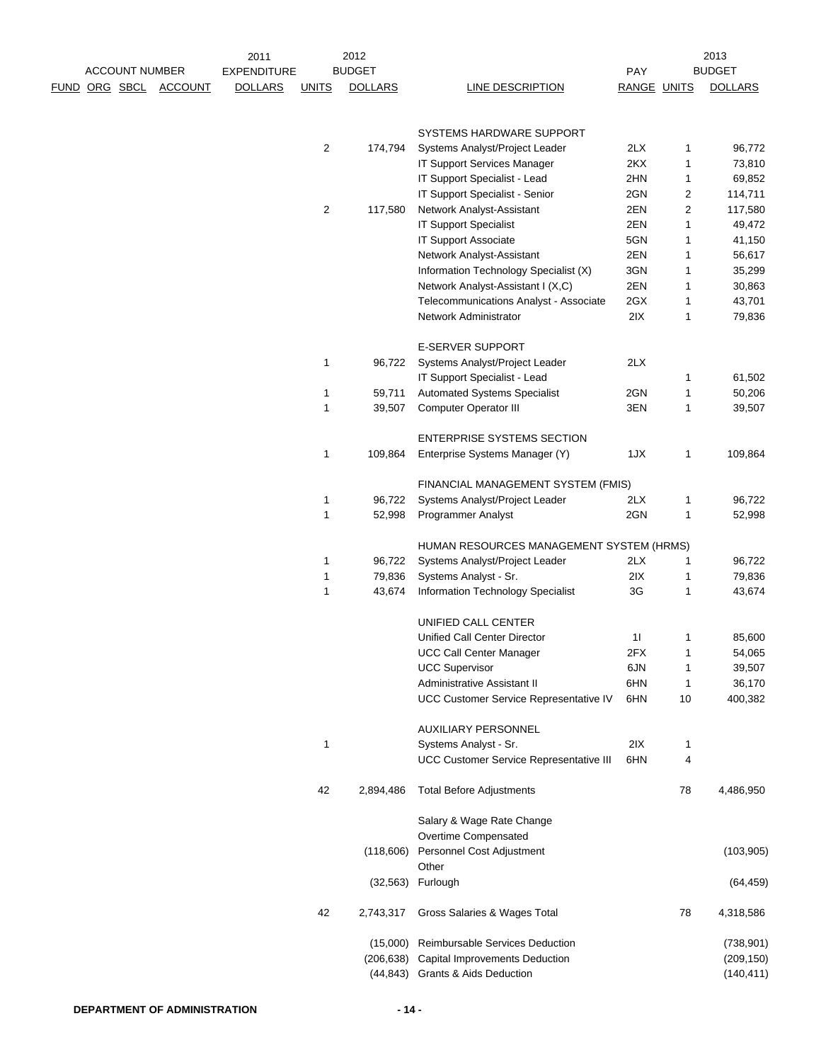| ACCOUNT NUMBER | | | | 2011 EXPENDITURE | 2012 BUDGET | | | PAY | | 2013 BUDGET |
|---|---|---|---|---|---|---|---|---|---|---|
| FUND | ORG | SBCL | ACCOUNT | DOLLARS | UNITS | DOLLARS | LINE DESCRIPTION | RANGE | UNITS | DOLLARS |
| | | | | | | | SYSTEMS HARDWARE SUPPORT | | | |
| | | | | | 2 | 174,794 | Systems Analyst/Project Leader | 2LX | 1 | 96,772 |
| | | | | | | | IT Support Services Manager | 2KX | 1 | 73,810 |
| | | | | | | | IT Support Specialist - Lead | 2HN | 1 | 69,852 |
| | | | | | | | IT Support Specialist - Senior | 2GN | 2 | 114,711 |
| | | | | | 2 | 117,580 | Network Analyst-Assistant | 2EN | 2 | 117,580 |
| | | | | | | | IT Support Specialist | 2EN | 1 | 49,472 |
| | | | | | | | IT Support Associate | 5GN | 1 | 41,150 |
| | | | | | | | Network Analyst-Assistant | 2EN | 1 | 56,617 |
| | | | | | | | Information Technology Specialist (X) | 3GN | 1 | 35,299 |
| | | | | | | | Network Analyst-Assistant I (X,C) | 2EN | 1 | 30,863 |
| | | | | | | | Telecommunications Analyst - Associate | 2GX | 1 | 43,701 |
| | | | | | | | Network Administrator | 2IX | 1 | 79,836 |
| | | | | | | | E-SERVER SUPPORT | | | |
| | | | | | 1 | 96,722 | Systems Analyst/Project Leader | 2LX | | |
| | | | | | | | IT Support Specialist - Lead | | 1 | 61,502 |
| | | | | | 1 | 59,711 | Automated Systems Specialist | 2GN | 1 | 50,206 |
| | | | | | 1 | 39,507 | Computer Operator III | 3EN | 1 | 39,507 |
| | | | | | | | ENTERPRISE SYSTEMS SECTION | | | |
| | | | | | 1 | 109,864 | Enterprise Systems Manager (Y) | 1JX | 1 | 109,864 |
| | | | | | | | FINANCIAL MANAGEMENT SYSTEM (FMIS) | | | |
| | | | | | 1 | 96,722 | Systems Analyst/Project Leader | 2LX | 1 | 96,722 |
| | | | | | 1 | 52,998 | Programmer Analyst | 2GN | 1 | 52,998 |
| | | | | | | | HUMAN RESOURCES MANAGEMENT SYSTEM (HRMS) | | | |
| | | | | | 1 | 96,722 | Systems Analyst/Project Leader | 2LX | 1 | 96,722 |
| | | | | | 1 | 79,836 | Systems Analyst - Sr. | 2IX | 1 | 79,836 |
| | | | | | 1 | 43,674 | Information Technology Specialist | 3G | 1 | 43,674 |
| | | | | | | | UNIFIED CALL CENTER | | | |
| | | | | | | | Unified Call Center Director | 1I | 1 | 85,600 |
| | | | | | | | UCC Call Center Manager | 2FX | 1 | 54,065 |
| | | | | | | | UCC Supervisor | 6JN | 1 | 39,507 |
| | | | | | | | Administrative Assistant II | 6HN | 1 | 36,170 |
| | | | | | | | UCC Customer Service Representative IV | 6HN | 10 | 400,382 |
| | | | | | | | AUXILIARY PERSONNEL | | | |
| | | | | | 1 | | Systems Analyst - Sr. | 2IX | 1 | |
| | | | | | | | UCC Customer Service Representative III | 6HN | 4 | |
| | | | | | 42 | 2,894,486 | Total Before Adjustments | | 78 | 4,486,950 |
| | | | | | | | Salary & Wage Rate Change | | | |
| | | | | | | | Overtime Compensated | | | |
| | | | | | | (118,606) | Personnel Cost Adjustment | | | (103,905) |
| | | | | | | | Other | | | |
| | | | | | | (32,563) | Furlough | | | (64,459) |
| | | | | | 42 | 2,743,317 | Gross Salaries & Wages Total | | 78 | 4,318,586 |
| | | | | | | (15,000) | Reimbursable Services Deduction | | | (738,901) |
| | | | | | | (206,638) | Capital Improvements Deduction | | | (209,150) |
| | | | | | | (44,843) | Grants & Aids Deduction | | | (140,411) |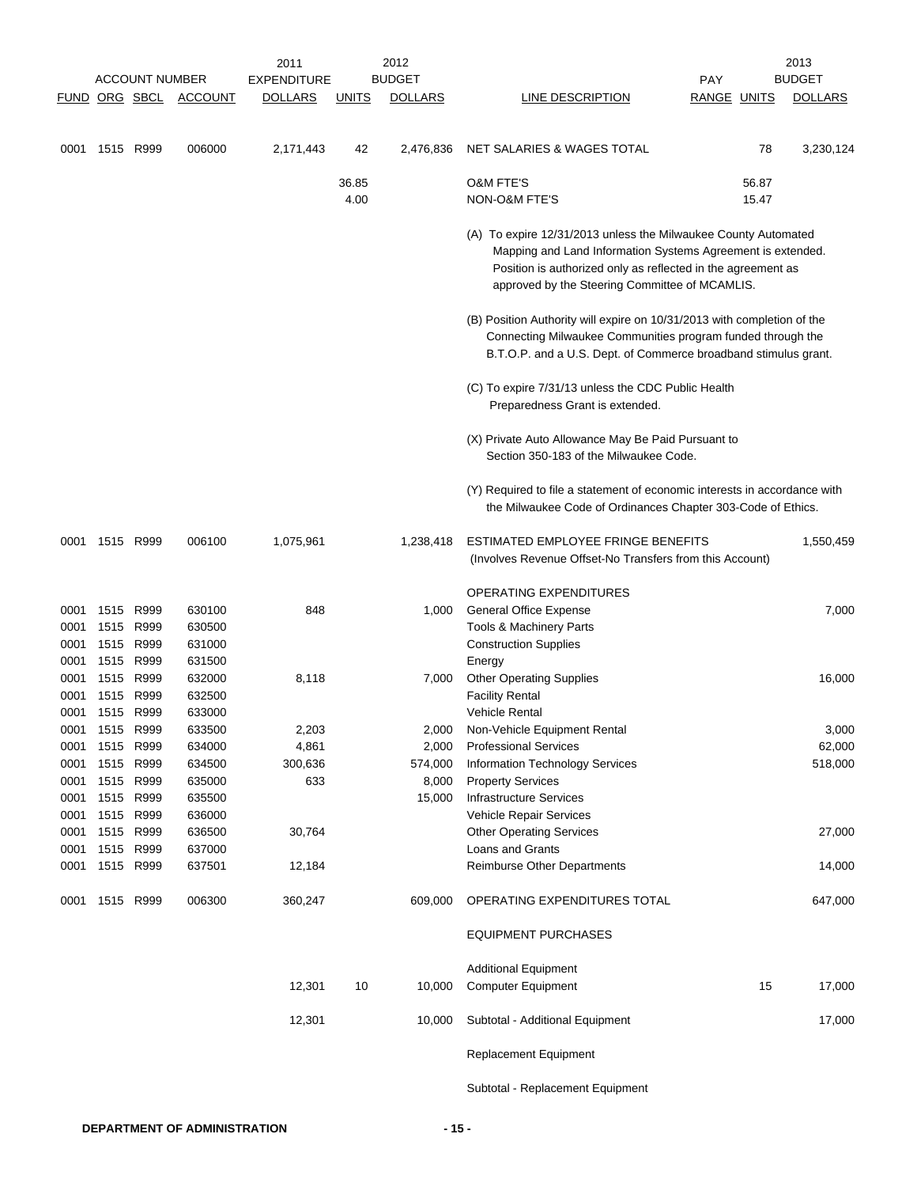| ACCOUNT NUMBER | | | | 2011 EXPENDITURE | 2012 BUDGET | | | | 2013 BUDGET | |
|---|---|---|---|---|---|---|---|---|---|---|
| FUND | ORG | SBCL | ACCOUNT | DOLLARS | UNITS | DOLLARS | LINE DESCRIPTION | PAY RANGE | UNITS | DOLLARS |
| 0001 | 1515 | R999 | 006000 | 2,171,443 | 42 | 2,476,836 | NET SALARIES & WAGES TOTAL | | 78 | 3,230,124 |
| | | | | | 36.85 | | O&M FTE'S | | 56.87 | |
| | | | | | 4.00 | | NON-O&M FTE'S | | 15.47 | |
| | | | | | | | (A) To expire 12/31/2013 unless the Milwaukee County Automated Mapping and Land Information Systems Agreement is extended. Position is authorized only as reflected in the agreement as approved by the Steering Committee of MCAMLIS. | | | |
| | | | | | | | (B) Position Authority will expire on 10/31/2013 with completion of the Connecting Milwaukee Communities program funded through the B.T.O.P. and a U.S. Dept. of Commerce broadband stimulus grant. | | | |
| | | | | | | | (C) To expire 7/31/13 unless the CDC Public Health Preparedness Grant is extended. | | | |
| | | | | | | | (X) Private Auto Allowance May Be Paid Pursuant to Section 350-183 of the Milwaukee Code. | | | |
| | | | | | | | (Y) Required to file a statement of economic interests in accordance with the Milwaukee Code of Ordinances Chapter 303-Code of Ethics. | | | |
| 0001 | 1515 | R999 | 006100 | 1,075,961 | | 1,238,418 | ESTIMATED EMPLOYEE FRINGE BENEFITS (Involves Revenue Offset-No Transfers from this Account) | | | 1,550,459 |
| | | | | | | | OPERATING EXPENDITURES | | | |
| 0001 | 1515 | R999 | 630100 | 848 | | 1,000 | General Office Expense | | | 7,000 |
| 0001 | 1515 | R999 | 630500 | | | | Tools & Machinery Parts | | | |
| 0001 | 1515 | R999 | 631000 | | | | Construction Supplies | | | |
| 0001 | 1515 | R999 | 631500 | | | | Energy | | | |
| 0001 | 1515 | R999 | 632000 | 8,118 | | 7,000 | Other Operating Supplies | | | 16,000 |
| 0001 | 1515 | R999 | 632500 | | | | Facility Rental | | | |
| 0001 | 1515 | R999 | 633000 | | | | Vehicle Rental | | | |
| 0001 | 1515 | R999 | 633500 | 2,203 | | 2,000 | Non-Vehicle Equipment Rental | | | 3,000 |
| 0001 | 1515 | R999 | 634000 | 4,861 | | 2,000 | Professional Services | | | 62,000 |
| 0001 | 1515 | R999 | 634500 | 300,636 | | 574,000 | Information Technology Services | | | 518,000 |
| 0001 | 1515 | R999 | 635000 | 633 | | 8,000 | Property Services | | | |
| 0001 | 1515 | R999 | 635500 | | | 15,000 | Infrastructure Services | | | |
| 0001 | 1515 | R999 | 636000 | | | | Vehicle Repair Services | | | |
| 0001 | 1515 | R999 | 636500 | 30,764 | | | Other Operating Services | | | 27,000 |
| 0001 | 1515 | R999 | 637000 | | | | Loans and Grants | | | |
| 0001 | 1515 | R999 | 637501 | 12,184 | | | Reimburse Other Departments | | | 14,000 |
| 0001 | 1515 | R999 | 006300 | 360,247 | | 609,000 | OPERATING EXPENDITURES TOTAL | | | 647,000 |
| | | | | | | | EQUIPMENT PURCHASES | | | |
| | | | | | | | Additional Equipment | | | |
| | | | | 12,301 | 10 | 10,000 | Computer Equipment | | 15 | 17,000 |
| | | | | 12,301 | | 10,000 | Subtotal - Additional Equipment | | | 17,000 |
| | | | | | | | Replacement Equipment | | | |
| | | | | | | | Subtotal - Replacement Equipment | | | |

**DEPARTMENT OF ADMINISTRATION**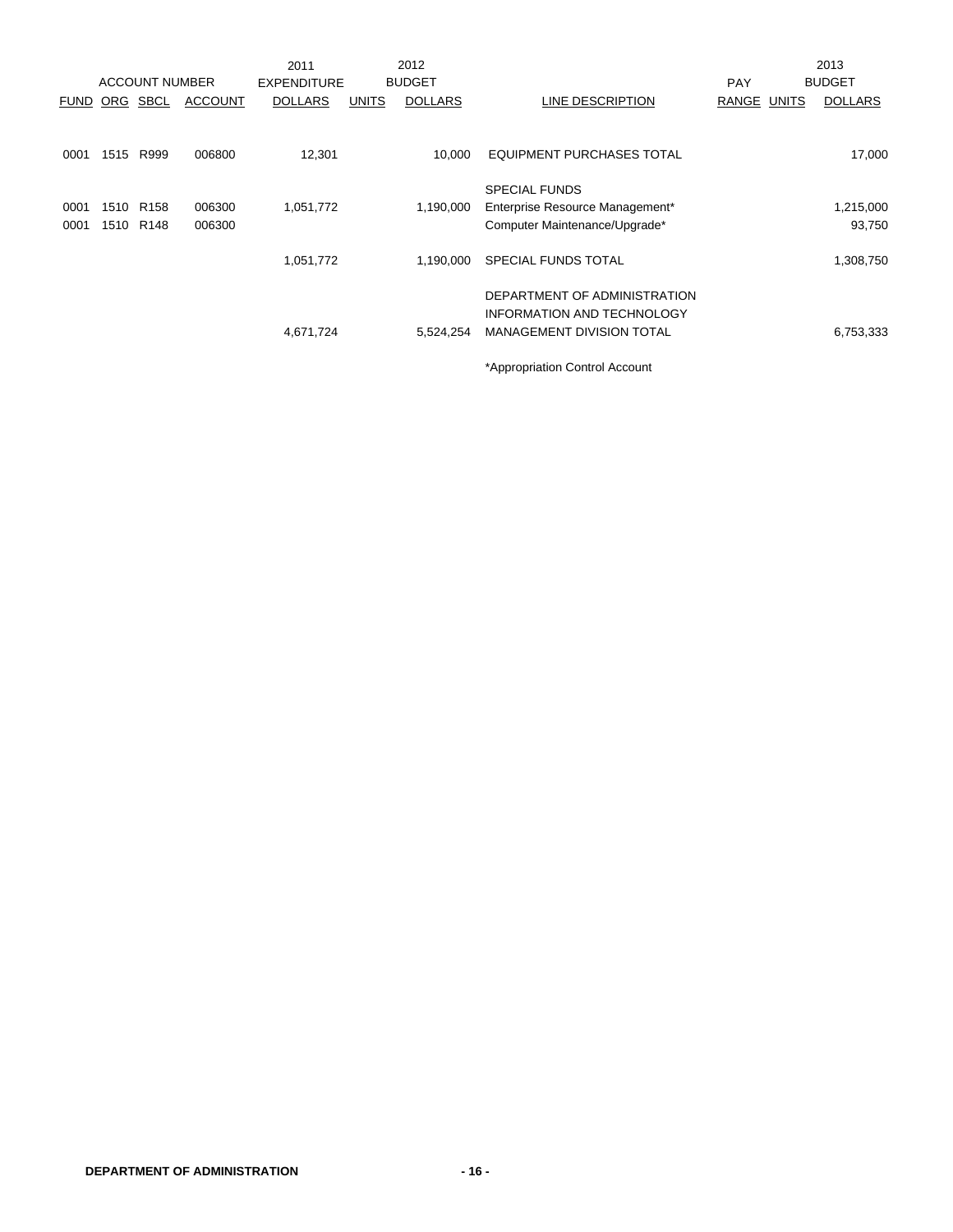| ACCOUNT NUMBER | | | | 2011 EXPENDITURE | 2012 BUDGET | | | PAY | | 2013 BUDGET |
|---|---|---|---|---|---|---|---|---|---|---|
| FUND | ORG | SBCL | ACCOUNT | DOLLARS | UNITS | DOLLARS | LINE DESCRIPTION | RANGE | UNITS | DOLLARS |
| 0001 | 1515 | R999 | 006800 | 12,301 | | 10,000 | EQUIPMENT PURCHASES TOTAL | | | 17,000 |
| | | | | | | | SPECIAL FUNDS | | | |
| 0001 | 1510 | R158 | 006300 | 1,051,772 | | 1,190,000 | Enterprise Resource Management* | | | 1,215,000 |
| 0001 | 1510 | R148 | 006300 | | | | Computer Maintenance/Upgrade* | | | 93,750 |
| | | | | 1,051,772 | | 1,190,000 | SPECIAL FUNDS TOTAL | | | 1,308,750 |
| | | | | 4,671,724 | | 5,524,254 | DEPARTMENT OF ADMINISTRATION INFORMATION AND TECHNOLOGY MANAGEMENT DIVISION TOTAL | | | 6,753,333 |

*Appropriation Control Account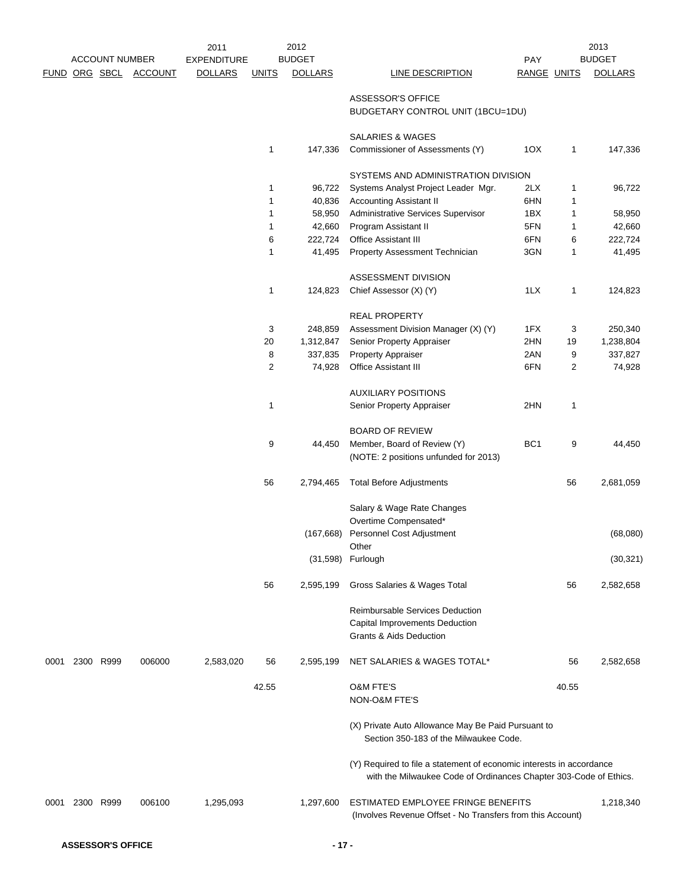| ACCOUNT NUMBER | | | | 2011 EXPENDITURE | 2012 BUDGET | | | PAY | 2013 BUDGET | |
|---|---|---|---|---|---|---|---|---|---|---|
| FUND | ORG | SBCL | ACCOUNT | DOLLARS | UNITS | DOLLARS | LINE DESCRIPTION | RANGE | UNITS | DOLLARS |
| | | | | | | | ASSESSOR'S OFFICE | | | |
| | | | | | | | BUDGETARY CONTROL UNIT (1BCU=1DU) | | | |
| | | | | | | | SALARIES & WAGES | | | |
| | | | | | 1 | 147,336 | Commissioner of Assessments (Y) | 1OX | 1 | 147,336 |
| | | | | | | | SYSTEMS AND ADMINISTRATION DIVISION | | | |
| | | | | | 1 | 96,722 | Systems Analyst Project Leader Mgr. | 2LX | 1 | 96,722 |
| | | | | | 1 | 40,836 | Accounting Assistant II | 6HN | 1 | |
| | | | | | 1 | 58,950 | Administrative Services Supervisor | 1BX | 1 | 58,950 |
| | | | | | 1 | 42,660 | Program Assistant II | 5FN | 1 | 42,660 |
| | | | | | 6 | 222,724 | Office Assistant III | 6FN | 6 | 222,724 |
| | | | | | 1 | 41,495 | Property Assessment Technician | 3GN | 1 | 41,495 |
| | | | | | | | ASSESSMENT DIVISION | | | |
| | | | | | 1 | 124,823 | Chief Assessor (X) (Y) | 1LX | 1 | 124,823 |
| | | | | | | | REAL PROPERTY | | | |
| | | | | | 3 | 248,859 | Assessment Division Manager (X) (Y) | 1FX | 3 | 250,340 |
| | | | | | 20 | 1,312,847 | Senior Property Appraiser | 2HN | 19 | 1,238,804 |
| | | | | | 8 | 337,835 | Property Appraiser | 2AN | 9 | 337,827 |
| | | | | | 2 | 74,928 | Office Assistant III | 6FN | 2 | 74,928 |
| | | | | | | | AUXILIARY POSITIONS | | | |
| | | | | | 1 | | Senior Property Appraiser | 2HN | 1 | |
| | | | | | | | BOARD OF REVIEW | | | |
| | | | | | 9 | 44,450 | Member, Board of Review (Y) (NOTE: 2 positions unfunded for 2013) | BC1 | 9 | 44,450 |
| | | | | | 56 | 2,794,465 | Total Before Adjustments | | 56 | 2,681,059 |
| | | | | | | | Salary & Wage Rate Changes | | | |
| | | | | | | | Overtime Compensated* | | | |
| | | | | | | (167,668) | Personnel Cost Adjustment | | | (68,080) |
| | | | | | | | Other | | | |
| | | | | | | (31,598) | Furlough | | | (30,321) |
| | | | | | 56 | 2,595,199 | Gross Salaries & Wages Total | | 56 | 2,582,658 |
| | | | | | | | Reimbursable Services Deduction | | | |
| | | | | | | | Capital Improvements Deduction | | | |
| | | | | | | | Grants & Aids Deduction | | | |
| 0001 | 2300 | R999 | 006000 | 2,583,020 | 56 | 2,595,199 | NET SALARIES & WAGES TOTAL* | | 56 | 2,582,658 |
| | | | | | 42.55 | | O&M FTE'S | | 40.55 | |
| | | | | | | | NON-O&M FTE'S | | | |
| | | | | | | | (X) Private Auto Allowance May Be Paid Pursuant to Section 350-183 of the Milwaukee Code. | | | |
| | | | | | | | (Y) Required to file a statement of economic interests in accordance with the Milwaukee Code of Ordinances Chapter 303-Code of Ethics. | | | |
| 0001 | 2300 | R999 | 006100 | 1,295,093 | | 1,297,600 | ESTIMATED EMPLOYEE FRINGE BENEFITS (Involves Revenue Offset - No Transfers from this Account) | | | 1,218,340 |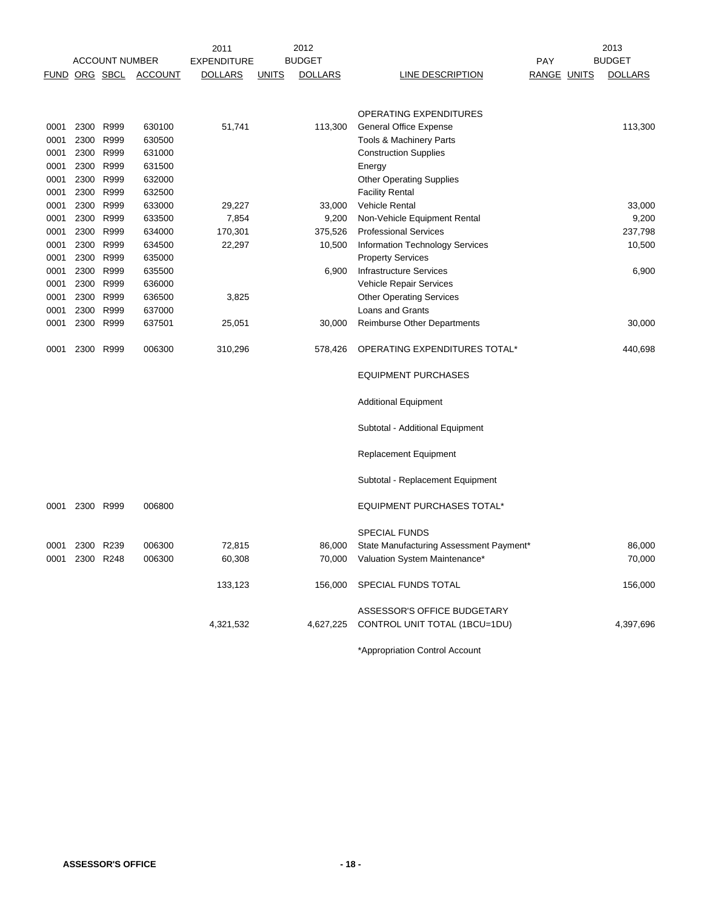| ACCOUNT NUMBER | | | | 2011 EXPENDITURE | | 2012 BUDGET | | | | 2013 BUDGET |
|---|---|---|---|---|---|---|---|---|---|---|
| FUND | ORG | SBCL | ACCOUNT | DOLLARS | UNITS | DOLLARS | LINE DESCRIPTION | PAY RANGE | UNITS | DOLLARS |
| | | | | | | | OPERATING EXPENDITURES | | | |
| 0001 | 2300 | R999 | 630100 | 51,741 | | 113,300 | General Office Expense | | | 113,300 |
| 0001 | 2300 | R999 | 630500 | | | | Tools & Machinery Parts | | | |
| 0001 | 2300 | R999 | 631000 | | | | Construction Supplies | | | |
| 0001 | 2300 | R999 | 631500 | | | | Energy | | | |
| 0001 | 2300 | R999 | 632000 | | | | Other Operating Supplies | | | |
| 0001 | 2300 | R999 | 632500 | | | | Facility Rental | | | |
| 0001 | 2300 | R999 | 633000 | 29,227 | | 33,000 | Vehicle Rental | | | 33,000 |
| 0001 | 2300 | R999 | 633500 | 7,854 | | 9,200 | Non-Vehicle Equipment Rental | | | 9,200 |
| 0001 | 2300 | R999 | 634000 | 170,301 | | 375,526 | Professional Services | | | 237,798 |
| 0001 | 2300 | R999 | 634500 | 22,297 | | 10,500 | Information Technology Services | | | 10,500 |
| 0001 | 2300 | R999 | 635000 | | | | Property Services | | | |
| 0001 | 2300 | R999 | 635500 | | | 6,900 | Infrastructure Services | | | 6,900 |
| 0001 | 2300 | R999 | 636000 | | | | Vehicle Repair Services | | | |
| 0001 | 2300 | R999 | 636500 | 3,825 | | | Other Operating Services | | | |
| 0001 | 2300 | R999 | 637000 | | | | Loans and Grants | | | |
| 0001 | 2300 | R999 | 637501 | 25,051 | | 30,000 | Reimburse Other Departments | | | 30,000 |
| 0001 | 2300 | R999 | 006300 | 310,296 | | 578,426 | OPERATING EXPENDITURES TOTAL* | | | 440,698 |
| | | | | | | | EQUIPMENT PURCHASES | | | |
| | | | | | | | Additional Equipment | | | |
| | | | | | | | Subtotal - Additional Equipment | | | |
| | | | | | | | Replacement Equipment | | | |
| | | | | | | | Subtotal - Replacement Equipment | | | |
| 0001 | 2300 | R999 | 006800 | | | | EQUIPMENT PURCHASES TOTAL* | | | |
| | | | | | | | SPECIAL FUNDS | | | |
| 0001 | 2300 | R239 | 006300 | 72,815 | | 86,000 | State Manufacturing Assessment Payment* | | | 86,000 |
| 0001 | 2300 | R248 | 006300 | 60,308 | | 70,000 | Valuation System Maintenance* | | | 70,000 |
| | | | | 133,123 | | 156,000 | SPECIAL FUNDS TOTAL | | | 156,000 |
| | | | | 4,321,532 | | 4,627,225 | ASSESSOR'S OFFICE BUDGETARY CONTROL UNIT TOTAL (1BCU=1DU) | | | 4,397,696 |

*Appropriation Control Account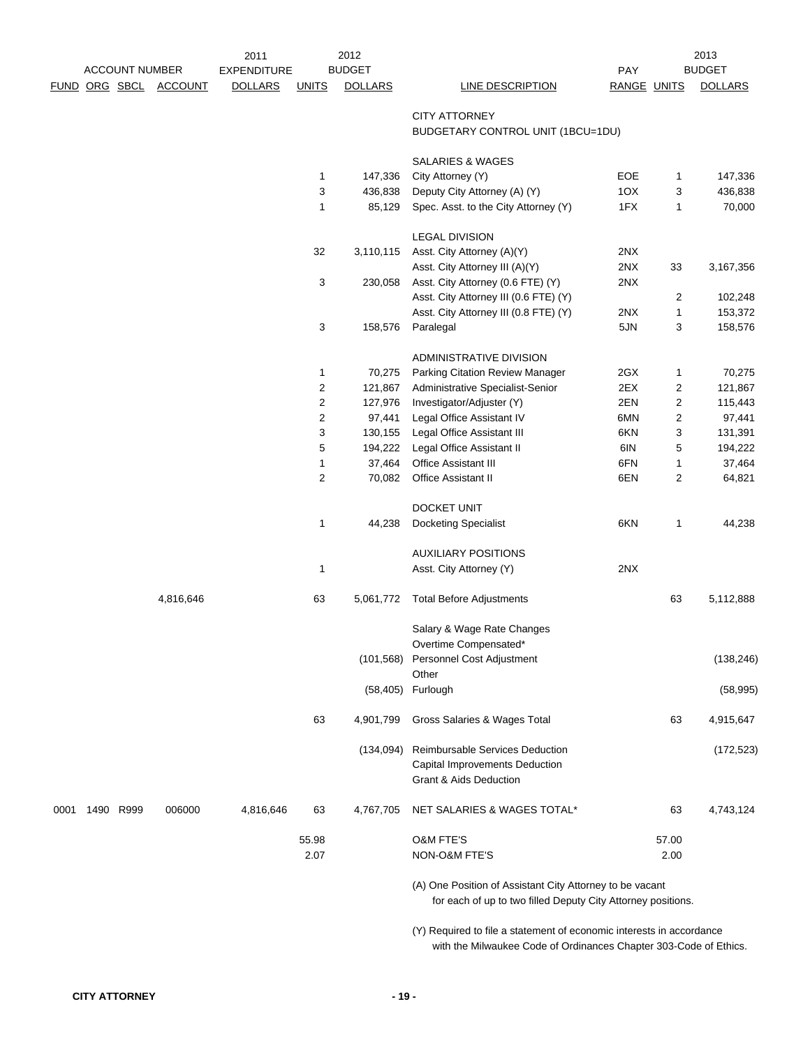| ACCOUNT NUMBER | | | | 2011 EXPENDITURE | 2012 BUDGET | | | | 2013 BUDGET | |
|---|---|---|---|---|---|---|---|---|---|---|
| FUND | ORG | SBCL | ACCOUNT | DOLLARS | UNITS | DOLLARS | LINE DESCRIPTION | PAY RANGE | UNITS | DOLLARS |
| | | | | | | | CITY ATTORNEY | | | |
| | | | | | | | BUDGETARY CONTROL UNIT (1BCU=1DU) | | | |
| | | | | | | | SALARIES & WAGES | | | |
| | | | | | 1 | 147,336 | City Attorney (Y) | EOE | 1 | 147,336 |
| | | | | | 3 | 436,838 | Deputy City Attorney (A) (Y) | 1OX | 3 | 436,838 |
| | | | | | 1 | 85,129 | Spec. Asst. to the City Attorney (Y) | 1FX | 1 | 70,000 |
| | | | | | | | LEGAL DIVISION | | | |
| | | | | | 32 | 3,110,115 | Asst. City Attorney (A)(Y) | 2NX | | |
| | | | | | | | Asst. City Attorney III (A)(Y) | 2NX | 33 | 3,167,356 |
| | | | | | 3 | 230,058 | Asst. City Attorney (0.6 FTE) (Y) | 2NX | | |
| | | | | | | | Asst. City Attorney III (0.6 FTE) (Y) | | 2 | 102,248 |
| | | | | | | | Asst. City Attorney III (0.8 FTE) (Y) | 2NX | 1 | 153,372 |
| | | | | | 3 | 158,576 | Paralegal | 5JN | 3 | 158,576 |
| | | | | | | | ADMINISTRATIVE DIVISION | | | |
| | | | | | 1 | 70,275 | Parking Citation Review Manager | 2GX | 1 | 70,275 |
| | | | | | 2 | 121,867 | Administrative Specialist-Senior | 2EX | 2 | 121,867 |
| | | | | | 2 | 127,976 | Investigator/Adjuster (Y) | 2EN | 2 | 115,443 |
| | | | | | 2 | 97,441 | Legal Office Assistant IV | 6MN | 2 | 97,441 |
| | | | | | 3 | 130,155 | Legal Office Assistant III | 6KN | 3 | 131,391 |
| | | | | | 5 | 194,222 | Legal Office Assistant II | 6IN | 5 | 194,222 |
| | | | | | 1 | 37,464 | Office Assistant III | 6FN | 1 | 37,464 |
| | | | | | 2 | 70,082 | Office Assistant II | 6EN | 2 | 64,821 |
| | | | | | | | DOCKET UNIT | | | |
| | | | | | 1 | 44,238 | Docketing Specialist | 6KN | 1 | 44,238 |
| | | | | | | | AUXILIARY POSITIONS | | | |
| | | | | | 1 | | Asst. City Attorney (Y) | 2NX | | |
| | | | | 4,816,646 | 63 | 5,061,772 | Total Before Adjustments | | 63 | 5,112,888 |
| | | | | | | | Salary & Wage Rate Changes | | | |
| | | | | | | | Overtime Compensated* | | | |
| | | | | | | (101,568) | Personnel Cost Adjustment | | | (138,246) |
| | | | | | | | Other | | | |
| | | | | | | (58,405) | Furlough | | | (58,995) |
| | | | | | 63 | 4,901,799 | Gross Salaries & Wages Total | | 63 | 4,915,647 |
| | | | | | | (134,094) | Reimbursable Services Deduction | | | (172,523) |
| | | | | | | | Capital Improvements Deduction | | | |
| | | | | | | | Grant & Aids Deduction | | | |
| 0001 | 1490 | R999 | 006000 | 4,816,646 | 63 | 4,767,705 | NET SALARIES & WAGES TOTAL* | | 63 | 4,743,124 |
| | | | | | 55.98 | | O&M FTE'S | | 57.00 | |
| | | | | | 2.07 | | NON-O&M FTE'S | | 2.00 | |

(A) One Position of Assistant City Attorney to be vacant for each of up to two filled Deputy City Attorney positions.

(Y) Required to file a statement of economic interests in accordance with the Milwaukee Code of Ordinances Chapter 303-Code of Ethics.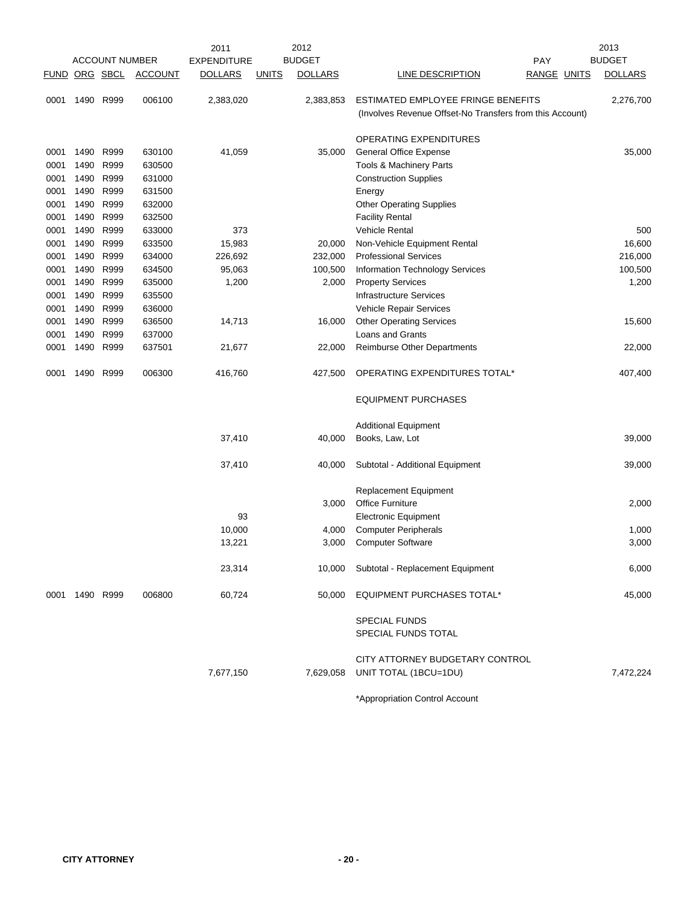| ACCOUNT NUMBER | | | | 2011 EXPENDITURE | | 2012 BUDGET | | PAY | | 2013 BUDGET |
|---|---|---|---|---|---|---|---|---|---|---|
| FUND | ORG | SBCL | ACCOUNT | DOLLARS | UNITS | DOLLARS | LINE DESCRIPTION | RANGE | UNITS | DOLLARS |
| 0001 | 1490 | R999 | 006100 | 2,383,020 | | 2,383,853 | ESTIMATED EMPLOYEE FRINGE BENEFITS (Involves Revenue Offset-No Transfers from this Account) | | | 2,276,700 |
| | | | | | | | OPERATING EXPENDITURES | | | |
| 0001 | 1490 | R999 | 630100 | 41,059 | | 35,000 | General Office Expense | | | 35,000 |
| 0001 | 1490 | R999 | 630500 | | | | Tools & Machinery Parts | | | |
| 0001 | 1490 | R999 | 631000 | | | | Construction Supplies | | | |
| 0001 | 1490 | R999 | 631500 | | | | Energy | | | |
| 0001 | 1490 | R999 | 632000 | | | | Other Operating Supplies | | | |
| 0001 | 1490 | R999 | 632500 | | | | Facility Rental | | | |
| 0001 | 1490 | R999 | 633000 | 373 | | | Vehicle Rental | | | 500 |
| 0001 | 1490 | R999 | 633500 | 15,983 | | 20,000 | Non-Vehicle Equipment Rental | | | 16,600 |
| 0001 | 1490 | R999 | 634000 | 226,692 | | 232,000 | Professional Services | | | 216,000 |
| 0001 | 1490 | R999 | 634500 | 95,063 | | 100,500 | Information Technology Services | | | 100,500 |
| 0001 | 1490 | R999 | 635000 | 1,200 | | 2,000 | Property Services | | | 1,200 |
| 0001 | 1490 | R999 | 635500 | | | | Infrastructure Services | | | |
| 0001 | 1490 | R999 | 636000 | | | | Vehicle Repair Services | | | |
| 0001 | 1490 | R999 | 636500 | 14,713 | | 16,000 | Other Operating Services | | | 15,600 |
| 0001 | 1490 | R999 | 637000 | | | | Loans and Grants | | | |
| 0001 | 1490 | R999 | 637501 | 21,677 | | 22,000 | Reimburse Other Departments | | | 22,000 |
| 0001 | 1490 | R999 | 006300 | 416,760 | | 427,500 | OPERATING EXPENDITURES TOTAL* | | | 407,400 |
| | | | | | | | EQUIPMENT PURCHASES | | | |
| | | | | | | | Additional Equipment | | | |
| | | | | 37,410 | | 40,000 | Books, Law, Lot | | | 39,000 |
| | | | | 37,410 | | 40,000 | Subtotal - Additional Equipment | | | 39,000 |
| | | | | | | | Replacement Equipment | | | |
| | | | | | | 3,000 | Office Furniture | | | 2,000 |
| | | | | 93 | | | Electronic Equipment | | | |
| | | | | 10,000 | | 4,000 | Computer Peripherals | | | 1,000 |
| | | | | 13,221 | | 3,000 | Computer Software | | | 3,000 |
| | | | | 23,314 | | 10,000 | Subtotal - Replacement Equipment | | | 6,000 |
| 0001 | 1490 | R999 | 006800 | 60,724 | | 50,000 | EQUIPMENT PURCHASES TOTAL* | | | 45,000 |
| | | | | | | | SPECIAL FUNDS | | | |
| | | | | | | | SPECIAL FUNDS TOTAL | | | |
| | | | | 7,677,150 | | 7,629,058 | CITY ATTORNEY BUDGETARY CONTROL UNIT TOTAL (1BCU=1DU) | | | 7,472,224 |

*Appropriation Control Account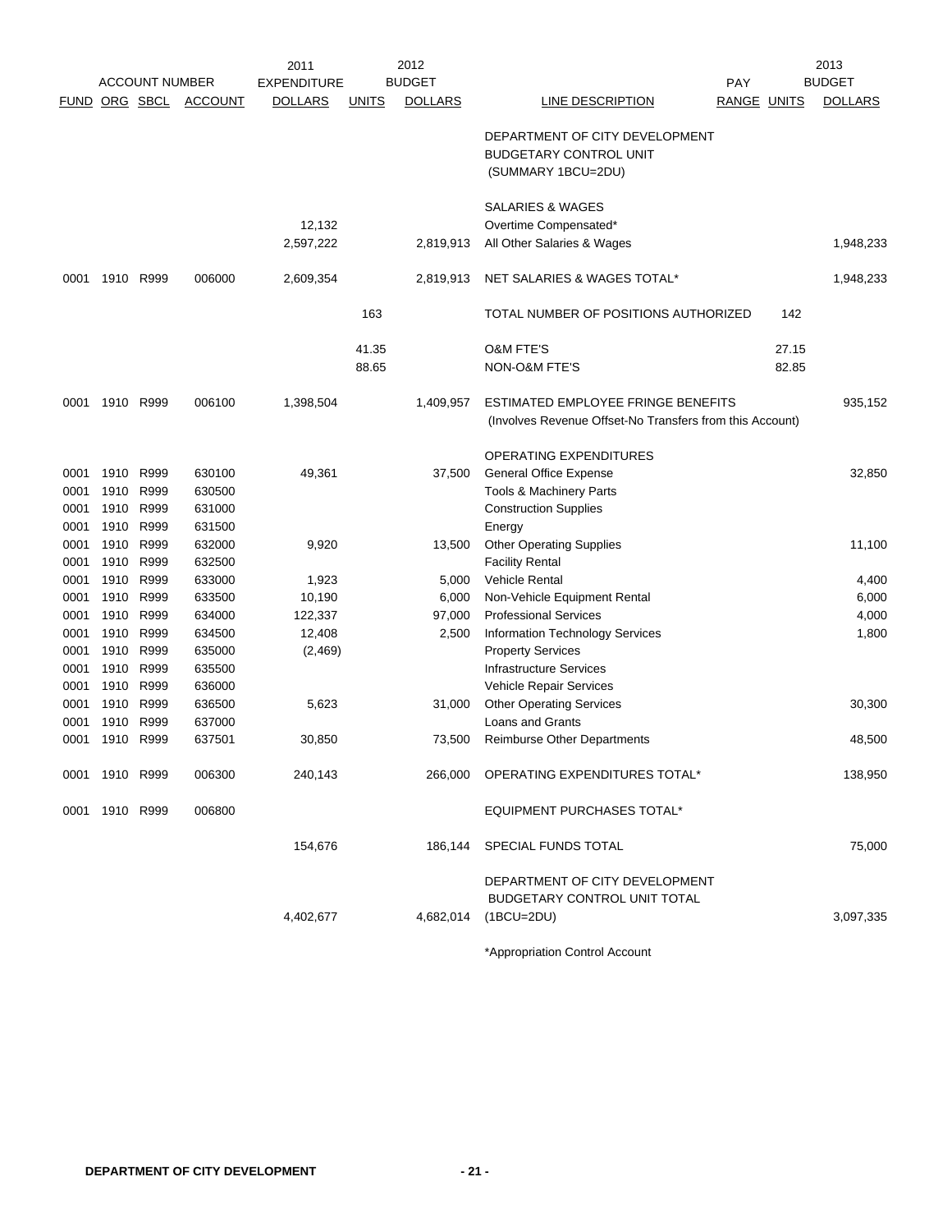| FUND | ORG | SBCL | ACCOUNT | 2011 EXPENDITURE DOLLARS | 2012 UNITS | 2012 BUDGET DOLLARS | LINE DESCRIPTION | PAY RANGE | 2013 UNITS | 2013 BUDGET DOLLARS |
|---|---|---|---|---|---|---|---|---|---|---|
| | | | | | | | DEPARTMENT OF CITY DEVELOPMENT BUDGETARY CONTROL UNIT (SUMMARY 1BCU=2DU) | | | |
| | | | | | | | SALARIES & WAGES | | | |
| | | | | 12,132 | | | Overtime Compensated* | | | |
| | | | | 2,597,222 | | 2,819,913 | All Other Salaries & Wages | | | 1,948,233 |
| 0001 | 1910 | R999 | 006000 | 2,609,354 | | 2,819,913 | NET SALARIES & WAGES TOTAL* | | | 1,948,233 |
| | | | | | 163 | | TOTAL NUMBER OF POSITIONS AUTHORIZED | | 142 | |
| | | | | | 41.35 | | O&M FTE'S | | 27.15 | |
| | | | | | 88.65 | | NON-O&M FTE'S | | 82.85 | |
| 0001 | 1910 | R999 | 006100 | 1,398,504 | | 1,409,957 | ESTIMATED EMPLOYEE FRINGE BENEFITS (Involves Revenue Offset-No Transfers from this Account) | | | 935,152 |
| | | | | | | | OPERATING EXPENDITURES | | | |
| 0001 | 1910 | R999 | 630100 | 49,361 | | 37,500 | General Office Expense | | | 32,850 |
| 0001 | 1910 | R999 | 630500 | | | | Tools & Machinery Parts | | | |
| 0001 | 1910 | R999 | 631000 | | | | Construction Supplies | | | |
| 0001 | 1910 | R999 | 631500 | | | | Energy | | | |
| 0001 | 1910 | R999 | 632000 | 9,920 | | 13,500 | Other Operating Supplies | | | 11,100 |
| 0001 | 1910 | R999 | 632500 | | | | Facility Rental | | | |
| 0001 | 1910 | R999 | 633000 | 1,923 | | 5,000 | Vehicle Rental | | | 4,400 |
| 0001 | 1910 | R999 | 633500 | 10,190 | | 6,000 | Non-Vehicle Equipment Rental | | | 6,000 |
| 0001 | 1910 | R999 | 634000 | 122,337 | | 97,000 | Professional Services | | | 4,000 |
| 0001 | 1910 | R999 | 634500 | 12,408 | | 2,500 | Information Technology Services | | | 1,800 |
| 0001 | 1910 | R999 | 635000 | (2,469) | | | Property Services | | | |
| 0001 | 1910 | R999 | 635500 | | | | Infrastructure Services | | | |
| 0001 | 1910 | R999 | 636000 | | | | Vehicle Repair Services | | | |
| 0001 | 1910 | R999 | 636500 | 5,623 | | 31,000 | Other Operating Services | | | 30,300 |
| 0001 | 1910 | R999 | 637000 | | | | Loans and Grants | | | |
| 0001 | 1910 | R999 | 637501 | 30,850 | | 73,500 | Reimburse Other Departments | | | 48,500 |
| 0001 | 1910 | R999 | 006300 | 240,143 | | 266,000 | OPERATING EXPENDITURES TOTAL* | | | 138,950 |
| 0001 | 1910 | R999 | 006800 | | | | EQUIPMENT PURCHASES TOTAL* | | | |
| | | | | 154,676 | | 186,144 | SPECIAL FUNDS TOTAL | | | 75,000 |
| | | | | 4,402,677 | | 4,682,014 | DEPARTMENT OF CITY DEVELOPMENT BUDGETARY CONTROL UNIT TOTAL (1BCU=2DU) | | | 3,097,335 |

*Appropriation Control Account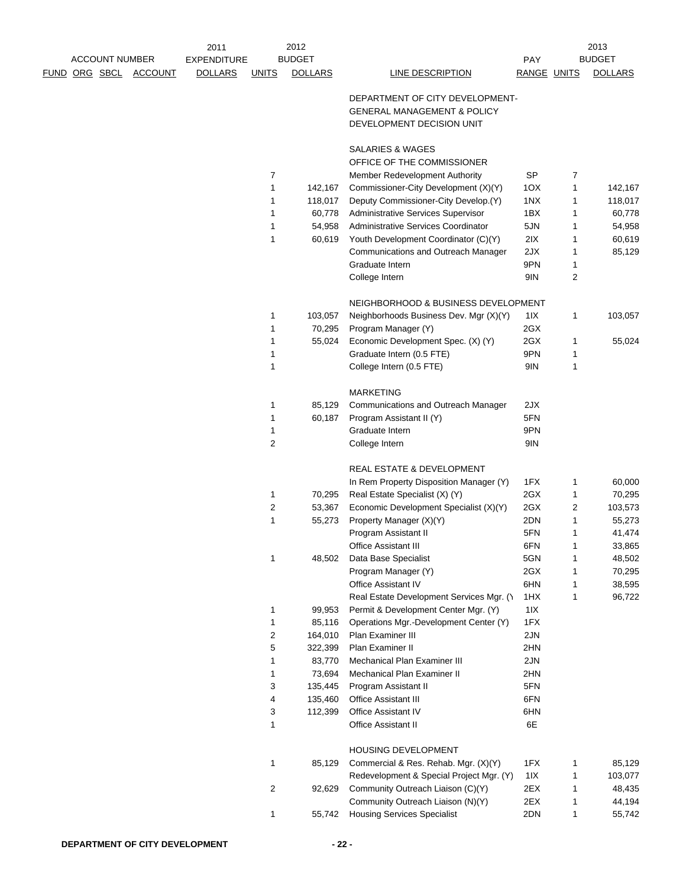| FUND | ORG | SBCL | ACCOUNT | 2011 EXPENDITURE DOLLARS | UNITS | 2012 BUDGET DOLLARS | LINE DESCRIPTION | PAY RANGE | UNITS | 2013 BUDGET DOLLARS |
|---|---|---|---|---|---|---|---|---|---|---|
| | | | | | | | DEPARTMENT OF CITY DEVELOPMENT-GENERAL MANAGEMENT & POLICY DEVELOPMENT DECISION UNIT | | | |
| | | | | | | | SALARIES & WAGES | | | |
| | | | | | | | OFFICE OF THE COMMISSIONER | | | |
| | | | | | 7 | | Member Redevelopment Authority | SP | 7 | |
| | | | | | 1 | 142,167 | Commissioner-City Development (X)(Y) | 1OX | 1 | 142,167 |
| | | | | | 1 | 118,017 | Deputy Commissioner-City Develop.(Y) | 1NX | 1 | 118,017 |
| | | | | | 1 | 60,778 | Administrative Services Supervisor | 1BX | 1 | 60,778 |
| | | | | | 1 | 54,958 | Administrative Services Coordinator | 5JN | 1 | 54,958 |
| | | | | | 1 | 60,619 | Youth Development Coordinator (C)(Y) | 2IX | 1 | 60,619 |
| | | | | | | | Communications and Outreach Manager | 2JX | 1 | 85,129 |
| | | | | | | | Graduate Intern | 9PN | 1 | |
| | | | | | | | College Intern | 9IN | 2 | |
| | | | | | | | NEIGHBORHOOD & BUSINESS DEVELOPMENT | | | |
| | | | | | 1 | 103,057 | Neighborhoods Business Dev. Mgr (X)(Y) | 1IX | 1 | 103,057 |
| | | | | | 1 | 70,295 | Program Manager (Y) | 2GX | | |
| | | | | | 1 | 55,024 | Economic Development Spec. (X) (Y) | 2GX | 1 | 55,024 |
| | | | | | 1 | | Graduate Intern (0.5 FTE) | 9PN | 1 | |
| | | | | | 1 | | College Intern (0.5 FTE) | 9IN | 1 | |
| | | | | | | | MARKETING | | | |
| | | | | | 1 | 85,129 | Communications and Outreach Manager | 2JX | | |
| | | | | | 1 | 60,187 | Program Assistant II (Y) | 5FN | | |
| | | | | | 1 | | Graduate Intern | 9PN | | |
| | | | | | 2 | | College Intern | 9IN | | |
| | | | | | | | REAL ESTATE & DEVELOPMENT | | | |
| | | | | | | | In Rem Property Disposition Manager (Y) | 1FX | 1 | 60,000 |
| | | | | | 1 | 70,295 | Real Estate Specialist (X) (Y) | 2GX | 1 | 70,295 |
| | | | | | 2 | 53,367 | Economic Development Specialist (X)(Y) | 2GX | 2 | 103,573 |
| | | | | | 1 | 55,273 | Property Manager (X)(Y) | 2DN | 1 | 55,273 |
| | | | | | | | Program Assistant II | 5FN | 1 | 41,474 |
| | | | | | | | Office Assistant III | 6FN | 1 | 33,865 |
| | | | | | 1 | 48,502 | Data Base Specialist | 5GN | 1 | 48,502 |
| | | | | | | | Program Manager (Y) | 2GX | 1 | 70,295 |
| | | | | | | | Office Assistant IV | 6HN | 1 | 38,595 |
| | | | | | | | Real Estate Development Services Mgr. (Y | 1HX | 1 | 96,722 |
| | | | | | 1 | 99,953 | Permit & Development Center Mgr. (Y) | 1IX | | |
| | | | | | 1 | 85,116 | Operations Mgr.-Development Center (Y) | 1FX | | |
| | | | | | 2 | 164,010 | Plan Examiner III | 2JN | | |
| | | | | | 5 | 322,399 | Plan Examiner II | 2HN | | |
| | | | | | 1 | 83,770 | Mechanical Plan Examiner III | 2JN | | |
| | | | | | 1 | 73,694 | Mechanical Plan Examiner II | 2HN | | |
| | | | | | 3 | 135,445 | Program Assistant II | 5FN | | |
| | | | | | 4 | 135,460 | Office Assistant III | 6FN | | |
| | | | | | 3 | 112,399 | Office Assistant IV | 6HN | | |
| | | | | | 1 | | Office Assistant II | 6E | | |
| | | | | | | | HOUSING DEVELOPMENT | | | |
| | | | | | 1 | 85,129 | Commercial & Res. Rehab. Mgr. (X)(Y) | 1FX | 1 | 85,129 |
| | | | | | | | Redevelopment & Special Project Mgr. (Y) | 1IX | 1 | 103,077 |
| | | | | | 2 | 92,629 | Community Outreach Liaison (C)(Y) | 2EX | 1 | 48,435 |
| | | | | | | | Community Outreach Liaison (N)(Y) | 2EX | 1 | 44,194 |
| | | | | | 1 | 55,742 | Housing Services Specialist | 2DN | 1 | 55,742 |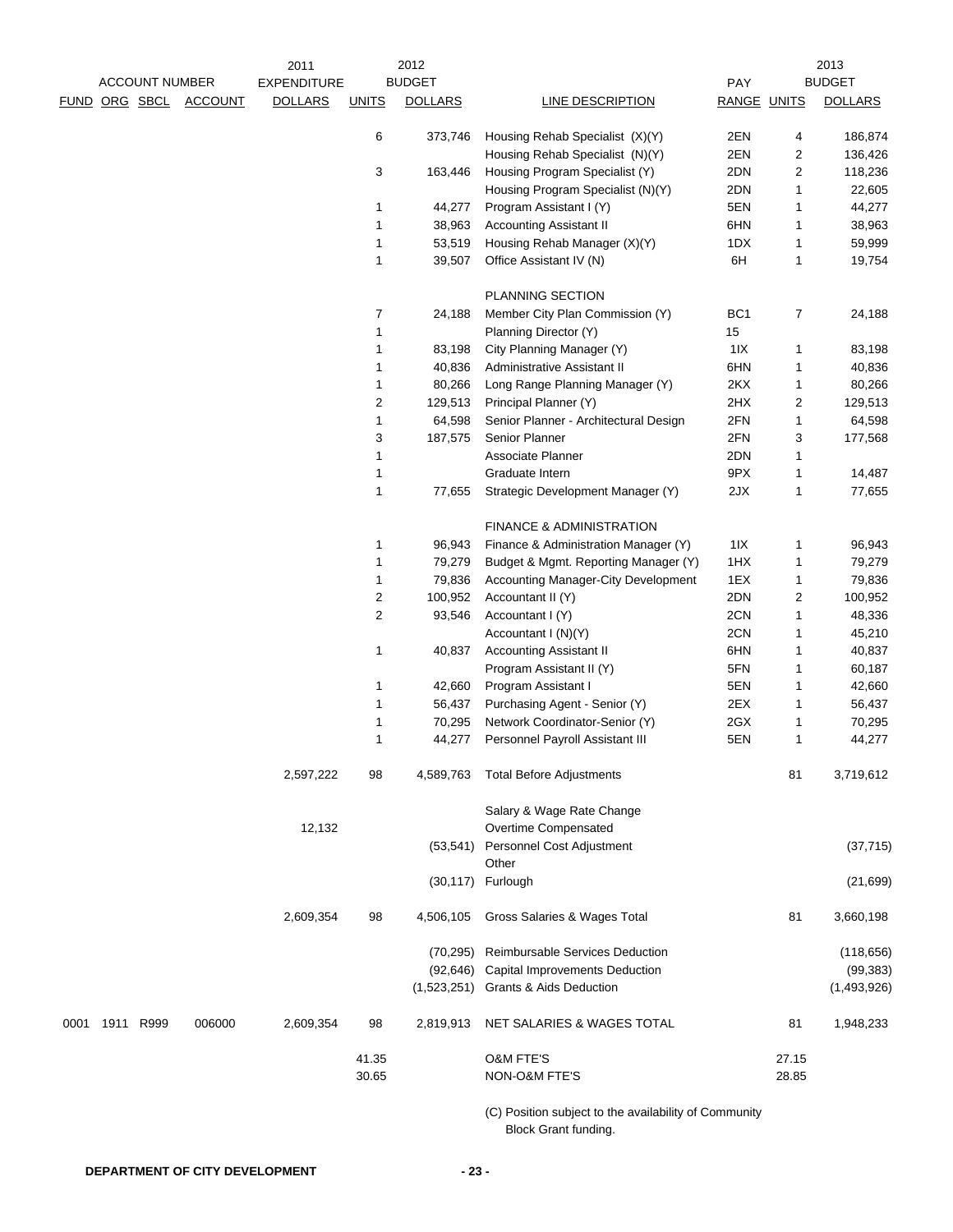| ACCOUNT NUMBER | | | | 2011 EXPENDITURE | 2012 BUDGET | | | | 2013 BUDGET | |
|---|---|---|---|---|---|---|---|---|---|---|
| FUND | ORG | SBCL | ACCOUNT | DOLLARS | UNITS | DOLLARS | LINE DESCRIPTION | PAY RANGE | UNITS | DOLLARS |
| | | | | | 6 | 373,746 | Housing Rehab Specialist (X)(Y) | 2EN | 4 | 186,874 |
| | | | | | | | Housing Rehab Specialist (N)(Y) | 2EN | 2 | 136,426 |
| | | | | | 3 | 163,446 | Housing Program Specialist (Y) | 2DN | 2 | 118,236 |
| | | | | | | | Housing Program Specialist (N)(Y) | 2DN | 1 | 22,605 |
| | | | | | 1 | 44,277 | Program Assistant I (Y) | 5EN | 1 | 44,277 |
| | | | | | 1 | 38,963 | Accounting Assistant II | 6HN | 1 | 38,963 |
| | | | | | 1 | 53,519 | Housing Rehab Manager (X)(Y) | 1DX | 1 | 59,999 |
| | | | | | 1 | 39,507 | Office Assistant IV (N) | 6H | 1 | 19,754 |
| | | | | | | | PLANNING SECTION | | | |
| | | | | | 7 | 24,188 | Member City Plan Commission (Y) | BC1 | 7 | 24,188 |
| | | | | | 1 | | Planning Director (Y) | 15 | | |
| | | | | | 1 | 83,198 | City Planning Manager (Y) | 1IX | 1 | 83,198 |
| | | | | | 1 | 40,836 | Administrative Assistant II | 6HN | 1 | 40,836 |
| | | | | | 1 | 80,266 | Long Range Planning Manager (Y) | 2KX | 1 | 80,266 |
| | | | | | 2 | 129,513 | Principal Planner (Y) | 2HX | 2 | 129,513 |
| | | | | | 1 | 64,598 | Senior Planner - Architectural Design | 2FN | 1 | 64,598 |
| | | | | | 3 | 187,575 | Senior Planner | 2FN | 3 | 177,568 |
| | | | | | 1 | | Associate Planner | 2DN | 1 | |
| | | | | | 1 | | Graduate Intern | 9PX | 1 | 14,487 |
| | | | | | 1 | 77,655 | Strategic Development Manager (Y) | 2JX | 1 | 77,655 |
| | | | | | | | FINANCE & ADMINISTRATION | | | |
| | | | | | 1 | 96,943 | Finance & Administration Manager (Y) | 1IX | 1 | 96,943 |
| | | | | | 1 | 79,279 | Budget & Mgmt. Reporting Manager (Y) | 1HX | 1 | 79,279 |
| | | | | | 1 | 79,836 | Accounting Manager-City Development | 1EX | 1 | 79,836 |
| | | | | | 2 | 100,952 | Accountant II (Y) | 2DN | 2 | 100,952 |
| | | | | | 2 | 93,546 | Accountant I (Y) | 2CN | 1 | 48,336 |
| | | | | | | | Accountant I (N)(Y) | 2CN | 1 | 45,210 |
| | | | | | 1 | 40,837 | Accounting Assistant II | 6HN | 1 | 40,837 |
| | | | | | | | Program Assistant II (Y) | 5FN | 1 | 60,187 |
| | | | | | 1 | 42,660 | Program Assistant I | 5EN | 1 | 42,660 |
| | | | | | 1 | 56,437 | Purchasing Agent - Senior (Y) | 2EX | 1 | 56,437 |
| | | | | | 1 | 70,295 | Network Coordinator-Senior (Y) | 2GX | 1 | 70,295 |
| | | | | | 1 | 44,277 | Personnel Payroll Assistant III | 5EN | 1 | 44,277 |
| | | | | 2,597,222 | 98 | 4,589,763 | Total Before Adjustments | | 81 | 3,719,612 |
| | | | | | | | Salary & Wage Rate Change | | | |
| | | | | 12,132 | | | Overtime Compensated | | | |
| | | | | | | (53,541) | Personnel Cost Adjustment | | | (37,715) |
| | | | | | | | Other | | | |
| | | | | | | (30,117) | Furlough | | | (21,699) |
| | | | | 2,609,354 | 98 | 4,506,105 | Gross Salaries & Wages Total | | 81 | 3,660,198 |
| | | | | | | (70,295) | Reimbursable Services Deduction | | | (118,656) |
| | | | | | | (92,646) | Capital Improvements Deduction | | | (99,383) |
| | | | | | | (1,523,251) | Grants & Aids Deduction | | | (1,493,926) |
| 0001 | 1911 | R999 | 006000 | 2,609,354 | 98 | 2,819,913 | NET SALARIES & WAGES TOTAL | | 81 | 1,948,233 |
| | | | | | 41.35 | | O&M FTE'S | | 27.15 | |
| | | | | | 30.65 | | NON-O&M FTE'S | | 28.85 | |

(C) Position subject to the availability of Community Block Grant funding.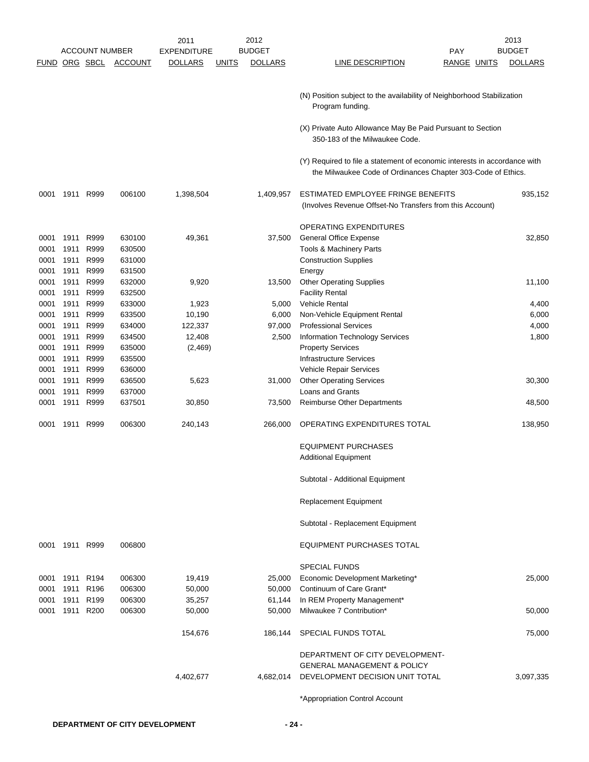| FUND | ORG | SBCL | ACCOUNT | 2011 EXPENDITURE DOLLARS | UNITS | 2012 BUDGET DOLLARS | LINE DESCRIPTION | PAY RANGE | UNITS | 2013 BUDGET DOLLARS |
|---|---|---|---|---|---|---|---|---|---|---|
| | | | | | | | (N) Position subject to the availability of Neighborhood Stabilization Program funding. | | | |
| | | | | | | | (X) Private Auto Allowance May Be Paid Pursuant to Section 350-183 of the Milwaukee Code. | | | |
| | | | | | | | (Y) Required to file a statement of economic interests in accordance with the Milwaukee Code of Ordinances Chapter 303-Code of Ethics. | | | |
| 0001 | 1911 | R999 | 006100 | 1,398,504 | | 1,409,957 | ESTIMATED EMPLOYEE FRINGE BENEFITS (Involves Revenue Offset-No Transfers from this Account) | | | 935,152 |
| | | | | | | | OPERATING EXPENDITURES | | | |
| 0001 | 1911 | R999 | 630100 | 49,361 | | 37,500 | General Office Expense | | | 32,850 |
| 0001 | 1911 | R999 | 630500 | | | | Tools & Machinery Parts | | | |
| 0001 | 1911 | R999 | 631000 | | | | Construction Supplies | | | |
| 0001 | 1911 | R999 | 631500 | | | | Energy | | | |
| 0001 | 1911 | R999 | 632000 | 9,920 | | 13,500 | Other Operating Supplies | | | 11,100 |
| 0001 | 1911 | R999 | 632500 | | | | Facility Rental | | | |
| 0001 | 1911 | R999 | 633000 | 1,923 | | 5,000 | Vehicle Rental | | | 4,400 |
| 0001 | 1911 | R999 | 633500 | 10,190 | | 6,000 | Non-Vehicle Equipment Rental | | | 6,000 |
| 0001 | 1911 | R999 | 634000 | 122,337 | | 97,000 | Professional Services | | | 4,000 |
| 0001 | 1911 | R999 | 634500 | 12,408 | | 2,500 | Information Technology Services | | | 1,800 |
| 0001 | 1911 | R999 | 635000 | (2,469) | | | Property Services | | | |
| 0001 | 1911 | R999 | 635500 | | | | Infrastructure Services | | | |
| 0001 | 1911 | R999 | 636000 | | | | Vehicle Repair Services | | | |
| 0001 | 1911 | R999 | 636500 | 5,623 | | 31,000 | Other Operating Services | | | 30,300 |
| 0001 | 1911 | R999 | 637000 | | | | Loans and Grants | | | |
| 0001 | 1911 | R999 | 637501 | 30,850 | | 73,500 | Reimburse Other Departments | | | 48,500 |
| 0001 | 1911 | R999 | 006300 | 240,143 | | 266,000 | OPERATING EXPENDITURES TOTAL | | | 138,950 |
| | | | | | | | EQUIPMENT PURCHASES | | | |
| | | | | | | | Additional Equipment | | | |
| | | | | | | | Subtotal - Additional Equipment | | | |
| | | | | | | | Replacement Equipment | | | |
| | | | | | | | Subtotal - Replacement Equipment | | | |
| 0001 | 1911 | R999 | 006800 | | | | EQUIPMENT PURCHASES TOTAL | | | |
| | | | | | | | SPECIAL FUNDS | | | |
| 0001 | 1911 | R194 | 006300 | 19,419 | | 25,000 | Economic Development Marketing* | | | 25,000 |
| 0001 | 1911 | R196 | 006300 | 50,000 | | 50,000 | Continuum of Care Grant* | | | |
| 0001 | 1911 | R199 | 006300 | 35,257 | | 61,144 | In REM Property Management* | | | |
| 0001 | 1911 | R200 | 006300 | 50,000 | | 50,000 | Milwaukee 7 Contribution* | | | 50,000 |
| | | | | 154,676 | | 186,144 | SPECIAL FUNDS TOTAL | | | 75,000 |
| | | | | 4,402,677 | | 4,682,014 | DEPARTMENT OF CITY DEVELOPMENT-GENERAL MANAGEMENT & POLICY DEVELOPMENT DECISION UNIT TOTAL | | | 3,097,335 |

*Appropriation Control Account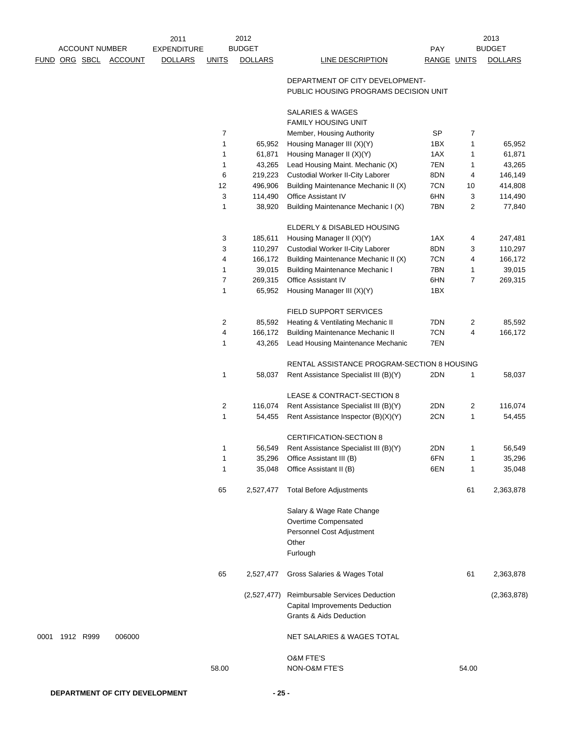| ACCOUNT NUMBER | | | | 2011 | 2012 | | | | 2013 | |
|---|---|---|---|---|---|---|---|---|---|---|
| FUND | ORG | SBCL | ACCOUNT | EXPENDITURE DOLLARS | UNITS | BUDGET DOLLARS | LINE DESCRIPTION | PAY RANGE | UNITS | BUDGET DOLLARS |
| | | | | | | | DEPARTMENT OF CITY DEVELOPMENT- PUBLIC HOUSING PROGRAMS DECISION UNIT | | | |
| | | | | | | | SALARIES & WAGES | | | |
| | | | | | | | FAMILY HOUSING UNIT | | | |
| | | | | | 7 | | Member, Housing Authority | SP | 7 | |
| | | | | | 1 | 65,952 | Housing Manager III (X)(Y) | 1BX | 1 | 65,952 |
| | | | | | 1 | 61,871 | Housing Manager II (X)(Y) | 1AX | 1 | 61,871 |
| | | | | | 1 | 43,265 | Lead Housing Maint. Mechanic (X) | 7EN | 1 | 43,265 |
| | | | | | 6 | 219,223 | Custodial Worker II-City Laborer | 8DN | 4 | 146,149 |
| | | | | | 12 | 496,906 | Building Maintenance Mechanic II (X) | 7CN | 10 | 414,808 |
| | | | | | 3 | 114,490 | Office Assistant IV | 6HN | 3 | 114,490 |
| | | | | | 1 | 38,920 | Building Maintenance Mechanic I (X) | 7BN | 2 | 77,840 |
| | | | | | | | ELDERLY & DISABLED HOUSING | | | |
| | | | | | 3 | 185,611 | Housing Manager II (X)(Y) | 1AX | 4 | 247,481 |
| | | | | | 3 | 110,297 | Custodial Worker II-City Laborer | 8DN | 3 | 110,297 |
| | | | | | 4 | 166,172 | Building Maintenance Mechanic II (X) | 7CN | 4 | 166,172 |
| | | | | | 1 | 39,015 | Building Maintenance Mechanic I | 7BN | 1 | 39,015 |
| | | | | | 7 | 269,315 | Office Assistant IV | 6HN | 7 | 269,315 |
| | | | | | 1 | 65,952 | Housing Manager III (X)(Y) | 1BX | | |
| | | | | | | | FIELD SUPPORT SERVICES | | | |
| | | | | | 2 | 85,592 | Heating & Ventilating Mechanic II | 7DN | 2 | 85,592 |
| | | | | | 4 | 166,172 | Building Maintenance Mechanic II | 7CN | 4 | 166,172 |
| | | | | | 1 | 43,265 | Lead Housing Maintenance Mechanic | 7EN | | |
| | | | | | | | RENTAL ASSISTANCE PROGRAM-SECTION 8 HOUSING | | | |
| | | | | | 1 | 58,037 | Rent Assistance Specialist III (B)(Y) | 2DN | 1 | 58,037 |
| | | | | | | | LEASE & CONTRACT-SECTION 8 | | | |
| | | | | | 2 | 116,074 | Rent Assistance Specialist III (B)(Y) | 2DN | 2 | 116,074 |
| | | | | | 1 | 54,455 | Rent Assistance Inspector (B)(X)(Y) | 2CN | 1 | 54,455 |
| | | | | | | | CERTIFICATION-SECTION 8 | | | |
| | | | | | 1 | 56,549 | Rent Assistance Specialist III (B)(Y) | 2DN | 1 | 56,549 |
| | | | | | 1 | 35,296 | Office Assistant III (B) | 6FN | 1 | 35,296 |
| | | | | | 1 | 35,048 | Office Assistant II (B) | 6EN | 1 | 35,048 |
| | | | | | 65 | 2,527,477 | Total Before Adjustments | | 61 | 2,363,878 |
| | | | | | | | Salary & Wage Rate Change | | | |
| | | | | | | | Overtime Compensated | | | |
| | | | | | | | Personnel Cost Adjustment | | | |
| | | | | | | | Other | | | |
| | | | | | | | Furlough | | | |
| | | | | | 65 | 2,527,477 | Gross Salaries & Wages Total | | 61 | 2,363,878 |
| | | | | | | (2,527,477) | Reimbursable Services Deduction | | | (2,363,878) |
| | | | | | | | Capital Improvements Deduction | | | |
| | | | | | | | Grants & Aids Deduction | | | |
| 0001 | 1912 | R999 | 006000 | | | | NET SALARIES & WAGES TOTAL | | | |
| | | | | | | | O&M FTE'S | | | |
| | | | | | 58.00 | | NON-O&M FTE'S | | 54.00 | |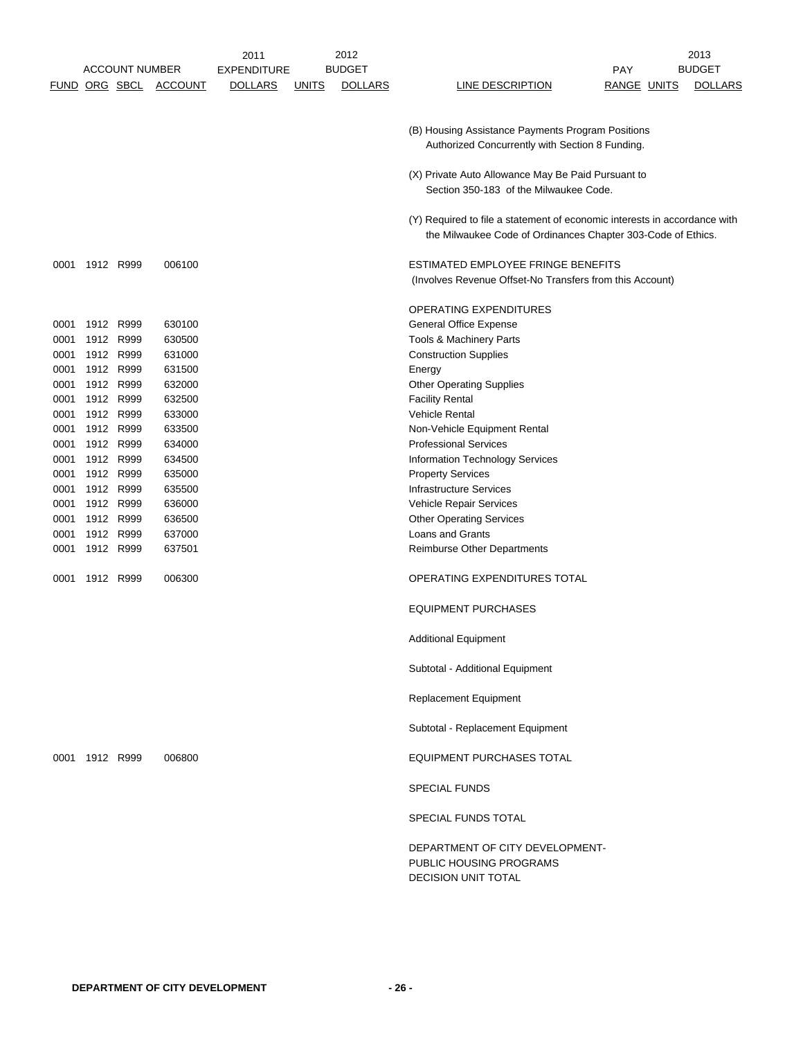| ACCOUNT NUMBER | | | | 2011 EXPENDITURE | 2012 BUDGET | | | PAY | 2013 BUDGET | |
|---|---|---|---|---|---|---|---|---|---|---|
| FUND | ORG | SBCL | ACCOUNT | DOLLARS | UNITS | DOLLARS | LINE DESCRIPTION | RANGE | UNITS | DOLLARS |
| | | | | | | | (B) Housing Assistance Payments Program Positions Authorized Concurrently with Section 8 Funding. | | | |
| | | | | | | | (X) Private Auto Allowance May Be Paid Pursuant to Section 350-183 of the Milwaukee Code. | | | |
| | | | | | | | (Y) Required to file a statement of economic interests in accordance with the Milwaukee Code of Ordinances Chapter 303-Code of Ethics. | | | |
| 0001 | 1912 | R999 | 006100 | | | | ESTIMATED EMPLOYEE FRINGE BENEFITS (Involves Revenue Offset-No Transfers from this Account) | | | |
| | | | | | | | OPERATING EXPENDITURES | | | |
| 0001 | 1912 | R999 | 630100 | | | | General Office Expense | | | |
| 0001 | 1912 | R999 | 630500 | | | | Tools & Machinery Parts | | | |
| 0001 | 1912 | R999 | 631000 | | | | Construction Supplies | | | |
| 0001 | 1912 | R999 | 631500 | | | | Energy | | | |
| 0001 | 1912 | R999 | 632000 | | | | Other Operating Supplies | | | |
| 0001 | 1912 | R999 | 632500 | | | | Facility Rental | | | |
| 0001 | 1912 | R999 | 633000 | | | | Vehicle Rental | | | |
| 0001 | 1912 | R999 | 633500 | | | | Non-Vehicle Equipment Rental | | | |
| 0001 | 1912 | R999 | 634000 | | | | Professional Services | | | |
| 0001 | 1912 | R999 | 634500 | | | | Information Technology Services | | | |
| 0001 | 1912 | R999 | 635000 | | | | Property Services | | | |
| 0001 | 1912 | R999 | 635500 | | | | Infrastructure Services | | | |
| 0001 | 1912 | R999 | 636000 | | | | Vehicle Repair Services | | | |
| 0001 | 1912 | R999 | 636500 | | | | Other Operating Services | | | |
| 0001 | 1912 | R999 | 637000 | | | | Loans and Grants | | | |
| 0001 | 1912 | R999 | 637501 | | | | Reimburse Other Departments | | | |
| 0001 | 1912 | R999 | 006300 | | | | OPERATING EXPENDITURES TOTAL | | | |
| | | | | | | | EQUIPMENT PURCHASES | | | |
| | | | | | | | Additional Equipment | | | |
| | | | | | | | Subtotal - Additional Equipment | | | |
| | | | | | | | Replacement Equipment | | | |
| | | | | | | | Subtotal - Replacement Equipment | | | |
| 0001 | 1912 | R999 | 006800 | | | | EQUIPMENT PURCHASES TOTAL | | | |
| | | | | | | | SPECIAL FUNDS | | | |
| | | | | | | | SPECIAL FUNDS TOTAL | | | |
| | | | | | | | DEPARTMENT OF CITY DEVELOPMENT- PUBLIC HOUSING PROGRAMS DECISION UNIT TOTAL | | | |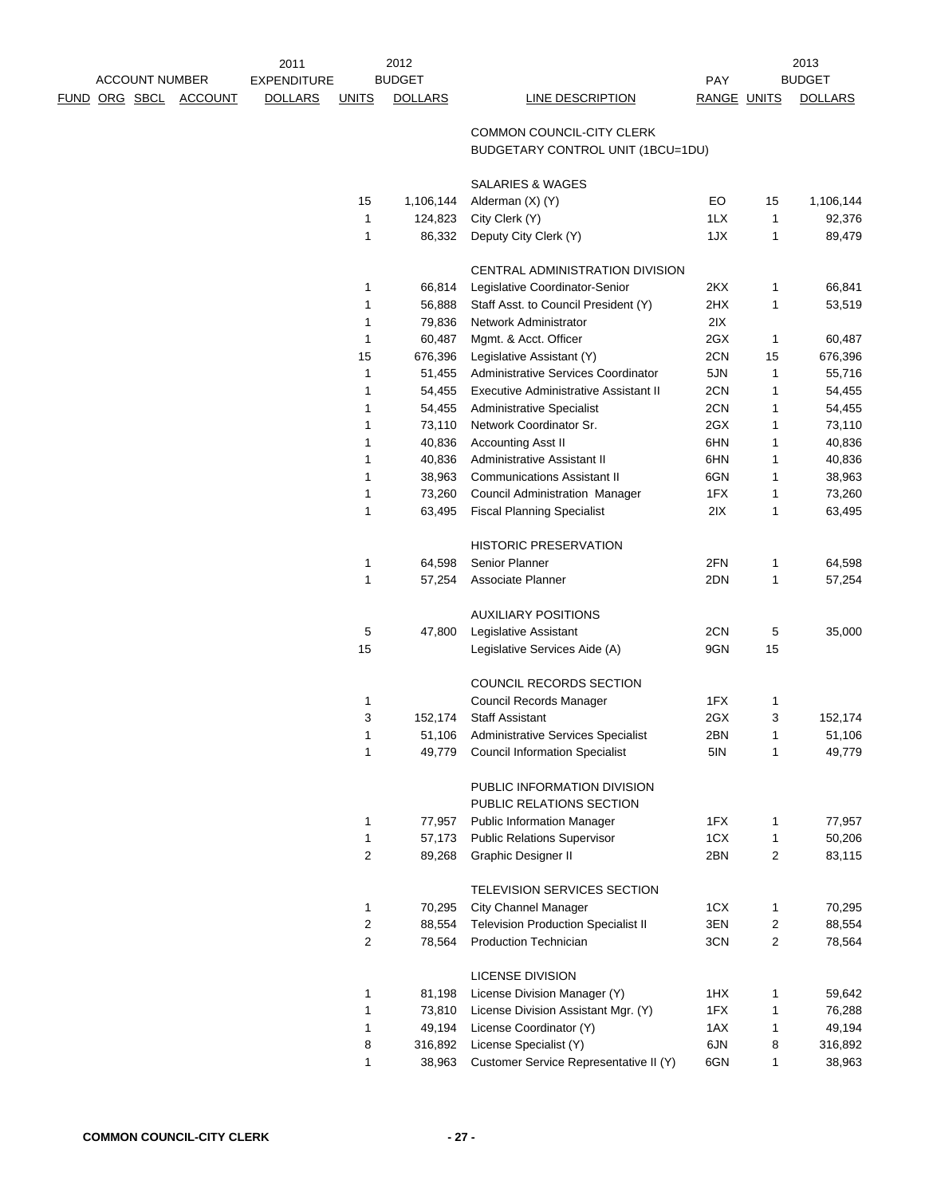| ACCOUNT NUMBER | | | | 2011 EXPENDITURE | 2012 BUDGET | | | PAY | | 2013 BUDGET |
|---|---|---|---|---|---|---|---|---|---|---|
| FUND | ORG | SBCL | ACCOUNT | DOLLARS | UNITS | DOLLARS | LINE DESCRIPTION | RANGE | UNITS | DOLLARS |
| | | | | | | | COMMON COUNCIL-CITY CLERK | | | |
| | | | | | | | BUDGETARY CONTROL UNIT (1BCU=1DU) | | | |
| | | | | | | | SALARIES & WAGES | | | |
| | | | | | 15 | 1,106,144 | Alderman (X) (Y) | EO | 15 | 1,106,144 |
| | | | | | 1 | 124,823 | City Clerk (Y) | 1LX | 1 | 92,376 |
| | | | | | 1 | 86,332 | Deputy City Clerk (Y) | 1JX | 1 | 89,479 |
| | | | | | | | CENTRAL ADMINISTRATION DIVISION | | | |
| | | | | | 1 | 66,814 | Legislative Coordinator-Senior | 2KX | 1 | 66,841 |
| | | | | | 1 | 56,888 | Staff Asst. to Council President (Y) | 2HX | 1 | 53,519 |
| | | | | | 1 | 79,836 | Network Administrator | 2IX | | |
| | | | | | 1 | 60,487 | Mgmt. & Acct. Officer | 2GX | 1 | 60,487 |
| | | | | | 15 | 676,396 | Legislative Assistant (Y) | 2CN | 15 | 676,396 |
| | | | | | 1 | 51,455 | Administrative Services Coordinator | 5JN | 1 | 55,716 |
| | | | | | 1 | 54,455 | Executive Administrative Assistant II | 2CN | 1 | 54,455 |
| | | | | | 1 | 54,455 | Administrative Specialist | 2CN | 1 | 54,455 |
| | | | | | 1 | 73,110 | Network Coordinator Sr. | 2GX | 1 | 73,110 |
| | | | | | 1 | 40,836 | Accounting Asst II | 6HN | 1 | 40,836 |
| | | | | | 1 | 40,836 | Administrative Assistant II | 6HN | 1 | 40,836 |
| | | | | | 1 | 38,963 | Communications Assistant II | 6GN | 1 | 38,963 |
| | | | | | 1 | 73,260 | Council Administration Manager | 1FX | 1 | 73,260 |
| | | | | | 1 | 63,495 | Fiscal Planning Specialist | 2IX | 1 | 63,495 |
| | | | | | | | HISTORIC PRESERVATION | | | |
| | | | | | 1 | 64,598 | Senior Planner | 2FN | 1 | 64,598 |
| | | | | | 1 | 57,254 | Associate Planner | 2DN | 1 | 57,254 |
| | | | | | | | AUXILIARY POSITIONS | | | |
| | | | | | 5 | 47,800 | Legislative Assistant | 2CN | 5 | 35,000 |
| | | | | | 15 | | Legislative Services Aide (A) | 9GN | 15 | |
| | | | | | | | COUNCIL RECORDS SECTION | | | |
| | | | | | 1 | | Council Records Manager | 1FX | 1 | |
| | | | | | 3 | 152,174 | Staff Assistant | 2GX | 3 | 152,174 |
| | | | | | 1 | 51,106 | Administrative Services Specialist | 2BN | 1 | 51,106 |
| | | | | | 1 | 49,779 | Council Information Specialist | 5IN | 1 | 49,779 |
| | | | | | | | PUBLIC INFORMATION DIVISION | | | |
| | | | | | | | PUBLIC RELATIONS SECTION | | | |
| | | | | | 1 | 77,957 | Public Information Manager | 1FX | 1 | 77,957 |
| | | | | | 1 | 57,173 | Public Relations Supervisor | 1CX | 1 | 50,206 |
| | | | | | 2 | 89,268 | Graphic Designer II | 2BN | 2 | 83,115 |
| | | | | | | | TELEVISION SERVICES SECTION | | | |
| | | | | | 1 | 70,295 | City Channel Manager | 1CX | 1 | 70,295 |
| | | | | | 2 | 88,554 | Television Production Specialist II | 3EN | 2 | 88,554 |
| | | | | | 2 | 78,564 | Production Technician | 3CN | 2 | 78,564 |
| | | | | | | | LICENSE DIVISION | | | |
| | | | | | 1 | 81,198 | License Division Manager (Y) | 1HX | 1 | 59,642 |
| | | | | | 1 | 73,810 | License Division Assistant Mgr. (Y) | 1FX | 1 | 76,288 |
| | | | | | 1 | 49,194 | License Coordinator (Y) | 1AX | 1 | 49,194 |
| | | | | | 8 | 316,892 | License Specialist (Y) | 6JN | 8 | 316,892 |
| | | | | | 1 | 38,963 | Customer Service Representative II (Y) | 6GN | 1 | 38,963 |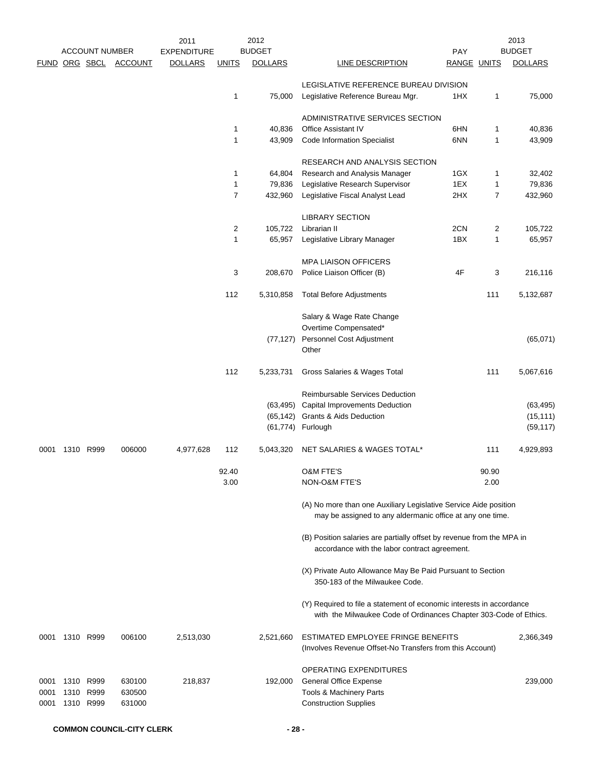| ACCOUNT NUMBER | | | | 2011 EXPENDITURE | 2012 BUDGET | | | PAY | | 2013 BUDGET |
|---|---|---|---|---|---|---|---|---|---|---|
| FUND | ORG | SBCL | ACCOUNT | DOLLARS | UNITS | DOLLARS | LINE DESCRIPTION | RANGE | UNITS | DOLLARS |
| | | | | | | | LEGISLATIVE REFERENCE BUREAU DIVISION | | | |
| | | | | | 1 | 75,000 | Legislative Reference Bureau Mgr. | 1HX | 1 | 75,000 |
| | | | | | | | ADMINISTRATIVE SERVICES SECTION | | | |
| | | | | | 1 | 40,836 | Office Assistant IV | 6HN | 1 | 40,836 |
| | | | | | 1 | 43,909 | Code Information Specialist | 6NN | 1 | 43,909 |
| | | | | | | | RESEARCH AND ANALYSIS SECTION | | | |
| | | | | | 1 | 64,804 | Research and Analysis Manager | 1GX | 1 | 32,402 |
| | | | | | 1 | 79,836 | Legislative Research Supervisor | 1EX | 1 | 79,836 |
| | | | | | 7 | 432,960 | Legislative Fiscal Analyst Lead | 2HX | 7 | 432,960 |
| | | | | | | | LIBRARY SECTION | | | |
| | | | | | 2 | 105,722 | Librarian II | 2CN | 2 | 105,722 |
| | | | | | 1 | 65,957 | Legislative Library Manager | 1BX | 1 | 65,957 |
| | | | | | | | MPA LIAISON OFFICERS | | | |
| | | | | | 3 | 208,670 | Police Liaison Officer (B) | 4F | 3 | 216,116 |
| | | | | | 112 | 5,310,858 | Total Before Adjustments | | 111 | 5,132,687 |
| | | | | | | | Salary & Wage Rate Change | | | |
| | | | | | | | Overtime Compensated* | | | |
| | | | | | | (77,127) | Personnel Cost Adjustment | | | (65,071) |
| | | | | | | | Other | | | |
| | | | | | 112 | 5,233,731 | Gross Salaries & Wages Total | | 111 | 5,067,616 |
| | | | | | | | Reimbursable Services Deduction | | | |
| | | | | | | (63,495) | Capital Improvements Deduction | | | (63,495) |
| | | | | | | (65,142) | Grants & Aids Deduction | | | (15,111) |
| | | | | | | (61,774) | Furlough | | | (59,117) |
| 0001 | 1310 | R999 | 006000 | 4,977,628 | 112 | 5,043,320 | NET SALARIES & WAGES TOTAL* | | 111 | 4,929,893 |
| | | | | | 92.40 | | O&M FTE'S | | 90.90 | |
| | | | | | 3.00 | | NON-O&M FTE'S | | 2.00 | |
| | | | | | | | (A) No more than one Auxiliary Legislative Service Aide position may be assigned to any aldermanic office at any one time. | | | |
| | | | | | | | (B) Position salaries are partially offset by revenue from the MPA in accordance with the labor contract agreement. | | | |
| | | | | | | | (X) Private Auto Allowance May Be Paid Pursuant to Section 350-183 of the Milwaukee Code. | | | |
| | | | | | | | (Y) Required to file a statement of economic interests in accordance with the Milwaukee Code of Ordinances Chapter 303-Code of Ethics. | | | |
| 0001 | 1310 | R999 | 006100 | 2,513,030 | | 2,521,660 | ESTIMATED EMPLOYEE FRINGE BENEFITS (Involves Revenue Offset-No Transfers from this Account) | | | 2,366,349 |
| | | | | | | | OPERATING EXPENDITURES | | | |
| 0001 | 1310 | R999 | 630100 | 218,837 | | 192,000 | General Office Expense | | | 239,000 |
| 0001 | 1310 | R999 | 630500 | | | | Tools & Machinery Parts | | | |
| 0001 | 1310 | R999 | 631000 | | | | Construction Supplies | | | |

COMMON COUNCIL-CITY CLERK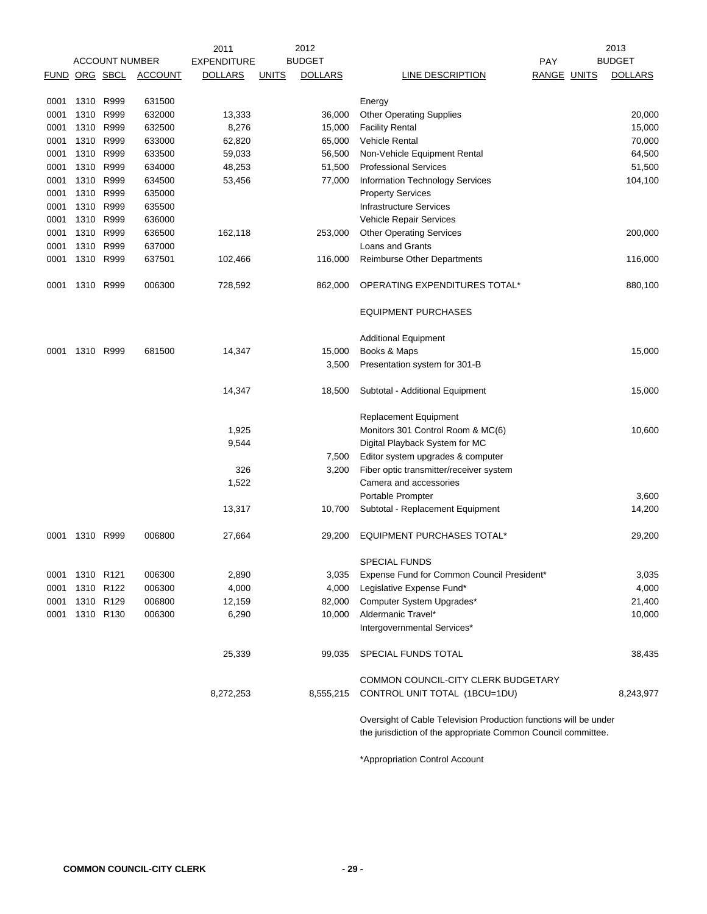| FUND | ORG | SBCL | ACCOUNT | 2011 EXPENDITURE DOLLARS | 2012 BUDGET UNITS | 2012 BUDGET DOLLARS | LINE DESCRIPTION | PAY RANGE | UNITS | 2013 BUDGET DOLLARS |
|---|---|---|---|---|---|---|---|---|---|---|
| 0001 | 1310 | R999 | 631500 | | | | Energy | | | |
| 0001 | 1310 | R999 | 632000 | 13,333 | | 36,000 | Other Operating Supplies | | | 20,000 |
| 0001 | 1310 | R999 | 632500 | 8,276 | | 15,000 | Facility Rental | | | 15,000 |
| 0001 | 1310 | R999 | 633000 | 62,820 | | 65,000 | Vehicle Rental | | | 70,000 |
| 0001 | 1310 | R999 | 633500 | 59,033 | | 56,500 | Non-Vehicle Equipment Rental | | | 64,500 |
| 0001 | 1310 | R999 | 634000 | 48,253 | | 51,500 | Professional Services | | | 51,500 |
| 0001 | 1310 | R999 | 634500 | 53,456 | | 77,000 | Information Technology Services | | | 104,100 |
| 0001 | 1310 | R999 | 635000 | | | | Property Services | | | |
| 0001 | 1310 | R999 | 635500 | | | | Infrastructure Services | | | |
| 0001 | 1310 | R999 | 636000 | | | | Vehicle Repair Services | | | |
| 0001 | 1310 | R999 | 636500 | 162,118 | | 253,000 | Other Operating Services | | | 200,000 |
| 0001 | 1310 | R999 | 637000 | | | | Loans and Grants | | | |
| 0001 | 1310 | R999 | 637501 | 102,466 | | 116,000 | Reimburse Other Departments | | | 116,000 |
| 0001 | 1310 | R999 | 006300 | 728,592 | | 862,000 | OPERATING EXPENDITURES TOTAL* | | | 880,100 |
| | | | | | | | EQUIPMENT PURCHASES | | | |
| | | | | | | | Additional Equipment | | | |
| 0001 | 1310 | R999 | 681500 | 14,347 | | 15,000 | Books & Maps | | | 15,000 |
| | | | | | | 3,500 | Presentation system for 301-B | | | |
| | | | | 14,347 | | 18,500 | Subtotal - Additional Equipment | | | 15,000 |
| | | | | | | | Replacement Equipment | | | |
| | | | | 1,925 | | | Monitors 301 Control Room & MC(6) | | | 10,600 |
| | | | | 9,544 | | | Digital Playback System for MC | | | |
| | | | | | | 7,500 | Editor system upgrades & computer | | | |
| | | | | 326 | | 3,200 | Fiber optic transmitter/receiver system | | | |
| | | | | 1,522 | | | Camera and accessories | | | |
| | | | | | | | Portable Prompter | | | 3,600 |
| | | | | 13,317 | | 10,700 | Subtotal - Replacement Equipment | | | 14,200 |
| 0001 | 1310 | R999 | 006800 | 27,664 | | 29,200 | EQUIPMENT PURCHASES TOTAL* | | | 29,200 |
| | | | | | | | SPECIAL FUNDS | | | |
| 0001 | 1310 | R121 | 006300 | 2,890 | | 3,035 | Expense Fund for Common Council President* | | | 3,035 |
| 0001 | 1310 | R122 | 006300 | 4,000 | | 4,000 | Legislative Expense Fund* | | | 4,000 |
| 0001 | 1310 | R129 | 006800 | 12,159 | | 82,000 | Computer System Upgrades* | | | 21,400 |
| 0001 | 1310 | R130 | 006300 | 6,290 | | 10,000 | Aldermanic Travel* | | | 10,000 |
| | | | | | | | Intergovernmental Services* | | | |
| | | | | 25,339 | | 99,035 | SPECIAL FUNDS TOTAL | | | 38,435 |
| | | | | 8,272,253 | | 8,555,215 | COMMON COUNCIL-CITY CLERK BUDGETARY CONTROL UNIT TOTAL (1BCU=1DU) | | | 8,243,977 |

Oversight of Cable Television Production functions will be under the jurisdiction of the appropriate Common Council committee.

*Appropriation Control Account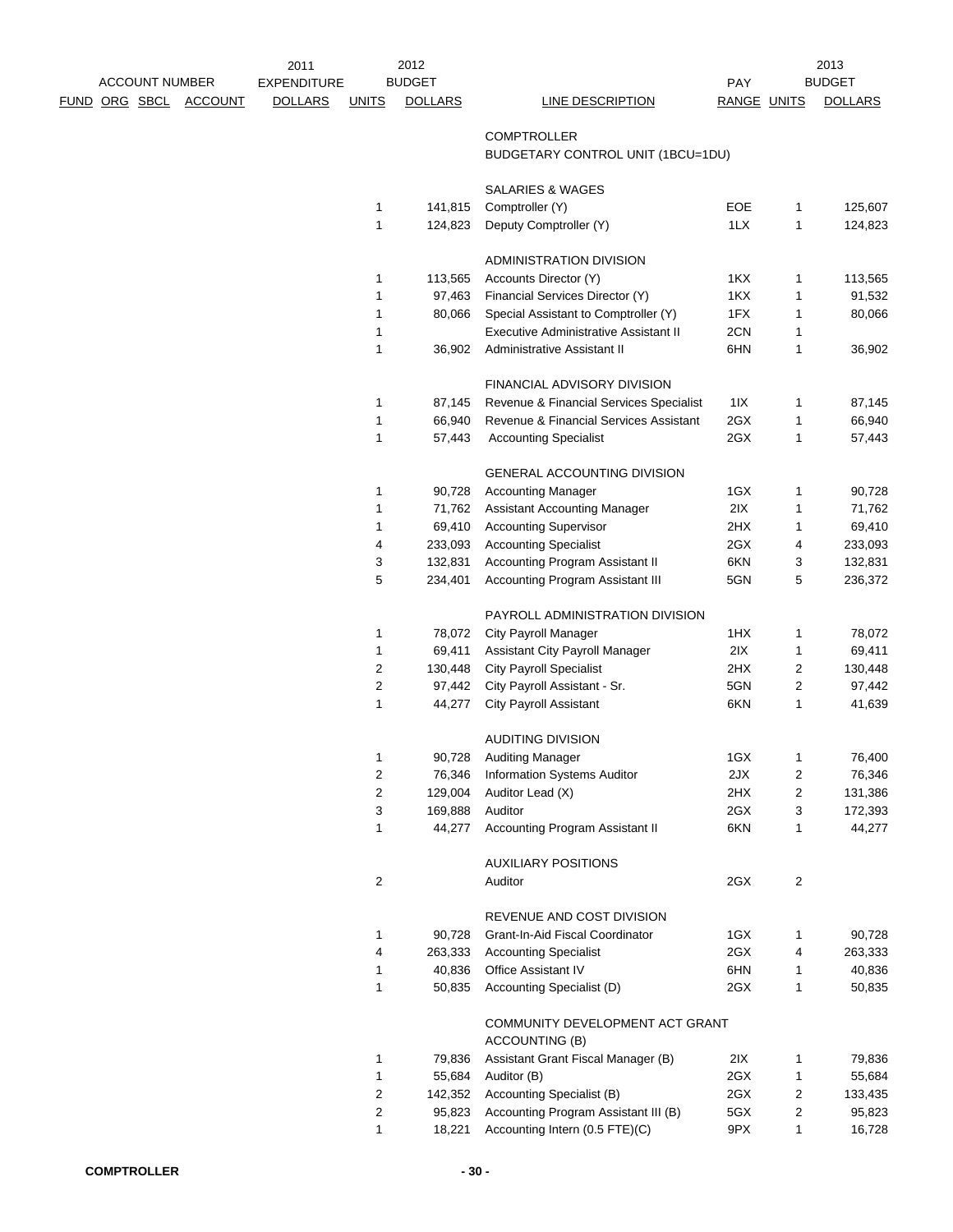| ACCOUNT NUMBER | | | | 2011 | 2012 | | | | | 2013 |
|---|---|---|---|---|---|---|---|---|---|---|
| FUND | ORG | SBCL | ACCOUNT | EXPENDITURE DOLLARS | UNITS | BUDGET DOLLARS | LINE DESCRIPTION | PAY RANGE | UNITS | BUDGET DOLLARS |
| | | | | | | | COMPTROLLER | | | |
| | | | | | | | BUDGETARY CONTROL UNIT (1BCU=1DU) | | | |
| | | | | | | | SALARIES & WAGES | | | |
| | | | | | 1 | 141,815 | Comptroller (Y) | EOE | 1 | 125,607 |
| | | | | | 1 | 124,823 | Deputy Comptroller (Y) | 1LX | 1 | 124,823 |
| | | | | | | | ADMINISTRATION DIVISION | | | |
| | | | | | 1 | 113,565 | Accounts Director (Y) | 1KX | 1 | 113,565 |
| | | | | | 1 | 97,463 | Financial Services Director (Y) | 1KX | 1 | 91,532 |
| | | | | | 1 | 80,066 | Special Assistant to Comptroller (Y) | 1FX | 1 | 80,066 |
| | | | | | 1 | | Executive Administrative Assistant II | 2CN | 1 | |
| | | | | | 1 | 36,902 | Administrative Assistant II | 6HN | 1 | 36,902 |
| | | | | | | | FINANCIAL ADVISORY DIVISION | | | |
| | | | | | 1 | 87,145 | Revenue & Financial Services Specialist | 1IX | 1 | 87,145 |
| | | | | | 1 | 66,940 | Revenue & Financial Services Assistant | 2GX | 1 | 66,940 |
| | | | | | 1 | 57,443 | Accounting Specialist | 2GX | 1 | 57,443 |
| | | | | | | | GENERAL ACCOUNTING DIVISION | | | |
| | | | | | 1 | 90,728 | Accounting Manager | 1GX | 1 | 90,728 |
| | | | | | 1 | 71,762 | Assistant Accounting Manager | 2IX | 1 | 71,762 |
| | | | | | 1 | 69,410 | Accounting Supervisor | 2HX | 1 | 69,410 |
| | | | | | 4 | 233,093 | Accounting Specialist | 2GX | 4 | 233,093 |
| | | | | | 3 | 132,831 | Accounting Program Assistant II | 6KN | 3 | 132,831 |
| | | | | | 5 | 234,401 | Accounting Program Assistant III | 5GN | 5 | 236,372 |
| | | | | | | | PAYROLL ADMINISTRATION DIVISION | | | |
| | | | | | 1 | 78,072 | City Payroll Manager | 1HX | 1 | 78,072 |
| | | | | | 1 | 69,411 | Assistant City Payroll Manager | 2IX | 1 | 69,411 |
| | | | | | 2 | 130,448 | City Payroll Specialist | 2HX | 2 | 130,448 |
| | | | | | 2 | 97,442 | City Payroll Assistant - Sr. | 5GN | 2 | 97,442 |
| | | | | | 1 | 44,277 | City Payroll Assistant | 6KN | 1 | 41,639 |
| | | | | | | | AUDITING DIVISION | | | |
| | | | | | 1 | 90,728 | Auditing Manager | 1GX | 1 | 76,400 |
| | | | | | 2 | 76,346 | Information Systems Auditor | 2JX | 2 | 76,346 |
| | | | | | 2 | 129,004 | Auditor Lead (X) | 2HX | 2 | 131,386 |
| | | | | | 3 | 169,888 | Auditor | 2GX | 3 | 172,393 |
| | | | | | 1 | 44,277 | Accounting Program Assistant II | 6KN | 1 | 44,277 |
| | | | | | | | AUXILIARY POSITIONS | | | |
| | | | | | 2 | | Auditor | 2GX | 2 | |
| | | | | | | | REVENUE AND COST DIVISION | | | |
| | | | | | 1 | 90,728 | Grant-In-Aid Fiscal Coordinator | 1GX | 1 | 90,728 |
| | | | | | 4 | 263,333 | Accounting Specialist | 2GX | 4 | 263,333 |
| | | | | | 1 | 40,836 | Office Assistant IV | 6HN | 1 | 40,836 |
| | | | | | 1 | 50,835 | Accounting Specialist (D) | 2GX | 1 | 50,835 |
| | | | | | | | COMMUNITY DEVELOPMENT ACT GRANT ACCOUNTING (B) | | | |
| | | | | | 1 | 79,836 | Assistant Grant Fiscal Manager (B) | 2IX | 1 | 79,836 |
| | | | | | 1 | 55,684 | Auditor (B) | 2GX | 1 | 55,684 |
| | | | | | 2 | 142,352 | Accounting Specialist (B) | 2GX | 2 | 133,435 |
| | | | | | 2 | 95,823 | Accounting Program Assistant III (B) | 5GX | 2 | 95,823 |
| | | | | | 1 | 18,221 | Accounting Intern (0.5 FTE)(C) | 9PX | 1 | 16,728 |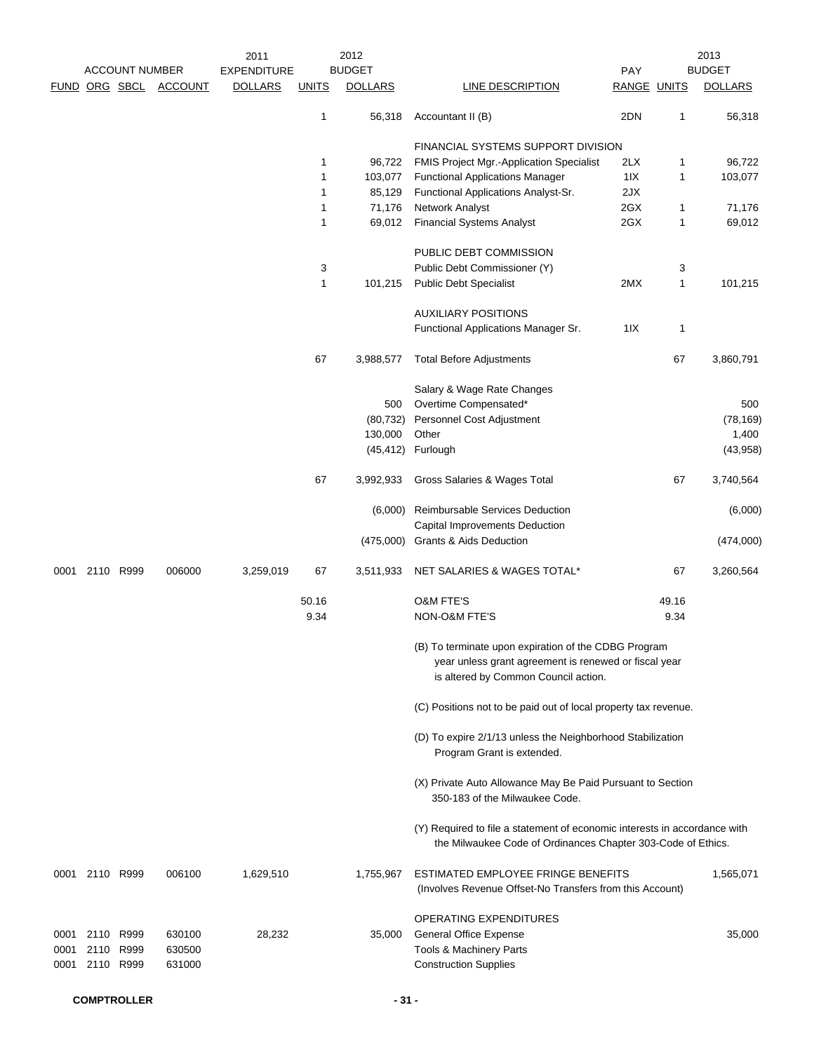| FUND | ORG | SBCL | ACCOUNT | 2011 EXPENDITURE DOLLARS | UNITS | 2012 BUDGET DOLLARS | LINE DESCRIPTION | PAY RANGE | UNITS | 2013 BUDGET DOLLARS |
|---|---|---|---|---|---|---|---|---|---|---|
| | | | | | 1 | 56,318 | Accountant II (B) | 2DN | 1 | 56,318 |
| | | | | | | | FINANCIAL SYSTEMS SUPPORT DIVISION | | | |
| | | | | | 1 | 96,722 | FMIS Project Mgr.-Application Specialist | 2LX | 1 | 96,722 |
| | | | | | 1 | 103,077 | Functional Applications Manager | 1IX | 1 | 103,077 |
| | | | | | 1 | 85,129 | Functional Applications Analyst-Sr. | 2JX | | |
| | | | | | 1 | 71,176 | Network Analyst | 2GX | 1 | 71,176 |
| | | | | | 1 | 69,012 | Financial Systems Analyst | 2GX | 1 | 69,012 |
| | | | | | | | PUBLIC DEBT COMMISSION | | | |
| | | | | | 3 | | Public Debt Commissioner (Y) | | 3 | |
| | | | | | 1 | 101,215 | Public Debt Specialist | 2MX | 1 | 101,215 |
| | | | | | | | AUXILIARY POSITIONS | | | |
| | | | | | | | Functional Applications Manager Sr. | 1IX | 1 | |
| | | | | | 67 | 3,988,577 | Total Before Adjustments | | 67 | 3,860,791 |
| | | | | | | | Salary & Wage Rate Changes | | | |
| | | | | | | 500 | Overtime Compensated* | | | 500 |
| | | | | | | (80,732) | Personnel Cost Adjustment | | | (78,169) |
| | | | | | | 130,000 | Other | | | 1,400 |
| | | | | | | (45,412) | Furlough | | | (43,958) |
| | | | | | 67 | 3,992,933 | Gross Salaries & Wages Total | | 67 | 3,740,564 |
| | | | | | | (6,000) | Reimbursable Services Deduction | | | (6,000) |
| | | | | | | | Capital Improvements Deduction | | | |
| | | | | | | (475,000) | Grants & Aids Deduction | | | (474,000) |
| 0001 | 2110 | R999 | 006000 | 3,259,019 | 67 | 3,511,933 | NET SALARIES & WAGES TOTAL* | | 67 | 3,260,564 |
| | | | | | 50.16 | | O&M FTE'S | | 49.16 | |
| | | | | | 9.34 | | NON-O&M FTE'S | | 9.34 | |

(B) To terminate upon expiration of the CDBG Program year unless grant agreement is renewed or fiscal year is altered by Common Council action.

(C) Positions not to be paid out of local property tax revenue.

(D) To expire 2/1/13 unless the Neighborhood Stabilization Program Grant is extended.

(X) Private Auto Allowance May Be Paid Pursuant to Section 350-183 of the Milwaukee Code.

(Y) Required to file a statement of economic interests in accordance with the Milwaukee Code of Ordinances Chapter 303-Code of Ethics.

| FUND | ORG | SBCL | ACCOUNT | 2011 EXPENDITURE DOLLARS | UNITS | 2012 BUDGET DOLLARS | LINE DESCRIPTION | PAY RANGE | UNITS | 2013 BUDGET DOLLARS |
|---|---|---|---|---|---|---|---|---|---|---|
| 0001 | 2110 | R999 | 006100 | 1,629,510 | | 1,755,967 | ESTIMATED EMPLOYEE FRINGE BENEFITS (Involves Revenue Offset-No Transfers from this Account) | | | 1,565,071 |
| | | | | | | | OPERATING EXPENDITURES | | | |
| 0001 | 2110 | R999 | 630100 | 28,232 | | 35,000 | General Office Expense | | | 35,000 |
| 0001 | 2110 | R999 | 630500 | | | | Tools & Machinery Parts | | | |
| 0001 | 2110 | R999 | 631000 | | | | Construction Supplies | | | |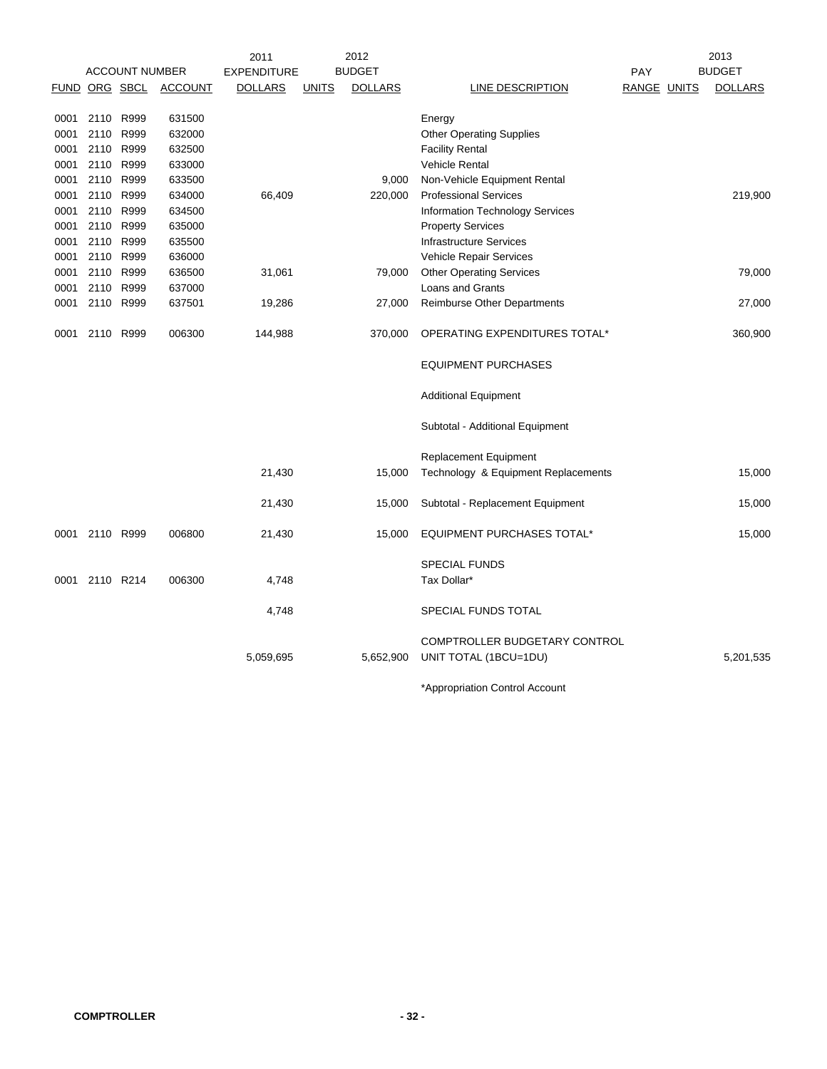| ACCOUNT NUMBER | | | | 2011 EXPENDITURE | 2012 BUDGET | | | | | 2013 BUDGET |
|---|---|---|---|---|---|---|---|---|---|---|
| FUND | ORG | SBCL | ACCOUNT | DOLLARS | UNITS | DOLLARS | LINE DESCRIPTION | PAY RANGE | UNITS | DOLLARS |
| 0001 | 2110 | R999 | 631500 | | | | Energy | | | |
| 0001 | 2110 | R999 | 632000 | | | | Other Operating Supplies | | | |
| 0001 | 2110 | R999 | 632500 | | | | Facility Rental | | | |
| 0001 | 2110 | R999 | 633000 | | | | Vehicle Rental | | | |
| 0001 | 2110 | R999 | 633500 | | | 9,000 | Non-Vehicle Equipment Rental | | | |
| 0001 | 2110 | R999 | 634000 | 66,409 | | 220,000 | Professional Services | | | 219,900 |
| 0001 | 2110 | R999 | 634500 | | | | Information Technology Services | | | |
| 0001 | 2110 | R999 | 635000 | | | | Property Services | | | |
| 0001 | 2110 | R999 | 635500 | | | | Infrastructure Services | | | |
| 0001 | 2110 | R999 | 636000 | | | | Vehicle Repair Services | | | |
| 0001 | 2110 | R999 | 636500 | 31,061 | | 79,000 | Other Operating Services | | | 79,000 |
| 0001 | 2110 | R999 | 637000 | | | | Loans and Grants | | | |
| 0001 | 2110 | R999 | 637501 | 19,286 | | 27,000 | Reimburse Other Departments | | | 27,000 |
| 0001 | 2110 | R999 | 006300 | 144,988 | | 370,000 | OPERATING EXPENDITURES TOTAL* | | | 360,900 |
| | | | | | | | EQUIPMENT PURCHASES | | | |
| | | | | | | | Additional Equipment | | | |
| | | | | | | | Subtotal - Additional Equipment | | | |
| | | | | | | | Replacement Equipment | | | |
| | | | | 21,430 | | 15,000 | Technology & Equipment Replacements | | | 15,000 |
| | | | | 21,430 | | 15,000 | Subtotal - Replacement Equipment | | | 15,000 |
| 0001 | 2110 | R999 | 006800 | 21,430 | | 15,000 | EQUIPMENT PURCHASES TOTAL* | | | 15,000 |
| | | | | | | | SPECIAL FUNDS | | | |
| 0001 | 2110 | R214 | 006300 | 4,748 | | | Tax Dollar* | | | |
| | | | | 4,748 | | | SPECIAL FUNDS TOTAL | | | |
| | | | | 5,059,695 | | 5,652,900 | COMPTROLLER BUDGETARY CONTROL UNIT TOTAL (1BCU=1DU) | | | 5,201,535 |

*Appropriation Control Account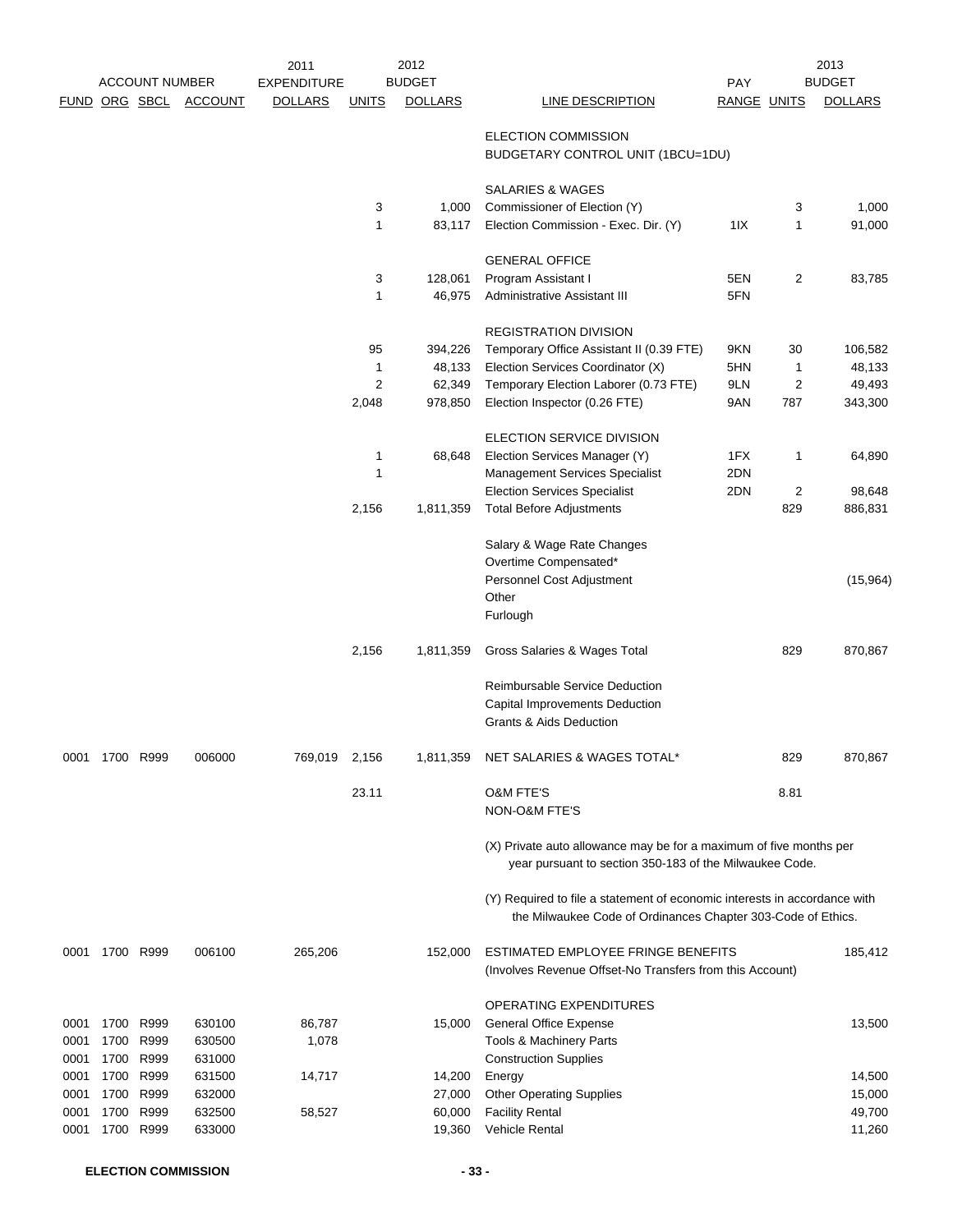| ACCOUNT NUMBER | | | | 2011 EXPENDITURE | 2012 BUDGET | | | PAY | | 2013 BUDGET |
|---|---|---|---|---|---|---|---|---|---|---|
| FUND | ORG | SBCL | ACCOUNT | DOLLARS | UNITS | DOLLARS | LINE DESCRIPTION | RANGE | UNITS | DOLLARS |
| | | | | | | | ELECTION COMMISSION | | | |
| | | | | | | | BUDGETARY CONTROL UNIT (1BCU=1DU) | | | |
| | | | | | | | SALARIES & WAGES | | | |
| | | | | | 3 | 1,000 | Commissioner of Election (Y) | | 3 | 1,000 |
| | | | | | 1 | 83,117 | Election Commission - Exec. Dir. (Y) | 1IX | 1 | 91,000 |
| | | | | | | | GENERAL OFFICE | | | |
| | | | | | 3 | 128,061 | Program Assistant I | 5EN | 2 | 83,785 |
| | | | | | 1 | 46,975 | Administrative Assistant III | 5FN | | |
| | | | | | | | REGISTRATION DIVISION | | | |
| | | | | | 95 | 394,226 | Temporary Office Assistant II (0.39 FTE) | 9KN | 30 | 106,582 |
| | | | | | 1 | 48,133 | Election Services Coordinator (X) | 5HN | 1 | 48,133 |
| | | | | | 2 | 62,349 | Temporary Election Laborer (0.73 FTE) | 9LN | 2 | 49,493 |
| | | | | | 2,048 | 978,850 | Election Inspector (0.26 FTE) | 9AN | 787 | 343,300 |
| | | | | | | | ELECTION SERVICE DIVISION | | | |
| | | | | | 1 | 68,648 | Election Services Manager (Y) | 1FX | 1 | 64,890 |
| | | | | | 1 | | Management Services Specialist | 2DN | | |
| | | | | | | | Election Services Specialist | 2DN | 2 | 98,648 |
| | | | | | 2,156 | 1,811,359 | Total Before Adjustments | | 829 | 886,831 |
| | | | | | | | Salary & Wage Rate Changes | | | |
| | | | | | | | Overtime Compensated* | | | |
| | | | | | | | Personnel Cost Adjustment | | | (15,964) |
| | | | | | | | Other | | | |
| | | | | | | | Furlough | | | |
| | | | | | 2,156 | 1,811,359 | Gross Salaries & Wages Total | | 829 | 870,867 |
| | | | | | | | Reimbursable Service Deduction | | | |
| | | | | | | | Capital Improvements Deduction | | | |
| | | | | | | | Grants & Aids Deduction | | | |
| 0001 | 1700 | R999 | 006000 | 769,019 | 2,156 | 1,811,359 | NET SALARIES & WAGES TOTAL* | | 829 | 870,867 |
| | | | | | 23.11 | | O&M FTE'S | | 8.81 | |
| | | | | | | | NON-O&M FTE'S | | | |

(X) Private auto allowance may be for a maximum of five months per year pursuant to section 350-183 of the Milwaukee Code.

(Y) Required to file a statement of economic interests in accordance with the Milwaukee Code of Ordinances Chapter 303-Code of Ethics.

| FUND | ORG | SBCL | ACCOUNT | 2011 EXPENDITURE DOLLARS | 2012 UNITS | 2012 DOLLARS | LINE DESCRIPTION | PAY RANGE | 2013 UNITS | 2013 DOLLARS |
|---|---|---|---|---|---|---|---|---|---|---|
| 0001 | 1700 | R999 | 006100 | 265,206 | | 152,000 | ESTIMATED EMPLOYEE FRINGE BENEFITS (Involves Revenue Offset-No Transfers from this Account) | | | 185,412 |
| | | | | | | | OPERATING EXPENDITURES | | | |
| 0001 | 1700 | R999 | 630100 | 86,787 | | 15,000 | General Office Expense | | | 13,500 |
| 0001 | 1700 | R999 | 630500 | 1,078 | | | Tools & Machinery Parts | | | |
| 0001 | 1700 | R999 | 631000 | | | | Construction Supplies | | | |
| 0001 | 1700 | R999 | 631500 | 14,717 | | 14,200 | Energy | | | 14,500 |
| 0001 | 1700 | R999 | 632000 | | | 27,000 | Other Operating Supplies | | | 15,000 |
| 0001 | 1700 | R999 | 632500 | 58,527 | | 60,000 | Facility Rental | | | 49,700 |
| 0001 | 1700 | R999 | 633000 | | | 19,360 | Vehicle Rental | | | 11,260 |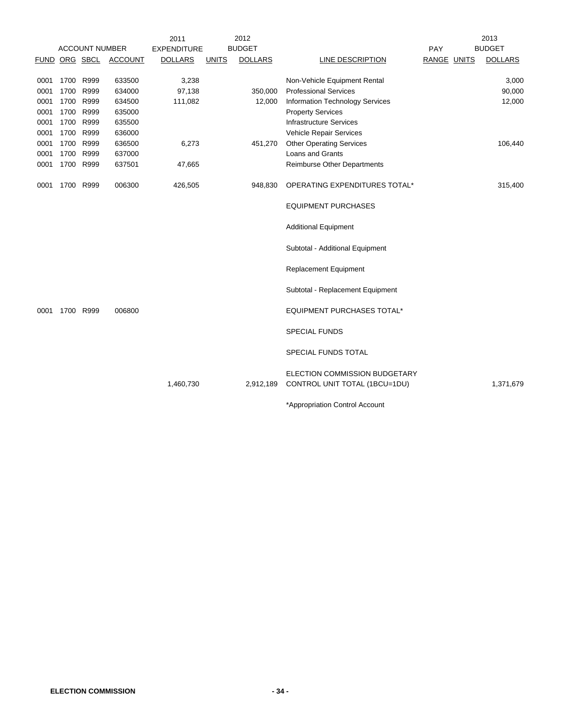| ACCOUNT NUMBER | | | | 2011 EXPENDITURE | 2012 BUDGET | | | PAY | | 2013 BUDGET |
|---|---|---|---|---|---|---|---|---|---|---|
| FUND | ORG | SBCL | ACCOUNT | DOLLARS | UNITS | DOLLARS | LINE DESCRIPTION | RANGE | UNITS | DOLLARS |
| 0001 | 1700 | R999 | 633500 | 3,238 | | | Non-Vehicle Equipment Rental | | | 3,000 |
| 0001 | 1700 | R999 | 634000 | 97,138 | | 350,000 | Professional Services | | | 90,000 |
| 0001 | 1700 | R999 | 634500 | 111,082 | | 12,000 | Information Technology Services | | | 12,000 |
| 0001 | 1700 | R999 | 635000 | | | | Property Services | | | |
| 0001 | 1700 | R999 | 635500 | | | | Infrastructure Services | | | |
| 0001 | 1700 | R999 | 636000 | | | | Vehicle Repair Services | | | |
| 0001 | 1700 | R999 | 636500 | 6,273 | | 451,270 | Other Operating Services | | | 106,440 |
| 0001 | 1700 | R999 | 637000 | | | | Loans and Grants | | | |
| 0001 | 1700 | R999 | 637501 | 47,665 | | | Reimburse Other Departments | | | |
| 0001 | 1700 | R999 | 006300 | 426,505 | | 948,830 | OPERATING EXPENDITURES TOTAL* | | | 315,400 |
| | | | | | | | EQUIPMENT PURCHASES | | | |
| | | | | | | | Additional Equipment | | | |
| | | | | | | | Subtotal - Additional Equipment | | | |
| | | | | | | | Replacement Equipment | | | |
| | | | | | | | Subtotal - Replacement Equipment | | | |
| 0001 | 1700 | R999 | 006800 | | | | EQUIPMENT PURCHASES TOTAL* | | | |
| | | | | | | | SPECIAL FUNDS | | | |
| | | | | | | | SPECIAL FUNDS TOTAL | | | |
| | | | | 1,460,730 | | 2,912,189 | ELECTION COMMISSION BUDGETARY CONTROL UNIT TOTAL (1BCU=1DU) | | | 1,371,679 |

*Appropriation Control Account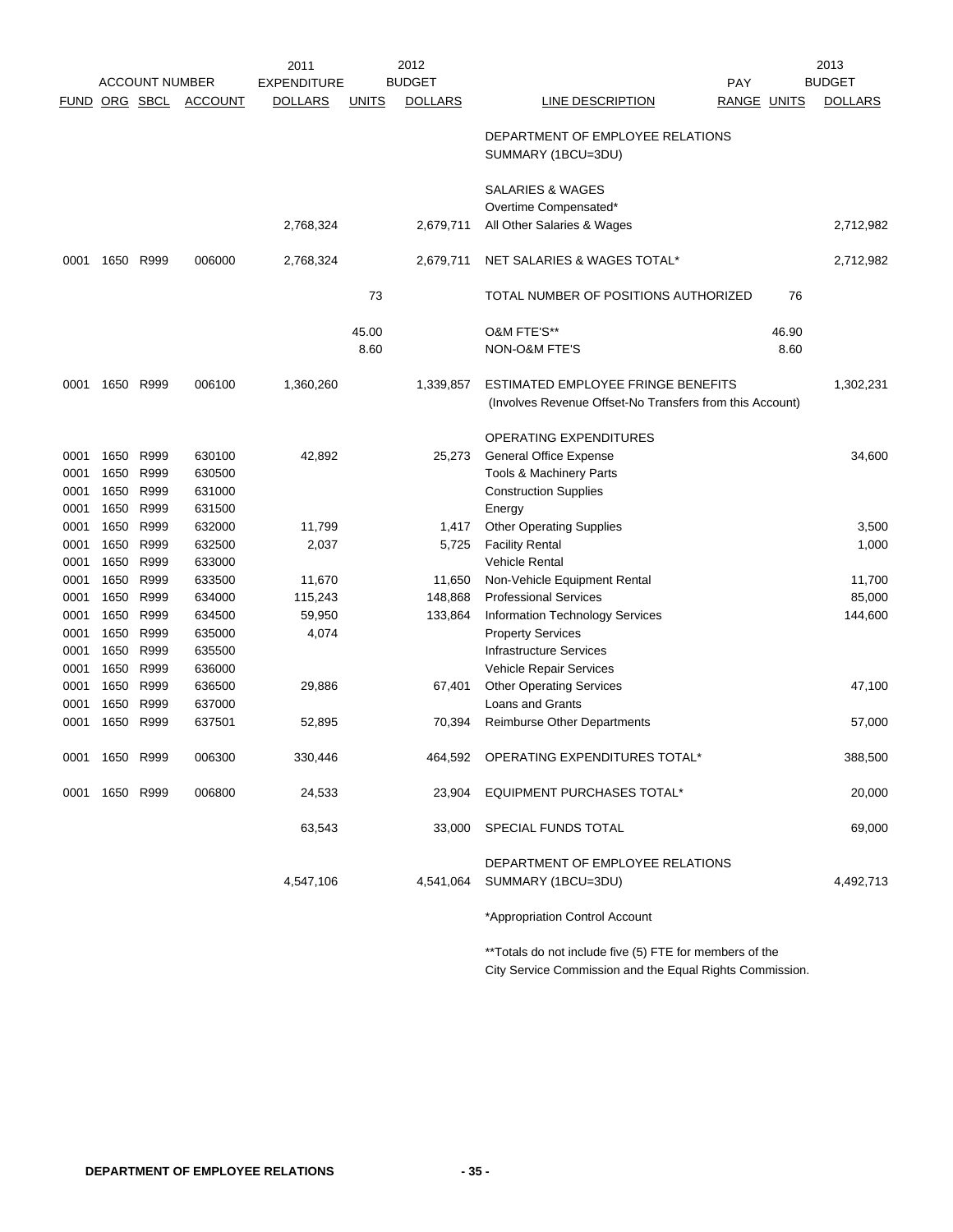| ACCOUNT NUMBER | | | | 2011 EXPENDITURE | | 2012 BUDGET | | PAY | | 2013 BUDGET |
|---|---|---|---|---|---|---|---|---|---|---|
| FUND | ORG | SBCL | ACCOUNT | DOLLARS | UNITS | DOLLARS | LINE DESCRIPTION | RANGE | UNITS | DOLLARS |
| | | | | | | | DEPARTMENT OF EMPLOYEE RELATIONS SUMMARY (1BCU=3DU) | | | |
| | | | | | | | SALARIES & WAGES | | | |
| | | | | | | | Overtime Compensated* | | | |
| | | | | 2,768,324 | | 2,679,711 | All Other Salaries & Wages | | | 2,712,982 |
| 0001 | 1650 | R999 | 006000 | 2,768,324 | | 2,679,711 | NET SALARIES & WAGES TOTAL* | | | 2,712,982 |
| | | | | | 73 | | TOTAL NUMBER OF POSITIONS AUTHORIZED | | 76 | |
| | | | | | 45.00 | | O&M FTE'S** | | 46.90 | |
| | | | | | 8.60 | | NON-O&M FTE'S | | 8.60 | |
| 0001 | 1650 | R999 | 006100 | 1,360,260 | | 1,339,857 | ESTIMATED EMPLOYEE FRINGE BENEFITS (Involves Revenue Offset-No Transfers from this Account) | | | 1,302,231 |
| | | | | | | | OPERATING EXPENDITURES | | | |
| 0001 | 1650 | R999 | 630100 | 42,892 | | 25,273 | General Office Expense | | | 34,600 |
| 0001 | 1650 | R999 | 630500 | | | | Tools & Machinery Parts | | | |
| 0001 | 1650 | R999 | 631000 | | | | Construction Supplies | | | |
| 0001 | 1650 | R999 | 631500 | | | | Energy | | | |
| 0001 | 1650 | R999 | 632000 | 11,799 | | 1,417 | Other Operating Supplies | | | 3,500 |
| 0001 | 1650 | R999 | 632500 | 2,037 | | 5,725 | Facility Rental | | | 1,000 |
| 0001 | 1650 | R999 | 633000 | | | | Vehicle Rental | | | |
| 0001 | 1650 | R999 | 633500 | 11,670 | | 11,650 | Non-Vehicle Equipment Rental | | | 11,700 |
| 0001 | 1650 | R999 | 634000 | 115,243 | | 148,868 | Professional Services | | | 85,000 |
| 0001 | 1650 | R999 | 634500 | 59,950 | | 133,864 | Information Technology Services | | | 144,600 |
| 0001 | 1650 | R999 | 635000 | 4,074 | | | Property Services | | | |
| 0001 | 1650 | R999 | 635500 | | | | Infrastructure Services | | | |
| 0001 | 1650 | R999 | 636000 | | | | Vehicle Repair Services | | | |
| 0001 | 1650 | R999 | 636500 | 29,886 | | 67,401 | Other Operating Services | | | 47,100 |
| 0001 | 1650 | R999 | 637000 | | | | Loans and Grants | | | |
| 0001 | 1650 | R999 | 637501 | 52,895 | | 70,394 | Reimburse Other Departments | | | 57,000 |
| 0001 | 1650 | R999 | 006300 | 330,446 | | 464,592 | OPERATING EXPENDITURES TOTAL* | | | 388,500 |
| 0001 | 1650 | R999 | 006800 | 24,533 | | 23,904 | EQUIPMENT PURCHASES TOTAL* | | | 20,000 |
| | | | | 63,543 | | 33,000 | SPECIAL FUNDS TOTAL | | | 69,000 |
| | | | | 4,547,106 | | 4,541,064 | DEPARTMENT OF EMPLOYEE RELATIONS SUMMARY (1BCU=3DU) | | | 4,492,713 |

*Appropriation Control Account

**Totals do not include five (5) FTE for members of the City Service Commission and the Equal Rights Commission.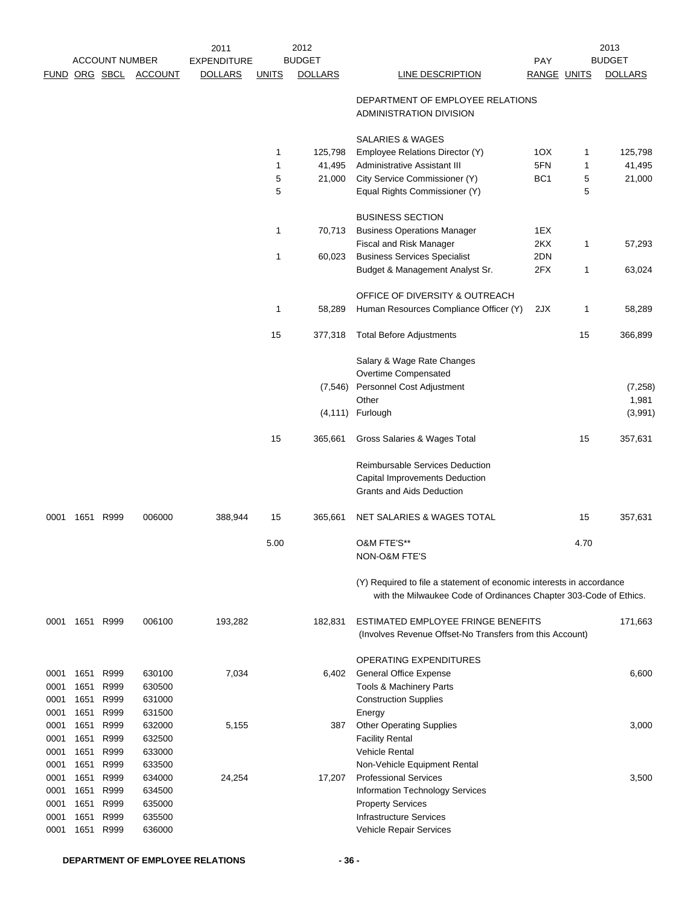| ACCOUNT NUMBER | | | | 2011 EXPENDITURE | 2012 BUDGET | | | | | 2013 BUDGET |
|---|---|---|---|---|---|---|---|---|---|---|
| FUND | ORG | SBCL | ACCOUNT | DOLLARS | UNITS | DOLLARS | LINE DESCRIPTION | PAY RANGE | UNITS | DOLLARS |
| | | | | | | | DEPARTMENT OF EMPLOYEE RELATIONS ADMINISTRATION DIVISION | | | |
| | | | | | | | SALARIES & WAGES | | | |
| | | | | | 1 | 125,798 | Employee Relations Director (Y) | 1OX | 1 | 125,798 |
| | | | | | 1 | 41,495 | Administrative Assistant III | 5FN | 1 | 41,495 |
| | | | | | 5 | 21,000 | City Service Commissioner (Y) | BC1 | 5 | 21,000 |
| | | | | | 5 | | Equal Rights Commissioner (Y) | | 5 | |
| | | | | | | | BUSINESS SECTION | | | |
| | | | | | 1 | 70,713 | Business Operations Manager | 1EX | | |
| | | | | | | | Fiscal and Risk Manager | 2KX | 1 | 57,293 |
| | | | | | 1 | 60,023 | Business Services Specialist | 2DN | | |
| | | | | | | | Budget & Management Analyst Sr. | 2FX | 1 | 63,024 |
| | | | | | | | OFFICE OF DIVERSITY & OUTREACH | | | |
| | | | | | 1 | 58,289 | Human Resources Compliance Officer (Y) | 2JX | 1 | 58,289 |
| | | | | | 15 | 377,318 | Total Before Adjustments | | 15 | 366,899 |
| | | | | | | | Salary & Wage Rate Changes | | | |
| | | | | | | | Overtime Compensated | | | |
| | | | | | | (7,546) | Personnel Cost Adjustment | | | (7,258) |
| | | | | | | | Other | | | 1,981 |
| | | | | | | (4,111) | Furlough | | | (3,991) |
| | | | | | 15 | 365,661 | Gross Salaries & Wages Total | | 15 | 357,631 |
| | | | | | | | Reimbursable Services Deduction | | | |
| | | | | | | | Capital Improvements Deduction | | | |
| | | | | | | | Grants and Aids Deduction | | | |
| 0001 | 1651 | R999 | 006000 | 388,944 | 15 | 365,661 | NET SALARIES & WAGES TOTAL | | 15 | 357,631 |
| | | | | | 5.00 | | O&M FTE'S** | | 4.70 | |
| | | | | | | | NON-O&M FTE'S | | | |
| | | | | | | | (Y) Required to file a statement of economic interests in accordance with the Milwaukee Code of Ordinances Chapter 303-Code of Ethics. | | | |
| 0001 | 1651 | R999 | 006100 | 193,282 | | 182,831 | ESTIMATED EMPLOYEE FRINGE BENEFITS (Involves Revenue Offset-No Transfers from this Account) | | | 171,663 |
| | | | | | | | OPERATING EXPENDITURES | | | |
| 0001 | 1651 | R999 | 630100 | 7,034 | | 6,402 | General Office Expense | | | 6,600 |
| 0001 | 1651 | R999 | 630500 | | | | Tools & Machinery Parts | | | |
| 0001 | 1651 | R999 | 631000 | | | | Construction Supplies | | | |
| 0001 | 1651 | R999 | 631500 | | | | Energy | | | |
| 0001 | 1651 | R999 | 632000 | 5,155 | | 387 | Other Operating Supplies | | | 3,000 |
| 0001 | 1651 | R999 | 632500 | | | | Facility Rental | | | |
| 0001 | 1651 | R999 | 633000 | | | | Vehicle Rental | | | |
| 0001 | 1651 | R999 | 633500 | | | | Non-Vehicle Equipment Rental | | | |
| 0001 | 1651 | R999 | 634000 | 24,254 | | 17,207 | Professional Services | | | 3,500 |
| 0001 | 1651 | R999 | 634500 | | | | Information Technology Services | | | |
| 0001 | 1651 | R999 | 635000 | | | | Property Services | | | |
| 0001 | 1651 | R999 | 635500 | | | | Infrastructure Services | | | |
| 0001 | 1651 | R999 | 636000 | | | | Vehicle Repair Services | | | |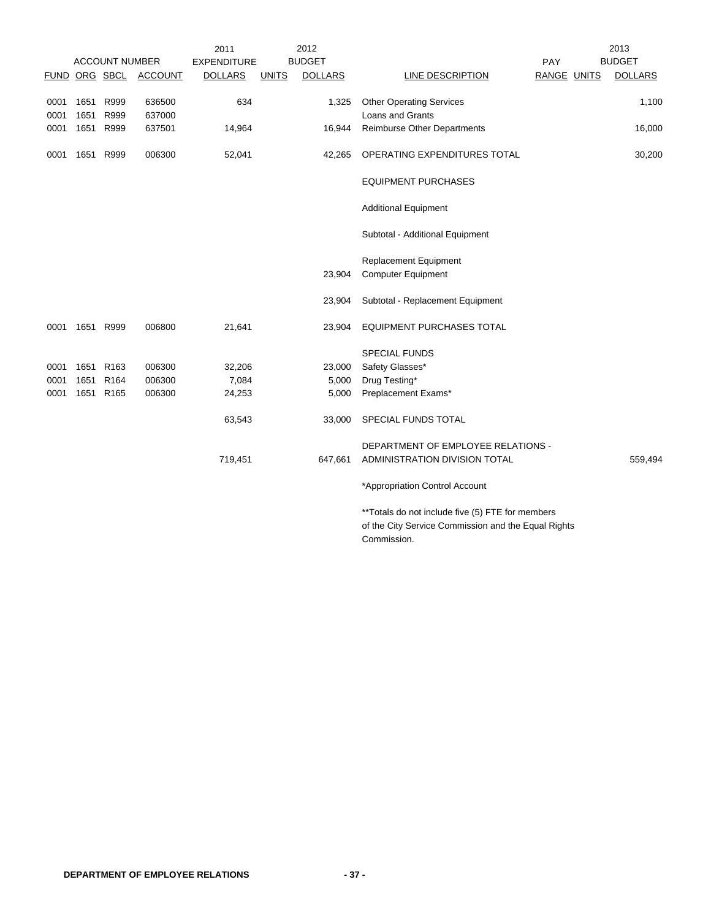| ACCOUNT NUMBER | | | | 2011 EXPENDITURE | | 2012 BUDGET | | PAY | | 2013 BUDGET |
|---|---|---|---|---|---|---|---|---|---|---|
| FUND | ORG | SBCL | ACCOUNT | DOLLARS | UNITS | DOLLARS | LINE DESCRIPTION | RANGE | UNITS | DOLLARS |
| 0001 | 1651 | R999 | 636500 | 634 | | 1,325 | Other Operating Services | | | 1,100 |
| 0001 | 1651 | R999 | 637000 | | | | Loans and Grants | | | |
| 0001 | 1651 | R999 | 637501 | 14,964 | | 16,944 | Reimburse Other Departments | | | 16,000 |
| 0001 | 1651 | R999 | 006300 | 52,041 | | 42,265 | OPERATING EXPENDITURES TOTAL | | | 30,200 |
| | | | | | | | EQUIPMENT PURCHASES | | | |
| | | | | | | | Additional Equipment | | | |
| | | | | | | | Subtotal - Additional Equipment | | | |
| | | | | | | | Replacement Equipment | | | |
| | | | | | | 23,904 | Computer Equipment | | | |
| | | | | | | 23,904 | Subtotal - Replacement Equipment | | | |
| 0001 | 1651 | R999 | 006800 | 21,641 | | 23,904 | EQUIPMENT PURCHASES TOTAL | | | |
| | | | | | | | SPECIAL FUNDS | | | |
| 0001 | 1651 | R163 | 006300 | 32,206 | | 23,000 | Safety Glasses* | | | |
| 0001 | 1651 | R164 | 006300 | 7,084 | | 5,000 | Drug Testing* | | | |
| 0001 | 1651 | R165 | 006300 | 24,253 | | 5,000 | Preplacement Exams* | | | |
| | | | | 63,543 | | 33,000 | SPECIAL FUNDS TOTAL | | | |
| | | | | 719,451 | | 647,661 | DEPARTMENT OF EMPLOYEE RELATIONS - ADMINISTRATION DIVISION TOTAL | | | 559,494 |

*Appropriation Control Account

**Totals do not include five (5) FTE for members of the City Service Commission and the Equal Rights Commission.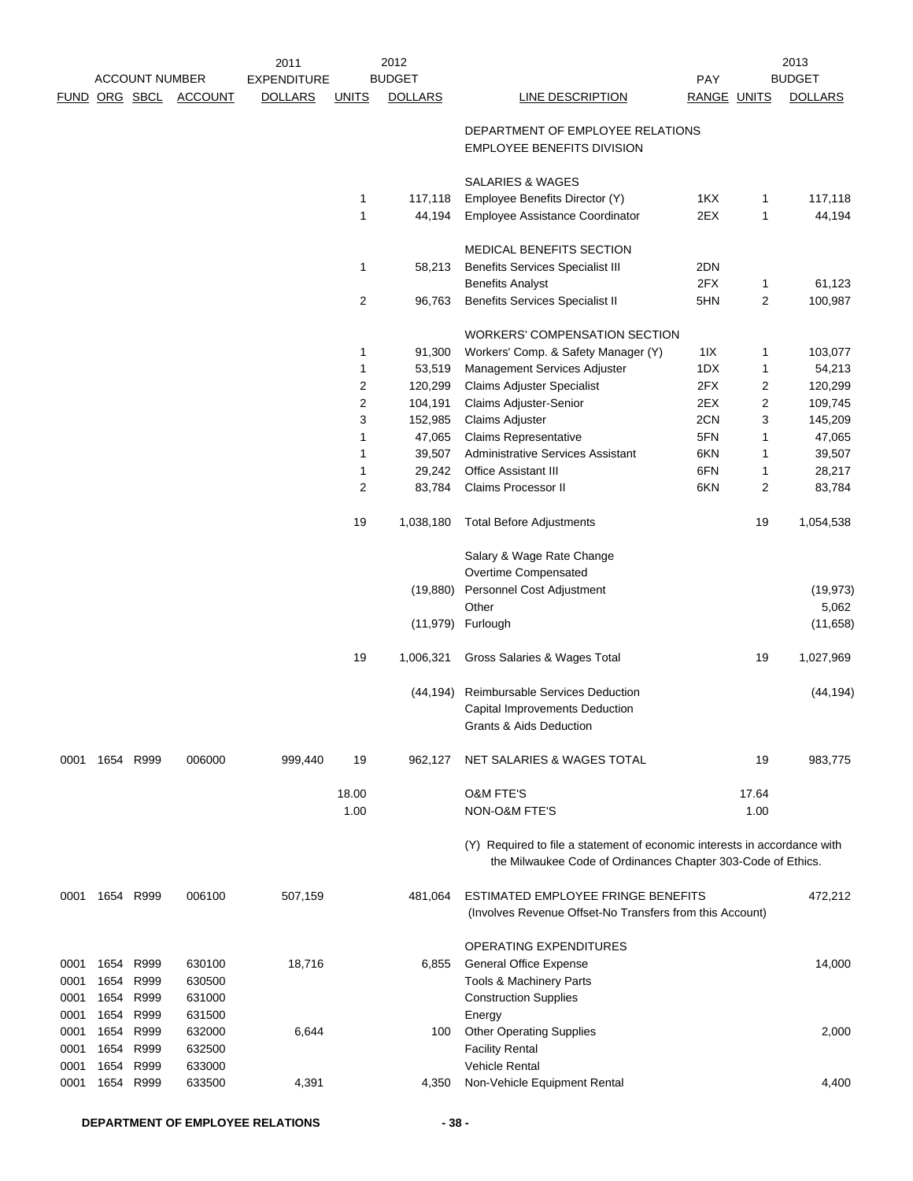| ACCOUNT NUMBER | | | | 2011 EXPENDITURE | 2012 BUDGET | | | PAY | 2013 BUDGET | |
|---|---|---|---|---|---|---|---|---|---|---|
| FUND | ORG | SBCL | ACCOUNT | DOLLARS | UNITS | DOLLARS | LINE DESCRIPTION | RANGE | UNITS | DOLLARS |
| | | | | | | | DEPARTMENT OF EMPLOYEE RELATIONS | | | |
| | | | | | | | EMPLOYEE BENEFITS DIVISION | | | |
| | | | | | | | SALARIES & WAGES | | | |
| | | | | | 1 | 117,118 | Employee Benefits Director (Y) | 1KX | 1 | 117,118 |
| | | | | | 1 | 44,194 | Employee Assistance Coordinator | 2EX | 1 | 44,194 |
| | | | | | | | MEDICAL BENEFITS SECTION | | | |
| | | | | | 1 | 58,213 | Benefits Services Specialist III | 2DN | | |
| | | | | | | | Benefits Analyst | 2FX | 1 | 61,123 |
| | | | | | 2 | 96,763 | Benefits Services Specialist II | 5HN | 2 | 100,987 |
| | | | | | | | WORKERS' COMPENSATION SECTION | | | |
| | | | | | 1 | 91,300 | Workers' Comp. & Safety Manager (Y) | 1IX | 1 | 103,077 |
| | | | | | 1 | 53,519 | Management Services Adjuster | 1DX | 1 | 54,213 |
| | | | | | 2 | 120,299 | Claims Adjuster Specialist | 2FX | 2 | 120,299 |
| | | | | | 2 | 104,191 | Claims Adjuster-Senior | 2EX | 2 | 109,745 |
| | | | | | 3 | 152,985 | Claims Adjuster | 2CN | 3 | 145,209 |
| | | | | | 1 | 47,065 | Claims Representative | 5FN | 1 | 47,065 |
| | | | | | 1 | 39,507 | Administrative Services Assistant | 6KN | 1 | 39,507 |
| | | | | | 1 | 29,242 | Office Assistant III | 6FN | 1 | 28,217 |
| | | | | | 2 | 83,784 | Claims Processor II | 6KN | 2 | 83,784 |
| | | | | | 19 | 1,038,180 | Total Before Adjustments | | 19 | 1,054,538 |
| | | | | | | | Salary & Wage Rate Change | | | |
| | | | | | | | Overtime Compensated | | | |
| | | | | | | (19,880) | Personnel Cost Adjustment | | | (19,973) |
| | | | | | | | Other | | | 5,062 |
| | | | | | | (11,979) | Furlough | | | (11,658) |
| | | | | | 19 | 1,006,321 | Gross Salaries & Wages Total | | 19 | 1,027,969 |
| | | | | | | (44,194) | Reimbursable Services Deduction | | | (44,194) |
| | | | | | | | Capital Improvements Deduction | | | |
| | | | | | | | Grants & Aids Deduction | | | |
| 0001 | 1654 | R999 | 006000 | 999,440 | 19 | 962,127 | NET SALARIES & WAGES TOTAL | | 19 | 983,775 |
| | | | | | 18.00 | | O&M FTE'S | | 17.64 | |
| | | | | | 1.00 | | NON-O&M FTE'S | | 1.00 | |
| | | | | | | | (Y) Required to file a statement of economic interests in accordance with the Milwaukee Code of Ordinances Chapter 303-Code of Ethics. | | | |
| 0001 | 1654 | R999 | 006100 | 507,159 | | 481,064 | ESTIMATED EMPLOYEE FRINGE BENEFITS (Involves Revenue Offset-No Transfers from this Account) | | | 472,212 |
| | | | | | | | OPERATING EXPENDITURES | | | |
| 0001 | 1654 | R999 | 630100 | 18,716 | | 6,855 | General Office Expense | | | 14,000 |
| 0001 | 1654 | R999 | 630500 | | | | Tools & Machinery Parts | | | |
| 0001 | 1654 | R999 | 631000 | | | | Construction Supplies | | | |
| 0001 | 1654 | R999 | 631500 | | | | Energy | | | |
| 0001 | 1654 | R999 | 632000 | 6,644 | | 100 | Other Operating Supplies | | | 2,000 |
| 0001 | 1654 | R999 | 632500 | | | | Facility Rental | | | |
| 0001 | 1654 | R999 | 633000 | | | | Vehicle Rental | | | |
| 0001 | 1654 | R999 | 633500 | 4,391 | | 4,350 | Non-Vehicle Equipment Rental | | | 4,400 |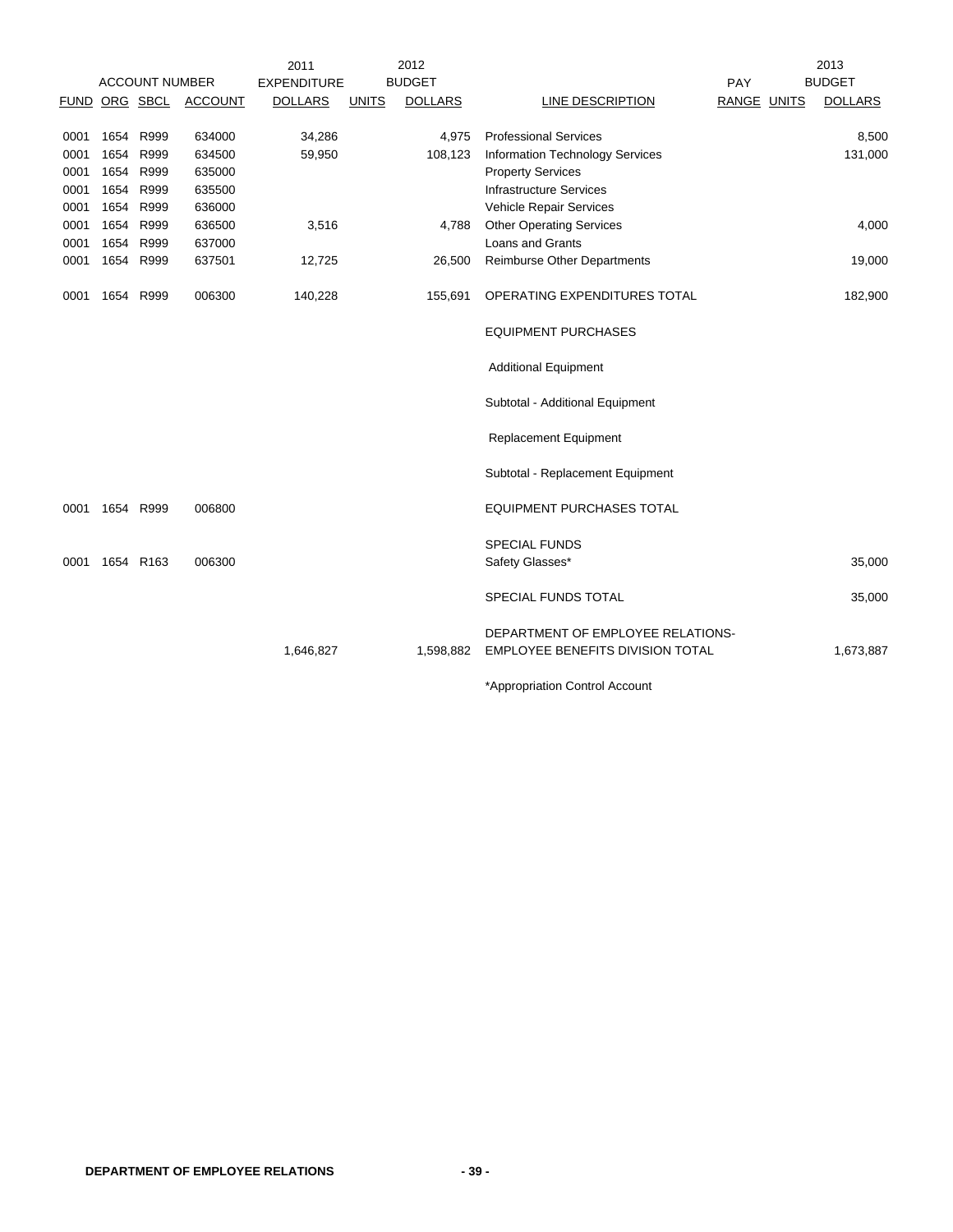| ACCOUNT NUMBER | | | | 2011 EXPENDITURE | 2012 BUDGET | | | PAY | | 2013 BUDGET |
|---|---|---|---|---|---|---|---|---|---|---|
| FUND | ORG | SBCL | ACCOUNT | DOLLARS | UNITS | DOLLARS | LINE DESCRIPTION | RANGE | UNITS | DOLLARS |
| 0001 | 1654 | R999 | 634000 | 34,286 | | 4,975 | Professional Services | | | 8,500 |
| 0001 | 1654 | R999 | 634500 | 59,950 | | 108,123 | Information Technology Services | | | 131,000 |
| 0001 | 1654 | R999 | 635000 | | | | Property Services | | | |
| 0001 | 1654 | R999 | 635500 | | | | Infrastructure Services | | | |
| 0001 | 1654 | R999 | 636000 | | | | Vehicle Repair Services | | | |
| 0001 | 1654 | R999 | 636500 | 3,516 | | 4,788 | Other Operating Services | | | 4,000 |
| 0001 | 1654 | R999 | 637000 | | | | Loans and Grants | | | |
| 0001 | 1654 | R999 | 637501 | 12,725 | | 26,500 | Reimburse Other Departments | | | 19,000 |
| 0001 | 1654 | R999 | 006300 | 140,228 | | 155,691 | OPERATING EXPENDITURES TOTAL | | | 182,900 |
| | | | | | | | EQUIPMENT PURCHASES | | | |
| | | | | | | | Additional Equipment | | | |
| | | | | | | | Subtotal - Additional Equipment | | | |
| | | | | | | | Replacement Equipment | | | |
| | | | | | | | Subtotal - Replacement Equipment | | | |
| 0001 | 1654 | R999 | 006800 | | | | EQUIPMENT PURCHASES TOTAL | | | |
| | | | | | | | SPECIAL FUNDS | | | |
| 0001 | 1654 | R163 | 006300 | | | | Safety Glasses* | | | 35,000 |
| | | | | | | | SPECIAL FUNDS TOTAL | | | 35,000 |
| | | | | 1,646,827 | | 1,598,882 | DEPARTMENT OF EMPLOYEE RELATIONS-EMPLOYEE BENEFITS DIVISION TOTAL | | | 1,673,887 |

*Appropriation Control Account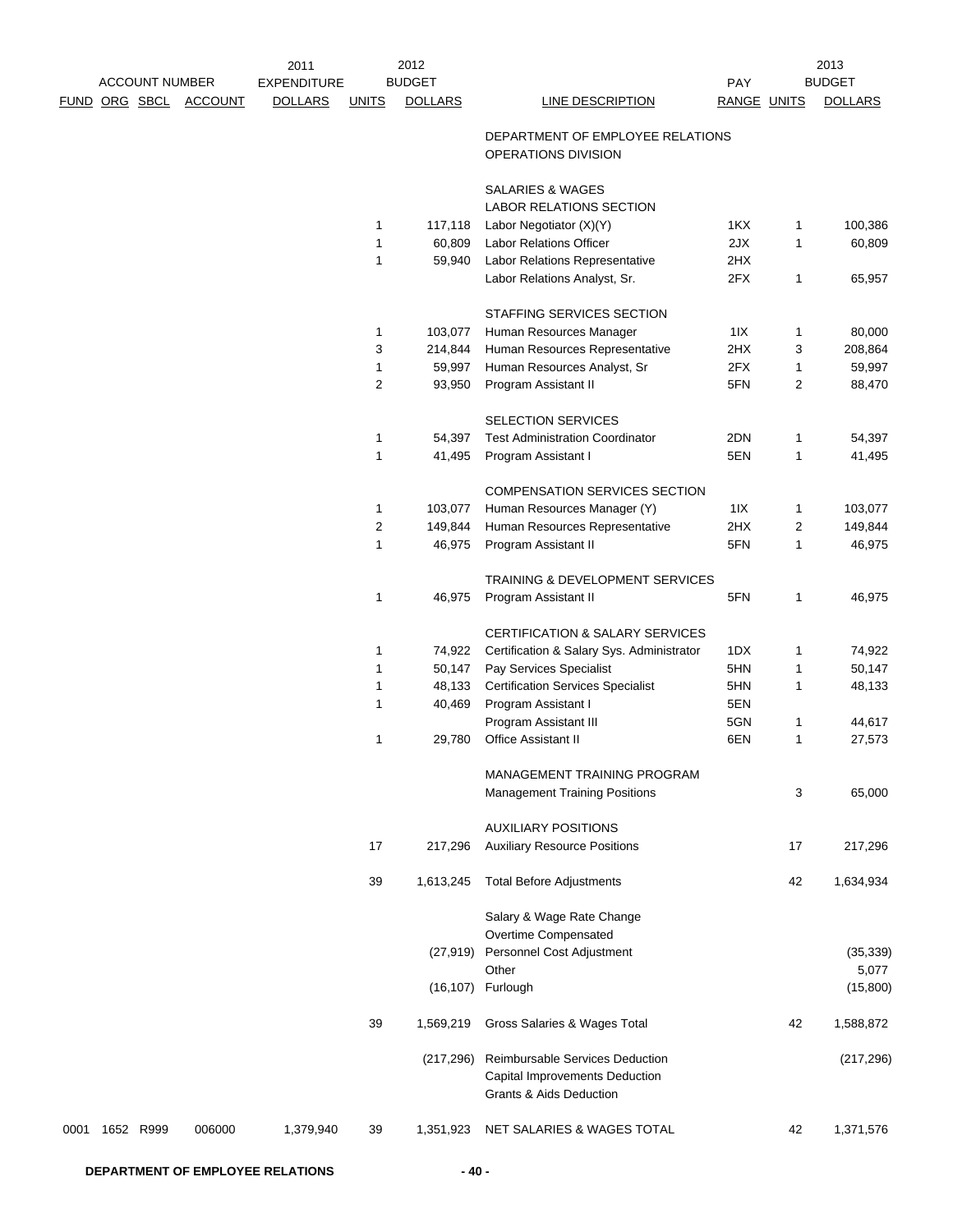| ACCOUNT NUMBER | | | | 2011 EXPENDITURE | 2012 BUDGET | | | PAY | 2013 BUDGET | |
|---|---|---|---|---|---|---|---|---|---|---|
| FUND | ORG | SBCL | ACCOUNT | DOLLARS | UNITS | DOLLARS | LINE DESCRIPTION | RANGE | UNITS | DOLLARS |
| | | | | | | | DEPARTMENT OF EMPLOYEE RELATIONS | | | |
| | | | | | | | OPERATIONS DIVISION | | | |
| | | | | | | | SALARIES & WAGES | | | |
| | | | | | | | LABOR RELATIONS SECTION | | | |
| | | | | | 1 | 117,118 | Labor Negotiator (X)(Y) | 1KX | 1 | 100,386 |
| | | | | | 1 | 60,809 | Labor Relations Officer | 2JX | 1 | 60,809 |
| | | | | | 1 | 59,940 | Labor Relations Representative | 2HX | | |
| | | | | | | | Labor Relations Analyst, Sr. | 2FX | 1 | 65,957 |
| | | | | | | | STAFFING SERVICES SECTION | | | |
| | | | | | 1 | 103,077 | Human Resources Manager | 1IX | 1 | 80,000 |
| | | | | | 3 | 214,844 | Human Resources Representative | 2HX | 3 | 208,864 |
| | | | | | 1 | 59,997 | Human Resources Analyst, Sr | 2FX | 1 | 59,997 |
| | | | | | 2 | 93,950 | Program Assistant II | 5FN | 2 | 88,470 |
| | | | | | | | SELECTION SERVICES | | | |
| | | | | | 1 | 54,397 | Test Administration Coordinator | 2DN | 1 | 54,397 |
| | | | | | 1 | 41,495 | Program Assistant I | 5EN | 1 | 41,495 |
| | | | | | | | COMPENSATION SERVICES SECTION | | | |
| | | | | | 1 | 103,077 | Human Resources Manager (Y) | 1IX | 1 | 103,077 |
| | | | | | 2 | 149,844 | Human Resources Representative | 2HX | 2 | 149,844 |
| | | | | | 1 | 46,975 | Program Assistant II | 5FN | 1 | 46,975 |
| | | | | | | | TRAINING & DEVELOPMENT SERVICES | | | |
| | | | | | 1 | 46,975 | Program Assistant II | 5FN | 1 | 46,975 |
| | | | | | | | CERTIFICATION & SALARY SERVICES | | | |
| | | | | | 1 | 74,922 | Certification & Salary Sys. Administrator | 1DX | 1 | 74,922 |
| | | | | | 1 | 50,147 | Pay Services Specialist | 5HN | 1 | 50,147 |
| | | | | | 1 | 48,133 | Certification Services Specialist | 5HN | 1 | 48,133 |
| | | | | | 1 | 40,469 | Program Assistant I | 5EN | | |
| | | | | | | | Program Assistant III | 5GN | 1 | 44,617 |
| | | | | | 1 | 29,780 | Office Assistant II | 6EN | 1 | 27,573 |
| | | | | | | | MANAGEMENT TRAINING PROGRAM | | | |
| | | | | | | | Management Training Positions | | 3 | 65,000 |
| | | | | | | | AUXILIARY POSITIONS | | | |
| | | | | | 17 | 217,296 | Auxiliary Resource Positions | | 17 | 217,296 |
| | | | | | 39 | 1,613,245 | Total Before Adjustments | | 42 | 1,634,934 |
| | | | | | | | Salary & Wage Rate Change | | | |
| | | | | | | | Overtime Compensated | | | |
| | | | | | | (27,919) | Personnel Cost Adjustment | | | (35,339) |
| | | | | | | | Other | | | 5,077 |
| | | | | | | (16,107) | Furlough | | | (15,800) |
| | | | | | 39 | 1,569,219 | Gross Salaries & Wages Total | | 42 | 1,588,872 |
| | | | | | | (217,296) | Reimbursable Services Deduction | | | (217,296) |
| | | | | | | | Capital Improvements Deduction | | | |
| | | | | | | | Grants & Aids Deduction | | | |
| 0001 | 1652 | R999 | 006000 | 1,379,940 | 39 | 1,351,923 | NET SALARIES & WAGES TOTAL | | 42 | 1,371,576 |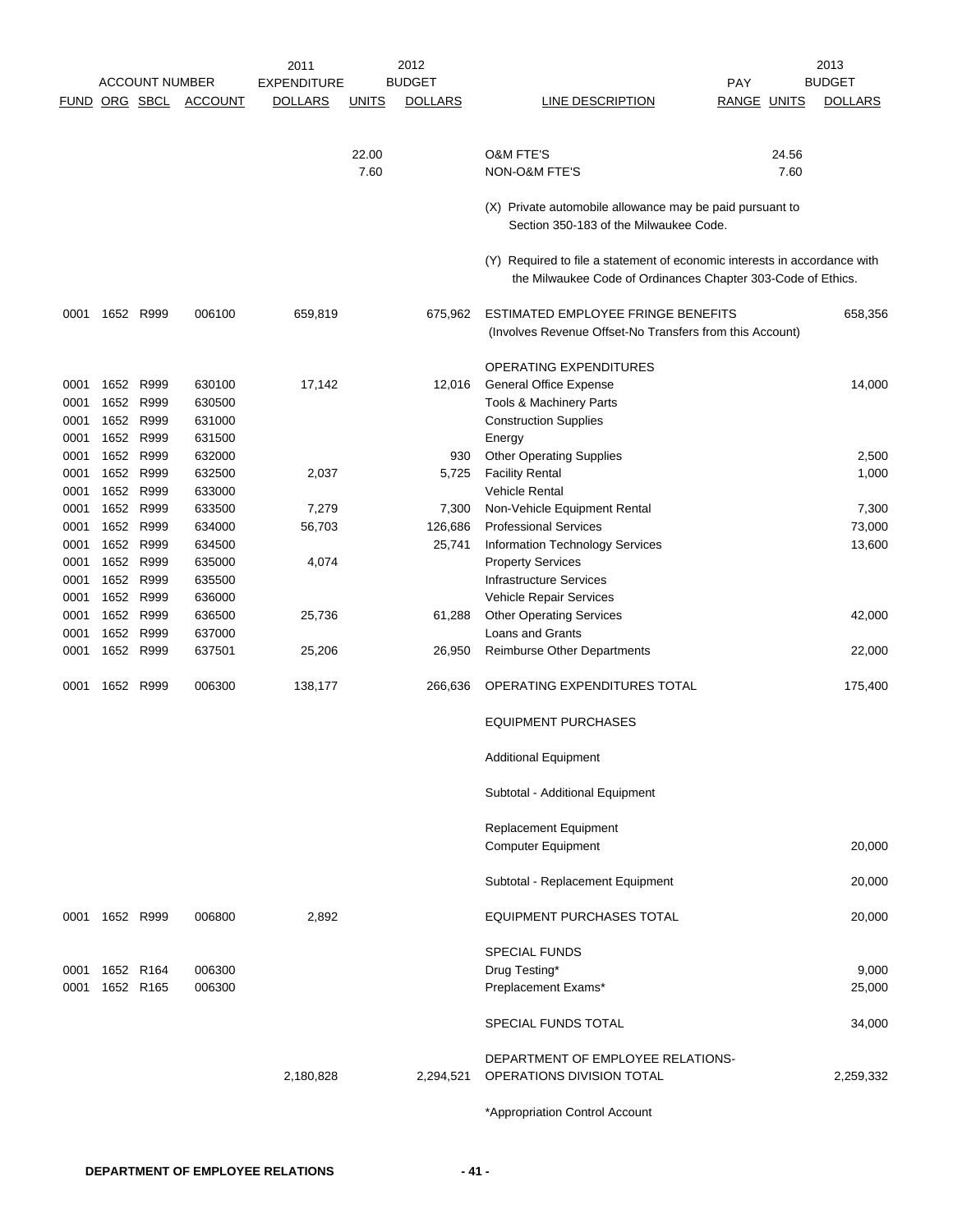| ACCOUNT NUMBER | | | | 2011 EXPENDITURE | 2012 BUDGET | | | PAY | 2013 BUDGET | |
|---|---|---|---|---|---|---|---|---|---|---|
| FUND | ORG | SBCL | ACCOUNT | DOLLARS | UNITS | DOLLARS | LINE DESCRIPTION | RANGE | UNITS | DOLLARS |
| | | | | | 22.00 | | O&M FTE'S | | 24.56 | |
| | | | | | 7.60 | | NON-O&M FTE'S | | 7.60 | |
| | | | | | | | (X) Private automobile allowance may be paid pursuant to Section 350-183 of the Milwaukee Code. | | | |
| | | | | | | | (Y) Required to file a statement of economic interests in accordance with the Milwaukee Code of Ordinances Chapter 303-Code of Ethics. | | | |
| 0001 | 1652 | R999 | 006100 | 659,819 | | 675,962 | ESTIMATED EMPLOYEE FRINGE BENEFITS (Involves Revenue Offset-No Transfers from this Account) | | | 658,356 |
| | | | | | | | OPERATING EXPENDITURES | | | |
| 0001 | 1652 | R999 | 630100 | 17,142 | | 12,016 | General Office Expense | | | 14,000 |
| 0001 | 1652 | R999 | 630500 | | | | Tools & Machinery Parts | | | |
| 0001 | 1652 | R999 | 631000 | | | | Construction Supplies | | | |
| 0001 | 1652 | R999 | 631500 | | | | Energy | | | |
| 0001 | 1652 | R999 | 632000 | | | 930 | Other Operating Supplies | | | 2,500 |
| 0001 | 1652 | R999 | 632500 | 2,037 | | 5,725 | Facility Rental | | | 1,000 |
| 0001 | 1652 | R999 | 633000 | | | | Vehicle Rental | | | |
| 0001 | 1652 | R999 | 633500 | 7,279 | | 7,300 | Non-Vehicle Equipment Rental | | | 7,300 |
| 0001 | 1652 | R999 | 634000 | 56,703 | | 126,686 | Professional Services | | | 73,000 |
| 0001 | 1652 | R999 | 634500 | | | 25,741 | Information Technology Services | | | 13,600 |
| 0001 | 1652 | R999 | 635000 | 4,074 | | | Property Services | | | |
| 0001 | 1652 | R999 | 635500 | | | | Infrastructure Services | | | |
| 0001 | 1652 | R999 | 636000 | | | | Vehicle Repair Services | | | |
| 0001 | 1652 | R999 | 636500 | 25,736 | | 61,288 | Other Operating Services | | | 42,000 |
| 0001 | 1652 | R999 | 637000 | | | | Loans and Grants | | | |
| 0001 | 1652 | R999 | 637501 | 25,206 | | 26,950 | Reimburse Other Departments | | | 22,000 |
| 0001 | 1652 | R999 | 006300 | 138,177 | | 266,636 | OPERATING EXPENDITURES TOTAL | | | 175,400 |
| | | | | | | | EQUIPMENT PURCHASES | | | |
| | | | | | | | Additional Equipment | | | |
| | | | | | | | Subtotal - Additional Equipment | | | |
| | | | | | | | Replacement Equipment | | | |
| | | | | | | | Computer Equipment | | | 20,000 |
| | | | | | | | Subtotal - Replacement Equipment | | | 20,000 |
| 0001 | 1652 | R999 | 006800 | 2,892 | | | EQUIPMENT PURCHASES TOTAL | | | 20,000 |
| | | | | | | | SPECIAL FUNDS | | | |
| 0001 | 1652 | R164 | 006300 | | | | Drug Testing* | | | 9,000 |
| 0001 | 1652 | R165 | 006300 | | | | Preplacement Exams* | | | 25,000 |
| | | | | | | | SPECIAL FUNDS TOTAL | | | 34,000 |
| | | | | 2,180,828 | | 2,294,521 | DEPARTMENT OF EMPLOYEE RELATIONS-OPERATIONS DIVISION TOTAL | | | 2,259,332 |

*Appropriation Control Account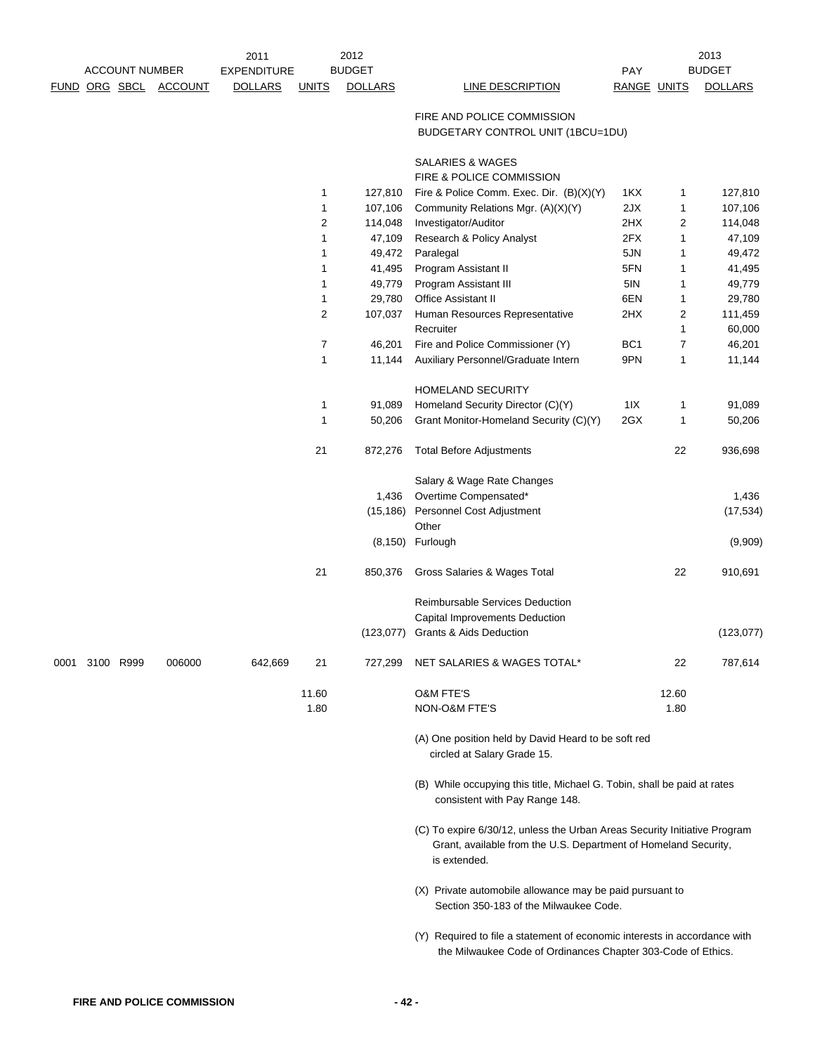| FUND | ORG | SBCL | ACCOUNT | 2011 EXPENDITURE DOLLARS | UNITS | 2012 BUDGET DOLLARS | LINE DESCRIPTION | PAY RANGE | UNITS | 2013 BUDGET DOLLARS |
|---|---|---|---|---|---|---|---|---|---|---|
| | | | | | | | FIRE AND POLICE COMMISSION | | | |
| | | | | | | | BUDGETARY CONTROL UNIT (1BCU=1DU) | | | |
| | | | | | | | SALARIES & WAGES | | | |
| | | | | | | | FIRE & POLICE COMMISSION | | | |
| | | | | | 1 | 127,810 | Fire & Police Comm. Exec. Dir. (B)(X)(Y) | 1KX | 1 | 127,810 |
| | | | | | 1 | 107,106 | Community Relations Mgr. (A)(X)(Y) | 2JX | 1 | 107,106 |
| | | | | | 2 | 114,048 | Investigator/Auditor | 2HX | 2 | 114,048 |
| | | | | | 1 | 47,109 | Research & Policy Analyst | 2FX | 1 | 47,109 |
| | | | | | 1 | 49,472 | Paralegal | 5JN | 1 | 49,472 |
| | | | | | 1 | 41,495 | Program Assistant II | 5FN | 1 | 41,495 |
| | | | | | 1 | 49,779 | Program Assistant III | 5IN | 1 | 49,779 |
| | | | | | 1 | 29,780 | Office Assistant II | 6EN | 1 | 29,780 |
| | | | | | 2 | 107,037 | Human Resources Representative | 2HX | 2 | 111,459 |
| | | | | | | | Recruiter | | 1 | 60,000 |
| | | | | | 7 | 46,201 | Fire and Police Commissioner (Y) | BC1 | 7 | 46,201 |
| | | | | | 1 | 11,144 | Auxiliary Personnel/Graduate Intern | 9PN | 1 | 11,144 |
| | | | | | | | HOMELAND SECURITY | | | |
| | | | | | 1 | 91,089 | Homeland Security Director (C)(Y) | 1IX | 1 | 91,089 |
| | | | | | 1 | 50,206 | Grant Monitor-Homeland Security (C)(Y) | 2GX | 1 | 50,206 |
| | | | | | 21 | 872,276 | Total Before Adjustments | | 22 | 936,698 |
| | | | | | | | Salary & Wage Rate Changes | | | |
| | | | | | | 1,436 | Overtime Compensated* | | | 1,436 |
| | | | | | | (15,186) | Personnel Cost Adjustment | | | (17,534) |
| | | | | | | | Other | | | |
| | | | | | | (8,150) | Furlough | | | (9,909) |
| | | | | | 21 | 850,376 | Gross Salaries & Wages Total | | 22 | 910,691 |
| | | | | | | | Reimbursable Services Deduction | | | |
| | | | | | | | Capital Improvements Deduction | | | |
| | | | | | | (123,077) | Grants & Aids Deduction | | | (123,077) |
| 0001 | 3100 | R999 | 006000 | 642,669 | 21 | 727,299 | NET SALARIES & WAGES TOTAL* | | 22 | 787,614 |
| | | | | | 11.60 | | O&M FTE'S | | 12.60 | |
| | | | | | 1.80 | | NON-O&M FTE'S | | 1.80 | |

(A) One position held by David Heard to be soft red circled at Salary Grade 15.

(B) While occupying this title, Michael G. Tobin, shall be paid at rates consistent with Pay Range 148.

(C) To expire 6/30/12, unless the Urban Areas Security Initiative Program Grant, available from the U.S. Department of Homeland Security, is extended.

(X) Private automobile allowance may be paid pursuant to Section 350-183 of the Milwaukee Code.

(Y) Required to file a statement of economic interests in accordance with the Milwaukee Code of Ordinances Chapter 303-Code of Ethics.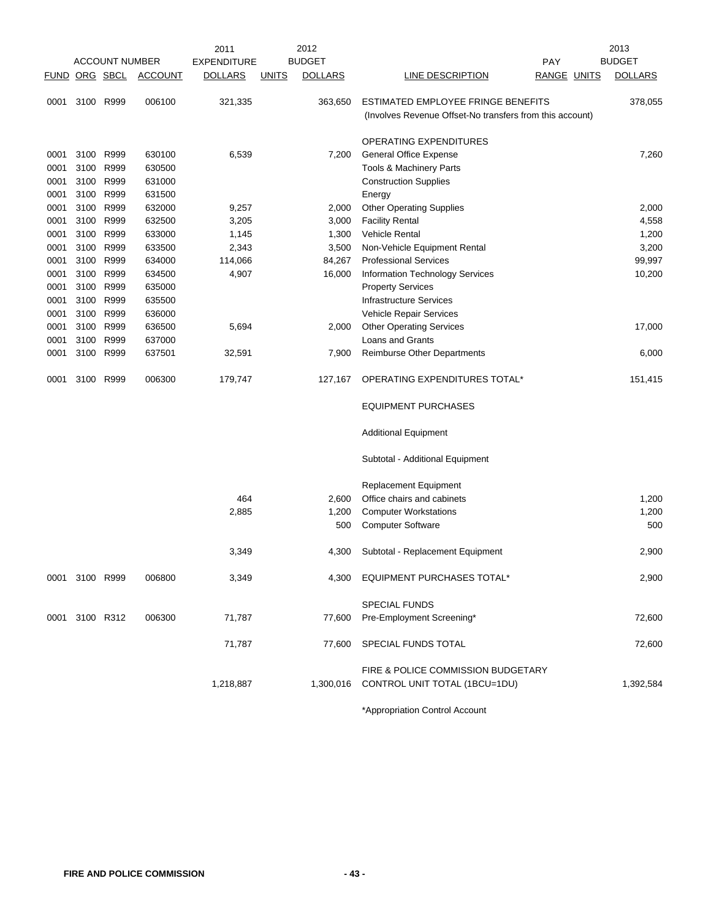| ACCOUNT NUMBER | | | | 2011 EXPENDITURE | | 2012 BUDGET | | PAY | | 2013 BUDGET |
|---|---|---|---|---|---|---|---|---|---|---|
| FUND | ORG | SBCL | ACCOUNT | DOLLARS | UNITS | DOLLARS | LINE DESCRIPTION | RANGE | UNITS | DOLLARS |
| 0001 | 3100 | R999 | 006100 | 321,335 | | 363,650 | ESTIMATED EMPLOYEE FRINGE BENEFITS (Involves Revenue Offset-No transfers from this account) | | | 378,055 |
| | | | | | | | OPERATING EXPENDITURES | | | |
| 0001 | 3100 | R999 | 630100 | 6,539 | | 7,200 | General Office Expense | | | 7,260 |
| 0001 | 3100 | R999 | 630500 | | | | Tools & Machinery Parts | | | |
| 0001 | 3100 | R999 | 631000 | | | | Construction Supplies | | | |
| 0001 | 3100 | R999 | 631500 | | | | Energy | | | |
| 0001 | 3100 | R999 | 632000 | 9,257 | | 2,000 | Other Operating Supplies | | | 2,000 |
| 0001 | 3100 | R999 | 632500 | 3,205 | | 3,000 | Facility Rental | | | 4,558 |
| 0001 | 3100 | R999 | 633000 | 1,145 | | 1,300 | Vehicle Rental | | | 1,200 |
| 0001 | 3100 | R999 | 633500 | 2,343 | | 3,500 | Non-Vehicle Equipment Rental | | | 3,200 |
| 0001 | 3100 | R999 | 634000 | 114,066 | | 84,267 | Professional Services | | | 99,997 |
| 0001 | 3100 | R999 | 634500 | 4,907 | | 16,000 | Information Technology Services | | | 10,200 |
| 0001 | 3100 | R999 | 635000 | | | | Property Services | | | |
| 0001 | 3100 | R999 | 635500 | | | | Infrastructure Services | | | |
| 0001 | 3100 | R999 | 636000 | | | | Vehicle Repair Services | | | |
| 0001 | 3100 | R999 | 636500 | 5,694 | | 2,000 | Other Operating Services | | | 17,000 |
| 0001 | 3100 | R999 | 637000 | | | | Loans and Grants | | | |
| 0001 | 3100 | R999 | 637501 | 32,591 | | 7,900 | Reimburse Other Departments | | | 6,000 |
| 0001 | 3100 | R999 | 006300 | 179,747 | | 127,167 | OPERATING EXPENDITURES TOTAL* | | | 151,415 |
| | | | | | | | EQUIPMENT PURCHASES | | | |
| | | | | | | | Additional Equipment | | | |
| | | | | | | | Subtotal - Additional Equipment | | | |
| | | | | | | | Replacement Equipment | | | |
| | | | | 464 | | 2,600 | Office chairs and cabinets | | | 1,200 |
| | | | | 2,885 | | 1,200 | Computer Workstations | | | 1,200 |
| | | | | | | 500 | Computer Software | | | 500 |
| | | | | 3,349 | | 4,300 | Subtotal - Replacement Equipment | | | 2,900 |
| 0001 | 3100 | R999 | 006800 | 3,349 | | 4,300 | EQUIPMENT PURCHASES TOTAL* | | | 2,900 |
| | | | | | | | SPECIAL FUNDS | | | |
| 0001 | 3100 | R312 | 006300 | 71,787 | | 77,600 | Pre-Employment Screening* | | | 72,600 |
| | | | | 71,787 | | 77,600 | SPECIAL FUNDS TOTAL | | | 72,600 |
| | | | | 1,218,887 | | 1,300,016 | FIRE & POLICE COMMISSION BUDGETARY CONTROL UNIT TOTAL (1BCU=1DU) | | | 1,392,584 |

*Appropriation Control Account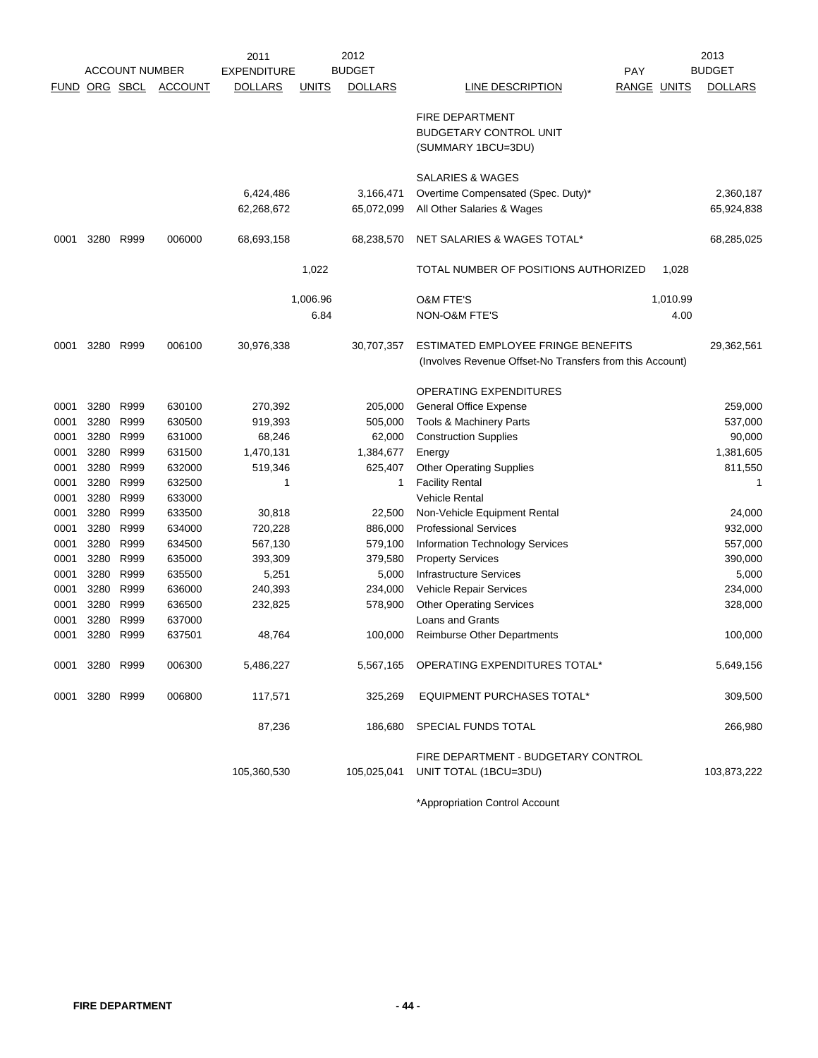| ACCOUNT NUMBER | | | | 2011 EXPENDITURE | 2012 BUDGET | | | PAY | 2013 BUDGET | |
|---|---|---|---|---|---|---|---|---|---|---|
| FUND | ORG | SBCL | ACCOUNT | DOLLARS | UNITS | DOLLARS | LINE DESCRIPTION | RANGE | UNITS | DOLLARS |
| | | | | | | | FIRE DEPARTMENT | | | |
| | | | | | | | BUDGETARY CONTROL UNIT | | | |
| | | | | | | | (SUMMARY 1BCU=3DU) | | | |
| | | | | | | | SALARIES & WAGES | | | |
| | | | | 6,424,486 | | 3,166,471 | Overtime Compensated (Spec. Duty)* | | | 2,360,187 |
| | | | | 62,268,672 | | 65,072,099 | All Other Salaries & Wages | | | 65,924,838 |
| 0001 | 3280 | R999 | 006000 | 68,693,158 | | 68,238,570 | NET SALARIES & WAGES TOTAL* | | | 68,285,025 |
| | | | | | 1,022 | | TOTAL NUMBER OF POSITIONS AUTHORIZED | | 1,028 | |
| | | | | | 1,006.96 | | O&M FTE'S | | 1,010.99 | |
| | | | | | 6.84 | | NON-O&M FTE'S | | 4.00 | |
| 0001 | 3280 | R999 | 006100 | 30,976,338 | | 30,707,357 | ESTIMATED EMPLOYEE FRINGE BENEFITS (Involves Revenue Offset-No Transfers from this Account) | | | 29,362,561 |
| | | | | | | | OPERATING EXPENDITURES | | | |
| 0001 | 3280 | R999 | 630100 | 270,392 | | 205,000 | General Office Expense | | | 259,000 |
| 0001 | 3280 | R999 | 630500 | 919,393 | | 505,000 | Tools & Machinery Parts | | | 537,000 |
| 0001 | 3280 | R999 | 631000 | 68,246 | | 62,000 | Construction Supplies | | | 90,000 |
| 0001 | 3280 | R999 | 631500 | 1,470,131 | | 1,384,677 | Energy | | | 1,381,605 |
| 0001 | 3280 | R999 | 632000 | 519,346 | | 625,407 | Other Operating Supplies | | | 811,550 |
| 0001 | 3280 | R999 | 632500 | 1 | | 1 | Facility Rental | | | 1 |
| 0001 | 3280 | R999 | 633000 | | | | Vehicle Rental | | | |
| 0001 | 3280 | R999 | 633500 | 30,818 | | 22,500 | Non-Vehicle Equipment Rental | | | 24,000 |
| 0001 | 3280 | R999 | 634000 | 720,228 | | 886,000 | Professional Services | | | 932,000 |
| 0001 | 3280 | R999 | 634500 | 567,130 | | 579,100 | Information Technology Services | | | 557,000 |
| 0001 | 3280 | R999 | 635000 | 393,309 | | 379,580 | Property Services | | | 390,000 |
| 0001 | 3280 | R999 | 635500 | 5,251 | | 5,000 | Infrastructure Services | | | 5,000 |
| 0001 | 3280 | R999 | 636000 | 240,393 | | 234,000 | Vehicle Repair Services | | | 234,000 |
| 0001 | 3280 | R999 | 636500 | 232,825 | | 578,900 | Other Operating Services | | | 328,000 |
| 0001 | 3280 | R999 | 637000 | | | | Loans and Grants | | | |
| 0001 | 3280 | R999 | 637501 | 48,764 | | 100,000 | Reimburse Other Departments | | | 100,000 |
| 0001 | 3280 | R999 | 006300 | 5,486,227 | | 5,567,165 | OPERATING EXPENDITURES TOTAL* | | | 5,649,156 |
| 0001 | 3280 | R999 | 006800 | 117,571 | | 325,269 | EQUIPMENT PURCHASES TOTAL* | | | 309,500 |
| | | | | 87,236 | | 186,680 | SPECIAL FUNDS TOTAL | | | 266,980 |
| | | | | 105,360,530 | | 105,025,041 | FIRE DEPARTMENT - BUDGETARY CONTROL UNIT TOTAL (1BCU=3DU) | | | 103,873,222 |

*Appropriation Control Account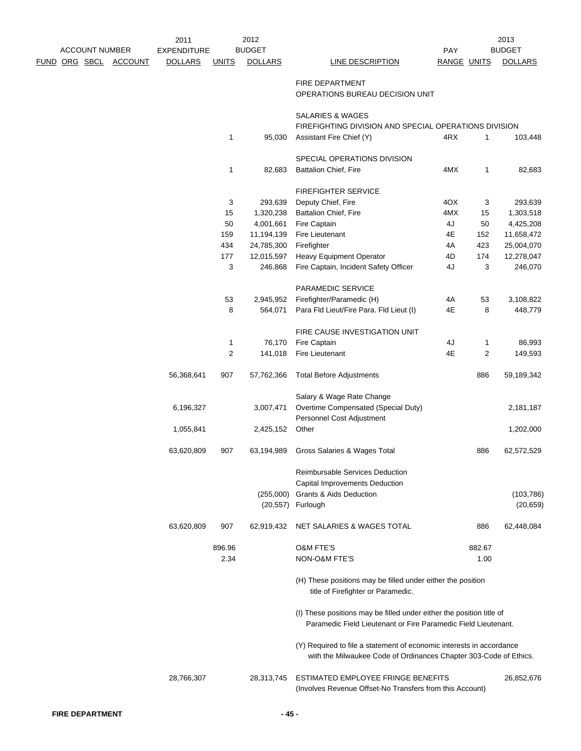| ACCOUNT NUMBER FUND | ORG | SBCL | ACCOUNT | 2011 EXPENDITURE DOLLARS | 2012 UNITS | 2012 BUDGET DOLLARS | LINE DESCRIPTION | PAY RANGE | 2013 UNITS | 2013 BUDGET DOLLARS |
|---|---|---|---|---|---|---|---|---|---|---|
| | | | | | | | FIRE DEPARTMENT | | | |
| | | | | | | | OPERATIONS BUREAU DECISION UNIT | | | |
| | | | | | | | SALARIES & WAGES | | | |
| | | | | | | | FIREFIGHTING DIVISION AND SPECIAL OPERATIONS DIVISION | | | |
| | | | | | 1 | 95,030 | Assistant Fire Chief (Y) | 4RX | 1 | 103,448 |
| | | | | | | | SPECIAL OPERATIONS DIVISION | | | |
| | | | | | 1 | 82,683 | Battalion Chief, Fire | 4MX | 1 | 82,683 |
| | | | | | | | FIREFIGHTER SERVICE | | | |
| | | | | | 3 | 293,639 | Deputy Chief, Fire | 4OX | 3 | 293,639 |
| | | | | | 15 | 1,320,238 | Battalion Chief, Fire | 4MX | 15 | 1,303,518 |
| | | | | | 50 | 4,001,661 | Fire Captain | 4J | 50 | 4,425,208 |
| | | | | | 159 | 11,194,139 | Fire Lieutenant | 4E | 152 | 11,658,472 |
| | | | | | 434 | 24,785,300 | Firefighter | 4A | 423 | 25,004,070 |
| | | | | | 177 | 12,015,597 | Heavy Equipment Operator | 4D | 174 | 12,278,047 |
| | | | | | 3 | 246,868 | Fire Captain, Incident Safety Officer | 4J | 3 | 246,070 |
| | | | | | | | PARAMEDIC SERVICE | | | |
| | | | | | 53 | 2,945,952 | Firefighter/Paramedic (H) | 4A | 53 | 3,108,822 |
| | | | | | 8 | 564,071 | Para Fld Lieut/Fire Para. Fld Lieut (I) | 4E | 8 | 448,779 |
| | | | | | | | FIRE CAUSE INVESTIGATION UNIT | | | |
| | | | | | 1 | 76,170 | Fire Captain | 4J | 1 | 86,993 |
| | | | | | 2 | 141,018 | Fire Lieutenant | 4E | 2 | 149,593 |
| | | | | 56,368,641 | 907 | 57,762,366 | Total Before Adjustments | | 886 | 59,189,342 |
| | | | | | | | Salary & Wage Rate Change | | | |
| | | | | 6,196,327 | | 3,007,471 | Overtime Compensated (Special Duty) | | | 2,181,187 |
| | | | | | | | Personnel Cost Adjustment | | | |
| | | | | 1,055,841 | | 2,425,152 | Other | | | 1,202,000 |
| | | | | 63,620,809 | 907 | 63,194,989 | Gross Salaries & Wages Total | | 886 | 62,572,529 |
| | | | | | | | Reimbursable Services Deduction | | | |
| | | | | | | | Capital Improvements Deduction | | | |
| | | | | | | (255,000) | Grants & Aids Deduction | | | (103,786) |
| | | | | | | (20,557) | Furlough | | | (20,659) |
| | | | | 63,620,809 | 907 | 62,919,432 | NET SALARIES & WAGES TOTAL | | 886 | 62,448,084 |
| | | | | | 896.96 | | O&M FTE'S | | 882.67 | |
| | | | | | 2.34 | | NON-O&M FTE'S | | 1.00 | |

(H) These positions may be filled under either the position title of Firefighter or Paramedic.

(I) These positions may be filled under either the position title of Paramedic Field Lieutenant or Fire Paramedic Field Lieutenant.

(Y) Required to file a statement of economic interests in accordance with the Milwaukee Code of Ordinances Chapter 303-Code of Ethics.

| 2011 EXPENDITURE DOLLARS | 2012 BUDGET DOLLARS | LINE DESCRIPTION | 2013 BUDGET DOLLARS |
|---|---|---|---|
| 28,766,307 | 28,313,745 | ESTIMATED EMPLOYEE FRINGE BENEFITS (Involves Revenue Offset-No Transfers from this Account) | 26,852,676 |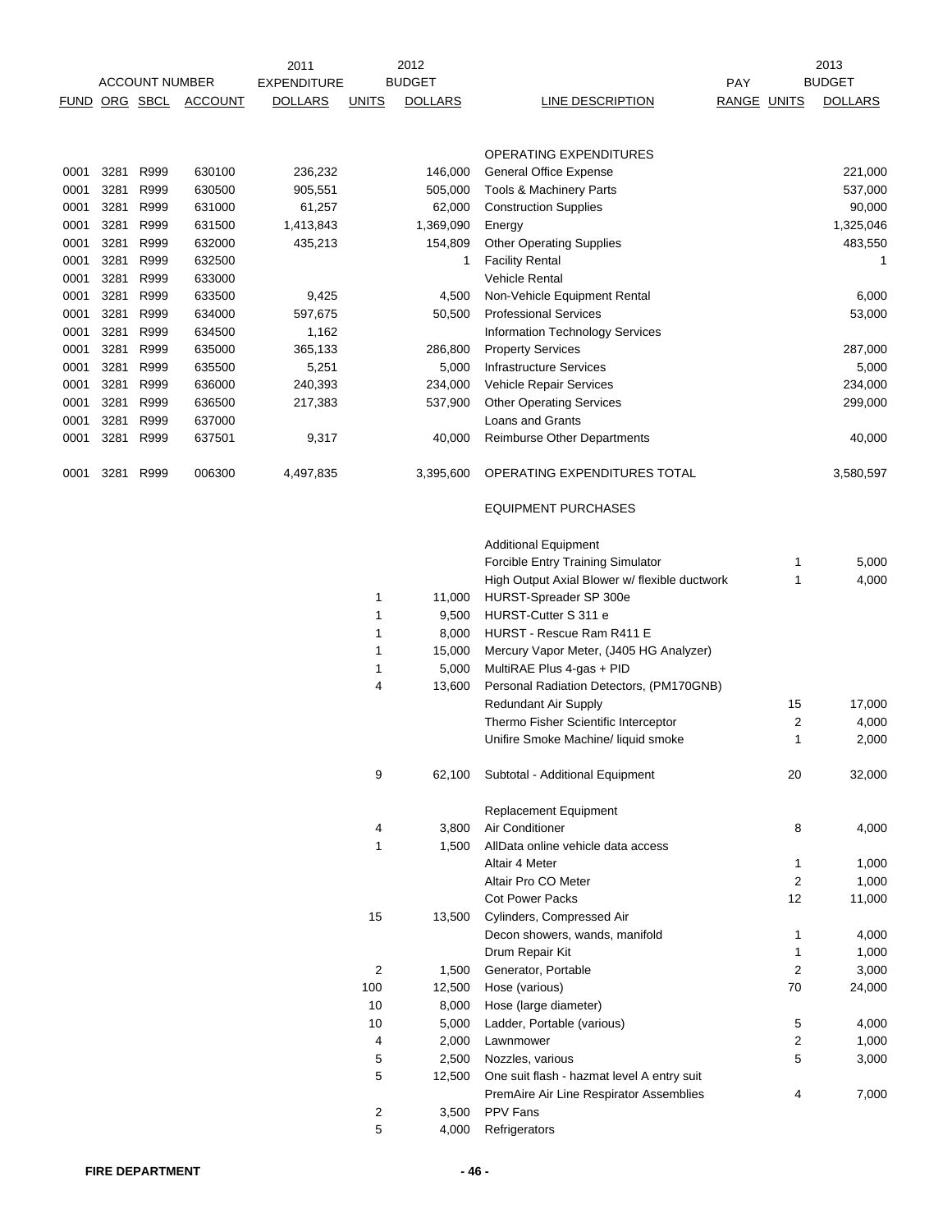| FUND | ORG | SBCL | ACCOUNT | 2011 EXPENDITURE DOLLARS | 2012 BUDGET UNITS | 2012 BUDGET DOLLARS | LINE DESCRIPTION | PAY RANGE | 2013 BUDGET UNITS | 2013 BUDGET DOLLARS |
|---|---|---|---|---|---|---|---|---|---|---|
| | | | | | | | OPERATING EXPENDITURES | | | |
| 0001 | 3281 | R999 | 630100 | 236,232 | | 146,000 | General Office Expense | | | 221,000 |
| 0001 | 3281 | R999 | 630500 | 905,551 | | 505,000 | Tools & Machinery Parts | | | 537,000 |
| 0001 | 3281 | R999 | 631000 | 61,257 | | 62,000 | Construction Supplies | | | 90,000 |
| 0001 | 3281 | R999 | 631500 | 1,413,843 | | 1,369,090 | Energy | | | 1,325,046 |
| 0001 | 3281 | R999 | 632000 | 435,213 | | 154,809 | Other Operating Supplies | | | 483,550 |
| 0001 | 3281 | R999 | 632500 | | | 1 | Facility Rental | | | 1 |
| 0001 | 3281 | R999 | 633000 | | | | Vehicle Rental | | | |
| 0001 | 3281 | R999 | 633500 | 9,425 | | 4,500 | Non-Vehicle Equipment Rental | | | 6,000 |
| 0001 | 3281 | R999 | 634000 | 597,675 | | 50,500 | Professional Services | | | 53,000 |
| 0001 | 3281 | R999 | 634500 | 1,162 | | | Information Technology Services | | | |
| 0001 | 3281 | R999 | 635000 | 365,133 | | 286,800 | Property Services | | | 287,000 |
| 0001 | 3281 | R999 | 635500 | 5,251 | | 5,000 | Infrastructure Services | | | 5,000 |
| 0001 | 3281 | R999 | 636000 | 240,393 | | 234,000 | Vehicle Repair Services | | | 234,000 |
| 0001 | 3281 | R999 | 636500 | 217,383 | | 537,900 | Other Operating Services | | | 299,000 |
| 0001 | 3281 | R999 | 637000 | | | | Loans and Grants | | | |
| 0001 | 3281 | R999 | 637501 | 9,317 | | 40,000 | Reimburse Other Departments | | | 40,000 |
| 0001 | 3281 | R999 | 006300 | 4,497,835 | | 3,395,600 | OPERATING EXPENDITURES TOTAL | | | 3,580,597 |
| | | | | | | | EQUIPMENT PURCHASES | | | |
| | | | | | | | Additional Equipment | | | |
| | | | | | | | Forcible Entry Training Simulator | | 1 | 5,000 |
| | | | | | | | High Output Axial Blower w/ flexible ductwork | | 1 | 4,000 |
| | | | | | 1 | 11,000 | HURST-Spreader SP 300e | | | |
| | | | | | 1 | 9,500 | HURST-Cutter S 311 e | | | |
| | | | | | 1 | 8,000 | HURST - Rescue Ram R411 E | | | |
| | | | | | 1 | 15,000 | Mercury Vapor Meter, (J405 HG Analyzer) | | | |
| | | | | | 1 | 5,000 | MultiRAE Plus 4-gas + PID | | | |
| | | | | | 4 | 13,600 | Personal Radiation Detectors, (PM170GNB) | | | |
| | | | | | | | Redundant Air Supply | | 15 | 17,000 |
| | | | | | | | Thermo Fisher Scientific Interceptor | | 2 | 4,000 |
| | | | | | | | Unifire Smoke Machine/ liquid smoke | | 1 | 2,000 |
| | | | | | 9 | 62,100 | Subtotal - Additional Equipment | | 20 | 32,000 |
| | | | | | | | Replacement Equipment | | | |
| | | | | | 4 | 3,800 | Air Conditioner | | 8 | 4,000 |
| | | | | | 1 | 1,500 | AllData online vehicle data access | | | |
| | | | | | | | Altair 4 Meter | | 1 | 1,000 |
| | | | | | | | Altair Pro CO Meter | | 2 | 1,000 |
| | | | | | | | Cot Power Packs | | 12 | 11,000 |
| | | | | | 15 | 13,500 | Cylinders, Compressed Air | | | |
| | | | | | | | Decon showers, wands, manifold | | 1 | 4,000 |
| | | | | | | | Drum Repair Kit | | 1 | 1,000 |
| | | | | | 2 | 1,500 | Generator, Portable | | 2 | 3,000 |
| | | | | | 100 | 12,500 | Hose (various) | | 70 | 24,000 |
| | | | | | 10 | 8,000 | Hose (large diameter) | | | |
| | | | | | 10 | 5,000 | Ladder, Portable (various) | | 5 | 4,000 |
| | | | | | 4 | 2,000 | Lawnmower | | 2 | 1,000 |
| | | | | | 5 | 2,500 | Nozzles, various | | 5 | 3,000 |
| | | | | | 5 | 12,500 | One suit flash - hazmat level A entry suit | | | |
| | | | | | | | PremAire Air Line Respirator Assemblies | | 4 | 7,000 |
| | | | | | 2 | 3,500 | PPV Fans | | | |
| | | | | | 5 | 4,000 | Refrigerators | | | |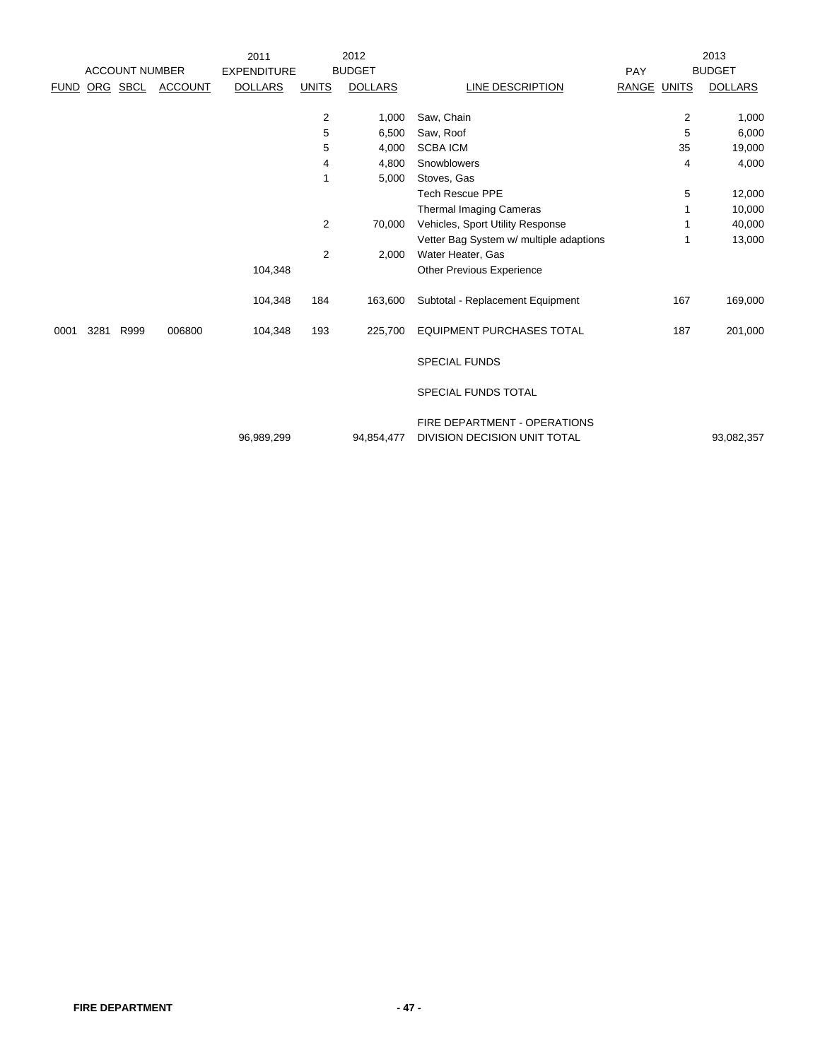| ACCOUNT NUMBER | | | | 2011 EXPENDITURE | 2012 BUDGET | | | PAY | 2013 BUDGET | |
|---|---|---|---|---|---|---|---|---|---|---|
| FUND | ORG | SBCL | ACCOUNT | DOLLARS | UNITS | DOLLARS | LINE DESCRIPTION | RANGE | UNITS | DOLLARS |
| | | | | | 2 | 1,000 | Saw, Chain | | 2 | 1,000 |
| | | | | | 5 | 6,500 | Saw, Roof | | 5 | 6,000 |
| | | | | | 5 | 4,000 | SCBA ICM | | 35 | 19,000 |
| | | | | | 4 | 4,800 | Snowblowers | | 4 | 4,000 |
| | | | | | 1 | 5,000 | Stoves, Gas | | | |
| | | | | | | | Tech Rescue PPE | | 5 | 12,000 |
| | | | | | | | Thermal Imaging Cameras | | 1 | 10,000 |
| | | | | | 2 | 70,000 | Vehicles, Sport Utility Response | | 1 | 40,000 |
| | | | | | | | Vetter Bag System w/ multiple adaptions | | 1 | 13,000 |
| | | | | | 2 | 2,000 | Water Heater, Gas | | | |
| | | | | 104,348 | | | Other Previous Experience | | | |
| | | | | 104,348 | 184 | 163,600 | Subtotal - Replacement Equipment | | 167 | 169,000 |
| 0001 | 3281 | R999 | 006800 | 104,348 | 193 | 225,700 | EQUIPMENT PURCHASES TOTAL | | 187 | 201,000 |
| | | | | | | | SPECIAL FUNDS | | | |
| | | | | | | | SPECIAL FUNDS TOTAL | | | |
| | | | | 96,989,299 | | 94,854,477 | FIRE DEPARTMENT - OPERATIONS DIVISION DECISION UNIT TOTAL | | | 93,082,357 |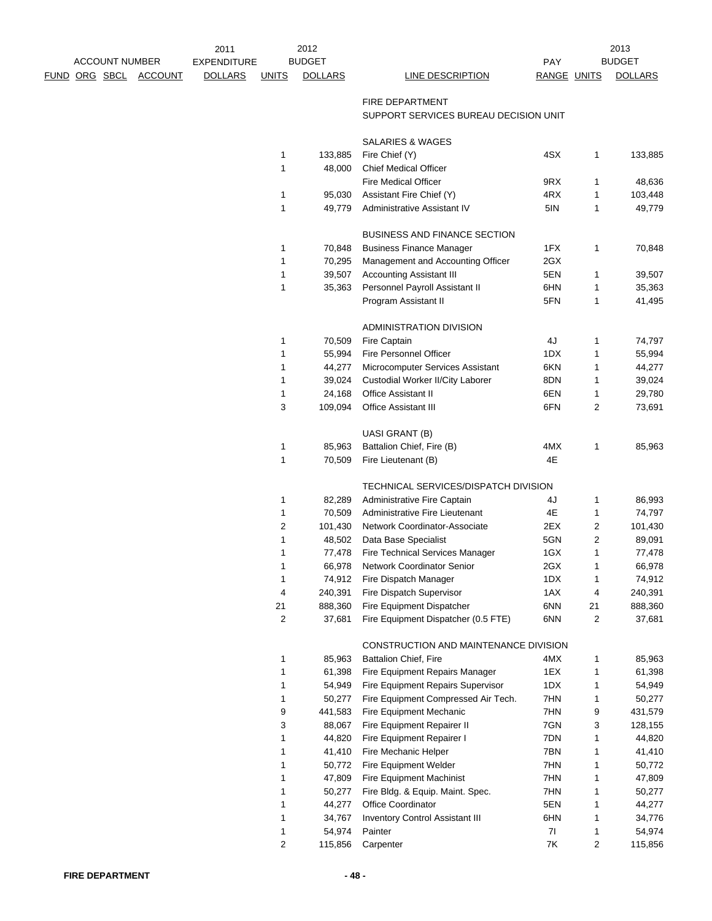| ACCOUNT NUMBER FUND | ORG | SBCL | ACCOUNT | 2011 EXPENDITURE DOLLARS | UNITS | 2012 BUDGET DOLLARS | LINE DESCRIPTION | PAY RANGE | UNITS | 2013 BUDGET DOLLARS |
|---|---|---|---|---|---|---|---|---|---|---|
| | | | | | | | FIRE DEPARTMENT | | | |
| | | | | | | | SUPPORT SERVICES BUREAU DECISION UNIT | | | |
| | | | | | | | SALARIES & WAGES | | | |
| | | | | | 1 | 133,885 | Fire Chief (Y) | 4SX | 1 | 133,885 |
| | | | | | 1 | 48,000 | Chief Medical Officer | | | |
| | | | | | | | Fire Medical Officer | 9RX | 1 | 48,636 |
| | | | | | 1 | 95,030 | Assistant Fire Chief (Y) | 4RX | 1 | 103,448 |
| | | | | | 1 | 49,779 | Administrative Assistant IV | 5IN | 1 | 49,779 |
| | | | | | | | BUSINESS AND FINANCE SECTION | | | |
| | | | | | 1 | 70,848 | Business Finance Manager | 1FX | 1 | 70,848 |
| | | | | | 1 | 70,295 | Management and Accounting Officer | 2GX | | |
| | | | | | 1 | 39,507 | Accounting Assistant III | 5EN | 1 | 39,507 |
| | | | | | 1 | 35,363 | Personnel Payroll Assistant II | 6HN | 1 | 35,363 |
| | | | | | | | Program Assistant II | 5FN | 1 | 41,495 |
| | | | | | | | ADMINISTRATION DIVISION | | | |
| | | | | | 1 | 70,509 | Fire Captain | 4J | 1 | 74,797 |
| | | | | | 1 | 55,994 | Fire Personnel Officer | 1DX | 1 | 55,994 |
| | | | | | 1 | 44,277 | Microcomputer Services Assistant | 6KN | 1 | 44,277 |
| | | | | | 1 | 39,024 | Custodial Worker II/City Laborer | 8DN | 1 | 39,024 |
| | | | | | 1 | 24,168 | Office Assistant II | 6EN | 1 | 29,780 |
| | | | | | 3 | 109,094 | Office Assistant III | 6FN | 2 | 73,691 |
| | | | | | | | UASI GRANT (B) | | | |
| | | | | | 1 | 85,963 | Battalion Chief, Fire (B) | 4MX | 1 | 85,963 |
| | | | | | 1 | 70,509 | Fire Lieutenant (B) | 4E | | |
| | | | | | | | TECHNICAL SERVICES/DISPATCH DIVISION | | | |
| | | | | | 1 | 82,289 | Administrative Fire Captain | 4J | 1 | 86,993 |
| | | | | | 1 | 70,509 | Administrative Fire Lieutenant | 4E | 1 | 74,797 |
| | | | | | 2 | 101,430 | Network Coordinator-Associate | 2EX | 2 | 101,430 |
| | | | | | 1 | 48,502 | Data Base Specialist | 5GN | 2 | 89,091 |
| | | | | | 1 | 77,478 | Fire Technical Services Manager | 1GX | 1 | 77,478 |
| | | | | | 1 | 66,978 | Network Coordinator Senior | 2GX | 1 | 66,978 |
| | | | | | 1 | 74,912 | Fire Dispatch Manager | 1DX | 1 | 74,912 |
| | | | | | 4 | 240,391 | Fire Dispatch Supervisor | 1AX | 4 | 240,391 |
| | | | | | 21 | 888,360 | Fire Equipment Dispatcher | 6NN | 21 | 888,360 |
| | | | | | 2 | 37,681 | Fire Equipment Dispatcher (0.5 FTE) | 6NN | 2 | 37,681 |
| | | | | | | | CONSTRUCTION AND MAINTENANCE DIVISION | | | |
| | | | | | 1 | 85,963 | Battalion Chief, Fire | 4MX | 1 | 85,963 |
| | | | | | 1 | 61,398 | Fire Equipment Repairs Manager | 1EX | 1 | 61,398 |
| | | | | | 1 | 54,949 | Fire Equipment Repairs Supervisor | 1DX | 1 | 54,949 |
| | | | | | 1 | 50,277 | Fire Equipment Compressed Air Tech. | 7HN | 1 | 50,277 |
| | | | | | 9 | 441,583 | Fire Equipment Mechanic | 7HN | 9 | 431,579 |
| | | | | | 3 | 88,067 | Fire Equipment Repairer II | 7GN | 3 | 128,155 |
| | | | | | 1 | 44,820 | Fire Equipment Repairer I | 7DN | 1 | 44,820 |
| | | | | | 1 | 41,410 | Fire Mechanic Helper | 7BN | 1 | 41,410 |
| | | | | | 1 | 50,772 | Fire Equipment Welder | 7HN | 1 | 50,772 |
| | | | | | 1 | 47,809 | Fire Equipment Machinist | 7HN | 1 | 47,809 |
| | | | | | 1 | 50,277 | Fire Bldg. & Equip. Maint. Spec. | 7HN | 1 | 50,277 |
| | | | | | 1 | 44,277 | Office Coordinator | 5EN | 1 | 44,277 |
| | | | | | 1 | 34,767 | Inventory Control Assistant III | 6HN | 1 | 34,776 |
| | | | | | 1 | 54,974 | Painter | 7I | 1 | 54,974 |
| | | | | | 2 | 115,856 | Carpenter | 7K | 2 | 115,856 |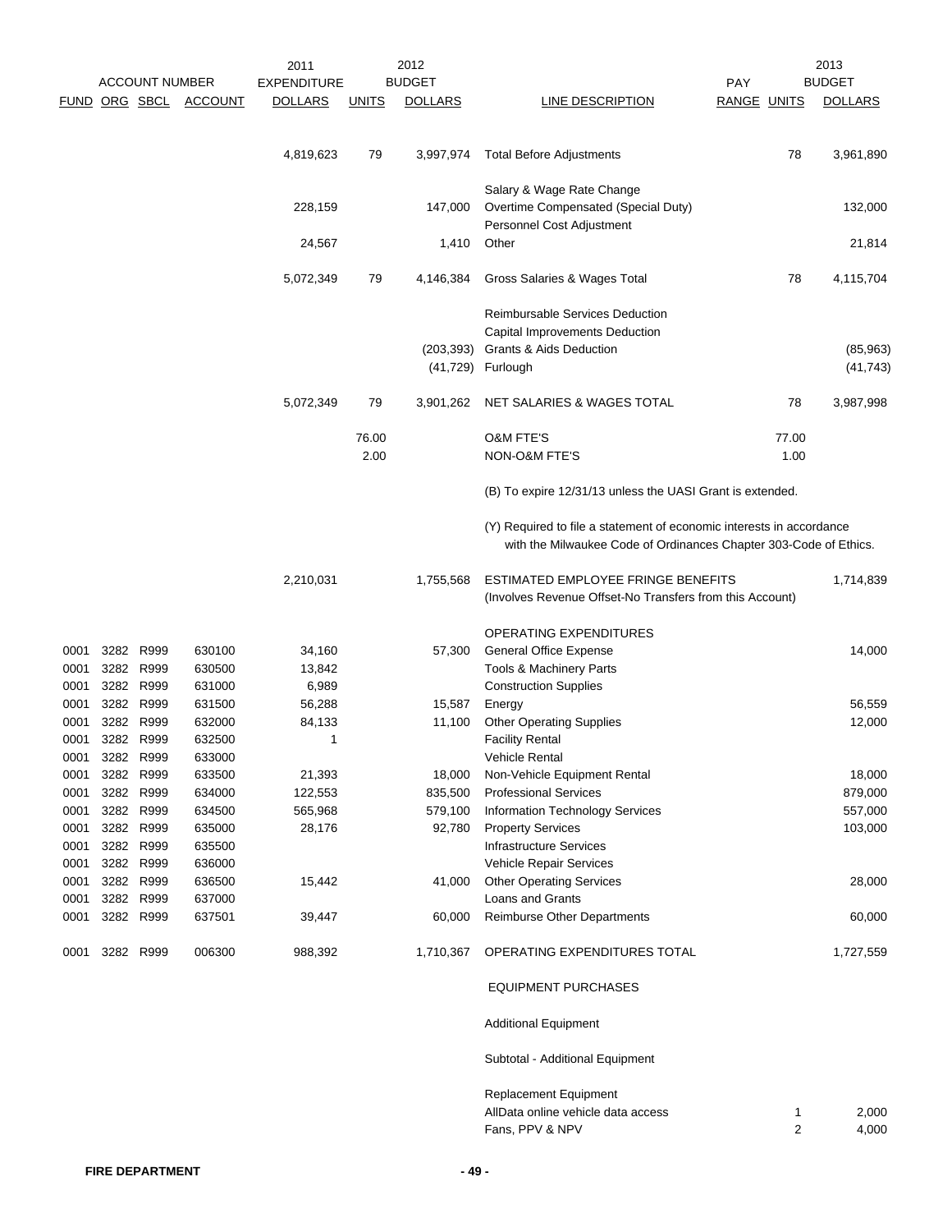| ACCOUNT NUMBER | | | | 2011 EXPENDITURE | 2012 BUDGET | | | PAY | 2013 BUDGET | |
|---|---|---|---|---|---|---|---|---|---|---|
| FUND | ORG | SBCL | ACCOUNT | DOLLARS | UNITS | DOLLARS | LINE DESCRIPTION | RANGE | UNITS | DOLLARS |
| | | | | 4,819,623 | 79 | 3,997,974 | Total Before Adjustments | | 78 | 3,961,890 |
| | | | | | | | Salary & Wage Rate Change | | | |
| | | | | 228,159 | | 147,000 | Overtime Compensated (Special Duty) | | | 132,000 |
| | | | | | | | Personnel Cost Adjustment | | | |
| | | | | 24,567 | | 1,410 | Other | | | 21,814 |
| | | | | 5,072,349 | 79 | 4,146,384 | Gross Salaries & Wages Total | | 78 | 4,115,704 |
| | | | | | | | Reimbursable Services Deduction | | | |
| | | | | | | | Capital Improvements Deduction | | | |
| | | | | | | (203,393) | Grants & Aids Deduction | | | (85,963) |
| | | | | | | (41,729) | Furlough | | | (41,743) |
| | | | | 5,072,349 | 79 | 3,901,262 | NET SALARIES & WAGES TOTAL | | 78 | 3,987,998 |
| | | | | | 76.00 | | O&M FTE'S | | 77.00 | |
| | | | | | 2.00 | | NON-O&M FTE'S | | 1.00 | |
| | | | | | | | (B) To expire 12/31/13 unless the UASI Grant is extended. | | | |
| | | | | | | | (Y) Required to file a statement of economic interests in accordance with the Milwaukee Code of Ordinances Chapter 303-Code of Ethics. | | | |
| | | | | 2,210,031 | | 1,755,568 | ESTIMATED EMPLOYEE FRINGE BENEFITS (Involves Revenue Offset-No Transfers from this Account) | | | 1,714,839 |
| | | | | | | | OPERATING EXPENDITURES | | | |
| 0001 | 3282 | R999 | 630100 | 34,160 | | 57,300 | General Office Expense | | | 14,000 |
| 0001 | 3282 | R999 | 630500 | 13,842 | | | Tools & Machinery Parts | | | |
| 0001 | 3282 | R999 | 631000 | 6,989 | | | Construction Supplies | | | |
| 0001 | 3282 | R999 | 631500 | 56,288 | | 15,587 | Energy | | | 56,559 |
| 0001 | 3282 | R999 | 632000 | 84,133 | | 11,100 | Other Operating Supplies | | | 12,000 |
| 0001 | 3282 | R999 | 632500 | 1 | | | Facility Rental | | | |
| 0001 | 3282 | R999 | 633000 | | | | Vehicle Rental | | | |
| 0001 | 3282 | R999 | 633500 | 21,393 | | 18,000 | Non-Vehicle Equipment Rental | | | 18,000 |
| 0001 | 3282 | R999 | 634000 | 122,553 | | 835,500 | Professional Services | | | 879,000 |
| 0001 | 3282 | R999 | 634500 | 565,968 | | 579,100 | Information Technology Services | | | 557,000 |
| 0001 | 3282 | R999 | 635000 | 28,176 | | 92,780 | Property Services | | | 103,000 |
| 0001 | 3282 | R999 | 635500 | | | | Infrastructure Services | | | |
| 0001 | 3282 | R999 | 636000 | | | | Vehicle Repair Services | | | |
| 0001 | 3282 | R999 | 636500 | 15,442 | | 41,000 | Other Operating Services | | | 28,000 |
| 0001 | 3282 | R999 | 637000 | | | | Loans and Grants | | | |
| 0001 | 3282 | R999 | 637501 | 39,447 | | 60,000 | Reimburse Other Departments | | | 60,000 |
| 0001 | 3282 | R999 | 006300 | 988,392 | | 1,710,367 | OPERATING EXPENDITURES TOTAL | | | 1,727,559 |
| | | | | | | | EQUIPMENT PURCHASES | | | |
| | | | | | | | Additional Equipment | | | |
| | | | | | | | Subtotal - Additional Equipment | | | |
| | | | | | | | Replacement Equipment | | | |
| | | | | | | | AllData online vehicle data access | | 1 | 2,000 |
| | | | | | | | Fans, PPV & NPV | | 2 | 4,000 |

FIRE DEPARTMENT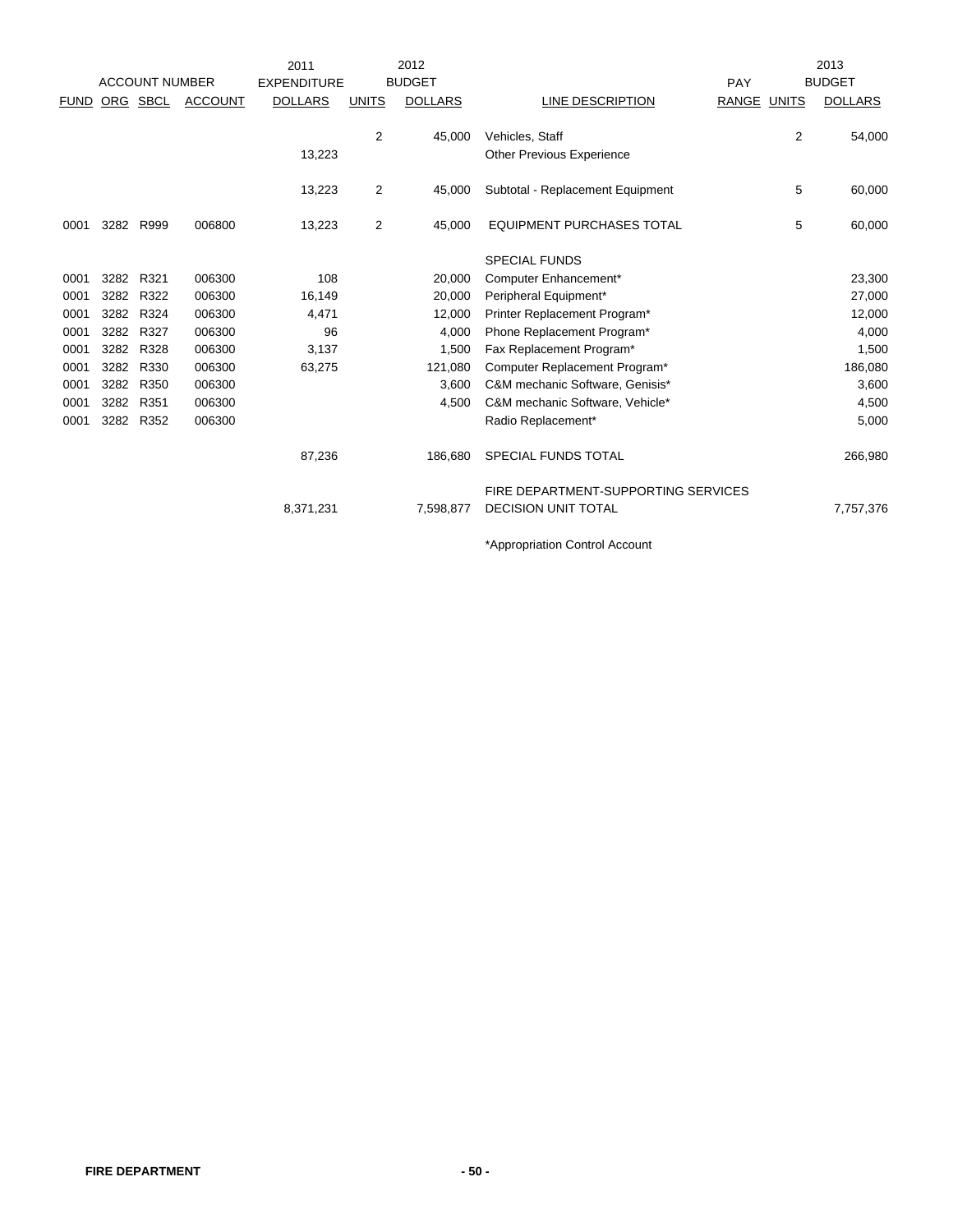| ACCOUNT NUMBER | | | | 2011 EXPENDITURE | 2012 BUDGET | | | PAY | 2013 BUDGET | |
|---|---|---|---|---|---|---|---|---|---|---|
| FUND | ORG | SBCL | ACCOUNT | DOLLARS | UNITS | DOLLARS | LINE DESCRIPTION | RANGE | UNITS | DOLLARS |
| | | | | | 2 | 45,000 | Vehicles, Staff | | 2 | 54,000 |
| | | | | 13,223 | | | Other Previous Experience | | | |
| | | | | 13,223 | 2 | 45,000 | Subtotal - Replacement Equipment | | 5 | 60,000 |
| 0001 | 3282 | R999 | 006800 | 13,223 | 2 | 45,000 | EQUIPMENT PURCHASES TOTAL | | 5 | 60,000 |
| | | | | | | | SPECIAL FUNDS | | | |
| 0001 | 3282 | R321 | 006300 | 108 | | 20,000 | Computer Enhancement* | | | 23,300 |
| 0001 | 3282 | R322 | 006300 | 16,149 | | 20,000 | Peripheral Equipment* | | | 27,000 |
| 0001 | 3282 | R324 | 006300 | 4,471 | | 12,000 | Printer Replacement Program* | | | 12,000 |
| 0001 | 3282 | R327 | 006300 | 96 | | 4,000 | Phone Replacement Program* | | | 4,000 |
| 0001 | 3282 | R328 | 006300 | 3,137 | | 1,500 | Fax Replacement Program* | | | 1,500 |
| 0001 | 3282 | R330 | 006300 | 63,275 | | 121,080 | Computer Replacement Program* | | | 186,080 |
| 0001 | 3282 | R350 | 006300 | | | 3,600 | C&M mechanic Software, Genisis* | | | 3,600 |
| 0001 | 3282 | R351 | 006300 | | | 4,500 | C&M mechanic Software, Vehicle* | | | 4,500 |
| 0001 | 3282 | R352 | 006300 | | | | Radio Replacement* | | | 5,000 |
| | | | | 87,236 | | 186,680 | SPECIAL FUNDS TOTAL | | | 266,980 |
| | | | | 8,371,231 | | 7,598,877 | FIRE DEPARTMENT-SUPPORTING SERVICES DECISION UNIT TOTAL | | | 7,757,376 |

*Appropriation Control Account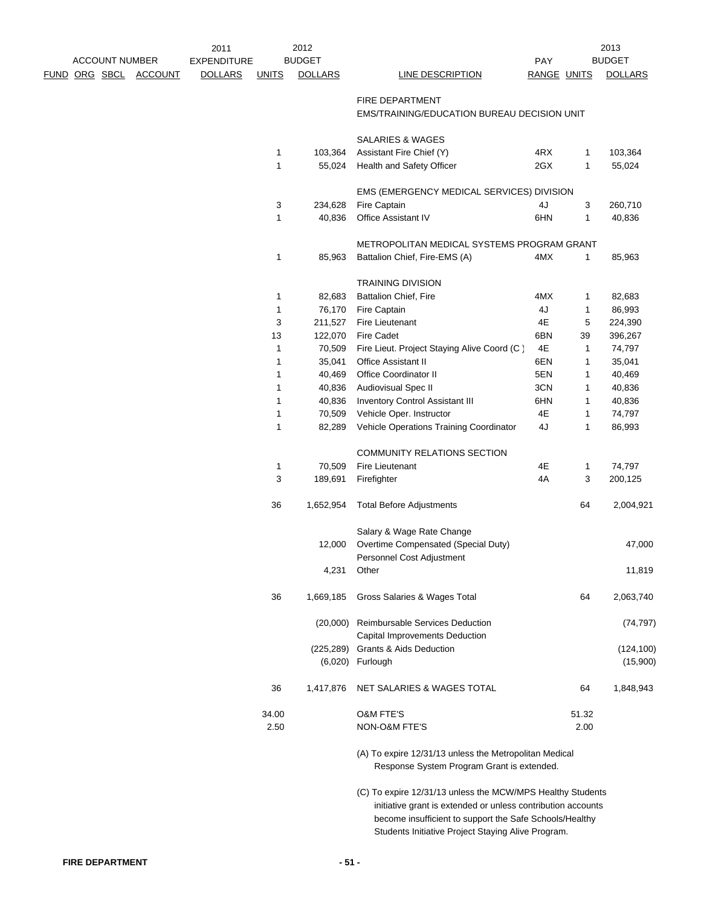| ACCOUNT NUMBER FUND | ORG | SBCL | ACCOUNT | 2011 EXPENDITURE DOLLARS | UNITS | 2012 BUDGET DOLLARS | LINE DESCRIPTION | PAY RANGE | UNITS | 2013 BUDGET DOLLARS |
|---|---|---|---|---|---|---|---|---|---|---|
| | | | | | | | FIRE DEPARTMENT | | | |
| | | | | | | | EMS/TRAINING/EDUCATION BUREAU DECISION UNIT | | | |
| | | | | | | | SALARIES & WAGES | | | |
| | | | | | 1 | 103,364 | Assistant Fire Chief (Y) | 4RX | 1 | 103,364 |
| | | | | | 1 | 55,024 | Health and Safety Officer | 2GX | 1 | 55,024 |
| | | | | | | | EMS (EMERGENCY MEDICAL SERVICES) DIVISION | | | |
| | | | | | 3 | 234,628 | Fire Captain | 4J | 3 | 260,710 |
| | | | | | 1 | 40,836 | Office Assistant IV | 6HN | 1 | 40,836 |
| | | | | | | | METROPOLITAN MEDICAL SYSTEMS PROGRAM GRANT | | | |
| | | | | | 1 | 85,963 | Battalion Chief, Fire-EMS (A) | 4MX | 1 | 85,963 |
| | | | | | | | TRAINING DIVISION | | | |
| | | | | | 1 | 82,683 | Battalion Chief, Fire | 4MX | 1 | 82,683 |
| | | | | | 1 | 76,170 | Fire Captain | 4J | 1 | 86,993 |
| | | | | | 3 | 211,527 | Fire Lieutenant | 4E | 5 | 224,390 |
| | | | | | 13 | 122,070 | Fire Cadet | 6BN | 39 | 396,267 |
| | | | | | 1 | 70,509 | Fire Lieut. Project Staying Alive Coord (C) | 4E | 1 | 74,797 |
| | | | | | 1 | 35,041 | Office Assistant II | 6EN | 1 | 35,041 |
| | | | | | 1 | 40,469 | Office Coordinator II | 5EN | 1 | 40,469 |
| | | | | | 1 | 40,836 | Audiovisual Spec II | 3CN | 1 | 40,836 |
| | | | | | 1 | 40,836 | Inventory Control Assistant III | 6HN | 1 | 40,836 |
| | | | | | 1 | 70,509 | Vehicle Oper. Instructor | 4E | 1 | 74,797 |
| | | | | | 1 | 82,289 | Vehicle Operations Training Coordinator | 4J | 1 | 86,993 |
| | | | | | | | COMMUNITY RELATIONS SECTION | | | |
| | | | | | 1 | 70,509 | Fire Lieutenant | 4E | 1 | 74,797 |
| | | | | | 3 | 189,691 | Firefighter | 4A | 3 | 200,125 |
| | | | | | 36 | 1,652,954 | Total Before Adjustments | | 64 | 2,004,921 |
| | | | | | | | Salary & Wage Rate Change | | | |
| | | | | | | 12,000 | Overtime Compensated (Special Duty) | | | 47,000 |
| | | | | | | | Personnel Cost Adjustment | | | |
| | | | | | | 4,231 | Other | | | 11,819 |
| | | | | | 36 | 1,669,185 | Gross Salaries & Wages Total | | 64 | 2,063,740 |
| | | | | | | (20,000) | Reimbursable Services Deduction | | | (74,797) |
| | | | | | | | Capital Improvements Deduction | | | |
| | | | | | | (225,289) | Grants & Aids Deduction | | | (124,100) |
| | | | | | | (6,020) | Furlough | | | (15,900) |
| | | | | | 36 | 1,417,876 | NET SALARIES & WAGES TOTAL | | 64 | 1,848,943 |
| | | | | | 34.00 | | O&M FTE'S | | 51.32 | |
| | | | | | 2.50 | | NON-O&M FTE'S | | 2.00 | |

(A) To expire 12/31/13 unless the Metropolitan Medical Response System Program Grant is extended.

(C) To expire 12/31/13 unless the MCW/MPS Healthy Students initiative grant is extended or unless contribution accounts become insufficient to support the Safe Schools/Healthy Students Initiative Project Staying Alive Program.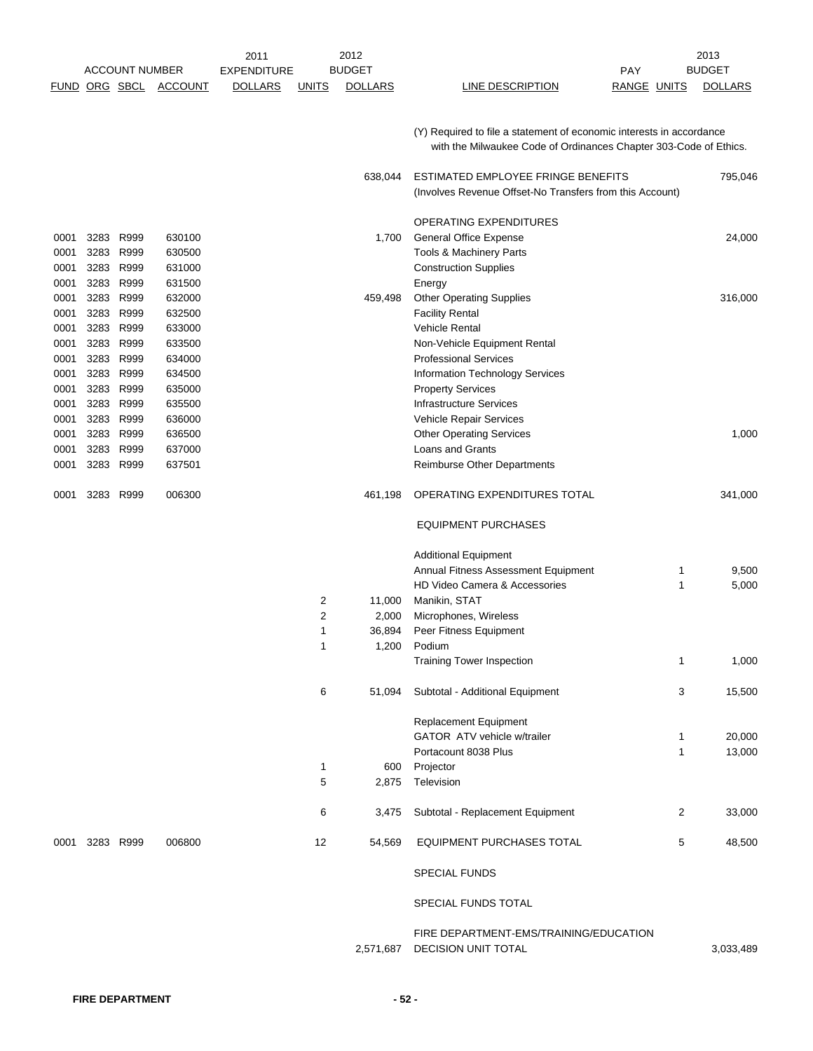| ACCOUNT NUMBER | | | | 2011 EXPENDITURE | 2012 BUDGET | | | | | 2013 BUDGET |
|---|---|---|---|---|---|---|---|---|---|---|
| FUND | ORG | SBCL | ACCOUNT | DOLLARS | UNITS | DOLLARS | LINE DESCRIPTION | PAY RANGE | UNITS | DOLLARS |
| | | | | | | | (Y) Required to file a statement of economic interests in accordance with the Milwaukee Code of Ordinances Chapter 303-Code of Ethics. | | | |
| | | | | | | 638,044 | ESTIMATED EMPLOYEE FRINGE BENEFITS (Involves Revenue Offset-No Transfers from this Account) | | | 795,046 |
| | | | | | | | OPERATING EXPENDITURES | | | |
| 0001 | 3283 | R999 | 630100 | | | 1,700 | General Office Expense | | | 24,000 |
| 0001 | 3283 | R999 | 630500 | | | | Tools & Machinery Parts | | | |
| 0001 | 3283 | R999 | 631000 | | | | Construction Supplies | | | |
| 0001 | 3283 | R999 | 631500 | | | | Energy | | | |
| 0001 | 3283 | R999 | 632000 | | | 459,498 | Other Operating Supplies | | | 316,000 |
| 0001 | 3283 | R999 | 632500 | | | | Facility Rental | | | |
| 0001 | 3283 | R999 | 633000 | | | | Vehicle Rental | | | |
| 0001 | 3283 | R999 | 633500 | | | | Non-Vehicle Equipment Rental | | | |
| 0001 | 3283 | R999 | 634000 | | | | Professional Services | | | |
| 0001 | 3283 | R999 | 634500 | | | | Information Technology Services | | | |
| 0001 | 3283 | R999 | 635000 | | | | Property Services | | | |
| 0001 | 3283 | R999 | 635500 | | | | Infrastructure Services | | | |
| 0001 | 3283 | R999 | 636000 | | | | Vehicle Repair Services | | | |
| 0001 | 3283 | R999 | 636500 | | | | Other Operating Services | | | 1,000 |
| 0001 | 3283 | R999 | 637000 | | | | Loans and Grants | | | |
| 0001 | 3283 | R999 | 637501 | | | | Reimburse Other Departments | | | |
| 0001 | 3283 | R999 | 006300 | | | 461,198 | OPERATING EXPENDITURES TOTAL | | | 341,000 |
| | | | | | | | EQUIPMENT PURCHASES | | | |
| | | | | | | | Additional Equipment | | | |
| | | | | | | | Annual Fitness Assessment Equipment | | 1 | 9,500 |
| | | | | | | | HD Video Camera & Accessories | | 1 | 5,000 |
| | | | | | 2 | 11,000 | Manikin, STAT | | | |
| | | | | | 2 | 2,000 | Microphones, Wireless | | | |
| | | | | | 1 | 36,894 | Peer Fitness Equipment | | | |
| | | | | | 1 | 1,200 | Podium | | | |
| | | | | | | | Training Tower Inspection | | 1 | 1,000 |
| | | | | | 6 | 51,094 | Subtotal - Additional Equipment | | 3 | 15,500 |
| | | | | | | | Replacement Equipment | | | |
| | | | | | | | GATOR ATV vehicle w/trailer | | 1 | 20,000 |
| | | | | | | | Portacount 8038 Plus | | 1 | 13,000 |
| | | | | | 1 | 600 | Projector | | | |
| | | | | | 5 | 2,875 | Television | | | |
| | | | | | 6 | 3,475 | Subtotal - Replacement Equipment | | 2 | 33,000 |
| 0001 | 3283 | R999 | 006800 | | 12 | 54,569 | EQUIPMENT PURCHASES TOTAL | | 5 | 48,500 |
| | | | | | | | SPECIAL FUNDS | | | |
| | | | | | | | SPECIAL FUNDS TOTAL | | | |
| | | | | | | 2,571,687 | FIRE DEPARTMENT-EMS/TRAINING/EDUCATION DECISION UNIT TOTAL | | | 3,033,489 |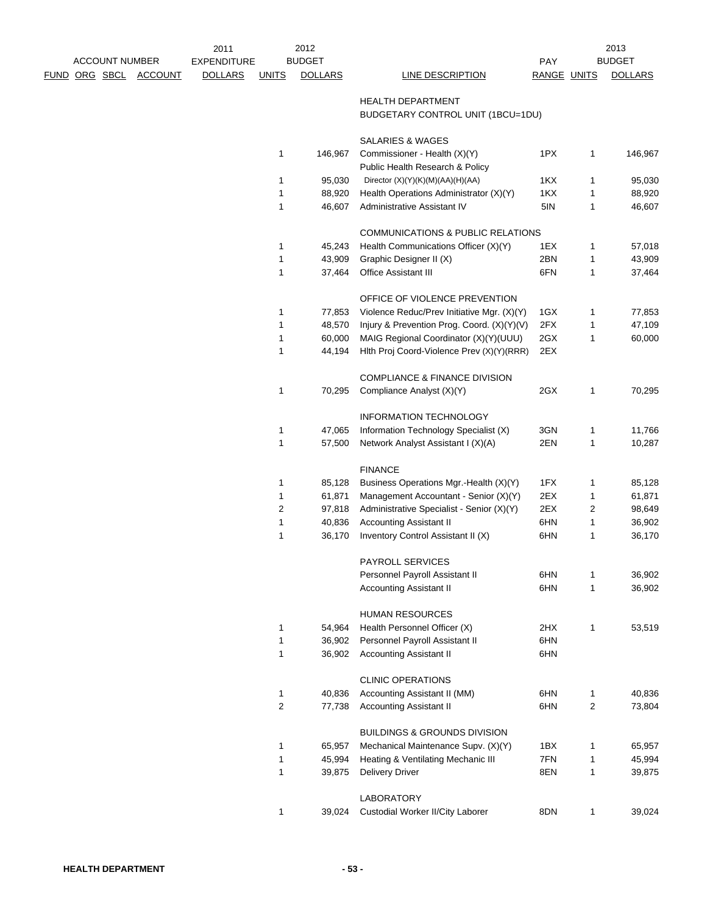| ACCOUNT NUMBER | | | | 2011 EXPENDITURE | 2012 BUDGET | | | PAY | 2013 BUDGET | |
|---|---|---|---|---|---|---|---|---|---|---|
| FUND | ORG | SBCL | ACCOUNT | DOLLARS | UNITS | DOLLARS | LINE DESCRIPTION | RANGE | UNITS | DOLLARS |
| | | | | | | | HEALTH DEPARTMENT | | | |
| | | | | | | | BUDGETARY CONTROL UNIT (1BCU=1DU) | | | |
| | | | | | | | SALARIES & WAGES | | | |
| | | | | | 1 | 146,967 | Commissioner - Health (X)(Y) | 1PX | 1 | 146,967 |
| | | | | | | | Public Health Research & Policy | | | |
| | | | | | 1 | 95,030 | Director (X)(Y)(K)(M)(AA)(H)(AA) | 1KX | 1 | 95,030 |
| | | | | | 1 | 88,920 | Health Operations Administrator (X)(Y) | 1KX | 1 | 88,920 |
| | | | | | 1 | 46,607 | Administrative Assistant IV | 5IN | 1 | 46,607 |
| | | | | | | | COMMUNICATIONS & PUBLIC RELATIONS | | | |
| | | | | | 1 | 45,243 | Health Communications Officer (X)(Y) | 1EX | 1 | 57,018 |
| | | | | | 1 | 43,909 | Graphic Designer II (X) | 2BN | 1 | 43,909 |
| | | | | | 1 | 37,464 | Office Assistant III | 6FN | 1 | 37,464 |
| | | | | | | | OFFICE OF VIOLENCE PREVENTION | | | |
| | | | | | 1 | 77,853 | Violence Reduc/Prev Initiative Mgr. (X)(Y) | 1GX | 1 | 77,853 |
| | | | | | 1 | 48,570 | Injury & Prevention Prog. Coord. (X)(Y)(V) | 2FX | 1 | 47,109 |
| | | | | | 1 | 60,000 | MAIG Regional Coordinator (X)(Y)(UUU) | 2GX | 1 | 60,000 |
| | | | | | 1 | 44,194 | Hlth Proj Coord-Violence Prev (X)(Y)(RRR) | 2EX | | |
| | | | | | | | COMPLIANCE & FINANCE DIVISION | | | |
| | | | | | 1 | 70,295 | Compliance Analyst (X)(Y) | 2GX | 1 | 70,295 |
| | | | | | | | INFORMATION TECHNOLOGY | | | |
| | | | | | 1 | 47,065 | Information Technology Specialist (X) | 3GN | 1 | 11,766 |
| | | | | | 1 | 57,500 | Network Analyst Assistant I (X)(A) | 2EN | 1 | 10,287 |
| | | | | | | | FINANCE | | | |
| | | | | | 1 | 85,128 | Business Operations Mgr.-Health (X)(Y) | 1FX | 1 | 85,128 |
| | | | | | 1 | 61,871 | Management Accountant - Senior (X)(Y) | 2EX | 1 | 61,871 |
| | | | | | 2 | 97,818 | Administrative Specialist - Senior (X)(Y) | 2EX | 2 | 98,649 |
| | | | | | 1 | 40,836 | Accounting Assistant II | 6HN | 1 | 36,902 |
| | | | | | 1 | 36,170 | Inventory Control Assistant II (X) | 6HN | 1 | 36,170 |
| | | | | | | | PAYROLL SERVICES | | | |
| | | | | | | | Personnel Payroll Assistant II | 6HN | 1 | 36,902 |
| | | | | | | | Accounting Assistant II | 6HN | 1 | 36,902 |
| | | | | | | | HUMAN RESOURCES | | | |
| | | | | | 1 | 54,964 | Health Personnel Officer (X) | 2HX | 1 | 53,519 |
| | | | | | 1 | 36,902 | Personnel Payroll Assistant II | 6HN | | |
| | | | | | 1 | 36,902 | Accounting Assistant II | 6HN | | |
| | | | | | | | CLINIC OPERATIONS | | | |
| | | | | | 1 | 40,836 | Accounting Assistant II (MM) | 6HN | 1 | 40,836 |
| | | | | | 2 | 77,738 | Accounting Assistant II | 6HN | 2 | 73,804 |
| | | | | | | | BUILDINGS & GROUNDS DIVISION | | | |
| | | | | | 1 | 65,957 | Mechanical Maintenance Supv. (X)(Y) | 1BX | 1 | 65,957 |
| | | | | | 1 | 45,994 | Heating & Ventilating Mechanic III | 7FN | 1 | 45,994 |
| | | | | | 1 | 39,875 | Delivery Driver | 8EN | 1 | 39,875 |
| | | | | | | | LABORATORY | | | |
| | | | | | 1 | 39,024 | Custodial Worker II/City Laborer | 8DN | 1 | 39,024 |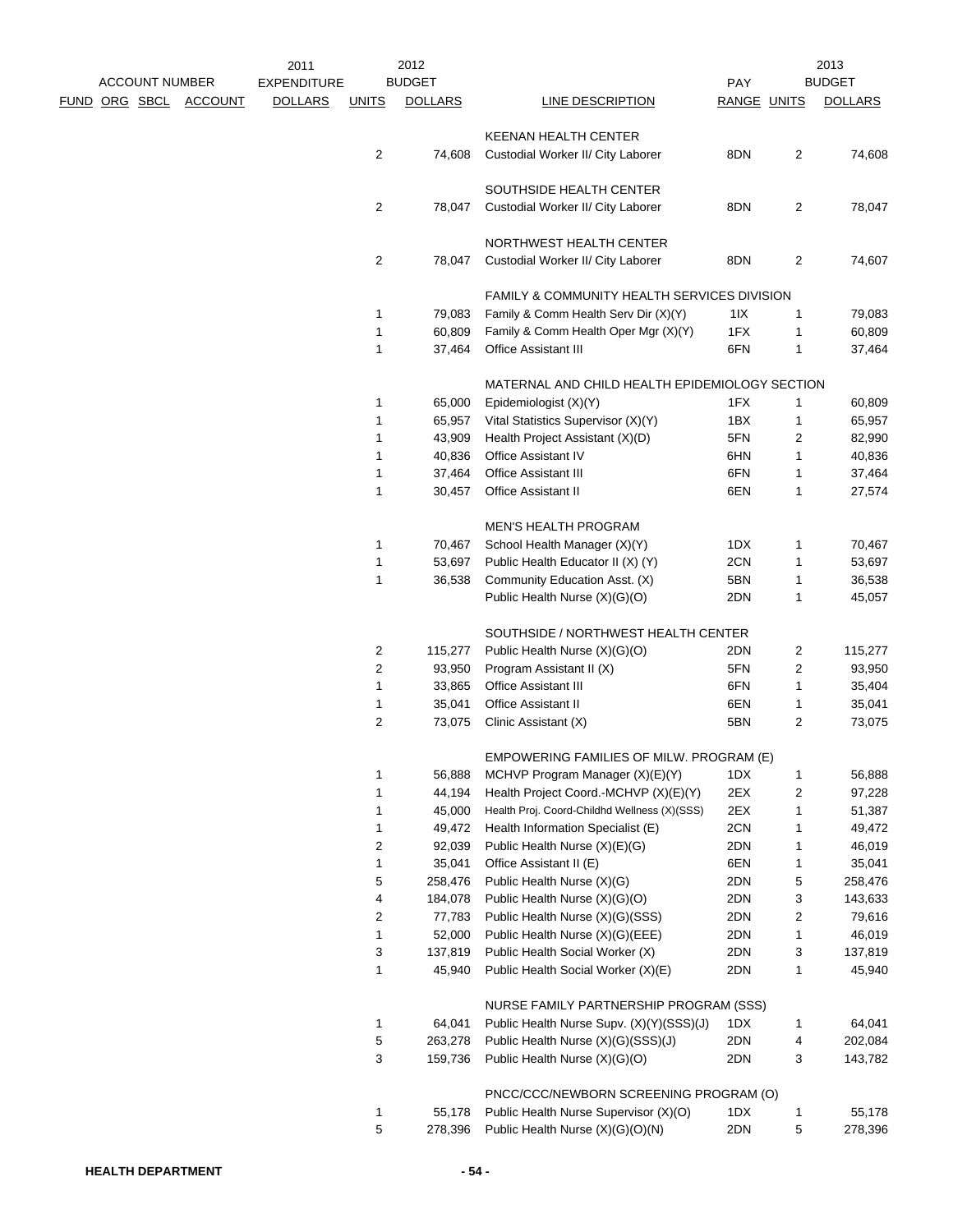| ACCOUNT NUMBER | | | | 2011 EXPENDITURE | 2012 BUDGET | | | PAY | 2013 BUDGET | |
|---|---|---|---|---|---|---|---|---|---|---|
| FUND | ORG | SBCL | ACCOUNT | DOLLARS | UNITS | DOLLARS | LINE DESCRIPTION | RANGE | UNITS | DOLLARS |
| | | | | | | | KEENAN HEALTH CENTER | | | |
| | | | | | 2 | 74,608 | Custodial Worker II/ City Laborer | 8DN | 2 | 74,608 |
| | | | | | | | SOUTHSIDE HEALTH CENTER | | | |
| | | | | | 2 | 78,047 | Custodial Worker II/ City Laborer | 8DN | 2 | 78,047 |
| | | | | | | | NORTHWEST HEALTH CENTER | | | |
| | | | | | 2 | 78,047 | Custodial Worker II/ City Laborer | 8DN | 2 | 74,607 |
| | | | | | | | FAMILY & COMMUNITY HEALTH SERVICES DIVISION | | | |
| | | | | | 1 | 79,083 | Family & Comm Health Serv Dir (X)(Y) | 1IX | 1 | 79,083 |
| | | | | | 1 | 60,809 | Family & Comm Health Oper Mgr (X)(Y) | 1FX | 1 | 60,809 |
| | | | | | 1 | 37,464 | Office Assistant III | 6FN | 1 | 37,464 |
| | | | | | | | MATERNAL AND CHILD HEALTH EPIDEMIOLOGY SECTION | | | |
| | | | | | 1 | 65,000 | Epidemiologist (X)(Y) | 1FX | 1 | 60,809 |
| | | | | | 1 | 65,957 | Vital Statistics Supervisor (X)(Y) | 1BX | 1 | 65,957 |
| | | | | | 1 | 43,909 | Health Project Assistant (X)(D) | 5FN | 2 | 82,990 |
| | | | | | 1 | 40,836 | Office Assistant IV | 6HN | 1 | 40,836 |
| | | | | | 1 | 37,464 | Office Assistant III | 6FN | 1 | 37,464 |
| | | | | | 1 | 30,457 | Office Assistant II | 6EN | 1 | 27,574 |
| | | | | | | | MEN'S HEALTH PROGRAM | | | |
| | | | | | 1 | 70,467 | School Health Manager (X)(Y) | 1DX | 1 | 70,467 |
| | | | | | 1 | 53,697 | Public Health Educator II (X) (Y) | 2CN | 1 | 53,697 |
| | | | | | 1 | 36,538 | Community Education Asst. (X) | 5BN | 1 | 36,538 |
| | | | | | | | Public Health Nurse (X)(G)(O) | 2DN | 1 | 45,057 |
| | | | | | | | SOUTHSIDE / NORTHWEST HEALTH CENTER | | | |
| | | | | | 2 | 115,277 | Public Health Nurse (X)(G)(O) | 2DN | 2 | 115,277 |
| | | | | | 2 | 93,950 | Program Assistant II (X) | 5FN | 2 | 93,950 |
| | | | | | 1 | 33,865 | Office Assistant III | 6FN | 1 | 35,404 |
| | | | | | 1 | 35,041 | Office Assistant II | 6EN | 1 | 35,041 |
| | | | | | 2 | 73,075 | Clinic Assistant (X) | 5BN | 2 | 73,075 |
| | | | | | | | EMPOWERING FAMILIES OF MILW. PROGRAM (E) | | | |
| | | | | | 1 | 56,888 | MCHVP Program Manager (X)(E)(Y) | 1DX | 1 | 56,888 |
| | | | | | 1 | 44,194 | Health Project Coord.-MCHVP (X)(E)(Y) | 2EX | 2 | 97,228 |
| | | | | | 1 | 45,000 | Health Proj. Coord-Childhd Wellness (X)(SSS) | 2EX | 1 | 51,387 |
| | | | | | 1 | 49,472 | Health Information Specialist (E) | 2CN | 1 | 49,472 |
| | | | | | 2 | 92,039 | Public Health Nurse (X)(E)(G) | 2DN | 1 | 46,019 |
| | | | | | 1 | 35,041 | Office Assistant II (E) | 6EN | 1 | 35,041 |
| | | | | | 5 | 258,476 | Public Health Nurse (X)(G) | 2DN | 5 | 258,476 |
| | | | | | 4 | 184,078 | Public Health Nurse (X)(G)(O) | 2DN | 3 | 143,633 |
| | | | | | 2 | 77,783 | Public Health Nurse (X)(G)(SSS) | 2DN | 2 | 79,616 |
| | | | | | 1 | 52,000 | Public Health Nurse (X)(G)(EEE) | 2DN | 1 | 46,019 |
| | | | | | 3 | 137,819 | Public Health Social Worker (X) | 2DN | 3 | 137,819 |
| | | | | | 1 | 45,940 | Public Health Social Worker (X)(E) | 2DN | 1 | 45,940 |
| | | | | | | | NURSE FAMILY PARTNERSHIP PROGRAM (SSS) | | | |
| | | | | | 1 | 64,041 | Public Health Nurse Supv. (X)(Y)(SSS)(J) | 1DX | 1 | 64,041 |
| | | | | | 5 | 263,278 | Public Health Nurse (X)(G)(SSS)(J) | 2DN | 4 | 202,084 |
| | | | | | 3 | 159,736 | Public Health Nurse (X)(G)(O) | 2DN | 3 | 143,782 |
| | | | | | | | PNCC/CCC/NEWBORN SCREENING PROGRAM (O) | | | |
| | | | | | 1 | 55,178 | Public Health Nurse Supervisor (X)(O) | 1DX | 1 | 55,178 |
| | | | | | 5 | 278,396 | Public Health Nurse (X)(G)(O)(N) | 2DN | 5 | 278,396 |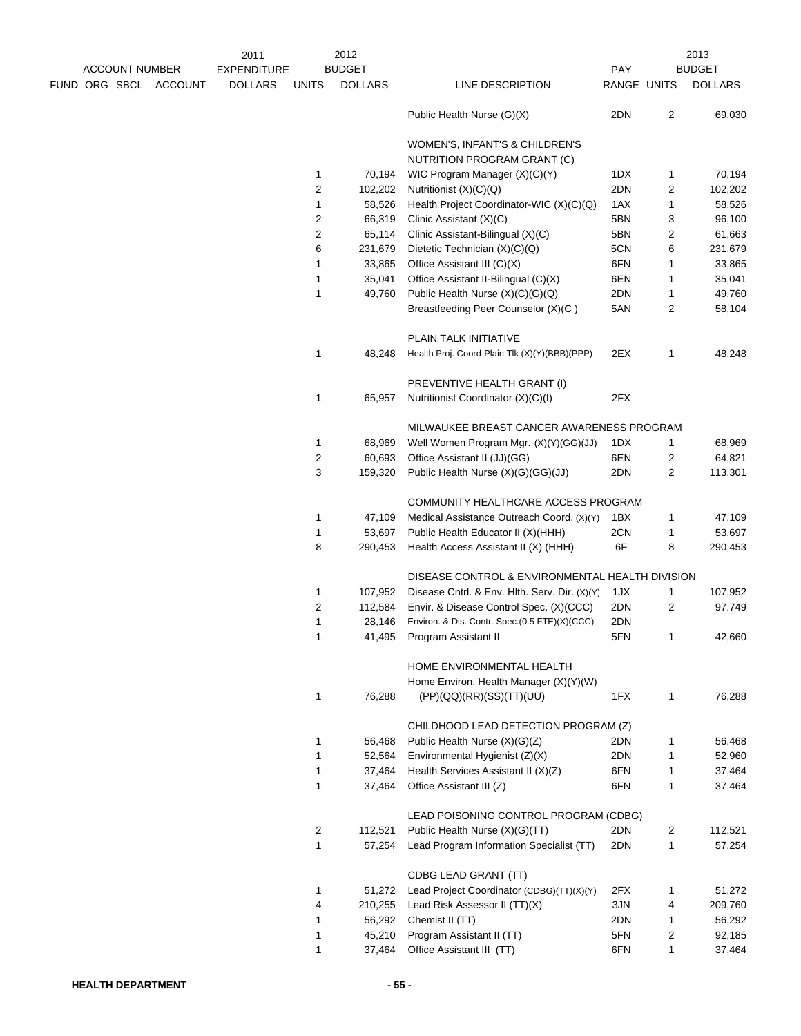| ACCOUNT NUMBER | | | | 2011 EXPENDITURE | 2012 BUDGET | | | PAY | 2013 BUDGET | |
|---|---|---|---|---|---|---|---|---|---|---|
| FUND | ORG | SBCL | ACCOUNT | DOLLARS | UNITS | DOLLARS | LINE DESCRIPTION | RANGE | UNITS | DOLLARS |
| | | | | | | | Public Health Nurse (G)(X) | 2DN | 2 | 69,030 |
| | | | | | | | WOMEN'S, INFANT'S & CHILDREN'S NUTRITION PROGRAM GRANT (C) | | | |
| | | | | | 1 | 70,194 | WIC Program Manager (X)(C)(Y) | 1DX | 1 | 70,194 |
| | | | | | 2 | 102,202 | Nutritionist (X)(C)(Q) | 2DN | 2 | 102,202 |
| | | | | | 1 | 58,526 | Health Project Coordinator-WIC (X)(C)(Q) | 1AX | 1 | 58,526 |
| | | | | | 2 | 66,319 | Clinic Assistant (X)(C) | 5BN | 3 | 96,100 |
| | | | | | 2 | 65,114 | Clinic Assistant-Bilingual (X)(C) | 5BN | 2 | 61,663 |
| | | | | | 6 | 231,679 | Dietetic Technician (X)(C)(Q) | 5CN | 6 | 231,679 |
| | | | | | 1 | 33,865 | Office Assistant III (C)(X) | 6FN | 1 | 33,865 |
| | | | | | 1 | 35,041 | Office Assistant II-Bilingual (C)(X) | 6EN | 1 | 35,041 |
| | | | | | 1 | 49,760 | Public Health Nurse (X)(C)(G)(Q) | 2DN | 1 | 49,760 |
| | | | | | | | Breastfeeding Peer Counselor (X)(C ) | 5AN | 2 | 58,104 |
| | | | | | | | PLAIN TALK INITIATIVE | | | |
| | | | | | 1 | 48,248 | Health Proj. Coord-Plain Tlk (X)(Y)(BBB)(PPP) | 2EX | 1 | 48,248 |
| | | | | | | | PREVENTIVE HEALTH GRANT (I) | | | |
| | | | | | 1 | 65,957 | Nutritionist Coordinator (X)(C)(I) | 2FX | | |
| | | | | | | | MILWAUKEE BREAST CANCER AWARENESS PROGRAM | | | |
| | | | | | 1 | 68,969 | Well Women Program Mgr. (X)(Y)(GG)(JJ) | 1DX | 1 | 68,969 |
| | | | | | 2 | 60,693 | Office Assistant II (JJ)(GG) | 6EN | 2 | 64,821 |
| | | | | | 3 | 159,320 | Public Health Nurse (X)(G)(GG)(JJ) | 2DN | 2 | 113,301 |
| | | | | | | | COMMUNITY HEALTHCARE ACCESS PROGRAM | | | |
| | | | | | 1 | 47,109 | Medical Assistance Outreach Coord. (X)(Y) | 1BX | 1 | 47,109 |
| | | | | | 1 | 53,697 | Public Health Educator II (X)(HHH) | 2CN | 1 | 53,697 |
| | | | | | 8 | 290,453 | Health Access Assistant II (X) (HHH) | 6F | 8 | 290,453 |
| | | | | | | | DISEASE CONTROL & ENVIRONMENTAL HEALTH DIVISION | | | |
| | | | | | 1 | 107,952 | Disease Cntrl. & Env. Hlth. Serv. Dir. (X)(Y) | 1JX | 1 | 107,952 |
| | | | | | 2 | 112,584 | Envir. & Disease Control Spec. (X)(CCC) | 2DN | 2 | 97,749 |
| | | | | | 1 | 28,146 | Environ. & Dis. Contr. Spec.(0.5 FTE)(X)(CCC) | 2DN | | |
| | | | | | 1 | 41,495 | Program Assistant II | 5FN | 1 | 42,660 |
| | | | | | | | HOME ENVIRONMENTAL HEALTH | | | |
| | | | | | 1 | 76,288 | Home Environ. Health Manager (X)(Y)(W)(PP)(QQ)(RR)(SS)(TT)(UU) | 1FX | 1 | 76,288 |
| | | | | | | | CHILDHOOD LEAD DETECTION PROGRAM (Z) | | | |
| | | | | | 1 | 56,468 | Public Health Nurse (X)(G)(Z) | 2DN | 1 | 56,468 |
| | | | | | 1 | 52,564 | Environmental Hygienist (Z)(X) | 2DN | 1 | 52,960 |
| | | | | | 1 | 37,464 | Health Services Assistant II (X)(Z) | 6FN | 1 | 37,464 |
| | | | | | 1 | 37,464 | Office Assistant III (Z) | 6FN | 1 | 37,464 |
| | | | | | | | LEAD POISONING CONTROL PROGRAM (CDBG) | | | |
| | | | | | 2 | 112,521 | Public Health Nurse (X)(G)(TT) | 2DN | 2 | 112,521 |
| | | | | | 1 | 57,254 | Lead Program Information Specialist (TT) | 2DN | 1 | 57,254 |
| | | | | | | | CDBG LEAD GRANT (TT) | | | |
| | | | | | 1 | 51,272 | Lead Project Coordinator (CDBG)(TT)(X)(Y) | 2FX | 1 | 51,272 |
| | | | | | 4 | 210,255 | Lead Risk Assessor II (TT)(X) | 3JN | 4 | 209,760 |
| | | | | | 1 | 56,292 | Chemist II (TT) | 2DN | 1 | 56,292 |
| | | | | | 1 | 45,210 | Program Assistant II (TT) | 5FN | 2 | 92,185 |
| | | | | | 1 | 37,464 | Office Assistant III (TT) | 6FN | 1 | 37,464 |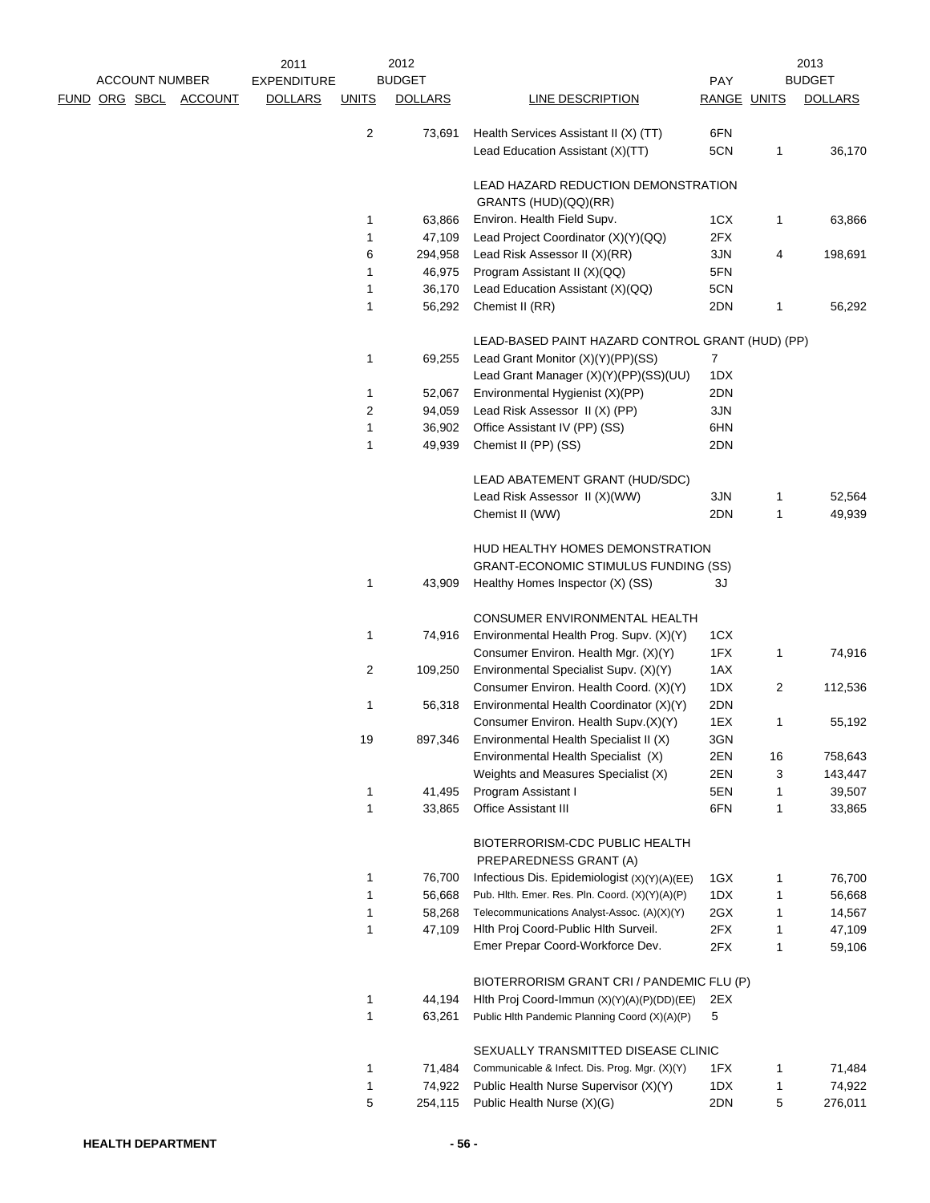| ACCOUNT NUMBER FUND | ORG | SBCL | ACCOUNT | 2011 EXPENDITURE DOLLARS | 2012 BUDGET UNITS | 2012 BUDGET DOLLARS | LINE DESCRIPTION | PAY RANGE | 2013 BUDGET UNITS | 2013 BUDGET DOLLARS |
|---|---|---|---|---|---|---|---|---|---|---|
| | | | | | 2 | 73,691 | Health Services Assistant II (X) (TT) | 6FN | | |
| | | | | | | | Lead Education Assistant (X)(TT) | 5CN | 1 | 36,170 |
| | | | | | | | LEAD HAZARD REDUCTION DEMONSTRATION GRANTS (HUD)(QQ)(RR) | | | |
| | | | | | 1 | 63,866 | Environ. Health Field Supv. | 1CX | 1 | 63,866 |
| | | | | | 1 | 47,109 | Lead Project Coordinator (X)(Y)(QQ) | 2FX | | |
| | | | | | 6 | 294,958 | Lead Risk Assessor II (X)(RR) | 3JN | 4 | 198,691 |
| | | | | | 1 | 46,975 | Program Assistant II (X)(QQ) | 5FN | | |
| | | | | | 1 | 36,170 | Lead Education Assistant (X)(QQ) | 5CN | | |
| | | | | | 1 | 56,292 | Chemist II (RR) | 2DN | 1 | 56,292 |
| | | | | | | | LEAD-BASED PAINT HAZARD CONTROL GRANT (HUD) (PP) | | | |
| | | | | | 1 | 69,255 | Lead Grant Monitor (X)(Y)(PP)(SS) | 7 | | |
| | | | | | | | Lead Grant Manager (X)(Y)(PP)(SS)(UU) | 1DX | | |
| | | | | | 1 | 52,067 | Environmental Hygienist (X)(PP) | 2DN | | |
| | | | | | 2 | 94,059 | Lead Risk Assessor II (X) (PP) | 3JN | | |
| | | | | | 1 | 36,902 | Office Assistant IV (PP) (SS) | 6HN | | |
| | | | | | 1 | 49,939 | Chemist II (PP) (SS) | 2DN | | |
| | | | | | | | LEAD ABATEMENT GRANT (HUD/SDC) | | | |
| | | | | | | | Lead Risk Assessor II (X)(WW) | 3JN | 1 | 52,564 |
| | | | | | | | Chemist II (WW) | 2DN | 1 | 49,939 |
| | | | | | | | HUD HEALTHY HOMES DEMONSTRATION GRANT-ECONOMIC STIMULUS FUNDING (SS) | | | |
| | | | | | 1 | 43,909 | Healthy Homes Inspector (X) (SS) | 3J | | |
| | | | | | | | CONSUMER ENVIRONMENTAL HEALTH | | | |
| | | | | | 1 | 74,916 | Environmental Health Prog. Supv. (X)(Y) | 1CX | | |
| | | | | | | | Consumer Environ. Health Mgr. (X)(Y) | 1FX | 1 | 74,916 |
| | | | | | 2 | 109,250 | Environmental Specialist Supv. (X)(Y) | 1AX | | |
| | | | | | | | Consumer Environ. Health Coord. (X)(Y) | 1DX | 2 | 112,536 |
| | | | | | 1 | 56,318 | Environmental Health Coordinator (X)(Y) | 2DN | | |
| | | | | | | | Consumer Environ. Health Supv.(X)(Y) | 1EX | 1 | 55,192 |
| | | | | | 19 | 897,346 | Environmental Health Specialist II (X) | 3GN | | |
| | | | | | | | Environmental Health Specialist (X) | 2EN | 16 | 758,643 |
| | | | | | | | Weights and Measures Specialist (X) | 2EN | 3 | 143,447 |
| | | | | | 1 | 41,495 | Program Assistant I | 5EN | 1 | 39,507 |
| | | | | | 1 | 33,865 | Office Assistant III | 6FN | 1 | 33,865 |
| | | | | | | | BIOTERRORISM-CDC PUBLIC HEALTH PREPAREDNESS GRANT (A) | | | |
| | | | | | 1 | 76,700 | Infectious Dis. Epidemiologist (X)(Y)(A)(EE) | 1GX | 1 | 76,700 |
| | | | | | 1 | 56,668 | Pub. Hlth. Emer. Res. Pln. Coord. (X)(Y)(A)(P) | 1DX | 1 | 56,668 |
| | | | | | 1 | 58,268 | Telecommunications Analyst-Assoc. (A)(X)(Y) | 2GX | 1 | 14,567 |
| | | | | | 1 | 47,109 | Hlth Proj Coord-Public Hlth Surveil. | 2FX | 1 | 47,109 |
| | | | | | | | Emer Prepar Coord-Workforce Dev. | 2FX | 1 | 59,106 |
| | | | | | | | BIOTERRORISM GRANT CRI / PANDEMIC FLU (P) | | | |
| | | | | | 1 | 44,194 | Hlth Proj Coord-Immun (X)(Y)(A)(P)(DD)(EE) | 2EX | | |
| | | | | | 1 | 63,261 | Public Hlth Pandemic Planning Coord (X)(A)(P) | 5 | | |
| | | | | | | | SEXUALLY TRANSMITTED DISEASE CLINIC | | | |
| | | | | | 1 | 71,484 | Communicable & Infect. Dis. Prog. Mgr. (X)(Y) | 1FX | 1 | 71,484 |
| | | | | | 1 | 74,922 | Public Health Nurse Supervisor (X)(Y) | 1DX | 1 | 74,922 |
| | | | | | 5 | 254,115 | Public Health Nurse (X)(G) | 2DN | 5 | 276,011 |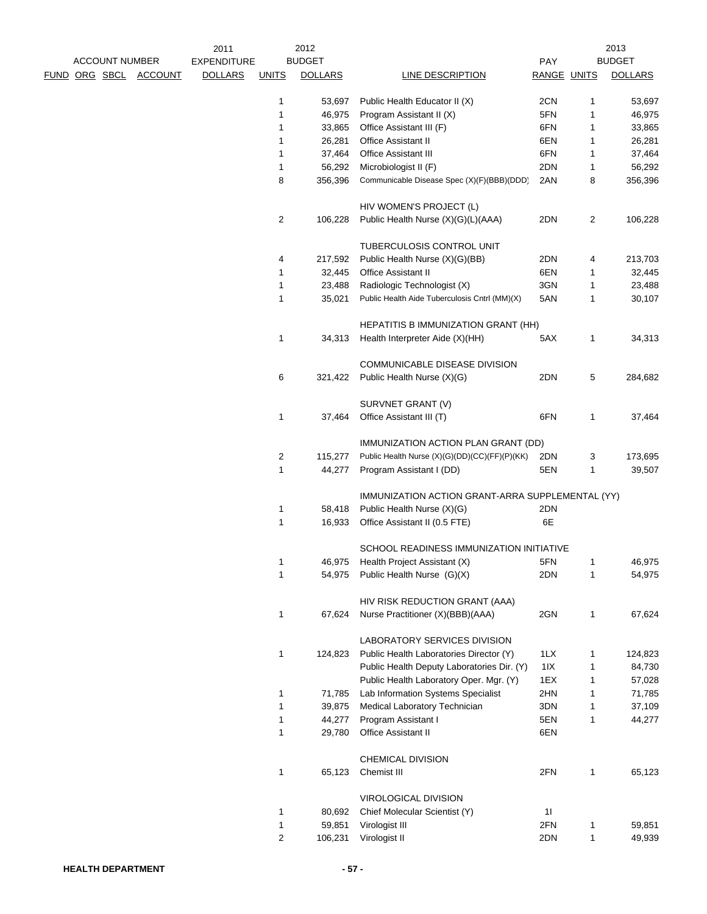| ACCOUNT NUMBER | | | | 2011 EXPENDITURE | 2012 BUDGET | | | | | 2013 BUDGET |
|---|---|---|---|---|---|---|---|---|---|---|
| FUND | ORG | SBCL | ACCOUNT | DOLLARS | UNITS | DOLLARS | LINE DESCRIPTION | PAY RANGE | UNITS | DOLLARS |
| | | | | | 1 | 53,697 | Public Health Educator II (X) | 2CN | 1 | 53,697 |
| | | | | | 1 | 46,975 | Program Assistant II (X) | 5FN | 1 | 46,975 |
| | | | | | 1 | 33,865 | Office Assistant III (F) | 6FN | 1 | 33,865 |
| | | | | | 1 | 26,281 | Office Assistant II | 6EN | 1 | 26,281 |
| | | | | | 1 | 37,464 | Office Assistant III | 6FN | 1 | 37,464 |
| | | | | | 1 | 56,292 | Microbiologist II (F) | 2DN | 1 | 56,292 |
| | | | | | 8 | 356,396 | Communicable Disease Spec (X)(F)(BBB)(DDD) | 2AN | 8 | 356,396 |
| | | | | | | | HIV WOMEN'S PROJECT (L) | | | |
| | | | | | 2 | 106,228 | Public Health Nurse (X)(G)(L)(AAA) | 2DN | 2 | 106,228 |
| | | | | | | | TUBERCULOSIS CONTROL UNIT | | | |
| | | | | | 4 | 217,592 | Public Health Nurse (X)(G)(BB) | 2DN | 4 | 213,703 |
| | | | | | 1 | 32,445 | Office Assistant II | 6EN | 1 | 32,445 |
| | | | | | 1 | 23,488 | Radiologic Technologist (X) | 3GN | 1 | 23,488 |
| | | | | | 1 | 35,021 | Public Health Aide Tuberculosis Cntrl (MM)(X) | 5AN | 1 | 30,107 |
| | | | | | | | HEPATITIS B IMMUNIZATION GRANT (HH) | | | |
| | | | | | 1 | 34,313 | Health Interpreter Aide (X)(HH) | 5AX | 1 | 34,313 |
| | | | | | | | COMMUNICABLE DISEASE DIVISION | | | |
| | | | | | 6 | 321,422 | Public Health Nurse (X)(G) | 2DN | 5 | 284,682 |
| | | | | | | | SURVNET GRANT (V) | | | |
| | | | | | 1 | 37,464 | Office Assistant III (T) | 6FN | 1 | 37,464 |
| | | | | | | | IMMUNIZATION ACTION PLAN GRANT (DD) | | | |
| | | | | | 2 | 115,277 | Public Health Nurse (X)(G)(DD)(CC)(FF)(P)(KK) | 2DN | 3 | 173,695 |
| | | | | | 1 | 44,277 | Program Assistant I (DD) | 5EN | 1 | 39,507 |
| | | | | | | | IMMUNIZATION ACTION GRANT-ARRA SUPPLEMENTAL (YY) | | | |
| | | | | | 1 | 58,418 | Public Health Nurse (X)(G) | 2DN | | |
| | | | | | 1 | 16,933 | Office Assistant II (0.5 FTE) | 6E | | |
| | | | | | | | SCHOOL READINESS IMMUNIZATION INITIATIVE | | | |
| | | | | | 1 | 46,975 | Health Project Assistant (X) | 5FN | 1 | 46,975 |
| | | | | | 1 | 54,975 | Public Health Nurse (G)(X) | 2DN | 1 | 54,975 |
| | | | | | | | HIV RISK REDUCTION GRANT (AAA) | | | |
| | | | | | 1 | 67,624 | Nurse Practitioner (X)(BBB)(AAA) | 2GN | 1 | 67,624 |
| | | | | | | | LABORATORY SERVICES DIVISION | | | |
| | | | | | 1 | 124,823 | Public Health Laboratories Director (Y) | 1LX | 1 | 124,823 |
| | | | | | | | Public Health Deputy Laboratories Dir. (Y) | 1IX | 1 | 84,730 |
| | | | | | | | Public Health Laboratory Oper. Mgr. (Y) | 1EX | 1 | 57,028 |
| | | | | | 1 | 71,785 | Lab Information Systems Specialist | 2HN | 1 | 71,785 |
| | | | | | 1 | 39,875 | Medical Laboratory Technician | 3DN | 1 | 37,109 |
| | | | | | 1 | 44,277 | Program Assistant I | 5EN | 1 | 44,277 |
| | | | | | 1 | 29,780 | Office Assistant II | 6EN | | |
| | | | | | | | CHEMICAL DIVISION | | | |
| | | | | | 1 | 65,123 | Chemist III | 2FN | 1 | 65,123 |
| | | | | | | | VIROLOGICAL DIVISION | | | |
| | | | | | 1 | 80,692 | Chief Molecular Scientist (Y) | 1I | | |
| | | | | | 1 | 59,851 | Virologist III | 2FN | 1 | 59,851 |
| | | | | | 2 | 106,231 | Virologist II | 2DN | 1 | 49,939 |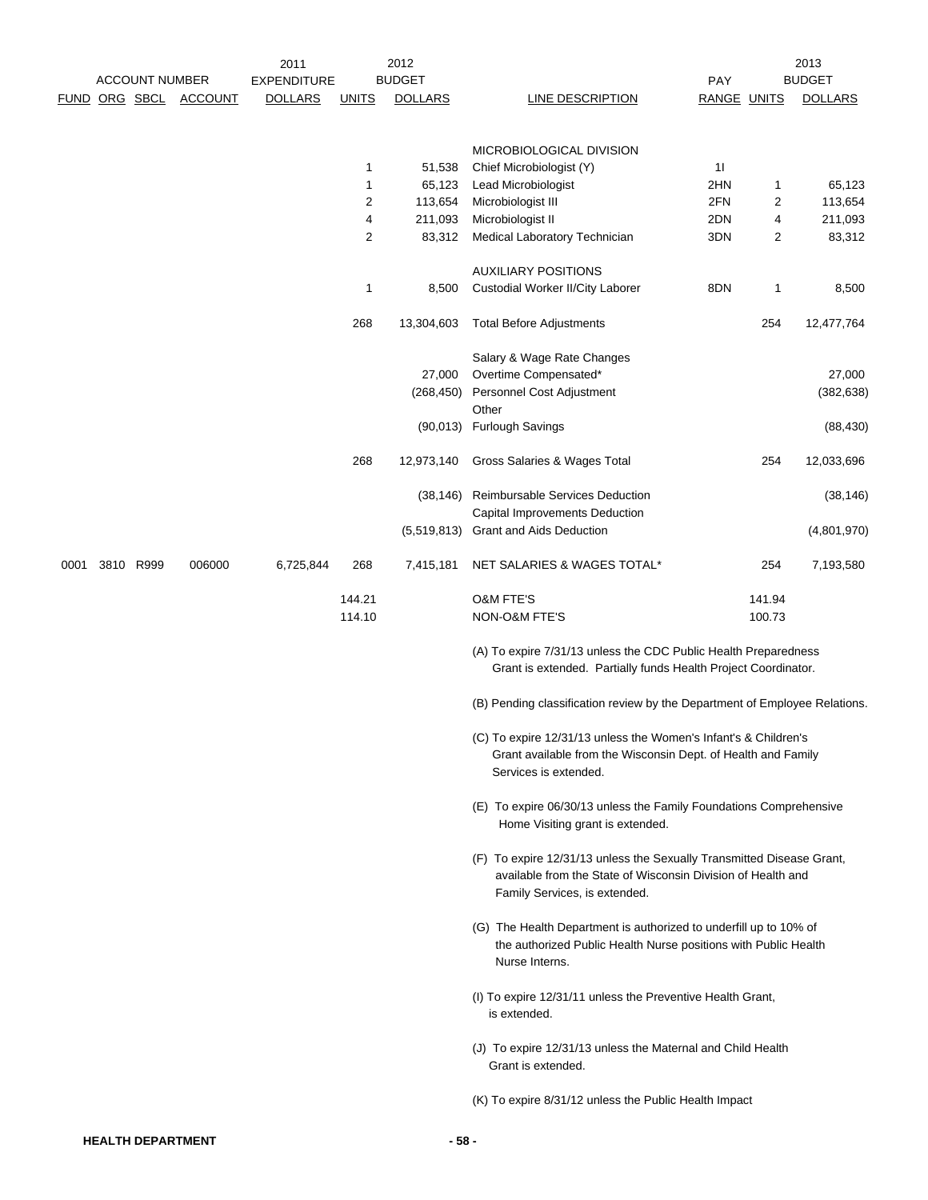| ACCOUNT NUMBER | | | | 2011 EXPENDITURE | 2012 BUDGET | | | PAY | 2013 BUDGET | |
|---|---|---|---|---|---|---|---|---|---|---|
| FUND | ORG | SBCL | ACCOUNT | DOLLARS | UNITS | DOLLARS | LINE DESCRIPTION | RANGE | UNITS | DOLLARS |
| | | | | | | | MICROBIOLOGICAL DIVISION | | | |
| | | | | | 1 | 51,538 | Chief Microbiologist (Y) | 1I | | |
| | | | | | 1 | 65,123 | Lead Microbiologist | 2HN | 1 | 65,123 |
| | | | | | 2 | 113,654 | Microbiologist III | 2FN | 2 | 113,654 |
| | | | | | 4 | 211,093 | Microbiologist II | 2DN | 4 | 211,093 |
| | | | | | 2 | 83,312 | Medical Laboratory Technician | 3DN | 2 | 83,312 |
| | | | | | | | AUXILIARY POSITIONS | | | |
| | | | | | 1 | 8,500 | Custodial Worker II/City Laborer | 8DN | 1 | 8,500 |
| | | | | | 268 | 13,304,603 | Total Before Adjustments | | 254 | 12,477,764 |
| | | | | | | | Salary & Wage Rate Changes | | | |
| | | | | | | 27,000 | Overtime Compensated* | | | 27,000 |
| | | | | | | (268,450) | Personnel Cost Adjustment | | | (382,638) |
| | | | | | | | Other | | | |
| | | | | | | (90,013) | Furlough Savings | | | (88,430) |
| | | | | | 268 | 12,973,140 | Gross Salaries & Wages Total | | 254 | 12,033,696 |
| | | | | | | (38,146) | Reimbursable Services Deduction | | | (38,146) |
| | | | | | | | Capital Improvements Deduction | | | |
| | | | | | | (5,519,813) | Grant and Aids Deduction | | | (4,801,970) |
| 0001 | 3810 | R999 | 006000 | 6,725,844 | 268 | 7,415,181 | NET SALARIES & WAGES TOTAL* | | 254 | 7,193,580 |
| | | | | | 144.21 | | O&M FTE'S | | 141.94 | |
| | | | | | 114.10 | | NON-O&M FTE'S | | 100.73 | |

(A) To expire 7/31/13 unless the CDC Public Health Preparedness Grant is extended. Partially funds Health Project Coordinator.

(B) Pending classification review by the Department of Employee Relations.

(C) To expire 12/31/13 unless the Women's Infant's & Children's Grant available from the Wisconsin Dept. of Health and Family Services is extended.

(E) To expire 06/30/13 unless the Family Foundations Comprehensive Home Visiting grant is extended.

(F) To expire 12/31/13 unless the Sexually Transmitted Disease Grant, available from the State of Wisconsin Division of Health and Family Services, is extended.

(G) The Health Department is authorized to underfill up to 10% of the authorized Public Health Nurse positions with Public Health Nurse Interns.

(I) To expire 12/31/11 unless the Preventive Health Grant, is extended.

(J) To expire 12/31/13 unless the Maternal and Child Health Grant is extended.

(K) To expire 8/31/12 unless the Public Health Impact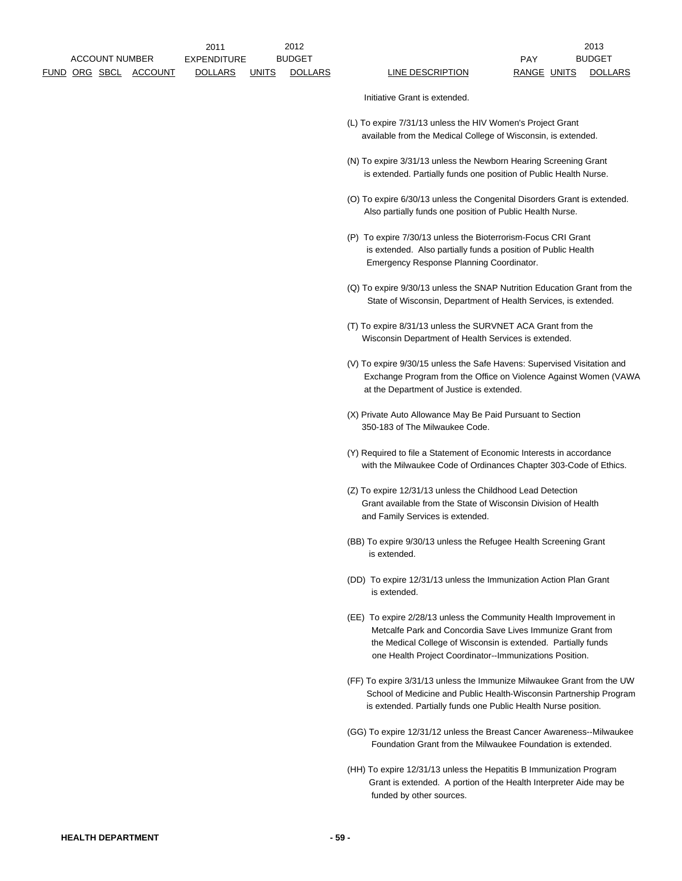| ACCOUNT NUMBER | | | | 2011 EXPENDITURE | 2012 BUDGET | | | PAY | 2013 BUDGET | |
|---|---|---|---|---|---|---|---|---|---|---|
| FUND | ORG | SBCL | ACCOUNT | DOLLARS | UNITS | DOLLARS | LINE DESCRIPTION | RANGE | UNITS | DOLLARS |

Initiative Grant is extended.

(L) To expire 7/31/13 unless the HIV Women's Project Grant available from the Medical College of Wisconsin, is extended.

(N) To expire 3/31/13 unless the Newborn Hearing Screening Grant is extended. Partially funds one position of Public Health Nurse.

(O) To expire 6/30/13 unless the Congenital Disorders Grant is extended. Also partially funds one position of Public Health Nurse.

(P) To expire 7/30/13 unless the Bioterrorism-Focus CRI Grant is extended. Also partially funds a position of Public Health Emergency Response Planning Coordinator.

(Q) To expire 9/30/13 unless the SNAP Nutrition Education Grant from the State of Wisconsin, Department of Health Services, is extended.

(T) To expire 8/31/13 unless the SURVNET ACA Grant from the Wisconsin Department of Health Services is extended.

(V) To expire 9/30/15 unless the Safe Havens: Supervised Visitation and Exchange Program from the Office on Violence Against Women (VAWA at the Department of Justice is extended.

(X) Private Auto Allowance May Be Paid Pursuant to Section 350-183 of The Milwaukee Code.

(Y) Required to file a Statement of Economic Interests in accordance with the Milwaukee Code of Ordinances Chapter 303-Code of Ethics.

(Z) To expire 12/31/13 unless the Childhood Lead Detection Grant available from the State of Wisconsin Division of Health and Family Services is extended.

(BB) To expire 9/30/13 unless the Refugee Health Screening Grant is extended.

(DD) To expire 12/31/13 unless the Immunization Action Plan Grant is extended.

(EE) To expire 2/28/13 unless the Community Health Improvement in Metcalfe Park and Concordia Save Lives Immunize Grant from the Medical College of Wisconsin is extended. Partially funds one Health Project Coordinator--Immunizations Position.

(FF) To expire 3/31/13 unless the Immunize Milwaukee Grant from the UW School of Medicine and Public Health-Wisconsin Partnership Program is extended. Partially funds one Public Health Nurse position.

(GG) To expire 12/31/12 unless the Breast Cancer Awareness--Milwaukee Foundation Grant from the Milwaukee Foundation is extended.

(HH) To expire 12/31/13 unless the Hepatitis B Immunization Program Grant is extended. A portion of the Health Interpreter Aide may be funded by other sources.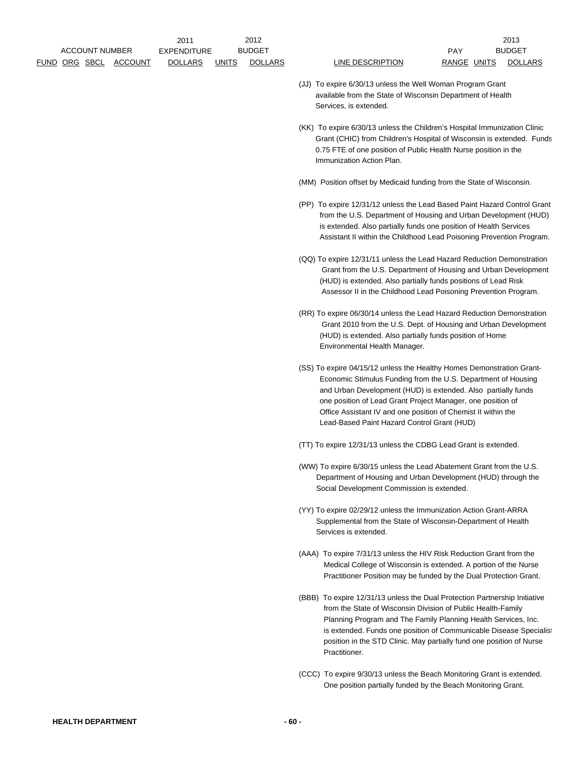| ACCOUNT NUMBER | | | | 2011 EXPENDITURE | 2012 BUDGET | | | PAY | | 2013 BUDGET |
|---|---|---|---|---|---|---|---|---|---|---|
| FUND | ORG | SBCL | ACCOUNT | DOLLARS | UNITS | DOLLARS | LINE DESCRIPTION | RANGE | UNITS | DOLLARS |

(JJ) To expire 6/30/13 unless the Well Woman Program Grant available from the State of Wisconsin Department of Health Services, is extended.

(KK) To expire 6/30/13 unless the Children's Hospital Immunization Clinic Grant (CHIC) from Children's Hospital of Wisconsin is extended. Funds 0.75 FTE of one position of Public Health Nurse position in the Immunization Action Plan.

(MM) Position offset by Medicaid funding from the State of Wisconsin.

(PP) To expire 12/31/12 unless the Lead Based Paint Hazard Control Grant from the U.S. Department of Housing and Urban Development (HUD) is extended. Also partially funds one position of Health Services Assistant II within the Childhood Lead Poisoning Prevention Program.

(QQ) To expire 12/31/11 unless the Lead Hazard Reduction Demonstration Grant from the U.S. Department of Housing and Urban Development (HUD) is extended. Also partially funds positions of Lead Risk Assessor II in the Childhood Lead Poisoning Prevention Program.

(RR) To expire 06/30/14 unless the Lead Hazard Reduction Demonstration Grant 2010 from the U.S. Dept. of Housing and Urban Development (HUD) is extended. Also partially funds position of Home Environmental Health Manager.

(SS) To expire 04/15/12 unless the Healthy Homes Demonstration Grant-Economic Stimulus Funding from the U.S. Department of Housing and Urban Development (HUD) is extended. Also partially funds one position of Lead Grant Project Manager, one position of Office Assistant IV and one position of Chemist II within the Lead-Based Paint Hazard Control Grant (HUD)

(TT) To expire 12/31/13 unless the CDBG Lead Grant is extended.

(WW) To expire 6/30/15 unless the Lead Abatement Grant from the U.S. Department of Housing and Urban Development (HUD) through the Social Development Commission is extended.

(YY) To expire 02/29/12 unless the Immunization Action Grant-ARRA Supplemental from the State of Wisconsin-Department of Health Services is extended.

(AAA) To expire 7/31/13 unless the HIV Risk Reduction Grant from the Medical College of Wisconsin is extended. A portion of the Nurse Practitioner Position may be funded by the Dual Protection Grant.

(BBB) To expire 12/31/13 unless the Dual Protection Partnership Initiative from the State of Wisconsin Division of Public Health-Family Planning Program and The Family Planning Health Services, Inc. is extended. Funds one position of Communicable Disease Specialist position in the STD Clinic. May partially fund one position of Nurse Practitioner.

(CCC) To expire 9/30/13 unless the Beach Monitoring Grant is extended. One position partially funded by the Beach Monitoring Grant.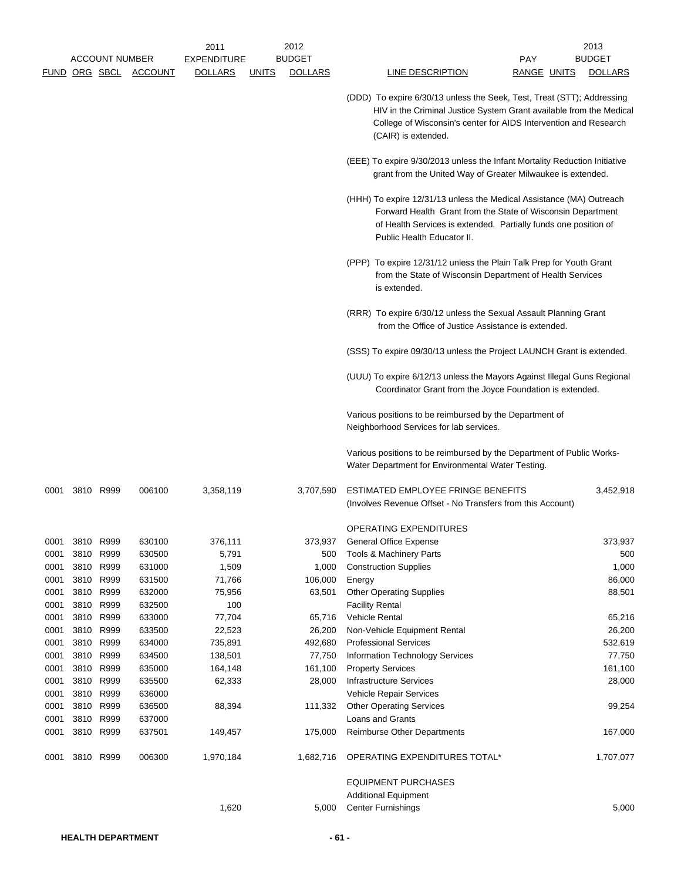| ACCOUNT NUMBER | | | | 2011 EXPENDITURE | 2012 BUDGET | | | PAY | | 2013 BUDGET |
|---|---|---|---|---|---|---|---|---|---|---|
| FUND | ORG | SBCL | ACCOUNT | DOLLARS | UNITS | DOLLARS | LINE DESCRIPTION | RANGE | UNITS | DOLLARS |
| | | | | | | | (DDD) To expire 6/30/13 unless the Seek, Test, Treat (STT); Addressing HIV in the Criminal Justice System Grant available from the Medical College of Wisconsin's center for AIDS Intervention and Research (CAIR) is extended. | | | |
| | | | | | | | (EEE) To expire 9/30/2013 unless the Infant Mortality Reduction Initiative grant from the United Way of Greater Milwaukee is extended. | | | |
| | | | | | | | (HHH) To expire 12/31/13 unless the Medical Assistance (MA) Outreach Forward Health Grant from the State of Wisconsin Department of Health Services is extended. Partially funds one position of Public Health Educator II. | | | |
| | | | | | | | (PPP) To expire 12/31/12 unless the Plain Talk Prep for Youth Grant from the State of Wisconsin Department of Health Services is extended. | | | |
| | | | | | | | (RRR) To expire 6/30/12 unless the Sexual Assault Planning Grant from the Office of Justice Assistance is extended. | | | |
| | | | | | | | (SSS) To expire 09/30/13 unless the Project LAUNCH Grant is extended. | | | |
| | | | | | | | (UUU) To expire 6/12/13 unless the Mayors Against Illegal Guns Regional Coordinator Grant from the Joyce Foundation is extended. | | | |
| | | | | | | | Various positions to be reimbursed by the Department of Neighborhood Services for lab services. | | | |
| | | | | | | | Various positions to be reimbursed by the Department of Public Works-Water Department for Environmental Water Testing. | | | |
| 0001 | 3810 | R999 | 006100 | 3,358,119 | | 3,707,590 | ESTIMATED EMPLOYEE FRINGE BENEFITS (Involves Revenue Offset - No Transfers from this Account) | | | 3,452,918 |
| | | | | | | | OPERATING EXPENDITURES | | | |
| 0001 | 3810 | R999 | 630100 | 376,111 | | 373,937 | General Office Expense | | | 373,937 |
| 0001 | 3810 | R999 | 630500 | 5,791 | | 500 | Tools & Machinery Parts | | | 500 |
| 0001 | 3810 | R999 | 631000 | 1,509 | | 1,000 | Construction Supplies | | | 1,000 |
| 0001 | 3810 | R999 | 631500 | 71,766 | | 106,000 | Energy | | | 86,000 |
| 0001 | 3810 | R999 | 632000 | 75,956 | | 63,501 | Other Operating Supplies | | | 88,501 |
| 0001 | 3810 | R999 | 632500 | 100 | | | Facility Rental | | | |
| 0001 | 3810 | R999 | 633000 | 77,704 | | 65,716 | Vehicle Rental | | | 65,216 |
| 0001 | 3810 | R999 | 633500 | 22,523 | | 26,200 | Non-Vehicle Equipment Rental | | | 26,200 |
| 0001 | 3810 | R999 | 634000 | 735,891 | | 492,680 | Professional Services | | | 532,619 |
| 0001 | 3810 | R999 | 634500 | 138,501 | | 77,750 | Information Technology Services | | | 77,750 |
| 0001 | 3810 | R999 | 635000 | 164,148 | | 161,100 | Property Services | | | 161,100 |
| 0001 | 3810 | R999 | 635500 | 62,333 | | 28,000 | Infrastructure Services | | | 28,000 |
| 0001 | 3810 | R999 | 636000 | | | | Vehicle Repair Services | | | |
| 0001 | 3810 | R999 | 636500 | 88,394 | | 111,332 | Other Operating Services | | | 99,254 |
| 0001 | 3810 | R999 | 637000 | | | | Loans and Grants | | | |
| 0001 | 3810 | R999 | 637501 | 149,457 | | 175,000 | Reimburse Other Departments | | | 167,000 |
| 0001 | 3810 | R999 | 006300 | 1,970,184 | | 1,682,716 | OPERATING EXPENDITURES TOTAL* | | | 1,707,077 |
| | | | | | | | EQUIPMENT PURCHASES | | | |
| | | | | | | | Additional Equipment | | | |
| | | | | 1,620 | | 5,000 | Center Furnishings | | | 5,000 |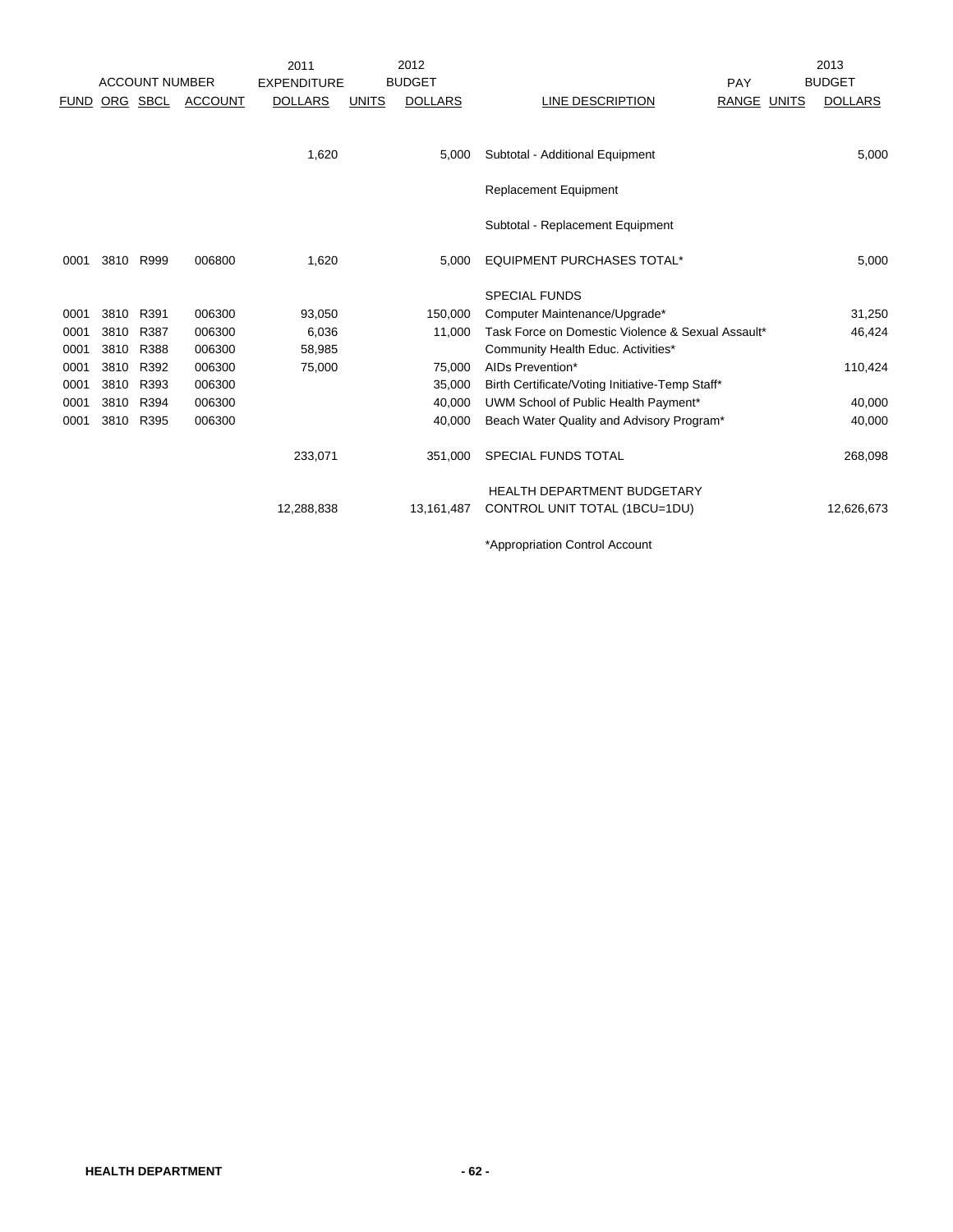| ACCOUNT NUMBER | | | | 2011 EXPENDITURE | 2012 BUDGET | | | PAY | | 2013 BUDGET |
|---|---|---|---|---|---|---|---|---|---|---|
| FUND | ORG | SBCL | ACCOUNT | DOLLARS | UNITS | DOLLARS | LINE DESCRIPTION | RANGE | UNITS | DOLLARS |
| | | | | 1,620 | | 5,000 | Subtotal - Additional Equipment | | | 5,000 |
| | | | | | | | Replacement Equipment | | | |
| | | | | | | | Subtotal - Replacement Equipment | | | |
| 0001 | 3810 | R999 | 006800 | 1,620 | | 5,000 | EQUIPMENT PURCHASES TOTAL* | | | 5,000 |
| | | | | | | | SPECIAL FUNDS | | | |
| 0001 | 3810 | R391 | 006300 | 93,050 | | 150,000 | Computer Maintenance/Upgrade* | | | 31,250 |
| 0001 | 3810 | R387 | 006300 | 6,036 | | 11,000 | Task Force on Domestic Violence & Sexual Assault* | | | 46,424 |
| 0001 | 3810 | R388 | 006300 | 58,985 | | | Community Health Educ. Activities* | | | |
| 0001 | 3810 | R392 | 006300 | 75,000 | | 75,000 | AIDs Prevention* | | | 110,424 |
| 0001 | 3810 | R393 | 006300 | | | 35,000 | Birth Certificate/Voting Initiative-Temp Staff* | | | |
| 0001 | 3810 | R394 | 006300 | | | 40,000 | UWM School of Public Health Payment* | | | 40,000 |
| 0001 | 3810 | R395 | 006300 | | | 40,000 | Beach Water Quality and Advisory Program* | | | 40,000 |
| | | | | 233,071 | | 351,000 | SPECIAL FUNDS TOTAL | | | 268,098 |
| | | | | 12,288,838 | | 13,161,487 | HEALTH DEPARTMENT BUDGETARY CONTROL UNIT TOTAL (1BCU=1DU) | | | 12,626,673 |

*Appropriation Control Account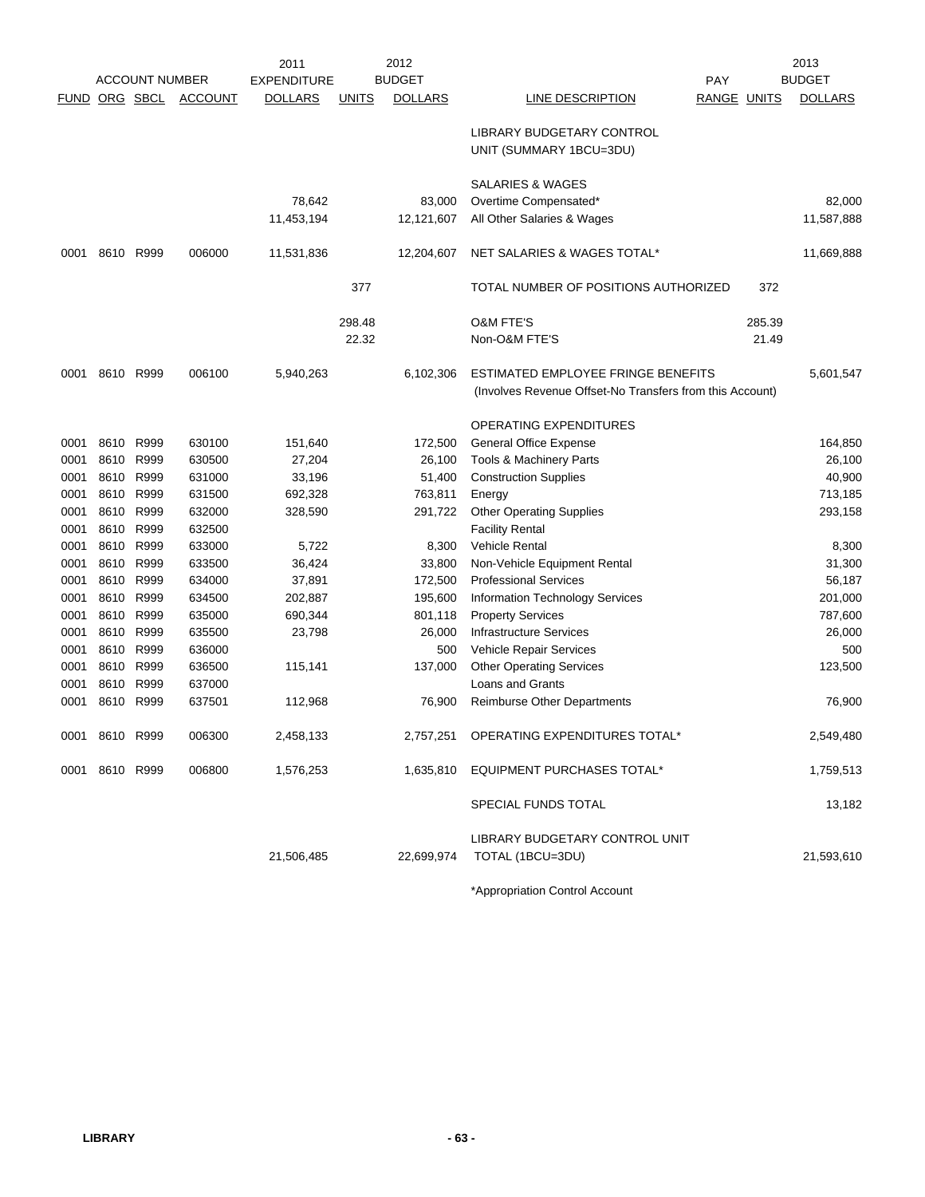| ACCOUNT NUMBER | | | | 2011 EXPENDITURE | 2012 BUDGET | | | PAY | | 2013 BUDGET |
|---|---|---|---|---|---|---|---|---|---|---|
| FUND | ORG | SBCL | ACCOUNT | DOLLARS | UNITS | DOLLARS | LINE DESCRIPTION | RANGE | UNITS | DOLLARS |
| | | | | | | | LIBRARY BUDGETARY CONTROL UNIT (SUMMARY 1BCU=3DU) | | | |
| | | | | | | | SALARIES & WAGES | | | |
| | | | | 78,642 | | 83,000 | Overtime Compensated* | | | 82,000 |
| | | | | 11,453,194 | | 12,121,607 | All Other Salaries & Wages | | | 11,587,888 |
| 0001 | 8610 | R999 | 006000 | 11,531,836 | | 12,204,607 | NET SALARIES & WAGES TOTAL* | | | 11,669,888 |
| | | | | | 377 | | TOTAL NUMBER OF POSITIONS AUTHORIZED | | 372 | |
| | | | | | 298.48 | | O&M FTE'S | | 285.39 | |
| | | | | | 22.32 | | Non-O&M FTE'S | | 21.49 | |
| 0001 | 8610 | R999 | 006100 | 5,940,263 | | 6,102,306 | ESTIMATED EMPLOYEE FRINGE BENEFITS (Involves Revenue Offset-No Transfers from this Account) | | | 5,601,547 |
| | | | | | | | OPERATING EXPENDITURES | | | |
| 0001 | 8610 | R999 | 630100 | 151,640 | | 172,500 | General Office Expense | | | 164,850 |
| 0001 | 8610 | R999 | 630500 | 27,204 | | 26,100 | Tools & Machinery Parts | | | 26,100 |
| 0001 | 8610 | R999 | 631000 | 33,196 | | 51,400 | Construction Supplies | | | 40,900 |
| 0001 | 8610 | R999 | 631500 | 692,328 | | 763,811 | Energy | | | 713,185 |
| 0001 | 8610 | R999 | 632000 | 328,590 | | 291,722 | Other Operating Supplies | | | 293,158 |
| 0001 | 8610 | R999 | 632500 | | | | Facility Rental | | | |
| 0001 | 8610 | R999 | 633000 | 5,722 | | 8,300 | Vehicle Rental | | | 8,300 |
| 0001 | 8610 | R999 | 633500 | 36,424 | | 33,800 | Non-Vehicle Equipment Rental | | | 31,300 |
| 0001 | 8610 | R999 | 634000 | 37,891 | | 172,500 | Professional Services | | | 56,187 |
| 0001 | 8610 | R999 | 634500 | 202,887 | | 195,600 | Information Technology Services | | | 201,000 |
| 0001 | 8610 | R999 | 635000 | 690,344 | | 801,118 | Property Services | | | 787,600 |
| 0001 | 8610 | R999 | 635500 | 23,798 | | 26,000 | Infrastructure Services | | | 26,000 |
| 0001 | 8610 | R999 | 636000 | | | 500 | Vehicle Repair Services | | | 500 |
| 0001 | 8610 | R999 | 636500 | 115,141 | | 137,000 | Other Operating Services | | | 123,500 |
| 0001 | 8610 | R999 | 637000 | | | | Loans and Grants | | | |
| 0001 | 8610 | R999 | 637501 | 112,968 | | 76,900 | Reimburse Other Departments | | | 76,900 |
| 0001 | 8610 | R999 | 006300 | 2,458,133 | | 2,757,251 | OPERATING EXPENDITURES TOTAL* | | | 2,549,480 |
| 0001 | 8610 | R999 | 006800 | 1,576,253 | | 1,635,810 | EQUIPMENT PURCHASES TOTAL* | | | 1,759,513 |
| | | | | | | | SPECIAL FUNDS TOTAL | | | 13,182 |
| | | | | 21,506,485 | | 22,699,974 | LIBRARY BUDGETARY CONTROL UNIT TOTAL (1BCU=3DU) | | | 21,593,610 |

*Appropriation Control Account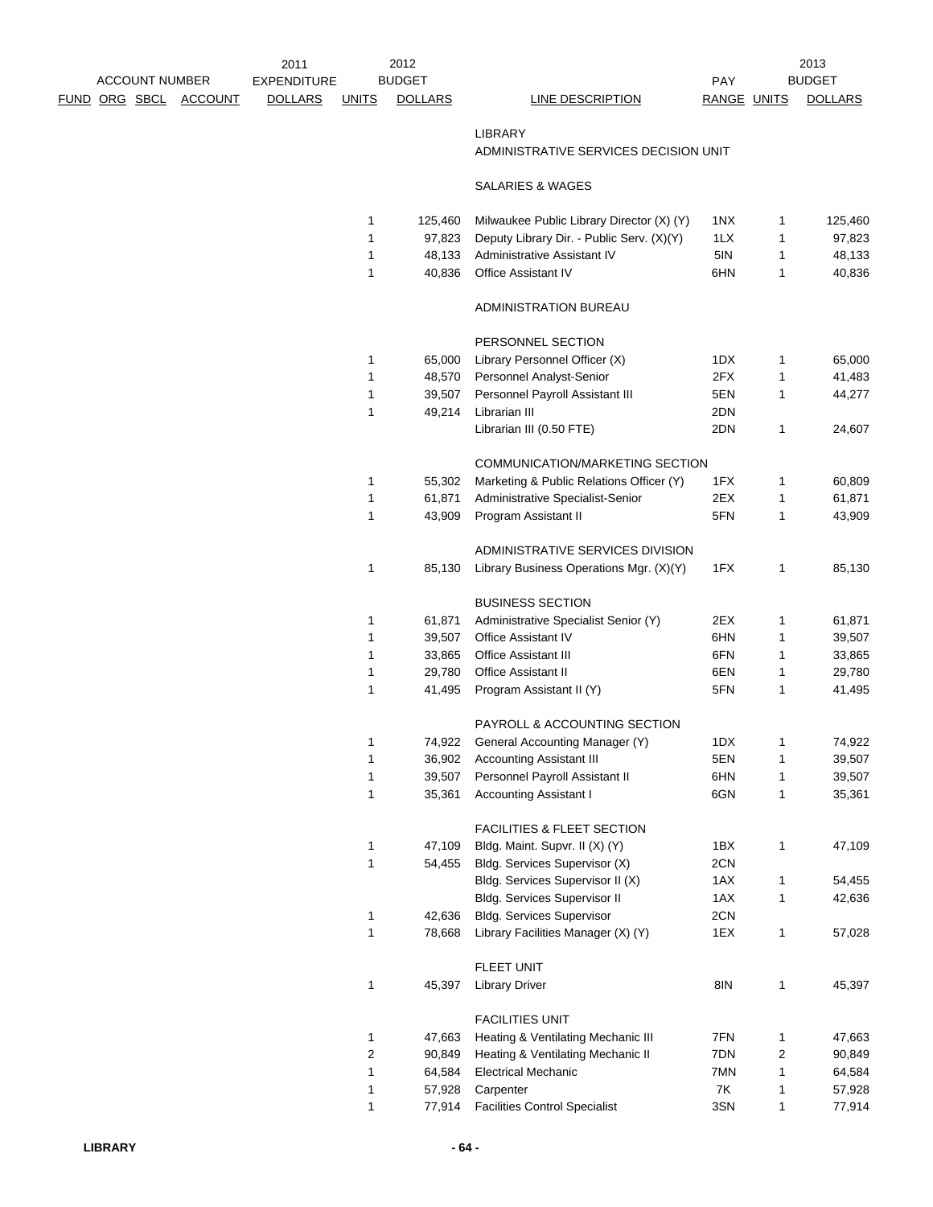| ACCOUNT NUMBER FUND | ORG | SBCL | ACCOUNT | 2011 EXPENDITURE DOLLARS | 2012 UNITS | 2012 BUDGET DOLLARS | LINE DESCRIPTION | PAY RANGE | 2013 UNITS | 2013 BUDGET DOLLARS |
|---|---|---|---|---|---|---|---|---|---|---|
| | | | | | | | LIBRARY | | | |
| | | | | | | | ADMINISTRATIVE SERVICES DECISION UNIT | | | |
| | | | | | | | SALARIES & WAGES | | | |
| | | | | | 1 | 125,460 | Milwaukee Public Library Director (X) (Y) | 1NX | 1 | 125,460 |
| | | | | | 1 | 97,823 | Deputy Library Dir. - Public Serv. (X)(Y) | 1LX | 1 | 97,823 |
| | | | | | 1 | 48,133 | Administrative Assistant IV | 5IN | 1 | 48,133 |
| | | | | | 1 | 40,836 | Office Assistant IV | 6HN | 1 | 40,836 |
| | | | | | | | ADMINISTRATION BUREAU | | | |
| | | | | | | | PERSONNEL SECTION | | | |
| | | | | | 1 | 65,000 | Library Personnel Officer (X) | 1DX | 1 | 65,000 |
| | | | | | 1 | 48,570 | Personnel Analyst-Senior | 2FX | 1 | 41,483 |
| | | | | | 1 | 39,507 | Personnel Payroll Assistant III | 5EN | 1 | 44,277 |
| | | | | | 1 | 49,214 | Librarian III | 2DN | | |
| | | | | | | | Librarian III (0.50 FTE) | 2DN | 1 | 24,607 |
| | | | | | | | COMMUNICATION/MARKETING SECTION | | | |
| | | | | | 1 | 55,302 | Marketing & Public Relations Officer (Y) | 1FX | 1 | 60,809 |
| | | | | | 1 | 61,871 | Administrative Specialist-Senior | 2EX | 1 | 61,871 |
| | | | | | 1 | 43,909 | Program Assistant II | 5FN | 1 | 43,909 |
| | | | | | | | ADMINISTRATIVE SERVICES DIVISION | | | |
| | | | | | 1 | 85,130 | Library Business Operations Mgr. (X)(Y) | 1FX | 1 | 85,130 |
| | | | | | | | BUSINESS SECTION | | | |
| | | | | | 1 | 61,871 | Administrative Specialist Senior (Y) | 2EX | 1 | 61,871 |
| | | | | | 1 | 39,507 | Office Assistant IV | 6HN | 1 | 39,507 |
| | | | | | 1 | 33,865 | Office Assistant III | 6FN | 1 | 33,865 |
| | | | | | 1 | 29,780 | Office Assistant II | 6EN | 1 | 29,780 |
| | | | | | 1 | 41,495 | Program Assistant II (Y) | 5FN | 1 | 41,495 |
| | | | | | | | PAYROLL & ACCOUNTING SECTION | | | |
| | | | | | 1 | 74,922 | General Accounting Manager (Y) | 1DX | 1 | 74,922 |
| | | | | | 1 | 36,902 | Accounting Assistant III | 5EN | 1 | 39,507 |
| | | | | | 1 | 39,507 | Personnel Payroll Assistant II | 6HN | 1 | 39,507 |
| | | | | | 1 | 35,361 | Accounting Assistant I | 6GN | 1 | 35,361 |
| | | | | | | | FACILITIES & FLEET SECTION | | | |
| | | | | | 1 | 47,109 | Bldg. Maint. Supvr. II (X) (Y) | 1BX | 1 | 47,109 |
| | | | | | 1 | 54,455 | Bldg. Services Supervisor (X) | 2CN | | |
| | | | | | | | Bldg. Services Supervisor II (X) | 1AX | 1 | 54,455 |
| | | | | | | | Bldg. Services Supervisor II | 1AX | 1 | 42,636 |
| | | | | | 1 | 42,636 | Bldg. Services Supervisor | 2CN | | |
| | | | | | 1 | 78,668 | Library Facilities Manager (X) (Y) | 1EX | 1 | 57,028 |
| | | | | | | | FLEET UNIT | | | |
| | | | | | 1 | 45,397 | Library Driver | 8IN | 1 | 45,397 |
| | | | | | | | FACILITIES UNIT | | | |
| | | | | | 1 | 47,663 | Heating & Ventilating Mechanic III | 7FN | 1 | 47,663 |
| | | | | | 2 | 90,849 | Heating & Ventilating Mechanic II | 7DN | 2 | 90,849 |
| | | | | | 1 | 64,584 | Electrical Mechanic | 7MN | 1 | 64,584 |
| | | | | | 1 | 57,928 | Carpenter | 7K | 1 | 57,928 |
| | | | | | 1 | 77,914 | Facilities Control Specialist | 3SN | 1 | 77,914 |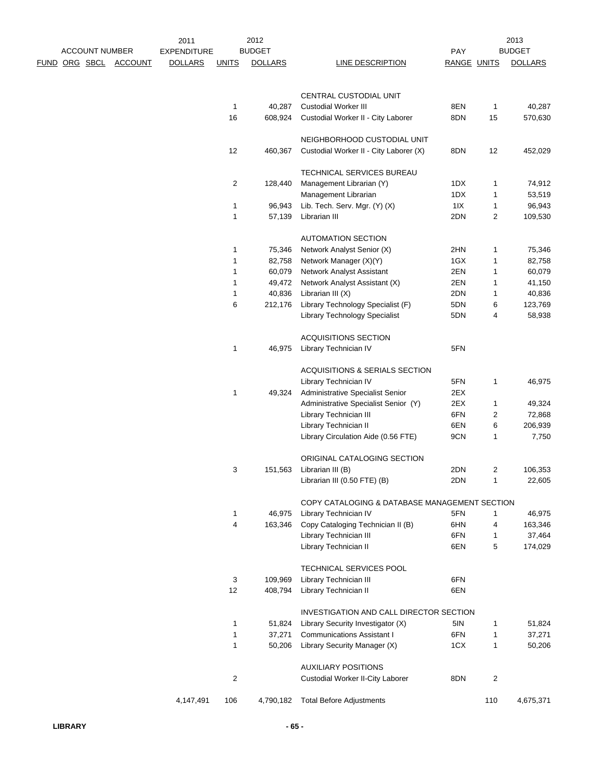| ACCOUNT NUMBER FUND | ORG | SBCL | ACCOUNT | 2011 EXPENDITURE DOLLARS | 2012 UNITS | 2012 BUDGET DOLLARS | LINE DESCRIPTION | PAY RANGE | 2013 UNITS | 2013 BUDGET DOLLARS |
|---|---|---|---|---|---|---|---|---|---|---|
| | | | | | | | CENTRAL CUSTODIAL UNIT | | | |
| | | | | | 1 | 40,287 | Custodial Worker III | 8EN | 1 | 40,287 |
| | | | | | 16 | 608,924 | Custodial Worker II - City Laborer | 8DN | 15 | 570,630 |
| | | | | | | | NEIGHBORHOOD CUSTODIAL UNIT | | | |
| | | | | | 12 | 460,367 | Custodial Worker II - City Laborer (X) | 8DN | 12 | 452,029 |
| | | | | | | | TECHNICAL SERVICES BUREAU | | | |
| | | | | | 2 | 128,440 | Management Librarian (Y) | 1DX | 1 | 74,912 |
| | | | | | | | Management Librarian | 1DX | 1 | 53,519 |
| | | | | | 1 | 96,943 | Lib. Tech. Serv. Mgr. (Y) (X) | 1IX | 1 | 96,943 |
| | | | | | 1 | 57,139 | Librarian III | 2DN | 2 | 109,530 |
| | | | | | | | AUTOMATION SECTION | | | |
| | | | | | 1 | 75,346 | Network Analyst Senior (X) | 2HN | 1 | 75,346 |
| | | | | | 1 | 82,758 | Network Manager (X)(Y) | 1GX | 1 | 82,758 |
| | | | | | 1 | 60,079 | Network Analyst Assistant | 2EN | 1 | 60,079 |
| | | | | | 1 | 49,472 | Network Analyst Assistant (X) | 2EN | 1 | 41,150 |
| | | | | | 1 | 40,836 | Librarian III (X) | 2DN | 1 | 40,836 |
| | | | | | 6 | 212,176 | Library Technology Specialist (F) | 5DN | 6 | 123,769 |
| | | | | | | | Library Technology Specialist | 5DN | 4 | 58,938 |
| | | | | | | | ACQUISITIONS SECTION | | | |
| | | | | | 1 | 46,975 | Library Technician IV | 5FN | | |
| | | | | | | | ACQUISITIONS & SERIALS SECTION | | | |
| | | | | | | | Library Technician IV | 5FN | 1 | 46,975 |
| | | | | | 1 | 49,324 | Administrative Specialist Senior | 2EX | | |
| | | | | | | | Administrative Specialist Senior (Y) | 2EX | 1 | 49,324 |
| | | | | | | | Library Technician III | 6FN | 2 | 72,868 |
| | | | | | | | Library Technician II | 6EN | 6 | 206,939 |
| | | | | | | | Library Circulation Aide (0.56 FTE) | 9CN | 1 | 7,750 |
| | | | | | | | ORIGINAL CATALOGING SECTION | | | |
| | | | | | 3 | 151,563 | Librarian III (B) | 2DN | 2 | 106,353 |
| | | | | | | | Librarian III (0.50 FTE) (B) | 2DN | 1 | 22,605 |
| | | | | | | | COPY CATALOGING & DATABASE MANAGEMENT SECTION | | | |
| | | | | | 1 | 46,975 | Library Technician IV | 5FN | 1 | 46,975 |
| | | | | | 4 | 163,346 | Copy Cataloging Technician II (B) | 6HN | 4 | 163,346 |
| | | | | | | | Library Technician III | 6FN | 1 | 37,464 |
| | | | | | | | Library Technician II | 6EN | 5 | 174,029 |
| | | | | | | | TECHNICAL SERVICES POOL | | | |
| | | | | | 3 | 109,969 | Library Technician III | 6FN | | |
| | | | | | 12 | 408,794 | Library Technician II | 6EN | | |
| | | | | | | | INVESTIGATION AND CALL DIRECTOR SECTION | | | |
| | | | | | 1 | 51,824 | Library Security Investigator (X) | 5IN | 1 | 51,824 |
| | | | | | 1 | 37,271 | Communications Assistant I | 6FN | 1 | 37,271 |
| | | | | | 1 | 50,206 | Library Security Manager (X) | 1CX | 1 | 50,206 |
| | | | | | | | AUXILIARY POSITIONS | | | |
| | | | | | 2 | | Custodial Worker II-City Laborer | 8DN | 2 | |
| | | | | 4,147,491 | 106 | 4,790,182 | Total Before Adjustments | | 110 | 4,675,371 |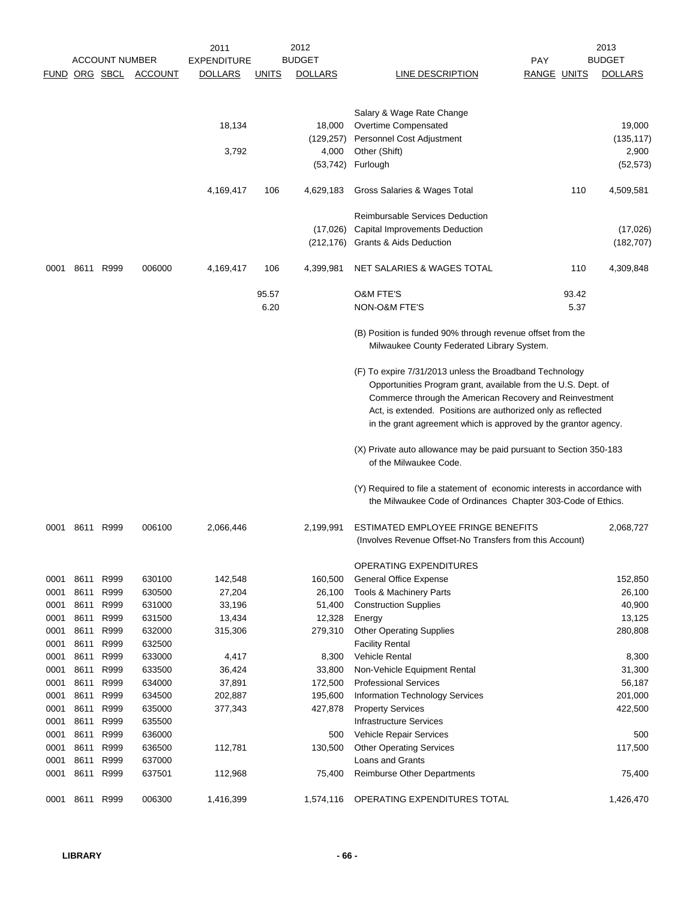| ACCOUNT NUMBER | | | | 2011 EXPENDITURE | 2012 BUDGET | | | PAY | | 2013 BUDGET |
|---|---|---|---|---|---|---|---|---|---|---|
| FUND | ORG | SBCL | ACCOUNT | DOLLARS | UNITS | DOLLARS | LINE DESCRIPTION | RANGE | UNITS | DOLLARS |
| | | | | | | | Salary & Wage Rate Change | | | |
| | | | | 18,134 | | 18,000 | Overtime Compensated | | | 19,000 |
| | | | | | | (129,257) | Personnel Cost Adjustment | | | (135,117) |
| | | | | 3,792 | | 4,000 | Other (Shift) | | | 2,900 |
| | | | | | | (53,742) | Furlough | | | (52,573) |
| | | | | 4,169,417 | 106 | 4,629,183 | Gross Salaries & Wages Total | | 110 | 4,509,581 |
| | | | | | | | Reimbursable Services Deduction | | | |
| | | | | | | (17,026) | Capital Improvements Deduction | | | (17,026) |
| | | | | | | (212,176) | Grants & Aids Deduction | | | (182,707) |
| 0001 | 8611 | R999 | 006000 | 4,169,417 | 106 | 4,399,981 | NET SALARIES & WAGES TOTAL | | 110 | 4,309,848 |
| | | | | | 95.57 | | O&M FTE'S | | 93.42 | |
| | | | | | 6.20 | | NON-O&M FTE'S | | 5.37 | |

(B) Position is funded 90% through revenue offset from the Milwaukee County Federated Library System.

(F) To expire 7/31/2013 unless the Broadband Technology Opportunities Program grant, available from the U.S. Dept. of Commerce through the American Recovery and Reinvestment Act, is extended. Positions are authorized only as reflected in the grant agreement which is approved by the grantor agency.

(X) Private auto allowance may be paid pursuant to Section 350-183 of the Milwaukee Code.

(Y) Required to file a statement of economic interests in accordance with the Milwaukee Code of Ordinances Chapter 303-Code of Ethics.

| FUND | ORG | SBCL | ACCOUNT | 2011 EXPENDITURE DOLLARS | 2012 BUDGET DOLLARS | LINE DESCRIPTION | 2013 BUDGET DOLLARS |
|---|---|---|---|---|---|---|---|
| 0001 | 8611 | R999 | 006100 | 2,066,446 | 2,199,991 | ESTIMATED EMPLOYEE FRINGE BENEFITS (Involves Revenue Offset-No Transfers from this Account) | 2,068,727 |
| | | | | | | OPERATING EXPENDITURES | |
| 0001 | 8611 | R999 | 630100 | 142,548 | 160,500 | General Office Expense | 152,850 |
| 0001 | 8611 | R999 | 630500 | 27,204 | 26,100 | Tools & Machinery Parts | 26,100 |
| 0001 | 8611 | R999 | 631000 | 33,196 | 51,400 | Construction Supplies | 40,900 |
| 0001 | 8611 | R999 | 631500 | 13,434 | 12,328 | Energy | 13,125 |
| 0001 | 8611 | R999 | 632000 | 315,306 | 279,310 | Other Operating Supplies | 280,808 |
| 0001 | 8611 | R999 | 632500 | | | Facility Rental | |
| 0001 | 8611 | R999 | 633000 | 4,417 | 8,300 | Vehicle Rental | 8,300 |
| 0001 | 8611 | R999 | 633500 | 36,424 | 33,800 | Non-Vehicle Equipment Rental | 31,300 |
| 0001 | 8611 | R999 | 634000 | 37,891 | 172,500 | Professional Services | 56,187 |
| 0001 | 8611 | R999 | 634500 | 202,887 | 195,600 | Information Technology Services | 201,000 |
| 0001 | 8611 | R999 | 635000 | 377,343 | 427,878 | Property Services | 422,500 |
| 0001 | 8611 | R999 | 635500 | | | Infrastructure Services | |
| 0001 | 8611 | R999 | 636000 | | 500 | Vehicle Repair Services | 500 |
| 0001 | 8611 | R999 | 636500 | 112,781 | 130,500 | Other Operating Services | 117,500 |
| 0001 | 8611 | R999 | 637000 | | | Loans and Grants | |
| 0001 | 8611 | R999 | 637501 | 112,968 | 75,400 | Reimburse Other Departments | 75,400 |
| 0001 | 8611 | R999 | 006300 | 1,416,399 | 1,574,116 | OPERATING EXPENDITURES TOTAL | 1,426,470 |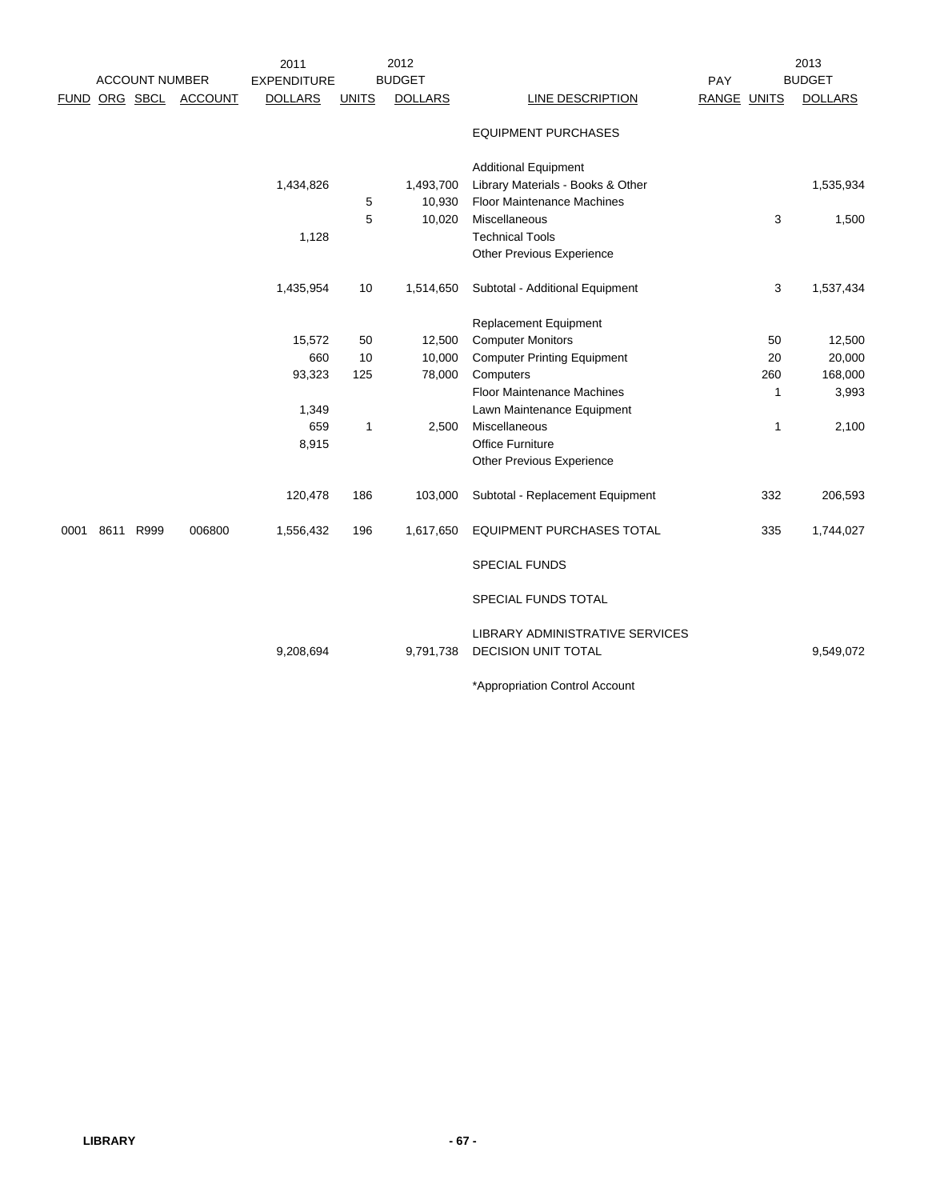| ACCOUNT NUMBER | | | | 2011 EXPENDITURE | 2012 BUDGET | | | PAY | | 2013 BUDGET |
|---|---|---|---|---|---|---|---|---|---|---|
| FUND | ORG | SBCL | ACCOUNT | DOLLARS | UNITS | DOLLARS | LINE DESCRIPTION | RANGE | UNITS | DOLLARS |
| | | | | | | | EQUIPMENT PURCHASES | | | |
| | | | | | | | Additional Equipment | | | |
| | | | | 1,434,826 | | 1,493,700 | Library Materials - Books & Other | | | 1,535,934 |
| | | | | | 5 | 10,930 | Floor Maintenance Machines | | | |
| | | | | | 5 | 10,020 | Miscellaneous | | 3 | 1,500 |
| | | | | 1,128 | | | Technical Tools | | | |
| | | | | | | | Other Previous Experience | | | |
| | | | | 1,435,954 | 10 | 1,514,650 | Subtotal - Additional Equipment | | 3 | 1,537,434 |
| | | | | | | | Replacement Equipment | | | |
| | | | | 15,572 | 50 | 12,500 | Computer Monitors | | 50 | 12,500 |
| | | | | 660 | 10 | 10,000 | Computer Printing Equipment | | 20 | 20,000 |
| | | | | 93,323 | 125 | 78,000 | Computers | | 260 | 168,000 |
| | | | | | | | Floor Maintenance Machines | | 1 | 3,993 |
| | | | | 1,349 | | | Lawn Maintenance Equipment | | | |
| | | | | 659 | 1 | 2,500 | Miscellaneous | | 1 | 2,100 |
| | | | | 8,915 | | | Office Furniture | | | |
| | | | | | | | Other Previous Experience | | | |
| | | | | 120,478 | 186 | 103,000 | Subtotal - Replacement Equipment | | 332 | 206,593 |
| 0001 | 8611 | R999 | 006800 | 1,556,432 | 196 | 1,617,650 | EQUIPMENT PURCHASES TOTAL | | 335 | 1,744,027 |
| | | | | | | | SPECIAL FUNDS | | | |
| | | | | | | | SPECIAL FUNDS TOTAL | | | |
| | | | | 9,208,694 | | 9,791,738 | LIBRARY ADMINISTRATIVE SERVICES DECISION UNIT TOTAL | | | 9,549,072 |

*Appropriation Control Account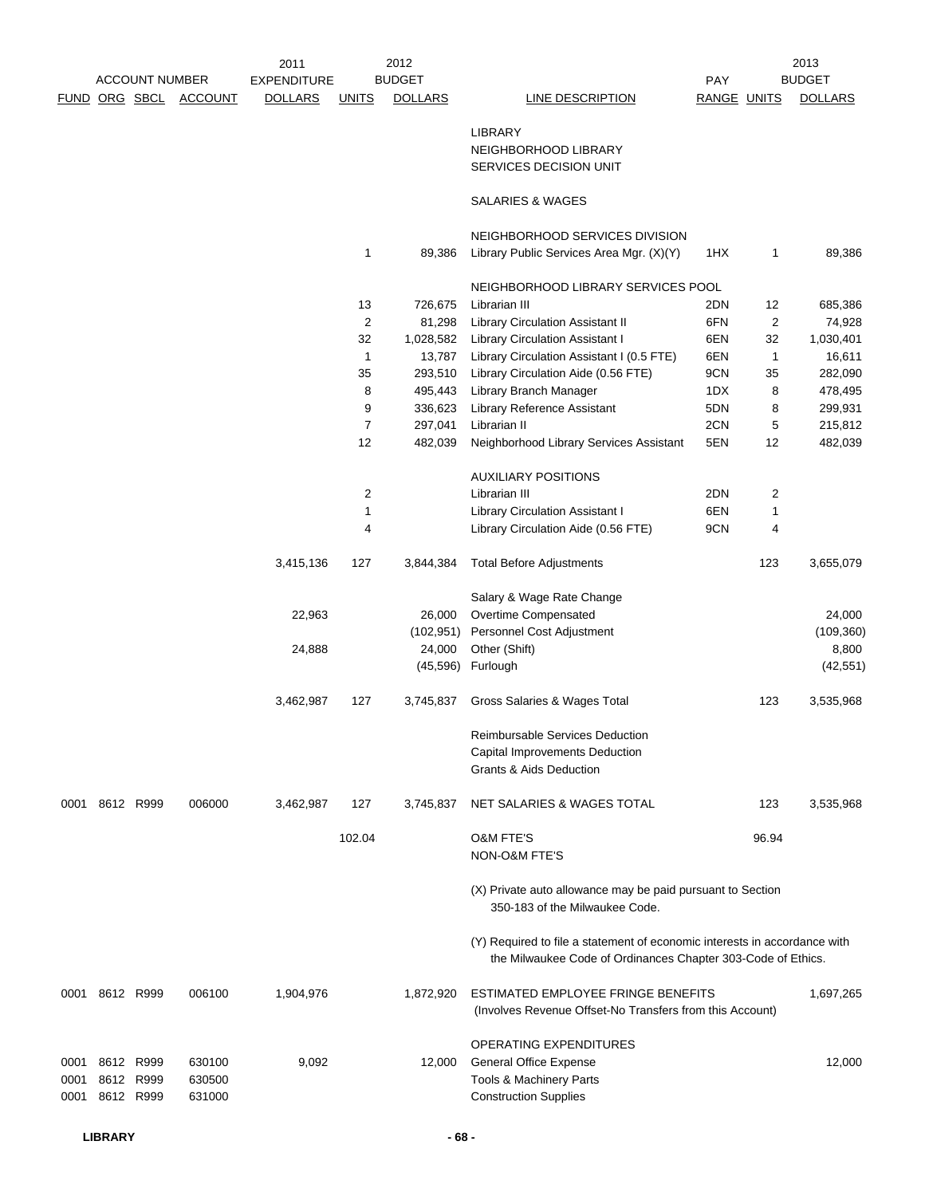| ACCOUNT NUMBER | | | | 2011 EXPENDITURE | | 2012 BUDGET | | PAY | | 2013 BUDGET |
|---|---|---|---|---|---|---|---|---|---|---|
| FUND | ORG | SBCL | ACCOUNT | DOLLARS | UNITS | DOLLARS | LINE DESCRIPTION | RANGE | UNITS | DOLLARS |
| | | | | | | | LIBRARY | | | |
| | | | | | | | NEIGHBORHOOD LIBRARY | | | |
| | | | | | | | SERVICES DECISION UNIT | | | |
| | | | | | | | SALARIES & WAGES | | | |
| | | | | | | | NEIGHBORHOOD SERVICES DIVISION | | | |
| | | | | | 1 | 89,386 | Library Public Services Area Mgr. (X)(Y) | 1HX | 1 | 89,386 |
| | | | | | | | NEIGHBORHOOD LIBRARY SERVICES POOL | | | |
| | | | | | 13 | 726,675 | Librarian III | 2DN | 12 | 685,386 |
| | | | | | 2 | 81,298 | Library Circulation Assistant II | 6FN | 2 | 74,928 |
| | | | | | 32 | 1,028,582 | Library Circulation Assistant I | 6EN | 32 | 1,030,401 |
| | | | | | 1 | 13,787 | Library Circulation Assistant I (0.5 FTE) | 6EN | 1 | 16,611 |
| | | | | | 35 | 293,510 | Library Circulation Aide (0.56 FTE) | 9CN | 35 | 282,090 |
| | | | | | 8 | 495,443 | Library Branch Manager | 1DX | 8 | 478,495 |
| | | | | | 9 | 336,623 | Library Reference Assistant | 5DN | 8 | 299,931 |
| | | | | | 7 | 297,041 | Librarian II | 2CN | 5 | 215,812 |
| | | | | | 12 | 482,039 | Neighborhood Library Services Assistant | 5EN | 12 | 482,039 |
| | | | | | | | AUXILIARY POSITIONS | | | |
| | | | | | 2 | | Librarian III | 2DN | 2 | |
| | | | | | 1 | | Library Circulation Assistant I | 6EN | 1 | |
| | | | | | 4 | | Library Circulation Aide (0.56 FTE) | 9CN | 4 | |
| | | | | 3,415,136 | 127 | 3,844,384 | Total Before Adjustments | | 123 | 3,655,079 |
| | | | | | | | Salary & Wage Rate Change | | | |
| | | | | 22,963 | | 26,000 | Overtime Compensated | | | 24,000 |
| | | | | | | (102,951) | Personnel Cost Adjustment | | | (109,360) |
| | | | | 24,888 | | 24,000 | Other (Shift) | | | 8,800 |
| | | | | | | (45,596) | Furlough | | | (42,551) |
| | | | | 3,462,987 | 127 | 3,745,837 | Gross Salaries & Wages Total | | 123 | 3,535,968 |
| | | | | | | | Reimbursable Services Deduction | | | |
| | | | | | | | Capital Improvements Deduction | | | |
| | | | | | | | Grants & Aids Deduction | | | |
| 0001 | 8612 | R999 | 006000 | 3,462,987 | 127 | 3,745,837 | NET SALARIES & WAGES TOTAL | | 123 | 3,535,968 |
| | | | | | 102.04 | | O&M FTE'S | | 96.94 | |
| | | | | | | | NON-O&M FTE'S | | | |
| | | | | | | | (X) Private auto allowance may be paid pursuant to Section 350-183 of the Milwaukee Code. | | | |
| | | | | | | | (Y) Required to file a statement of economic interests in accordance with the Milwaukee Code of Ordinances Chapter 303-Code of Ethics. | | | |
| 0001 | 8612 | R999 | 006100 | 1,904,976 | | 1,872,920 | ESTIMATED EMPLOYEE FRINGE BENEFITS (Involves Revenue Offset-No Transfers from this Account) | | | 1,697,265 |
| | | | | | | | OPERATING EXPENDITURES | | | |
| 0001 | 8612 | R999 | 630100 | 9,092 | | 12,000 | General Office Expense | | | 12,000 |
| 0001 | 8612 | R999 | 630500 | | | | Tools & Machinery Parts | | | |
| 0001 | 8612 | R999 | 631000 | | | | Construction Supplies | | | |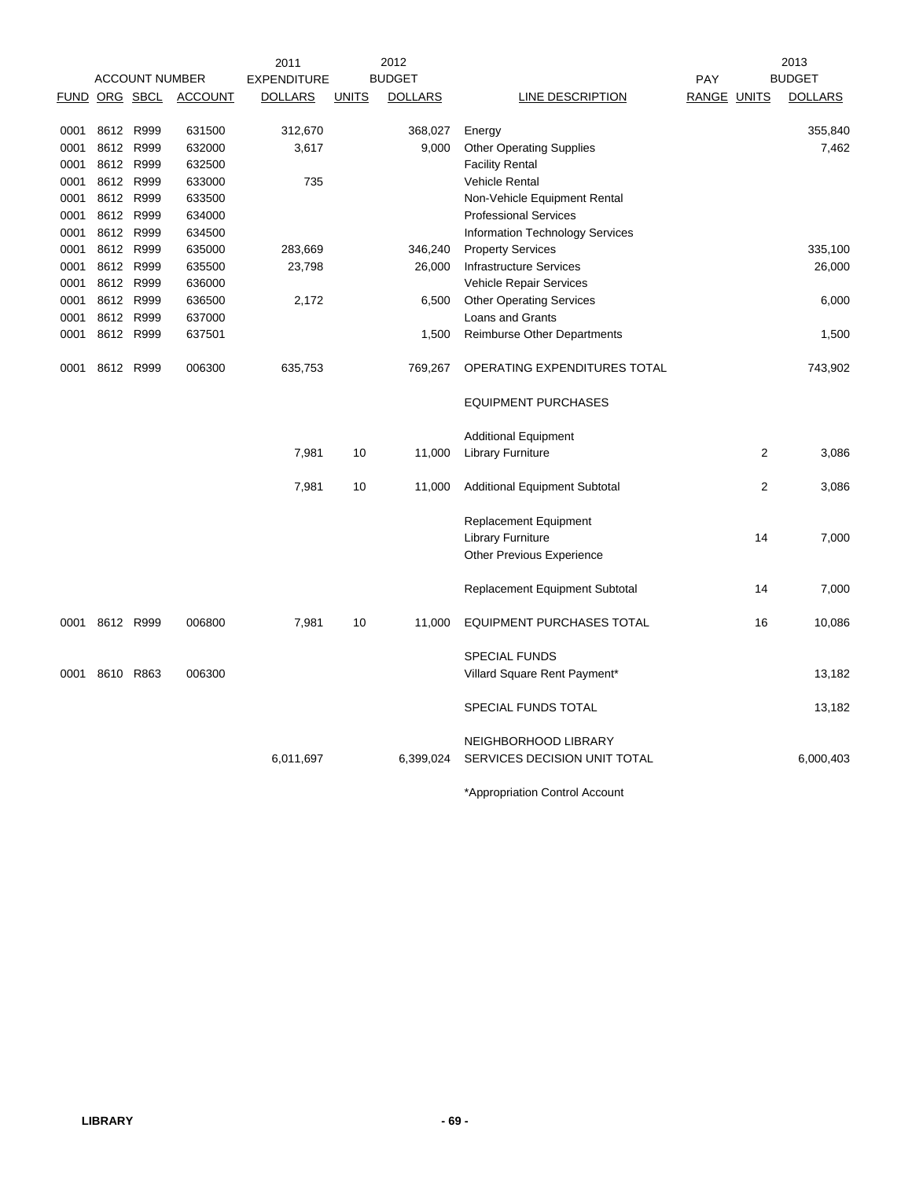| ACCOUNT NUMBER | | | | 2011 EXPENDITURE | 2012 BUDGET | | | | 2013 BUDGET | |
|---|---|---|---|---|---|---|---|---|---|---|
| FUND | ORG | SBCL | ACCOUNT | DOLLARS | UNITS | DOLLARS | LINE DESCRIPTION | PAY RANGE | UNITS | DOLLARS |
| 0001 | 8612 | R999 | 631500 | 312,670 | | 368,027 | Energy | | | 355,840 |
| 0001 | 8612 | R999 | 632000 | 3,617 | | 9,000 | Other Operating Supplies | | | 7,462 |
| 0001 | 8612 | R999 | 632500 | | | | Facility Rental | | | |
| 0001 | 8612 | R999 | 633000 | 735 | | | Vehicle Rental | | | |
| 0001 | 8612 | R999 | 633500 | | | | Non-Vehicle Equipment Rental | | | |
| 0001 | 8612 | R999 | 634000 | | | | Professional Services | | | |
| 0001 | 8612 | R999 | 634500 | | | | Information Technology Services | | | |
| 0001 | 8612 | R999 | 635000 | 283,669 | | 346,240 | Property Services | | | 335,100 |
| 0001 | 8612 | R999 | 635500 | 23,798 | | 26,000 | Infrastructure Services | | | 26,000 |
| 0001 | 8612 | R999 | 636000 | | | | Vehicle Repair Services | | | |
| 0001 | 8612 | R999 | 636500 | 2,172 | | 6,500 | Other Operating Services | | | 6,000 |
| 0001 | 8612 | R999 | 637000 | | | | Loans and Grants | | | |
| 0001 | 8612 | R999 | 637501 | | | 1,500 | Reimburse Other Departments | | | 1,500 |
| 0001 | 8612 | R999 | 006300 | 635,753 | | 769,267 | OPERATING EXPENDITURES TOTAL | | | 743,902 |
| | | | | | | | EQUIPMENT PURCHASES | | | |
| | | | | | | | Additional Equipment | | | |
| | | | | 7,981 | 10 | 11,000 | Library Furniture | | 2 | 3,086 |
| | | | | 7,981 | 10 | 11,000 | Additional Equipment Subtotal | | 2 | 3,086 |
| | | | | | | | Replacement Equipment | | | |
| | | | | | | | Library Furniture | | 14 | 7,000 |
| | | | | | | | Other Previous Experience | | | |
| | | | | | | | Replacement Equipment Subtotal | | 14 | 7,000 |
| 0001 | 8612 | R999 | 006800 | 7,981 | 10 | 11,000 | EQUIPMENT PURCHASES TOTAL | | 16 | 10,086 |
| | | | | | | | SPECIAL FUNDS | | | |
| 0001 | 8610 | R863 | 006300 | | | | Villard Square Rent Payment* | | | 13,182 |
| | | | | | | | SPECIAL FUNDS TOTAL | | | 13,182 |
| | | | | 6,011,697 | | 6,399,024 | NEIGHBORHOOD LIBRARY SERVICES DECISION UNIT TOTAL | | | 6,000,403 |

*Appropriation Control Account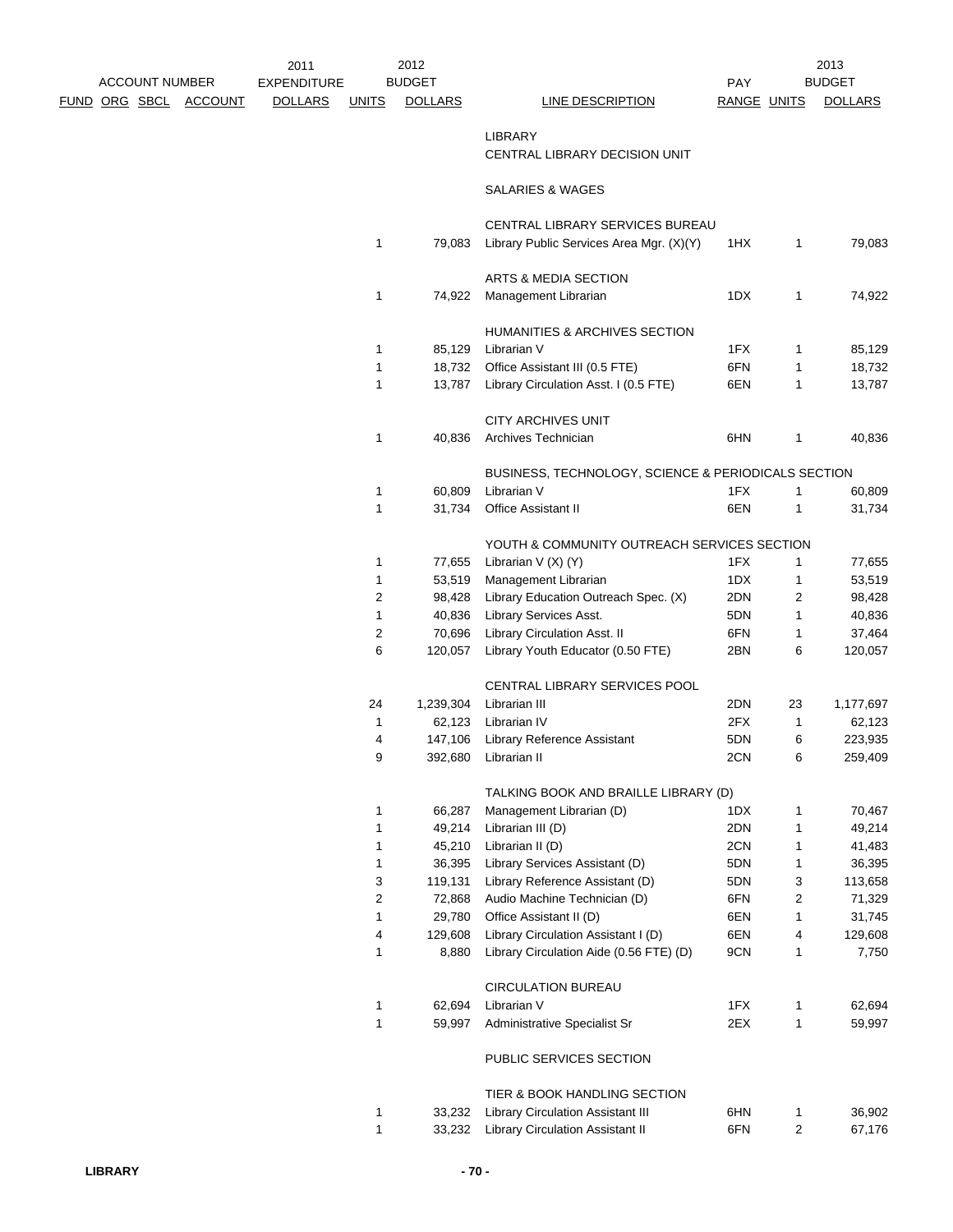| ACCOUNT NUMBER | | | | 2011 EXPENDITURE | 2012 BUDGET | | | PAY | 2013 BUDGET | |
|---|---|---|---|---|---|---|---|---|---|---|
| FUND | ORG | SBCL | ACCOUNT | DOLLARS | UNITS | DOLLARS | LINE DESCRIPTION | RANGE | UNITS | DOLLARS |
| | | | | | | | LIBRARY | | | |
| | | | | | | | CENTRAL LIBRARY DECISION UNIT | | | |
| | | | | | | | SALARIES & WAGES | | | |
| | | | | | | | CENTRAL LIBRARY SERVICES BUREAU | | | |
| | | | | | 1 | 79,083 | Library Public Services Area Mgr. (X)(Y) | 1HX | 1 | 79,083 |
| | | | | | | | ARTS & MEDIA SECTION | | | |
| | | | | | 1 | 74,922 | Management Librarian | 1DX | 1 | 74,922 |
| | | | | | | | HUMANITIES & ARCHIVES SECTION | | | |
| | | | | | 1 | 85,129 | Librarian V | 1FX | 1 | 85,129 |
| | | | | | 1 | 18,732 | Office Assistant III (0.5 FTE) | 6FN | 1 | 18,732 |
| | | | | | 1 | 13,787 | Library Circulation Asst. I (0.5 FTE) | 6EN | 1 | 13,787 |
| | | | | | | | CITY ARCHIVES UNIT | | | |
| | | | | | 1 | 40,836 | Archives Technician | 6HN | 1 | 40,836 |
| | | | | | | | BUSINESS, TECHNOLOGY, SCIENCE & PERIODICALS SECTION | | | |
| | | | | | 1 | 60,809 | Librarian V | 1FX | 1 | 60,809 |
| | | | | | 1 | 31,734 | Office Assistant II | 6EN | 1 | 31,734 |
| | | | | | | | YOUTH & COMMUNITY OUTREACH SERVICES SECTION | | | |
| | | | | | 1 | 77,655 | Librarian V (X) (Y) | 1FX | 1 | 77,655 |
| | | | | | 1 | 53,519 | Management Librarian | 1DX | 1 | 53,519 |
| | | | | | 2 | 98,428 | Library Education Outreach Spec. (X) | 2DN | 2 | 98,428 |
| | | | | | 1 | 40,836 | Library Services Asst. | 5DN | 1 | 40,836 |
| | | | | | 2 | 70,696 | Library Circulation Asst. II | 6FN | 1 | 37,464 |
| | | | | | 6 | 120,057 | Library Youth Educator (0.50 FTE) | 2BN | 6 | 120,057 |
| | | | | | | | CENTRAL LIBRARY SERVICES POOL | | | |
| | | | | | 24 | 1,239,304 | Librarian III | 2DN | 23 | 1,177,697 |
| | | | | | 1 | 62,123 | Librarian IV | 2FX | 1 | 62,123 |
| | | | | | 4 | 147,106 | Library Reference Assistant | 5DN | 6 | 223,935 |
| | | | | | 9 | 392,680 | Librarian II | 2CN | 6 | 259,409 |
| | | | | | | | TALKING BOOK AND BRAILLE LIBRARY (D) | | | |
| | | | | | 1 | 66,287 | Management Librarian (D) | 1DX | 1 | 70,467 |
| | | | | | 1 | 49,214 | Librarian III (D) | 2DN | 1 | 49,214 |
| | | | | | 1 | 45,210 | Librarian II (D) | 2CN | 1 | 41,483 |
| | | | | | 1 | 36,395 | Library Services Assistant (D) | 5DN | 1 | 36,395 |
| | | | | | 3 | 119,131 | Library Reference Assistant (D) | 5DN | 3 | 113,658 |
| | | | | | 2 | 72,868 | Audio Machine Technician (D) | 6FN | 2 | 71,329 |
| | | | | | 1 | 29,780 | Office Assistant II (D) | 6EN | 1 | 31,745 |
| | | | | | 4 | 129,608 | Library Circulation Assistant I (D) | 6EN | 4 | 129,608 |
| | | | | | 1 | 8,880 | Library Circulation Aide (0.56 FTE) (D) | 9CN | 1 | 7,750 |
| | | | | | | | CIRCULATION BUREAU | | | |
| | | | | | 1 | 62,694 | Librarian V | 1FX | 1 | 62,694 |
| | | | | | 1 | 59,997 | Administrative Specialist Sr | 2EX | 1 | 59,997 |
| | | | | | | | PUBLIC SERVICES SECTION | | | |
| | | | | | | | TIER & BOOK HANDLING SECTION | | | |
| | | | | | 1 | 33,232 | Library Circulation Assistant III | 6HN | 1 | 36,902 |
| | | | | | 1 | 33,232 | Library Circulation Assistant II | 6FN | 2 | 67,176 |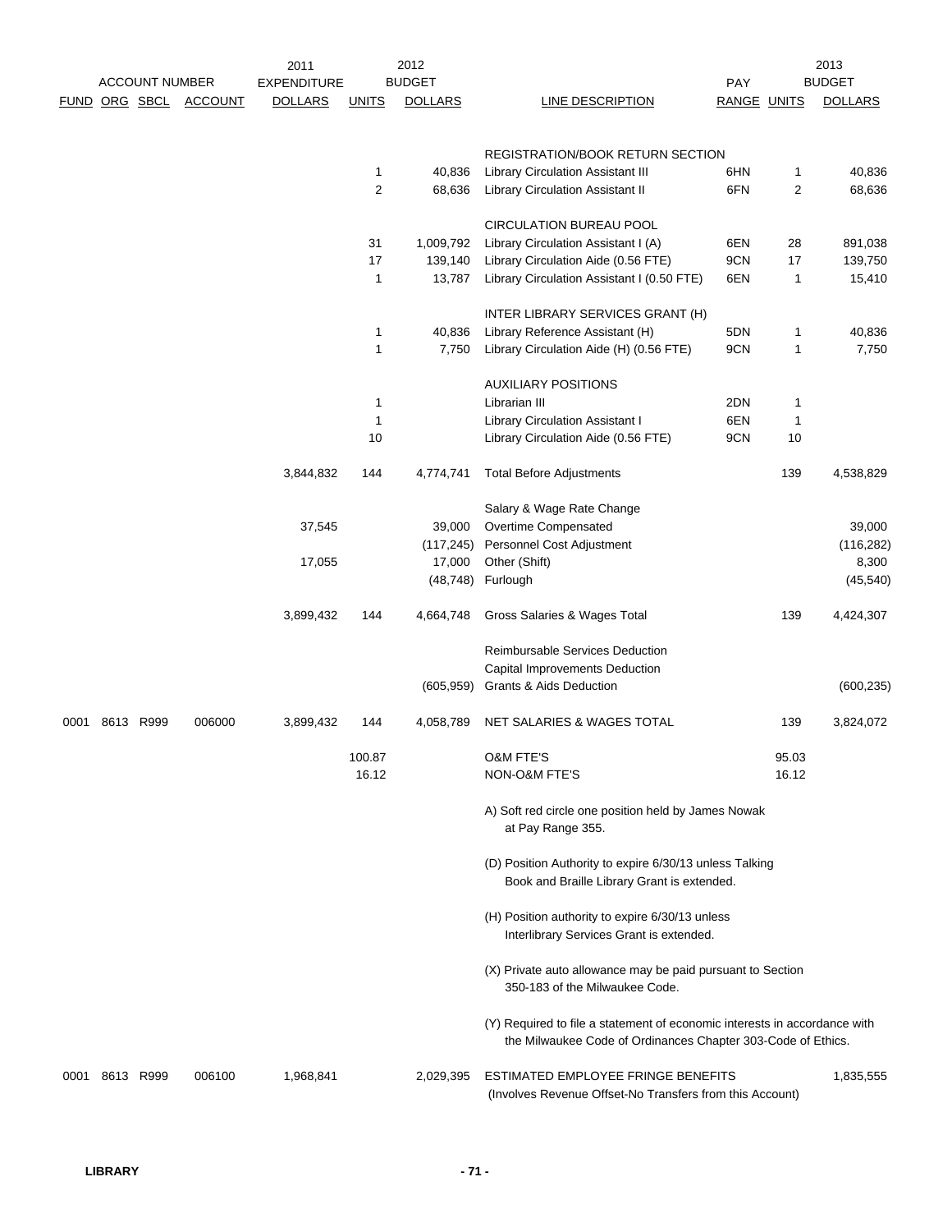| ACCOUNT NUMBER | | | | 2011 EXPENDITURE | 2012 BUDGET | | | PAY | | 2013 BUDGET |
|---|---|---|---|---|---|---|---|---|---|---|
| FUND | ORG | SBCL | ACCOUNT | DOLLARS | UNITS | DOLLARS | LINE DESCRIPTION | RANGE | UNITS | DOLLARS |
| | | | | | | | REGISTRATION/BOOK RETURN SECTION | | | |
| | | | | | 1 | 40,836 | Library Circulation Assistant III | 6HN | 1 | 40,836 |
| | | | | | 2 | 68,636 | Library Circulation Assistant II | 6FN | 2 | 68,636 |
| | | | | | | | CIRCULATION BUREAU POOL | | | |
| | | | | | 31 | 1,009,792 | Library Circulation Assistant I (A) | 6EN | 28 | 891,038 |
| | | | | | 17 | 139,140 | Library Circulation Aide (0.56 FTE) | 9CN | 17 | 139,750 |
| | | | | | 1 | 13,787 | Library Circulation Assistant I (0.50 FTE) | 6EN | 1 | 15,410 |
| | | | | | | | INTER LIBRARY SERVICES GRANT (H) | | | |
| | | | | | 1 | 40,836 | Library Reference Assistant (H) | 5DN | 1 | 40,836 |
| | | | | | 1 | 7,750 | Library Circulation Aide (H) (0.56 FTE) | 9CN | 1 | 7,750 |
| | | | | | | | AUXILIARY POSITIONS | | | |
| | | | | | 1 | | Librarian III | 2DN | 1 | |
| | | | | | 1 | | Library Circulation Assistant I | 6EN | 1 | |
| | | | | | 10 | | Library Circulation Aide (0.56 FTE) | 9CN | 10 | |
| | | | | 3,844,832 | 144 | 4,774,741 | Total Before Adjustments | | 139 | 4,538,829 |
| | | | | | | | Salary & Wage Rate Change | | | |
| | | | | 37,545 | | 39,000 | Overtime Compensated | | | 39,000 |
| | | | | | | (117,245) | Personnel Cost Adjustment | | | (116,282) |
| | | | | 17,055 | | 17,000 | Other (Shift) | | | 8,300 |
| | | | | | | (48,748) | Furlough | | | (45,540) |
| | | | | 3,899,432 | 144 | 4,664,748 | Gross Salaries & Wages Total | | 139 | 4,424,307 |
| | | | | | | | Reimbursable Services Deduction | | | |
| | | | | | | | Capital Improvements Deduction | | | |
| | | | | | | (605,959) | Grants & Aids Deduction | | | (600,235) |
| 0001 | 8613 | R999 | 006000 | 3,899,432 | 144 | 4,058,789 | NET SALARIES & WAGES TOTAL | | 139 | 3,824,072 |
| | | | | | 100.87 | | O&M FTE'S | | 95.03 | |
| | | | | | 16.12 | | NON-O&M FTE'S | | 16.12 | |
| 0001 | 8613 | R999 | 006100 | 1,968,841 | | 2,029,395 | ESTIMATED EMPLOYEE FRINGE BENEFITS (Involves Revenue Offset-No Transfers from this Account) | | | 1,835,555 |

A) Soft red circle one position held by James Nowak at Pay Range 355.

(D) Position Authority to expire 6/30/13 unless Talking Book and Braille Library Grant is extended.

(H) Position authority to expire 6/30/13 unless Interlibrary Services Grant is extended.

(X) Private auto allowance may be paid pursuant to Section 350-183 of the Milwaukee Code.

(Y) Required to file a statement of economic interests in accordance with the Milwaukee Code of Ordinances Chapter 303-Code of Ethics.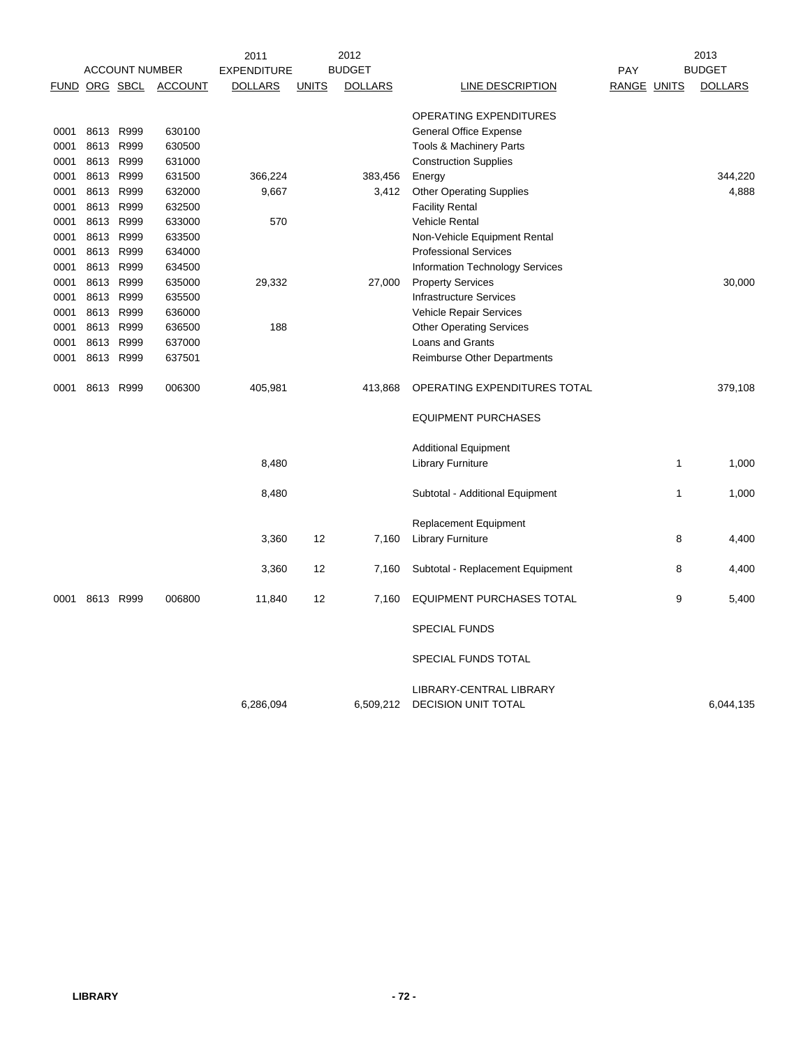| ACCOUNT NUMBER | | | | 2011 EXPENDITURE | 2012 BUDGET | | | PAY | 2013 BUDGET | |
|---|---|---|---|---|---|---|---|---|---|---|
| FUND | ORG | SBCL | ACCOUNT | DOLLARS | UNITS | DOLLARS | LINE DESCRIPTION | RANGE | UNITS | DOLLARS |
| | | | | | | | OPERATING EXPENDITURES | | | |
| 0001 | 8613 | R999 | 630100 | | | | General Office Expense | | | |
| 0001 | 8613 | R999 | 630500 | | | | Tools & Machinery Parts | | | |
| 0001 | 8613 | R999 | 631000 | | | | Construction Supplies | | | |
| 0001 | 8613 | R999 | 631500 | 366,224 | | 383,456 | Energy | | | 344,220 |
| 0001 | 8613 | R999 | 632000 | 9,667 | | 3,412 | Other Operating Supplies | | | 4,888 |
| 0001 | 8613 | R999 | 632500 | | | | Facility Rental | | | |
| 0001 | 8613 | R999 | 633000 | 570 | | | Vehicle Rental | | | |
| 0001 | 8613 | R999 | 633500 | | | | Non-Vehicle Equipment Rental | | | |
| 0001 | 8613 | R999 | 634000 | | | | Professional Services | | | |
| 0001 | 8613 | R999 | 634500 | | | | Information Technology Services | | | |
| 0001 | 8613 | R999 | 635000 | 29,332 | | 27,000 | Property Services | | | 30,000 |
| 0001 | 8613 | R999 | 635500 | | | | Infrastructure Services | | | |
| 0001 | 8613 | R999 | 636000 | | | | Vehicle Repair Services | | | |
| 0001 | 8613 | R999 | 636500 | 188 | | | Other Operating Services | | | |
| 0001 | 8613 | R999 | 637000 | | | | Loans and Grants | | | |
| 0001 | 8613 | R999 | 637501 | | | | Reimburse Other Departments | | | |
| 0001 | 8613 | R999 | 006300 | 405,981 | | 413,868 | OPERATING EXPENDITURES TOTAL | | | 379,108 |
| | | | | | | | EQUIPMENT PURCHASES | | | |
| | | | | | | | Additional Equipment | | | |
| | | | | 8,480 | | | Library Furniture | | 1 | 1,000 |
| | | | | 8,480 | | | Subtotal - Additional Equipment | | 1 | 1,000 |
| | | | | | | | Replacement Equipment | | | |
| | | | | 3,360 | 12 | 7,160 | Library Furniture | | 8 | 4,400 |
| | | | | 3,360 | 12 | 7,160 | Subtotal - Replacement Equipment | | 8 | 4,400 |
| 0001 | 8613 | R999 | 006800 | 11,840 | 12 | 7,160 | EQUIPMENT PURCHASES TOTAL | | 9 | 5,400 |
| | | | | | | | SPECIAL FUNDS | | | |
| | | | | | | | SPECIAL FUNDS TOTAL | | | |
| | | | | 6,286,094 | | 6,509,212 | LIBRARY-CENTRAL LIBRARY DECISION UNIT TOTAL | | | 6,044,135 |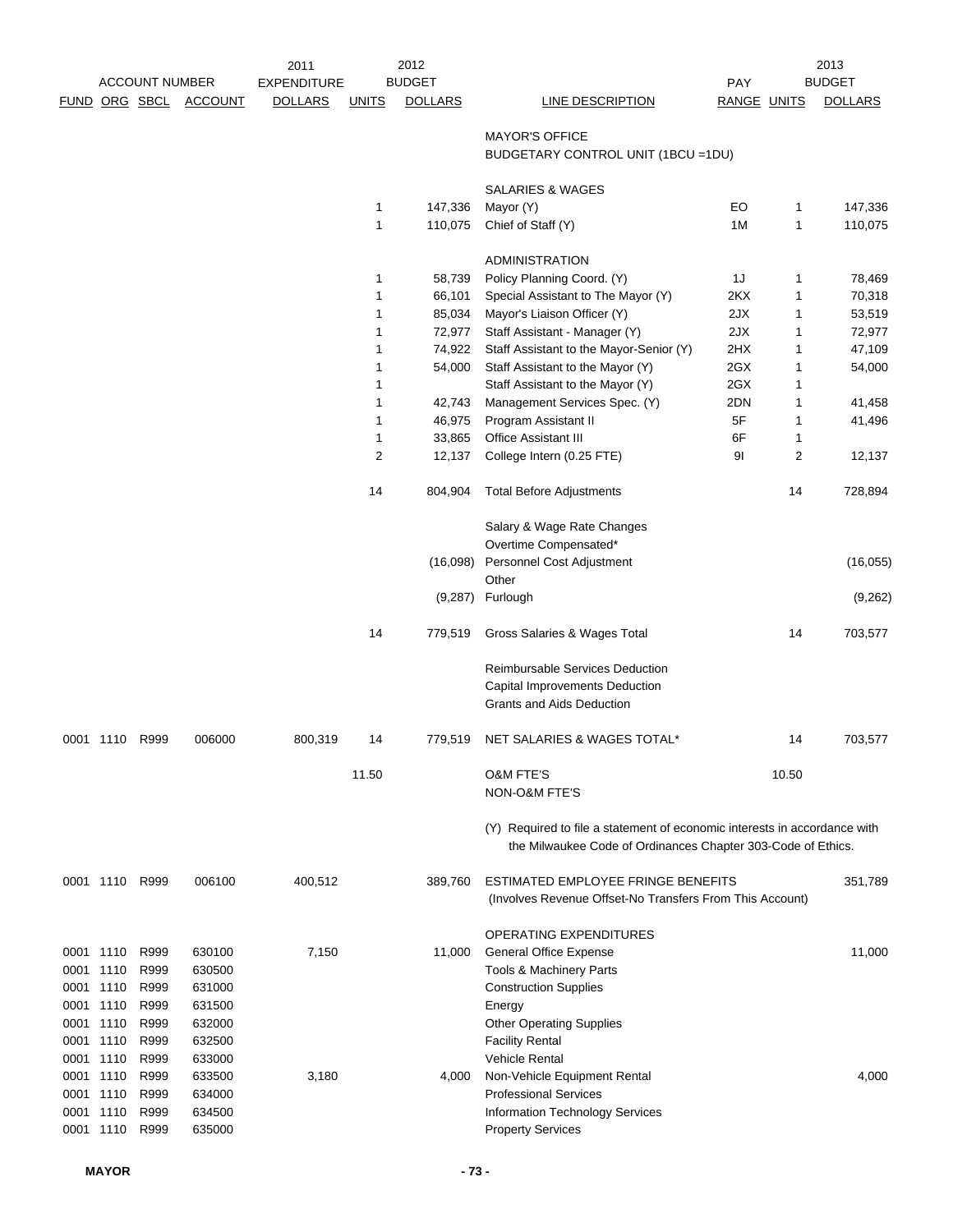| ACCOUNT NUMBER | | | | 2011 EXPENDITURE | 2012 BUDGET | | | PAY | 2013 BUDGET | |
|---|---|---|---|---|---|---|---|---|---|---|
| FUND | ORG | SBCL | ACCOUNT | DOLLARS | UNITS | DOLLARS | LINE DESCRIPTION | RANGE | UNITS | DOLLARS |
| | | | | | | | MAYOR'S OFFICE | | | |
| | | | | | | | BUDGETARY CONTROL UNIT (1BCU =1DU) | | | |
| | | | | | | | SALARIES & WAGES | | | |
| | | | | | 1 | 147,336 | Mayor (Y) | EO | 1 | 147,336 |
| | | | | | 1 | 110,075 | Chief of Staff (Y) | 1M | 1 | 110,075 |
| | | | | | | | ADMINISTRATION | | | |
| | | | | | 1 | 58,739 | Policy Planning Coord. (Y) | 1J | 1 | 78,469 |
| | | | | | 1 | 66,101 | Special Assistant to The Mayor (Y) | 2KX | 1 | 70,318 |
| | | | | | 1 | 85,034 | Mayor's Liaison Officer (Y) | 2JX | 1 | 53,519 |
| | | | | | 1 | 72,977 | Staff Assistant - Manager (Y) | 2JX | 1 | 72,977 |
| | | | | | 1 | 74,922 | Staff Assistant to the Mayor-Senior (Y) | 2HX | 1 | 47,109 |
| | | | | | 1 | 54,000 | Staff Assistant to the Mayor (Y) | 2GX | 1 | 54,000 |
| | | | | | 1 | | Staff Assistant to the Mayor (Y) | 2GX | 1 | |
| | | | | | 1 | 42,743 | Management Services Spec. (Y) | 2DN | 1 | 41,458 |
| | | | | | 1 | 46,975 | Program Assistant II | 5F | 1 | 41,496 |
| | | | | | 1 | 33,865 | Office Assistant III | 6F | 1 | |
| | | | | | 2 | 12,137 | College Intern (0.25 FTE) | 9I | 2 | 12,137 |
| | | | | | 14 | 804,904 | Total Before Adjustments | | 14 | 728,894 |
| | | | | | | | Salary & Wage Rate Changes | | | |
| | | | | | | | Overtime Compensated* | | | |
| | | | | | | (16,098) | Personnel Cost Adjustment | | | (16,055) |
| | | | | | | | Other | | | |
| | | | | | | (9,287) | Furlough | | | (9,262) |
| | | | | | 14 | 779,519 | Gross Salaries & Wages Total | | 14 | 703,577 |
| | | | | | | | Reimbursable Services Deduction | | | |
| | | | | | | | Capital Improvements Deduction | | | |
| | | | | | | | Grants and Aids Deduction | | | |
| 0001 | 1110 | R999 | 006000 | 800,319 | 14 | 779,519 | NET SALARIES & WAGES TOTAL* | | 14 | 703,577 |
| | | | | | 11.50 | | O&M FTE'S | | 10.50 | |
| | | | | | | | NON-O&M FTE'S | | | |
| | | | | | | | (Y) Required to file a statement of economic interests in accordance with the Milwaukee Code of Ordinances Chapter 303-Code of Ethics. | | | |
| 0001 | 1110 | R999 | 006100 | 400,512 | | 389,760 | ESTIMATED EMPLOYEE FRINGE BENEFITS (Involves Revenue Offset-No Transfers From This Account) | | | 351,789 |
| | | | | | | | OPERATING EXPENDITURES | | | |
| 0001 | 1110 | R999 | 630100 | 7,150 | | 11,000 | General Office Expense | | | 11,000 |
| 0001 | 1110 | R999 | 630500 | | | | Tools & Machinery Parts | | | |
| 0001 | 1110 | R999 | 631000 | | | | Construction Supplies | | | |
| 0001 | 1110 | R999 | 631500 | | | | Energy | | | |
| 0001 | 1110 | R999 | 632000 | | | | Other Operating Supplies | | | |
| 0001 | 1110 | R999 | 632500 | | | | Facility Rental | | | |
| 0001 | 1110 | R999 | 633000 | | | | Vehicle Rental | | | |
| 0001 | 1110 | R999 | 633500 | 3,180 | | 4,000 | Non-Vehicle Equipment Rental | | | 4,000 |
| 0001 | 1110 | R999 | 634000 | | | | Professional Services | | | |
| 0001 | 1110 | R999 | 634500 | | | | Information Technology Services | | | |
| 0001 | 1110 | R999 | 635000 | | | | Property Services | | | |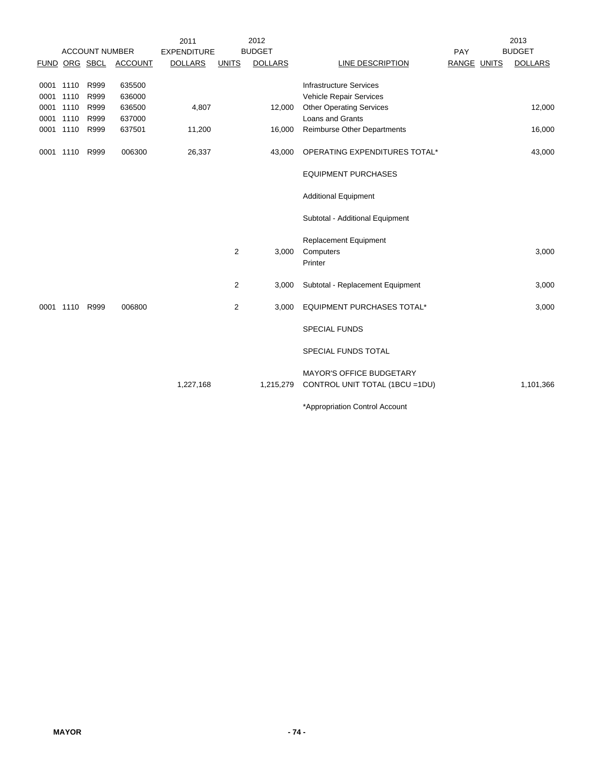| ACCOUNT NUMBER | | | | 2011 EXPENDITURE | 2012 BUDGET | | | PAY | | 2013 BUDGET |
|---|---|---|---|---|---|---|---|---|---|---|
| FUND | ORG | SBCL | ACCOUNT | DOLLARS | UNITS | DOLLARS | LINE DESCRIPTION | RANGE | UNITS | DOLLARS |
| 0001 | 1110 | R999 | 635500 | | | | Infrastructure Services | | | |
| 0001 | 1110 | R999 | 636000 | | | | Vehicle Repair Services | | | |
| 0001 | 1110 | R999 | 636500 | 4,807 | | 12,000 | Other Operating Services | | | 12,000 |
| 0001 | 1110 | R999 | 637000 | | | | Loans and Grants | | | |
| 0001 | 1110 | R999 | 637501 | 11,200 | | 16,000 | Reimburse Other Departments | | | 16,000 |
| 0001 | 1110 | R999 | 006300 | 26,337 | | 43,000 | OPERATING EXPENDITURES TOTAL* | | | 43,000 |
| | | | | | | | EQUIPMENT PURCHASES | | | |
| | | | | | | | Additional Equipment | | | |
| | | | | | | | Subtotal - Additional Equipment | | | |
| | | | | | | | Replacement Equipment | | | |
| | | | | | 2 | 3,000 | Computers | | | 3,000 |
| | | | | | | | Printer | | | |
| | | | | | 2 | 3,000 | Subtotal - Replacement Equipment | | | 3,000 |
| 0001 | 1110 | R999 | 006800 | | 2 | 3,000 | EQUIPMENT PURCHASES TOTAL* | | | 3,000 |
| | | | | | | | SPECIAL FUNDS | | | |
| | | | | | | | SPECIAL FUNDS TOTAL | | | |
| | | | | 1,227,168 | | 1,215,279 | MAYOR'S OFFICE BUDGETARY CONTROL UNIT TOTAL (1BCU =1DU) | | | 1,101,366 |

*Appropriation Control Account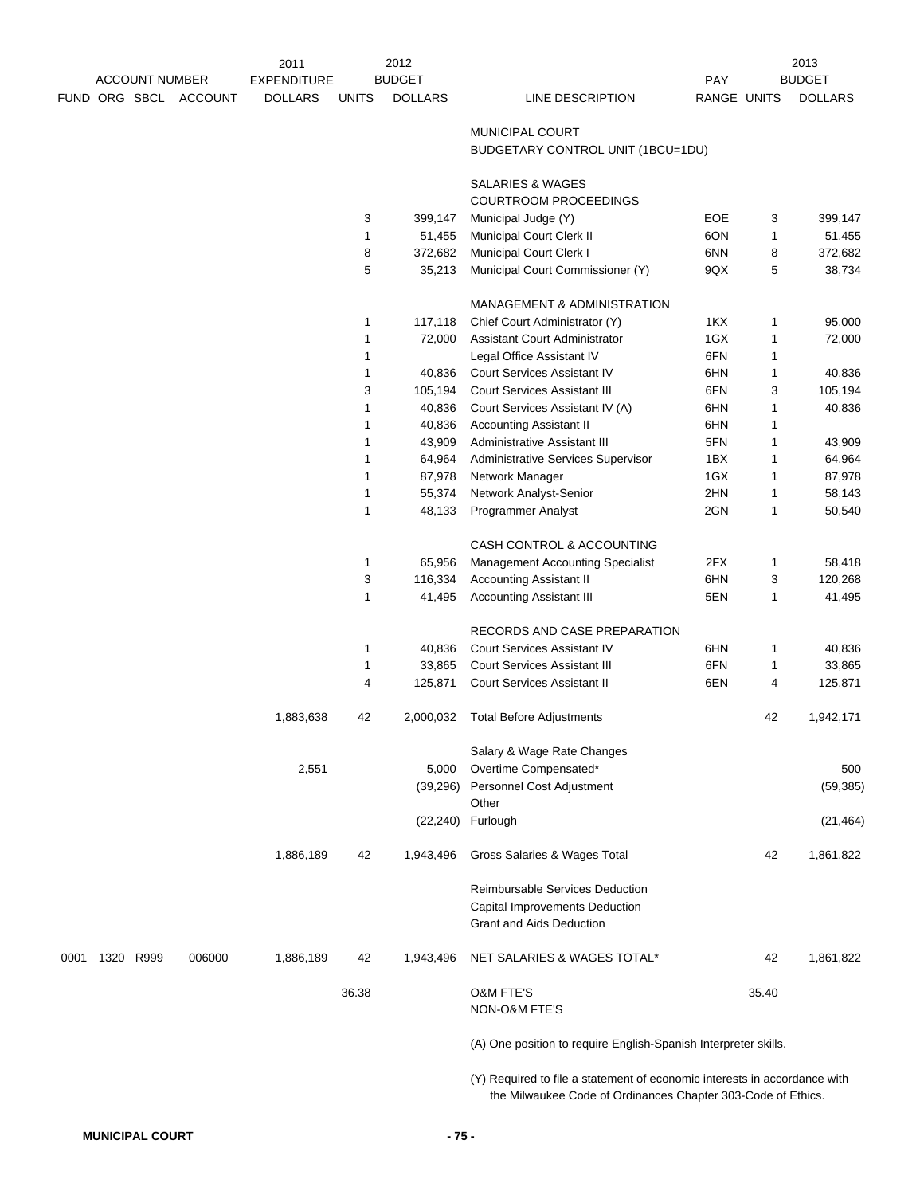| ACCOUNT NUMBER | | | | 2011 EXPENDITURE | 2012 BUDGET | | | PAY | 2013 BUDGET | |
|---|---|---|---|---|---|---|---|---|---|---|
| FUND | ORG | SBCL | ACCOUNT | DOLLARS | UNITS | DOLLARS | LINE DESCRIPTION | RANGE | UNITS | DOLLARS |
| | | | | | | | MUNICIPAL COURT | | | |
| | | | | | | | BUDGETARY CONTROL UNIT (1BCU=1DU) | | | |
| | | | | | | | SALARIES & WAGES | | | |
| | | | | | | | COURTROOM PROCEEDINGS | | | |
| | | | | | 3 | 399,147 | Municipal Judge (Y) | EOE | 3 | 399,147 |
| | | | | | 1 | 51,455 | Municipal Court Clerk II | 6ON | 1 | 51,455 |
| | | | | | 8 | 372,682 | Municipal Court Clerk I | 6NN | 8 | 372,682 |
| | | | | | 5 | 35,213 | Municipal Court Commissioner (Y) | 9QX | 5 | 38,734 |
| | | | | | | | MANAGEMENT & ADMINISTRATION | | | |
| | | | | | 1 | 117,118 | Chief Court Administrator (Y) | 1KX | 1 | 95,000 |
| | | | | | 1 | 72,000 | Assistant Court Administrator | 1GX | 1 | 72,000 |
| | | | | | 1 | | Legal Office Assistant IV | 6FN | 1 | |
| | | | | | 1 | 40,836 | Court Services Assistant IV | 6HN | 1 | 40,836 |
| | | | | | 3 | 105,194 | Court Services Assistant III | 6FN | 3 | 105,194 |
| | | | | | 1 | 40,836 | Court Services Assistant IV (A) | 6HN | 1 | 40,836 |
| | | | | | 1 | 40,836 | Accounting Assistant II | 6HN | 1 | |
| | | | | | 1 | 43,909 | Administrative Assistant III | 5FN | 1 | 43,909 |
| | | | | | 1 | 64,964 | Administrative Services Supervisor | 1BX | 1 | 64,964 |
| | | | | | 1 | 87,978 | Network Manager | 1GX | 1 | 87,978 |
| | | | | | 1 | 55,374 | Network Analyst-Senior | 2HN | 1 | 58,143 |
| | | | | | 1 | 48,133 | Programmer Analyst | 2GN | 1 | 50,540 |
| | | | | | | | CASH CONTROL & ACCOUNTING | | | |
| | | | | | 1 | 65,956 | Management Accounting Specialist | 2FX | 1 | 58,418 |
| | | | | | 3 | 116,334 | Accounting Assistant II | 6HN | 3 | 120,268 |
| | | | | | 1 | 41,495 | Accounting Assistant III | 5EN | 1 | 41,495 |
| | | | | | | | RECORDS AND CASE PREPARATION | | | |
| | | | | | 1 | 40,836 | Court Services Assistant IV | 6HN | 1 | 40,836 |
| | | | | | 1 | 33,865 | Court Services Assistant III | 6FN | 1 | 33,865 |
| | | | | | 4 | 125,871 | Court Services Assistant II | 6EN | 4 | 125,871 |
| | | | | 1,883,638 | 42 | 2,000,032 | Total Before Adjustments | | 42 | 1,942,171 |
| | | | | | | | Salary & Wage Rate Changes | | | |
| | | | | 2,551 | | 5,000 | Overtime Compensated* | | | 500 |
| | | | | | | (39,296) | Personnel Cost Adjustment | | | (59,385) |
| | | | | | | | Other | | | |
| | | | | | | (22,240) | Furlough | | | (21,464) |
| | | | | 1,886,189 | 42 | 1,943,496 | Gross Salaries & Wages Total | | 42 | 1,861,822 |
| | | | | | | | Reimbursable Services Deduction | | | |
| | | | | | | | Capital Improvements Deduction | | | |
| | | | | | | | Grant and Aids Deduction | | | |
| 0001 | 1320 | R999 | 006000 | 1,886,189 | 42 | 1,943,496 | NET SALARIES & WAGES TOTAL* | | 42 | 1,861,822 |
| | | | | | 36.38 | | O&M FTE'S | | 35.40 | |
| | | | | | | | NON-O&M FTE'S | | | |

(A) One position to require English-Spanish Interpreter skills.

(Y) Required to file a statement of economic interests in accordance with the Milwaukee Code of Ordinances Chapter 303-Code of Ethics.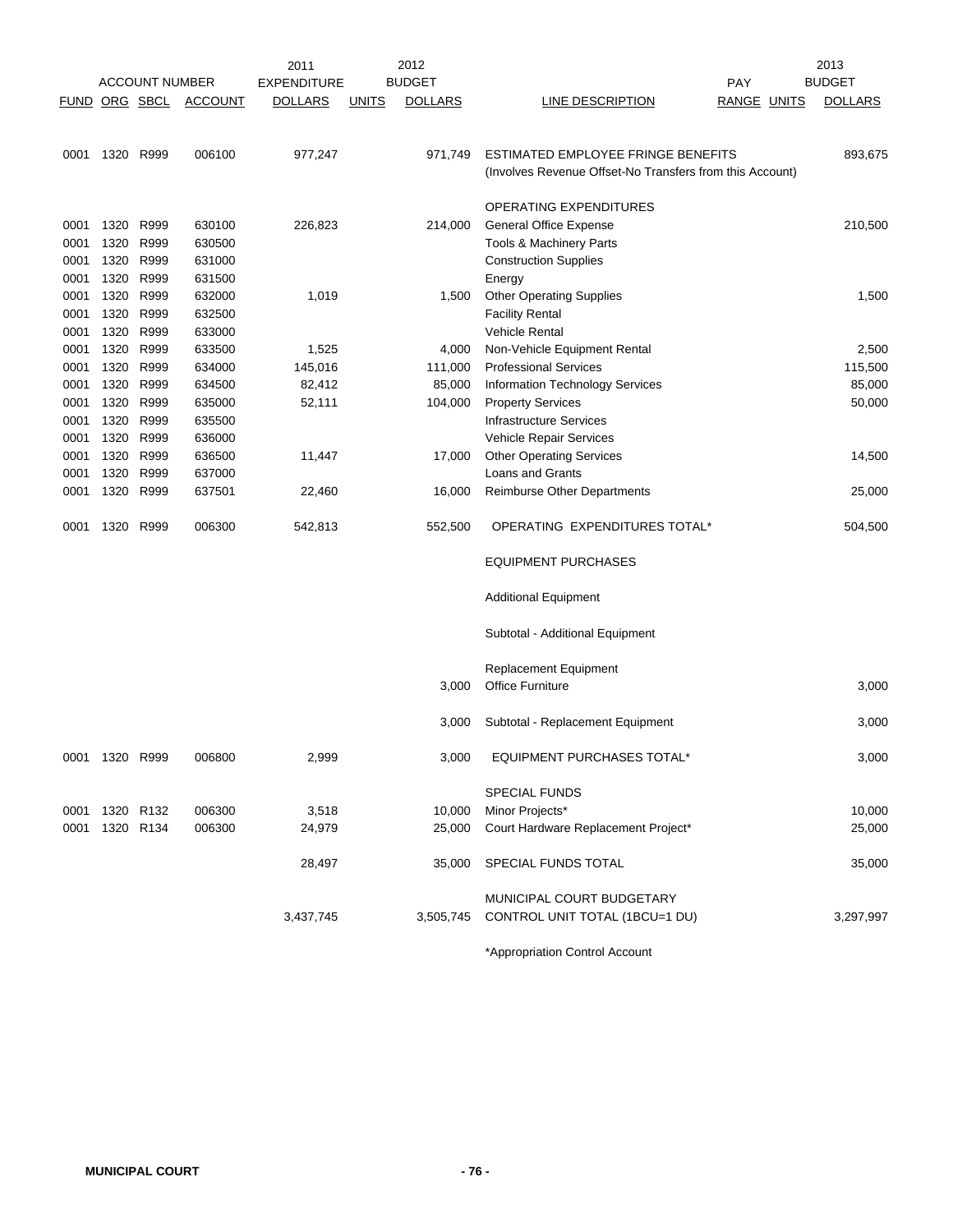| ACCOUNT NUMBER | | | | 2011 EXPENDITURE | | 2012 BUDGET | | | | 2013 BUDGET |
|---|---|---|---|---|---|---|---|---|---|---|
| FUND | ORG | SBCL | ACCOUNT | DOLLARS | UNITS | DOLLARS | LINE DESCRIPTION | PAY RANGE | UNITS | DOLLARS |
| 0001 | 1320 | R999 | 006100 | 977,247 | | 971,749 | ESTIMATED EMPLOYEE FRINGE BENEFITS (Involves Revenue Offset-No Transfers from this Account) | | | 893,675 |
| | | | | | | | OPERATING EXPENDITURES | | | |
| 0001 | 1320 | R999 | 630100 | 226,823 | | 214,000 | General Office Expense | | | 210,500 |
| 0001 | 1320 | R999 | 630500 | | | | Tools & Machinery Parts | | | |
| 0001 | 1320 | R999 | 631000 | | | | Construction Supplies | | | |
| 0001 | 1320 | R999 | 631500 | | | | Energy | | | |
| 0001 | 1320 | R999 | 632000 | 1,019 | | 1,500 | Other Operating Supplies | | | 1,500 |
| 0001 | 1320 | R999 | 632500 | | | | Facility Rental | | | |
| 0001 | 1320 | R999 | 633000 | | | | Vehicle Rental | | | |
| 0001 | 1320 | R999 | 633500 | 1,525 | | 4,000 | Non-Vehicle Equipment Rental | | | 2,500 |
| 0001 | 1320 | R999 | 634000 | 145,016 | | 111,000 | Professional Services | | | 115,500 |
| 0001 | 1320 | R999 | 634500 | 82,412 | | 85,000 | Information Technology Services | | | 85,000 |
| 0001 | 1320 | R999 | 635000 | 52,111 | | 104,000 | Property Services | | | 50,000 |
| 0001 | 1320 | R999 | 635500 | | | | Infrastructure Services | | | |
| 0001 | 1320 | R999 | 636000 | | | | Vehicle Repair Services | | | |
| 0001 | 1320 | R999 | 636500 | 11,447 | | 17,000 | Other Operating Services | | | 14,500 |
| 0001 | 1320 | R999 | 637000 | | | | Loans and Grants | | | |
| 0001 | 1320 | R999 | 637501 | 22,460 | | 16,000 | Reimburse Other Departments | | | 25,000 |
| 0001 | 1320 | R999 | 006300 | 542,813 | | 552,500 | OPERATING EXPENDITURES TOTAL* | | | 504,500 |
| | | | | | | | EQUIPMENT PURCHASES | | | |
| | | | | | | | Additional Equipment | | | |
| | | | | | | | Subtotal - Additional Equipment | | | |
| | | | | | | | Replacement Equipment | | | |
| | | | | | | 3,000 | Office Furniture | | | 3,000 |
| | | | | | | 3,000 | Subtotal - Replacement Equipment | | | 3,000 |
| 0001 | 1320 | R999 | 006800 | 2,999 | | 3,000 | EQUIPMENT PURCHASES TOTAL* | | | 3,000 |
| | | | | | | | SPECIAL FUNDS | | | |
| 0001 | 1320 | R132 | 006300 | 3,518 | | 10,000 | Minor Projects* | | | 10,000 |
| 0001 | 1320 | R134 | 006300 | 24,979 | | 25,000 | Court Hardware Replacement Project* | | | 25,000 |
| | | | | 28,497 | | 35,000 | SPECIAL FUNDS TOTAL | | | 35,000 |
| | | | | 3,437,745 | | 3,505,745 | MUNICIPAL COURT BUDGETARY CONTROL UNIT TOTAL (1BCU=1 DU) | | | 3,297,997 |

*Appropriation Control Account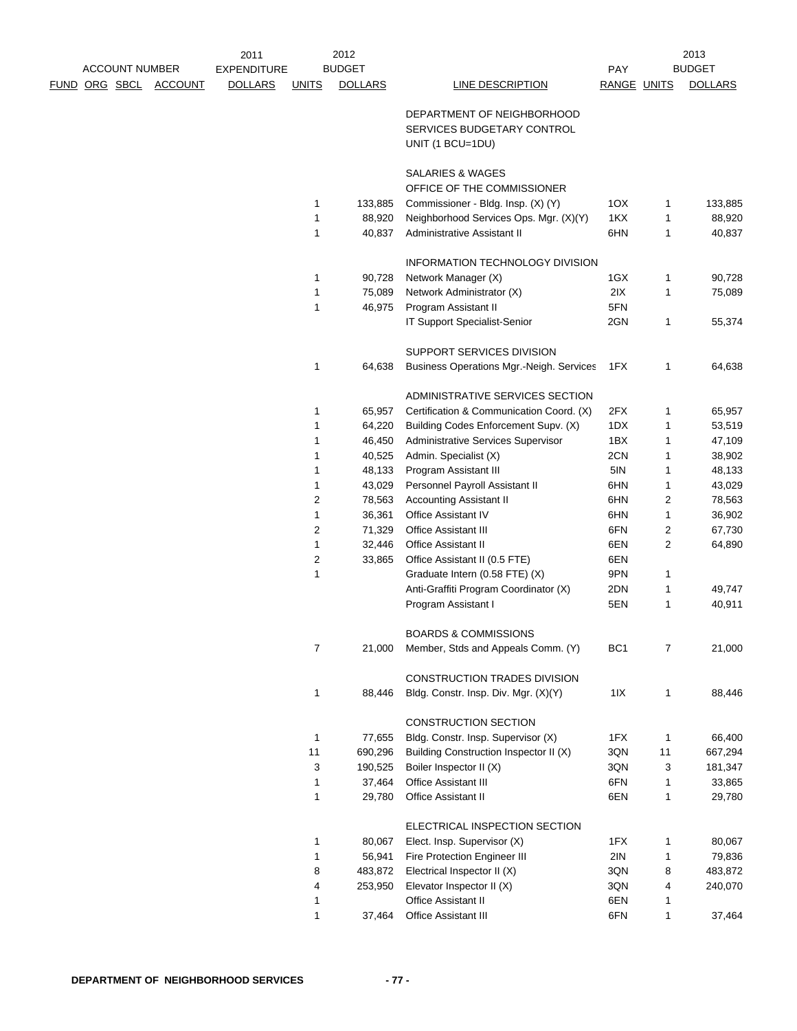| FUND | ORG | SBCL | ACCOUNT | 2011 EXPENDITURE DOLLARS | 2012 BUDGET UNITS | 2012 BUDGET DOLLARS | LINE DESCRIPTION | PAY RANGE | 2013 BUDGET UNITS | 2013 BUDGET DOLLARS |
|---|---|---|---|---|---|---|---|---|---|---|
| | | | | | | | DEPARTMENT OF NEIGHBORHOOD SERVICES BUDGETARY CONTROL UNIT (1 BCU=1DU) | | | |
| | | | | | | | SALARIES & WAGES | | | |
| | | | | | | | OFFICE OF THE COMMISSIONER | | | |
| | | | | | 1 | 133,885 | Commissioner - Bldg. Insp. (X) (Y) | 1OX | 1 | 133,885 |
| | | | | | 1 | 88,920 | Neighborhood Services Ops. Mgr. (X)(Y) | 1KX | 1 | 88,920 |
| | | | | | 1 | 40,837 | Administrative Assistant II | 6HN | 1 | 40,837 |
| | | | | | | | INFORMATION TECHNOLOGY DIVISION | | | |
| | | | | | 1 | 90,728 | Network Manager (X) | 1GX | 1 | 90,728 |
| | | | | | 1 | 75,089 | Network Administrator (X) | 2IX | 1 | 75,089 |
| | | | | | 1 | 46,975 | Program Assistant II | 5FN | | |
| | | | | | | | IT Support Specialist-Senior | 2GN | 1 | 55,374 |
| | | | | | | | SUPPORT SERVICES DIVISION | | | |
| | | | | | 1 | 64,638 | Business Operations Mgr.-Neigh. Services | 1FX | 1 | 64,638 |
| | | | | | | | ADMINISTRATIVE SERVICES SECTION | | | |
| | | | | | 1 | 65,957 | Certification & Communication Coord. (X) | 2FX | 1 | 65,957 |
| | | | | | 1 | 64,220 | Building Codes Enforcement Supv. (X) | 1DX | 1 | 53,519 |
| | | | | | 1 | 46,450 | Administrative Services Supervisor | 1BX | 1 | 47,109 |
| | | | | | 1 | 40,525 | Admin. Specialist (X) | 2CN | 1 | 38,902 |
| | | | | | 1 | 48,133 | Program Assistant III | 5IN | 1 | 48,133 |
| | | | | | 1 | 43,029 | Personnel Payroll Assistant II | 6HN | 1 | 43,029 |
| | | | | | 2 | 78,563 | Accounting Assistant II | 6HN | 2 | 78,563 |
| | | | | | 1 | 36,361 | Office Assistant IV | 6HN | 1 | 36,902 |
| | | | | | 2 | 71,329 | Office Assistant III | 6FN | 2 | 67,730 |
| | | | | | 1 | 32,446 | Office Assistant II | 6EN | 2 | 64,890 |
| | | | | | 2 | 33,865 | Office Assistant II (0.5 FTE) | 6EN | | |
| | | | | | 1 | | Graduate Intern (0.58 FTE) (X) | 9PN | 1 | |
| | | | | | | | Anti-Graffiti Program Coordinator (X) | 2DN | 1 | 49,747 |
| | | | | | | | Program Assistant I | 5EN | 1 | 40,911 |
| | | | | | | | BOARDS & COMMISSIONS | | | |
| | | | | | 7 | 21,000 | Member, Stds and Appeals Comm. (Y) | BC1 | 7 | 21,000 |
| | | | | | | | CONSTRUCTION TRADES DIVISION | | | |
| | | | | | 1 | 88,446 | Bldg. Constr. Insp. Div. Mgr. (X)(Y) | 1IX | 1 | 88,446 |
| | | | | | | | CONSTRUCTION SECTION | | | |
| | | | | | 1 | 77,655 | Bldg. Constr. Insp. Supervisor (X) | 1FX | 1 | 66,400 |
| | | | | | 11 | 690,296 | Building Construction Inspector II (X) | 3QN | 11 | 667,294 |
| | | | | | 3 | 190,525 | Boiler Inspector II (X) | 3QN | 3 | 181,347 |
| | | | | | 1 | 37,464 | Office Assistant III | 6FN | 1 | 33,865 |
| | | | | | 1 | 29,780 | Office Assistant II | 6EN | 1 | 29,780 |
| | | | | | | | ELECTRICAL INSPECTION SECTION | | | |
| | | | | | 1 | 80,067 | Elect. Insp. Supervisor (X) | 1FX | 1 | 80,067 |
| | | | | | 1 | 56,941 | Fire Protection Engineer III | 2IN | 1 | 79,836 |
| | | | | | 8 | 483,872 | Electrical Inspector II (X) | 3QN | 8 | 483,872 |
| | | | | | 4 | 253,950 | Elevator Inspector II (X) | 3QN | 4 | 240,070 |
| | | | | | 1 | | Office Assistant II | 6EN | 1 | |
| | | | | | 1 | 37,464 | Office Assistant III | 6FN | 1 | 37,464 |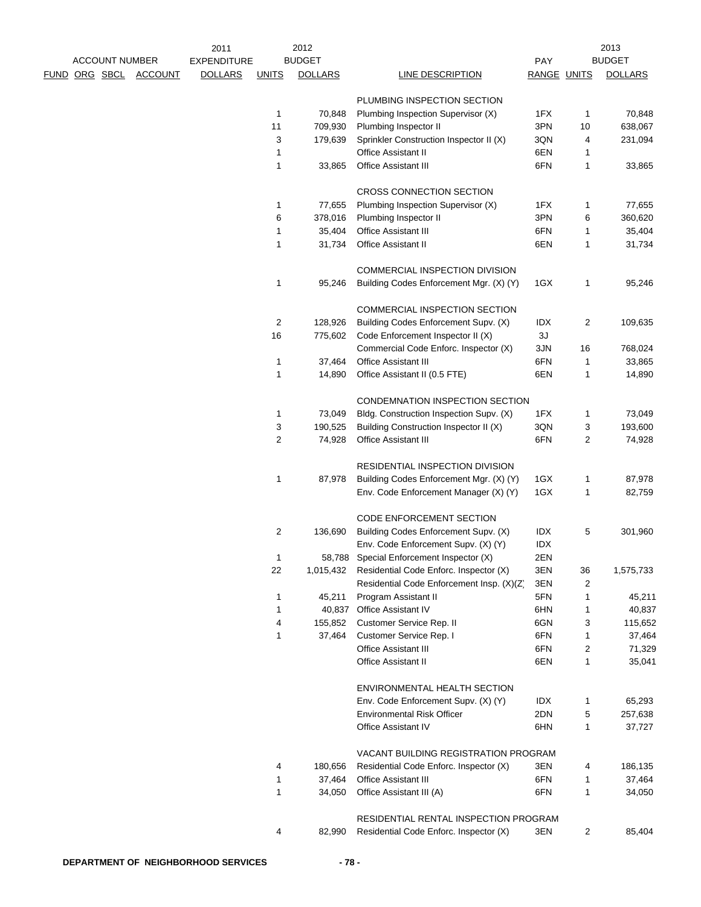| ACCOUNT NUMBER | | | | 2011 EXPENDITURE | 2012 BUDGET | | | PAY | 2013 BUDGET | |
|---|---|---|---|---|---|---|---|---|---|---|
| FUND | ORG | SBCL | ACCOUNT | DOLLARS | UNITS | DOLLARS | LINE DESCRIPTION | RANGE | UNITS | DOLLARS |
| | | | | | | | PLUMBING INSPECTION SECTION | | | |
| | | | | | 1 | 70,848 | Plumbing Inspection Supervisor (X) | 1FX | 1 | 70,848 |
| | | | | | 11 | 709,930 | Plumbing Inspector II | 3PN | 10 | 638,067 |
| | | | | | 3 | 179,639 | Sprinkler Construction Inspector II (X) | 3QN | 4 | 231,094 |
| | | | | | 1 | | Office Assistant II | 6EN | 1 | |
| | | | | | 1 | 33,865 | Office Assistant III | 6FN | 1 | 33,865 |
| | | | | | | | CROSS CONNECTION SECTION | | | |
| | | | | | 1 | 77,655 | Plumbing Inspection Supervisor (X) | 1FX | 1 | 77,655 |
| | | | | | 6 | 378,016 | Plumbing Inspector II | 3PN | 6 | 360,620 |
| | | | | | 1 | 35,404 | Office Assistant III | 6FN | 1 | 35,404 |
| | | | | | 1 | 31,734 | Office Assistant II | 6EN | 1 | 31,734 |
| | | | | | | | COMMERCIAL INSPECTION DIVISION | | | |
| | | | | | 1 | 95,246 | Building Codes Enforcement Mgr. (X) (Y) | 1GX | 1 | 95,246 |
| | | | | | | | COMMERCIAL INSPECTION SECTION | | | |
| | | | | | 2 | 128,926 | Building Codes Enforcement Supv. (X) | IDX | 2 | 109,635 |
| | | | | | 16 | 775,602 | Code Enforcement Inspector II (X) | 3J | | |
| | | | | | | | Commercial Code Enforc. Inspector (X) | 3JN | 16 | 768,024 |
| | | | | | 1 | 37,464 | Office Assistant III | 6FN | 1 | 33,865 |
| | | | | | 1 | 14,890 | Office Assistant II (0.5 FTE) | 6EN | 1 | 14,890 |
| | | | | | | | CONDEMNATION INSPECTION SECTION | | | |
| | | | | | 1 | 73,049 | Bldg. Construction Inspection Supv. (X) | 1FX | 1 | 73,049 |
| | | | | | 3 | 190,525 | Building Construction Inspector II (X) | 3QN | 3 | 193,600 |
| | | | | | 2 | 74,928 | Office Assistant III | 6FN | 2 | 74,928 |
| | | | | | | | RESIDENTIAL INSPECTION DIVISION | | | |
| | | | | | 1 | 87,978 | Building Codes Enforcement Mgr. (X) (Y) | 1GX | 1 | 87,978 |
| | | | | | | | Env. Code Enforcement Manager (X) (Y) | 1GX | 1 | 82,759 |
| | | | | | | | CODE ENFORCEMENT SECTION | | | |
| | | | | | 2 | 136,690 | Building Codes Enforcement Supv. (X) | IDX | 5 | 301,960 |
| | | | | | | | Env. Code Enforcement Supv. (X) (Y) | IDX | | |
| | | | | | 1 | 58,788 | Special Enforcement Inspector (X) | 2EN | | |
| | | | | | 22 | 1,015,432 | Residential Code Enforc. Inspector (X) | 3EN | 36 | 1,575,733 |
| | | | | | | | Residential Code Enforcement Insp. (X)(Z) | 3EN | 2 | |
| | | | | | 1 | 45,211 | Program Assistant II | 5FN | 1 | 45,211 |
| | | | | | 1 | 40,837 | Office Assistant IV | 6HN | 1 | 40,837 |
| | | | | | 4 | 155,852 | Customer Service Rep. II | 6GN | 3 | 115,652 |
| | | | | | 1 | 37,464 | Customer Service Rep. I | 6FN | 1 | 37,464 |
| | | | | | | | Office Assistant III | 6FN | 2 | 71,329 |
| | | | | | | | Office Assistant II | 6EN | 1 | 35,041 |
| | | | | | | | ENVIRONMENTAL HEALTH SECTION | | | |
| | | | | | | | Env. Code Enforcement Supv. (X) (Y) | IDX | 1 | 65,293 |
| | | | | | | | Environmental Risk Officer | 2DN | 5 | 257,638 |
| | | | | | | | Office Assistant IV | 6HN | 1 | 37,727 |
| | | | | | | | VACANT BUILDING REGISTRATION PROGRAM | | | |
| | | | | | 4 | 180,656 | Residential Code Enforc. Inspector (X) | 3EN | 4 | 186,135 |
| | | | | | 1 | 37,464 | Office Assistant III | 6FN | 1 | 37,464 |
| | | | | | 1 | 34,050 | Office Assistant III (A) | 6FN | 1 | 34,050 |
| | | | | | | | RESIDENTIAL RENTAL INSPECTION PROGRAM | | | |
| | | | | | 4 | 82,990 | Residential Code Enforc. Inspector (X) | 3EN | 2 | 85,404 |

DEPARTMENT OF NEIGHBORHOOD SERVICES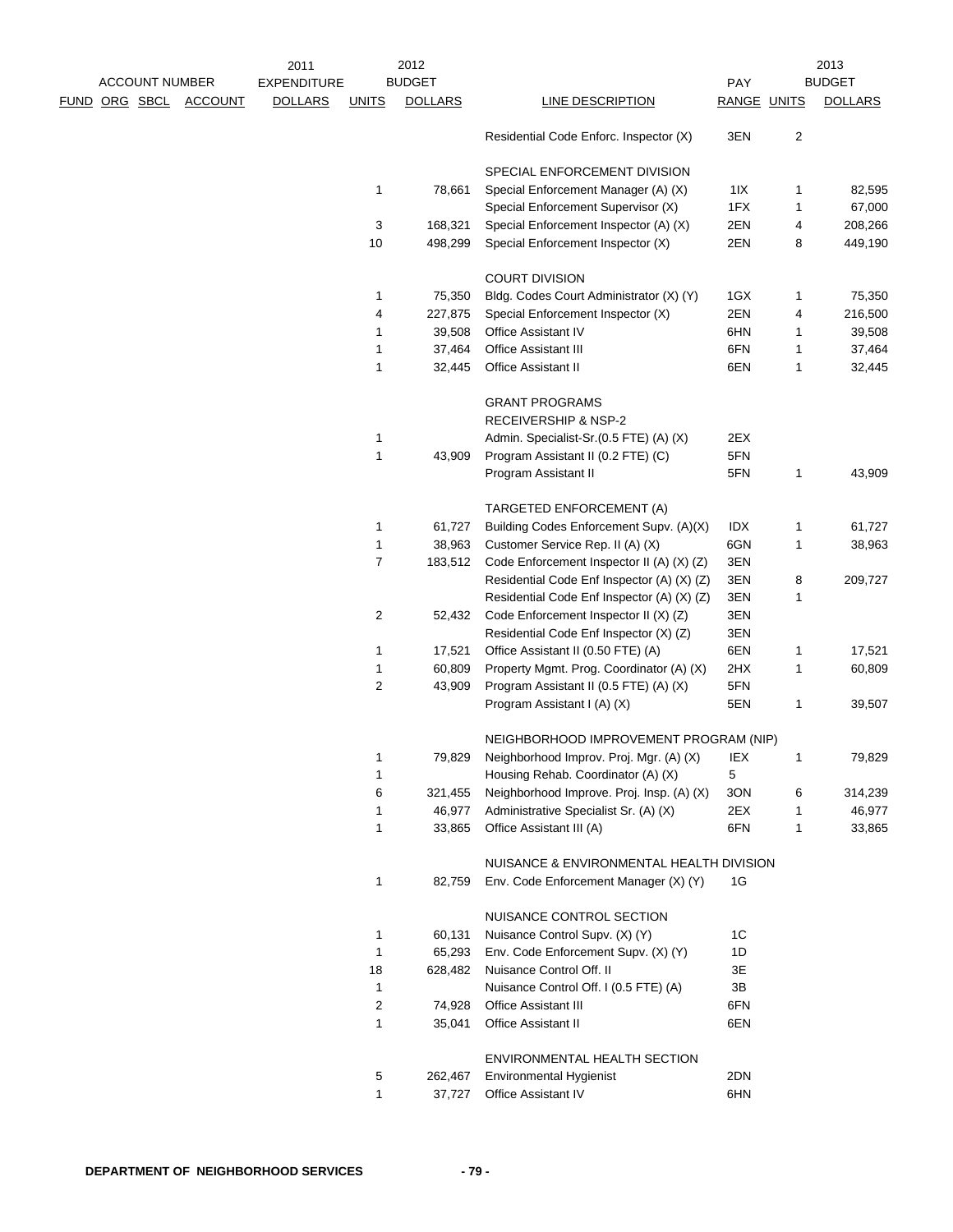| ACCOUNT NUMBER | | | | 2011 EXPENDITURE | 2012 BUDGET | | | PAY | 2013 BUDGET | |
|---|---|---|---|---|---|---|---|---|---|---|
| FUND | ORG | SBCL | ACCOUNT | DOLLARS | UNITS | DOLLARS | LINE DESCRIPTION | RANGE | UNITS | DOLLARS |
| | | | | | | | Residential Code Enforc. Inspector (X) | 3EN | 2 | |
| | | | | | | | SPECIAL ENFORCEMENT DIVISION | | | |
| | | | | | 1 | 78,661 | Special Enforcement Manager (A) (X) | 1IX | 1 | 82,595 |
| | | | | | | | Special Enforcement Supervisor (X) | 1FX | 1 | 67,000 |
| | | | | | 3 | 168,321 | Special Enforcement Inspector (A) (X) | 2EN | 4 | 208,266 |
| | | | | | 10 | 498,299 | Special Enforcement Inspector (X) | 2EN | 8 | 449,190 |
| | | | | | | | COURT DIVISION | | | |
| | | | | | 1 | 75,350 | Bldg. Codes Court Administrator (X) (Y) | 1GX | 1 | 75,350 |
| | | | | | 4 | 227,875 | Special Enforcement Inspector (X) | 2EN | 4 | 216,500 |
| | | | | | 1 | 39,508 | Office Assistant IV | 6HN | 1 | 39,508 |
| | | | | | 1 | 37,464 | Office Assistant III | 6FN | 1 | 37,464 |
| | | | | | 1 | 32,445 | Office Assistant II | 6EN | 1 | 32,445 |
| | | | | | | | GRANT PROGRAMS | | | |
| | | | | | | | RECEIVERSHIP & NSP-2 | | | |
| | | | | | 1 | | Admin. Specialist-Sr.(0.5 FTE) (A) (X) | 2EX | | |
| | | | | | 1 | 43,909 | Program Assistant II (0.2 FTE) (C) | 5FN | | |
| | | | | | | | Program Assistant II | 5FN | 1 | 43,909 |
| | | | | | | | TARGETED ENFORCEMENT (A) | | | |
| | | | | | 1 | 61,727 | Building Codes Enforcement Supv. (A)(X) | IDX | 1 | 61,727 |
| | | | | | 1 | 38,963 | Customer Service Rep. II (A) (X) | 6GN | 1 | 38,963 |
| | | | | | 7 | 183,512 | Code Enforcement Inspector II (A) (X) (Z) | 3EN | | |
| | | | | | | | Residential Code Enf Inspector (A) (X) (Z) | 3EN | 8 | 209,727 |
| | | | | | | | Residential Code Enf Inspector (A) (X) (Z) | 3EN | 1 | |
| | | | | | 2 | 52,432 | Code Enforcement Inspector II (X) (Z) | 3EN | | |
| | | | | | | | Residential Code Enf Inspector (X) (Z) | 3EN | | |
| | | | | | 1 | 17,521 | Office Assistant II (0.50 FTE) (A) | 6EN | 1 | 17,521 |
| | | | | | 1 | 60,809 | Property Mgmt. Prog. Coordinator (A) (X) | 2HX | 1 | 60,809 |
| | | | | | 2 | 43,909 | Program Assistant II (0.5 FTE) (A) (X) | 5FN | | |
| | | | | | | | Program Assistant I (A) (X) | 5EN | 1 | 39,507 |
| | | | | | | | NEIGHBORHOOD IMPROVEMENT PROGRAM (NIP) | | | |
| | | | | | 1 | 79,829 | Neighborhood Improv. Proj. Mgr. (A) (X) | IEX | 1 | 79,829 |
| | | | | | 1 | | Housing Rehab. Coordinator (A) (X) | 5 | | |
| | | | | | 6 | 321,455 | Neighborhood Improve. Proj. Insp. (A) (X) | 3ON | 6 | 314,239 |
| | | | | | 1 | 46,977 | Administrative Specialist Sr. (A) (X) | 2EX | 1 | 46,977 |
| | | | | | 1 | 33,865 | Office Assistant III (A) | 6FN | 1 | 33,865 |
| | | | | | | | NUISANCE & ENVIRONMENTAL HEALTH DIVISION | | | |
| | | | | | 1 | 82,759 | Env. Code Enforcement Manager (X) (Y) | 1G | | |
| | | | | | | | NUISANCE CONTROL SECTION | | | |
| | | | | | 1 | 60,131 | Nuisance Control Supv. (X) (Y) | 1C | | |
| | | | | | 1 | 65,293 | Env. Code Enforcement Supv. (X) (Y) | 1D | | |
| | | | | | 18 | 628,482 | Nuisance Control Off. II | 3E | | |
| | | | | | 1 | | Nuisance Control Off. I (0.5 FTE) (A) | 3B | | |
| | | | | | 2 | 74,928 | Office Assistant III | 6FN | | |
| | | | | | 1 | 35,041 | Office Assistant II | 6EN | | |
| | | | | | | | ENVIRONMENTAL HEALTH SECTION | | | |
| | | | | | 5 | 262,467 | Environmental Hygienist | 2DN | | |
| | | | | | 1 | 37,727 | Office Assistant IV | 6HN | | |

DEPARTMENT OF NEIGHBORHOOD SERVICES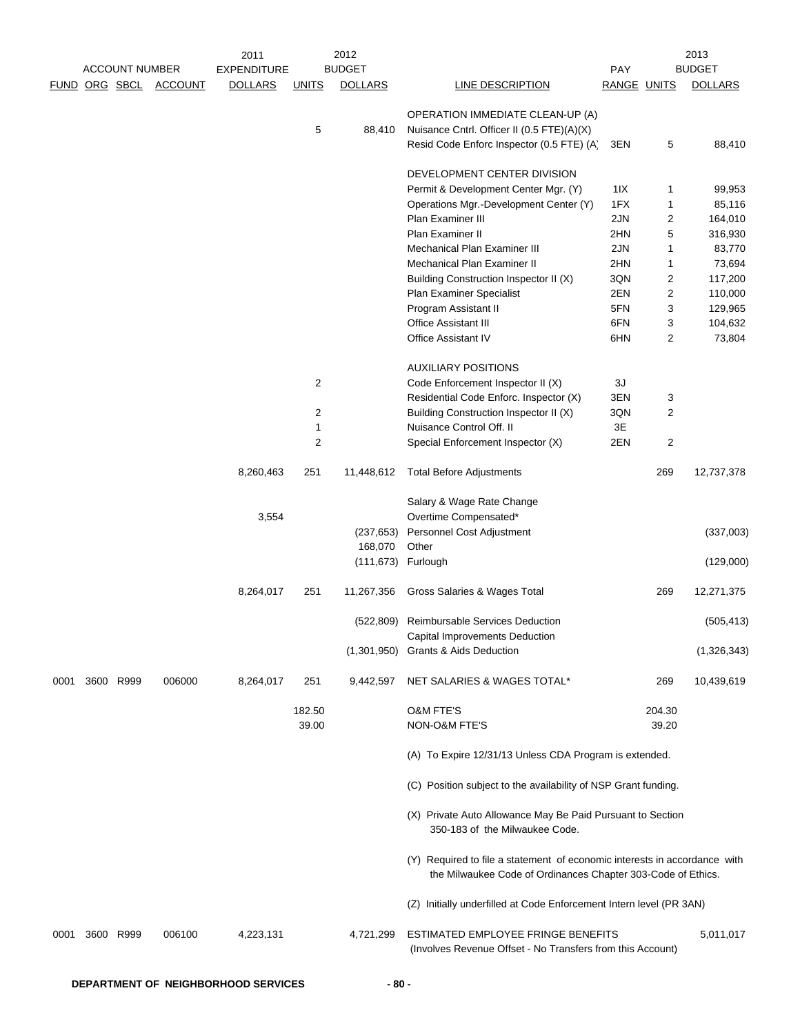| ACCOUNT NUMBER | | | | 2011 EXPENDITURE | 2012 BUDGET | | | | 2013 BUDGET | |
|---|---|---|---|---|---|---|---|---|---|---|
| FUND | ORG | SBCL | ACCOUNT | DOLLARS | UNITS | DOLLARS | LINE DESCRIPTION | PAY RANGE | UNITS | DOLLARS |
| | | | | | | | OPERATION IMMEDIATE CLEAN-UP (A) | | | |
| | | | | | 5 | 88,410 | Nuisance Cntrl. Officer II (0.5 FTE)(A)(X) | | | |
| | | | | | | | Resid Code Enforc Inspector (0.5 FTE) (A) | 3EN | 5 | 88,410 |
| | | | | | | | DEVELOPMENT CENTER DIVISION | | | |
| | | | | | | | Permit & Development Center Mgr. (Y) | 1IX | 1 | 99,953 |
| | | | | | | | Operations Mgr.-Development Center (Y) | 1FX | 1 | 85,116 |
| | | | | | | | Plan Examiner III | 2JN | 2 | 164,010 |
| | | | | | | | Plan Examiner II | 2HN | 5 | 316,930 |
| | | | | | | | Mechanical Plan Examiner III | 2JN | 1 | 83,770 |
| | | | | | | | Mechanical Plan Examiner II | 2HN | 1 | 73,694 |
| | | | | | | | Building Construction Inspector II (X) | 3QN | 2 | 117,200 |
| | | | | | | | Plan Examiner Specialist | 2EN | 2 | 110,000 |
| | | | | | | | Program Assistant II | 5FN | 3 | 129,965 |
| | | | | | | | Office Assistant III | 6FN | 3 | 104,632 |
| | | | | | | | Office Assistant IV | 6HN | 2 | 73,804 |
| | | | | | | | AUXILIARY POSITIONS | | | |
| | | | | | 2 | | Code Enforcement Inspector II (X) | 3J | | |
| | | | | | | | Residential Code Enforc. Inspector (X) | 3EN | 3 | |
| | | | | | 2 | | Building Construction Inspector II (X) | 3QN | 2 | |
| | | | | | 1 | | Nuisance Control Off. II | 3E | | |
| | | | | | 2 | | Special Enforcement Inspector (X) | 2EN | 2 | |
| | | | | 8,260,463 | 251 | 11,448,612 | Total Before Adjustments | | 269 | 12,737,378 |
| | | | | | | | Salary & Wage Rate Change | | | |
| | | | | 3,554 | | | Overtime Compensated* | | | |
| | | | | | | (237,653) | Personnel Cost Adjustment | | | (337,003) |
| | | | | | | 168,070 | Other | | | |
| | | | | | | (111,673) | Furlough | | | (129,000) |
| | | | | 8,264,017 | 251 | 11,267,356 | Gross Salaries & Wages Total | | 269 | 12,271,375 |
| | | | | | | (522,809) | Reimbursable Services Deduction | | | (505,413) |
| | | | | | | | Capital Improvements Deduction | | | |
| | | | | | | (1,301,950) | Grants & Aids Deduction | | | (1,326,343) |
| 0001 | 3600 | R999 | 006000 | 8,264,017 | 251 | 9,442,597 | NET SALARIES & WAGES TOTAL* | | 269 | 10,439,619 |
| | | | | | 182.50 | | O&M FTE'S | | 204.30 | |
| | | | | | 39.00 | | NON-O&M FTE'S | | 39.20 | |

(A) To Expire 12/31/13 Unless CDA Program is extended.

(C) Position subject to the availability of NSP Grant funding.

(X) Private Auto Allowance May Be Paid Pursuant to Section 350-183 of the Milwaukee Code.

(Y) Required to file a statement of economic interests in accordance with the Milwaukee Code of Ordinances Chapter 303-Code of Ethics.

(Z) Initially underfilled at Code Enforcement Intern level (PR 3AN)

| FUND | ORG | SBCL | ACCOUNT | 2011 DOLLARS | 2012 DOLLARS | LINE DESCRIPTION | 2013 DOLLARS |
|---|---|---|---|---|---|---|---|
| 0001 | 3600 | R999 | 006100 | 4,223,131 | 4,721,299 | ESTIMATED EMPLOYEE FRINGE BENEFITS (Involves Revenue Offset - No Transfers from this Account) | 5,011,017 |

DEPARTMENT OF NEIGHBORHOOD SERVICES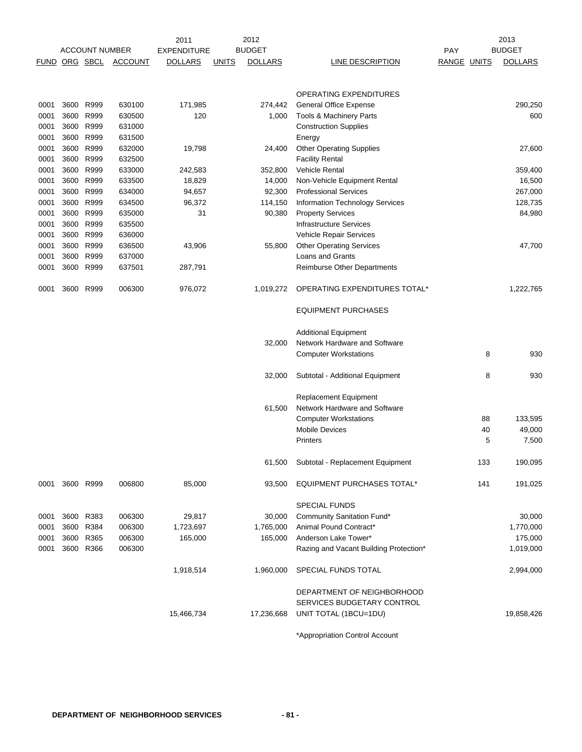| FUND | ORG | SBCL | ACCOUNT | 2011 EXPENDITURE DOLLARS | 2012 BUDGET UNITS | 2012 BUDGET DOLLARS | LINE DESCRIPTION | PAY RANGE | 2013 UNITS | 2013 BUDGET DOLLARS |
|---|---|---|---|---|---|---|---|---|---|---|
| | | | | | | | OPERATING EXPENDITURES | | | |
| 0001 | 3600 | R999 | 630100 | 171,985 | | 274,442 | General Office Expense | | | 290,250 |
| 0001 | 3600 | R999 | 630500 | 120 | | 1,000 | Tools & Machinery Parts | | | 600 |
| 0001 | 3600 | R999 | 631000 | | | | Construction Supplies | | | |
| 0001 | 3600 | R999 | 631500 | | | | Energy | | | |
| 0001 | 3600 | R999 | 632000 | 19,798 | | 24,400 | Other Operating Supplies | | | 27,600 |
| 0001 | 3600 | R999 | 632500 | | | | Facility Rental | | | |
| 0001 | 3600 | R999 | 633000 | 242,583 | | 352,800 | Vehicle Rental | | | 359,400 |
| 0001 | 3600 | R999 | 633500 | 18,829 | | 14,000 | Non-Vehicle Equipment Rental | | | 16,500 |
| 0001 | 3600 | R999 | 634000 | 94,657 | | 92,300 | Professional Services | | | 267,000 |
| 0001 | 3600 | R999 | 634500 | 96,372 | | 114,150 | Information Technology Services | | | 128,735 |
| 0001 | 3600 | R999 | 635000 | 31 | | 90,380 | Property Services | | | 84,980 |
| 0001 | 3600 | R999 | 635500 | | | | Infrastructure Services | | | |
| 0001 | 3600 | R999 | 636000 | | | | Vehicle Repair Services | | | |
| 0001 | 3600 | R999 | 636500 | 43,906 | | 55,800 | Other Operating Services | | | 47,700 |
| 0001 | 3600 | R999 | 637000 | | | | Loans and Grants | | | |
| 0001 | 3600 | R999 | 637501 | 287,791 | | | Reimburse Other Departments | | | |
| 0001 | 3600 | R999 | 006300 | 976,072 | | 1,019,272 | OPERATING EXPENDITURES TOTAL* | | | 1,222,765 |
| | | | | | | | EQUIPMENT PURCHASES | | | |
| | | | | | | | Additional Equipment | | | |
| | | | | | | 32,000 | Network Hardware and Software | | | |
| | | | | | | | Computer Workstations | | 8 | 930 |
| | | | | | | 32,000 | Subtotal - Additional Equipment | | 8 | 930 |
| | | | | | | | Replacement Equipment | | | |
| | | | | | | 61,500 | Network Hardware and Software | | | |
| | | | | | | | Computer Workstations | | 88 | 133,595 |
| | | | | | | | Mobile Devices | | 40 | 49,000 |
| | | | | | | | Printers | | 5 | 7,500 |
| | | | | | | 61,500 | Subtotal - Replacement Equipment | | 133 | 190,095 |
| 0001 | 3600 | R999 | 006800 | 85,000 | | 93,500 | EQUIPMENT PURCHASES TOTAL* | | 141 | 191,025 |
| | | | | | | | SPECIAL FUNDS | | | |
| 0001 | 3600 | R383 | 006300 | 29,817 | | 30,000 | Community Sanitation Fund* | | | 30,000 |
| 0001 | 3600 | R384 | 006300 | 1,723,697 | | 1,765,000 | Animal Pound Contract* | | | 1,770,000 |
| 0001 | 3600 | R365 | 006300 | 165,000 | | 165,000 | Anderson Lake Tower* | | | 175,000 |
| 0001 | 3600 | R366 | 006300 | | | | Razing and Vacant Building Protection* | | | 1,019,000 |
| | | | | 1,918,514 | | 1,960,000 | SPECIAL FUNDS TOTAL | | | 2,994,000 |
| | | | | 15,466,734 | | 17,236,668 | DEPARTMENT OF NEIGHBORHOOD SERVICES BUDGETARY CONTROL UNIT TOTAL (1BCU=1DU) | | | 19,858,426 |

*Appropriation Control Account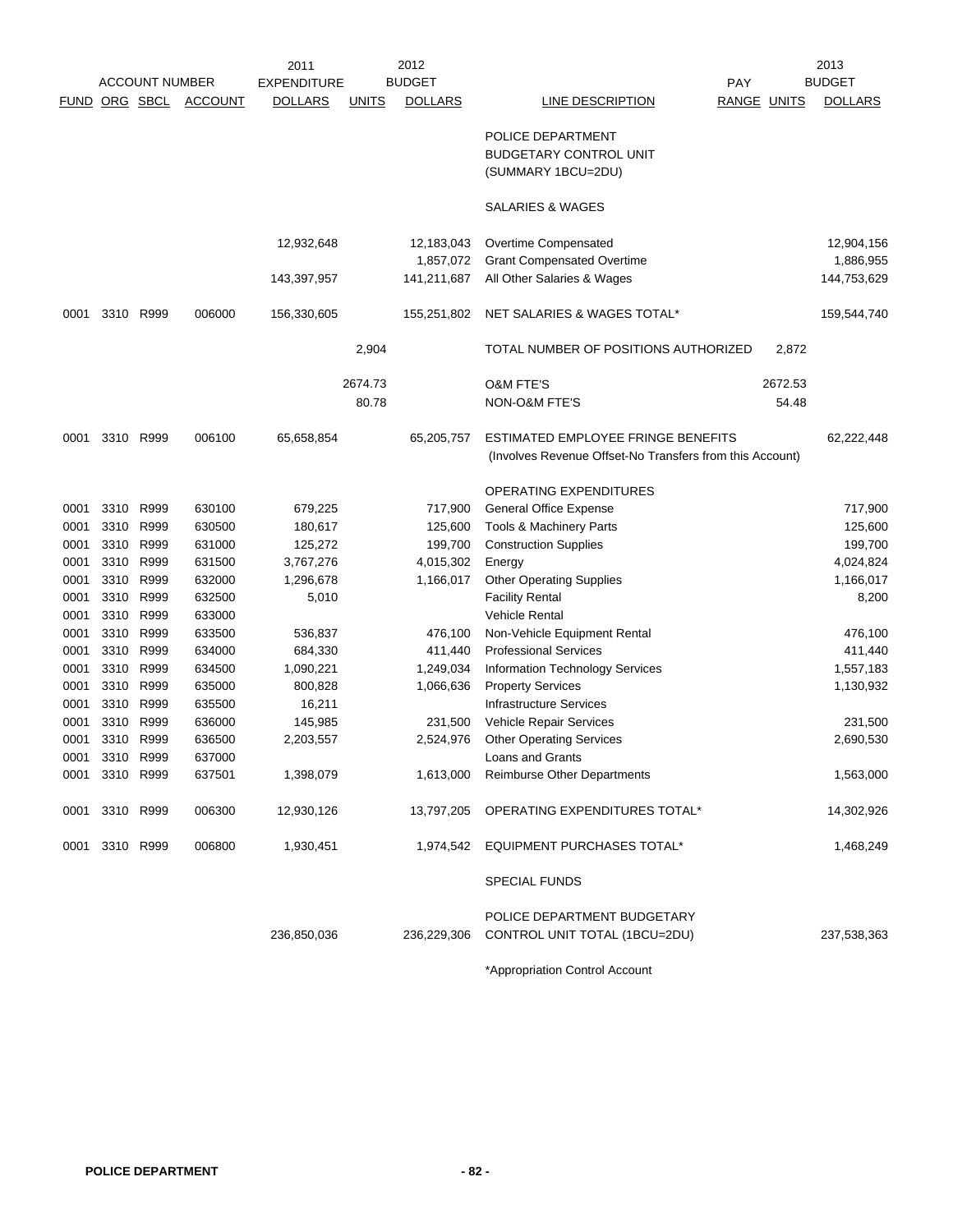| ACCOUNT NUMBER | | | | 2011 EXPENDITURE | 2012 BUDGET | | | PAY | | 2013 BUDGET |
|---|---|---|---|---|---|---|---|---|---|---|
| FUND | ORG | SBCL | ACCOUNT | DOLLARS | UNITS | DOLLARS | LINE DESCRIPTION | RANGE | UNITS | DOLLARS |
| | | | | | | | POLICE DEPARTMENT BUDGETARY CONTROL UNIT (SUMMARY 1BCU=2DU) | | | |
| | | | | | | | SALARIES & WAGES | | | |
| | | | | 12,932,648 | | 12,183,043 | Overtime Compensated | | | 12,904,156 |
| | | | | | | 1,857,072 | Grant Compensated Overtime | | | 1,886,955 |
| | | | | 143,397,957 | | 141,211,687 | All Other Salaries & Wages | | | 144,753,629 |
| 0001 | 3310 | R999 | 006000 | 156,330,605 | | 155,251,802 | NET SALARIES & WAGES TOTAL* | | | 159,544,740 |
| | | | | | 2,904 | | TOTAL NUMBER OF POSITIONS AUTHORIZED | | 2,872 | |
| | | | | | 2674.73 | | O&M FTE'S | | 2672.53 | |
| | | | | | 80.78 | | NON-O&M FTE'S | | 54.48 | |
| 0001 | 3310 | R999 | 006100 | 65,658,854 | | 65,205,757 | ESTIMATED EMPLOYEE FRINGE BENEFITS (Involves Revenue Offset-No Transfers from this Account) | | | 62,222,448 |
| | | | | | | | OPERATING EXPENDITURES | | | |
| 0001 | 3310 | R999 | 630100 | 679,225 | | 717,900 | General Office Expense | | | 717,900 |
| 0001 | 3310 | R999 | 630500 | 180,617 | | 125,600 | Tools & Machinery Parts | | | 125,600 |
| 0001 | 3310 | R999 | 631000 | 125,272 | | 199,700 | Construction Supplies | | | 199,700 |
| 0001 | 3310 | R999 | 631500 | 3,767,276 | | 4,015,302 | Energy | | | 4,024,824 |
| 0001 | 3310 | R999 | 632000 | 1,296,678 | | 1,166,017 | Other Operating Supplies | | | 1,166,017 |
| 0001 | 3310 | R999 | 632500 | 5,010 | | | Facility Rental | | | 8,200 |
| 0001 | 3310 | R999 | 633000 | | | | Vehicle Rental | | | |
| 0001 | 3310 | R999 | 633500 | 536,837 | | 476,100 | Non-Vehicle Equipment Rental | | | 476,100 |
| 0001 | 3310 | R999 | 634000 | 684,330 | | 411,440 | Professional Services | | | 411,440 |
| 0001 | 3310 | R999 | 634500 | 1,090,221 | | 1,249,034 | Information Technology Services | | | 1,557,183 |
| 0001 | 3310 | R999 | 635000 | 800,828 | | 1,066,636 | Property Services | | | 1,130,932 |
| 0001 | 3310 | R999 | 635500 | 16,211 | | | Infrastructure Services | | | |
| 0001 | 3310 | R999 | 636000 | 145,985 | | 231,500 | Vehicle Repair Services | | | 231,500 |
| 0001 | 3310 | R999 | 636500 | 2,203,557 | | 2,524,976 | Other Operating Services | | | 2,690,530 |
| 0001 | 3310 | R999 | 637000 | | | | Loans and Grants | | | |
| 0001 | 3310 | R999 | 637501 | 1,398,079 | | 1,613,000 | Reimburse Other Departments | | | 1,563,000 |
| 0001 | 3310 | R999 | 006300 | 12,930,126 | | 13,797,205 | OPERATING EXPENDITURES TOTAL* | | | 14,302,926 |
| 0001 | 3310 | R999 | 006800 | 1,930,451 | | 1,974,542 | EQUIPMENT PURCHASES TOTAL* | | | 1,468,249 |
| | | | | | | | SPECIAL FUNDS | | | |
| | | | | 236,850,036 | | 236,229,306 | POLICE DEPARTMENT BUDGETARY CONTROL UNIT TOTAL (1BCU=2DU) | | | 237,538,363 |

*Appropriation Control Account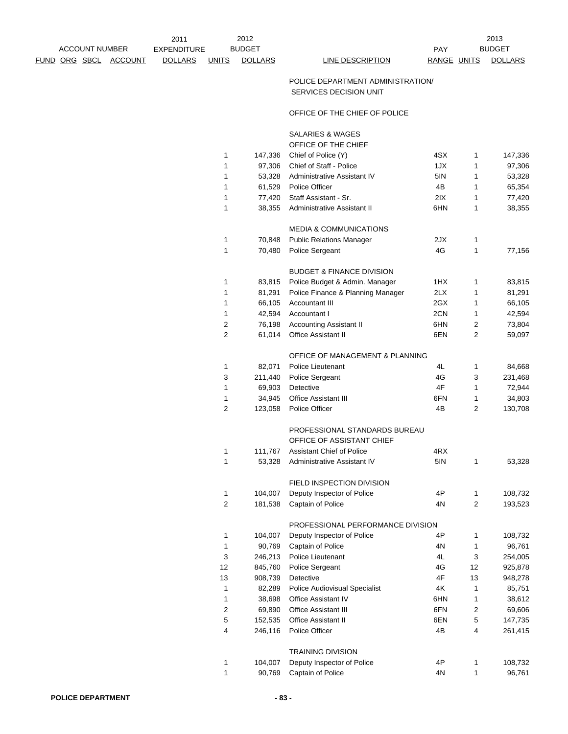| ACCOUNT NUMBER FUND ORG SBCL ACCOUNT | 2011 EXPENDITURE DOLLARS | 2012 BUDGET UNITS | 2012 BUDGET DOLLARS | LINE DESCRIPTION | PAY RANGE | 2013 BUDGET UNITS | 2013 BUDGET DOLLARS |
|---|---|---|---|---|---|---|---|
| | | | | POLICE DEPARTMENT ADMINISTRATION/ SERVICES DECISION UNIT | | | |
| | | | | OFFICE OF THE CHIEF OF POLICE | | | |
| | | | | SALARIES & WAGES | | | |
| | | | | OFFICE OF THE CHIEF | | | |
| | | 1 | 147,336 | Chief of Police (Y) | 4SX | 1 | 147,336 |
| | | 1 | 97,306 | Chief of Staff - Police | 1JX | 1 | 97,306 |
| | | 1 | 53,328 | Administrative Assistant IV | 5IN | 1 | 53,328 |
| | | 1 | 61,529 | Police Officer | 4B | 1 | 65,354 |
| | | 1 | 77,420 | Staff Assistant - Sr. | 2IX | 1 | 77,420 |
| | | 1 | 38,355 | Administrative Assistant II | 6HN | 1 | 38,355 |
| | | | | MEDIA & COMMUNICATIONS | | | |
| | | 1 | 70,848 | Public Relations Manager | 2JX | 1 | |
| | | 1 | 70,480 | Police Sergeant | 4G | 1 | 77,156 |
| | | | | BUDGET & FINANCE DIVISION | | | |
| | | 1 | 83,815 | Police Budget & Admin. Manager | 1HX | 1 | 83,815 |
| | | 1 | 81,291 | Police Finance & Planning Manager | 2LX | 1 | 81,291 |
| | | 1 | 66,105 | Accountant III | 2GX | 1 | 66,105 |
| | | 1 | 42,594 | Accountant I | 2CN | 1 | 42,594 |
| | | 2 | 76,198 | Accounting Assistant II | 6HN | 2 | 73,804 |
| | | 2 | 61,014 | Office Assistant II | 6EN | 2 | 59,097 |
| | | | | OFFICE OF MANAGEMENT & PLANNING | | | |
| | | 1 | 82,071 | Police Lieutenant | 4L | 1 | 84,668 |
| | | 3 | 211,440 | Police Sergeant | 4G | 3 | 231,468 |
| | | 1 | 69,903 | Detective | 4F | 1 | 72,944 |
| | | 1 | 34,945 | Office Assistant III | 6FN | 1 | 34,803 |
| | | 2 | 123,058 | Police Officer | 4B | 2 | 130,708 |
| | | | | PROFESSIONAL STANDARDS BUREAU | | | |
| | | | | OFFICE OF ASSISTANT CHIEF | | | |
| | | 1 | 111,767 | Assistant Chief of Police | 4RX | | |
| | | 1 | 53,328 | Administrative Assistant IV | 5IN | 1 | 53,328 |
| | | | | FIELD INSPECTION DIVISION | | | |
| | | 1 | 104,007 | Deputy Inspector of Police | 4P | 1 | 108,732 |
| | | 2 | 181,538 | Captain of Police | 4N | 2 | 193,523 |
| | | | | PROFESSIONAL PERFORMANCE DIVISION | | | |
| | | 1 | 104,007 | Deputy Inspector of Police | 4P | 1 | 108,732 |
| | | 1 | 90,769 | Captain of Police | 4N | 1 | 96,761 |
| | | 3 | 246,213 | Police Lieutenant | 4L | 3 | 254,005 |
| | | 12 | 845,760 | Police Sergeant | 4G | 12 | 925,878 |
| | | 13 | 908,739 | Detective | 4F | 13 | 948,278 |
| | | 1 | 82,289 | Police Audiovisual Specialist | 4K | 1 | 85,751 |
| | | 1 | 38,698 | Office Assistant IV | 6HN | 1 | 38,612 |
| | | 2 | 69,890 | Office Assistant III | 6FN | 2 | 69,606 |
| | | 5 | 152,535 | Office Assistant II | 6EN | 5 | 147,735 |
| | | 4 | 246,116 | Police Officer | 4B | 4 | 261,415 |
| | | | | TRAINING DIVISION | | | |
| | | 1 | 104,007 | Deputy Inspector of Police | 4P | 1 | 108,732 |
| | | 1 | 90,769 | Captain of Police | 4N | 1 | 96,761 |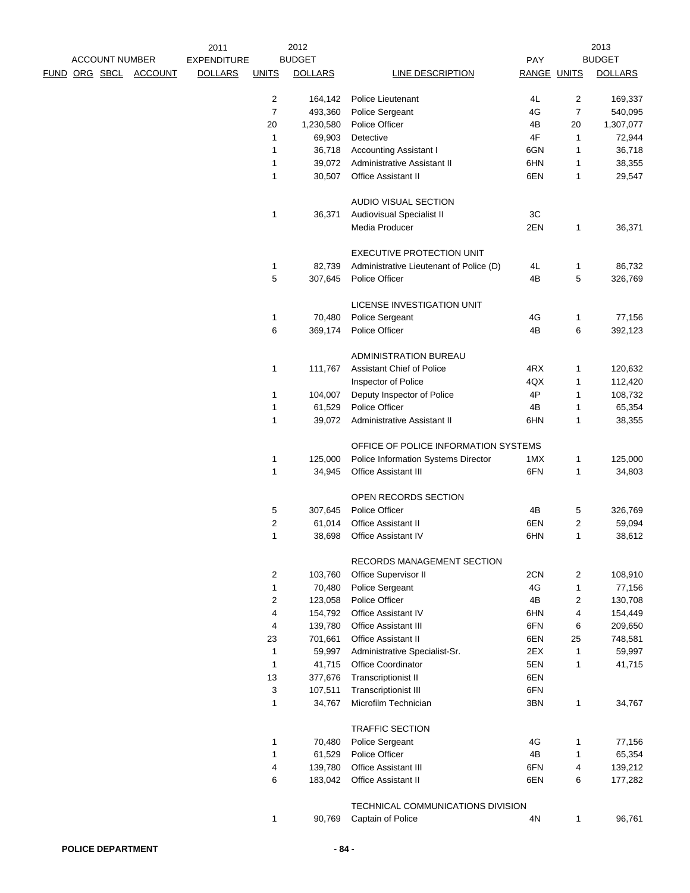| ACCOUNT NUMBER | | | | 2011 EXPENDITURE | 2012 BUDGET | | | PAY | 2013 BUDGET | |
|---|---|---|---|---|---|---|---|---|---|---|
| FUND | ORG | SBCL | ACCOUNT | DOLLARS | UNITS | DOLLARS | LINE DESCRIPTION | RANGE | UNITS | DOLLARS |
| | | | | | 2 | 164,142 | Police Lieutenant | 4L | 2 | 169,337 |
| | | | | | 7 | 493,360 | Police Sergeant | 4G | 7 | 540,095 |
| | | | | | 20 | 1,230,580 | Police Officer | 4B | 20 | 1,307,077 |
| | | | | | 1 | 69,903 | Detective | 4F | 1 | 72,944 |
| | | | | | 1 | 36,718 | Accounting Assistant I | 6GN | 1 | 36,718 |
| | | | | | 1 | 39,072 | Administrative Assistant II | 6HN | 1 | 38,355 |
| | | | | | 1 | 30,507 | Office Assistant II | 6EN | 1 | 29,547 |
| | | | | | | | AUDIO VISUAL SECTION | | | |
| | | | | | 1 | 36,371 | Audiovisual Specialist II | 3C | | |
| | | | | | | | Media Producer | 2EN | 1 | 36,371 |
| | | | | | | | EXECUTIVE PROTECTION UNIT | | | |
| | | | | | 1 | 82,739 | Administrative Lieutenant of Police (D) | 4L | 1 | 86,732 |
| | | | | | 5 | 307,645 | Police Officer | 4B | 5 | 326,769 |
| | | | | | | | LICENSE INVESTIGATION UNIT | | | |
| | | | | | 1 | 70,480 | Police Sergeant | 4G | 1 | 77,156 |
| | | | | | 6 | 369,174 | Police Officer | 4B | 6 | 392,123 |
| | | | | | | | ADMINISTRATION BUREAU | | | |
| | | | | | 1 | 111,767 | Assistant Chief of Police | 4RX | 1 | 120,632 |
| | | | | | | | Inspector of Police | 4QX | 1 | 112,420 |
| | | | | | 1 | 104,007 | Deputy Inspector of Police | 4P | 1 | 108,732 |
| | | | | | 1 | 61,529 | Police Officer | 4B | 1 | 65,354 |
| | | | | | 1 | 39,072 | Administrative Assistant II | 6HN | 1 | 38,355 |
| | | | | | | | OFFICE OF POLICE INFORMATION SYSTEMS | | | |
| | | | | | 1 | 125,000 | Police Information Systems Director | 1MX | 1 | 125,000 |
| | | | | | 1 | 34,945 | Office Assistant III | 6FN | 1 | 34,803 |
| | | | | | | | OPEN RECORDS SECTION | | | |
| | | | | | 5 | 307,645 | Police Officer | 4B | 5 | 326,769 |
| | | | | | 2 | 61,014 | Office Assistant II | 6EN | 2 | 59,094 |
| | | | | | 1 | 38,698 | Office Assistant IV | 6HN | 1 | 38,612 |
| | | | | | | | RECORDS MANAGEMENT SECTION | | | |
| | | | | | 2 | 103,760 | Office Supervisor II | 2CN | 2 | 108,910 |
| | | | | | 1 | 70,480 | Police Sergeant | 4G | 1 | 77,156 |
| | | | | | 2 | 123,058 | Police Officer | 4B | 2 | 130,708 |
| | | | | | 4 | 154,792 | Office Assistant IV | 6HN | 4 | 154,449 |
| | | | | | 4 | 139,780 | Office Assistant III | 6FN | 6 | 209,650 |
| | | | | | 23 | 701,661 | Office Assistant II | 6EN | 25 | 748,581 |
| | | | | | 1 | 59,997 | Administrative Specialist-Sr. | 2EX | 1 | 59,997 |
| | | | | | 1 | 41,715 | Office Coordinator | 5EN | 1 | 41,715 |
| | | | | | 13 | 377,676 | Transcriptionist II | 6EN | | |
| | | | | | 3 | 107,511 | Transcriptionist III | 6FN | | |
| | | | | | 1 | 34,767 | Microfilm Technician | 3BN | 1 | 34,767 |
| | | | | | | | TRAFFIC SECTION | | | |
| | | | | | 1 | 70,480 | Police Sergeant | 4G | 1 | 77,156 |
| | | | | | 1 | 61,529 | Police Officer | 4B | 1 | 65,354 |
| | | | | | 4 | 139,780 | Office Assistant III | 6FN | 4 | 139,212 |
| | | | | | 6 | 183,042 | Office Assistant II | 6EN | 6 | 177,282 |
| | | | | | | | TECHNICAL COMMUNICATIONS DIVISION | | | |
| | | | | | 1 | 90,769 | Captain of Police | 4N | 1 | 96,761 |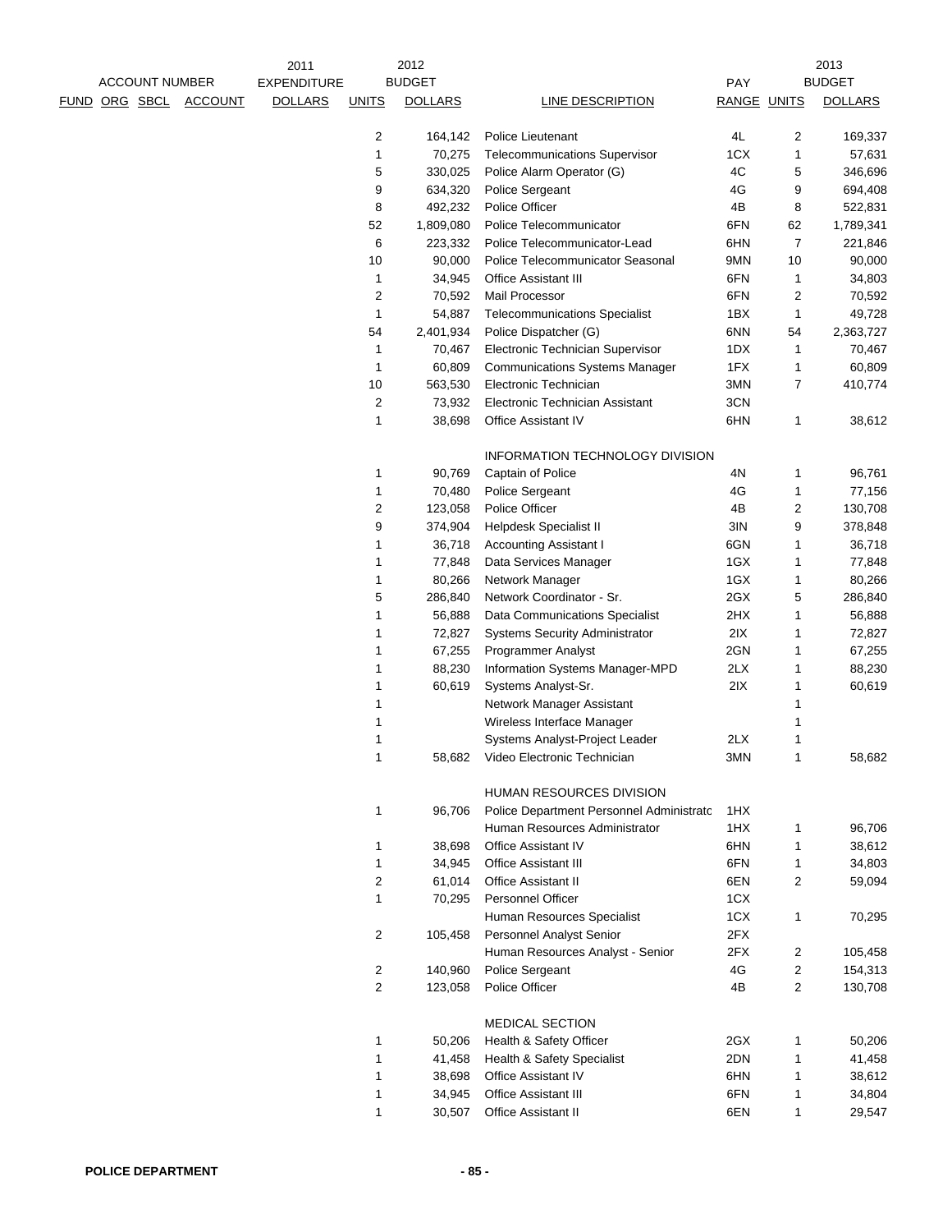| FUND | ORG | SBCL | ACCOUNT | 2011 EXPENDITURE DOLLARS | 2012 BUDGET UNITS | 2012 BUDGET DOLLARS | LINE DESCRIPTION | PAY RANGE | 2013 BUDGET UNITS | 2013 BUDGET DOLLARS |
|---|---|---|---|---|---|---|---|---|---|---|
| | | | | | 2 | 164,142 | Police Lieutenant | 4L | 2 | 169,337 |
| | | | | | 1 | 70,275 | Telecommunications Supervisor | 1CX | 1 | 57,631 |
| | | | | | 5 | 330,025 | Police Alarm Operator (G) | 4C | 5 | 346,696 |
| | | | | | 9 | 634,320 | Police Sergeant | 4G | 9 | 694,408 |
| | | | | | 8 | 492,232 | Police Officer | 4B | 8 | 522,831 |
| | | | | | 52 | 1,809,080 | Police Telecommunicator | 6FN | 62 | 1,789,341 |
| | | | | | 6 | 223,332 | Police Telecommunicator-Lead | 6HN | 7 | 221,846 |
| | | | | | 10 | 90,000 | Police Telecommunicator Seasonal | 9MN | 10 | 90,000 |
| | | | | | 1 | 34,945 | Office Assistant III | 6FN | 1 | 34,803 |
| | | | | | 2 | 70,592 | Mail Processor | 6FN | 2 | 70,592 |
| | | | | | 1 | 54,887 | Telecommunications Specialist | 1BX | 1 | 49,728 |
| | | | | | 54 | 2,401,934 | Police Dispatcher (G) | 6NN | 54 | 2,363,727 |
| | | | | | 1 | 70,467 | Electronic Technician Supervisor | 1DX | 1 | 70,467 |
| | | | | | 1 | 60,809 | Communications Systems Manager | 1FX | 1 | 60,809 |
| | | | | | 10 | 563,530 | Electronic Technician | 3MN | 7 | 410,774 |
| | | | | | 2 | 73,932 | Electronic Technician Assistant | 3CN | | |
| | | | | | 1 | 38,698 | Office Assistant IV | 6HN | 1 | 38,612 |
| | | | | | | | INFORMATION TECHNOLOGY DIVISION | | | |
| | | | | | 1 | 90,769 | Captain of Police | 4N | 1 | 96,761 |
| | | | | | 1 | 70,480 | Police Sergeant | 4G | 1 | 77,156 |
| | | | | | 2 | 123,058 | Police Officer | 4B | 2 | 130,708 |
| | | | | | 9 | 374,904 | Helpdesk Specialist II | 3IN | 9 | 378,848 |
| | | | | | 1 | 36,718 | Accounting Assistant I | 6GN | 1 | 36,718 |
| | | | | | 1 | 77,848 | Data Services Manager | 1GX | 1 | 77,848 |
| | | | | | 1 | 80,266 | Network Manager | 1GX | 1 | 80,266 |
| | | | | | 5 | 286,840 | Network Coordinator - Sr. | 2GX | 5 | 286,840 |
| | | | | | 1 | 56,888 | Data Communications Specialist | 2HX | 1 | 56,888 |
| | | | | | 1 | 72,827 | Systems Security Administrator | 2IX | 1 | 72,827 |
| | | | | | 1 | 67,255 | Programmer Analyst | 2GN | 1 | 67,255 |
| | | | | | 1 | 88,230 | Information Systems Manager-MPD | 2LX | 1 | 88,230 |
| | | | | | 1 | 60,619 | Systems Analyst-Sr. | 2IX | 1 | 60,619 |
| | | | | | 1 | | Network Manager Assistant | | 1 | |
| | | | | | 1 | | Wireless Interface Manager | | 1 | |
| | | | | | 1 | | Systems Analyst-Project Leader | 2LX | 1 | |
| | | | | | 1 | 58,682 | Video Electronic Technician | 3MN | 1 | 58,682 |
| | | | | | | | HUMAN RESOURCES DIVISION | | | |
| | | | | | 1 | 96,706 | Police Department Personnel Administrato | 1HX | | |
| | | | | | | | Human Resources Administrator | 1HX | 1 | 96,706 |
| | | | | | 1 | 38,698 | Office Assistant IV | 6HN | 1 | 38,612 |
| | | | | | 1 | 34,945 | Office Assistant III | 6FN | 1 | 34,803 |
| | | | | | 2 | 61,014 | Office Assistant II | 6EN | 2 | 59,094 |
| | | | | | 1 | 70,295 | Personnel Officer | 1CX | | |
| | | | | | | | Human Resources Specialist | 1CX | 1 | 70,295 |
| | | | | | 2 | 105,458 | Personnel Analyst Senior | 2FX | | |
| | | | | | | | Human Resources Analyst - Senior | 2FX | 2 | 105,458 |
| | | | | | 2 | 140,960 | Police Sergeant | 4G | 2 | 154,313 |
| | | | | | 2 | 123,058 | Police Officer | 4B | 2 | 130,708 |
| | | | | | | | MEDICAL SECTION | | | |
| | | | | | 1 | 50,206 | Health & Safety Officer | 2GX | 1 | 50,206 |
| | | | | | 1 | 41,458 | Health & Safety Specialist | 2DN | 1 | 41,458 |
| | | | | | 1 | 38,698 | Office Assistant IV | 6HN | 1 | 38,612 |
| | | | | | 1 | 34,945 | Office Assistant III | 6FN | 1 | 34,804 |
| | | | | | 1 | 30,507 | Office Assistant II | 6EN | 1 | 29,547 |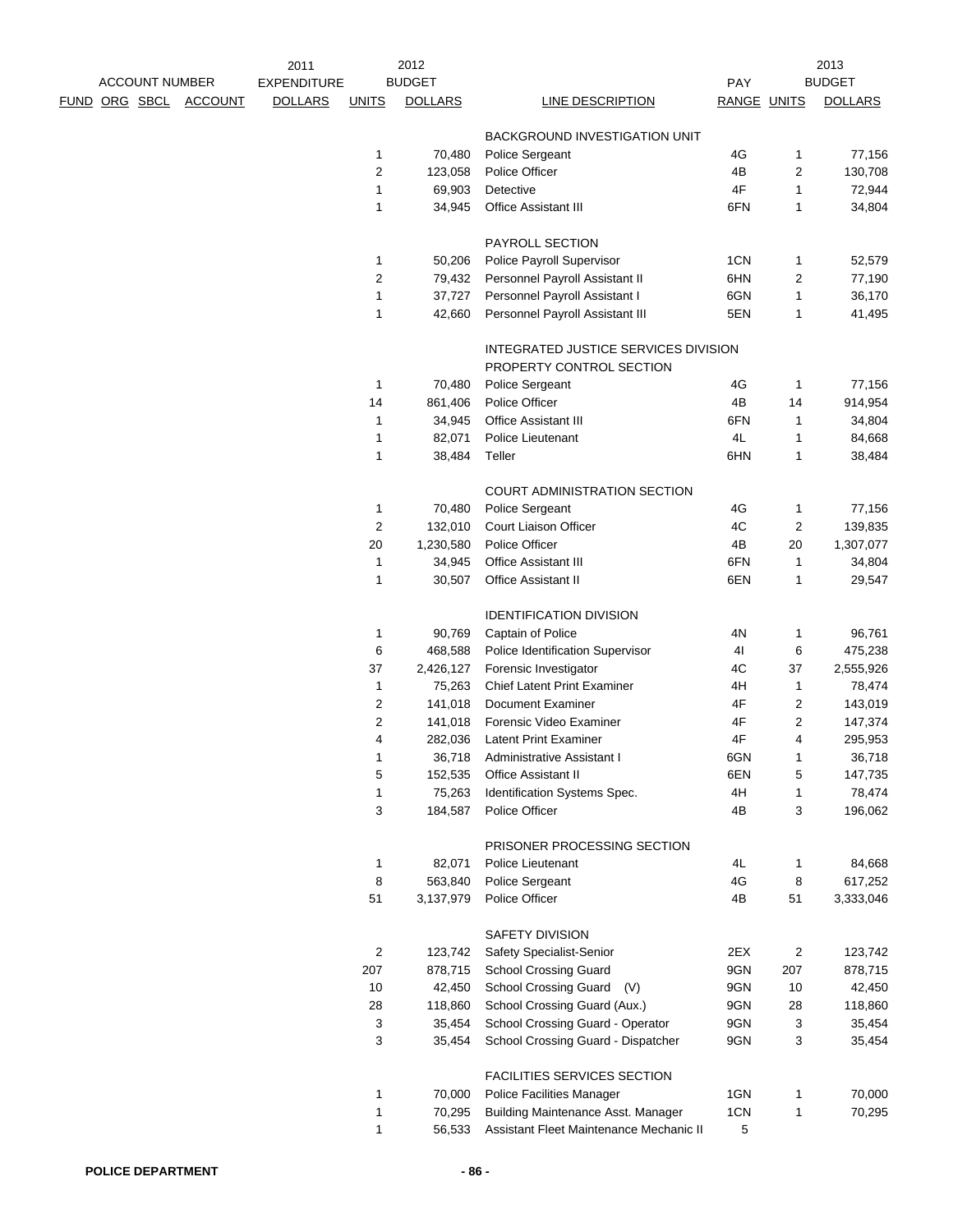| ACCOUNT NUMBER | | | | 2011 EXPENDITURE | 2012 BUDGET | | | PAY | 2013 BUDGET | |
|---|---|---|---|---|---|---|---|---|---|---|
| FUND | ORG | SBCL | ACCOUNT | DOLLARS | UNITS | DOLLARS | LINE DESCRIPTION | RANGE | UNITS | DOLLARS |
| | | | | | | | BACKGROUND INVESTIGATION UNIT | | | |
| | | | | | 1 | 70,480 | Police Sergeant | 4G | 1 | 77,156 |
| | | | | | 2 | 123,058 | Police Officer | 4B | 2 | 130,708 |
| | | | | | 1 | 69,903 | Detective | 4F | 1 | 72,944 |
| | | | | | 1 | 34,945 | Office Assistant III | 6FN | 1 | 34,804 |
| | | | | | | | PAYROLL SECTION | | | |
| | | | | | 1 | 50,206 | Police Payroll Supervisor | 1CN | 1 | 52,579 |
| | | | | | 2 | 79,432 | Personnel Payroll Assistant II | 6HN | 2 | 77,190 |
| | | | | | 1 | 37,727 | Personnel Payroll Assistant I | 6GN | 1 | 36,170 |
| | | | | | 1 | 42,660 | Personnel Payroll Assistant III | 5EN | 1 | 41,495 |
| | | | | | | | INTEGRATED JUSTICE SERVICES DIVISION | | | |
| | | | | | | | PROPERTY CONTROL SECTION | | | |
| | | | | | 1 | 70,480 | Police Sergeant | 4G | 1 | 77,156 |
| | | | | | 14 | 861,406 | Police Officer | 4B | 14 | 914,954 |
| | | | | | 1 | 34,945 | Office Assistant III | 6FN | 1 | 34,804 |
| | | | | | 1 | 82,071 | Police Lieutenant | 4L | 1 | 84,668 |
| | | | | | 1 | 38,484 | Teller | 6HN | 1 | 38,484 |
| | | | | | | | COURT ADMINISTRATION SECTION | | | |
| | | | | | 1 | 70,480 | Police Sergeant | 4G | 1 | 77,156 |
| | | | | | 2 | 132,010 | Court Liaison Officer | 4C | 2 | 139,835 |
| | | | | | 20 | 1,230,580 | Police Officer | 4B | 20 | 1,307,077 |
| | | | | | 1 | 34,945 | Office Assistant III | 6FN | 1 | 34,804 |
| | | | | | 1 | 30,507 | Office Assistant II | 6EN | 1 | 29,547 |
| | | | | | | | IDENTIFICATION DIVISION | | | |
| | | | | | 1 | 90,769 | Captain of Police | 4N | 1 | 96,761 |
| | | | | | 6 | 468,588 | Police Identification Supervisor | 4I | 6 | 475,238 |
| | | | | | 37 | 2,426,127 | Forensic Investigator | 4C | 37 | 2,555,926 |
| | | | | | 1 | 75,263 | Chief Latent Print Examiner | 4H | 1 | 78,474 |
| | | | | | 2 | 141,018 | Document Examiner | 4F | 2 | 143,019 |
| | | | | | 2 | 141,018 | Forensic Video Examiner | 4F | 2 | 147,374 |
| | | | | | 4 | 282,036 | Latent Print Examiner | 4F | 4 | 295,953 |
| | | | | | 1 | 36,718 | Administrative Assistant I | 6GN | 1 | 36,718 |
| | | | | | 5 | 152,535 | Office Assistant II | 6EN | 5 | 147,735 |
| | | | | | 1 | 75,263 | Identification Systems Spec. | 4H | 1 | 78,474 |
| | | | | | 3 | 184,587 | Police Officer | 4B | 3 | 196,062 |
| | | | | | | | PRISONER PROCESSING SECTION | | | |
| | | | | | 1 | 82,071 | Police Lieutenant | 4L | 1 | 84,668 |
| | | | | | 8 | 563,840 | Police Sergeant | 4G | 8 | 617,252 |
| | | | | | 51 | 3,137,979 | Police Officer | 4B | 51 | 3,333,046 |
| | | | | | | | SAFETY DIVISION | | | |
| | | | | | 2 | 123,742 | Safety Specialist-Senior | 2EX | 2 | 123,742 |
| | | | | | 207 | 878,715 | School Crossing Guard | 9GN | 207 | 878,715 |
| | | | | | 10 | 42,450 | School Crossing Guard (V) | 9GN | 10 | 42,450 |
| | | | | | 28 | 118,860 | School Crossing Guard (Aux.) | 9GN | 28 | 118,860 |
| | | | | | 3 | 35,454 | School Crossing Guard - Operator | 9GN | 3 | 35,454 |
| | | | | | 3 | 35,454 | School Crossing Guard - Dispatcher | 9GN | 3 | 35,454 |
| | | | | | | | FACILITIES SERVICES SECTION | | | |
| | | | | | 1 | 70,000 | Police Facilities Manager | 1GN | 1 | 70,000 |
| | | | | | 1 | 70,295 | Building Maintenance Asst. Manager | 1CN | 1 | 70,295 |
| | | | | | 1 | 56,533 | Assistant Fleet Maintenance Mechanic II | 5 | | |

**POLICE DEPARTMENT**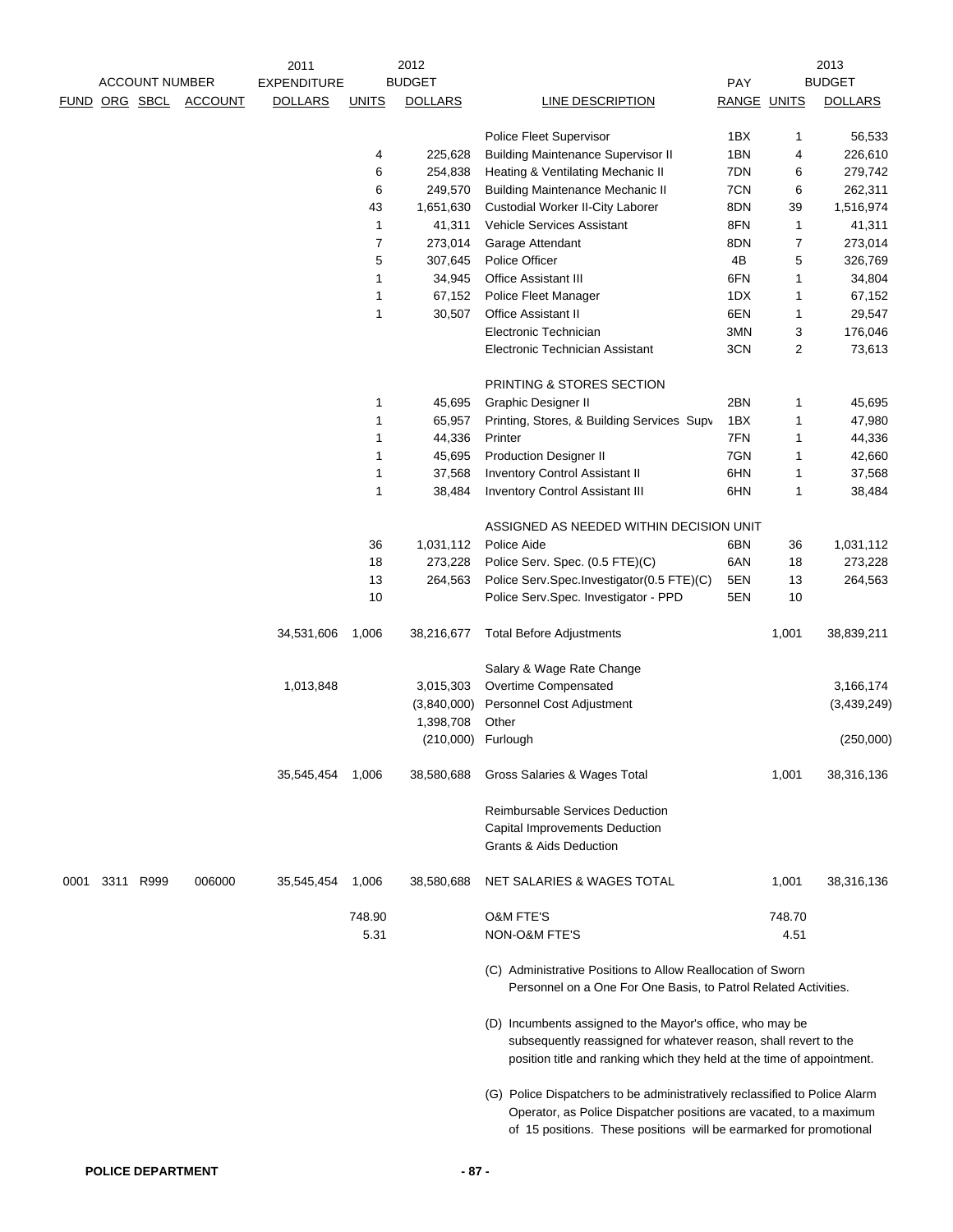| ACCOUNT NUMBER | | | | 2011 EXPENDITURE | 2012 BUDGET | | | PAY | 2013 BUDGET | |
|---|---|---|---|---|---|---|---|---|---|---|
| FUND | ORG | SBCL | ACCOUNT | DOLLARS | UNITS | DOLLARS | LINE DESCRIPTION | RANGE | UNITS | DOLLARS |
| | | | | | | | Police Fleet Supervisor | 1BX | 1 | 56,533 |
| | | | | | 4 | 225,628 | Building Maintenance Supervisor II | 1BN | 4 | 226,610 |
| | | | | | 6 | 254,838 | Heating & Ventilating Mechanic II | 7DN | 6 | 279,742 |
| | | | | | 6 | 249,570 | Building Maintenance Mechanic II | 7CN | 6 | 262,311 |
| | | | | | 43 | 1,651,630 | Custodial Worker II-City Laborer | 8DN | 39 | 1,516,974 |
| | | | | | 1 | 41,311 | Vehicle Services Assistant | 8FN | 1 | 41,311 |
| | | | | | 7 | 273,014 | Garage Attendant | 8DN | 7 | 273,014 |
| | | | | | 5 | 307,645 | Police Officer | 4B | 5 | 326,769 |
| | | | | | 1 | 34,945 | Office Assistant III | 6FN | 1 | 34,804 |
| | | | | | 1 | 67,152 | Police Fleet Manager | 1DX | 1 | 67,152 |
| | | | | | 1 | 30,507 | Office Assistant II | 6EN | 1 | 29,547 |
| | | | | | | | Electronic Technician | 3MN | 3 | 176,046 |
| | | | | | | | Electronic Technician Assistant | 3CN | 2 | 73,613 |
| | | | | | | | PRINTING & STORES SECTION | | | |
| | | | | | 1 | 45,695 | Graphic Designer II | 2BN | 1 | 45,695 |
| | | | | | 1 | 65,957 | Printing, Stores, & Building Services Supv | 1BX | 1 | 47,980 |
| | | | | | 1 | 44,336 | Printer | 7FN | 1 | 44,336 |
| | | | | | 1 | 45,695 | Production Designer II | 7GN | 1 | 42,660 |
| | | | | | 1 | 37,568 | Inventory Control Assistant II | 6HN | 1 | 37,568 |
| | | | | | 1 | 38,484 | Inventory Control Assistant III | 6HN | 1 | 38,484 |
| | | | | | | | ASSIGNED AS NEEDED WITHIN DECISION UNIT | | | |
| | | | | | 36 | 1,031,112 | Police Aide | 6BN | 36 | 1,031,112 |
| | | | | | 18 | 273,228 | Police Serv. Spec. (0.5 FTE)(C) | 6AN | 18 | 273,228 |
| | | | | | 13 | 264,563 | Police Serv.Spec.Investigator(0.5 FTE)(C) | 5EN | 13 | 264,563 |
| | | | | | 10 | | Police Serv.Spec. Investigator - PPD | 5EN | 10 | |
| | | | | 34,531,606 | 1,006 | 38,216,677 | Total Before Adjustments | | 1,001 | 38,839,211 |
| | | | | | | | Salary & Wage Rate Change | | | |
| | | | | 1,013,848 | | 3,015,303 | Overtime Compensated | | | 3,166,174 |
| | | | | | | (3,840,000) | Personnel Cost Adjustment | | | (3,439,249) |
| | | | | | | 1,398,708 | Other | | | |
| | | | | | | (210,000) | Furlough | | | (250,000) |
| | | | | 35,545,454 | 1,006 | 38,580,688 | Gross Salaries & Wages Total | | 1,001 | 38,316,136 |
| | | | | | | | Reimbursable Services Deduction | | | |
| | | | | | | | Capital Improvements Deduction | | | |
| | | | | | | | Grants & Aids Deduction | | | |
| 0001 | 3311 | R999 | 006000 | 35,545,454 | 1,006 | 38,580,688 | NET SALARIES & WAGES TOTAL | | 1,001 | 38,316,136 |
| | | | | | 748.90 | | O&M FTE'S | | 748.70 | |
| | | | | | 5.31 | | NON-O&M FTE'S | | 4.51 | |

(C) Administrative Positions to Allow Reallocation of Sworn Personnel on a One For One Basis, to Patrol Related Activities.

(D) Incumbents assigned to the Mayor's office, who may be subsequently reassigned for whatever reason, shall revert to the position title and ranking which they held at the time of appointment.

(G) Police Dispatchers to be administratively reclassified to Police Alarm Operator, as Police Dispatcher positions are vacated, to a maximum of 15 positions. These positions will be earmarked for promotional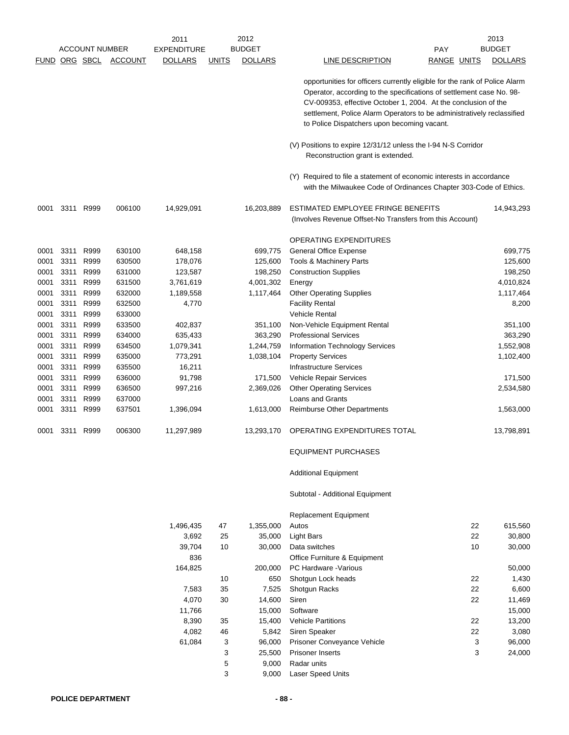| FUND | ORG | SBCL | ACCOUNT | 2011 EXPENDITURE DOLLARS | UNITS | 2012 BUDGET DOLLARS | LINE DESCRIPTION | PAY RANGE | UNITS | 2013 BUDGET DOLLARS |
|---|---|---|---|---|---|---|---|---|---|---|
| | | | | | | | opportunities for officers currently eligible for the rank of Police Alarm Operator, according to the specifications of settlement case No. 98-CV-009353, effective October 1, 2004. At the conclusion of the settlement, Police Alarm Operators to be administratively reclassified to Police Dispatchers upon becoming vacant. | | | |
| | | | | | | | (V) Positions to expire 12/31/12 unless the I-94 N-S Corridor Reconstruction grant is extended. | | | |
| | | | | | | | (Y) Required to file a statement of economic interests in accordance with the Milwaukee Code of Ordinances Chapter 303-Code of Ethics. | | | |
| 0001 | 3311 | R999 | 006100 | 14,929,091 | | 16,203,889 | ESTIMATED EMPLOYEE FRINGE BENEFITS (Involves Revenue Offset-No Transfers from this Account) | | | 14,943,293 |
| | | | | | | | OPERATING EXPENDITURES | | | |
| 0001 | 3311 | R999 | 630100 | 648,158 | | 699,775 | General Office Expense | | | 699,775 |
| 0001 | 3311 | R999 | 630500 | 178,076 | | 125,600 | Tools & Machinery Parts | | | 125,600 |
| 0001 | 3311 | R999 | 631000 | 123,587 | | 198,250 | Construction Supplies | | | 198,250 |
| 0001 | 3311 | R999 | 631500 | 3,761,619 | | 4,001,302 | Energy | | | 4,010,824 |
| 0001 | 3311 | R999 | 632000 | 1,189,558 | | 1,117,464 | Other Operating Supplies | | | 1,117,464 |
| 0001 | 3311 | R999 | 632500 | 4,770 | | | Facility Rental | | | 8,200 |
| 0001 | 3311 | R999 | 633000 | | | | Vehicle Rental | | | |
| 0001 | 3311 | R999 | 633500 | 402,837 | | 351,100 | Non-Vehicle Equipment Rental | | | 351,100 |
| 0001 | 3311 | R999 | 634000 | 635,433 | | 363,290 | Professional Services | | | 363,290 |
| 0001 | 3311 | R999 | 634500 | 1,079,341 | | 1,244,759 | Information Technology Services | | | 1,552,908 |
| 0001 | 3311 | R999 | 635000 | 773,291 | | 1,038,104 | Property Services | | | 1,102,400 |
| 0001 | 3311 | R999 | 635500 | 16,211 | | | Infrastructure Services | | | |
| 0001 | 3311 | R999 | 636000 | 91,798 | | 171,500 | Vehicle Repair Services | | | 171,500 |
| 0001 | 3311 | R999 | 636500 | 997,216 | | 2,369,026 | Other Operating Services | | | 2,534,580 |
| 0001 | 3311 | R999 | 637000 | | | | Loans and Grants | | | |
| 0001 | 3311 | R999 | 637501 | 1,396,094 | | 1,613,000 | Reimburse Other Departments | | | 1,563,000 |
| 0001 | 3311 | R999 | 006300 | 11,297,989 | | 13,293,170 | OPERATING EXPENDITURES TOTAL | | | 13,798,891 |
| | | | | | | | EQUIPMENT PURCHASES | | | |
| | | | | | | | Additional Equipment | | | |
| | | | | | | | Subtotal - Additional Equipment | | | |
| | | | | | | | Replacement Equipment | | | |
| | | | | 1,496,435 | 47 | 1,355,000 | Autos | | 22 | 615,560 |
| | | | | 3,692 | 25 | 35,000 | Light Bars | | 22 | 30,800 |
| | | | | 39,704 | 10 | 30,000 | Data switches | | 10 | 30,000 |
| | | | | 836 | | | Office Furniture & Equipment | | | |
| | | | | 164,825 | | 200,000 | PC Hardware -Various | | | 50,000 |
| | | | | | 10 | 650 | Shotgun Lock heads | | 22 | 1,430 |
| | | | | 7,583 | 35 | 7,525 | Shotgun Racks | | 22 | 6,600 |
| | | | | 4,070 | 30 | 14,600 | Siren | | 22 | 11,469 |
| | | | | 11,766 | | 15,000 | Software | | | 15,000 |
| | | | | 8,390 | 35 | 15,400 | Vehicle Partitions | | 22 | 13,200 |
| | | | | 4,082 | 46 | 5,842 | Siren Speaker | | 22 | 3,080 |
| | | | | 61,084 | 3 | 96,000 | Prisoner Conveyance Vehicle | | 3 | 96,000 |
| | | | | | 3 | 25,500 | Prisoner Inserts | | 3 | 24,000 |
| | | | | | 5 | 9,000 | Radar units | | | |
| | | | | | 3 | 9,000 | Laser Speed Units | | | |

POLICE DEPARTMENT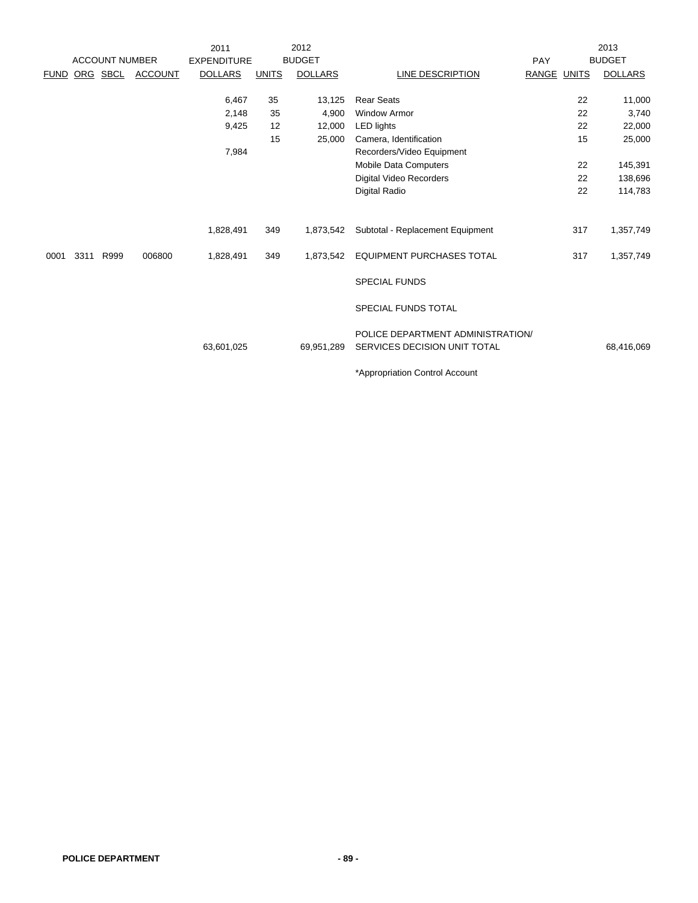| ACCOUNT NUMBER | | | | 2011 EXPENDITURE | 2012 BUDGET | | | PAY | 2013 BUDGET | |
|---|---|---|---|---|---|---|---|---|---|---|
| FUND | ORG | SBCL | ACCOUNT | DOLLARS | UNITS | DOLLARS | LINE DESCRIPTION | RANGE | UNITS | DOLLARS |
| | | | | 6,467 | 35 | 13,125 | Rear Seats | | 22 | 11,000 |
| | | | | 2,148 | 35 | 4,900 | Window Armor | | 22 | 3,740 |
| | | | | 9,425 | 12 | 12,000 | LED lights | | 22 | 22,000 |
| | | | | | 15 | 25,000 | Camera, Identification | | 15 | 25,000 |
| | | | | 7,984 | | | Recorders/Video Equipment | | | |
| | | | | | | | Mobile Data Computers | | 22 | 145,391 |
| | | | | | | | Digital Video Recorders | | 22 | 138,696 |
| | | | | | | | Digital Radio | | 22 | 114,783 |
| | | | | 1,828,491 | 349 | 1,873,542 | Subtotal - Replacement Equipment | | 317 | 1,357,749 |
| 0001 | 3311 | R999 | 006800 | 1,828,491 | 349 | 1,873,542 | EQUIPMENT PURCHASES TOTAL | | 317 | 1,357,749 |
| | | | | | | | SPECIAL FUNDS | | | |
| | | | | | | | SPECIAL FUNDS TOTAL | | | |
| | | | | 63,601,025 | | 69,951,289 | POLICE DEPARTMENT ADMINISTRATION/ SERVICES DECISION UNIT TOTAL | | | 68,416,069 |
| | | | | | | | *Appropriation Control Account | | | |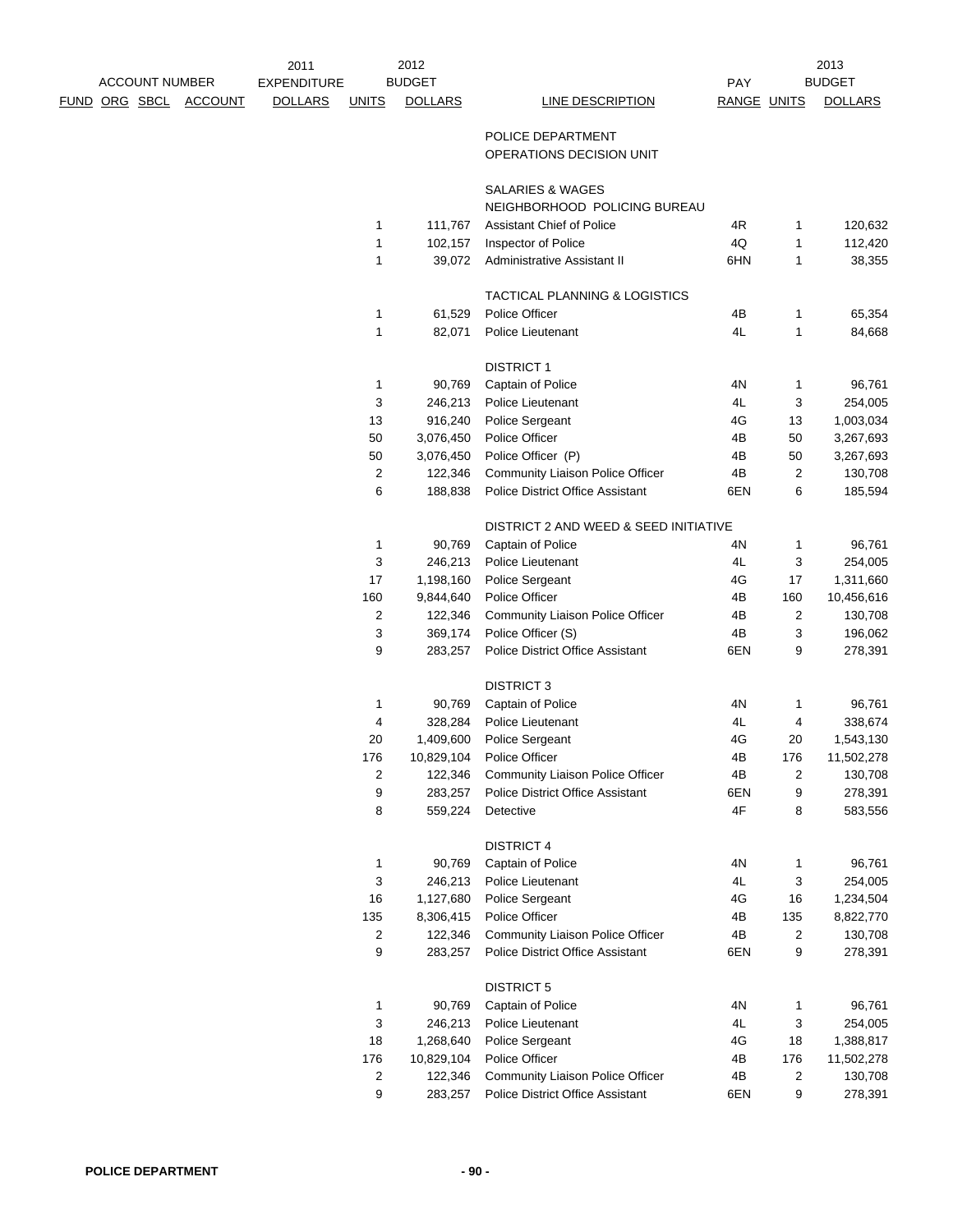| ACCOUNT NUMBER | | | | 2011 EXPENDITURE | 2012 BUDGET | | | PAY | | 2013 BUDGET |
|---|---|---|---|---|---|---|---|---|---|---|
| FUND | ORG | SBCL | ACCOUNT | DOLLARS | UNITS | DOLLARS | LINE DESCRIPTION | RANGE | UNITS | DOLLARS |
| | | | | | | | POLICE DEPARTMENT | | | |
| | | | | | | | OPERATIONS DECISION UNIT | | | |
| | | | | | | | SALARIES & WAGES | | | |
| | | | | | | | NEIGHBORHOOD POLICING BUREAU | | | |
| | | | | | 1 | 111,767 | Assistant Chief of Police | 4R | 1 | 120,632 |
| | | | | | 1 | 102,157 | Inspector of Police | 4Q | 1 | 112,420 |
| | | | | | 1 | 39,072 | Administrative Assistant II | 6HN | 1 | 38,355 |
| | | | | | | | TACTICAL PLANNING & LOGISTICS | | | |
| | | | | | 1 | 61,529 | Police Officer | 4B | 1 | 65,354 |
| | | | | | 1 | 82,071 | Police Lieutenant | 4L | 1 | 84,668 |
| | | | | | | | DISTRICT 1 | | | |
| | | | | | 1 | 90,769 | Captain of Police | 4N | 1 | 96,761 |
| | | | | | 3 | 246,213 | Police Lieutenant | 4L | 3 | 254,005 |
| | | | | | 13 | 916,240 | Police Sergeant | 4G | 13 | 1,003,034 |
| | | | | | 50 | 3,076,450 | Police Officer | 4B | 50 | 3,267,693 |
| | | | | | 50 | 3,076,450 | Police Officer (P) | 4B | 50 | 3,267,693 |
| | | | | | 2 | 122,346 | Community Liaison Police Officer | 4B | 2 | 130,708 |
| | | | | | 6 | 188,838 | Police District Office Assistant | 6EN | 6 | 185,594 |
| | | | | | | | DISTRICT 2 AND WEED & SEED INITIATIVE | | | |
| | | | | | 1 | 90,769 | Captain of Police | 4N | 1 | 96,761 |
| | | | | | 3 | 246,213 | Police Lieutenant | 4L | 3 | 254,005 |
| | | | | | 17 | 1,198,160 | Police Sergeant | 4G | 17 | 1,311,660 |
| | | | | | 160 | 9,844,640 | Police Officer | 4B | 160 | 10,456,616 |
| | | | | | 2 | 122,346 | Community Liaison Police Officer | 4B | 2 | 130,708 |
| | | | | | 3 | 369,174 | Police Officer (S) | 4B | 3 | 196,062 |
| | | | | | 9 | 283,257 | Police District Office Assistant | 6EN | 9 | 278,391 |
| | | | | | | | DISTRICT 3 | | | |
| | | | | | 1 | 90,769 | Captain of Police | 4N | 1 | 96,761 |
| | | | | | 4 | 328,284 | Police Lieutenant | 4L | 4 | 338,674 |
| | | | | | 20 | 1,409,600 | Police Sergeant | 4G | 20 | 1,543,130 |
| | | | | | 176 | 10,829,104 | Police Officer | 4B | 176 | 11,502,278 |
| | | | | | 2 | 122,346 | Community Liaison Police Officer | 4B | 2 | 130,708 |
| | | | | | 9 | 283,257 | Police District Office Assistant | 6EN | 9 | 278,391 |
| | | | | | 8 | 559,224 | Detective | 4F | 8 | 583,556 |
| | | | | | | | DISTRICT 4 | | | |
| | | | | | 1 | 90,769 | Captain of Police | 4N | 1 | 96,761 |
| | | | | | 3 | 246,213 | Police Lieutenant | 4L | 3 | 254,005 |
| | | | | | 16 | 1,127,680 | Police Sergeant | 4G | 16 | 1,234,504 |
| | | | | | 135 | 8,306,415 | Police Officer | 4B | 135 | 8,822,770 |
| | | | | | 2 | 122,346 | Community Liaison Police Officer | 4B | 2 | 130,708 |
| | | | | | 9 | 283,257 | Police District Office Assistant | 6EN | 9 | 278,391 |
| | | | | | | | DISTRICT 5 | | | |
| | | | | | 1 | 90,769 | Captain of Police | 4N | 1 | 96,761 |
| | | | | | 3 | 246,213 | Police Lieutenant | 4L | 3 | 254,005 |
| | | | | | 18 | 1,268,640 | Police Sergeant | 4G | 18 | 1,388,817 |
| | | | | | 176 | 10,829,104 | Police Officer | 4B | 176 | 11,502,278 |
| | | | | | 2 | 122,346 | Community Liaison Police Officer | 4B | 2 | 130,708 |
| | | | | | 9 | 283,257 | Police District Office Assistant | 6EN | 9 | 278,391 |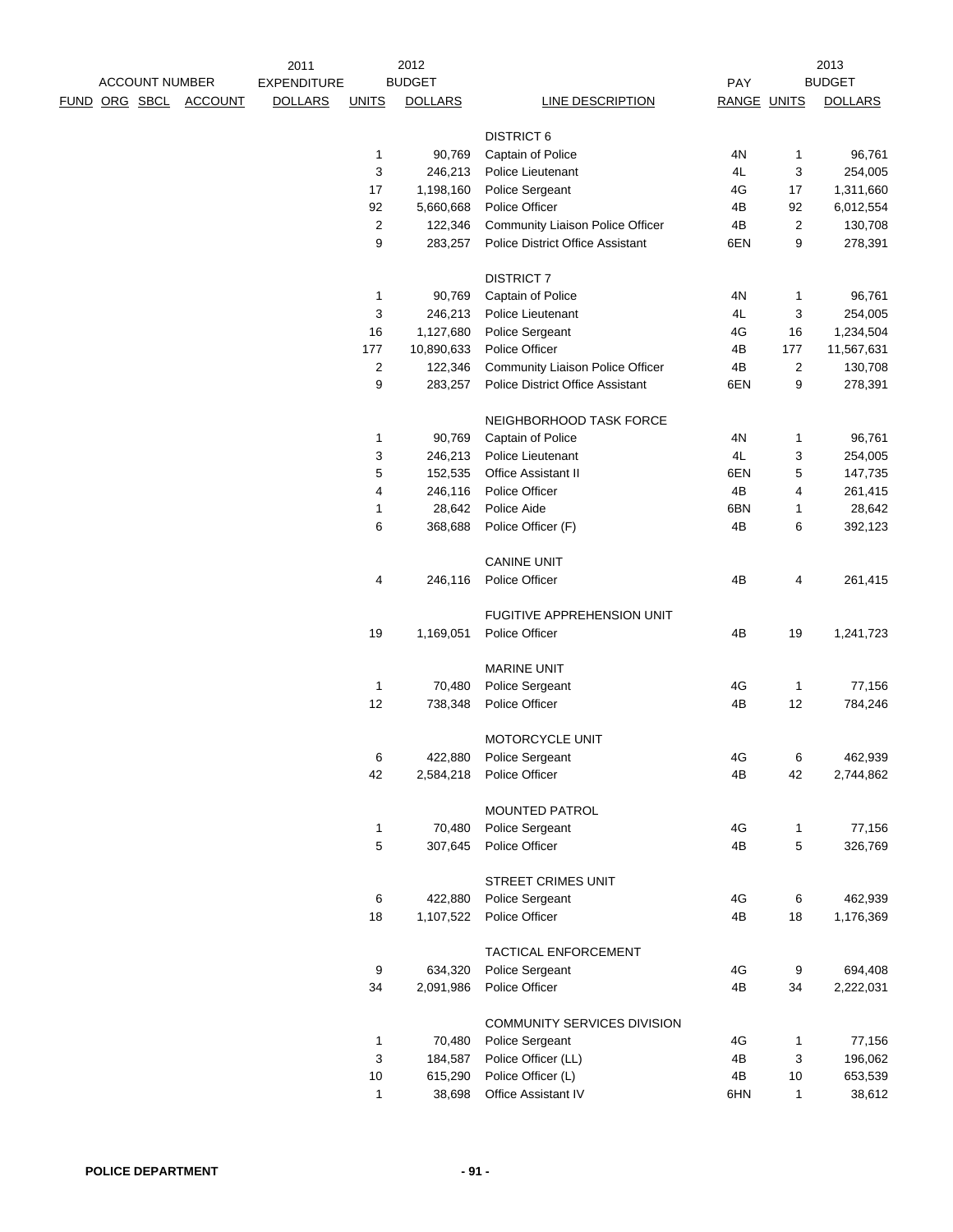| ACCOUNT NUMBER FUND | ORG | SBCL | ACCOUNT | 2011 EXPENDITURE DOLLARS | 2012 BUDGET UNITS | 2012 BUDGET DOLLARS | LINE DESCRIPTION | PAY RANGE | 2013 BUDGET UNITS | 2013 BUDGET DOLLARS |
|---|---|---|---|---|---|---|---|---|---|---|
| | | | | | | | DISTRICT 6 | | | |
| | | | | | 1 | 90,769 | Captain of Police | 4N | 1 | 96,761 |
| | | | | | 3 | 246,213 | Police Lieutenant | 4L | 3 | 254,005 |
| | | | | | 17 | 1,198,160 | Police Sergeant | 4G | 17 | 1,311,660 |
| | | | | | 92 | 5,660,668 | Police Officer | 4B | 92 | 6,012,554 |
| | | | | | 2 | 122,346 | Community Liaison Police Officer | 4B | 2 | 130,708 |
| | | | | | 9 | 283,257 | Police District Office Assistant | 6EN | 9 | 278,391 |
| | | | | | | | DISTRICT 7 | | | |
| | | | | | 1 | 90,769 | Captain of Police | 4N | 1 | 96,761 |
| | | | | | 3 | 246,213 | Police Lieutenant | 4L | 3 | 254,005 |
| | | | | | 16 | 1,127,680 | Police Sergeant | 4G | 16 | 1,234,504 |
| | | | | | 177 | 10,890,633 | Police Officer | 4B | 177 | 11,567,631 |
| | | | | | 2 | 122,346 | Community Liaison Police Officer | 4B | 2 | 130,708 |
| | | | | | 9 | 283,257 | Police District Office Assistant | 6EN | 9 | 278,391 |
| | | | | | | | NEIGHBORHOOD TASK FORCE | | | |
| | | | | | 1 | 90,769 | Captain of Police | 4N | 1 | 96,761 |
| | | | | | 3 | 246,213 | Police Lieutenant | 4L | 3 | 254,005 |
| | | | | | 5 | 152,535 | Office Assistant II | 6EN | 5 | 147,735 |
| | | | | | 4 | 246,116 | Police Officer | 4B | 4 | 261,415 |
| | | | | | 1 | 28,642 | Police Aide | 6BN | 1 | 28,642 |
| | | | | | 6 | 368,688 | Police Officer (F) | 4B | 6 | 392,123 |
| | | | | | | | CANINE UNIT | | | |
| | | | | | 4 | 246,116 | Police Officer | 4B | 4 | 261,415 |
| | | | | | | | FUGITIVE APPREHENSION UNIT | | | |
| | | | | | 19 | 1,169,051 | Police Officer | 4B | 19 | 1,241,723 |
| | | | | | | | MARINE UNIT | | | |
| | | | | | 1 | 70,480 | Police Sergeant | 4G | 1 | 77,156 |
| | | | | | 12 | 738,348 | Police Officer | 4B | 12 | 784,246 |
| | | | | | | | MOTORCYCLE UNIT | | | |
| | | | | | 6 | 422,880 | Police Sergeant | 4G | 6 | 462,939 |
| | | | | | 42 | 2,584,218 | Police Officer | 4B | 42 | 2,744,862 |
| | | | | | | | MOUNTED PATROL | | | |
| | | | | | 1 | 70,480 | Police Sergeant | 4G | 1 | 77,156 |
| | | | | | 5 | 307,645 | Police Officer | 4B | 5 | 326,769 |
| | | | | | | | STREET CRIMES UNIT | | | |
| | | | | | 6 | 422,880 | Police Sergeant | 4G | 6 | 462,939 |
| | | | | | 18 | 1,107,522 | Police Officer | 4B | 18 | 1,176,369 |
| | | | | | | | TACTICAL ENFORCEMENT | | | |
| | | | | | 9 | 634,320 | Police Sergeant | 4G | 9 | 694,408 |
| | | | | | 34 | 2,091,986 | Police Officer | 4B | 34 | 2,222,031 |
| | | | | | | | COMMUNITY SERVICES DIVISION | | | |
| | | | | | 1 | 70,480 | Police Sergeant | 4G | 1 | 77,156 |
| | | | | | 3 | 184,587 | Police Officer (LL) | 4B | 3 | 196,062 |
| | | | | | 10 | 615,290 | Police Officer (L) | 4B | 10 | 653,539 |
| | | | | | 1 | 38,698 | Office Assistant IV | 6HN | 1 | 38,612 |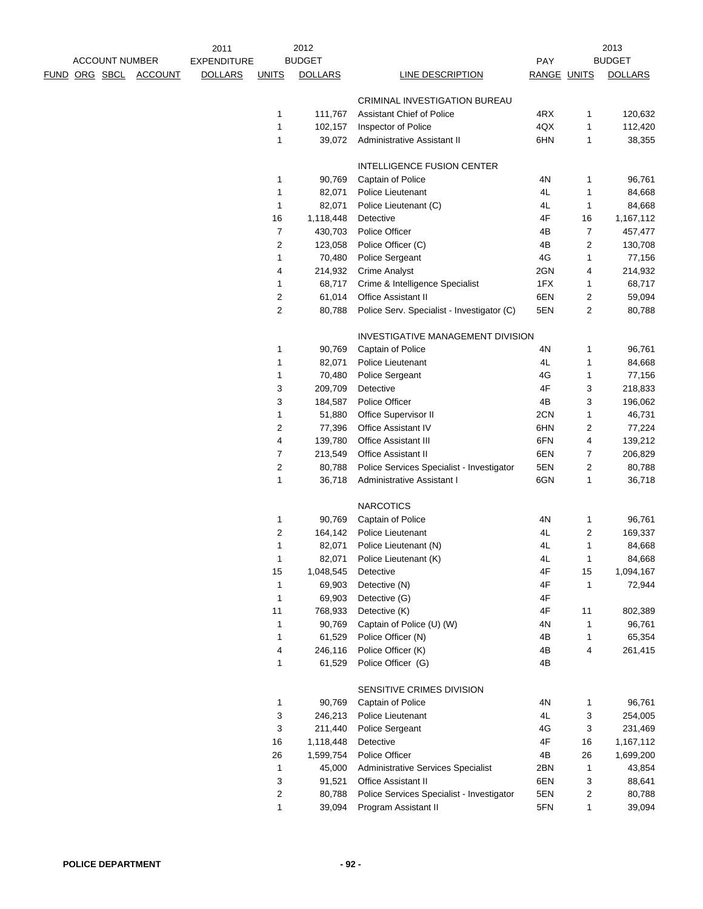| ACCOUNT NUMBER | | | | 2011 EXPENDITURE | 2012 BUDGET | | | PAY | 2013 BUDGET | |
|---|---|---|---|---|---|---|---|---|---|---|
| FUND | ORG | SBCL | ACCOUNT | DOLLARS | UNITS | DOLLARS | LINE DESCRIPTION | RANGE | UNITS | DOLLARS |
| | | | | | | | CRIMINAL INVESTIGATION BUREAU | | | |
| | | | | | 1 | 111,767 | Assistant Chief of Police | 4RX | 1 | 120,632 |
| | | | | | 1 | 102,157 | Inspector of Police | 4QX | 1 | 112,420 |
| | | | | | 1 | 39,072 | Administrative Assistant II | 6HN | 1 | 38,355 |
| | | | | | | | INTELLIGENCE FUSION CENTER | | | |
| | | | | | 1 | 90,769 | Captain of Police | 4N | 1 | 96,761 |
| | | | | | 1 | 82,071 | Police Lieutenant | 4L | 1 | 84,668 |
| | | | | | 1 | 82,071 | Police Lieutenant (C) | 4L | 1 | 84,668 |
| | | | | | 16 | 1,118,448 | Detective | 4F | 16 | 1,167,112 |
| | | | | | 7 | 430,703 | Police Officer | 4B | 7 | 457,477 |
| | | | | | 2 | 123,058 | Police Officer (C) | 4B | 2 | 130,708 |
| | | | | | 1 | 70,480 | Police Sergeant | 4G | 1 | 77,156 |
| | | | | | 4 | 214,932 | Crime Analyst | 2GN | 4 | 214,932 |
| | | | | | 1 | 68,717 | Crime & Intelligence Specialist | 1FX | 1 | 68,717 |
| | | | | | 2 | 61,014 | Office Assistant II | 6EN | 2 | 59,094 |
| | | | | | 2 | 80,788 | Police Serv. Specialist - Investigator (C) | 5EN | 2 | 80,788 |
| | | | | | | | INVESTIGATIVE MANAGEMENT DIVISION | | | |
| | | | | | 1 | 90,769 | Captain of Police | 4N | 1 | 96,761 |
| | | | | | 1 | 82,071 | Police Lieutenant | 4L | 1 | 84,668 |
| | | | | | 1 | 70,480 | Police Sergeant | 4G | 1 | 77,156 |
| | | | | | 3 | 209,709 | Detective | 4F | 3 | 218,833 |
| | | | | | 3 | 184,587 | Police Officer | 4B | 3 | 196,062 |
| | | | | | 1 | 51,880 | Office Supervisor II | 2CN | 1 | 46,731 |
| | | | | | 2 | 77,396 | Office Assistant IV | 6HN | 2 | 77,224 |
| | | | | | 4 | 139,780 | Office Assistant III | 6FN | 4 | 139,212 |
| | | | | | 7 | 213,549 | Office Assistant II | 6EN | 7 | 206,829 |
| | | | | | 2 | 80,788 | Police Services Specialist - Investigator | 5EN | 2 | 80,788 |
| | | | | | 1 | 36,718 | Administrative Assistant I | 6GN | 1 | 36,718 |
| | | | | | | | NARCOTICS | | | |
| | | | | | 1 | 90,769 | Captain of Police | 4N | 1 | 96,761 |
| | | | | | 2 | 164,142 | Police Lieutenant | 4L | 2 | 169,337 |
| | | | | | 1 | 82,071 | Police Lieutenant (N) | 4L | 1 | 84,668 |
| | | | | | 1 | 82,071 | Police Lieutenant (K) | 4L | 1 | 84,668 |
| | | | | | 15 | 1,048,545 | Detective | 4F | 15 | 1,094,167 |
| | | | | | 1 | 69,903 | Detective (N) | 4F | 1 | 72,944 |
| | | | | | 1 | 69,903 | Detective (G) | 4F | | |
| | | | | | 11 | 768,933 | Detective (K) | 4F | 11 | 802,389 |
| | | | | | 1 | 90,769 | Captain of Police (U) (W) | 4N | 1 | 96,761 |
| | | | | | 1 | 61,529 | Police Officer (N) | 4B | 1 | 65,354 |
| | | | | | 4 | 246,116 | Police Officer (K) | 4B | 4 | 261,415 |
| | | | | | 1 | 61,529 | Police Officer (G) | 4B | | |
| | | | | | | | SENSITIVE CRIMES DIVISION | | | |
| | | | | | 1 | 90,769 | Captain of Police | 4N | 1 | 96,761 |
| | | | | | 3 | 246,213 | Police Lieutenant | 4L | 3 | 254,005 |
| | | | | | 3 | 211,440 | Police Sergeant | 4G | 3 | 231,469 |
| | | | | | 16 | 1,118,448 | Detective | 4F | 16 | 1,167,112 |
| | | | | | 26 | 1,599,754 | Police Officer | 4B | 26 | 1,699,200 |
| | | | | | 1 | 45,000 | Administrative Services Specialist | 2BN | 1 | 43,854 |
| | | | | | 3 | 91,521 | Office Assistant II | 6EN | 3 | 88,641 |
| | | | | | 2 | 80,788 | Police Services Specialist - Investigator | 5EN | 2 | 80,788 |
| | | | | | 1 | 39,094 | Program Assistant II | 5FN | 1 | 39,094 |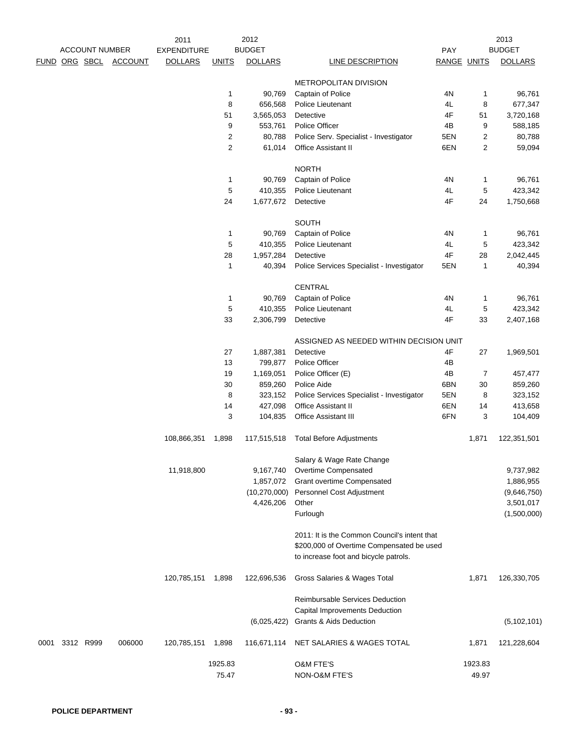| FUND | ORG | SBCL | ACCOUNT | 2011 EXPENDITURE DOLLARS | 2012 BUDGET UNITS | 2012 BUDGET DOLLARS | LINE DESCRIPTION | PAY RANGE | 2013 BUDGET UNITS | 2013 BUDGET DOLLARS |
|---|---|---|---|---|---|---|---|---|---|---|
| | | | | | | | METROPOLITAN DIVISION | | | |
| | | | | | 1 | 90,769 | Captain of Police | 4N | 1 | 96,761 |
| | | | | | 8 | 656,568 | Police Lieutenant | 4L | 8 | 677,347 |
| | | | | | 51 | 3,565,053 | Detective | 4F | 51 | 3,720,168 |
| | | | | | 9 | 553,761 | Police Officer | 4B | 9 | 588,185 |
| | | | | | 2 | 80,788 | Police Serv. Specialist - Investigator | 5EN | 2 | 80,788 |
| | | | | | 2 | 61,014 | Office Assistant II | 6EN | 2 | 59,094 |
| | | | | | | | NORTH | | | |
| | | | | | 1 | 90,769 | Captain of Police | 4N | 1 | 96,761 |
| | | | | | 5 | 410,355 | Police Lieutenant | 4L | 5 | 423,342 |
| | | | | | 24 | 1,677,672 | Detective | 4F | 24 | 1,750,668 |
| | | | | | | | SOUTH | | | |
| | | | | | 1 | 90,769 | Captain of Police | 4N | 1 | 96,761 |
| | | | | | 5 | 410,355 | Police Lieutenant | 4L | 5 | 423,342 |
| | | | | | 28 | 1,957,284 | Detective | 4F | 28 | 2,042,445 |
| | | | | | 1 | 40,394 | Police Services Specialist - Investigator | 5EN | 1 | 40,394 |
| | | | | | | | CENTRAL | | | |
| | | | | | 1 | 90,769 | Captain of Police | 4N | 1 | 96,761 |
| | | | | | 5 | 410,355 | Police Lieutenant | 4L | 5 | 423,342 |
| | | | | | 33 | 2,306,799 | Detective | 4F | 33 | 2,407,168 |
| | | | | | | | ASSIGNED AS NEEDED WITHIN DECISION UNIT | | | |
| | | | | | 27 | 1,887,381 | Detective | 4F | 27 | 1,969,501 |
| | | | | | 13 | 799,877 | Police Officer | 4B | | |
| | | | | | 19 | 1,169,051 | Police Officer (E) | 4B | 7 | 457,477 |
| | | | | | 30 | 859,260 | Police Aide | 6BN | 30 | 859,260 |
| | | | | | 8 | 323,152 | Police Services Specialist - Investigator | 5EN | 8 | 323,152 |
| | | | | | 14 | 427,098 | Office Assistant II | 6EN | 14 | 413,658 |
| | | | | | 3 | 104,835 | Office Assistant III | 6FN | 3 | 104,409 |
| | | | | 108,866,351 | 1,898 | 117,515,518 | Total Before Adjustments | | 1,871 | 122,351,501 |
| | | | | | | | Salary & Wage Rate Change | | | |
| | | | | 11,918,800 | | 9,167,740 | Overtime Compensated | | | 9,737,982 |
| | | | | | | 1,857,072 | Grant overtime Compensated | | | 1,886,955 |
| | | | | | | (10,270,000) | Personnel Cost Adjustment | | | (9,646,750) |
| | | | | | | 4,426,206 | Other | | | 3,501,017 |
| | | | | | | | Furlough | | | (1,500,000) |
| | | | | | | | 2011: It is the Common Council's intent that $200,000 of Overtime Compensated be used to increase foot and bicycle patrols. | | | |
| | | | | 120,785,151 | 1,898 | 122,696,536 | Gross Salaries & Wages Total | | 1,871 | 126,330,705 |
| | | | | | | | Reimbursable Services Deduction | | | |
| | | | | | | | Capital Improvements Deduction | | | |
| | | | | | | (6,025,422) | Grants & Aids Deduction | | | (5,102,101) |
| 0001 | 3312 | R999 | 006000 | 120,785,151 | 1,898 | 116,671,114 | NET SALARIES & WAGES TOTAL | | 1,871 | 121,228,604 |
| | | | | | 1925.83 | | O&M FTE'S | | 1923.83 | |
| | | | | | 75.47 | | NON-O&M FTE'S | | 49.97 | |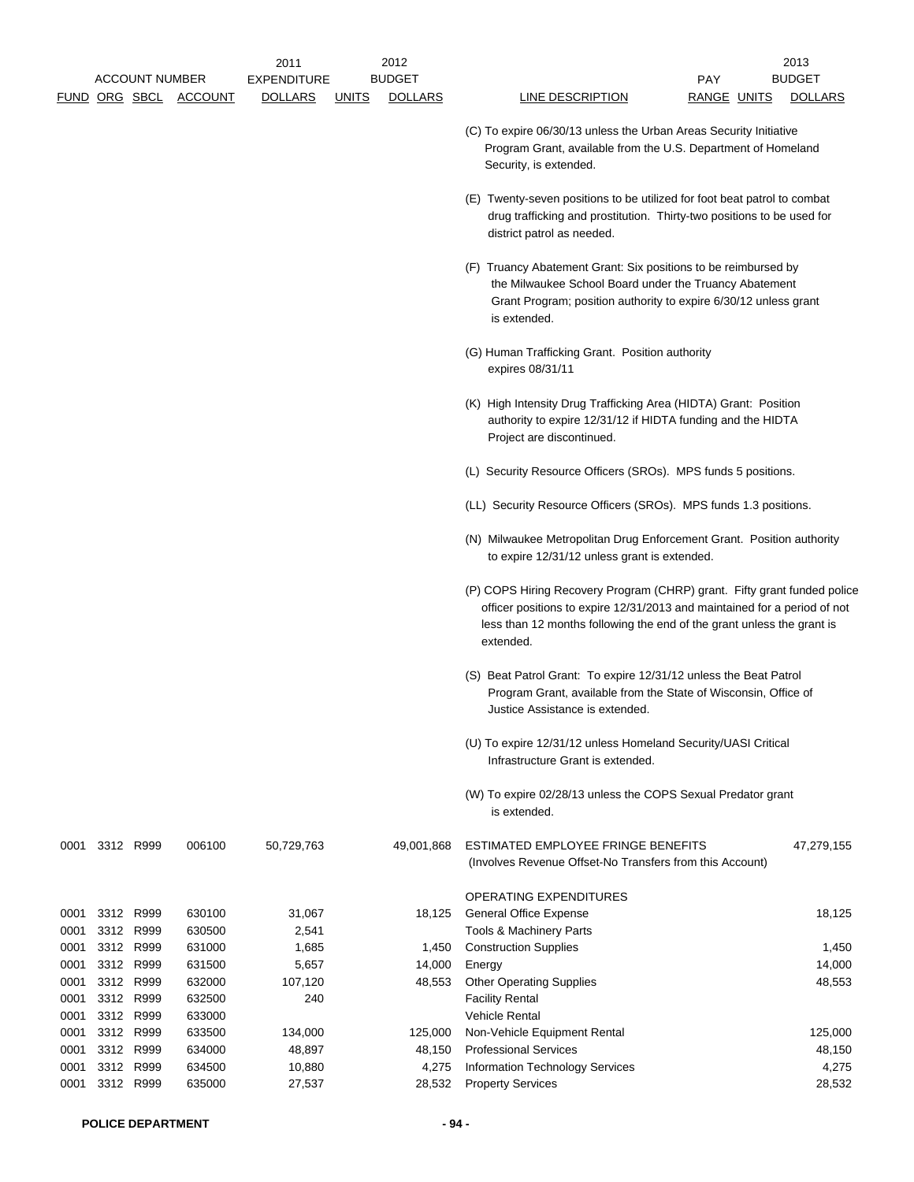| ACCOUNT NUMBER | | | | 2011 EXPENDITURE | 2012 BUDGET | | | PAY | | 2013 BUDGET |
|---|---|---|---|---|---|---|---|---|---|---|
| FUND | ORG | SBCL | ACCOUNT | DOLLARS | UNITS | DOLLARS | LINE DESCRIPTION | RANGE | UNITS | DOLLARS |
| | | | | | | | (C) To expire 06/30/13 unless the Urban Areas Security Initiative Program Grant, available from the U.S. Department of Homeland Security, is extended. | | | |
| | | | | | | | (E) Twenty-seven positions to be utilized for foot beat patrol to combat drug trafficking and prostitution. Thirty-two positions to be used for district patrol as needed. | | | |
| | | | | | | | (F) Truancy Abatement Grant: Six positions to be reimbursed by the Milwaukee School Board under the Truancy Abatement Grant Program; position authority to expire 6/30/12 unless grant is extended. | | | |
| | | | | | | | (G) Human Trafficking Grant. Position authority expires 08/31/11 | | | |
| | | | | | | | (K) High Intensity Drug Trafficking Area (HIDTA) Grant: Position authority to expire 12/31/12 if HIDTA funding and the HIDTA Project are discontinued. | | | |
| | | | | | | | (L) Security Resource Officers (SROs). MPS funds 5 positions. | | | |
| | | | | | | | (LL) Security Resource Officers (SROs). MPS funds 1.3 positions. | | | |
| | | | | | | | (N) Milwaukee Metropolitan Drug Enforcement Grant. Position authority to expire 12/31/12 unless grant is extended. | | | |
| | | | | | | | (P) COPS Hiring Recovery Program (CHRP) grant. Fifty grant funded police officer positions to expire 12/31/2013 and maintained for a period of not less than 12 months following the end of the grant unless the grant is extended. | | | |
| | | | | | | | (S) Beat Patrol Grant: To expire 12/31/12 unless the Beat Patrol Program Grant, available from the State of Wisconsin, Office of Justice Assistance is extended. | | | |
| | | | | | | | (U) To expire 12/31/12 unless Homeland Security/UASI Critical Infrastructure Grant is extended. | | | |
| | | | | | | | (W) To expire 02/28/13 unless the COPS Sexual Predator grant is extended. | | | |
| 0001 | 3312 | R999 | 006100 | 50,729,763 | | 49,001,868 | ESTIMATED EMPLOYEE FRINGE BENEFITS (Involves Revenue Offset-No Transfers from this Account) | | | 47,279,155 |
| | | | | | | | OPERATING EXPENDITURES | | | |
| 0001 | 3312 | R999 | 630100 | 31,067 | | 18,125 | General Office Expense | | | 18,125 |
| 0001 | 3312 | R999 | 630500 | 2,541 | | | Tools & Machinery Parts | | | |
| 0001 | 3312 | R999 | 631000 | 1,685 | | 1,450 | Construction Supplies | | | 1,450 |
| 0001 | 3312 | R999 | 631500 | 5,657 | | 14,000 | Energy | | | 14,000 |
| 0001 | 3312 | R999 | 632000 | 107,120 | | 48,553 | Other Operating Supplies | | | 48,553 |
| 0001 | 3312 | R999 | 632500 | 240 | | | Facility Rental | | | |
| 0001 | 3312 | R999 | 633000 | | | | Vehicle Rental | | | |
| 0001 | 3312 | R999 | 633500 | 134,000 | | 125,000 | Non-Vehicle Equipment Rental | | | 125,000 |
| 0001 | 3312 | R999 | 634000 | 48,897 | | 48,150 | Professional Services | | | 48,150 |
| 0001 | 3312 | R999 | 634500 | 10,880 | | 4,275 | Information Technology Services | | | 4,275 |
| 0001 | 3312 | R999 | 635000 | 27,537 | | 28,532 | Property Services | | | 28,532 |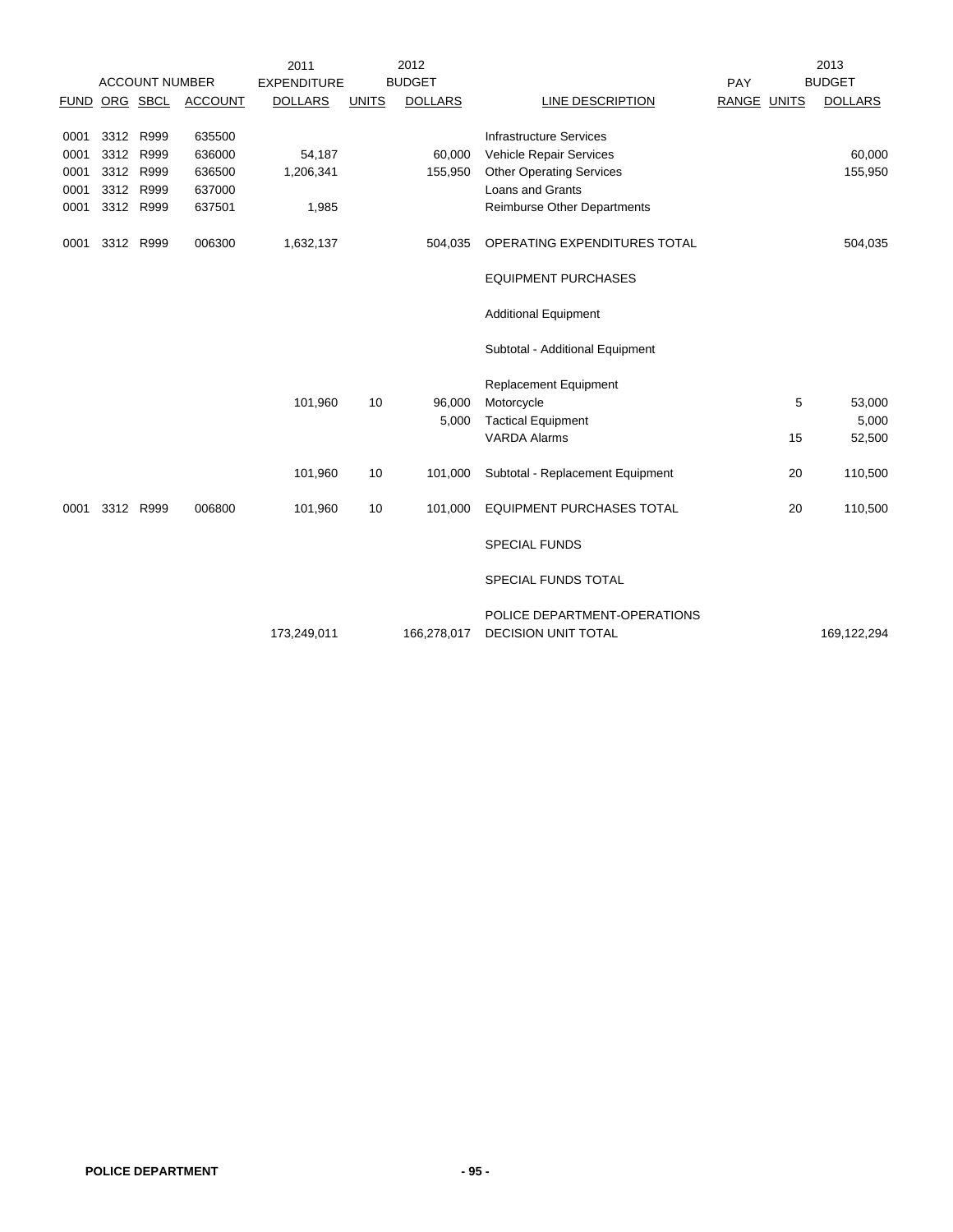| ACCOUNT NUMBER | | | | 2011 EXPENDITURE | 2012 BUDGET | | | PAY | 2013 BUDGET | |
|---|---|---|---|---|---|---|---|---|---|---|
| FUND | ORG | SBCL | ACCOUNT | DOLLARS | UNITS | DOLLARS | LINE DESCRIPTION | RANGE | UNITS | DOLLARS |
| 0001 | 3312 | R999 | 635500 | | | | Infrastructure Services | | | |
| 0001 | 3312 | R999 | 636000 | 54,187 | | 60,000 | Vehicle Repair Services | | | 60,000 |
| 0001 | 3312 | R999 | 636500 | 1,206,341 | | 155,950 | Other Operating Services | | | 155,950 |
| 0001 | 3312 | R999 | 637000 | | | | Loans and Grants | | | |
| 0001 | 3312 | R999 | 637501 | 1,985 | | | Reimburse Other Departments | | | |
| 0001 | 3312 | R999 | 006300 | 1,632,137 | | 504,035 | OPERATING EXPENDITURES TOTAL | | | 504,035 |
| | | | | | | | EQUIPMENT PURCHASES | | | |
| | | | | | | | Additional Equipment | | | |
| | | | | | | | Subtotal - Additional Equipment | | | |
| | | | | | | | Replacement Equipment | | | |
| | | | | 101,960 | 10 | 96,000 | Motorcycle | | 5 | 53,000 |
| | | | | | | 5,000 | Tactical Equipment | | | 5,000 |
| | | | | | | | VARDA Alarms | | 15 | 52,500 |
| | | | | 101,960 | 10 | 101,000 | Subtotal - Replacement Equipment | | 20 | 110,500 |
| 0001 | 3312 | R999 | 006800 | 101,960 | 10 | 101,000 | EQUIPMENT PURCHASES TOTAL | | 20 | 110,500 |
| | | | | | | | SPECIAL FUNDS | | | |
| | | | | | | | SPECIAL FUNDS TOTAL | | | |
| | | | | 173,249,011 | | 166,278,017 | POLICE DEPARTMENT-OPERATIONS DECISION UNIT TOTAL | | | 169,122,294 |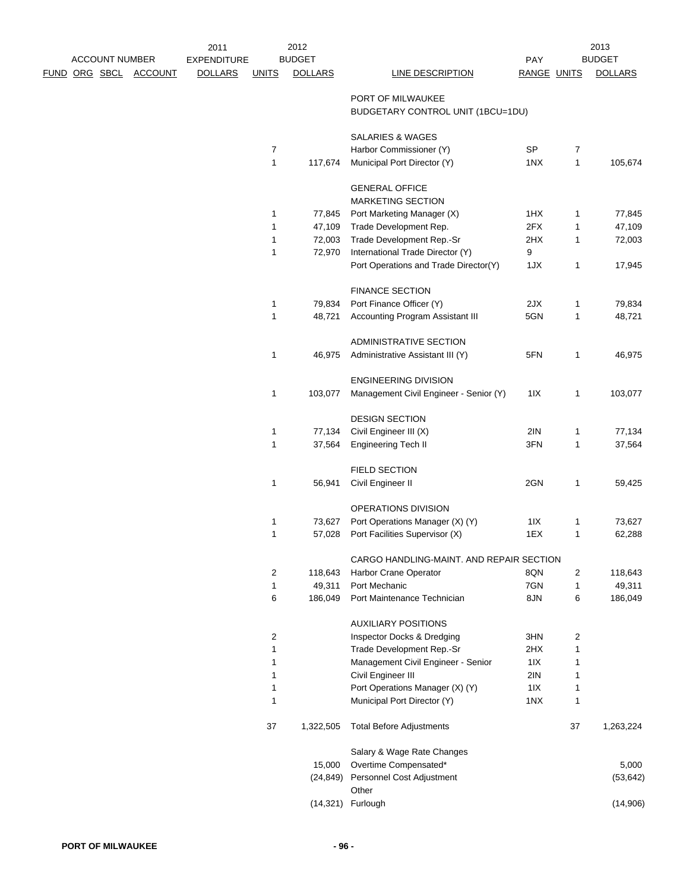| ACCOUNT NUMBER FUND | ORG | SBCL | ACCOUNT | 2011 EXPENDITURE DOLLARS | 2012 UNITS | 2012 BUDGET DOLLARS | LINE DESCRIPTION | PAY RANGE | 2013 UNITS | 2013 BUDGET DOLLARS |
|---|---|---|---|---|---|---|---|---|---|---|
| | | | | | | | PORT OF MILWAUKEE | | | |
| | | | | | | | BUDGETARY CONTROL UNIT (1BCU=1DU) | | | |
| | | | | | | | SALARIES & WAGES | | | |
| | | | | | 7 | | Harbor Commissioner (Y) | SP | 7 | |
| | | | | | 1 | 117,674 | Municipal Port Director (Y) | 1NX | 1 | 105,674 |
| | | | | | | | GENERAL OFFICE | | | |
| | | | | | | | MARKETING SECTION | | | |
| | | | | | 1 | 77,845 | Port Marketing Manager (X) | 1HX | 1 | 77,845 |
| | | | | | 1 | 47,109 | Trade Development Rep. | 2FX | 1 | 47,109 |
| | | | | | 1 | 72,003 | Trade Development Rep.-Sr | 2HX | 1 | 72,003 |
| | | | | | 1 | 72,970 | International Trade Director (Y) | 9 | | |
| | | | | | | | Port Operations and Trade Director(Y) | 1JX | 1 | 17,945 |
| | | | | | | | FINANCE SECTION | | | |
| | | | | | 1 | 79,834 | Port Finance Officer (Y) | 2JX | 1 | 79,834 |
| | | | | | 1 | 48,721 | Accounting Program Assistant III | 5GN | 1 | 48,721 |
| | | | | | | | ADMINISTRATIVE SECTION | | | |
| | | | | | 1 | 46,975 | Administrative Assistant III (Y) | 5FN | 1 | 46,975 |
| | | | | | | | ENGINEERING DIVISION | | | |
| | | | | | 1 | 103,077 | Management Civil Engineer - Senior (Y) | 1IX | 1 | 103,077 |
| | | | | | | | DESIGN SECTION | | | |
| | | | | | 1 | 77,134 | Civil Engineer III (X) | 2IN | 1 | 77,134 |
| | | | | | 1 | 37,564 | Engineering Tech II | 3FN | 1 | 37,564 |
| | | | | | | | FIELD SECTION | | | |
| | | | | | 1 | 56,941 | Civil Engineer II | 2GN | 1 | 59,425 |
| | | | | | | | OPERATIONS DIVISION | | | |
| | | | | | 1 | 73,627 | Port Operations Manager (X) (Y) | 1IX | 1 | 73,627 |
| | | | | | 1 | 57,028 | Port Facilities Supervisor (X) | 1EX | 1 | 62,288 |
| | | | | | | | CARGO HANDLING-MAINT. AND REPAIR SECTION | | | |
| | | | | | 2 | 118,643 | Harbor Crane Operator | 8QN | 2 | 118,643 |
| | | | | | 1 | 49,311 | Port Mechanic | 7GN | 1 | 49,311 |
| | | | | | 6 | 186,049 | Port Maintenance Technician | 8JN | 6 | 186,049 |
| | | | | | | | AUXILIARY POSITIONS | | | |
| | | | | | 2 | | Inspector Docks & Dredging | 3HN | 2 | |
| | | | | | 1 | | Trade Development Rep.-Sr | 2HX | 1 | |
| | | | | | 1 | | Management Civil Engineer - Senior | 1IX | 1 | |
| | | | | | 1 | | Civil Engineer III | 2IN | 1 | |
| | | | | | 1 | | Port Operations Manager (X) (Y) | 1IX | 1 | |
| | | | | | 1 | | Municipal Port Director (Y) | 1NX | 1 | |
| | | | | | 37 | 1,322,505 | Total Before Adjustments | | 37 | 1,263,224 |
| | | | | | | | Salary & Wage Rate Changes | | | |
| | | | | | | 15,000 | Overtime Compensated* | | | 5,000 |
| | | | | | | (24,849) | Personnel Cost Adjustment | | | (53,642) |
| | | | | | | | Other | | | |
| | | | | | | (14,321) | Furlough | | | (14,906) |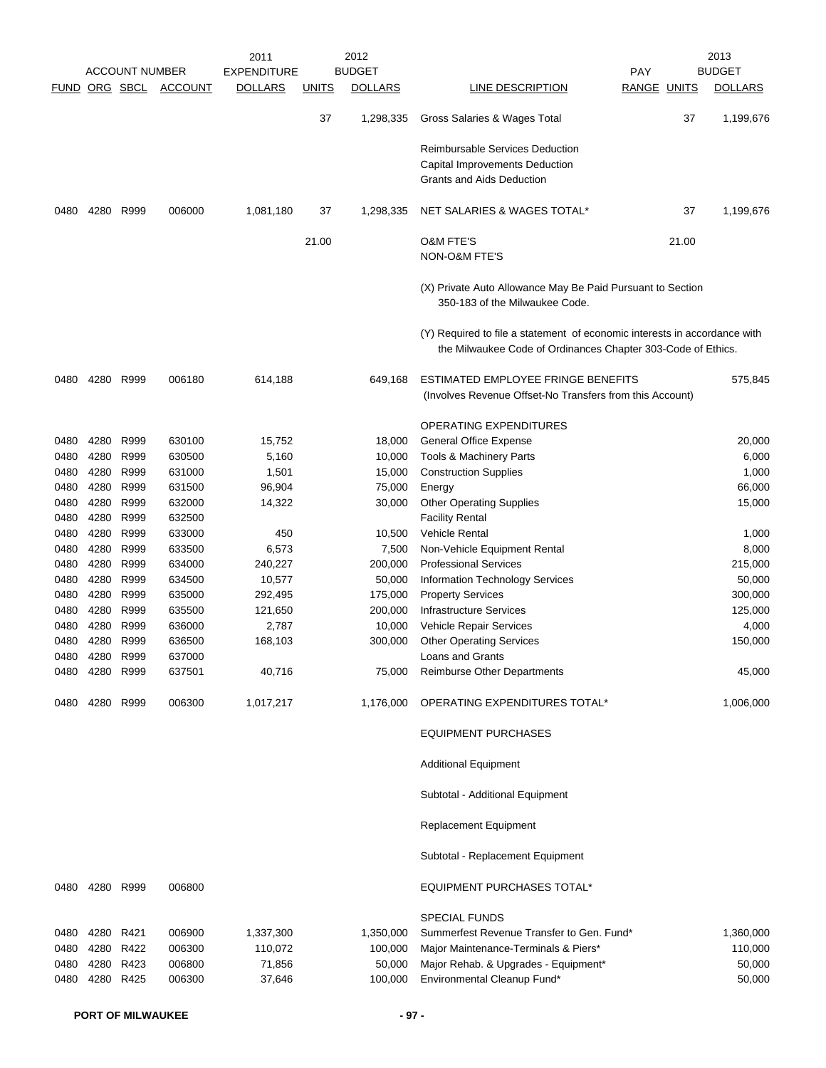| FUND | ORG | SBCL | ACCOUNT | 2011 EXPENDITURE DOLLARS | 2012 BUDGET UNITS | 2012 BUDGET DOLLARS | LINE DESCRIPTION | PAY RANGE | 2013 BUDGET UNITS | 2013 BUDGET DOLLARS |
|---|---|---|---|---|---|---|---|---|---|---|
| | | | | | 37 | 1,298,335 | Gross Salaries & Wages Total | | 37 | 1,199,676 |
| | | | | | | | Reimbursable Services Deduction | | | |
| | | | | | | | Capital Improvements Deduction | | | |
| | | | | | | | Grants and Aids Deduction | | | |
| 0480 | 4280 | R999 | 006000 | 1,081,180 | 37 | 1,298,335 | NET SALARIES & WAGES TOTAL* | | 37 | 1,199,676 |
| | | | | | 21.00 | | O&M FTE'S | | 21.00 | |
| | | | | | | | NON-O&M FTE'S | | | |
| | | | | | | | (X) Private Auto Allowance May Be Paid Pursuant to Section 350-183 of the Milwaukee Code. | | | |
| | | | | | | | (Y) Required to file a statement of economic interests in accordance with the Milwaukee Code of Ordinances Chapter 303-Code of Ethics. | | | |
| 0480 | 4280 | R999 | 006180 | 614,188 | | 649,168 | ESTIMATED EMPLOYEE FRINGE BENEFITS (Involves Revenue Offset-No Transfers from this Account) | | | 575,845 |
| | | | | | | | OPERATING EXPENDITURES | | | |
| 0480 | 4280 | R999 | 630100 | 15,752 | | 18,000 | General Office Expense | | | 20,000 |
| 0480 | 4280 | R999 | 630500 | 5,160 | | 10,000 | Tools & Machinery Parts | | | 6,000 |
| 0480 | 4280 | R999 | 631000 | 1,501 | | 15,000 | Construction Supplies | | | 1,000 |
| 0480 | 4280 | R999 | 631500 | 96,904 | | 75,000 | Energy | | | 66,000 |
| 0480 | 4280 | R999 | 632000 | 14,322 | | 30,000 | Other Operating Supplies | | | 15,000 |
| 0480 | 4280 | R999 | 632500 | | | | Facility Rental | | | |
| 0480 | 4280 | R999 | 633000 | 450 | | 10,500 | Vehicle Rental | | | 1,000 |
| 0480 | 4280 | R999 | 633500 | 6,573 | | 7,500 | Non-Vehicle Equipment Rental | | | 8,000 |
| 0480 | 4280 | R999 | 634000 | 240,227 | | 200,000 | Professional Services | | | 215,000 |
| 0480 | 4280 | R999 | 634500 | 10,577 | | 50,000 | Information Technology Services | | | 50,000 |
| 0480 | 4280 | R999 | 635000 | 292,495 | | 175,000 | Property Services | | | 300,000 |
| 0480 | 4280 | R999 | 635500 | 121,650 | | 200,000 | Infrastructure Services | | | 125,000 |
| 0480 | 4280 | R999 | 636000 | 2,787 | | 10,000 | Vehicle Repair Services | | | 4,000 |
| 0480 | 4280 | R999 | 636500 | 168,103 | | 300,000 | Other Operating Services | | | 150,000 |
| 0480 | 4280 | R999 | 637000 | | | | Loans and Grants | | | |
| 0480 | 4280 | R999 | 637501 | 40,716 | | 75,000 | Reimburse Other Departments | | | 45,000 |
| 0480 | 4280 | R999 | 006300 | 1,017,217 | | 1,176,000 | OPERATING EXPENDITURES TOTAL* | | | 1,006,000 |
| | | | | | | | EQUIPMENT PURCHASES | | | |
| | | | | | | | Additional Equipment | | | |
| | | | | | | | Subtotal - Additional Equipment | | | |
| | | | | | | | Replacement Equipment | | | |
| | | | | | | | Subtotal - Replacement Equipment | | | |
| 0480 | 4280 | R999 | 006800 | | | | EQUIPMENT PURCHASES TOTAL* | | | |
| | | | | | | | SPECIAL FUNDS | | | |
| 0480 | 4280 | R421 | 006900 | 1,337,300 | | 1,350,000 | Summerfest Revenue Transfer to Gen. Fund* | | | 1,360,000 |
| 0480 | 4280 | R422 | 006300 | 110,072 | | 100,000 | Major Maintenance-Terminals & Piers* | | | 110,000 |
| 0480 | 4280 | R423 | 006800 | 71,856 | | 50,000 | Major Rehab. & Upgrades - Equipment* | | | 50,000 |
| 0480 | 4280 | R425 | 006300 | 37,646 | | 100,000 | Environmental Cleanup Fund* | | | 50,000 |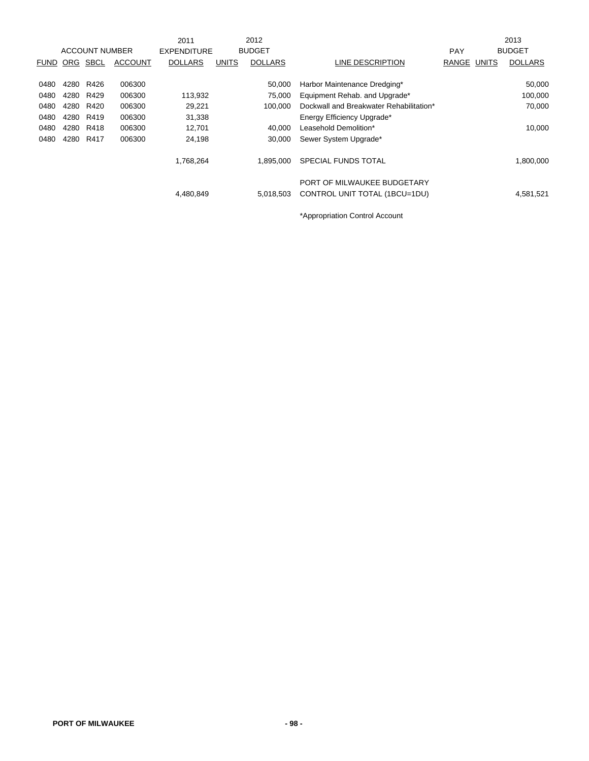| ACCOUNT NUMBER | | | | 2011 EXPENDITURE | 2012 BUDGET | | | PAY | | 2013 BUDGET |
|---|---|---|---|---|---|---|---|---|---|---|
| FUND | ORG | SBCL | ACCOUNT | DOLLARS | UNITS | DOLLARS | LINE DESCRIPTION | RANGE | UNITS | DOLLARS |
| 0480 | 4280 | R426 | 006300 | | | 50,000 | Harbor Maintenance Dredging* | | | 50,000 |
| 0480 | 4280 | R429 | 006300 | 113,932 | | 75,000 | Equipment Rehab. and Upgrade* | | | 100,000 |
| 0480 | 4280 | R420 | 006300 | 29,221 | | 100,000 | Dockwall and Breakwater Rehabilitation* | | | 70,000 |
| 0480 | 4280 | R419 | 006300 | 31,338 | | | Energy Efficiency Upgrade* | | | |
| 0480 | 4280 | R418 | 006300 | 12,701 | | 40,000 | Leasehold Demolition* | | | 10,000 |
| 0480 | 4280 | R417 | 006300 | 24,198 | | 30,000 | Sewer System Upgrade* | | | |
| | | | | 1,768,264 | | 1,895,000 | SPECIAL FUNDS TOTAL | | | 1,800,000 |
| | | | | 4,480,849 | | 5,018,503 | PORT OF MILWAUKEE BUDGETARY CONTROL UNIT TOTAL (1BCU=1DU) | | | 4,581,521 |

*Appropriation Control Account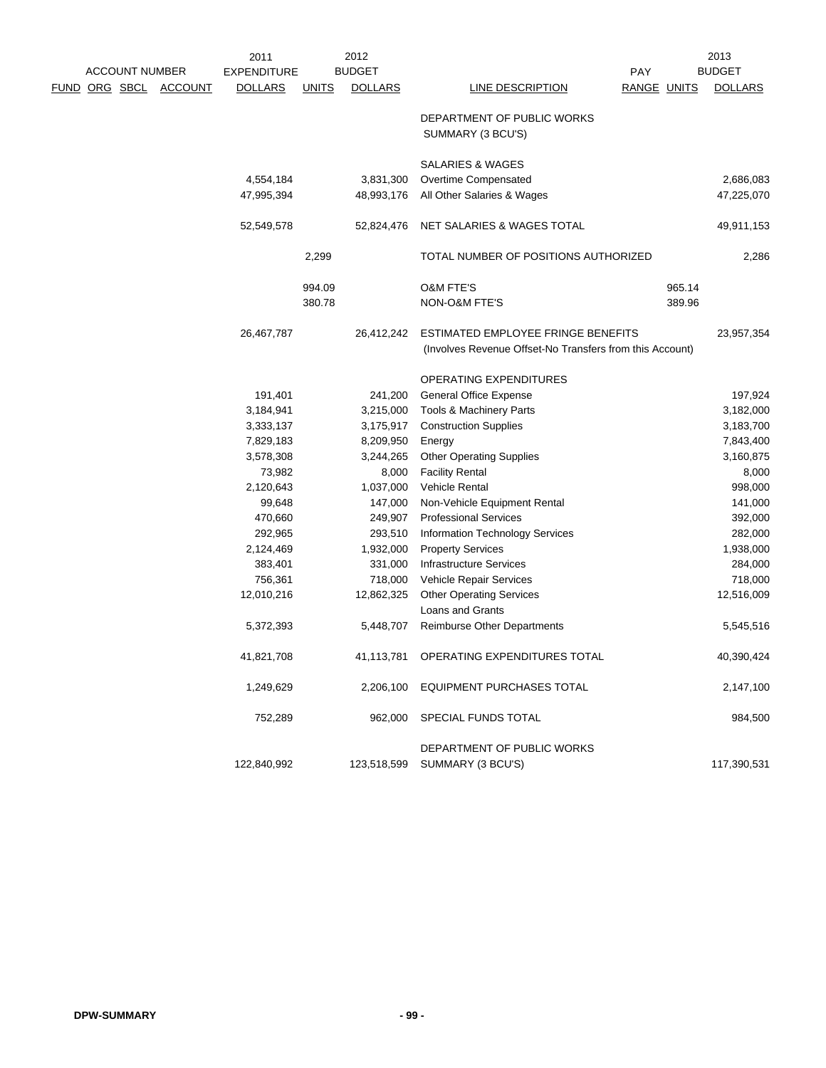| ACCOUNT NUMBER | | | | 2011 EXPENDITURE | 2012 | BUDGET | | PAY | | 2013 BUDGET |
|---|---|---|---|---|---|---|---|---|---|---|
| FUND | ORG | SBCL | ACCOUNT | DOLLARS | UNITS | DOLLARS | LINE DESCRIPTION | RANGE | UNITS | DOLLARS |
| | | | | | | | DEPARTMENT OF PUBLIC WORKS SUMMARY (3 BCU'S) | | | |
| | | | | | | | SALARIES & WAGES | | | |
| | | | | 4,554,184 | | 3,831,300 | Overtime Compensated | | | 2,686,083 |
| | | | | 47,995,394 | | 48,993,176 | All Other Salaries & Wages | | | 47,225,070 |
| | | | | 52,549,578 | | 52,824,476 | NET SALARIES & WAGES TOTAL | | | 49,911,153 |
| | | | | | 2,299 | | TOTAL NUMBER OF POSITIONS AUTHORIZED | | | 2,286 |
| | | | | | 994.09 | | O&M FTE'S | | 965.14 | |
| | | | | | 380.78 | | NON-O&M FTE'S | | 389.96 | |
| | | | | 26,467,787 | | 26,412,242 | ESTIMATED EMPLOYEE FRINGE BENEFITS (Involves Revenue Offset-No Transfers from this Account) | | | 23,957,354 |
| | | | | | | | OPERATING EXPENDITURES | | | |
| | | | | 191,401 | | 241,200 | General Office Expense | | | 197,924 |
| | | | | 3,184,941 | | 3,215,000 | Tools & Machinery Parts | | | 3,182,000 |
| | | | | 3,333,137 | | 3,175,917 | Construction Supplies | | | 3,183,700 |
| | | | | 7,829,183 | | 8,209,950 | Energy | | | 7,843,400 |
| | | | | 3,578,308 | | 3,244,265 | Other Operating Supplies | | | 3,160,875 |
| | | | | 73,982 | | 8,000 | Facility Rental | | | 8,000 |
| | | | | 2,120,643 | | 1,037,000 | Vehicle Rental | | | 998,000 |
| | | | | 99,648 | | 147,000 | Non-Vehicle Equipment Rental | | | 141,000 |
| | | | | 470,660 | | 249,907 | Professional Services | | | 392,000 |
| | | | | 292,965 | | 293,510 | Information Technology Services | | | 282,000 |
| | | | | 2,124,469 | | 1,932,000 | Property Services | | | 1,938,000 |
| | | | | 383,401 | | 331,000 | Infrastructure Services | | | 284,000 |
| | | | | 756,361 | | 718,000 | Vehicle Repair Services | | | 718,000 |
| | | | | 12,010,216 | | 12,862,325 | Other Operating Services | | | 12,516,009 |
| | | | | | | | Loans and Grants | | | |
| | | | | 5,372,393 | | 5,448,707 | Reimburse Other Departments | | | 5,545,516 |
| | | | | 41,821,708 | | 41,113,781 | OPERATING EXPENDITURES TOTAL | | | 40,390,424 |
| | | | | 1,249,629 | | 2,206,100 | EQUIPMENT PURCHASES TOTAL | | | 2,147,100 |
| | | | | 752,289 | | 962,000 | SPECIAL FUNDS TOTAL | | | 984,500 |
| | | | | 122,840,992 | | 123,518,599 | DEPARTMENT OF PUBLIC WORKS SUMMARY (3 BCU'S) | | | 117,390,531 |

DPW-SUMMARY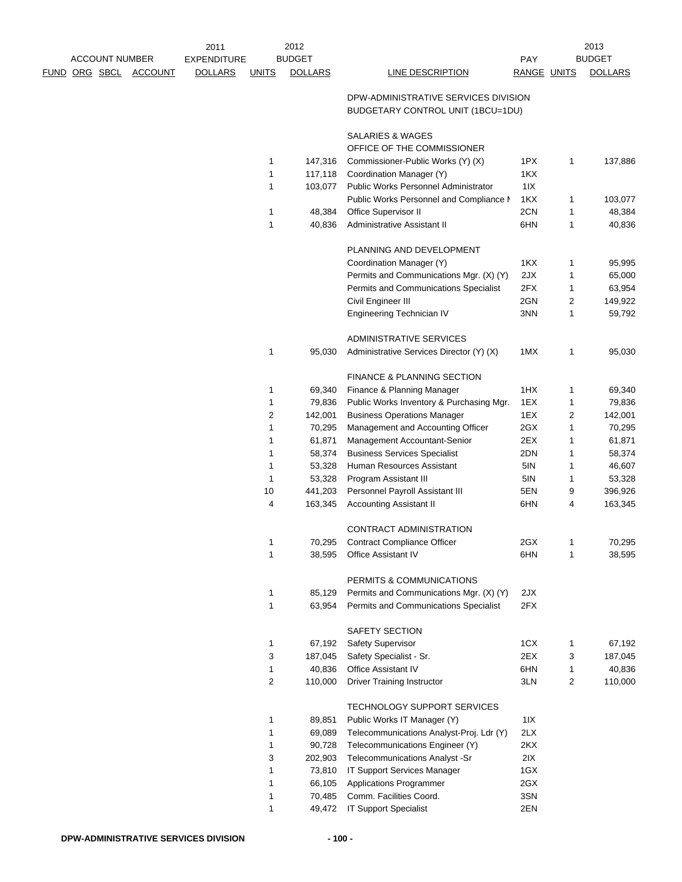| FUND | ORG | SBCL | ACCOUNT | 2011 EXPENDITURE DOLLARS | 2012 BUDGET UNITS | 2012 BUDGET DOLLARS | LINE DESCRIPTION | PAY RANGE | 2013 BUDGET UNITS | 2013 BUDGET DOLLARS |
|---|---|---|---|---|---|---|---|---|---|---|
| | | | | | | | DPW-ADMINISTRATIVE SERVICES DIVISION | | | |
| | | | | | | | BUDGETARY CONTROL UNIT (1BCU=1DU) | | | |
| | | | | | | | SALARIES & WAGES | | | |
| | | | | | | | OFFICE OF THE COMMISSIONER | | | |
| | | | | | 1 | 147,316 | Commissioner-Public Works (Y) (X) | 1PX | 1 | 137,886 |
| | | | | | 1 | 117,118 | Coordination Manager (Y) | 1KX | | |
| | | | | | 1 | 103,077 | Public Works Personnel Administrator | 1IX | | |
| | | | | | | | Public Works Personnel and Compliance M | 1KX | 1 | 103,077 |
| | | | | | 1 | 48,384 | Office Supervisor II | 2CN | 1 | 48,384 |
| | | | | | 1 | 40,836 | Administrative Assistant II | 6HN | 1 | 40,836 |
| | | | | | | | PLANNING AND DEVELOPMENT | | | |
| | | | | | | | Coordination Manager (Y) | 1KX | 1 | 95,995 |
| | | | | | | | Permits and Communications Mgr. (X) (Y) | 2JX | 1 | 65,000 |
| | | | | | | | Permits and Communications Specialist | 2FX | 1 | 63,954 |
| | | | | | | | Civil Engineer III | 2GN | 2 | 149,922 |
| | | | | | | | Engineering Technician IV | 3NN | 1 | 59,792 |
| | | | | | | | ADMINISTRATIVE SERVICES | | | |
| | | | | | 1 | 95,030 | Administrative Services Director (Y) (X) | 1MX | 1 | 95,030 |
| | | | | | | | FINANCE & PLANNING SECTION | | | |
| | | | | | 1 | 69,340 | Finance & Planning Manager | 1HX | 1 | 69,340 |
| | | | | | 1 | 79,836 | Public Works Inventory & Purchasing Mgr. | 1EX | 1 | 79,836 |
| | | | | | 2 | 142,001 | Business Operations Manager | 1EX | 2 | 142,001 |
| | | | | | 1 | 70,295 | Management and Accounting Officer | 2GX | 1 | 70,295 |
| | | | | | 1 | 61,871 | Management Accountant-Senior | 2EX | 1 | 61,871 |
| | | | | | 1 | 58,374 | Business Services Specialist | 2DN | 1 | 58,374 |
| | | | | | 1 | 53,328 | Human Resources Assistant | 5IN | 1 | 46,607 |
| | | | | | 1 | 53,328 | Program Assistant III | 5IN | 1 | 53,328 |
| | | | | | 10 | 441,203 | Personnel Payroll Assistant III | 5EN | 9 | 396,926 |
| | | | | | 4 | 163,345 | Accounting Assistant II | 6HN | 4 | 163,345 |
| | | | | | | | CONTRACT ADMINISTRATION | | | |
| | | | | | 1 | 70,295 | Contract Compliance Officer | 2GX | 1 | 70,295 |
| | | | | | 1 | 38,595 | Office Assistant IV | 6HN | 1 | 38,595 |
| | | | | | | | PERMITS & COMMUNICATIONS | | | |
| | | | | | 1 | 85,129 | Permits and Communications Mgr. (X) (Y) | 2JX | | |
| | | | | | 1 | 63,954 | Permits and Communications Specialist | 2FX | | |
| | | | | | | | SAFETY SECTION | | | |
| | | | | | 1 | 67,192 | Safety Supervisor | 1CX | 1 | 67,192 |
| | | | | | 3 | 187,045 | Safety Specialist - Sr. | 2EX | 3 | 187,045 |
| | | | | | 1 | 40,836 | Office Assistant IV | 6HN | 1 | 40,836 |
| | | | | | 2 | 110,000 | Driver Training Instructor | 3LN | 2 | 110,000 |
| | | | | | | | TECHNOLOGY SUPPORT SERVICES | | | |
| | | | | | 1 | 89,851 | Public Works IT Manager (Y) | 1IX | | |
| | | | | | 1 | 69,089 | Telecommunications Analyst-Proj. Ldr (Y) | 2LX | | |
| | | | | | 1 | 90,728 | Telecommunications Engineer (Y) | 2KX | | |
| | | | | | 3 | 202,903 | Telecommunications Analyst -Sr | 2IX | | |
| | | | | | 1 | 73,810 | IT Support Services Manager | 1GX | | |
| | | | | | 1 | 66,105 | Applications Programmer | 2GX | | |
| | | | | | 1 | 70,485 | Comm. Facilities Coord. | 3SN | | |
| | | | | | 1 | 49,472 | IT Support Specialist | 2EN | | |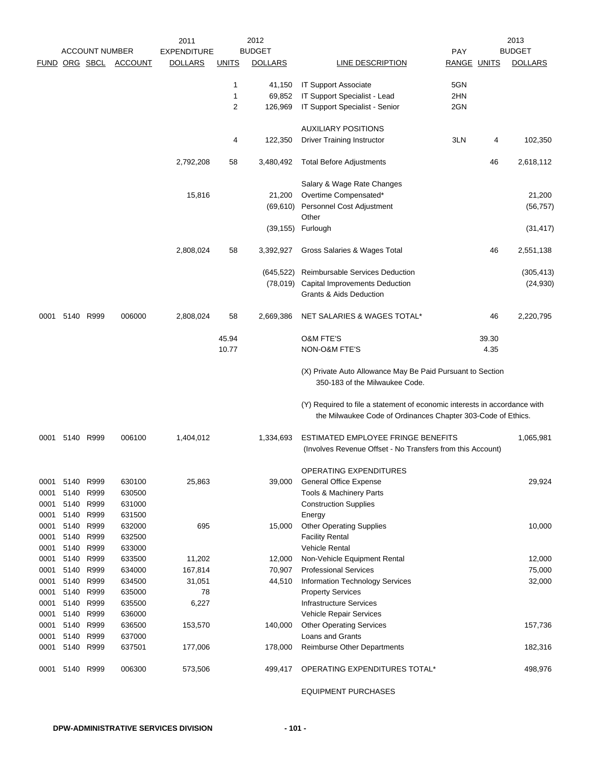| FUND | ORG | SBCL | ACCOUNT | 2011 EXPENDITURE DOLLARS | 2012 BUDGET UNITS | 2012 BUDGET DOLLARS | LINE DESCRIPTION | PAY RANGE | 2013 BUDGET UNITS | 2013 BUDGET DOLLARS |
|---|---|---|---|---|---|---|---|---|---|---|
| | | | | | 1 | 41,150 | IT Support Associate | 5GN | | |
| | | | | | 1 | 69,852 | IT Support Specialist - Lead | 2HN | | |
| | | | | | 2 | 126,969 | IT Support Specialist - Senior | 2GN | | |
| | | | | | | | AUXILIARY POSITIONS | | | |
| | | | | | 4 | 122,350 | Driver Training Instructor | 3LN | 4 | 102,350 |
| | | | | 2,792,208 | 58 | 3,480,492 | Total Before Adjustments | | 46 | 2,618,112 |
| | | | | | | | Salary & Wage Rate Changes | | | |
| | | | | 15,816 | | 21,200 | Overtime Compensated* | | | 21,200 |
| | | | | | | (69,610) | Personnel Cost Adjustment | | | (56,757) |
| | | | | | | | Other | | | |
| | | | | | | (39,155) | Furlough | | | (31,417) |
| | | | | 2,808,024 | 58 | 3,392,927 | Gross Salaries & Wages Total | | 46 | 2,551,138 |
| | | | | | | (645,522) | Reimbursable Services Deduction | | | (305,413) |
| | | | | | | (78,019) | Capital Improvements Deduction | | | (24,930) |
| | | | | | | | Grants & Aids Deduction | | | |
| 0001 | 5140 | R999 | 006000 | 2,808,024 | 58 | 2,669,386 | NET SALARIES & WAGES TOTAL* | | 46 | 2,220,795 |
| | | | | | 45.94 | | O&M FTE'S | | 39.30 | |
| | | | | | 10.77 | | NON-O&M FTE'S | | 4.35 | |

(X) Private Auto Allowance May Be Paid Pursuant to Section 350-183 of the Milwaukee Code.

(Y) Required to file a statement of economic interests in accordance with the Milwaukee Code of Ordinances Chapter 303-Code of Ethics.

| FUND | ORG | SBCL | ACCOUNT | 2011 EXPENDITURE DOLLARS | 2012 BUDGET UNITS | 2012 BUDGET DOLLARS | LINE DESCRIPTION | PAY RANGE | 2013 BUDGET UNITS | 2013 BUDGET DOLLARS |
|---|---|---|---|---|---|---|---|---|---|---|
| 0001 | 5140 | R999 | 006100 | 1,404,012 | | 1,334,693 | ESTIMATED EMPLOYEE FRINGE BENEFITS (Involves Revenue Offset - No Transfers from this Account) | | | 1,065,981 |
| | | | | | | | OPERATING EXPENDITURES | | | |
| 0001 | 5140 | R999 | 630100 | 25,863 | | 39,000 | General Office Expense | | | 29,924 |
| 0001 | 5140 | R999 | 630500 | | | | Tools & Machinery Parts | | | |
| 0001 | 5140 | R999 | 631000 | | | | Construction Supplies | | | |
| 0001 | 5140 | R999 | 631500 | | | | Energy | | | |
| 0001 | 5140 | R999 | 632000 | 695 | | 15,000 | Other Operating Supplies | | | 10,000 |
| 0001 | 5140 | R999 | 632500 | | | | Facility Rental | | | |
| 0001 | 5140 | R999 | 633000 | | | | Vehicle Rental | | | |
| 0001 | 5140 | R999 | 633500 | 11,202 | | 12,000 | Non-Vehicle Equipment Rental | | | 12,000 |
| 0001 | 5140 | R999 | 634000 | 167,814 | | 70,907 | Professional Services | | | 75,000 |
| 0001 | 5140 | R999 | 634500 | 31,051 | | 44,510 | Information Technology Services | | | 32,000 |
| 0001 | 5140 | R999 | 635000 | 78 | | | Property Services | | | |
| 0001 | 5140 | R999 | 635500 | 6,227 | | | Infrastructure Services | | | |
| 0001 | 5140 | R999 | 636000 | | | | Vehicle Repair Services | | | |
| 0001 | 5140 | R999 | 636500 | 153,570 | | 140,000 | Other Operating Services | | | 157,736 |
| 0001 | 5140 | R999 | 637000 | | | | Loans and Grants | | | |
| 0001 | 5140 | R999 | 637501 | 177,006 | | 178,000 | Reimburse Other Departments | | | 182,316 |
| 0001 | 5140 | R999 | 006300 | 573,506 | | 499,417 | OPERATING EXPENDITURES TOTAL* | | | 498,976 |
| | | | | | | | EQUIPMENT PURCHASES | | | |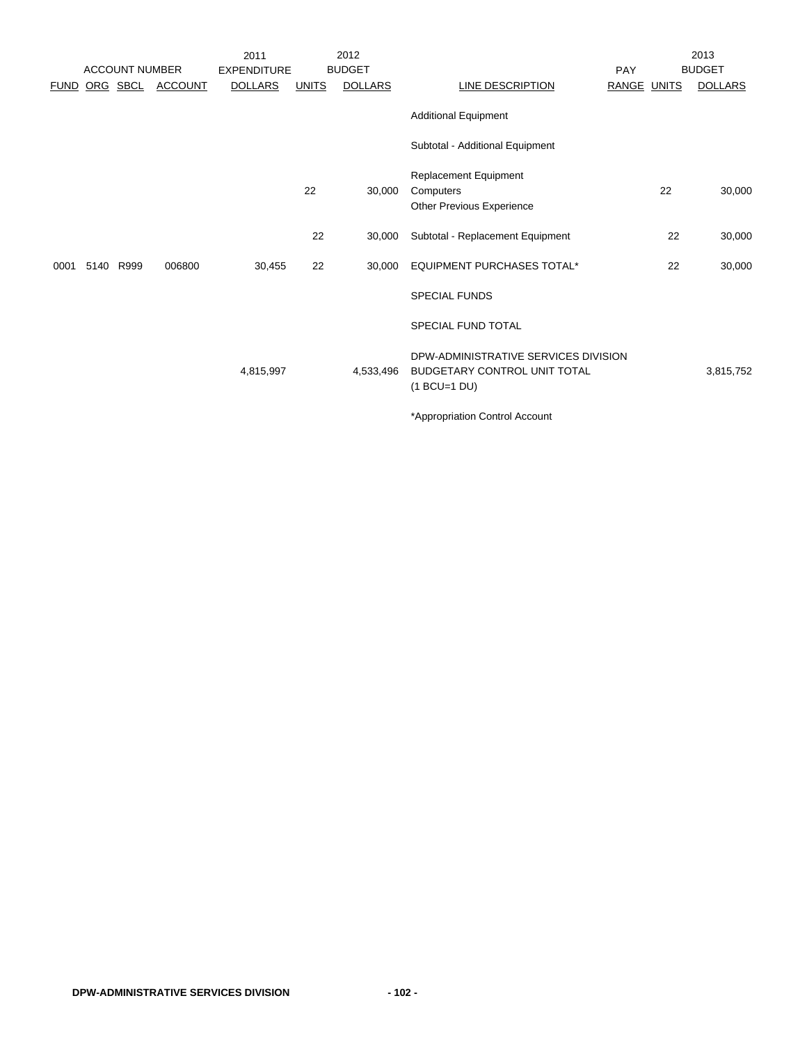| ACCOUNT NUMBER | | | | 2011 EXPENDITURE | 2012 BUDGET | | | PAY | 2013 BUDGET | |
|---|---|---|---|---|---|---|---|---|---|---|
| FUND | ORG | SBCL | ACCOUNT | DOLLARS | UNITS | DOLLARS | LINE DESCRIPTION | RANGE | UNITS | DOLLARS |
| | | | | | | | Additional Equipment | | | |
| | | | | | | | Subtotal - Additional Equipment | | | |
| | | | | | | | Replacement Equipment | | | |
| | | | | | 22 | 30,000 | Computers | | 22 | 30,000 |
| | | | | | | | Other Previous Experience | | | |
| | | | | | 22 | 30,000 | Subtotal - Replacement Equipment | | 22 | 30,000 |
| 0001 | 5140 | R999 | 006800 | 30,455 | 22 | 30,000 | EQUIPMENT PURCHASES TOTAL* | | 22 | 30,000 |
| | | | | | | | SPECIAL FUNDS | | | |
| | | | | | | | SPECIAL FUND TOTAL | | | |
| | | | | 4,815,997 | | 4,533,496 | DPW-ADMINISTRATIVE SERVICES DIVISION BUDGETARY CONTROL UNIT TOTAL (1 BCU=1 DU) | | | 3,815,752 |

*Appropriation Control Account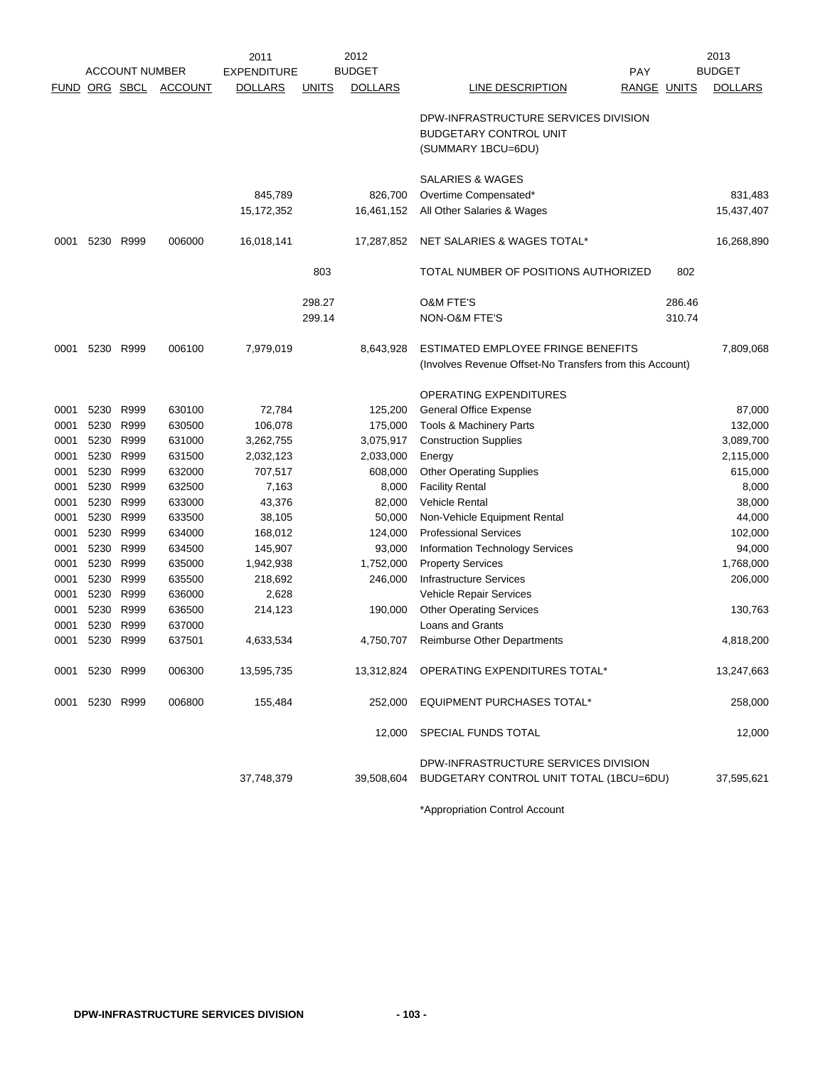| ACCOUNT NUMBER | | | | 2011 EXPENDITURE | 2012 BUDGET | | | PAY | | 2013 BUDGET |
|---|---|---|---|---|---|---|---|---|---|---|
| FUND | ORG | SBCL | ACCOUNT | DOLLARS | UNITS | DOLLARS | LINE DESCRIPTION | RANGE | UNITS | DOLLARS |
| | | | | | | | DPW-INFRASTRUCTURE SERVICES DIVISION BUDGETARY CONTROL UNIT (SUMMARY 1BCU=6DU) | | | |
| | | | | | | | SALARIES & WAGES | | | |
| | | | | 845,789 | | 826,700 | Overtime Compensated* | | | 831,483 |
| | | | | 15,172,352 | | 16,461,152 | All Other Salaries & Wages | | | 15,437,407 |
| 0001 | 5230 | R999 | 006000 | 16,018,141 | | 17,287,852 | NET SALARIES & WAGES TOTAL* | | | 16,268,890 |
| | | | | | 803 | | TOTAL NUMBER OF POSITIONS AUTHORIZED | | 802 | |
| | | | | | 298.27 | | O&M FTE'S | | 286.46 | |
| | | | | | 299.14 | | NON-O&M FTE'S | | 310.74 | |
| 0001 | 5230 | R999 | 006100 | 7,979,019 | | 8,643,928 | ESTIMATED EMPLOYEE FRINGE BENEFITS (Involves Revenue Offset-No Transfers from this Account) | | | 7,809,068 |
| | | | | | | | OPERATING EXPENDITURES | | | |
| 0001 | 5230 | R999 | 630100 | 72,784 | | 125,200 | General Office Expense | | | 87,000 |
| 0001 | 5230 | R999 | 630500 | 106,078 | | 175,000 | Tools & Machinery Parts | | | 132,000 |
| 0001 | 5230 | R999 | 631000 | 3,262,755 | | 3,075,917 | Construction Supplies | | | 3,089,700 |
| 0001 | 5230 | R999 | 631500 | 2,032,123 | | 2,033,000 | Energy | | | 2,115,000 |
| 0001 | 5230 | R999 | 632000 | 707,517 | | 608,000 | Other Operating Supplies | | | 615,000 |
| 0001 | 5230 | R999 | 632500 | 7,163 | | 8,000 | Facility Rental | | | 8,000 |
| 0001 | 5230 | R999 | 633000 | 43,376 | | 82,000 | Vehicle Rental | | | 38,000 |
| 0001 | 5230 | R999 | 633500 | 38,105 | | 50,000 | Non-Vehicle Equipment Rental | | | 44,000 |
| 0001 | 5230 | R999 | 634000 | 168,012 | | 124,000 | Professional Services | | | 102,000 |
| 0001 | 5230 | R999 | 634500 | 145,907 | | 93,000 | Information Technology Services | | | 94,000 |
| 0001 | 5230 | R999 | 635000 | 1,942,938 | | 1,752,000 | Property Services | | | 1,768,000 |
| 0001 | 5230 | R999 | 635500 | 218,692 | | 246,000 | Infrastructure Services | | | 206,000 |
| 0001 | 5230 | R999 | 636000 | 2,628 | | | Vehicle Repair Services | | | |
| 0001 | 5230 | R999 | 636500 | 214,123 | | 190,000 | Other Operating Services | | | 130,763 |
| 0001 | 5230 | R999 | 637000 | | | | Loans and Grants | | | |
| 0001 | 5230 | R999 | 637501 | 4,633,534 | | 4,750,707 | Reimburse Other Departments | | | 4,818,200 |
| 0001 | 5230 | R999 | 006300 | 13,595,735 | | 13,312,824 | OPERATING EXPENDITURES TOTAL* | | | 13,247,663 |
| 0001 | 5230 | R999 | 006800 | 155,484 | | 252,000 | EQUIPMENT PURCHASES TOTAL* | | | 258,000 |
| | | | | | | 12,000 | SPECIAL FUNDS TOTAL | | | 12,000 |
| | | | | 37,748,379 | | 39,508,604 | DPW-INFRASTRUCTURE SERVICES DIVISION BUDGETARY CONTROL UNIT TOTAL (1BCU=6DU) | | | 37,595,621 |

*Appropriation Control Account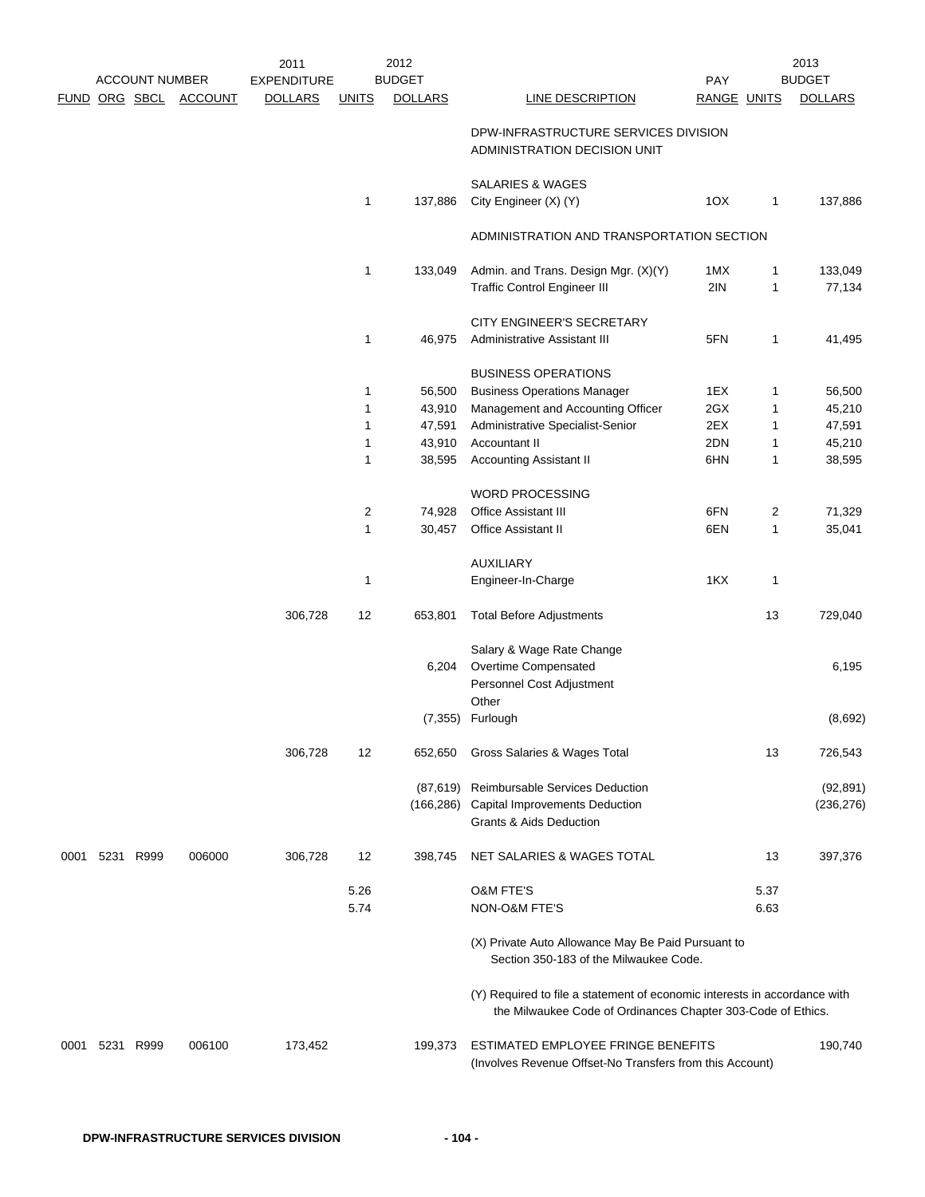| ACCOUNT NUMBER FUND | ORG | SBCL | ACCOUNT | 2011 EXPENDITURE DOLLARS | 2012 BUDGET UNITS | 2012 BUDGET DOLLARS | LINE DESCRIPTION | PAY RANGE | 2013 BUDGET UNITS | 2013 BUDGET DOLLARS |
|---|---|---|---|---|---|---|---|---|---|---|
| | | | | | | | DPW-INFRASTRUCTURE SERVICES DIVISION ADMINISTRATION DECISION UNIT | | | |
| | | | | | | | SALARIES & WAGES | | | |
| | | | | | 1 | 137,886 | City Engineer (X) (Y) | 1OX | 1 | 137,886 |
| | | | | | | | ADMINISTRATION AND TRANSPORTATION SECTION | | | |
| | | | | | 1 | 133,049 | Admin. and Trans. Design Mgr. (X)(Y) | 1MX | 1 | 133,049 |
| | | | | | | | Traffic Control Engineer III | 2IN | 1 | 77,134 |
| | | | | | | | CITY ENGINEER'S SECRETARY | | | |
| | | | | | 1 | 46,975 | Administrative Assistant III | 5FN | 1 | 41,495 |
| | | | | | | | BUSINESS OPERATIONS | | | |
| | | | | | 1 | 56,500 | Business Operations Manager | 1EX | 1 | 56,500 |
| | | | | | 1 | 43,910 | Management and Accounting Officer | 2GX | 1 | 45,210 |
| | | | | | 1 | 47,591 | Administrative Specialist-Senior | 2EX | 1 | 47,591 |
| | | | | | 1 | 43,910 | Accountant II | 2DN | 1 | 45,210 |
| | | | | | 1 | 38,595 | Accounting Assistant II | 6HN | 1 | 38,595 |
| | | | | | | | WORD PROCESSING | | | |
| | | | | | 2 | 74,928 | Office Assistant III | 6FN | 2 | 71,329 |
| | | | | | 1 | 30,457 | Office Assistant II | 6EN | 1 | 35,041 |
| | | | | | | | AUXILIARY | | | |
| | | | | | 1 | | Engineer-In-Charge | 1KX | 1 | |
| | | | | 306,728 | 12 | 653,801 | Total Before Adjustments | | 13 | 729,040 |
| | | | | | | | Salary & Wage Rate Change | | | |
| | | | | | | 6,204 | Overtime Compensated | | | 6,195 |
| | | | | | | | Personnel Cost Adjustment | | | |
| | | | | | | | Other | | | |
| | | | | | | (7,355) | Furlough | | | (8,692) |
| | | | | 306,728 | 12 | 652,650 | Gross Salaries & Wages Total | | 13 | 726,543 |
| | | | | | | (87,619) | Reimbursable Services Deduction | | | (92,891) |
| | | | | | | (166,286) | Capital Improvements Deduction | | | (236,276) |
| | | | | | | | Grants & Aids Deduction | | | |
| 0001 | 5231 | R999 | 006000 | 306,728 | 12 | 398,745 | NET SALARIES & WAGES TOTAL | | 13 | 397,376 |
| | | | | | 5.26 | | O&M FTE'S | | 5.37 | |
| | | | | | 5.74 | | NON-O&M FTE'S | | 6.63 | |
| | | | | | | | (X) Private Auto Allowance May Be Paid Pursuant to Section 350-183 of the Milwaukee Code. | | | |
| | | | | | | | (Y) Required to file a statement of economic interests in accordance with the Milwaukee Code of Ordinances Chapter 303-Code of Ethics. | | | |
| 0001 | 5231 | R999 | 006100 | 173,452 | | 199,373 | ESTIMATED EMPLOYEE FRINGE BENEFITS (Involves Revenue Offset-No Transfers from this Account) | | | 190,740 |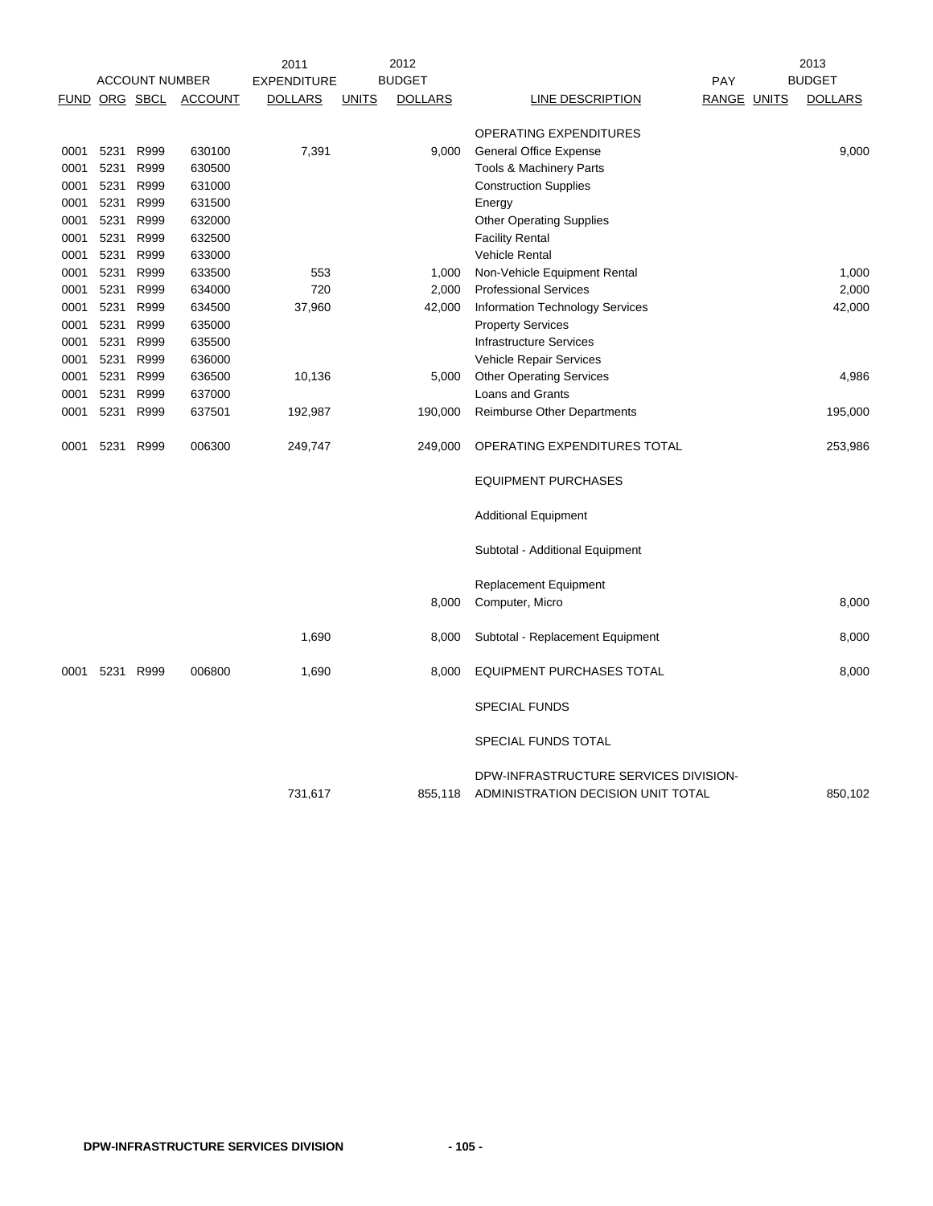| ACCOUNT NUMBER | | | | 2011 EXPENDITURE | 2012 BUDGET | | | PAY | | 2013 BUDGET |
|---|---|---|---|---|---|---|---|---|---|---|
| FUND | ORG | SBCL | ACCOUNT | DOLLARS | UNITS | DOLLARS | LINE DESCRIPTION | RANGE | UNITS | DOLLARS |
| | | | | | | | OPERATING EXPENDITURES | | | |
| 0001 | 5231 | R999 | 630100 | 7,391 | | 9,000 | General Office Expense | | | 9,000 |
| 0001 | 5231 | R999 | 630500 | | | | Tools & Machinery Parts | | | |
| 0001 | 5231 | R999 | 631000 | | | | Construction Supplies | | | |
| 0001 | 5231 | R999 | 631500 | | | | Energy | | | |
| 0001 | 5231 | R999 | 632000 | | | | Other Operating Supplies | | | |
| 0001 | 5231 | R999 | 632500 | | | | Facility Rental | | | |
| 0001 | 5231 | R999 | 633000 | | | | Vehicle Rental | | | |
| 0001 | 5231 | R999 | 633500 | 553 | | 1,000 | Non-Vehicle Equipment Rental | | | 1,000 |
| 0001 | 5231 | R999 | 634000 | 720 | | 2,000 | Professional Services | | | 2,000 |
| 0001 | 5231 | R999 | 634500 | 37,960 | | 42,000 | Information Technology Services | | | 42,000 |
| 0001 | 5231 | R999 | 635000 | | | | Property Services | | | |
| 0001 | 5231 | R999 | 635500 | | | | Infrastructure Services | | | |
| 0001 | 5231 | R999 | 636000 | | | | Vehicle Repair Services | | | |
| 0001 | 5231 | R999 | 636500 | 10,136 | | 5,000 | Other Operating Services | | | 4,986 |
| 0001 | 5231 | R999 | 637000 | | | | Loans and Grants | | | |
| 0001 | 5231 | R999 | 637501 | 192,987 | | 190,000 | Reimburse Other Departments | | | 195,000 |
| 0001 | 5231 | R999 | 006300 | 249,747 | | 249,000 | OPERATING EXPENDITURES TOTAL | | | 253,986 |
| | | | | | | | EQUIPMENT PURCHASES | | | |
| | | | | | | | Additional Equipment | | | |
| | | | | | | | Subtotal - Additional Equipment | | | |
| | | | | | | | Replacement Equipment | | | |
| | | | | | | 8,000 | Computer, Micro | | | 8,000 |
| | | | | 1,690 | | 8,000 | Subtotal - Replacement Equipment | | | 8,000 |
| 0001 | 5231 | R999 | 006800 | 1,690 | | 8,000 | EQUIPMENT PURCHASES TOTAL | | | 8,000 |
| | | | | | | | SPECIAL FUNDS | | | |
| | | | | | | | SPECIAL FUNDS TOTAL | | | |
| | | | | 731,617 | | 855,118 | DPW-INFRASTRUCTURE SERVICES DIVISION-ADMINISTRATION DECISION UNIT TOTAL | | | 850,102 |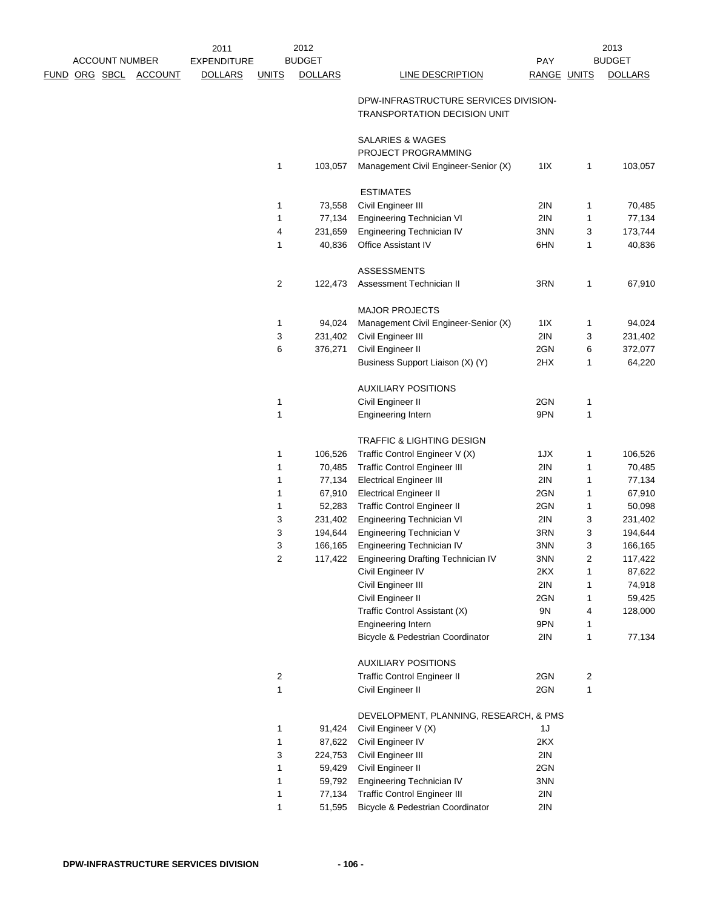| ACCOUNT NUMBER FUND | ORG | SBCL | ACCOUNT | 2011 EXPENDITURE DOLLARS | 2012 BUDGET UNITS | 2012 BUDGET DOLLARS | LINE DESCRIPTION | PAY RANGE | 2013 BUDGET UNITS | 2013 BUDGET DOLLARS |
|---|---|---|---|---|---|---|---|---|---|---|
| | | | | | | | DPW-INFRASTRUCTURE SERVICES DIVISION-TRANSPORTATION DECISION UNIT | | | |
| | | | | | | | SALARIES & WAGES | | | |
| | | | | | | | PROJECT PROGRAMMING | | | |
| | | | | | 1 | 103,057 | Management Civil Engineer-Senior (X) | 1IX | 1 | 103,057 |
| | | | | | | | ESTIMATES | | | |
| | | | | | 1 | 73,558 | Civil Engineer III | 2IN | 1 | 70,485 |
| | | | | | 1 | 77,134 | Engineering Technician VI | 2IN | 1 | 77,134 |
| | | | | | 4 | 231,659 | Engineering Technician IV | 3NN | 3 | 173,744 |
| | | | | | 1 | 40,836 | Office Assistant IV | 6HN | 1 | 40,836 |
| | | | | | | | ASSESSMENTS | | | |
| | | | | | 2 | 122,473 | Assessment Technician II | 3RN | 1 | 67,910 |
| | | | | | | | MAJOR PROJECTS | | | |
| | | | | | 1 | 94,024 | Management Civil Engineer-Senior (X) | 1IX | 1 | 94,024 |
| | | | | | 3 | 231,402 | Civil Engineer III | 2IN | 3 | 231,402 |
| | | | | | 6 | 376,271 | Civil Engineer II | 2GN | 6 | 372,077 |
| | | | | | | | Business Support Liaison (X) (Y) | 2HX | 1 | 64,220 |
| | | | | | | | AUXILIARY POSITIONS | | | |
| | | | | | 1 | | Civil Engineer II | 2GN | 1 | |
| | | | | | 1 | | Engineering Intern | 9PN | 1 | |
| | | | | | | | TRAFFIC & LIGHTING DESIGN | | | |
| | | | | | 1 | 106,526 | Traffic Control Engineer V (X) | 1JX | 1 | 106,526 |
| | | | | | 1 | 70,485 | Traffic Control Engineer III | 2IN | 1 | 70,485 |
| | | | | | 1 | 77,134 | Electrical Engineer III | 2IN | 1 | 77,134 |
| | | | | | 1 | 67,910 | Electrical Engineer II | 2GN | 1 | 67,910 |
| | | | | | 1 | 52,283 | Traffic Control Engineer II | 2GN | 1 | 50,098 |
| | | | | | 3 | 231,402 | Engineering Technician VI | 2IN | 3 | 231,402 |
| | | | | | 3 | 194,644 | Engineering Technician V | 3RN | 3 | 194,644 |
| | | | | | 3 | 166,165 | Engineering Technician IV | 3NN | 3 | 166,165 |
| | | | | | 2 | 117,422 | Engineering Drafting Technician IV | 3NN | 2 | 117,422 |
| | | | | | | | Civil Engineer IV | 2KX | 1 | 87,622 |
| | | | | | | | Civil Engineer III | 2IN | 1 | 74,918 |
| | | | | | | | Civil Engineer II | 2GN | 1 | 59,425 |
| | | | | | | | Traffic Control Assistant (X) | 9N | 4 | 128,000 |
| | | | | | | | Engineering Intern | 9PN | 1 | |
| | | | | | | | Bicycle & Pedestrian Coordinator | 2IN | 1 | 77,134 |
| | | | | | | | AUXILIARY POSITIONS | | | |
| | | | | | 2 | | Traffic Control Engineer II | 2GN | 2 | |
| | | | | | 1 | | Civil Engineer II | 2GN | 1 | |
| | | | | | | | DEVELOPMENT, PLANNING, RESEARCH, & PMS | | | |
| | | | | | 1 | 91,424 | Civil Engineer V (X) | 1J | | |
| | | | | | 1 | 87,622 | Civil Engineer IV | 2KX | | |
| | | | | | 3 | 224,753 | Civil Engineer III | 2IN | | |
| | | | | | 1 | 59,429 | Civil Engineer II | 2GN | | |
| | | | | | 1 | 59,792 | Engineering Technician IV | 3NN | | |
| | | | | | 1 | 77,134 | Traffic Control Engineer III | 2IN | | |
| | | | | | 1 | 51,595 | Bicycle & Pedestrian Coordinator | 2IN | | |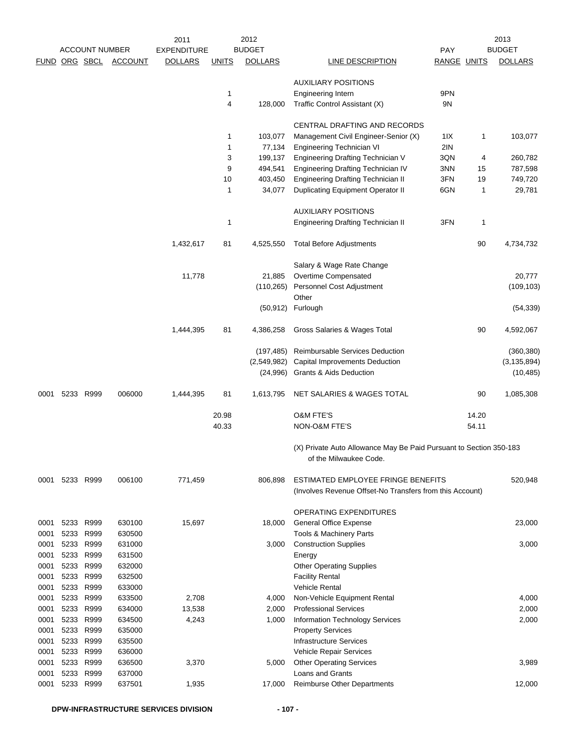| ACCOUNT NUMBER | | | | 2011 EXPENDITURE | 2012 BUDGET | | | | 2013 BUDGET | |
|---|---|---|---|---|---|---|---|---|---|---|
| FUND | ORG | SBCL | ACCOUNT | DOLLARS | UNITS | DOLLARS | LINE DESCRIPTION | PAY RANGE | UNITS | DOLLARS |
| | | | | | | | AUXILIARY POSITIONS | | | |
| | | | | | 1 | | Engineering Intern | 9PN | | |
| | | | | | 4 | 128,000 | Traffic Control Assistant (X) | 9N | | |
| | | | | | | | CENTRAL DRAFTING AND RECORDS | | | |
| | | | | | 1 | 103,077 | Management Civil Engineer-Senior (X) | 1IX | 1 | 103,077 |
| | | | | | 1 | 77,134 | Engineering Technician VI | 2IN | | |
| | | | | | 3 | 199,137 | Engineering Drafting Technician V | 3QN | 4 | 260,782 |
| | | | | | 9 | 494,541 | Engineering Drafting Technician IV | 3NN | 15 | 787,598 |
| | | | | | 10 | 403,450 | Engineering Drafting Technician II | 3FN | 19 | 749,720 |
| | | | | | 1 | 34,077 | Duplicating Equipment Operator II | 6GN | 1 | 29,781 |
| | | | | | | | AUXILIARY POSITIONS | | | |
| | | | | | 1 | | Engineering Drafting Technician II | 3FN | 1 | |
| | | | | 1,432,617 | 81 | 4,525,550 | Total Before Adjustments | | 90 | 4,734,732 |
| | | | | | | | Salary & Wage Rate Change | | | |
| | | | | 11,778 | | 21,885 | Overtime Compensated | | | 20,777 |
| | | | | | | (110,265) | Personnel Cost Adjustment | | | (109,103) |
| | | | | | | | Other | | | |
| | | | | | | (50,912) | Furlough | | | (54,339) |
| | | | | 1,444,395 | 81 | 4,386,258 | Gross Salaries & Wages Total | | 90 | 4,592,067 |
| | | | | | | (197,485) | Reimbursable Services Deduction | | | (360,380) |
| | | | | | | (2,549,982) | Capital Improvements Deduction | | | (3,135,894) |
| | | | | | | (24,996) | Grants & Aids Deduction | | | (10,485) |
| 0001 | 5233 | R999 | 006000 | 1,444,395 | 81 | 1,613,795 | NET SALARIES & WAGES TOTAL | | 90 | 1,085,308 |
| | | | | | 20.98 | | O&M FTE'S | | 14.20 | |
| | | | | | 40.33 | | NON-O&M FTE'S | | 54.11 | |
| | | | | | | | (X) Private Auto Allowance May Be Paid Pursuant to Section 350-183 of the Milwaukee Code. | | | |
| 0001 | 5233 | R999 | 006100 | 771,459 | | 806,898 | ESTIMATED EMPLOYEE FRINGE BENEFITS (Involves Revenue Offset-No Transfers from this Account) | | | 520,948 |
| | | | | | | | OPERATING EXPENDITURES | | | |
| 0001 | 5233 | R999 | 630100 | 15,697 | | 18,000 | General Office Expense | | | 23,000 |
| 0001 | 5233 | R999 | 630500 | | | | Tools & Machinery Parts | | | |
| 0001 | 5233 | R999 | 631000 | | | 3,000 | Construction Supplies | | | 3,000 |
| 0001 | 5233 | R999 | 631500 | | | | Energy | | | |
| 0001 | 5233 | R999 | 632000 | | | | Other Operating Supplies | | | |
| 0001 | 5233 | R999 | 632500 | | | | Facility Rental | | | |
| 0001 | 5233 | R999 | 633000 | | | | Vehicle Rental | | | |
| 0001 | 5233 | R999 | 633500 | 2,708 | | 4,000 | Non-Vehicle Equipment Rental | | | 4,000 |
| 0001 | 5233 | R999 | 634000 | 13,538 | | 2,000 | Professional Services | | | 2,000 |
| 0001 | 5233 | R999 | 634500 | 4,243 | | 1,000 | Information Technology Services | | | 2,000 |
| 0001 | 5233 | R999 | 635000 | | | | Property Services | | | |
| 0001 | 5233 | R999 | 635500 | | | | Infrastructure Services | | | |
| 0001 | 5233 | R999 | 636000 | | | | Vehicle Repair Services | | | |
| 0001 | 5233 | R999 | 636500 | 3,370 | | 5,000 | Other Operating Services | | | 3,989 |
| 0001 | 5233 | R999 | 637000 | | | | Loans and Grants | | | |
| 0001 | 5233 | R999 | 637501 | 1,935 | | 17,000 | Reimburse Other Departments | | | 12,000 |

DPW-INFRASTRUCTURE SERVICES DIVISION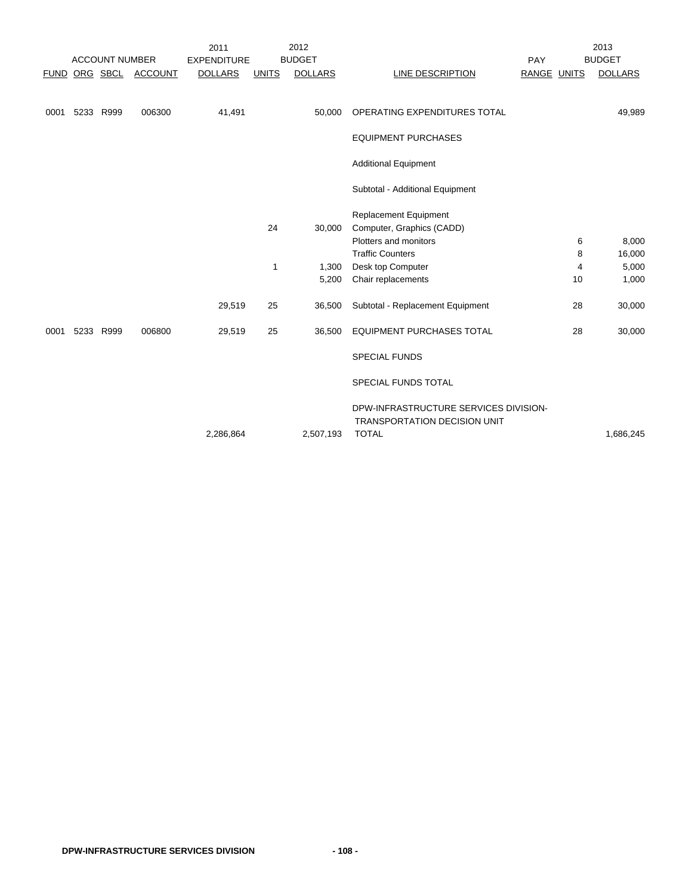| ACCOUNT NUMBER | | | | 2011 EXPENDITURE | 2012 BUDGET | | | PAY | | 2013 BUDGET |
|---|---|---|---|---|---|---|---|---|---|---|
| FUND | ORG | SBCL | ACCOUNT | DOLLARS | UNITS | DOLLARS | LINE DESCRIPTION | RANGE | UNITS | DOLLARS |
| 0001 | 5233 | R999 | 006300 | 41,491 | | 50,000 | OPERATING EXPENDITURES TOTAL | | | 49,989 |
| | | | | | | | EQUIPMENT PURCHASES | | | |
| | | | | | | | Additional Equipment | | | |
| | | | | | | | Subtotal - Additional Equipment | | | |
| | | | | | | | Replacement Equipment | | | |
| | | | | | 24 | 30,000 | Computer, Graphics (CADD) | | | |
| | | | | | | | Plotters and monitors | | 6 | 8,000 |
| | | | | | | | Traffic Counters | | 8 | 16,000 |
| | | | | | 1 | 1,300 | Desk top Computer | | 4 | 5,000 |
| | | | | | | 5,200 | Chair replacements | | 10 | 1,000 |
| | | | | 29,519 | 25 | 36,500 | Subtotal - Replacement Equipment | | 28 | 30,000 |
| 0001 | 5233 | R999 | 006800 | 29,519 | 25 | 36,500 | EQUIPMENT PURCHASES TOTAL | | 28 | 30,000 |
| | | | | | | | SPECIAL FUNDS | | | |
| | | | | | | | SPECIAL FUNDS TOTAL | | | |
| | | | | 2,286,864 | | 2,507,193 | DPW-INFRASTRUCTURE SERVICES DIVISION- TRANSPORTATION DECISION UNIT TOTAL | | | 1,686,245 |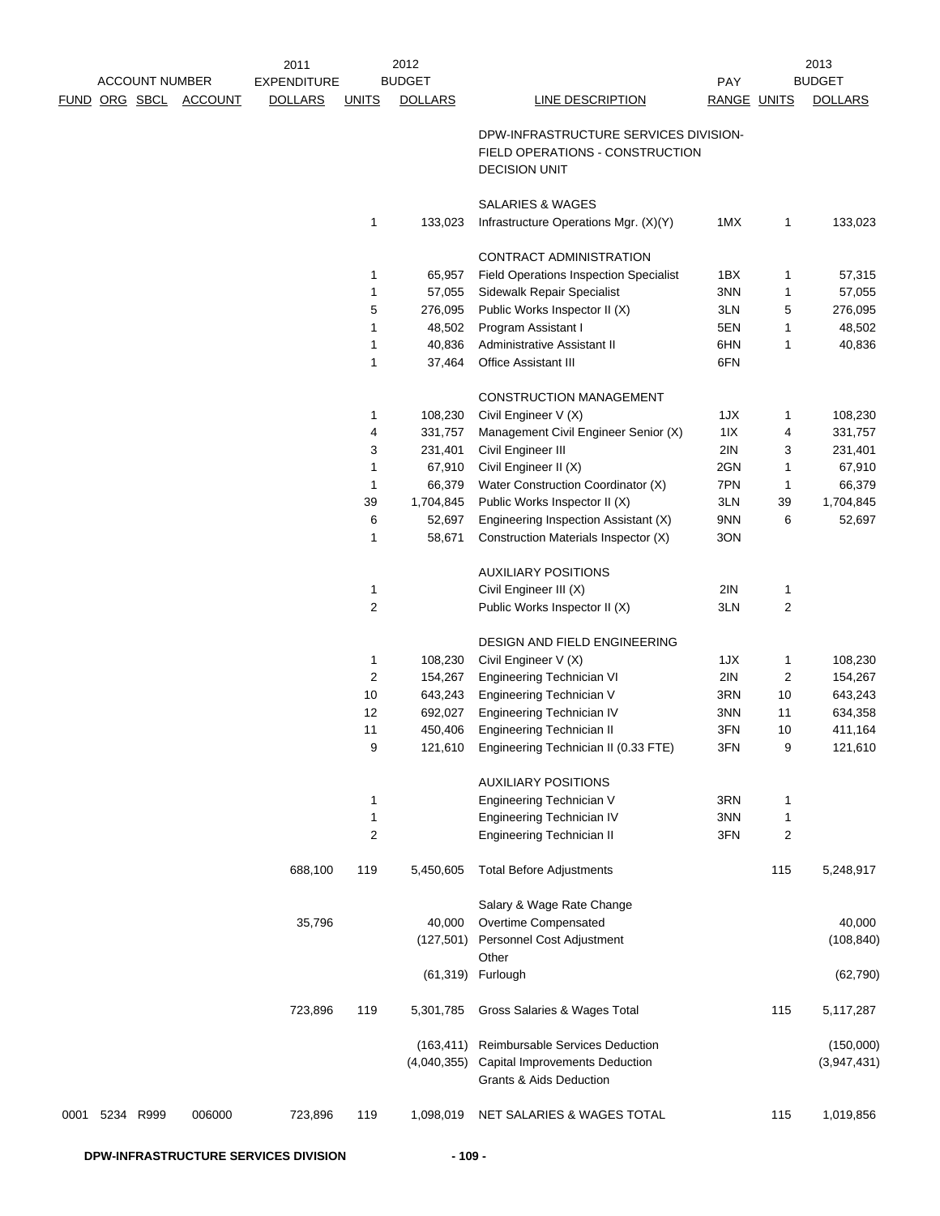| ACCOUNT NUMBER | | | | 2011 EXPENDITURE | 2012 BUDGET | | | PAY | 2013 BUDGET | |
|---|---|---|---|---|---|---|---|---|---|---|
| FUND | ORG | SBCL | ACCOUNT | DOLLARS | UNITS | DOLLARS | LINE DESCRIPTION | RANGE | UNITS | DOLLARS |
| | | | | | | | DPW-INFRASTRUCTURE SERVICES DIVISION- FIELD OPERATIONS - CONSTRUCTION DECISION UNIT | | | |
| | | | | | | | SALARIES & WAGES | | | |
| | | | | | 1 | 133,023 | Infrastructure Operations Mgr. (X)(Y) | 1MX | 1 | 133,023 |
| | | | | | | | CONTRACT ADMINISTRATION | | | |
| | | | | | 1 | 65,957 | Field Operations Inspection Specialist | 1BX | 1 | 57,315 |
| | | | | | 1 | 57,055 | Sidewalk Repair Specialist | 3NN | 1 | 57,055 |
| | | | | | 5 | 276,095 | Public Works Inspector II (X) | 3LN | 5 | 276,095 |
| | | | | | 1 | 48,502 | Program Assistant I | 5EN | 1 | 48,502 |
| | | | | | 1 | 40,836 | Administrative Assistant II | 6HN | 1 | 40,836 |
| | | | | | 1 | 37,464 | Office Assistant III | 6FN | | |
| | | | | | | | CONSTRUCTION MANAGEMENT | | | |
| | | | | | 1 | 108,230 | Civil Engineer V (X) | 1JX | 1 | 108,230 |
| | | | | | 4 | 331,757 | Management Civil Engineer Senior (X) | 1IX | 4 | 331,757 |
| | | | | | 3 | 231,401 | Civil Engineer III | 2IN | 3 | 231,401 |
| | | | | | 1 | 67,910 | Civil Engineer II (X) | 2GN | 1 | 67,910 |
| | | | | | 1 | 66,379 | Water Construction Coordinator (X) | 7PN | 1 | 66,379 |
| | | | | | 39 | 1,704,845 | Public Works Inspector II (X) | 3LN | 39 | 1,704,845 |
| | | | | | 6 | 52,697 | Engineering Inspection Assistant (X) | 9NN | 6 | 52,697 |
| | | | | | 1 | 58,671 | Construction Materials Inspector (X) | 3ON | | |
| | | | | | | | AUXILIARY POSITIONS | | | |
| | | | | | 1 | | Civil Engineer III (X) | 2IN | 1 | |
| | | | | | 2 | | Public Works Inspector II (X) | 3LN | 2 | |
| | | | | | | | DESIGN AND FIELD ENGINEERING | | | |
| | | | | | 1 | 108,230 | Civil Engineer V (X) | 1JX | 1 | 108,230 |
| | | | | | 2 | 154,267 | Engineering Technician VI | 2IN | 2 | 154,267 |
| | | | | | 10 | 643,243 | Engineering Technician V | 3RN | 10 | 643,243 |
| | | | | | 12 | 692,027 | Engineering Technician IV | 3NN | 11 | 634,358 |
| | | | | | 11 | 450,406 | Engineering Technician II | 3FN | 10 | 411,164 |
| | | | | | 9 | 121,610 | Engineering Technician II (0.33 FTE) | 3FN | 9 | 121,610 |
| | | | | | | | AUXILIARY POSITIONS | | | |
| | | | | | 1 | | Engineering Technician V | 3RN | 1 | |
| | | | | | 1 | | Engineering Technician IV | 3NN | 1 | |
| | | | | | 2 | | Engineering Technician II | 3FN | 2 | |
| | | | | 688,100 | 119 | 5,450,605 | Total Before Adjustments | | 115 | 5,248,917 |
| | | | | | | | Salary & Wage Rate Change | | | |
| | | | | 35,796 | | 40,000 | Overtime Compensated | | | 40,000 |
| | | | | | | (127,501) | Personnel Cost Adjustment | | | (108,840) |
| | | | | | | | Other | | | |
| | | | | | | (61,319) | Furlough | | | (62,790) |
| | | | | 723,896 | 119 | 5,301,785 | Gross Salaries & Wages Total | | 115 | 5,117,287 |
| | | | | | | (163,411) | Reimbursable Services Deduction | | | (150,000) |
| | | | | | | (4,040,355) | Capital Improvements Deduction | | | (3,947,431) |
| | | | | | | | Grants & Aids Deduction | | | |
| 0001 | 5234 | R999 | 006000 | 723,896 | 119 | 1,098,019 | NET SALARIES & WAGES TOTAL | | 115 | 1,019,856 |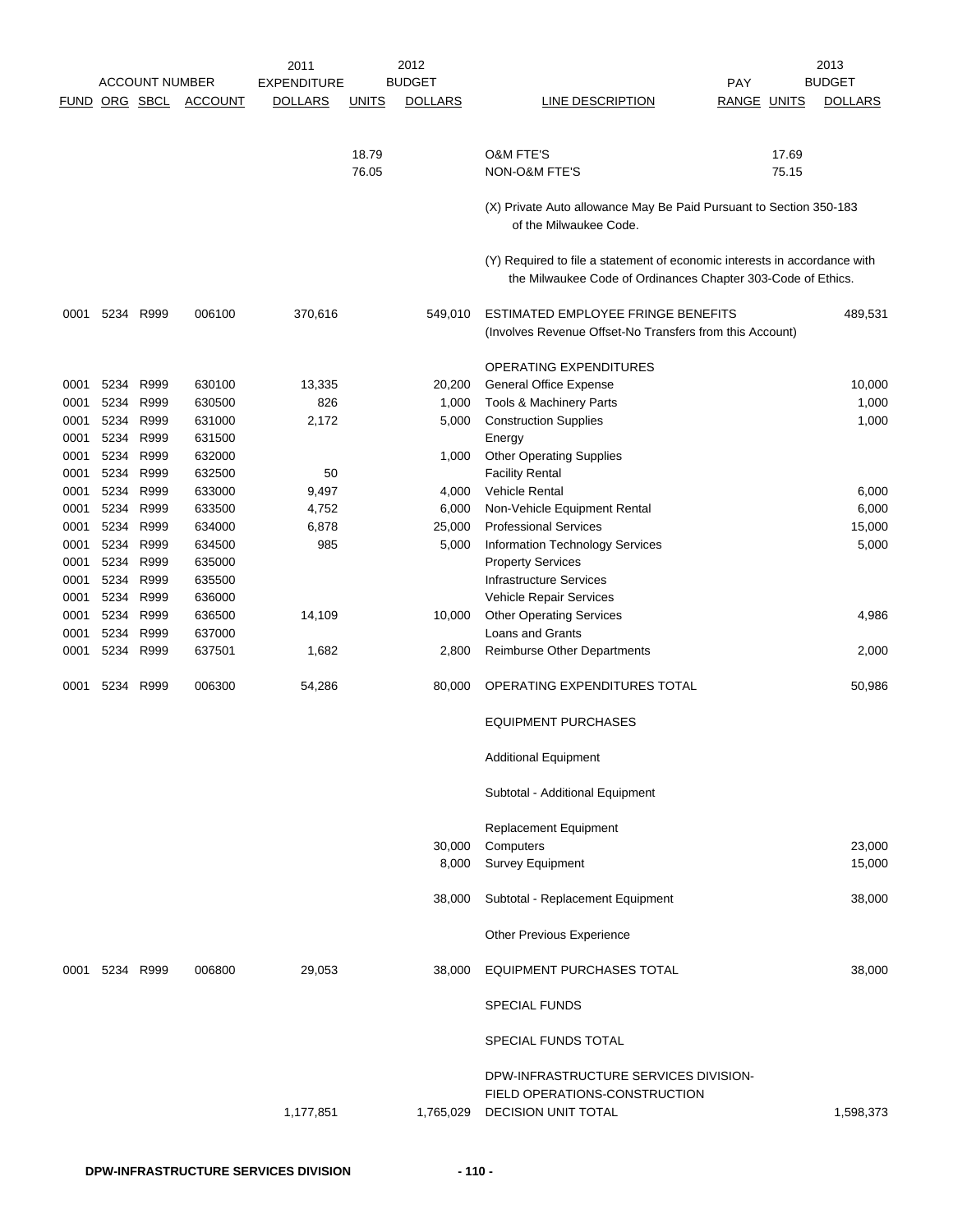| ACCOUNT NUMBER | | | | 2011 EXPENDITURE | 2012 BUDGET | | | PAY | 2013 BUDGET | |
|---|---|---|---|---|---|---|---|---|---|---|
| FUND | ORG | SBCL | ACCOUNT | DOLLARS | UNITS | DOLLARS | LINE DESCRIPTION | RANGE | UNITS | DOLLARS |
| | | | | | 18.79 | | O&M FTE'S | | 17.69 | |
| | | | | | 76.05 | | NON-O&M FTE'S | | 75.15 | |
| | | | | | | | (X) Private Auto allowance May Be Paid Pursuant to Section 350-183 of the Milwaukee Code. | | | |
| | | | | | | | (Y) Required to file a statement of economic interests in accordance with the Milwaukee Code of Ordinances Chapter 303-Code of Ethics. | | | |
| 0001 | 5234 | R999 | 006100 | 370,616 | | 549,010 | ESTIMATED EMPLOYEE FRINGE BENEFITS (Involves Revenue Offset-No Transfers from this Account) | | | 489,531 |
| | | | | | | | OPERATING EXPENDITURES | | | |
| 0001 | 5234 | R999 | 630100 | 13,335 | | 20,200 | General Office Expense | | | 10,000 |
| 0001 | 5234 | R999 | 630500 | 826 | | 1,000 | Tools & Machinery Parts | | | 1,000 |
| 0001 | 5234 | R999 | 631000 | 2,172 | | 5,000 | Construction Supplies | | | 1,000 |
| 0001 | 5234 | R999 | 631500 | | | | Energy | | | |
| 0001 | 5234 | R999 | 632000 | | | 1,000 | Other Operating Supplies | | | |
| 0001 | 5234 | R999 | 632500 | 50 | | | Facility Rental | | | |
| 0001 | 5234 | R999 | 633000 | 9,497 | | 4,000 | Vehicle Rental | | | 6,000 |
| 0001 | 5234 | R999 | 633500 | 4,752 | | 6,000 | Non-Vehicle Equipment Rental | | | 6,000 |
| 0001 | 5234 | R999 | 634000 | 6,878 | | 25,000 | Professional Services | | | 15,000 |
| 0001 | 5234 | R999 | 634500 | 985 | | 5,000 | Information Technology Services | | | 5,000 |
| 0001 | 5234 | R999 | 635000 | | | | Property Services | | | |
| 0001 | 5234 | R999 | 635500 | | | | Infrastructure Services | | | |
| 0001 | 5234 | R999 | 636000 | | | | Vehicle Repair Services | | | |
| 0001 | 5234 | R999 | 636500 | 14,109 | | 10,000 | Other Operating Services | | | 4,986 |
| 0001 | 5234 | R999 | 637000 | | | | Loans and Grants | | | |
| 0001 | 5234 | R999 | 637501 | 1,682 | | 2,800 | Reimburse Other Departments | | | 2,000 |
| 0001 | 5234 | R999 | 006300 | 54,286 | | 80,000 | OPERATING EXPENDITURES TOTAL | | | 50,986 |
| | | | | | | | EQUIPMENT PURCHASES | | | |
| | | | | | | | Additional Equipment | | | |
| | | | | | | | Subtotal - Additional Equipment | | | |
| | | | | | | | Replacement Equipment | | | |
| | | | | | | 30,000 | Computers | | | 23,000 |
| | | | | | | 8,000 | Survey Equipment | | | 15,000 |
| | | | | | | 38,000 | Subtotal - Replacement Equipment | | | 38,000 |
| | | | | | | | Other Previous Experience | | | |
| 0001 | 5234 | R999 | 006800 | 29,053 | | 38,000 | EQUIPMENT PURCHASES TOTAL | | | 38,000 |
| | | | | | | | SPECIAL FUNDS | | | |
| | | | | | | | SPECIAL FUNDS TOTAL | | | |
| | | | | 1,177,851 | | 1,765,029 | DPW-INFRASTRUCTURE SERVICES DIVISION-FIELD OPERATIONS-CONSTRUCTION DECISION UNIT TOTAL | | | 1,598,373 |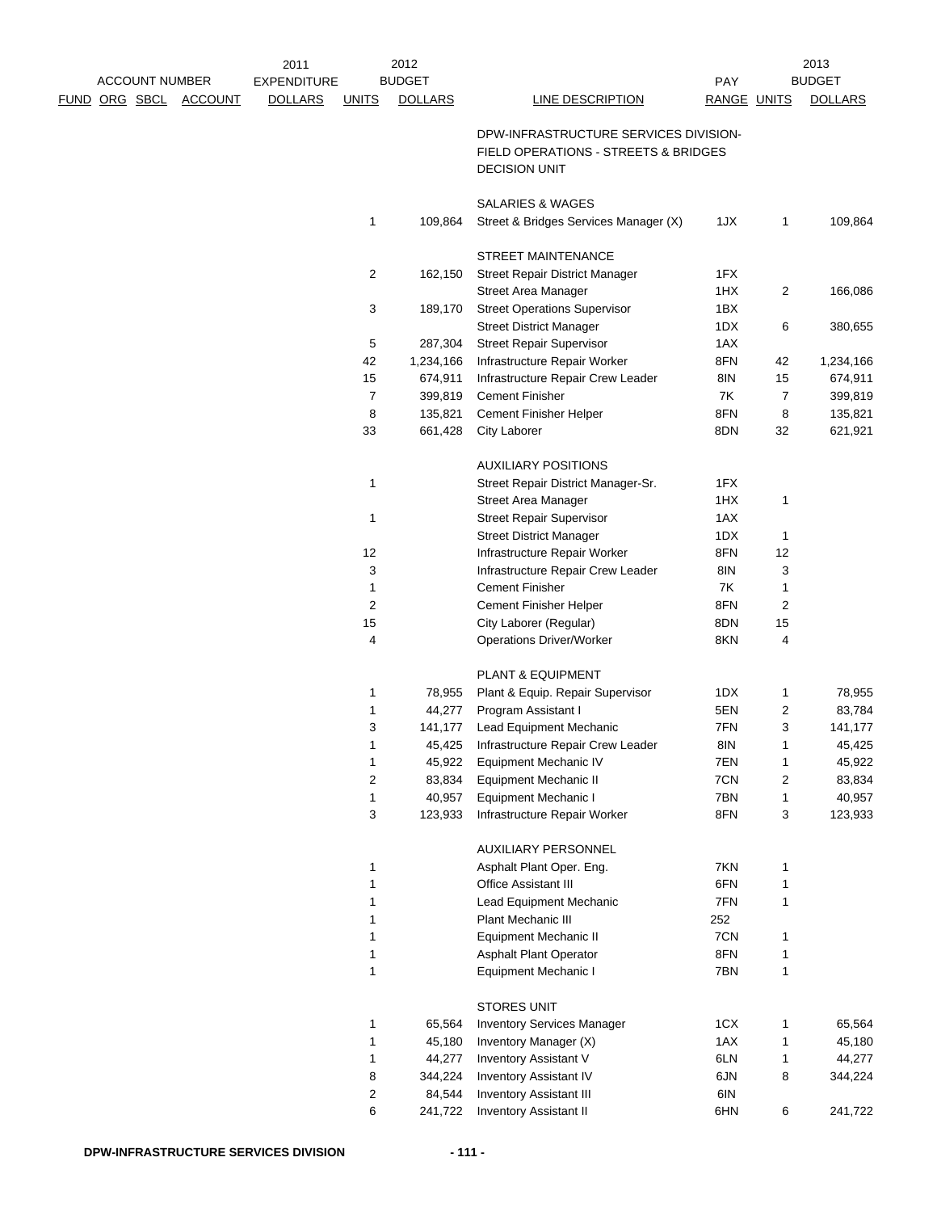| ACCOUNT NUMBER | | | | 2011 EXPENDITURE | 2012 BUDGET | | | PAY | 2013 BUDGET | |
|---|---|---|---|---|---|---|---|---|---|---|
| FUND | ORG | SBCL | ACCOUNT | DOLLARS | UNITS | DOLLARS | LINE DESCRIPTION | RANGE | UNITS | DOLLARS |
| | | | | | | | DPW-INFRASTRUCTURE SERVICES DIVISION-FIELD OPERATIONS - STREETS & BRIDGES DECISION UNIT | | | |
| | | | | | | | SALARIES & WAGES | | | |
| | | | | | 1 | 109,864 | Street & Bridges Services Manager (X) | 1JX | 1 | 109,864 |
| | | | | | | | STREET MAINTENANCE | | | |
| | | | | | 2 | 162,150 | Street Repair District Manager | 1FX | | |
| | | | | | | | Street Area Manager | 1HX | 2 | 166,086 |
| | | | | | 3 | 189,170 | Street Operations Supervisor | 1BX | | |
| | | | | | | | Street District Manager | 1DX | 6 | 380,655 |
| | | | | | 5 | 287,304 | Street Repair Supervisor | 1AX | | |
| | | | | | 42 | 1,234,166 | Infrastructure Repair Worker | 8FN | 42 | 1,234,166 |
| | | | | | 15 | 674,911 | Infrastructure Repair Crew Leader | 8IN | 15 | 674,911 |
| | | | | | 7 | 399,819 | Cement Finisher | 7K | 7 | 399,819 |
| | | | | | 8 | 135,821 | Cement Finisher Helper | 8FN | 8 | 135,821 |
| | | | | | 33 | 661,428 | City Laborer | 8DN | 32 | 621,921 |
| | | | | | | | AUXILIARY POSITIONS | | | |
| | | | | | 1 | | Street Repair District Manager-Sr. | 1FX | | |
| | | | | | | | Street Area Manager | 1HX | 1 | |
| | | | | | 1 | | Street Repair Supervisor | 1AX | | |
| | | | | | | | Street District Manager | 1DX | 1 | |
| | | | | | 12 | | Infrastructure Repair Worker | 8FN | 12 | |
| | | | | | 3 | | Infrastructure Repair Crew Leader | 8IN | 3 | |
| | | | | | 1 | | Cement Finisher | 7K | 1 | |
| | | | | | 2 | | Cement Finisher Helper | 8FN | 2 | |
| | | | | | 15 | | City Laborer (Regular) | 8DN | 15 | |
| | | | | | 4 | | Operations Driver/Worker | 8KN | 4 | |
| | | | | | | | PLANT & EQUIPMENT | | | |
| | | | | | 1 | 78,955 | Plant & Equip. Repair Supervisor | 1DX | 1 | 78,955 |
| | | | | | 1 | 44,277 | Program Assistant I | 5EN | 2 | 83,784 |
| | | | | | 3 | 141,177 | Lead Equipment Mechanic | 7FN | 3 | 141,177 |
| | | | | | 1 | 45,425 | Infrastructure Repair Crew Leader | 8IN | 1 | 45,425 |
| | | | | | 1 | 45,922 | Equipment Mechanic IV | 7EN | 1 | 45,922 |
| | | | | | 2 | 83,834 | Equipment Mechanic II | 7CN | 2 | 83,834 |
| | | | | | 1 | 40,957 | Equipment Mechanic I | 7BN | 1 | 40,957 |
| | | | | | 3 | 123,933 | Infrastructure Repair Worker | 8FN | 3 | 123,933 |
| | | | | | | | AUXILIARY PERSONNEL | | | |
| | | | | | 1 | | Asphalt Plant Oper. Eng. | 7KN | 1 | |
| | | | | | 1 | | Office Assistant III | 6FN | 1 | |
| | | | | | 1 | | Lead Equipment Mechanic | 7FN | 1 | |
| | | | | | 1 | | Plant Mechanic III | 252 | | |
| | | | | | 1 | | Equipment Mechanic II | 7CN | 1 | |
| | | | | | 1 | | Asphalt Plant Operator | 8FN | 1 | |
| | | | | | 1 | | Equipment Mechanic I | 7BN | 1 | |
| | | | | | | | STORES UNIT | | | |
| | | | | | 1 | 65,564 | Inventory Services Manager | 1CX | 1 | 65,564 |
| | | | | | 1 | 45,180 | Inventory Manager (X) | 1AX | 1 | 45,180 |
| | | | | | 1 | 44,277 | Inventory Assistant V | 6LN | 1 | 44,277 |
| | | | | | 8 | 344,224 | Inventory Assistant IV | 6JN | 8 | 344,224 |
| | | | | | 2 | 84,544 | Inventory Assistant III | 6IN | | |
| | | | | | 6 | 241,722 | Inventory Assistant II | 6HN | 6 | 241,722 |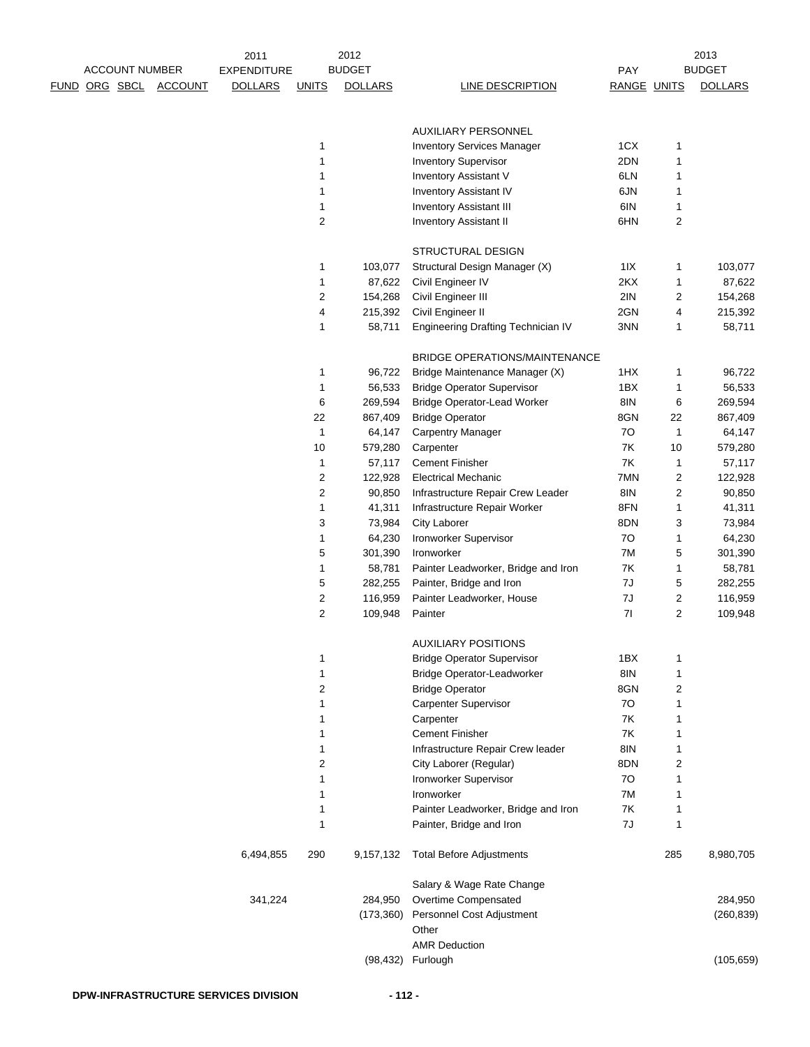| ACCOUNT NUMBER FUND ORG SBCL ACCOUNT | 2011 EXPENDITURE DOLLARS | 2012 BUDGET UNITS | 2012 BUDGET DOLLARS | LINE DESCRIPTION | PAY RANGE | 2013 BUDGET UNITS | 2013 BUDGET DOLLARS |
|---|---|---|---|---|---|---|---|
| | | | | AUXILIARY PERSONNEL | | | |
| | | 1 | | Inventory Services Manager | 1CX | 1 | |
| | | 1 | | Inventory Supervisor | 2DN | 1 | |
| | | 1 | | Inventory Assistant V | 6LN | 1 | |
| | | 1 | | Inventory Assistant IV | 6JN | 1 | |
| | | 1 | | Inventory Assistant III | 6IN | 1 | |
| | | 2 | | Inventory Assistant II | 6HN | 2 | |
| | | | | STRUCTURAL DESIGN | | | |
| | | 1 | 103,077 | Structural Design Manager (X) | 1IX | 1 | 103,077 |
| | | 1 | 87,622 | Civil Engineer IV | 2KX | 1 | 87,622 |
| | | 2 | 154,268 | Civil Engineer III | 2IN | 2 | 154,268 |
| | | 4 | 215,392 | Civil Engineer II | 2GN | 4 | 215,392 |
| | | 1 | 58,711 | Engineering Drafting Technician IV | 3NN | 1 | 58,711 |
| | | | | BRIDGE OPERATIONS/MAINTENANCE | | | |
| | | 1 | 96,722 | Bridge Maintenance Manager (X) | 1HX | 1 | 96,722 |
| | | 1 | 56,533 | Bridge Operator Supervisor | 1BX | 1 | 56,533 |
| | | 6 | 269,594 | Bridge Operator-Lead Worker | 8IN | 6 | 269,594 |
| | | 22 | 867,409 | Bridge Operator | 8GN | 22 | 867,409 |
| | | 1 | 64,147 | Carpentry Manager | 7O | 1 | 64,147 |
| | | 10 | 579,280 | Carpenter | 7K | 10 | 579,280 |
| | | 1 | 57,117 | Cement Finisher | 7K | 1 | 57,117 |
| | | 2 | 122,928 | Electrical Mechanic | 7MN | 2 | 122,928 |
| | | 2 | 90,850 | Infrastructure Repair Crew Leader | 8IN | 2 | 90,850 |
| | | 1 | 41,311 | Infrastructure Repair Worker | 8FN | 1 | 41,311 |
| | | 3 | 73,984 | City Laborer | 8DN | 3 | 73,984 |
| | | 1 | 64,230 | Ironworker Supervisor | 7O | 1 | 64,230 |
| | | 5 | 301,390 | Ironworker | 7M | 5 | 301,390 |
| | | 1 | 58,781 | Painter Leadworker, Bridge and Iron | 7K | 1 | 58,781 |
| | | 5 | 282,255 | Painter, Bridge and Iron | 7J | 5 | 282,255 |
| | | 2 | 116,959 | Painter Leadworker, House | 7J | 2 | 116,959 |
| | | 2 | 109,948 | Painter | 7I | 2 | 109,948 |
| | | | | AUXILIARY POSITIONS | | | |
| | | 1 | | Bridge Operator Supervisor | 1BX | 1 | |
| | | 1 | | Bridge Operator-Leadworker | 8IN | 1 | |
| | | 2 | | Bridge Operator | 8GN | 2 | |
| | | 1 | | Carpenter Supervisor | 7O | 1 | |
| | | 1 | | Carpenter | 7K | 1 | |
| | | 1 | | Cement Finisher | 7K | 1 | |
| | | 1 | | Infrastructure Repair Crew leader | 8IN | 1 | |
| | | 2 | | City Laborer (Regular) | 8DN | 2 | |
| | | 1 | | Ironworker Supervisor | 7O | 1 | |
| | | 1 | | Ironworker | 7M | 1 | |
| | | 1 | | Painter Leadworker, Bridge and Iron | 7K | 1 | |
| | | 1 | | Painter, Bridge and Iron | 7J | 1 | |
| | 6,494,855 | 290 | 9,157,132 | Total Before Adjustments | | 285 | 8,980,705 |
| | | | | Salary & Wage Rate Change | | | |
| | 341,224 | | 284,950 | Overtime Compensated | | | 284,950 |
| | | | (173,360) | Personnel Cost Adjustment | | | (260,839) |
| | | | | Other | | | |
| | | | | AMR Deduction | | | |
| | | | (98,432) | Furlough | | | (105,659) |

DPW-INFRASTRUCTURE SERVICES DIVISION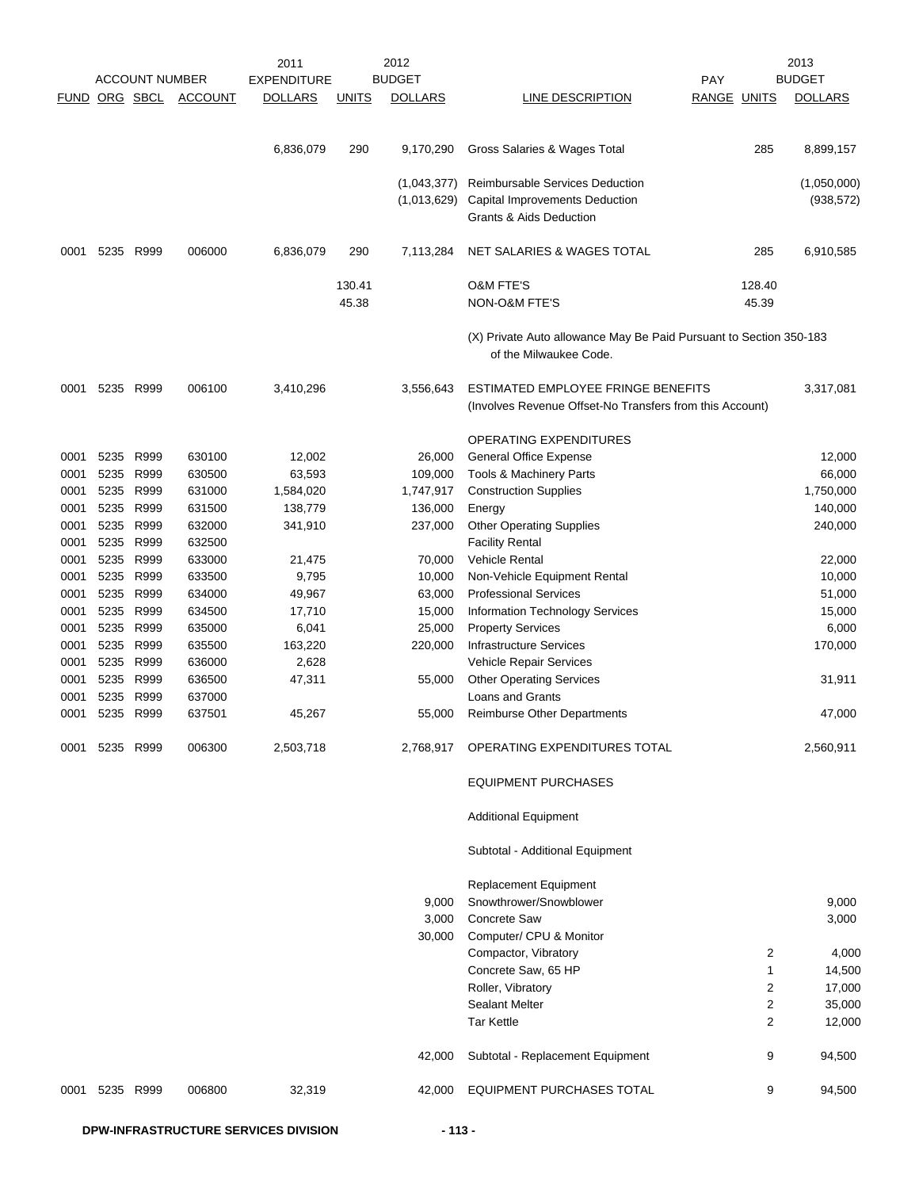| ACCOUNT NUMBER | | | | 2011 EXPENDITURE | 2012 BUDGET | | | PAY | 2013 BUDGET | |
|---|---|---|---|---|---|---|---|---|---|---|
| FUND | ORG | SBCL | ACCOUNT | DOLLARS | UNITS | DOLLARS | LINE DESCRIPTION | RANGE | UNITS | DOLLARS |
| | | | | 6,836,079 | 290 | 9,170,290 | Gross Salaries & Wages Total | | 285 | 8,899,157 |
| | | | | | | (1,043,377) | Reimbursable Services Deduction | | | (1,050,000) |
| | | | | | | (1,013,629) | Capital Improvements Deduction | | | (938,572) |
| | | | | | | | Grants & Aids Deduction | | | |
| 0001 | 5235 | R999 | 006000 | 6,836,079 | 290 | 7,113,284 | NET SALARIES & WAGES TOTAL | | 285 | 6,910,585 |
| | | | | | 130.41 | | O&M FTE'S | | 128.40 | |
| | | | | | 45.38 | | NON-O&M FTE'S | | 45.39 | |
| | | | | | | | (X) Private Auto allowance May Be Paid Pursuant to Section 350-183 of the Milwaukee Code. | | | |
| 0001 | 5235 | R999 | 006100 | 3,410,296 | | 3,556,643 | ESTIMATED EMPLOYEE FRINGE BENEFITS (Involves Revenue Offset-No Transfers from this Account) | | | 3,317,081 |
| | | | | | | | OPERATING EXPENDITURES | | | |
| 0001 | 5235 | R999 | 630100 | 12,002 | | 26,000 | General Office Expense | | | 12,000 |
| 0001 | 5235 | R999 | 630500 | 63,593 | | 109,000 | Tools & Machinery Parts | | | 66,000 |
| 0001 | 5235 | R999 | 631000 | 1,584,020 | | 1,747,917 | Construction Supplies | | | 1,750,000 |
| 0001 | 5235 | R999 | 631500 | 138,779 | | 136,000 | Energy | | | 140,000 |
| 0001 | 5235 | R999 | 632000 | 341,910 | | 237,000 | Other Operating Supplies | | | 240,000 |
| 0001 | 5235 | R999 | 632500 | | | | Facility Rental | | | |
| 0001 | 5235 | R999 | 633000 | 21,475 | | 70,000 | Vehicle Rental | | | 22,000 |
| 0001 | 5235 | R999 | 633500 | 9,795 | | 10,000 | Non-Vehicle Equipment Rental | | | 10,000 |
| 0001 | 5235 | R999 | 634000 | 49,967 | | 63,000 | Professional Services | | | 51,000 |
| 0001 | 5235 | R999 | 634500 | 17,710 | | 15,000 | Information Technology Services | | | 15,000 |
| 0001 | 5235 | R999 | 635000 | 6,041 | | 25,000 | Property Services | | | 6,000 |
| 0001 | 5235 | R999 | 635500 | 163,220 | | 220,000 | Infrastructure Services | | | 170,000 |
| 0001 | 5235 | R999 | 636000 | 2,628 | | | Vehicle Repair Services | | | |
| 0001 | 5235 | R999 | 636500 | 47,311 | | 55,000 | Other Operating Services | | | 31,911 |
| 0001 | 5235 | R999 | 637000 | | | | Loans and Grants | | | |
| 0001 | 5235 | R999 | 637501 | 45,267 | | 55,000 | Reimburse Other Departments | | | 47,000 |
| 0001 | 5235 | R999 | 006300 | 2,503,718 | | 2,768,917 | OPERATING EXPENDITURES TOTAL | | | 2,560,911 |
| | | | | | | | EQUIPMENT PURCHASES | | | |
| | | | | | | | Additional Equipment | | | |
| | | | | | | | Subtotal - Additional Equipment | | | |
| | | | | | | | Replacement Equipment | | | |
| | | | | | | 9,000 | Snowthrower/Snowblower | | | 9,000 |
| | | | | | | 3,000 | Concrete Saw | | | 3,000 |
| | | | | | | 30,000 | Computer/ CPU & Monitor | | | |
| | | | | | | | Compactor, Vibratory | | 2 | 4,000 |
| | | | | | | | Concrete Saw, 65 HP | | 1 | 14,500 |
| | | | | | | | Roller, Vibratory | | 2 | 17,000 |
| | | | | | | | Sealant Melter | | 2 | 35,000 |
| | | | | | | | Tar Kettle | | 2 | 12,000 |
| | | | | | | 42,000 | Subtotal - Replacement Equipment | | 9 | 94,500 |
| 0001 | 5235 | R999 | 006800 | 32,319 | | 42,000 | EQUIPMENT PURCHASES TOTAL | | 9 | 94,500 |

DPW-INFRASTRUCTURE SERVICES DIVISION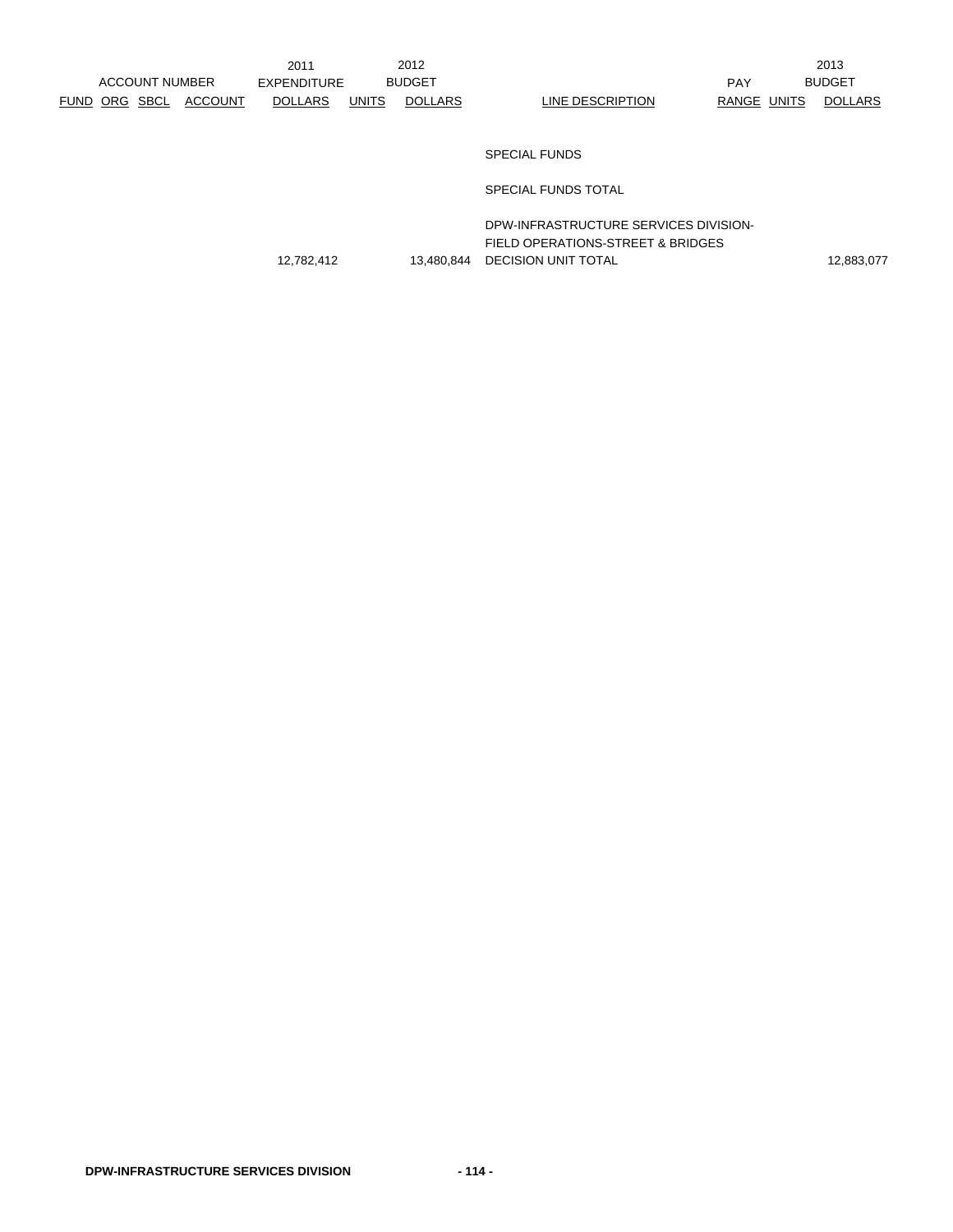| ACCOUNT NUMBER | | | | 2011 EXPENDITURE | 2012 BUDGET | | | PAY | | 2013 BUDGET |
|---|---|---|---|---|---|---|---|---|---|---|
| FUND | ORG | SBCL | ACCOUNT | DOLLARS | UNITS | DOLLARS | LINE DESCRIPTION | RANGE | UNITS | DOLLARS |
| | | | | | | | SPECIAL FUNDS | | | |
| | | | | | | | SPECIAL FUNDS TOTAL | | | |
| | | | | | | | DPW-INFRASTRUCTURE SERVICES DIVISION-FIELD OPERATIONS-STREET & BRIDGES | | | |
| | | | | 12,782,412 | | 13,480,844 | DECISION UNIT TOTAL | | | 12,883,077 |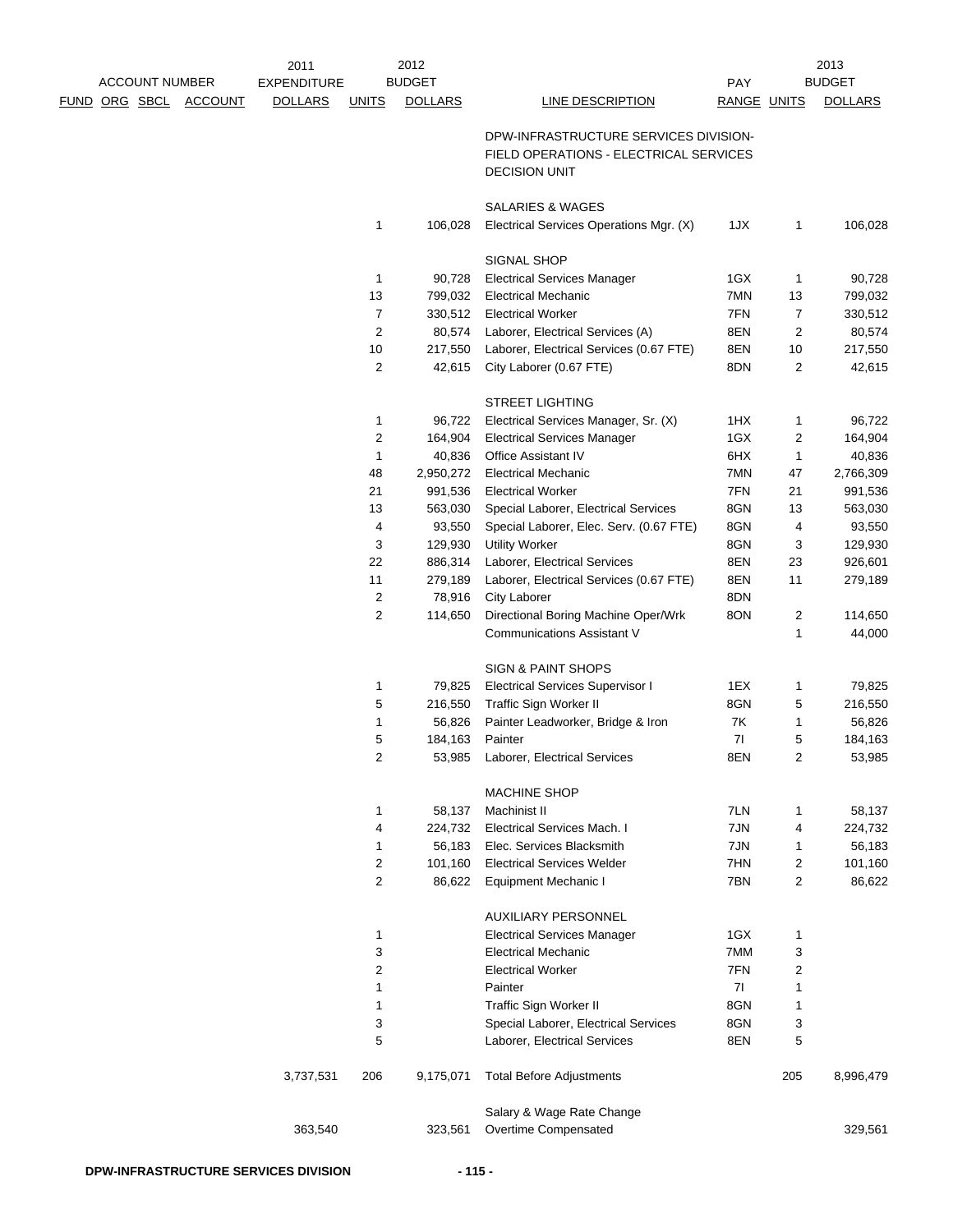| ACCOUNT NUMBER FUND | ORG | SBCL | ACCOUNT | 2011 EXPENDITURE DOLLARS | 2012 BUDGET UNITS | 2012 BUDGET DOLLARS | LINE DESCRIPTION | PAY RANGE | 2013 BUDGET UNITS | 2013 BUDGET DOLLARS |
|---|---|---|---|---|---|---|---|---|---|---|
| | | | | | | | DPW-INFRASTRUCTURE SERVICES DIVISION-FIELD OPERATIONS - ELECTRICAL SERVICES DECISION UNIT | | | |
| | | | | | | | SALARIES & WAGES | | | |
| | | | | | 1 | 106,028 | Electrical Services Operations Mgr. (X) | 1JX | 1 | 106,028 |
| | | | | | | | SIGNAL SHOP | | | |
| | | | | | 1 | 90,728 | Electrical Services Manager | 1GX | 1 | 90,728 |
| | | | | | 13 | 799,032 | Electrical Mechanic | 7MN | 13 | 799,032 |
| | | | | | 7 | 330,512 | Electrical Worker | 7FN | 7 | 330,512 |
| | | | | | 2 | 80,574 | Laborer, Electrical Services (A) | 8EN | 2 | 80,574 |
| | | | | | 10 | 217,550 | Laborer, Electrical Services (0.67 FTE) | 8EN | 10 | 217,550 |
| | | | | | 2 | 42,615 | City Laborer (0.67 FTE) | 8DN | 2 | 42,615 |
| | | | | | | | STREET LIGHTING | | | |
| | | | | | 1 | 96,722 | Electrical Services Manager, Sr. (X) | 1HX | 1 | 96,722 |
| | | | | | 2 | 164,904 | Electrical Services Manager | 1GX | 2 | 164,904 |
| | | | | | 1 | 40,836 | Office Assistant IV | 6HX | 1 | 40,836 |
| | | | | | 48 | 2,950,272 | Electrical Mechanic | 7MN | 47 | 2,766,309 |
| | | | | | 21 | 991,536 | Electrical Worker | 7FN | 21 | 991,536 |
| | | | | | 13 | 563,030 | Special Laborer, Electrical Services | 8GN | 13 | 563,030 |
| | | | | | 4 | 93,550 | Special Laborer, Elec. Serv. (0.67 FTE) | 8GN | 4 | 93,550 |
| | | | | | 3 | 129,930 | Utility Worker | 8GN | 3 | 129,930 |
| | | | | | 22 | 886,314 | Laborer, Electrical Services | 8EN | 23 | 926,601 |
| | | | | | 11 | 279,189 | Laborer, Electrical Services (0.67 FTE) | 8EN | 11 | 279,189 |
| | | | | | 2 | 78,916 | City Laborer | 8DN | | |
| | | | | | 2 | 114,650 | Directional Boring Machine Oper/Wrk | 8ON | 2 | 114,650 |
| | | | | | | | Communications Assistant V | | 1 | 44,000 |
| | | | | | | | SIGN & PAINT SHOPS | | | |
| | | | | | 1 | 79,825 | Electrical Services Supervisor I | 1EX | 1 | 79,825 |
| | | | | | 5 | 216,550 | Traffic Sign Worker II | 8GN | 5 | 216,550 |
| | | | | | 1 | 56,826 | Painter Leadworker, Bridge & Iron | 7K | 1 | 56,826 |
| | | | | | 5 | 184,163 | Painter | 7I | 5 | 184,163 |
| | | | | | 2 | 53,985 | Laborer, Electrical Services | 8EN | 2 | 53,985 |
| | | | | | | | MACHINE SHOP | | | |
| | | | | | 1 | 58,137 | Machinist II | 7LN | 1 | 58,137 |
| | | | | | 4 | 224,732 | Electrical Services Mach. I | 7JN | 4 | 224,732 |
| | | | | | 1 | 56,183 | Elec. Services Blacksmith | 7JN | 1 | 56,183 |
| | | | | | 2 | 101,160 | Electrical Services Welder | 7HN | 2 | 101,160 |
| | | | | | 2 | 86,622 | Equipment Mechanic I | 7BN | 2 | 86,622 |
| | | | | | | | AUXILIARY PERSONNEL | | | |
| | | | | | 1 | | Electrical Services Manager | 1GX | 1 | |
| | | | | | 3 | | Electrical Mechanic | 7MM | 3 | |
| | | | | | 2 | | Electrical Worker | 7FN | 2 | |
| | | | | | 1 | | Painter | 7I | 1 | |
| | | | | | 1 | | Traffic Sign Worker II | 8GN | 1 | |
| | | | | | 3 | | Special Laborer, Electrical Services | 8GN | 3 | |
| | | | | | 5 | | Laborer, Electrical Services | 8EN | 5 | |
| | | | | 3,737,531 | 206 | 9,175,071 | Total Before Adjustments | | 205 | 8,996,479 |
| | | | | | | | Salary & Wage Rate Change | | | |
| | | | | 363,540 | | 323,561 | Overtime Compensated | | | 329,561 |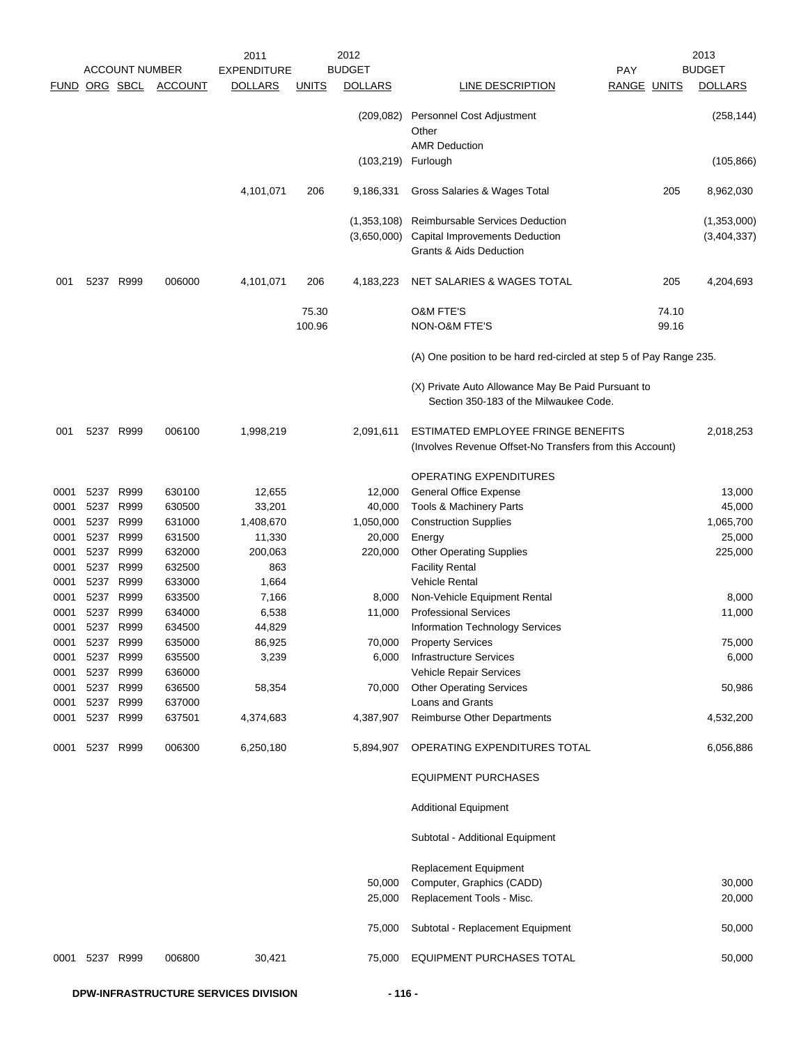| ACCOUNT NUMBER | | | | 2011 EXPENDITURE | 2012 BUDGET | | | PAY | 2013 BUDGET | |
|---|---|---|---|---|---|---|---|---|---|---|
| FUND | ORG | SBCL | ACCOUNT | DOLLARS | UNITS | DOLLARS | LINE DESCRIPTION | RANGE | UNITS | DOLLARS |
| | | | | | | (209,082) | Personnel Cost Adjustment | | | (258,144) |
| | | | | | | | Other | | | |
| | | | | | | | AMR Deduction | | | |
| | | | | | | (103,219) | Furlough | | | (105,866) |
| | | | | 4,101,071 | 206 | 9,186,331 | Gross Salaries & Wages Total | | 205 | 8,962,030 |
| | | | | | | (1,353,108) | Reimbursable Services Deduction | | | (1,353,000) |
| | | | | | | (3,650,000) | Capital Improvements Deduction | | | (3,404,337) |
| | | | | | | | Grants & Aids Deduction | | | |
| 001 | 5237 | R999 | 006000 | 4,101,071 | 206 | 4,183,223 | NET SALARIES & WAGES TOTAL | | 205 | 4,204,693 |
| | | | | | 75.30 | | O&M FTE'S | | 74.10 | |
| | | | | | 100.96 | | NON-O&M FTE'S | | 99.16 | |
| | | | | | | | (A) One position to be hard red-circled at step 5 of Pay Range 235. | | | |
| | | | | | | | (X) Private Auto Allowance May Be Paid Pursuant to Section 350-183 of the Milwaukee Code. | | | |
| 001 | 5237 | R999 | 006100 | 1,998,219 | | 2,091,611 | ESTIMATED EMPLOYEE FRINGE BENEFITS (Involves Revenue Offset-No Transfers from this Account) | | | 2,018,253 |
| | | | | | | | OPERATING EXPENDITURES | | | |
| 0001 | 5237 | R999 | 630100 | 12,655 | | 12,000 | General Office Expense | | | 13,000 |
| 0001 | 5237 | R999 | 630500 | 33,201 | | 40,000 | Tools & Machinery Parts | | | 45,000 |
| 0001 | 5237 | R999 | 631000 | 1,408,670 | | 1,050,000 | Construction Supplies | | | 1,065,700 |
| 0001 | 5237 | R999 | 631500 | 11,330 | | 20,000 | Energy | | | 25,000 |
| 0001 | 5237 | R999 | 632000 | 200,063 | | 220,000 | Other Operating Supplies | | | 225,000 |
| 0001 | 5237 | R999 | 632500 | 863 | | | Facility Rental | | | |
| 0001 | 5237 | R999 | 633000 | 1,664 | | | Vehicle Rental | | | |
| 0001 | 5237 | R999 | 633500 | 7,166 | | 8,000 | Non-Vehicle Equipment Rental | | | 8,000 |
| 0001 | 5237 | R999 | 634000 | 6,538 | | 11,000 | Professional Services | | | 11,000 |
| 0001 | 5237 | R999 | 634500 | 44,829 | | | Information Technology Services | | | |
| 0001 | 5237 | R999 | 635000 | 86,925 | | 70,000 | Property Services | | | 75,000 |
| 0001 | 5237 | R999 | 635500 | 3,239 | | 6,000 | Infrastructure Services | | | 6,000 |
| 0001 | 5237 | R999 | 636000 | | | | Vehicle Repair Services | | | |
| 0001 | 5237 | R999 | 636500 | 58,354 | | 70,000 | Other Operating Services | | | 50,986 |
| 0001 | 5237 | R999 | 637000 | | | | Loans and Grants | | | |
| 0001 | 5237 | R999 | 637501 | 4,374,683 | | 4,387,907 | Reimburse Other Departments | | | 4,532,200 |
| 0001 | 5237 | R999 | 006300 | 6,250,180 | | 5,894,907 | OPERATING EXPENDITURES TOTAL | | | 6,056,886 |
| | | | | | | | EQUIPMENT PURCHASES | | | |
| | | | | | | | Additional Equipment | | | |
| | | | | | | | Subtotal - Additional Equipment | | | |
| | | | | | | | Replacement Equipment | | | |
| | | | | | | 50,000 | Computer, Graphics (CADD) | | | 30,000 |
| | | | | | | 25,000 | Replacement Tools - Misc. | | | 20,000 |
| | | | | | | 75,000 | Subtotal - Replacement Equipment | | | 50,000 |
| 0001 | 5237 | R999 | 006800 | 30,421 | | 75,000 | EQUIPMENT PURCHASES TOTAL | | | 50,000 |

DPW-INFRASTRUCTURE SERVICES DIVISION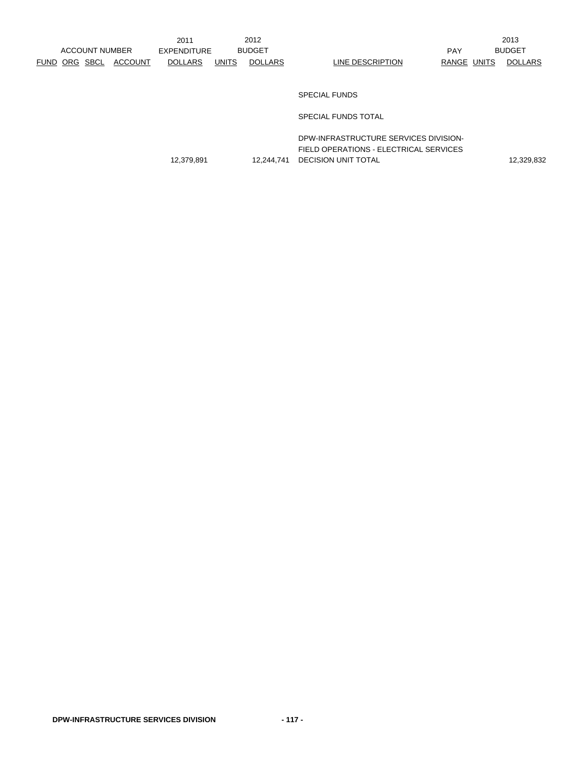| ACCOUNT NUMBER FUND | ORG | SBCL | ACCOUNT | 2011 EXPENDITURE DOLLARS | UNITS | 2012 BUDGET DOLLARS | LINE DESCRIPTION | PAY RANGE | UNITS | 2013 BUDGET DOLLARS |
|---|---|---|---|---|---|---|---|---|---|---|
| | | | | | | | SPECIAL FUNDS | | | |
| | | | | | | | SPECIAL FUNDS TOTAL | | | |
| | | | | 12,379,891 | | 12,244,741 | DPW-INFRASTRUCTURE SERVICES DIVISION- FIELD OPERATIONS - ELECTRICAL SERVICES DECISION UNIT TOTAL | | | 12,329,832 |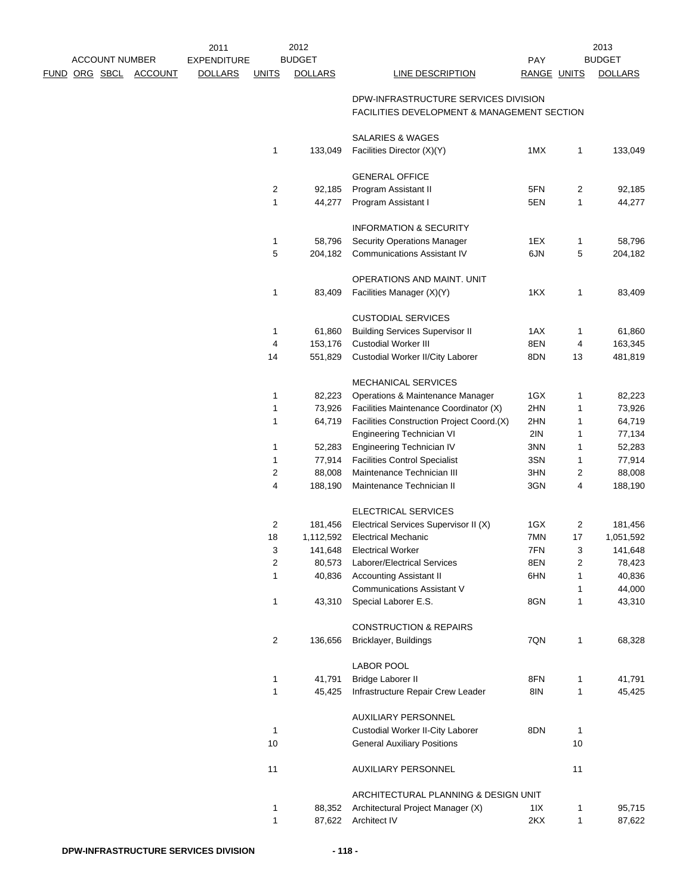| ACCOUNT NUMBER FUND | ORG | SBCL | ACCOUNT | 2011 EXPENDITURE DOLLARS | UNITS | 2012 BUDGET DOLLARS | LINE DESCRIPTION | PAY RANGE | UNITS | 2013 BUDGET DOLLARS |
|---|---|---|---|---|---|---|---|---|---|---|
| | | | | | | | DPW-INFRASTRUCTURE SERVICES DIVISION | | | |
| | | | | | | | FACILITIES DEVELOPMENT & MANAGEMENT SECTION | | | |
| | | | | | | | SALARIES & WAGES | | | |
| | | | | | 1 | 133,049 | Facilities Director (X)(Y) | 1MX | 1 | 133,049 |
| | | | | | | | GENERAL OFFICE | | | |
| | | | | | 2 | 92,185 | Program Assistant II | 5FN | 2 | 92,185 |
| | | | | | 1 | 44,277 | Program Assistant I | 5EN | 1 | 44,277 |
| | | | | | | | INFORMATION & SECURITY | | | |
| | | | | | 1 | 58,796 | Security Operations Manager | 1EX | 1 | 58,796 |
| | | | | | 5 | 204,182 | Communications Assistant IV | 6JN | 5 | 204,182 |
| | | | | | | | OPERATIONS AND MAINT. UNIT | | | |
| | | | | | 1 | 83,409 | Facilities Manager (X)(Y) | 1KX | 1 | 83,409 |
| | | | | | | | CUSTODIAL SERVICES | | | |
| | | | | | 1 | 61,860 | Building Services Supervisor II | 1AX | 1 | 61,860 |
| | | | | | 4 | 153,176 | Custodial Worker III | 8EN | 4 | 163,345 |
| | | | | | 14 | 551,829 | Custodial Worker II/City Laborer | 8DN | 13 | 481,819 |
| | | | | | | | MECHANICAL SERVICES | | | |
| | | | | | 1 | 82,223 | Operations & Maintenance Manager | 1GX | 1 | 82,223 |
| | | | | | 1 | 73,926 | Facilities Maintenance Coordinator (X) | 2HN | 1 | 73,926 |
| | | | | | 1 | 64,719 | Facilities Construction Project Coord.(X) | 2HN | 1 | 64,719 |
| | | | | | | | Engineering Technician VI | 2IN | 1 | 77,134 |
| | | | | | 1 | 52,283 | Engineering Technician IV | 3NN | 1 | 52,283 |
| | | | | | 1 | 77,914 | Facilities Control Specialist | 3SN | 1 | 77,914 |
| | | | | | 2 | 88,008 | Maintenance Technician III | 3HN | 2 | 88,008 |
| | | | | | 4 | 188,190 | Maintenance Technician II | 3GN | 4 | 188,190 |
| | | | | | | | ELECTRICAL SERVICES | | | |
| | | | | | 2 | 181,456 | Electrical Services Supervisor II (X) | 1GX | 2 | 181,456 |
| | | | | | 18 | 1,112,592 | Electrical Mechanic | 7MN | 17 | 1,051,592 |
| | | | | | 3 | 141,648 | Electrical Worker | 7FN | 3 | 141,648 |
| | | | | | 2 | 80,573 | Laborer/Electrical Services | 8EN | 2 | 78,423 |
| | | | | | 1 | 40,836 | Accounting Assistant II | 6HN | 1 | 40,836 |
| | | | | | | | Communications Assistant V | | 1 | 44,000 |
| | | | | | 1 | 43,310 | Special Laborer E.S. | 8GN | 1 | 43,310 |
| | | | | | | | CONSTRUCTION & REPAIRS | | | |
| | | | | | 2 | 136,656 | Bricklayer, Buildings | 7QN | 1 | 68,328 |
| | | | | | | | LABOR POOL | | | |
| | | | | | 1 | 41,791 | Bridge Laborer II | 8FN | 1 | 41,791 |
| | | | | | 1 | 45,425 | Infrastructure Repair Crew Leader | 8IN | 1 | 45,425 |
| | | | | | | | AUXILIARY PERSONNEL | | | |
| | | | | | 1 | | Custodial Worker II-City Laborer | 8DN | 1 | |
| | | | | | 10 | | General Auxiliary Positions | | 10 | |
| | | | | | 11 | | AUXILIARY PERSONNEL | | 11 | |
| | | | | | | | ARCHITECTURAL PLANNING & DESIGN UNIT | | | |
| | | | | | 1 | 88,352 | Architectural Project Manager (X) | 1IX | 1 | 95,715 |
| | | | | | 1 | 87,622 | Architect IV | 2KX | 1 | 87,622 |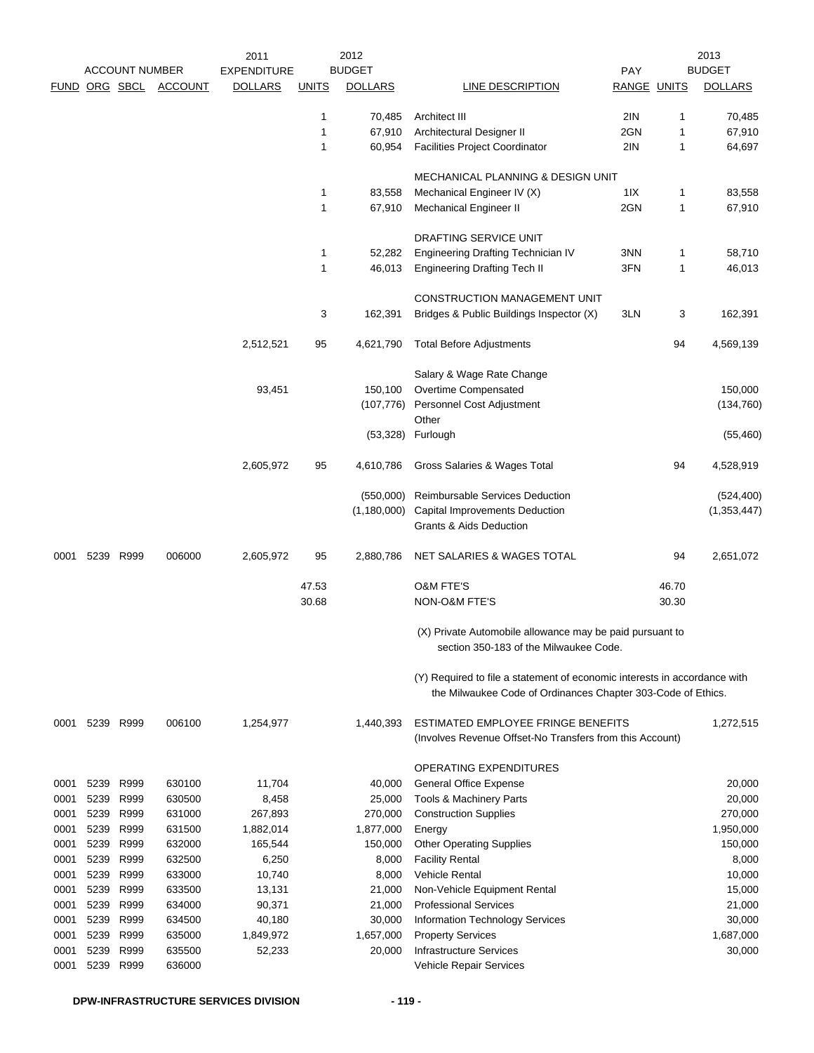| FUND | ORG | SBCL | ACCOUNT | 2011 EXPENDITURE DOLLARS | 2012 BUDGET UNITS | 2012 BUDGET DOLLARS | LINE DESCRIPTION | PAY RANGE | 2013 BUDGET UNITS | 2013 BUDGET DOLLARS |
|---|---|---|---|---|---|---|---|---|---|---|
| | | | | | 1 | 70,485 | Architect III | 2IN | 1 | 70,485 |
| | | | | | 1 | 67,910 | Architectural Designer II | 2GN | 1 | 67,910 |
| | | | | | 1 | 60,954 | Facilities Project Coordinator | 2IN | 1 | 64,697 |
| | | | | | | | MECHANICAL PLANNING & DESIGN UNIT | | | |
| | | | | | 1 | 83,558 | Mechanical Engineer IV (X) | 1IX | 1 | 83,558 |
| | | | | | 1 | 67,910 | Mechanical Engineer II | 2GN | 1 | 67,910 |
| | | | | | | | DRAFTING SERVICE UNIT | | | |
| | | | | | 1 | 52,282 | Engineering Drafting Technician IV | 3NN | 1 | 58,710 |
| | | | | | 1 | 46,013 | Engineering Drafting Tech II | 3FN | 1 | 46,013 |
| | | | | | | | CONSTRUCTION MANAGEMENT UNIT | | | |
| | | | | | 3 | 162,391 | Bridges & Public Buildings Inspector (X) | 3LN | 3 | 162,391 |
| | | | | 2,512,521 | 95 | 4,621,790 | Total Before Adjustments | | 94 | 4,569,139 |
| | | | | | | | Salary & Wage Rate Change | | | |
| | | | | 93,451 | | 150,100 | Overtime Compensated | | | 150,000 |
| | | | | | | (107,776) | Personnel Cost Adjustment | | | (134,760) |
| | | | | | | | Other | | | |
| | | | | | | (53,328) | Furlough | | | (55,460) |
| | | | | 2,605,972 | 95 | 4,610,786 | Gross Salaries & Wages Total | | 94 | 4,528,919 |
| | | | | | | (550,000) | Reimbursable Services Deduction | | | (524,400) |
| | | | | | | (1,180,000) | Capital Improvements Deduction | | | (1,353,447) |
| | | | | | | | Grants & Aids Deduction | | | |
| 0001 | 5239 | R999 | 006000 | 2,605,972 | 95 | 2,880,786 | NET SALARIES & WAGES TOTAL | | 94 | 2,651,072 |
| | | | | | 47.53 | | O&M FTE'S | | 46.70 | |
| | | | | | 30.68 | | NON-O&M FTE'S | | 30.30 | |

(X) Private Automobile allowance may be paid pursuant to section 350-183 of the Milwaukee Code.

(Y) Required to file a statement of economic interests in accordance with the Milwaukee Code of Ordinances Chapter 303-Code of Ethics.

| FUND | ORG | SBCL | ACCOUNT | 2011 EXPENDITURE DOLLARS | 2012 BUDGET UNITS | 2012 BUDGET DOLLARS | LINE DESCRIPTION | PAY RANGE | 2013 BUDGET UNITS | 2013 BUDGET DOLLARS |
|---|---|---|---|---|---|---|---|---|---|---|
| 0001 | 5239 | R999 | 006100 | 1,254,977 | | 1,440,393 | ESTIMATED EMPLOYEE FRINGE BENEFITS (Involves Revenue Offset-No Transfers from this Account) | | | 1,272,515 |
| | | | | | | | OPERATING EXPENDITURES | | | |
| 0001 | 5239 | R999 | 630100 | 11,704 | | 40,000 | General Office Expense | | | 20,000 |
| 0001 | 5239 | R999 | 630500 | 8,458 | | 25,000 | Tools & Machinery Parts | | | 20,000 |
| 0001 | 5239 | R999 | 631000 | 267,893 | | 270,000 | Construction Supplies | | | 270,000 |
| 0001 | 5239 | R999 | 631500 | 1,882,014 | | 1,877,000 | Energy | | | 1,950,000 |
| 0001 | 5239 | R999 | 632000 | 165,544 | | 150,000 | Other Operating Supplies | | | 150,000 |
| 0001 | 5239 | R999 | 632500 | 6,250 | | 8,000 | Facility Rental | | | 8,000 |
| 0001 | 5239 | R999 | 633000 | 10,740 | | 8,000 | Vehicle Rental | | | 10,000 |
| 0001 | 5239 | R999 | 633500 | 13,131 | | 21,000 | Non-Vehicle Equipment Rental | | | 15,000 |
| 0001 | 5239 | R999 | 634000 | 90,371 | | 21,000 | Professional Services | | | 21,000 |
| 0001 | 5239 | R999 | 634500 | 40,180 | | 30,000 | Information Technology Services | | | 30,000 |
| 0001 | 5239 | R999 | 635000 | 1,849,972 | | 1,657,000 | Property Services | | | 1,687,000 |
| 0001 | 5239 | R999 | 635500 | 52,233 | | 20,000 | Infrastructure Services | | | 30,000 |
| 0001 | 5239 | R999 | 636000 | | | | Vehicle Repair Services | | | |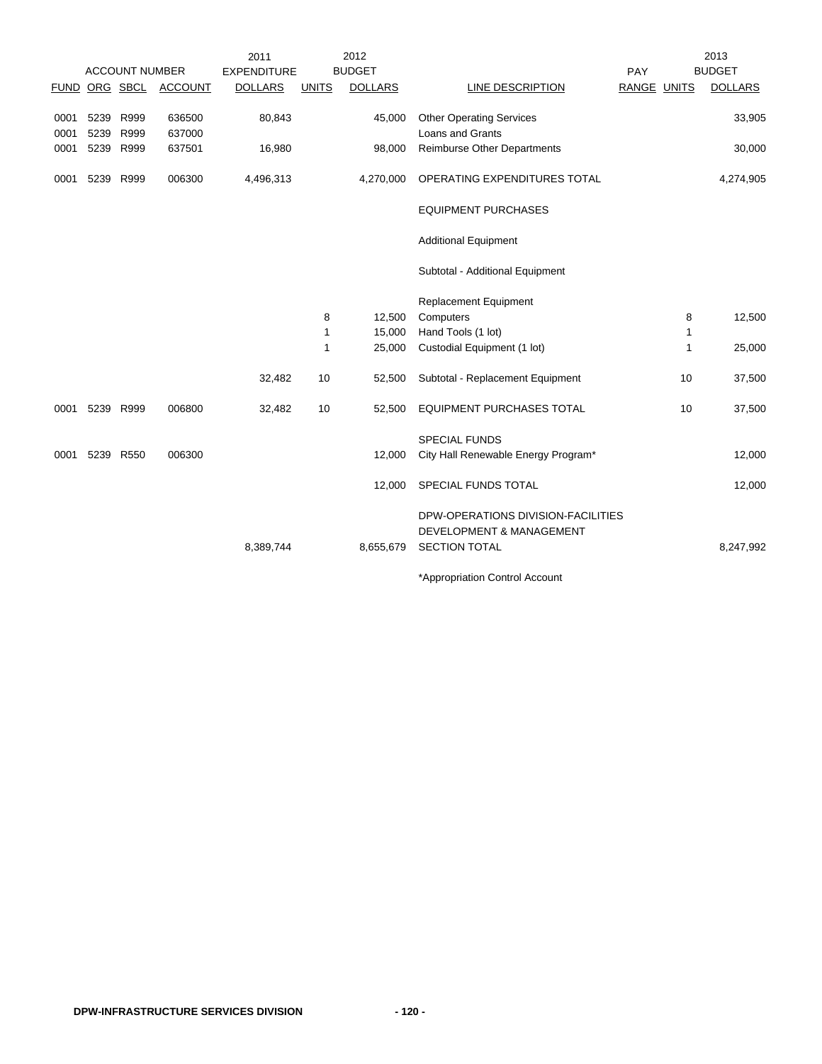| ACCOUNT NUMBER | | | | 2011 EXPENDITURE | 2012 BUDGET | | | PAY | | 2013 BUDGET |
|---|---|---|---|---|---|---|---|---|---|---|
| FUND | ORG | SBCL | ACCOUNT | DOLLARS | UNITS | DOLLARS | LINE DESCRIPTION | RANGE | UNITS | DOLLARS |
| 0001 | 5239 | R999 | 636500 | 80,843 | | 45,000 | Other Operating Services | | | 33,905 |
| 0001 | 5239 | R999 | 637000 | | | | Loans and Grants | | | |
| 0001 | 5239 | R999 | 637501 | 16,980 | | 98,000 | Reimburse Other Departments | | | 30,000 |
| 0001 | 5239 | R999 | 006300 | 4,496,313 | | 4,270,000 | OPERATING EXPENDITURES TOTAL | | | 4,274,905 |
| | | | | | | | EQUIPMENT PURCHASES | | | |
| | | | | | | | Additional Equipment | | | |
| | | | | | | | Subtotal - Additional Equipment | | | |
| | | | | | | | Replacement Equipment | | | |
| | | | | | 8 | 12,500 | Computers | | 8 | 12,500 |
| | | | | | 1 | 15,000 | Hand Tools (1 lot) | | 1 | |
| | | | | | 1 | 25,000 | Custodial Equipment (1 lot) | | 1 | 25,000 |
| | | | | 32,482 | 10 | 52,500 | Subtotal - Replacement Equipment | | 10 | 37,500 |
| 0001 | 5239 | R999 | 006800 | 32,482 | 10 | 52,500 | EQUIPMENT PURCHASES TOTAL | | 10 | 37,500 |
| | | | | | | | SPECIAL FUNDS | | | |
| 0001 | 5239 | R550 | 006300 | | | 12,000 | City Hall Renewable Energy Program* | | | 12,000 |
| | | | | | | 12,000 | SPECIAL FUNDS TOTAL | | | 12,000 |
| | | | | 8,389,744 | | 8,655,679 | DPW-OPERATIONS DIVISION-FACILITIES DEVELOPMENT & MANAGEMENT SECTION TOTAL | | | 8,247,992 |

*Appropriation Control Account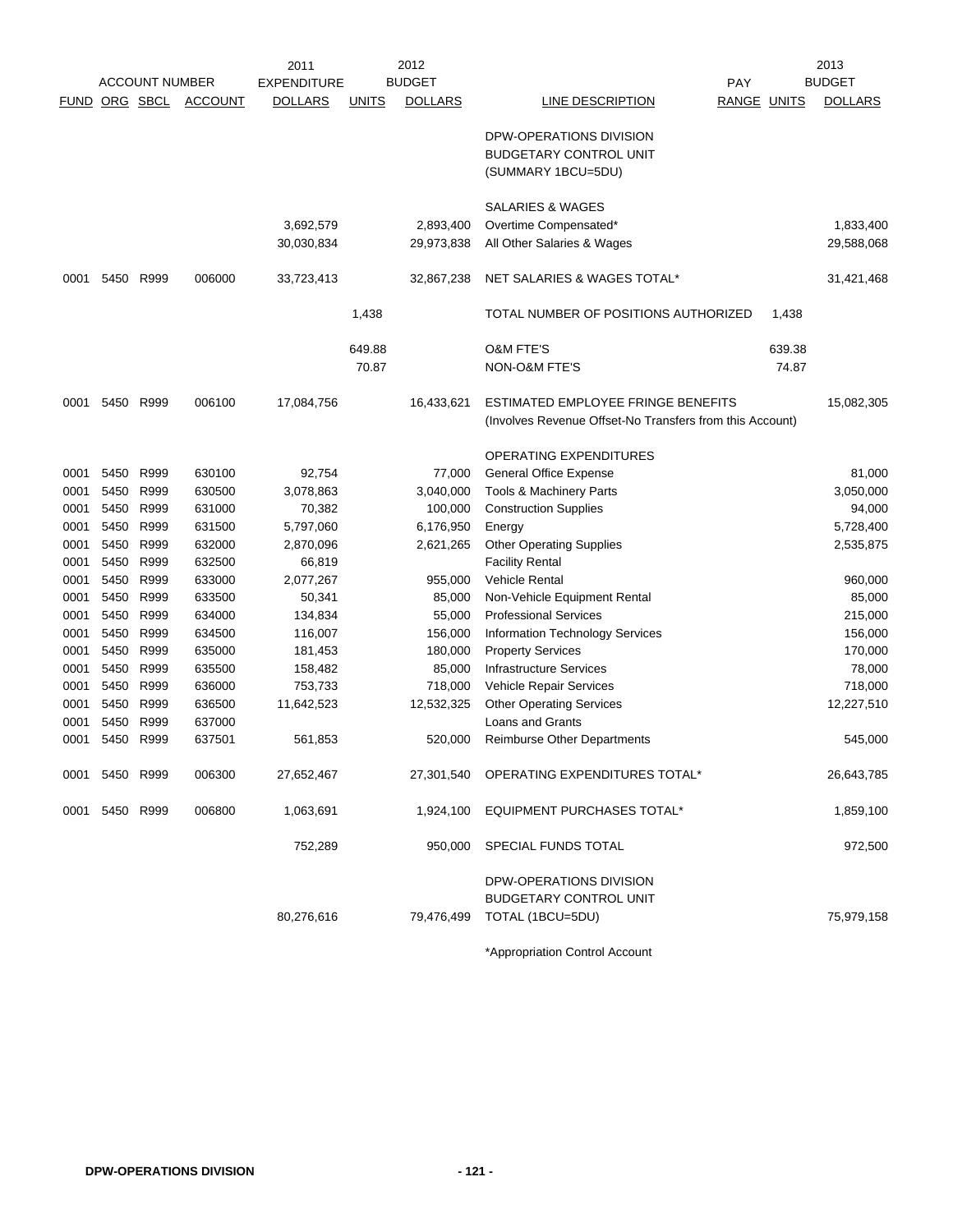| ACCOUNT NUMBER | | | | 2011 EXPENDITURE | 2012 BUDGET | | | PAY | | 2013 BUDGET |
|---|---|---|---|---|---|---|---|---|---|---|
| FUND | ORG | SBCL | ACCOUNT | DOLLARS | UNITS | DOLLARS | LINE DESCRIPTION | RANGE | UNITS | DOLLARS |
| | | | | | | | DPW-OPERATIONS DIVISION BUDGETARY CONTROL UNIT (SUMMARY 1BCU=5DU) | | | |
| | | | | | | | SALARIES & WAGES | | | |
| | | | | 3,692,579 | | 2,893,400 | Overtime Compensated* | | | 1,833,400 |
| | | | | 30,030,834 | | 29,973,838 | All Other Salaries & Wages | | | 29,588,068 |
| 0001 | 5450 | R999 | 006000 | 33,723,413 | | 32,867,238 | NET SALARIES & WAGES TOTAL* | | | 31,421,468 |
| | | | | | 1,438 | | TOTAL NUMBER OF POSITIONS AUTHORIZED | | 1,438 | |
| | | | | | 649.88 | | O&M FTE'S | | 639.38 | |
| | | | | | 70.87 | | NON-O&M FTE'S | | 74.87 | |
| 0001 | 5450 | R999 | 006100 | 17,084,756 | | 16,433,621 | ESTIMATED EMPLOYEE FRINGE BENEFITS (Involves Revenue Offset-No Transfers from this Account) | | | 15,082,305 |
| | | | | | | | OPERATING EXPENDITURES | | | |
| 0001 | 5450 | R999 | 630100 | 92,754 | | 77,000 | General Office Expense | | | 81,000 |
| 0001 | 5450 | R999 | 630500 | 3,078,863 | | 3,040,000 | Tools & Machinery Parts | | | 3,050,000 |
| 0001 | 5450 | R999 | 631000 | 70,382 | | 100,000 | Construction Supplies | | | 94,000 |
| 0001 | 5450 | R999 | 631500 | 5,797,060 | | 6,176,950 | Energy | | | 5,728,400 |
| 0001 | 5450 | R999 | 632000 | 2,870,096 | | 2,621,265 | Other Operating Supplies | | | 2,535,875 |
| 0001 | 5450 | R999 | 632500 | 66,819 | | | Facility Rental | | | |
| 0001 | 5450 | R999 | 633000 | 2,077,267 | | 955,000 | Vehicle Rental | | | 960,000 |
| 0001 | 5450 | R999 | 633500 | 50,341 | | 85,000 | Non-Vehicle Equipment Rental | | | 85,000 |
| 0001 | 5450 | R999 | 634000 | 134,834 | | 55,000 | Professional Services | | | 215,000 |
| 0001 | 5450 | R999 | 634500 | 116,007 | | 156,000 | Information Technology Services | | | 156,000 |
| 0001 | 5450 | R999 | 635000 | 181,453 | | 180,000 | Property Services | | | 170,000 |
| 0001 | 5450 | R999 | 635500 | 158,482 | | 85,000 | Infrastructure Services | | | 78,000 |
| 0001 | 5450 | R999 | 636000 | 753,733 | | 718,000 | Vehicle Repair Services | | | 718,000 |
| 0001 | 5450 | R999 | 636500 | 11,642,523 | | 12,532,325 | Other Operating Services | | | 12,227,510 |
| 0001 | 5450 | R999 | 637000 | | | | Loans and Grants | | | |
| 0001 | 5450 | R999 | 637501 | 561,853 | | 520,000 | Reimburse Other Departments | | | 545,000 |
| 0001 | 5450 | R999 | 006300 | 27,652,467 | | 27,301,540 | OPERATING EXPENDITURES TOTAL* | | | 26,643,785 |
| 0001 | 5450 | R999 | 006800 | 1,063,691 | | 1,924,100 | EQUIPMENT PURCHASES TOTAL* | | | 1,859,100 |
| | | | | 752,289 | | 950,000 | SPECIAL FUNDS TOTAL | | | 972,500 |
| | | | | 80,276,616 | | 79,476,499 | DPW-OPERATIONS DIVISION BUDGETARY CONTROL UNIT TOTAL (1BCU=5DU) | | | 75,979,158 |

*Appropriation Control Account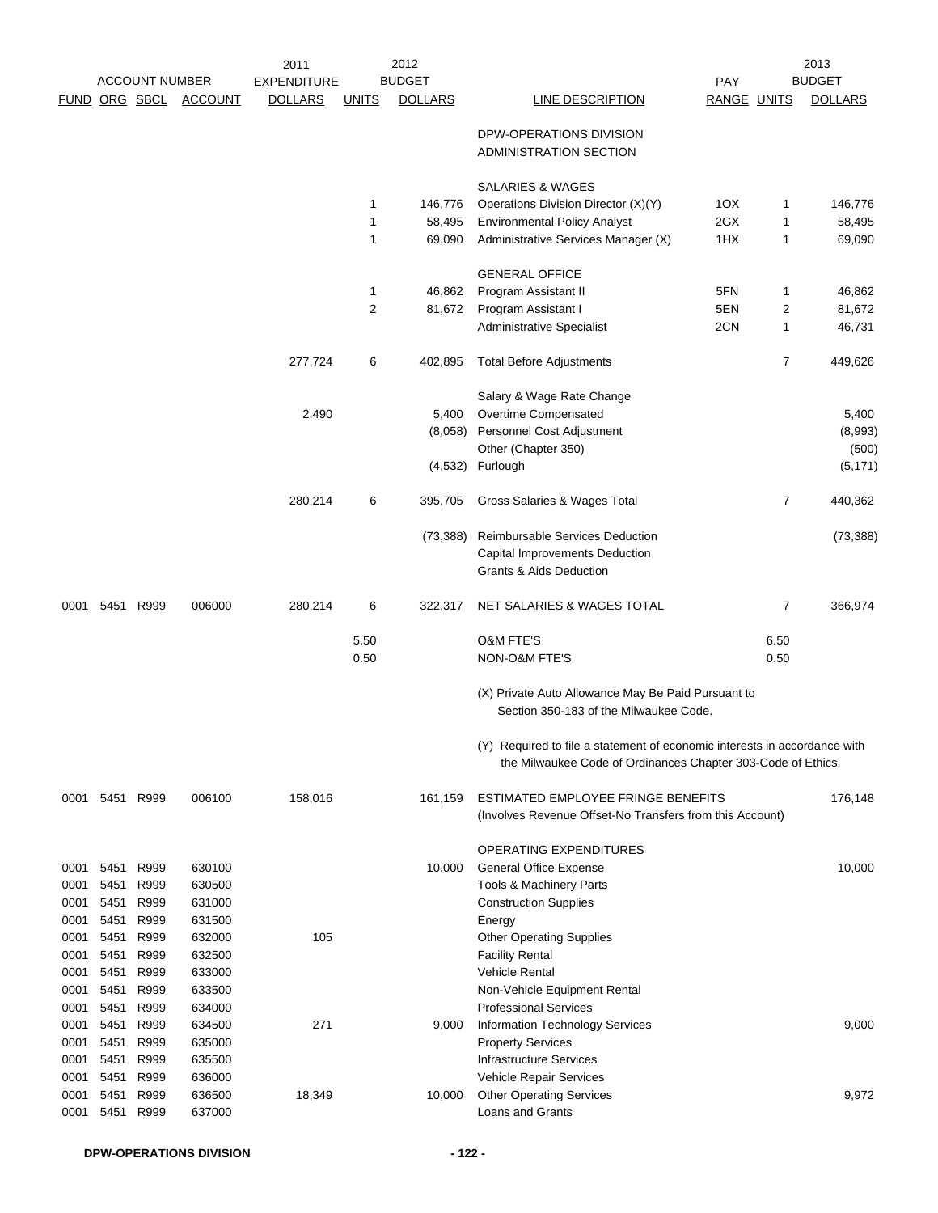| ACCOUNT NUMBER | | | | 2011 EXPENDITURE | 2012 BUDGET | | | | | 2013 BUDGET |
|---|---|---|---|---|---|---|---|---|---|---|
| FUND | ORG | SBCL | ACCOUNT | DOLLARS | UNITS | DOLLARS | LINE DESCRIPTION | PAY RANGE | UNITS | DOLLARS |
| | | | | | | | DPW-OPERATIONS DIVISION ADMINISTRATION SECTION | | | |
| | | | | | | | SALARIES & WAGES | | | |
| | | | | | 1 | 146,776 | Operations Division Director (X)(Y) | 1OX | 1 | 146,776 |
| | | | | | 1 | 58,495 | Environmental Policy Analyst | 2GX | 1 | 58,495 |
| | | | | | 1 | 69,090 | Administrative Services Manager (X) | 1HX | 1 | 69,090 |
| | | | | | | | GENERAL OFFICE | | | |
| | | | | | 1 | 46,862 | Program Assistant II | 5FN | 1 | 46,862 |
| | | | | | 2 | 81,672 | Program Assistant I | 5EN | 2 | 81,672 |
| | | | | | | | Administrative Specialist | 2CN | 1 | 46,731 |
| | | | | 277,724 | 6 | 402,895 | Total Before Adjustments | | 7 | 449,626 |
| | | | | | | | Salary & Wage Rate Change | | | |
| | | | | 2,490 | | 5,400 | Overtime Compensated | | | 5,400 |
| | | | | | | (8,058) | Personnel Cost Adjustment | | | (8,993) |
| | | | | | | | Other (Chapter 350) | | | (500) |
| | | | | | | (4,532) | Furlough | | | (5,171) |
| | | | | 280,214 | 6 | 395,705 | Gross Salaries & Wages Total | | 7 | 440,362 |
| | | | | | | (73,388) | Reimbursable Services Deduction | | | (73,388) |
| | | | | | | | Capital Improvements Deduction | | | |
| | | | | | | | Grants & Aids Deduction | | | |
| 0001 | 5451 | R999 | 006000 | 280,214 | 6 | 322,317 | NET SALARIES & WAGES TOTAL | | 7 | 366,974 |
| | | | | | 5.50 | | O&M FTE'S | | 6.50 | |
| | | | | | 0.50 | | NON-O&M FTE'S | | 0.50 | |
| | | | | | | | (X) Private Auto Allowance May Be Paid Pursuant to Section 350-183 of the Milwaukee Code. | | | |
| | | | | | | | (Y) Required to file a statement of economic interests in accordance with the Milwaukee Code of Ordinances Chapter 303-Code of Ethics. | | | |
| 0001 | 5451 | R999 | 006100 | 158,016 | | 161,159 | ESTIMATED EMPLOYEE FRINGE BENEFITS (Involves Revenue Offset-No Transfers from this Account) | | | 176,148 |
| | | | | | | | OPERATING EXPENDITURES | | | |
| 0001 | 5451 | R999 | 630100 | | | 10,000 | General Office Expense | | | 10,000 |
| 0001 | 5451 | R999 | 630500 | | | | Tools & Machinery Parts | | | |
| 0001 | 5451 | R999 | 631000 | | | | Construction Supplies | | | |
| 0001 | 5451 | R999 | 631500 | | | | Energy | | | |
| 0001 | 5451 | R999 | 632000 | 105 | | | Other Operating Supplies | | | |
| 0001 | 5451 | R999 | 632500 | | | | Facility Rental | | | |
| 0001 | 5451 | R999 | 633000 | | | | Vehicle Rental | | | |
| 0001 | 5451 | R999 | 633500 | | | | Non-Vehicle Equipment Rental | | | |
| 0001 | 5451 | R999 | 634000 | | | | Professional Services | | | |
| 0001 | 5451 | R999 | 634500 | 271 | | 9,000 | Information Technology Services | | | 9,000 |
| 0001 | 5451 | R999 | 635000 | | | | Property Services | | | |
| 0001 | 5451 | R999 | 635500 | | | | Infrastructure Services | | | |
| 0001 | 5451 | R999 | 636000 | | | | Vehicle Repair Services | | | |
| 0001 | 5451 | R999 | 636500 | 18,349 | | 10,000 | Other Operating Services | | | 9,972 |
| 0001 | 5451 | R999 | 637000 | | | | Loans and Grants | | | |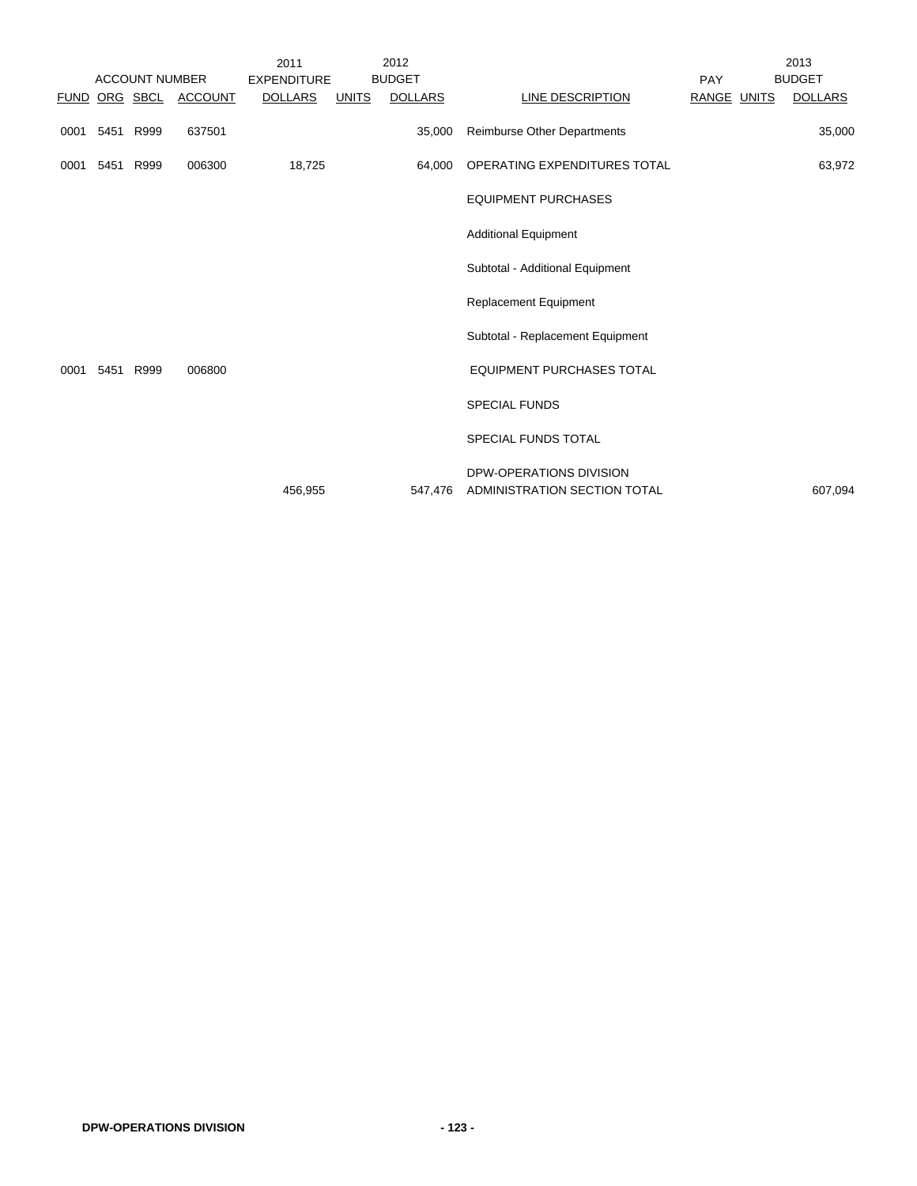| ACCOUNT NUMBER | | | | 2011 EXPENDITURE | 2012 BUDGET | | | PAY | | 2013 BUDGET |
|---|---|---|---|---|---|---|---|---|---|---|
| FUND | ORG | SBCL | ACCOUNT | DOLLARS | UNITS | DOLLARS | LINE DESCRIPTION | RANGE | UNITS | DOLLARS |
| 0001 | 5451 | R999 | 637501 | | | 35,000 | Reimburse Other Departments | | | 35,000 |
| 0001 | 5451 | R999 | 006300 | 18,725 | | 64,000 | OPERATING EXPENDITURES TOTAL | | | 63,972 |
| | | | | | | | EQUIPMENT PURCHASES | | | |
| | | | | | | | Additional Equipment | | | |
| | | | | | | | Subtotal - Additional Equipment | | | |
| | | | | | | | Replacement Equipment | | | |
| | | | | | | | Subtotal - Replacement Equipment | | | |
| 0001 | 5451 | R999 | 006800 | | | | EQUIPMENT PURCHASES TOTAL | | | |
| | | | | | | | SPECIAL FUNDS | | | |
| | | | | | | | SPECIAL FUNDS TOTAL | | | |
| | | | | 456,955 | | 547,476 | DPW-OPERATIONS DIVISION ADMINISTRATION SECTION TOTAL | | | 607,094 |

**DPW-OPERATIONS DIVISION**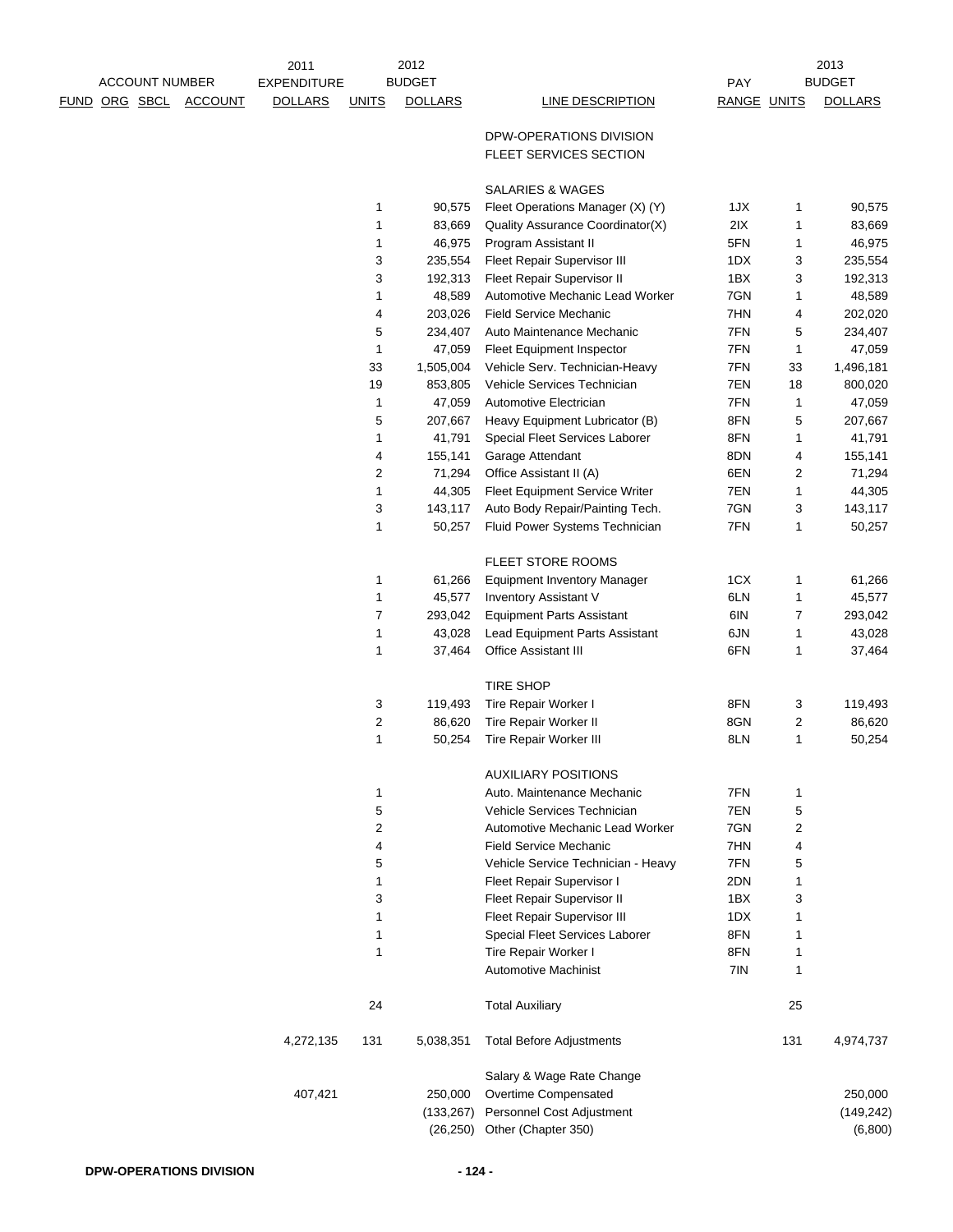| ACCOUNT NUMBER FUND ORG SBCL ACCOUNT | 2011 EXPENDITURE DOLLARS | 2012 BUDGET UNITS | 2012 BUDGET DOLLARS | LINE DESCRIPTION | PAY RANGE | 2013 BUDGET UNITS | 2013 BUDGET DOLLARS |
|---|---|---|---|---|---|---|---|
| | | | | DPW-OPERATIONS DIVISION | | | |
| | | | | FLEET SERVICES SECTION | | | |
| | | | | SALARIES & WAGES | | | |
| | | 1 | 90,575 | Fleet Operations Manager (X) (Y) | 1JX | 1 | 90,575 |
| | | 1 | 83,669 | Quality Assurance Coordinator(X) | 2IX | 1 | 83,669 |
| | | 1 | 46,975 | Program Assistant II | 5FN | 1 | 46,975 |
| | | 3 | 235,554 | Fleet Repair Supervisor III | 1DX | 3 | 235,554 |
| | | 3 | 192,313 | Fleet Repair Supervisor II | 1BX | 3 | 192,313 |
| | | 1 | 48,589 | Automotive Mechanic Lead Worker | 7GN | 1 | 48,589 |
| | | 4 | 203,026 | Field Service Mechanic | 7HN | 4 | 202,020 |
| | | 5 | 234,407 | Auto Maintenance Mechanic | 7FN | 5 | 234,407 |
| | | 1 | 47,059 | Fleet Equipment Inspector | 7FN | 1 | 47,059 |
| | | 33 | 1,505,004 | Vehicle Serv. Technician-Heavy | 7FN | 33 | 1,496,181 |
| | | 19 | 853,805 | Vehicle Services Technician | 7EN | 18 | 800,020 |
| | | 1 | 47,059 | Automotive Electrician | 7FN | 1 | 47,059 |
| | | 5 | 207,667 | Heavy Equipment Lubricator (B) | 8FN | 5 | 207,667 |
| | | 1 | 41,791 | Special Fleet Services Laborer | 8FN | 1 | 41,791 |
| | | 4 | 155,141 | Garage Attendant | 8DN | 4 | 155,141 |
| | | 2 | 71,294 | Office Assistant II (A) | 6EN | 2 | 71,294 |
| | | 1 | 44,305 | Fleet Equipment Service Writer | 7EN | 1 | 44,305 |
| | | 3 | 143,117 | Auto Body Repair/Painting Tech. | 7GN | 3 | 143,117 |
| | | 1 | 50,257 | Fluid Power Systems Technician | 7FN | 1 | 50,257 |
| | | | | FLEET STORE ROOMS | | | |
| | | 1 | 61,266 | Equipment Inventory Manager | 1CX | 1 | 61,266 |
| | | 1 | 45,577 | Inventory Assistant V | 6LN | 1 | 45,577 |
| | | 7 | 293,042 | Equipment Parts Assistant | 6IN | 7 | 293,042 |
| | | 1 | 43,028 | Lead Equipment Parts Assistant | 6JN | 1 | 43,028 |
| | | 1 | 37,464 | Office Assistant III | 6FN | 1 | 37,464 |
| | | | | TIRE SHOP | | | |
| | | 3 | 119,493 | Tire Repair Worker I | 8FN | 3 | 119,493 |
| | | 2 | 86,620 | Tire Repair Worker II | 8GN | 2 | 86,620 |
| | | 1 | 50,254 | Tire Repair Worker III | 8LN | 1 | 50,254 |
| | | | | AUXILIARY POSITIONS | | | |
| | | 1 | | Auto. Maintenance Mechanic | 7FN | 1 | |
| | | 5 | | Vehicle Services Technician | 7EN | 5 | |
| | | 2 | | Automotive Mechanic Lead Worker | 7GN | 2 | |
| | | 4 | | Field Service Mechanic | 7HN | 4 | |
| | | 5 | | Vehicle Service Technician - Heavy | 7FN | 5 | |
| | | 1 | | Fleet Repair Supervisor I | 2DN | 1 | |
| | | 3 | | Fleet Repair Supervisor II | 1BX | 3 | |
| | | 1 | | Fleet Repair Supervisor III | 1DX | 1 | |
| | | 1 | | Special Fleet Services Laborer | 8FN | 1 | |
| | | 1 | | Tire Repair Worker I | 8FN | 1 | |
| | | | | Automotive Machinist | 7IN | 1 | |
| | | 24 | | Total Auxiliary | | 25 | |
| | 4,272,135 | 131 | 5,038,351 | Total Before Adjustments | | 131 | 4,974,737 |
| | | | | Salary & Wage Rate Change | | | |
| | 407,421 | | 250,000 | Overtime Compensated | | | 250,000 |
| | | | (133,267) | Personnel Cost Adjustment | | | (149,242) |
| | | | (26,250) | Other (Chapter 350) | | | (6,800) |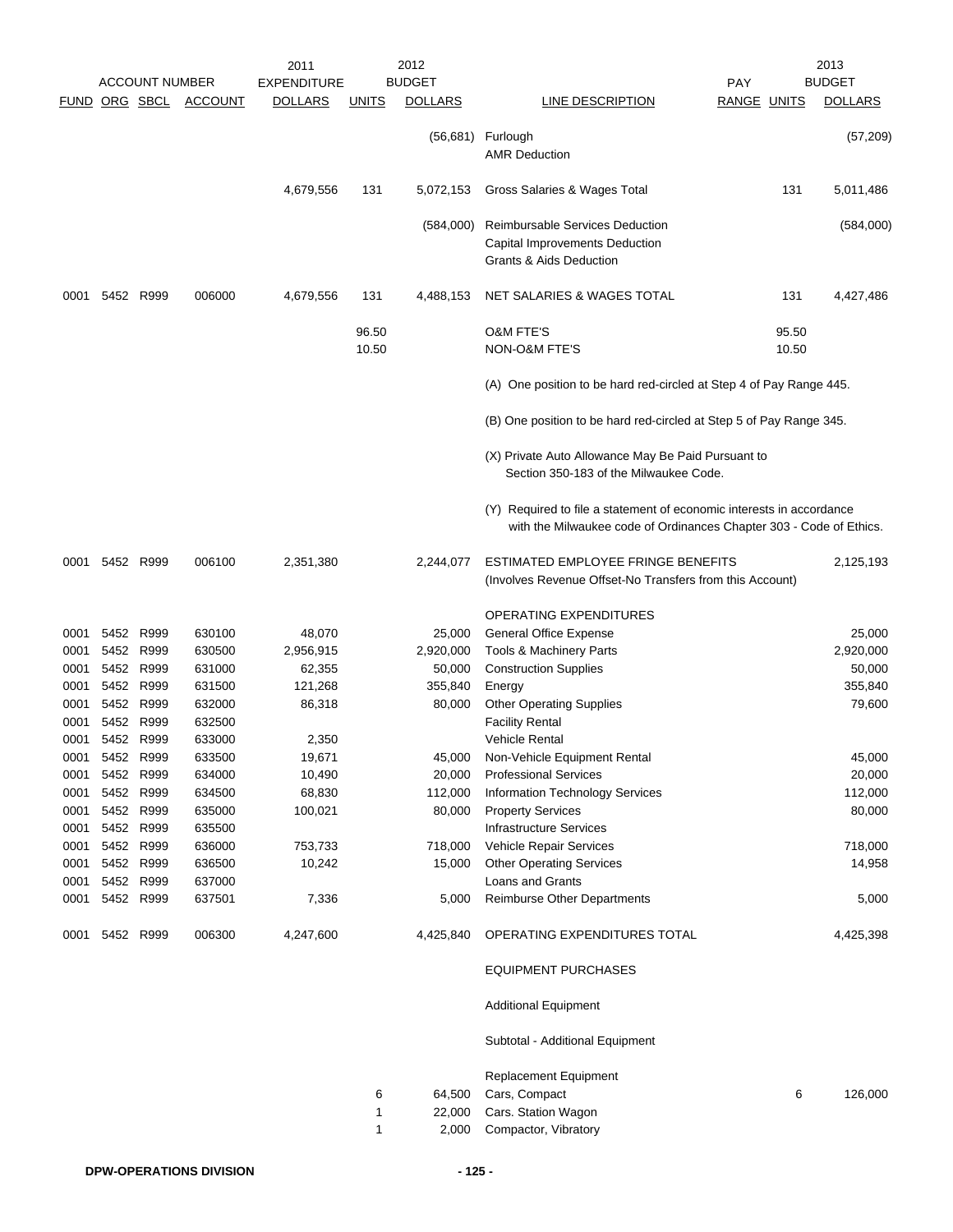| ACCOUNT NUMBER | | | | 2011 EXPENDITURE | 2012 BUDGET | | | | 2013 BUDGET | |
|---|---|---|---|---|---|---|---|---|---|---|
| FUND | ORG | SBCL | ACCOUNT | DOLLARS | UNITS | DOLLARS | LINE DESCRIPTION | PAY RANGE | UNITS | DOLLARS |
| | | | | | | (56,681) | Furlough | | | (57,209) |
| | | | | | | | AMR Deduction | | | |
| | | | | 4,679,556 | 131 | 5,072,153 | Gross Salaries & Wages Total | | 131 | 5,011,486 |
| | | | | | | (584,000) | Reimbursable Services Deduction | | | (584,000) |
| | | | | | | | Capital Improvements Deduction | | | |
| | | | | | | | Grants & Aids Deduction | | | |
| 0001 | 5452 | R999 | 006000 | 4,679,556 | 131 | 4,488,153 | NET SALARIES & WAGES TOTAL | | 131 | 4,427,486 |
| | | | | | 96.50 | | O&M FTE'S | | 95.50 | |
| | | | | | 10.50 | | NON-O&M FTE'S | | 10.50 | |
| | | | | | | | (A) One position to be hard red-circled at Step 4 of Pay Range 445. | | | |
| | | | | | | | (B) One position to be hard red-circled at Step 5 of Pay Range 345. | | | |
| | | | | | | | (X) Private Auto Allowance May Be Paid Pursuant to Section 350-183 of the Milwaukee Code. | | | |
| | | | | | | | (Y) Required to file a statement of economic interests in accordance with the Milwaukee code of Ordinances Chapter 303 - Code of Ethics. | | | |
| 0001 | 5452 | R999 | 006100 | 2,351,380 | | 2,244,077 | ESTIMATED EMPLOYEE FRINGE BENEFITS (Involves Revenue Offset-No Transfers from this Account) | | | 2,125,193 |
| | | | | | | | OPERATING EXPENDITURES | | | |
| 0001 | 5452 | R999 | 630100 | 48,070 | | 25,000 | General Office Expense | | | 25,000 |
| 0001 | 5452 | R999 | 630500 | 2,956,915 | | 2,920,000 | Tools & Machinery Parts | | | 2,920,000 |
| 0001 | 5452 | R999 | 631000 | 62,355 | | 50,000 | Construction Supplies | | | 50,000 |
| 0001 | 5452 | R999 | 631500 | 121,268 | | 355,840 | Energy | | | 355,840 |
| 0001 | 5452 | R999 | 632000 | 86,318 | | 80,000 | Other Operating Supplies | | | 79,600 |
| 0001 | 5452 | R999 | 632500 | | | | Facility Rental | | | |
| 0001 | 5452 | R999 | 633000 | 2,350 | | | Vehicle Rental | | | |
| 0001 | 5452 | R999 | 633500 | 19,671 | | 45,000 | Non-Vehicle Equipment Rental | | | 45,000 |
| 0001 | 5452 | R999 | 634000 | 10,490 | | 20,000 | Professional Services | | | 20,000 |
| 0001 | 5452 | R999 | 634500 | 68,830 | | 112,000 | Information Technology Services | | | 112,000 |
| 0001 | 5452 | R999 | 635000 | 100,021 | | 80,000 | Property Services | | | 80,000 |
| 0001 | 5452 | R999 | 635500 | | | | Infrastructure Services | | | |
| 0001 | 5452 | R999 | 636000 | 753,733 | | 718,000 | Vehicle Repair Services | | | 718,000 |
| 0001 | 5452 | R999 | 636500 | 10,242 | | 15,000 | Other Operating Services | | | 14,958 |
| 0001 | 5452 | R999 | 637000 | | | | Loans and Grants | | | |
| 0001 | 5452 | R999 | 637501 | 7,336 | | 5,000 | Reimburse Other Departments | | | 5,000 |
| 0001 | 5452 | R999 | 006300 | 4,247,600 | | 4,425,840 | OPERATING EXPENDITURES TOTAL | | | 4,425,398 |
| | | | | | | | EQUIPMENT PURCHASES | | | |
| | | | | | | | Additional Equipment | | | |
| | | | | | | | Subtotal - Additional Equipment | | | |
| | | | | | | | Replacement Equipment | | | |
| | | | | | 6 | 64,500 | Cars, Compact | | 6 | 126,000 |
| | | | | | 1 | 22,000 | Cars. Station Wagon | | | |
| | | | | | 1 | 2,000 | Compactor, Vibratory | | | |

DPW-OPERATIONS DIVISION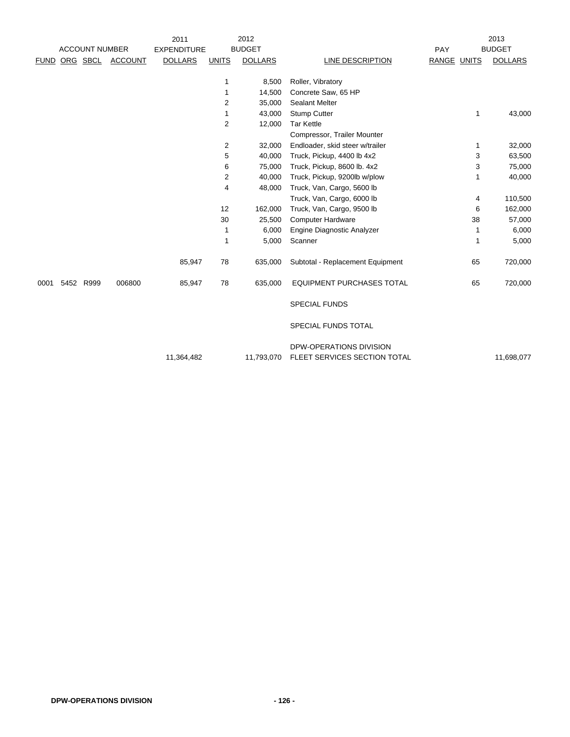| ACCOUNT NUMBER | | | | 2011 EXPENDITURE | 2012 BUDGET | | | PAY | | 2013 BUDGET |
|---|---|---|---|---|---|---|---|---|---|---|
| FUND | ORG | SBCL | ACCOUNT | DOLLARS | UNITS | DOLLARS | LINE DESCRIPTION | RANGE | UNITS | DOLLARS |
| | | | | | 1 | 8,500 | Roller, Vibratory | | | |
| | | | | | 1 | 14,500 | Concrete Saw, 65 HP | | | |
| | | | | | 2 | 35,000 | Sealant Melter | | | |
| | | | | | 1 | 43,000 | Stump Cutter | | 1 | 43,000 |
| | | | | | 2 | 12,000 | Tar Kettle | | | |
| | | | | | | | Compressor, Trailer Mounter | | | |
| | | | | | 2 | 32,000 | Endloader, skid steer w/trailer | | 1 | 32,000 |
| | | | | | 5 | 40,000 | Truck, Pickup, 4400 lb 4x2 | | 3 | 63,500 |
| | | | | | 6 | 75,000 | Truck, Pickup, 8600 lb. 4x2 | | 3 | 75,000 |
| | | | | | 2 | 40,000 | Truck, Pickup, 9200lb w/plow | | 1 | 40,000 |
| | | | | | 4 | 48,000 | Truck, Van, Cargo, 5600 lb | | | |
| | | | | | | | Truck, Van, Cargo, 6000 lb | | 4 | 110,500 |
| | | | | | 12 | 162,000 | Truck, Van, Cargo, 9500 lb | | 6 | 162,000 |
| | | | | | 30 | 25,500 | Computer Hardware | | 38 | 57,000 |
| | | | | | 1 | 6,000 | Engine Diagnostic Analyzer | | 1 | 6,000 |
| | | | | | 1 | 5,000 | Scanner | | 1 | 5,000 |
| | | | | 85,947 | 78 | 635,000 | Subtotal - Replacement Equipment | | 65 | 720,000 |
| 0001 | 5452 | R999 | 006800 | 85,947 | 78 | 635,000 | EQUIPMENT PURCHASES TOTAL | | 65 | 720,000 |
| | | | | | | | SPECIAL FUNDS | | | |
| | | | | | | | SPECIAL FUNDS TOTAL | | | |
| | | | | 11,364,482 | | 11,793,070 | DPW-OPERATIONS DIVISION FLEET SERVICES SECTION TOTAL | | | 11,698,077 |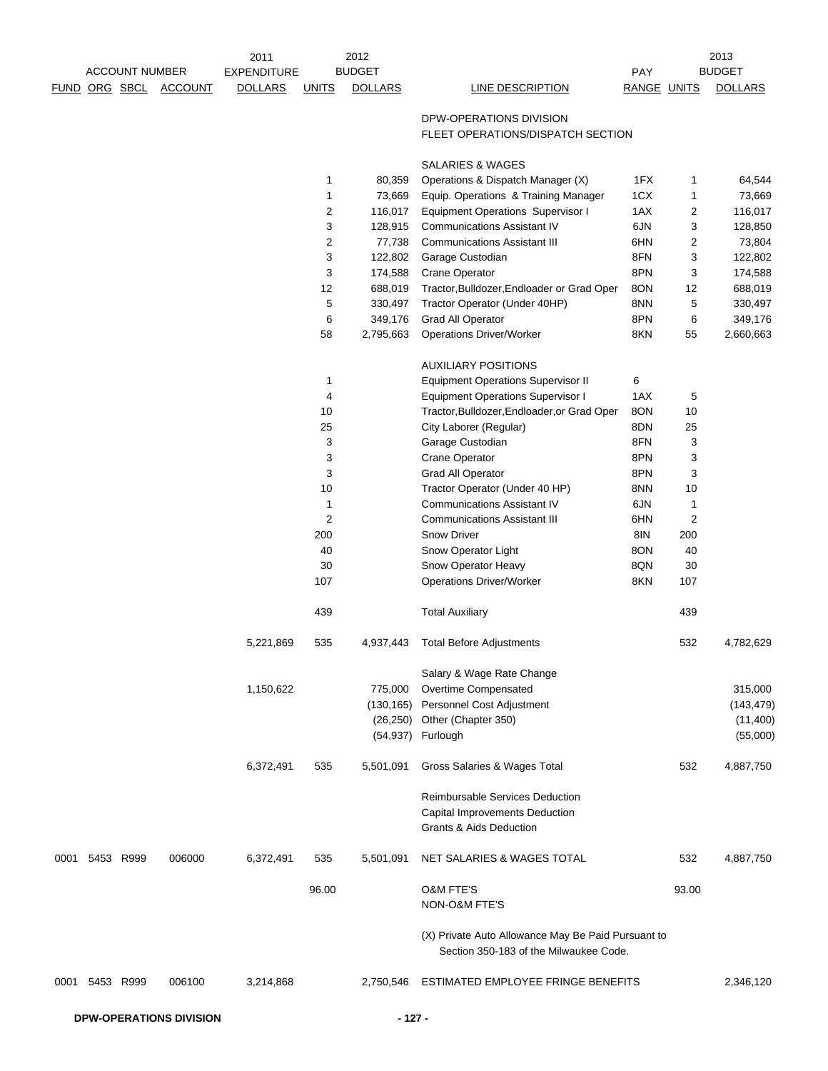| ACCOUNT NUMBER | | | | 2011 EXPENDITURE | 2012 BUDGET | | | PAY | 2013 BUDGET | |
|---|---|---|---|---|---|---|---|---|---|---|
| FUND | ORG | SBCL | ACCOUNT | DOLLARS | UNITS | DOLLARS | LINE DESCRIPTION | RANGE | UNITS | DOLLARS |
| | | | | | | | DPW-OPERATIONS DIVISION | | | |
| | | | | | | | FLEET OPERATIONS/DISPATCH SECTION | | | |
| | | | | | | | SALARIES & WAGES | | | |
| | | | | | 1 | 80,359 | Operations & Dispatch Manager (X) | 1FX | 1 | 64,544 |
| | | | | | 1 | 73,669 | Equip. Operations & Training Manager | 1CX | 1 | 73,669 |
| | | | | | 2 | 116,017 | Equipment Operations Supervisor I | 1AX | 2 | 116,017 |
| | | | | | 3 | 128,915 | Communications Assistant IV | 6JN | 3 | 128,850 |
| | | | | | 2 | 77,738 | Communications Assistant III | 6HN | 2 | 73,804 |
| | | | | | 3 | 122,802 | Garage Custodian | 8FN | 3 | 122,802 |
| | | | | | 3 | 174,588 | Crane Operator | 8PN | 3 | 174,588 |
| | | | | | 12 | 688,019 | Tractor,Bulldozer,Endloader or Grad Oper | 8ON | 12 | 688,019 |
| | | | | | 5 | 330,497 | Tractor Operator (Under 40HP) | 8NN | 5 | 330,497 |
| | | | | | 6 | 349,176 | Grad All Operator | 8PN | 6 | 349,176 |
| | | | | | 58 | 2,795,663 | Operations Driver/Worker | 8KN | 55 | 2,660,663 |
| | | | | | | | AUXILIARY POSITIONS | | | |
| | | | | | 1 | | Equipment Operations Supervisor II | 6 | | |
| | | | | | 4 | | Equipment Operations Supervisor I | 1AX | 5 | |
| | | | | | 10 | | Tractor,Bulldozer,Endloader,or Grad Oper | 8ON | 10 | |
| | | | | | 25 | | City Laborer (Regular) | 8DN | 25 | |
| | | | | | 3 | | Garage Custodian | 8FN | 3 | |
| | | | | | 3 | | Crane Operator | 8PN | 3 | |
| | | | | | 3 | | Grad All Operator | 8PN | 3 | |
| | | | | | 10 | | Tractor Operator (Under 40 HP) | 8NN | 10 | |
| | | | | | 1 | | Communications Assistant IV | 6JN | 1 | |
| | | | | | 2 | | Communications Assistant III | 6HN | 2 | |
| | | | | | 200 | | Snow Driver | 8IN | 200 | |
| | | | | | 40 | | Snow Operator Light | 8ON | 40 | |
| | | | | | 30 | | Snow Operator Heavy | 8QN | 30 | |
| | | | | | 107 | | Operations Driver/Worker | 8KN | 107 | |
| | | | | | 439 | | Total Auxiliary | | 439 | |
| | | | | 5,221,869 | 535 | 4,937,443 | Total Before Adjustments | | 532 | 4,782,629 |
| | | | | | | | Salary & Wage Rate Change | | | |
| | | | | 1,150,622 | | 775,000 | Overtime Compensated | | | 315,000 |
| | | | | | | (130,165) | Personnel Cost Adjustment | | | (143,479) |
| | | | | | | (26,250) | Other (Chapter 350) | | | (11,400) |
| | | | | | | (54,937) | Furlough | | | (55,000) |
| | | | | 6,372,491 | 535 | 5,501,091 | Gross Salaries & Wages Total | | 532 | 4,887,750 |
| | | | | | | | Reimbursable Services Deduction | | | |
| | | | | | | | Capital Improvements Deduction | | | |
| | | | | | | | Grants & Aids Deduction | | | |
| 0001 | 5453 | R999 | 006000 | 6,372,491 | 535 | 5,501,091 | NET SALARIES & WAGES TOTAL | | 532 | 4,887,750 |
| | | | | | 96.00 | | O&M FTE'S | | 93.00 | |
| | | | | | | | NON-O&M FTE'S | | | |
| | | | | | | | (X) Private Auto Allowance May Be Paid Pursuant to Section 350-183 of the Milwaukee Code. | | | |
| 0001 | 5453 | R999 | 006100 | 3,214,868 | | 2,750,546 | ESTIMATED EMPLOYEE FRINGE BENEFITS | | | 2,346,120 |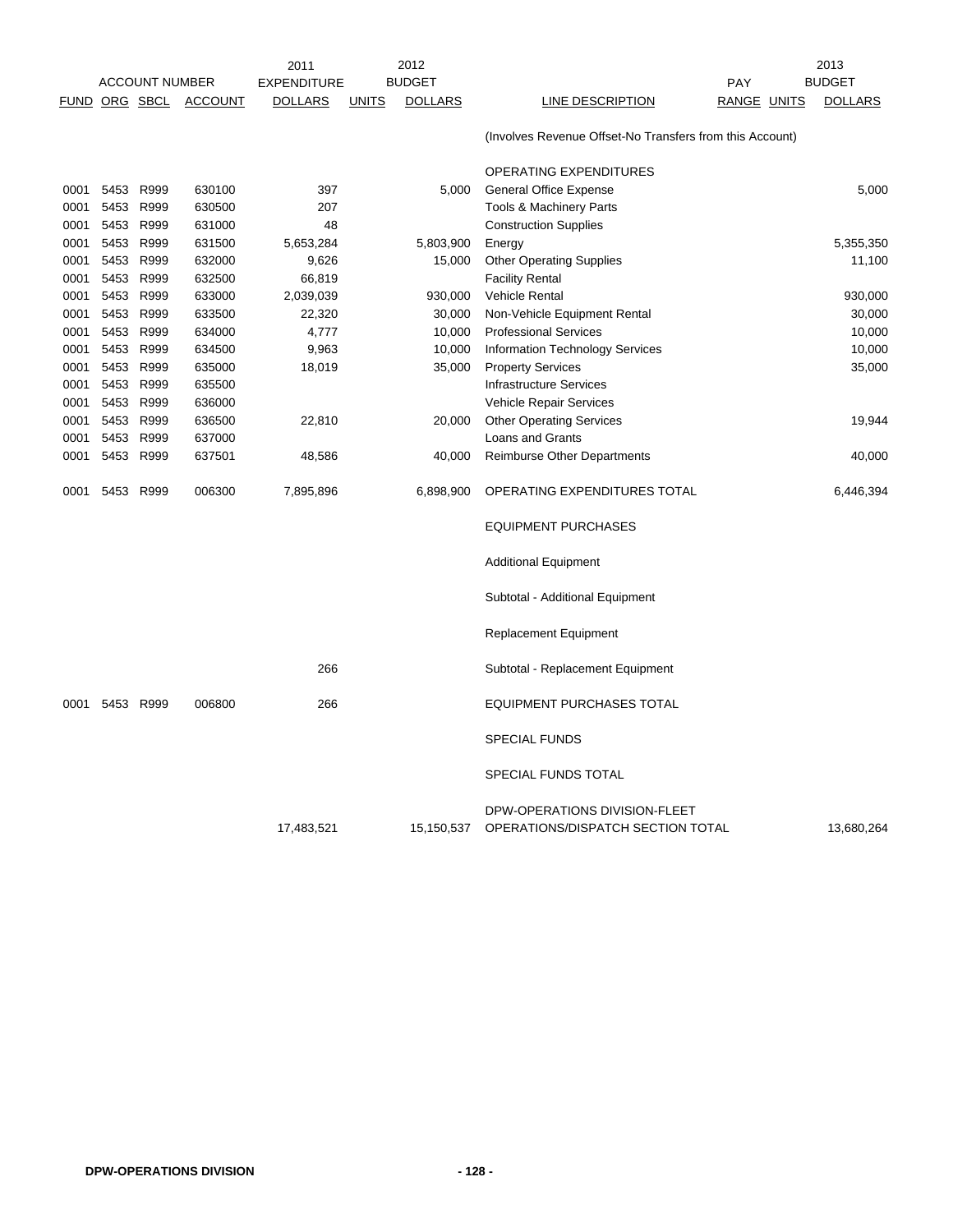| ACCOUNT NUMBER | | | | 2011 EXPENDITURE | | 2012 BUDGET | | PAY | | 2013 BUDGET |
|---|---|---|---|---|---|---|---|---|---|---|
| FUND | ORG | SBCL | ACCOUNT | DOLLARS | UNITS | DOLLARS | LINE DESCRIPTION | RANGE | UNITS | DOLLARS |
| | | | | | | | (Involves Revenue Offset-No Transfers from this Account) | | | |
| | | | | | | | OPERATING EXPENDITURES | | | |
| 0001 | 5453 | R999 | 630100 | 397 | | 5,000 | General Office Expense | | | 5,000 |
| 0001 | 5453 | R999 | 630500 | 207 | | | Tools & Machinery Parts | | | |
| 0001 | 5453 | R999 | 631000 | 48 | | | Construction Supplies | | | |
| 0001 | 5453 | R999 | 631500 | 5,653,284 | | 5,803,900 | Energy | | | 5,355,350 |
| 0001 | 5453 | R999 | 632000 | 9,626 | | 15,000 | Other Operating Supplies | | | 11,100 |
| 0001 | 5453 | R999 | 632500 | 66,819 | | | Facility Rental | | | |
| 0001 | 5453 | R999 | 633000 | 2,039,039 | | 930,000 | Vehicle Rental | | | 930,000 |
| 0001 | 5453 | R999 | 633500 | 22,320 | | 30,000 | Non-Vehicle Equipment Rental | | | 30,000 |
| 0001 | 5453 | R999 | 634000 | 4,777 | | 10,000 | Professional Services | | | 10,000 |
| 0001 | 5453 | R999 | 634500 | 9,963 | | 10,000 | Information Technology Services | | | 10,000 |
| 0001 | 5453 | R999 | 635000 | 18,019 | | 35,000 | Property Services | | | 35,000 |
| 0001 | 5453 | R999 | 635500 | | | | Infrastructure Services | | | |
| 0001 | 5453 | R999 | 636000 | | | | Vehicle Repair Services | | | |
| 0001 | 5453 | R999 | 636500 | 22,810 | | 20,000 | Other Operating Services | | | 19,944 |
| 0001 | 5453 | R999 | 637000 | | | | Loans and Grants | | | |
| 0001 | 5453 | R999 | 637501 | 48,586 | | 40,000 | Reimburse Other Departments | | | 40,000 |
| 0001 | 5453 | R999 | 006300 | 7,895,896 | | 6,898,900 | OPERATING EXPENDITURES TOTAL | | | 6,446,394 |
| | | | | | | | EQUIPMENT PURCHASES | | | |
| | | | | | | | Additional Equipment | | | |
| | | | | | | | Subtotal - Additional Equipment | | | |
| | | | | | | | Replacement Equipment | | | |
| | | | | 266 | | | Subtotal - Replacement Equipment | | | |
| 0001 | 5453 | R999 | 006800 | 266 | | | EQUIPMENT PURCHASES TOTAL | | | |
| | | | | | | | SPECIAL FUNDS | | | |
| | | | | | | | SPECIAL FUNDS TOTAL | | | |
| | | | | 17,483,521 | | 15,150,537 | DPW-OPERATIONS DIVISION-FLEET OPERATIONS/DISPATCH SECTION TOTAL | | | 13,680,264 |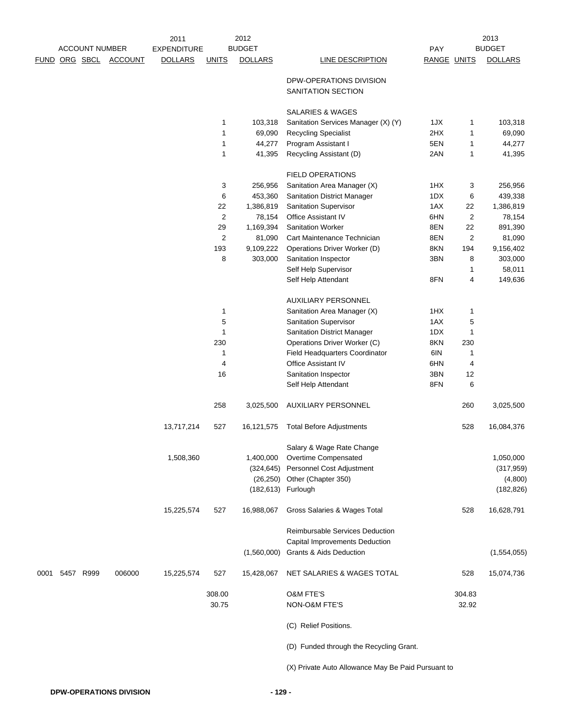| ACCOUNT NUMBER | | | | 2011 EXPENDITURE | 2012 BUDGET | | | PAY | | 2013 BUDGET |
|---|---|---|---|---|---|---|---|---|---|---|
| FUND | ORG | SBCL | ACCOUNT | DOLLARS | UNITS | DOLLARS | LINE DESCRIPTION | RANGE | UNITS | DOLLARS |
| | | | | | | | DPW-OPERATIONS DIVISION | | | |
| | | | | | | | SANITATION SECTION | | | |
| | | | | | | | SALARIES & WAGES | | | |
| | | | | | 1 | 103,318 | Sanitation Services Manager (X) (Y) | 1JX | 1 | 103,318 |
| | | | | | 1 | 69,090 | Recycling Specialist | 2HX | 1 | 69,090 |
| | | | | | 1 | 44,277 | Program Assistant I | 5EN | 1 | 44,277 |
| | | | | | 1 | 41,395 | Recycling Assistant (D) | 2AN | 1 | 41,395 |
| | | | | | | | FIELD OPERATIONS | | | |
| | | | | | 3 | 256,956 | Sanitation Area Manager (X) | 1HX | 3 | 256,956 |
| | | | | | 6 | 453,360 | Sanitation District Manager | 1DX | 6 | 439,338 |
| | | | | | 22 | 1,386,819 | Sanitation Supervisor | 1AX | 22 | 1,386,819 |
| | | | | | 2 | 78,154 | Office Assistant IV | 6HN | 2 | 78,154 |
| | | | | | 29 | 1,169,394 | Sanitation Worker | 8EN | 22 | 891,390 |
| | | | | | 2 | 81,090 | Cart Maintenance Technician | 8EN | 2 | 81,090 |
| | | | | | 193 | 9,109,222 | Operations Driver Worker (D) | 8KN | 194 | 9,156,402 |
| | | | | | 8 | 303,000 | Sanitation Inspector | 3BN | 8 | 303,000 |
| | | | | | | | Self Help Supervisor | | 1 | 58,011 |
| | | | | | | | Self Help Attendant | 8FN | 4 | 149,636 |
| | | | | | | | AUXILIARY PERSONNEL | | | |
| | | | | | 1 | | Sanitation Area Manager (X) | 1HX | 1 | |
| | | | | | 5 | | Sanitation Supervisor | 1AX | 5 | |
| | | | | | 1 | | Sanitation District Manager | 1DX | 1 | |
| | | | | | 230 | | Operations Driver Worker (C) | 8KN | 230 | |
| | | | | | 1 | | Field Headquarters Coordinator | 6IN | 1 | |
| | | | | | 4 | | Office Assistant IV | 6HN | 4 | |
| | | | | | 16 | | Sanitation Inspector | 3BN | 12 | |
| | | | | | | | Self Help Attendant | 8FN | 6 | |
| | | | | | 258 | 3,025,500 | AUXILIARY PERSONNEL | | 260 | 3,025,500 |
| | | | | 13,717,214 | 527 | 16,121,575 | Total Before Adjustments | | 528 | 16,084,376 |
| | | | | | | | Salary & Wage Rate Change | | | |
| | | | | 1,508,360 | | 1,400,000 | Overtime Compensated | | | 1,050,000 |
| | | | | | | (324,645) | Personnel Cost Adjustment | | | (317,959) |
| | | | | | | (26,250) | Other (Chapter 350) | | | (4,800) |
| | | | | | | (182,613) | Furlough | | | (182,826) |
| | | | | 15,225,574 | 527 | 16,988,067 | Gross Salaries & Wages Total | | 528 | 16,628,791 |
| | | | | | | | Reimbursable Services Deduction | | | |
| | | | | | | | Capital Improvements Deduction | | | |
| | | | | | | (1,560,000) | Grants & Aids Deduction | | | (1,554,055) |
| 0001 | 5457 | R999 | 006000 | 15,225,574 | 527 | 15,428,067 | NET SALARIES & WAGES TOTAL | | 528 | 15,074,736 |
| | | | | | 308.00 | | O&M FTE'S | | 304.83 | |
| | | | | | 30.75 | | NON-O&M FTE'S | | 32.92 | |

(C) Relief Positions.

(D) Funded through the Recycling Grant.

(X) Private Auto Allowance May Be Paid Pursuant to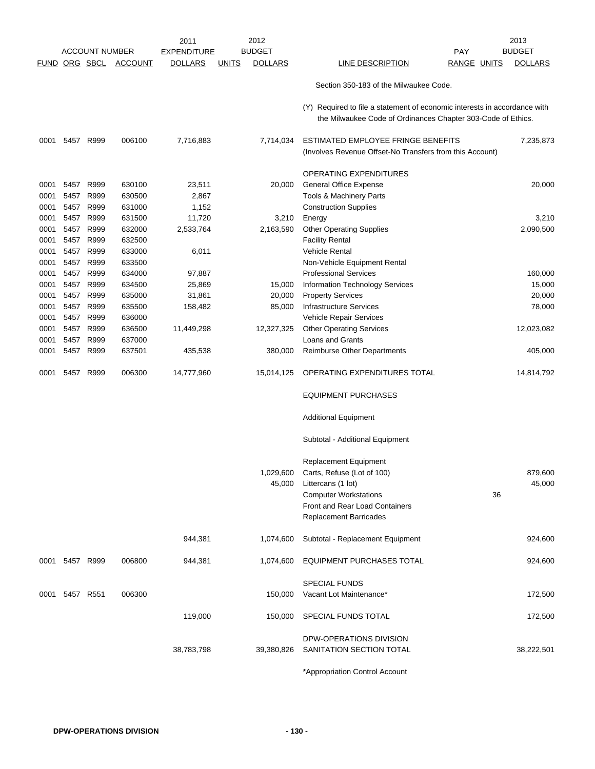| FUND | ORG | SBCL | ACCOUNT | 2011 EXPENDITURE DOLLARS | UNITS | 2012 BUDGET DOLLARS | LINE DESCRIPTION | PAY RANGE | UNITS | 2013 BUDGET DOLLARS |
|---|---|---|---|---|---|---|---|---|---|---|
| | | | | | | | Section 350-183 of the Milwaukee Code. | | | |
| | | | | | | | (Y) Required to file a statement of economic interests in accordance with the Milwaukee Code of Ordinances Chapter 303-Code of Ethics. | | | |
| 0001 | 5457 | R999 | 006100 | 7,716,883 | | 7,714,034 | ESTIMATED EMPLOYEE FRINGE BENEFITS (Involves Revenue Offset-No Transfers from this Account) | | | 7,235,873 |
| | | | | | | | OPERATING EXPENDITURES | | | |
| 0001 | 5457 | R999 | 630100 | 23,511 | | 20,000 | General Office Expense | | | 20,000 |
| 0001 | 5457 | R999 | 630500 | 2,867 | | | Tools & Machinery Parts | | | |
| 0001 | 5457 | R999 | 631000 | 1,152 | | | Construction Supplies | | | |
| 0001 | 5457 | R999 | 631500 | 11,720 | | 3,210 | Energy | | | 3,210 |
| 0001 | 5457 | R999 | 632000 | 2,533,764 | | 2,163,590 | Other Operating Supplies | | | 2,090,500 |
| 0001 | 5457 | R999 | 632500 | | | | Facility Rental | | | |
| 0001 | 5457 | R999 | 633000 | 6,011 | | | Vehicle Rental | | | |
| 0001 | 5457 | R999 | 633500 | | | | Non-Vehicle Equipment Rental | | | |
| 0001 | 5457 | R999 | 634000 | 97,887 | | | Professional Services | | | 160,000 |
| 0001 | 5457 | R999 | 634500 | 25,869 | | 15,000 | Information Technology Services | | | 15,000 |
| 0001 | 5457 | R999 | 635000 | 31,861 | | 20,000 | Property Services | | | 20,000 |
| 0001 | 5457 | R999 | 635500 | 158,482 | | 85,000 | Infrastructure Services | | | 78,000 |
| 0001 | 5457 | R999 | 636000 | | | | Vehicle Repair Services | | | |
| 0001 | 5457 | R999 | 636500 | 11,449,298 | | 12,327,325 | Other Operating Services | | | 12,023,082 |
| 0001 | 5457 | R999 | 637000 | | | | Loans and Grants | | | |
| 0001 | 5457 | R999 | 637501 | 435,538 | | 380,000 | Reimburse Other Departments | | | 405,000 |
| 0001 | 5457 | R999 | 006300 | 14,777,960 | | 15,014,125 | OPERATING EXPENDITURES TOTAL | | | 14,814,792 |
| | | | | | | | EQUIPMENT PURCHASES | | | |
| | | | | | | | Additional Equipment | | | |
| | | | | | | | Subtotal - Additional Equipment | | | |
| | | | | | | | Replacement Equipment | | | |
| | | | | | | 1,029,600 | Carts, Refuse (Lot of 100) | | | 879,600 |
| | | | | | | 45,000 | Littercans (1 lot) | | | 45,000 |
| | | | | | | | Computer Workstations | | 36 | |
| | | | | | | | Front and Rear Load Containers | | | |
| | | | | | | | Replacement Barricades | | | |
| | | | | 944,381 | | 1,074,600 | Subtotal - Replacement Equipment | | | 924,600 |
| 0001 | 5457 | R999 | 006800 | 944,381 | | 1,074,600 | EQUIPMENT PURCHASES TOTAL | | | 924,600 |
| | | | | | | | SPECIAL FUNDS | | | |
| 0001 | 5457 | R551 | 006300 | | | 150,000 | Vacant Lot Maintenance* | | | 172,500 |
| | | | | 119,000 | | 150,000 | SPECIAL FUNDS TOTAL | | | 172,500 |
| | | | | 38,783,798 | | 39,380,826 | DPW-OPERATIONS DIVISION SANITATION SECTION TOTAL | | | 38,222,501 |

*Appropriation Control Account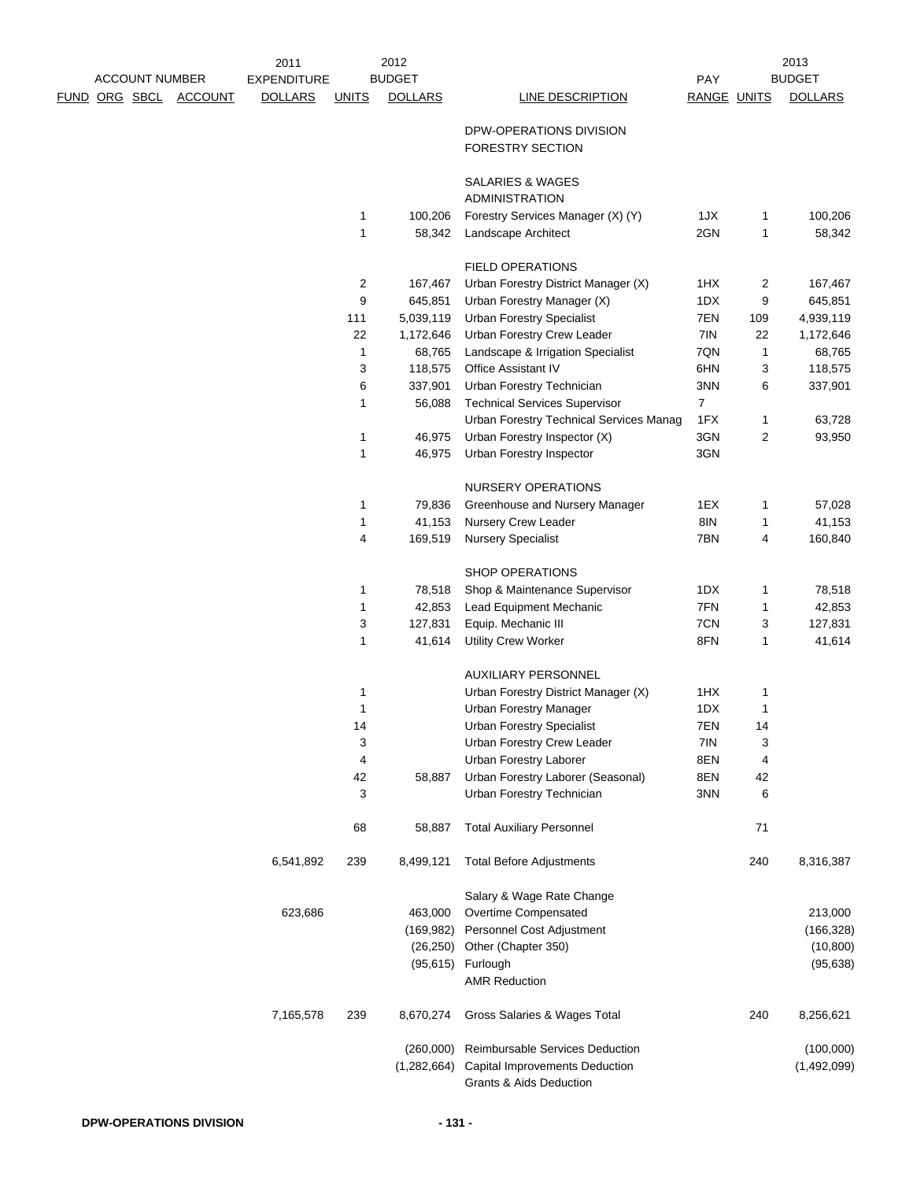| ACCOUNT NUMBER FUND | ORG | SBCL | ACCOUNT | 2011 EXPENDITURE DOLLARS | UNITS | 2012 BUDGET DOLLARS | LINE DESCRIPTION | PAY RANGE | UNITS | 2013 BUDGET DOLLARS |
|---|---|---|---|---|---|---|---|---|---|---|
| | | | | | | | DPW-OPERATIONS DIVISION | | | |
| | | | | | | | FORESTRY SECTION | | | |
| | | | | | | | SALARIES & WAGES | | | |
| | | | | | | | ADMINISTRATION | | | |
| | | | | | 1 | 100,206 | Forestry Services Manager (X) (Y) | 1JX | 1 | 100,206 |
| | | | | | 1 | 58,342 | Landscape Architect | 2GN | 1 | 58,342 |
| | | | | | | | FIELD OPERATIONS | | | |
| | | | | | 2 | 167,467 | Urban Forestry District Manager (X) | 1HX | 2 | 167,467 |
| | | | | | 9 | 645,851 | Urban Forestry Manager (X) | 1DX | 9 | 645,851 |
| | | | | | 111 | 5,039,119 | Urban Forestry Specialist | 7EN | 109 | 4,939,119 |
| | | | | | 22 | 1,172,646 | Urban Forestry Crew Leader | 7IN | 22 | 1,172,646 |
| | | | | | 1 | 68,765 | Landscape & Irrigation Specialist | 7QN | 1 | 68,765 |
| | | | | | 3 | 118,575 | Office Assistant IV | 6HN | 3 | 118,575 |
| | | | | | 6 | 337,901 | Urban Forestry Technician | 3NN | 6 | 337,901 |
| | | | | | 1 | 56,088 | Technical Services Supervisor | 7 | | |
| | | | | | | | Urban Forestry Technical Services Manag | 1FX | 1 | 63,728 |
| | | | | | 1 | 46,975 | Urban Forestry Inspector (X) | 3GN | 2 | 93,950 |
| | | | | | 1 | 46,975 | Urban Forestry Inspector | 3GN | | |
| | | | | | | | NURSERY OPERATIONS | | | |
| | | | | | 1 | 79,836 | Greenhouse and Nursery Manager | 1EX | 1 | 57,028 |
| | | | | | 1 | 41,153 | Nursery Crew Leader | 8IN | 1 | 41,153 |
| | | | | | 4 | 169,519 | Nursery Specialist | 7BN | 4 | 160,840 |
| | | | | | | | SHOP OPERATIONS | | | |
| | | | | | 1 | 78,518 | Shop & Maintenance Supervisor | 1DX | 1 | 78,518 |
| | | | | | 1 | 42,853 | Lead Equipment Mechanic | 7FN | 1 | 42,853 |
| | | | | | 3 | 127,831 | Equip. Mechanic III | 7CN | 3 | 127,831 |
| | | | | | 1 | 41,614 | Utility Crew Worker | 8FN | 1 | 41,614 |
| | | | | | | | AUXILIARY PERSONNEL | | | |
| | | | | | 1 | | Urban Forestry District Manager (X) | 1HX | 1 | |
| | | | | | 1 | | Urban Forestry Manager | 1DX | 1 | |
| | | | | | 14 | | Urban Forestry Specialist | 7EN | 14 | |
| | | | | | 3 | | Urban Forestry Crew Leader | 7IN | 3 | |
| | | | | | 4 | | Urban Forestry Laborer | 8EN | 4 | |
| | | | | | 42 | 58,887 | Urban Forestry Laborer (Seasonal) | 8EN | 42 | |
| | | | | | 3 | | Urban Forestry Technician | 3NN | 6 | |
| | | | | | 68 | 58,887 | Total Auxiliary Personnel | | 71 | |
| | | | | 6,541,892 | 239 | 8,499,121 | Total Before Adjustments | | 240 | 8,316,387 |
| | | | | | | | Salary & Wage Rate Change | | | |
| | | | | 623,686 | | 463,000 | Overtime Compensated | | | 213,000 |
| | | | | | | (169,982) | Personnel Cost Adjustment | | | (166,328) |
| | | | | | | (26,250) | Other (Chapter 350) | | | (10,800) |
| | | | | | | (95,615) | Furlough | | | (95,638) |
| | | | | | | | AMR Reduction | | | |
| | | | | 7,165,578 | 239 | 8,670,274 | Gross Salaries & Wages Total | | 240 | 8,256,621 |
| | | | | | | (260,000) | Reimbursable Services Deduction | | | (100,000) |
| | | | | | | (1,282,664) | Capital Improvements Deduction | | | (1,492,099) |
| | | | | | | | Grants & Aids Deduction | | | |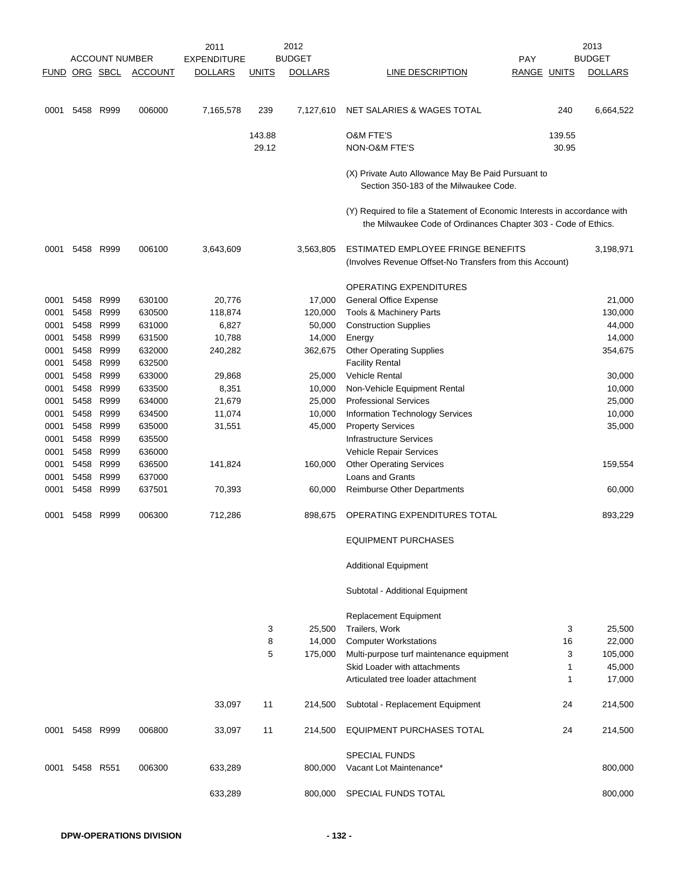| ACCOUNT NUMBER | | | | 2011 EXPENDITURE | 2012 BUDGET | | | PAY | 2013 BUDGET | |
|---|---|---|---|---|---|---|---|---|---|---|
| FUND | ORG | SBCL | ACCOUNT | DOLLARS | UNITS | DOLLARS | LINE DESCRIPTION | RANGE | UNITS | DOLLARS |
| 0001 | 5458 | R999 | 006000 | 7,165,578 | 239 | 7,127,610 | NET SALARIES & WAGES TOTAL | | 240 | 6,664,522 |
| | | | | | 143.88 | | O&M FTE'S | | 139.55 | |
| | | | | | 29.12 | | NON-O&M FTE'S | | 30.95 | |
| | | | | | | | (X) Private Auto Allowance May Be Paid Pursuant to Section 350-183 of the Milwaukee Code. | | | |
| | | | | | | | (Y) Required to file a Statement of Economic Interests in accordance with the Milwaukee Code of Ordinances Chapter 303 - Code of Ethics. | | | |
| 0001 | 5458 | R999 | 006100 | 3,643,609 | | 3,563,805 | ESTIMATED EMPLOYEE FRINGE BENEFITS (Involves Revenue Offset-No Transfers from this Account) | | | 3,198,971 |
| | | | | | | | OPERATING EXPENDITURES | | | |
| 0001 | 5458 | R999 | 630100 | 20,776 | | 17,000 | General Office Expense | | | 21,000 |
| 0001 | 5458 | R999 | 630500 | 118,874 | | 120,000 | Tools & Machinery Parts | | | 130,000 |
| 0001 | 5458 | R999 | 631000 | 6,827 | | 50,000 | Construction Supplies | | | 44,000 |
| 0001 | 5458 | R999 | 631500 | 10,788 | | 14,000 | Energy | | | 14,000 |
| 0001 | 5458 | R999 | 632000 | 240,282 | | 362,675 | Other Operating Supplies | | | 354,675 |
| 0001 | 5458 | R999 | 632500 | | | | Facility Rental | | | |
| 0001 | 5458 | R999 | 633000 | 29,868 | | 25,000 | Vehicle Rental | | | 30,000 |
| 0001 | 5458 | R999 | 633500 | 8,351 | | 10,000 | Non-Vehicle Equipment Rental | | | 10,000 |
| 0001 | 5458 | R999 | 634000 | 21,679 | | 25,000 | Professional Services | | | 25,000 |
| 0001 | 5458 | R999 | 634500 | 11,074 | | 10,000 | Information Technology Services | | | 10,000 |
| 0001 | 5458 | R999 | 635000 | 31,551 | | 45,000 | Property Services | | | 35,000 |
| 0001 | 5458 | R999 | 635500 | | | | Infrastructure Services | | | |
| 0001 | 5458 | R999 | 636000 | | | | Vehicle Repair Services | | | |
| 0001 | 5458 | R999 | 636500 | 141,824 | | 160,000 | Other Operating Services | | | 159,554 |
| 0001 | 5458 | R999 | 637000 | | | | Loans and Grants | | | |
| 0001 | 5458 | R999 | 637501 | 70,393 | | 60,000 | Reimburse Other Departments | | | 60,000 |
| 0001 | 5458 | R999 | 006300 | 712,286 | | 898,675 | OPERATING EXPENDITURES TOTAL | | | 893,229 |
| | | | | | | | EQUIPMENT PURCHASES | | | |
| | | | | | | | Additional Equipment | | | |
| | | | | | | | Subtotal - Additional Equipment | | | |
| | | | | | | | Replacement Equipment | | | |
| | | | | | 3 | 25,500 | Trailers, Work | | 3 | 25,500 |
| | | | | | 8 | 14,000 | Computer Workstations | | 16 | 22,000 |
| | | | | | 5 | 175,000 | Multi-purpose turf maintenance equipment | | 3 | 105,000 |
| | | | | | | | Skid Loader with attachments | | 1 | 45,000 |
| | | | | | | | Articulated tree loader attachment | | 1 | 17,000 |
| | | | | 33,097 | 11 | 214,500 | Subtotal - Replacement Equipment | | 24 | 214,500 |
| 0001 | 5458 | R999 | 006800 | 33,097 | 11 | 214,500 | EQUIPMENT PURCHASES TOTAL | | 24 | 214,500 |
| | | | | | | | SPECIAL FUNDS | | | |
| 0001 | 5458 | R551 | 006300 | 633,289 | | 800,000 | Vacant Lot Maintenance* | | | 800,000 |
| | | | | 633,289 | | 800,000 | SPECIAL FUNDS TOTAL | | | 800,000 |

DPW-OPERATIONS DIVISION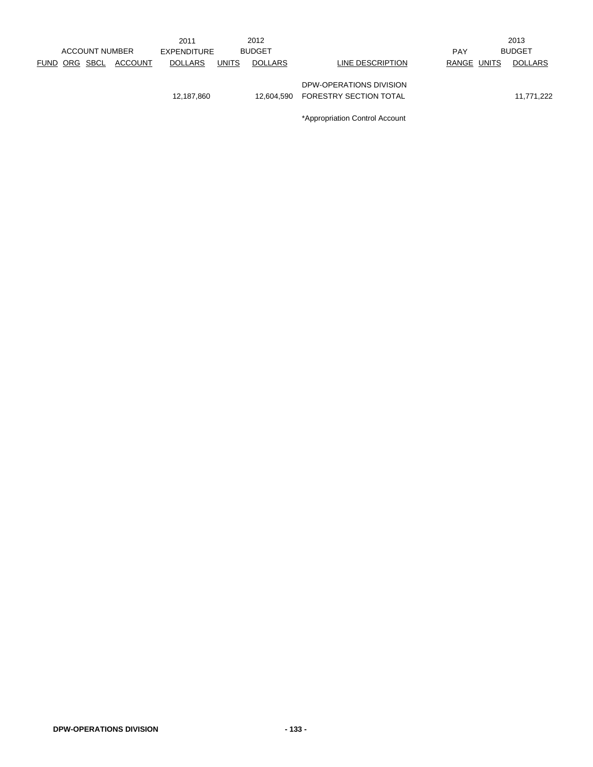| ACCOUNT NUMBER | | | | 2011 EXPENDITURE | | 2012 BUDGET | | PAY | | 2013 BUDGET |
|---|---|---|---|---|---|---|---|---|---|---|
| FUND | ORG | SBCL | ACCOUNT | DOLLARS | UNITS | DOLLARS | LINE DESCRIPTION | RANGE | UNITS | DOLLARS |
| | | | | | | | DPW-OPERATIONS DIVISION | | | |
| | | | | 12,187,860 | | 12,604,590 | FORESTRY SECTION TOTAL | | | 11,771,222 |

*Appropriation Control Account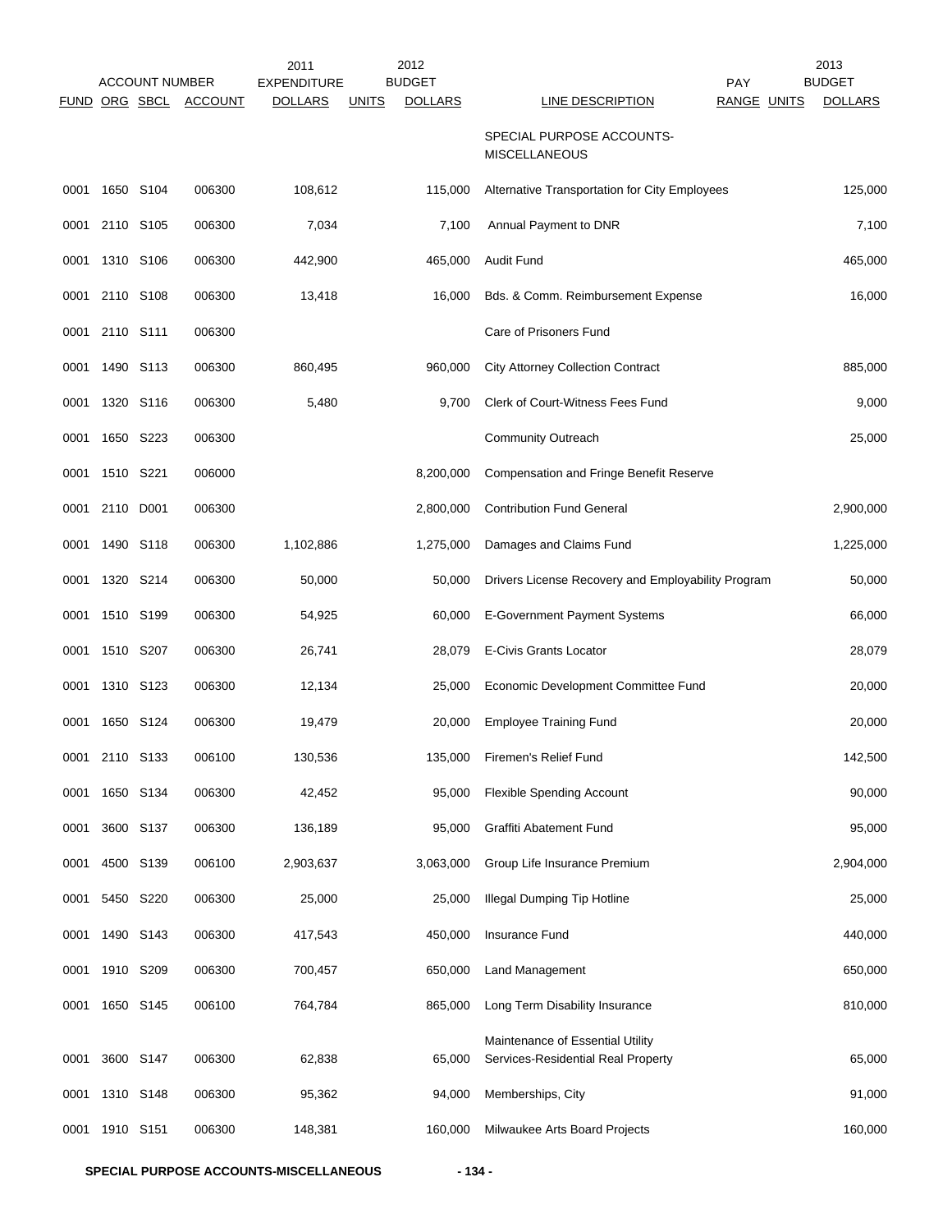| ACCOUNT NUMBER | | | | 2011 EXPENDITURE | | 2012 BUDGET | | PAY | | 2013 BUDGET |
|---|---|---|---|---|---|---|---|---|---|---|
| FUND | ORG | SBCL | ACCOUNT | DOLLARS | UNITS | DOLLARS | LINE DESCRIPTION | RANGE | UNITS | DOLLARS |
| | | | | | | | SPECIAL PURPOSE ACCOUNTS-MISCELLANEOUS | | | |
| 0001 | 1650 | S104 | 006300 | 108,612 | | 115,000 | Alternative Transportation for City Employees | | | 125,000 |
| 0001 | 2110 | S105 | 006300 | 7,034 | | 7,100 | Annual Payment to DNR | | | 7,100 |
| 0001 | 1310 | S106 | 006300 | 442,900 | | 465,000 | Audit Fund | | | 465,000 |
| 0001 | 2110 | S108 | 006300 | 13,418 | | 16,000 | Bds. & Comm. Reimbursement Expense | | | 16,000 |
| 0001 | 2110 | S111 | 006300 | | | | Care of Prisoners Fund | | | |
| 0001 | 1490 | S113 | 006300 | 860,495 | | 960,000 | City Attorney Collection Contract | | | 885,000 |
| 0001 | 1320 | S116 | 006300 | 5,480 | | 9,700 | Clerk of Court-Witness Fees Fund | | | 9,000 |
| 0001 | 1650 | S223 | 006300 | | | | Community Outreach | | | 25,000 |
| 0001 | 1510 | S221 | 006000 | | | 8,200,000 | Compensation and Fringe Benefit Reserve | | | |
| 0001 | 2110 | D001 | 006300 | | | 2,800,000 | Contribution Fund General | | | 2,900,000 |
| 0001 | 1490 | S118 | 006300 | 1,102,886 | | 1,275,000 | Damages and Claims Fund | | | 1,225,000 |
| 0001 | 1320 | S214 | 006300 | 50,000 | | 50,000 | Drivers License Recovery and Employability Program | | | 50,000 |
| 0001 | 1510 | S199 | 006300 | 54,925 | | 60,000 | E-Government Payment Systems | | | 66,000 |
| 0001 | 1510 | S207 | 006300 | 26,741 | | 28,079 | E-Civis Grants Locator | | | 28,079 |
| 0001 | 1310 | S123 | 006300 | 12,134 | | 25,000 | Economic Development Committee Fund | | | 20,000 |
| 0001 | 1650 | S124 | 006300 | 19,479 | | 20,000 | Employee Training Fund | | | 20,000 |
| 0001 | 2110 | S133 | 006100 | 130,536 | | 135,000 | Firemen's Relief Fund | | | 142,500 |
| 0001 | 1650 | S134 | 006300 | 42,452 | | 95,000 | Flexible Spending Account | | | 90,000 |
| 0001 | 3600 | S137 | 006300 | 136,189 | | 95,000 | Graffiti Abatement Fund | | | 95,000 |
| 0001 | 4500 | S139 | 006100 | 2,903,637 | | 3,063,000 | Group Life Insurance Premium | | | 2,904,000 |
| 0001 | 5450 | S220 | 006300 | 25,000 | | 25,000 | Illegal Dumping Tip Hotline | | | 25,000 |
| 0001 | 1490 | S143 | 006300 | 417,543 | | 450,000 | Insurance Fund | | | 440,000 |
| 0001 | 1910 | S209 | 006300 | 700,457 | | 650,000 | Land Management | | | 650,000 |
| 0001 | 1650 | S145 | 006100 | 764,784 | | 865,000 | Long Term Disability Insurance | | | 810,000 |
| 0001 | 3600 | S147 | 006300 | 62,838 | | 65,000 | Maintenance of Essential Utility Services-Residential Real Property | | | 65,000 |
| 0001 | 1310 | S148 | 006300 | 95,362 | | 94,000 | Memberships, City | | | 91,000 |
| 0001 | 1910 | S151 | 006300 | 148,381 | | 160,000 | Milwaukee Arts Board Projects | | | 160,000 |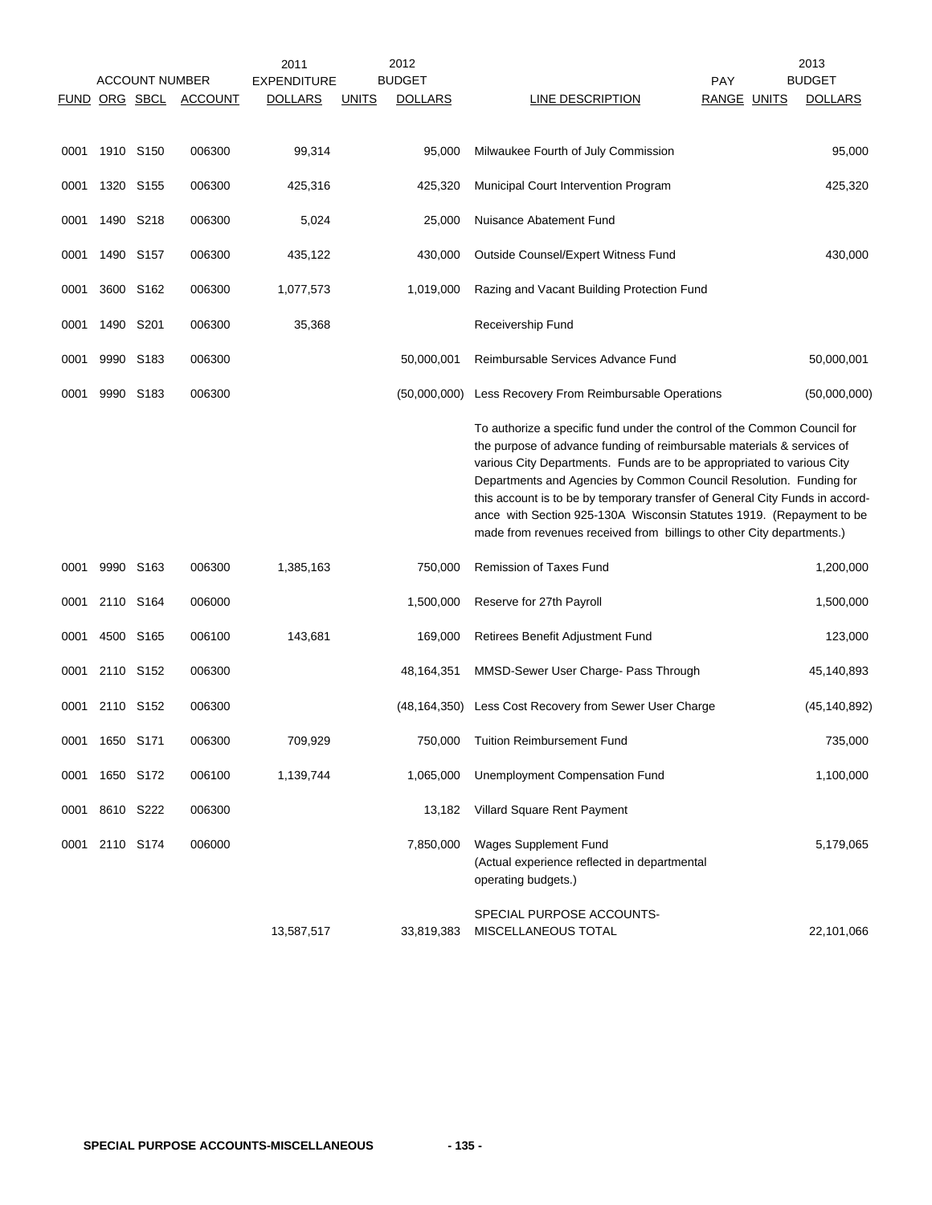| ACCOUNT NUMBER | | | | 2011 EXPENDITURE | | 2012 BUDGET | | PAY | | 2013 BUDGET |
|---|---|---|---|---|---|---|---|---|---|---|
| FUND | ORG | SBCL | ACCOUNT | DOLLARS | UNITS | DOLLARS | LINE DESCRIPTION | RANGE | UNITS | DOLLARS |
| 0001 | 1910 | S150 | 006300 | 99,314 | | 95,000 | Milwaukee Fourth of July Commission | | | 95,000 |
| 0001 | 1320 | S155 | 006300 | 425,316 | | 425,320 | Municipal Court Intervention Program | | | 425,320 |
| 0001 | 1490 | S218 | 006300 | 5,024 | | 25,000 | Nuisance Abatement Fund | | | |
| 0001 | 1490 | S157 | 006300 | 435,122 | | 430,000 | Outside Counsel/Expert Witness Fund | | | 430,000 |
| 0001 | 3600 | S162 | 006300 | 1,077,573 | | 1,019,000 | Razing and Vacant Building Protection Fund | | | |
| 0001 | 1490 | S201 | 006300 | 35,368 | | | Receivership Fund | | | |
| 0001 | 9990 | S183 | 006300 | | | 50,000,001 | Reimbursable Services Advance Fund | | | 50,000,001 |
| 0001 | 9990 | S183 | 006300 | | | (50,000,000) | Less Recovery From Reimbursable Operations | | | (50,000,000) |
| | | | | | | | To authorize a specific fund under the control of the Common Council for the purpose of advance funding of reimbursable materials & services of various City Departments. Funds are to be appropriated to various City Departments and Agencies by Common Council Resolution. Funding for this account is to be by temporary transfer of General City Funds in accordance with Section 925-130A Wisconsin Statutes 1919. (Repayment to be made from revenues received from billings to other City departments.) | | | |
| 0001 | 9990 | S163 | 006300 | 1,385,163 | | 750,000 | Remission of Taxes Fund | | | 1,200,000 |
| 0001 | 2110 | S164 | 006000 | | | 1,500,000 | Reserve for 27th Payroll | | | 1,500,000 |
| 0001 | 4500 | S165 | 006100 | 143,681 | | 169,000 | Retirees Benefit Adjustment Fund | | | 123,000 |
| 0001 | 2110 | S152 | 006300 | | | 48,164,351 | MMSD-Sewer User Charge- Pass Through | | | 45,140,893 |
| 0001 | 2110 | S152 | 006300 | | | (48,164,350) | Less Cost Recovery from Sewer User Charge | | | (45,140,892) |
| 0001 | 1650 | S171 | 006300 | 709,929 | | 750,000 | Tuition Reimbursement Fund | | | 735,000 |
| 0001 | 1650 | S172 | 006100 | 1,139,744 | | 1,065,000 | Unemployment Compensation Fund | | | 1,100,000 |
| 0001 | 8610 | S222 | 006300 | | | 13,182 | Villard Square Rent Payment | | | |
| 0001 | 2110 | S174 | 006000 | | | 7,850,000 | Wages Supplement Fund (Actual experience reflected in departmental operating budgets.) | | | 5,179,065 |
| | | | | 13,587,517 | | 33,819,383 | SPECIAL PURPOSE ACCOUNTS-MISCELLANEOUS TOTAL | | | 22,101,066 |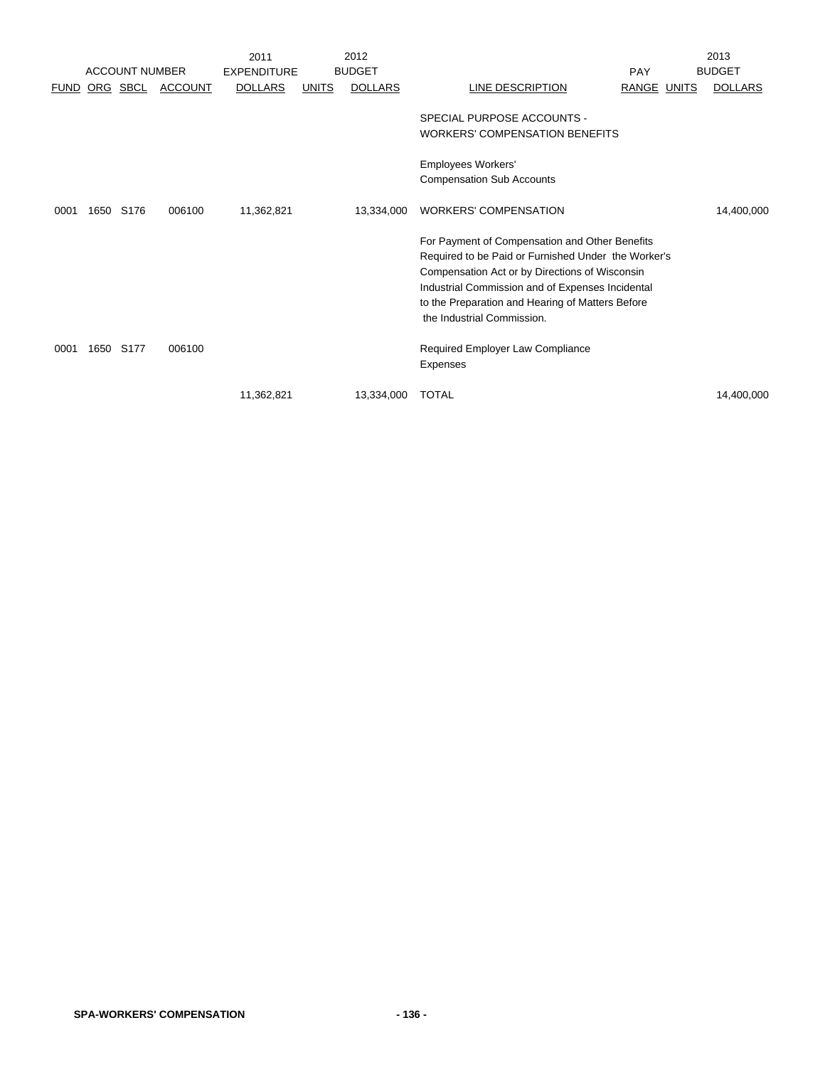| ACCOUNT NUMBER | | | | 2011 EXPENDITURE | | 2012 BUDGET | | PAY | | 2013 BUDGET |
|---|---|---|---|---|---|---|---|---|---|---|
| FUND | ORG | SBCL | ACCOUNT | DOLLARS | UNITS | DOLLARS | LINE DESCRIPTION | RANGE | UNITS | DOLLARS |
| | | | | | | | SPECIAL PURPOSE ACCOUNTS - WORKERS' COMPENSATION BENEFITS | | | |
| | | | | | | | Employees Workers' Compensation Sub Accounts | | | |
| 0001 | 1650 | S176 | 006100 | 11,362,821 | | 13,334,000 | WORKERS' COMPENSATION | | | 14,400,000 |
| | | | | | | | For Payment of Compensation and Other Benefits Required to be Paid or Furnished Under the Worker's Compensation Act or by Directions of Wisconsin Industrial Commission and of Expenses Incidental to the Preparation and Hearing of Matters Before the Industrial Commission. | | | |
| 0001 | 1650 | S177 | 006100 | | | | Required Employer Law Compliance Expenses | | | |
| | | | | 11,362,821 | | 13,334,000 | TOTAL | | | 14,400,000 |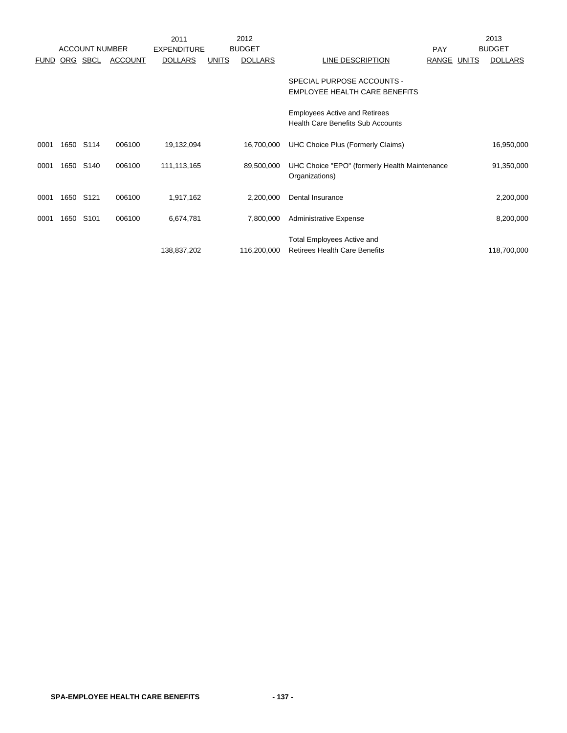| ACCOUNT NUMBER | | | | 2011 EXPENDITURE | 2012 BUDGET | | | PAY | | 2013 BUDGET |
|---|---|---|---|---|---|---|---|---|---|---|
| FUND | ORG | SBCL | ACCOUNT | DOLLARS | UNITS | DOLLARS | LINE DESCRIPTION | RANGE | UNITS | DOLLARS |
| | | | | | | | SPECIAL PURPOSE ACCOUNTS - EMPLOYEE HEALTH CARE BENEFITS | | | |
| | | | | | | | Employees Active and Retirees Health Care Benefits Sub Accounts | | | |
| 0001 | 1650 | S114 | 006100 | 19,132,094 | | 16,700,000 | UHC Choice Plus (Formerly Claims) | | | 16,950,000 |
| 0001 | 1650 | S140 | 006100 | 111,113,165 | | 89,500,000 | UHC Choice "EPO" (formerly Health Maintenance Organizations) | | | 91,350,000 |
| 0001 | 1650 | S121 | 006100 | 1,917,162 | | 2,200,000 | Dental Insurance | | | 2,200,000 |
| 0001 | 1650 | S101 | 006100 | 6,674,781 | | 7,800,000 | Administrative Expense | | | 8,200,000 |
| | | | | 138,837,202 | | 116,200,000 | Total Employees Active and Retirees Health Care Benefits | | | 118,700,000 |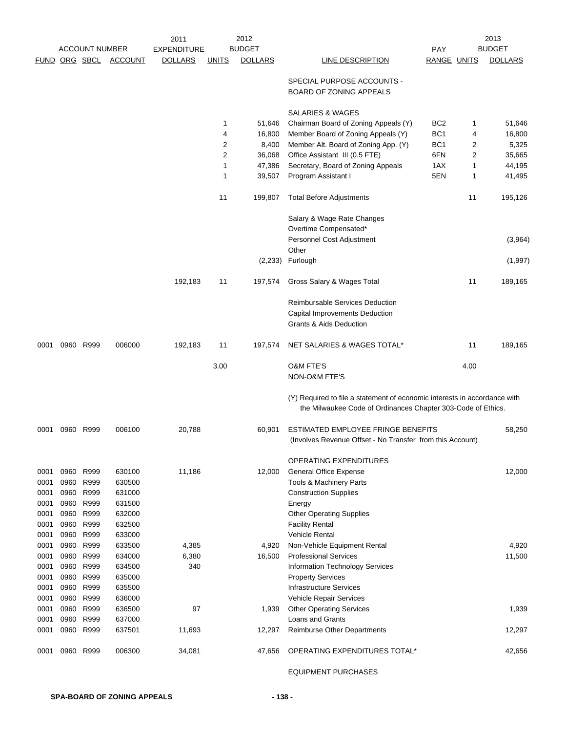| ACCOUNT NUMBER | | | | 2011 EXPENDITURE | 2012 BUDGET | | | | 2013 BUDGET | |
|---|---|---|---|---|---|---|---|---|---|---|
| FUND | ORG | SBCL | ACCOUNT | DOLLARS | UNITS | DOLLARS | LINE DESCRIPTION | PAY RANGE | UNITS | DOLLARS |
| | | | | | | | SPECIAL PURPOSE ACCOUNTS - BOARD OF ZONING APPEALS | | | |
| | | | | | | | SALARIES & WAGES | | | |
| | | | | | 1 | 51,646 | Chairman Board of Zoning Appeals (Y) | BC2 | 1 | 51,646 |
| | | | | | 4 | 16,800 | Member Board of Zoning Appeals (Y) | BC1 | 4 | 16,800 |
| | | | | | 2 | 8,400 | Member Alt. Board of Zoning App. (Y) | BC1 | 2 | 5,325 |
| | | | | | 2 | 36,068 | Office Assistant III (0.5 FTE) | 6FN | 2 | 35,665 |
| | | | | | 1 | 47,386 | Secretary, Board of Zoning Appeals | 1AX | 1 | 44,195 |
| | | | | | 1 | 39,507 | Program Assistant I | 5EN | 1 | 41,495 |
| | | | | | 11 | 199,807 | Total Before Adjustments | | 11 | 195,126 |
| | | | | | | | Salary & Wage Rate Changes | | | |
| | | | | | | | Overtime Compensated* | | | |
| | | | | | | | Personnel Cost Adjustment | | | (3,964) |
| | | | | | | | Other | | | |
| | | | | | | (2,233) | Furlough | | | (1,997) |
| | | | | 192,183 | 11 | 197,574 | Gross Salary & Wages Total | | 11 | 189,165 |
| | | | | | | | Reimbursable Services Deduction | | | |
| | | | | | | | Capital Improvements Deduction | | | |
| | | | | | | | Grants & Aids Deduction | | | |
| 0001 | 0960 | R999 | 006000 | 192,183 | 11 | 197,574 | NET SALARIES & WAGES TOTAL* | | 11 | 189,165 |
| | | | | | 3.00 | | O&M FTE'S | | 4.00 | |
| | | | | | | | NON-O&M FTE'S | | | |
| | | | | | | | (Y) Required to file a statement of economic interests in accordance with the Milwaukee Code of Ordinances Chapter 303-Code of Ethics. | | | |
| 0001 | 0960 | R999 | 006100 | 20,788 | | 60,901 | ESTIMATED EMPLOYEE FRINGE BENEFITS (Involves Revenue Offset - No Transfer from this Account) | | | 58,250 |
| | | | | | | | OPERATING EXPENDITURES | | | |
| 0001 | 0960 | R999 | 630100 | 11,186 | | 12,000 | General Office Expense | | | 12,000 |
| 0001 | 0960 | R999 | 630500 | | | | Tools & Machinery Parts | | | |
| 0001 | 0960 | R999 | 631000 | | | | Construction Supplies | | | |
| 0001 | 0960 | R999 | 631500 | | | | Energy | | | |
| 0001 | 0960 | R999 | 632000 | | | | Other Operating Supplies | | | |
| 0001 | 0960 | R999 | 632500 | | | | Facility Rental | | | |
| 0001 | 0960 | R999 | 633000 | | | | Vehicle Rental | | | |
| 0001 | 0960 | R999 | 633500 | 4,385 | | 4,920 | Non-Vehicle Equipment Rental | | | 4,920 |
| 0001 | 0960 | R999 | 634000 | 6,380 | | 16,500 | Professional Services | | | 11,500 |
| 0001 | 0960 | R999 | 634500 | 340 | | | Information Technology Services | | | |
| 0001 | 0960 | R999 | 635000 | | | | Property Services | | | |
| 0001 | 0960 | R999 | 635500 | | | | Infrastructure Services | | | |
| 0001 | 0960 | R999 | 636000 | | | | Vehicle Repair Services | | | |
| 0001 | 0960 | R999 | 636500 | 97 | | 1,939 | Other Operating Services | | | 1,939 |
| 0001 | 0960 | R999 | 637000 | | | | Loans and Grants | | | |
| 0001 | 0960 | R999 | 637501 | 11,693 | | 12,297 | Reimburse Other Departments | | | 12,297 |
| 0001 | 0960 | R999 | 006300 | 34,081 | | 47,656 | OPERATING EXPENDITURES TOTAL* | | | 42,656 |
| | | | | | | | EQUIPMENT PURCHASES | | | |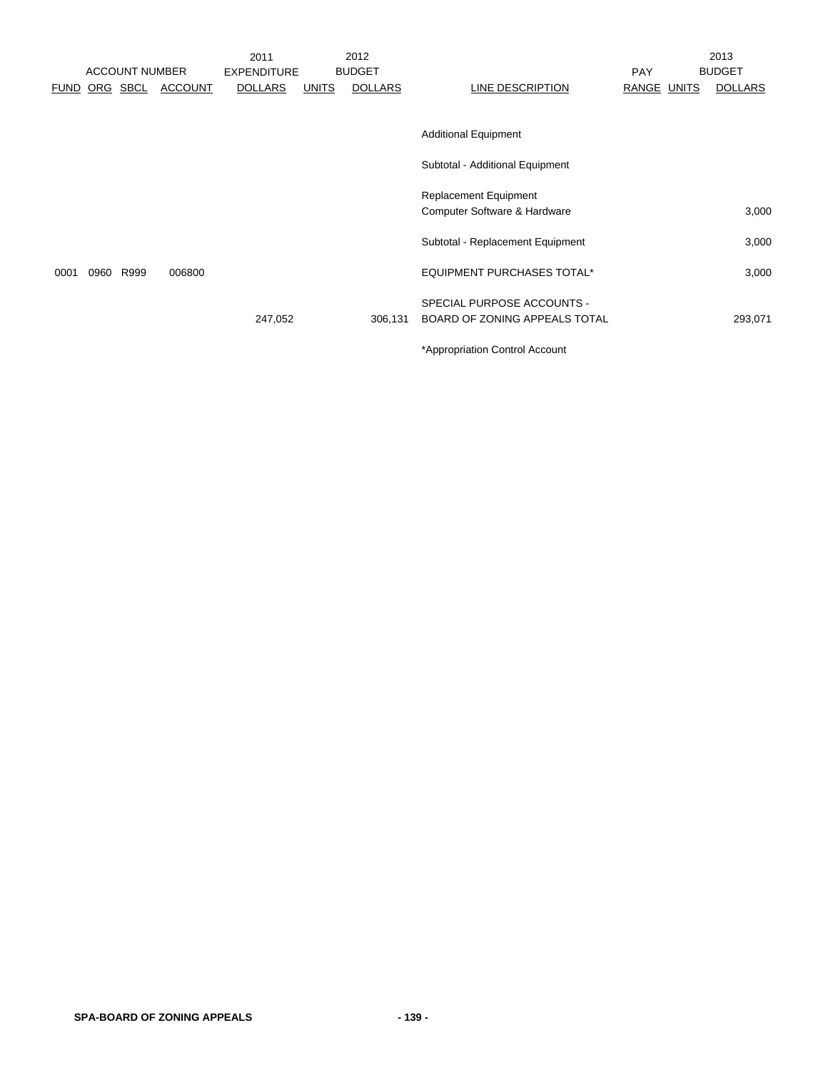| ACCOUNT NUMBER | | | | 2011 EXPENDITURE | 2012 BUDGET | | | | 2013 BUDGET |
|---|---|---|---|---|---|---|---|---|---|
| FUND | ORG | SBCL | ACCOUNT | DOLLARS | UNITS | DOLLARS | LINE DESCRIPTION | PAY RANGE UNITS | DOLLARS |
| | | | | | | | Additional Equipment | | |
| | | | | | | | Subtotal - Additional Equipment | | |
| | | | | | | | Replacement Equipment | | |
| | | | | | | | Computer Software & Hardware | | 3,000 |
| | | | | | | | Subtotal - Replacement Equipment | | 3,000 |
| 0001 | 0960 | R999 | 006800 | | | | EQUIPMENT PURCHASES TOTAL* | | 3,000 |
| | | | | | | | SPECIAL PURPOSE ACCOUNTS - | | |
| | | | | 247,052 | | 306,131 | BOARD OF ZONING APPEALS TOTAL | | 293,071 |

*Appropriation Control Account

SPA-BOARD OF ZONING APPEALS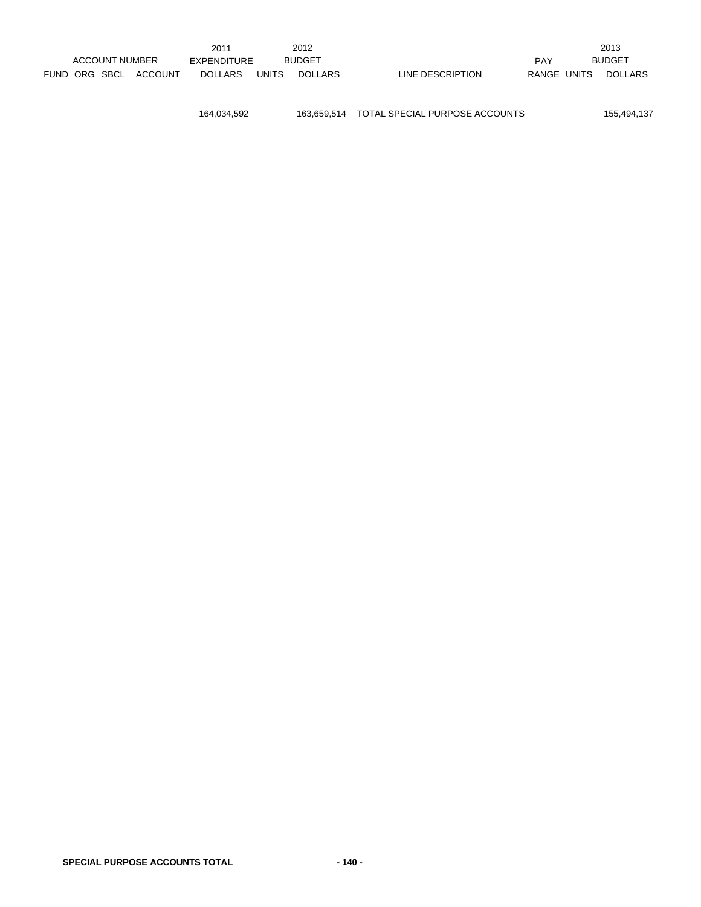| ACCOUNT NUMBER | | | | 2011 EXPENDITURE | 2012 BUDGET | | | PAY | 2013 BUDGET | |
|---|---|---|---|---|---|---|---|---|---|---|
| FUND | ORG | SBCL | ACCOUNT | DOLLARS | UNITS | DOLLARS | LINE DESCRIPTION | RANGE | UNITS | DOLLARS |
| | | | | 164,034,592 | | 163,659,514 | TOTAL SPECIAL PURPOSE ACCOUNTS | | | 155,494,137 |

**SPECIAL PURPOSE ACCOUNTS TOTAL**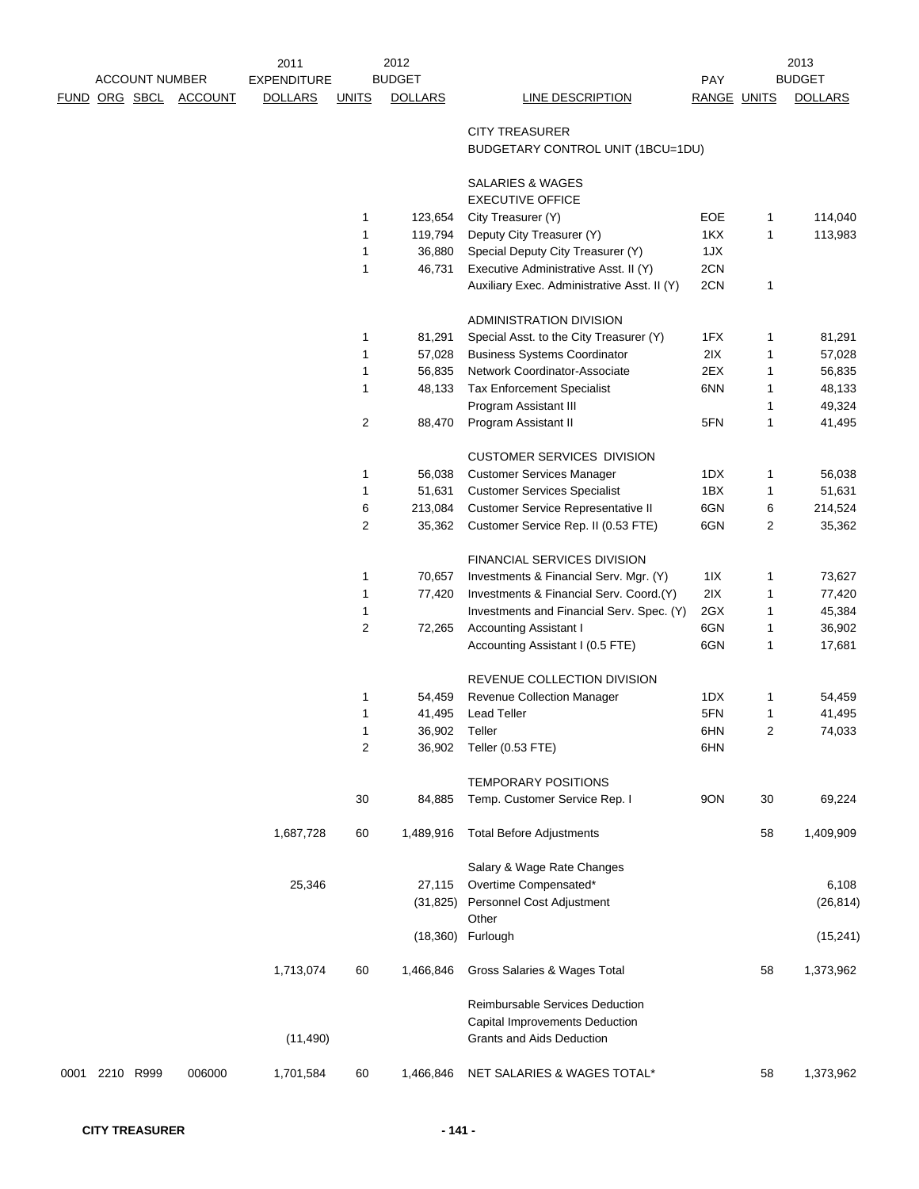| ACCOUNT NUMBER | | | | 2011 EXPENDITURE | 2012 BUDGET | | | PAY | 2013 BUDGET | |
|---|---|---|---|---|---|---|---|---|---|---|
| FUND | ORG | SBCL | ACCOUNT | DOLLARS | UNITS | DOLLARS | LINE DESCRIPTION | RANGE | UNITS | DOLLARS |
| | | | | | | | CITY TREASURER | | | |
| | | | | | | | BUDGETARY CONTROL UNIT (1BCU=1DU) | | | |
| | | | | | | | SALARIES & WAGES | | | |
| | | | | | | | EXECUTIVE OFFICE | | | |
| | | | | | 1 | 123,654 | City Treasurer (Y) | EOE | 1 | 114,040 |
| | | | | | 1 | 119,794 | Deputy City Treasurer (Y) | 1KX | 1 | 113,983 |
| | | | | | 1 | 36,880 | Special Deputy City Treasurer (Y) | 1JX | | |
| | | | | | 1 | 46,731 | Executive Administrative Asst. II (Y) | 2CN | | |
| | | | | | | | Auxiliary Exec. Administrative Asst. II (Y) | 2CN | 1 | |
| | | | | | | | ADMINISTRATION DIVISION | | | |
| | | | | | 1 | 81,291 | Special Asst. to the City Treasurer (Y) | 1FX | 1 | 81,291 |
| | | | | | 1 | 57,028 | Business Systems Coordinator | 2IX | 1 | 57,028 |
| | | | | | 1 | 56,835 | Network Coordinator-Associate | 2EX | 1 | 56,835 |
| | | | | | 1 | 48,133 | Tax Enforcement Specialist | 6NN | 1 | 48,133 |
| | | | | | | | Program Assistant III | | 1 | 49,324 |
| | | | | | 2 | 88,470 | Program Assistant II | 5FN | 1 | 41,495 |
| | | | | | | | CUSTOMER SERVICES DIVISION | | | |
| | | | | | 1 | 56,038 | Customer Services Manager | 1DX | 1 | 56,038 |
| | | | | | 1 | 51,631 | Customer Services Specialist | 1BX | 1 | 51,631 |
| | | | | | 6 | 213,084 | Customer Service Representative II | 6GN | 6 | 214,524 |
| | | | | | 2 | 35,362 | Customer Service Rep. II (0.53 FTE) | 6GN | 2 | 35,362 |
| | | | | | | | FINANCIAL SERVICES DIVISION | | | |
| | | | | | 1 | 70,657 | Investments & Financial Serv. Mgr. (Y) | 1IX | 1 | 73,627 |
| | | | | | 1 | 77,420 | Investments & Financial Serv. Coord.(Y) | 2IX | 1 | 77,420 |
| | | | | | 1 | | Investments and Financial Serv. Spec. (Y) | 2GX | 1 | 45,384 |
| | | | | | 2 | 72,265 | Accounting Assistant I | 6GN | 1 | 36,902 |
| | | | | | | | Accounting Assistant I (0.5 FTE) | 6GN | 1 | 17,681 |
| | | | | | | | REVENUE COLLECTION DIVISION | | | |
| | | | | | 1 | 54,459 | Revenue Collection Manager | 1DX | 1 | 54,459 |
| | | | | | 1 | 41,495 | Lead Teller | 5FN | 1 | 41,495 |
| | | | | | 1 | 36,902 | Teller | 6HN | 2 | 74,033 |
| | | | | | 2 | 36,902 | Teller (0.53 FTE) | 6HN | | |
| | | | | | | | TEMPORARY POSITIONS | | | |
| | | | | | 30 | 84,885 | Temp. Customer Service Rep. I | 9ON | 30 | 69,224 |
| | | | | 1,687,728 | 60 | 1,489,916 | Total Before Adjustments | | 58 | 1,409,909 |
| | | | | | | | Salary & Wage Rate Changes | | | |
| | | | | 25,346 | | 27,115 | Overtime Compensated* | | | 6,108 |
| | | | | | | (31,825) | Personnel Cost Adjustment | | | (26,814) |
| | | | | | | | Other | | | |
| | | | | | | (18,360) | Furlough | | | (15,241) |
| | | | | 1,713,074 | 60 | 1,466,846 | Gross Salaries & Wages Total | | 58 | 1,373,962 |
| | | | | | | | Reimbursable Services Deduction | | | |
| | | | | | | | Capital Improvements Deduction | | | |
| | | | | (11,490) | | | Grants and Aids Deduction | | | |
| 0001 | 2210 | R999 | 006000 | 1,701,584 | 60 | 1,466,846 | NET SALARIES & WAGES TOTAL* | | 58 | 1,373,962 |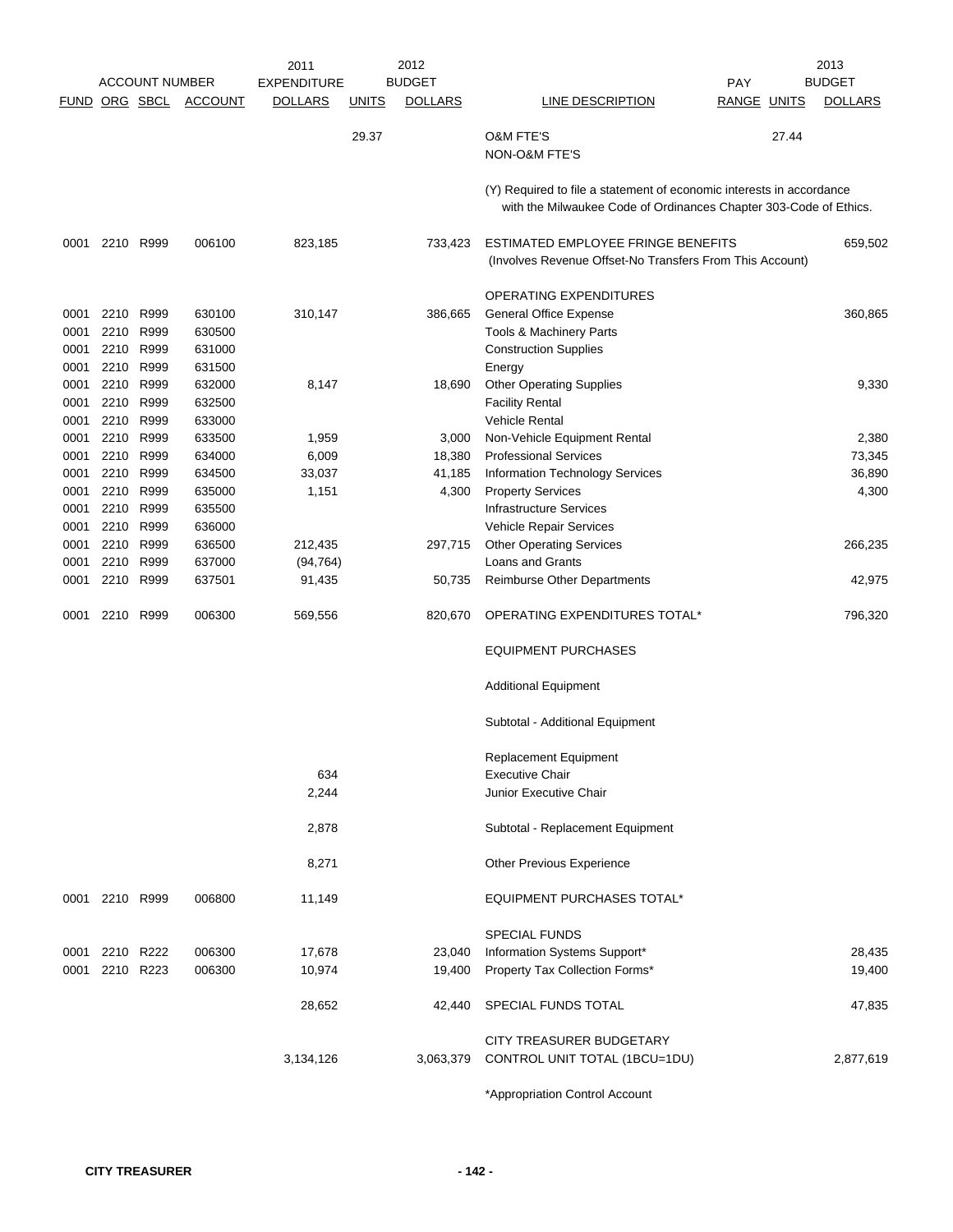| FUND | ORG | SBCL | ACCOUNT | 2011 EXPENDITURE DOLLARS | 2012 BUDGET UNITS | 2012 BUDGET DOLLARS | LINE DESCRIPTION | PAY RANGE | UNITS | 2013 BUDGET DOLLARS |
|---|---|---|---|---|---|---|---|---|---|---|
| | | | | | 29.37 | | O&M FTE'S | | 27.44 | |
| | | | | | | | NON-O&M FTE'S | | | |
| | | | | | | | (Y) Required to file a statement of economic interests in accordance with the Milwaukee Code of Ordinances Chapter 303-Code of Ethics. | | | |
| 0001 | 2210 | R999 | 006100 | 823,185 | | 733,423 | ESTIMATED EMPLOYEE FRINGE BENEFITS (Involves Revenue Offset-No Transfers From This Account) | | | 659,502 |
| | | | | | | | OPERATING EXPENDITURES | | | |
| 0001 | 2210 | R999 | 630100 | 310,147 | | 386,665 | General Office Expense | | | 360,865 |
| 0001 | 2210 | R999 | 630500 | | | | Tools & Machinery Parts | | | |
| 0001 | 2210 | R999 | 631000 | | | | Construction Supplies | | | |
| 0001 | 2210 | R999 | 631500 | | | | Energy | | | |
| 0001 | 2210 | R999 | 632000 | 8,147 | | 18,690 | Other Operating Supplies | | | 9,330 |
| 0001 | 2210 | R999 | 632500 | | | | Facility Rental | | | |
| 0001 | 2210 | R999 | 633000 | | | | Vehicle Rental | | | |
| 0001 | 2210 | R999 | 633500 | 1,959 | | 3,000 | Non-Vehicle Equipment Rental | | | 2,380 |
| 0001 | 2210 | R999 | 634000 | 6,009 | | 18,380 | Professional Services | | | 73,345 |
| 0001 | 2210 | R999 | 634500 | 33,037 | | 41,185 | Information Technology Services | | | 36,890 |
| 0001 | 2210 | R999 | 635000 | 1,151 | | 4,300 | Property Services | | | 4,300 |
| 0001 | 2210 | R999 | 635500 | | | | Infrastructure Services | | | |
| 0001 | 2210 | R999 | 636000 | | | | Vehicle Repair Services | | | |
| 0001 | 2210 | R999 | 636500 | 212,435 | | 297,715 | Other Operating Services | | | 266,235 |
| 0001 | 2210 | R999 | 637000 | (94,764) | | | Loans and Grants | | | |
| 0001 | 2210 | R999 | 637501 | 91,435 | | 50,735 | Reimburse Other Departments | | | 42,975 |
| 0001 | 2210 | R999 | 006300 | 569,556 | | 820,670 | OPERATING EXPENDITURES TOTAL* | | | 796,320 |
| | | | | | | | EQUIPMENT PURCHASES | | | |
| | | | | | | | Additional Equipment | | | |
| | | | | | | | Subtotal - Additional Equipment | | | |
| | | | | | | | Replacement Equipment | | | |
| | | | | 634 | | | Executive Chair | | | |
| | | | | 2,244 | | | Junior Executive Chair | | | |
| | | | | 2,878 | | | Subtotal - Replacement Equipment | | | |
| | | | | 8,271 | | | Other Previous Experience | | | |
| 0001 | 2210 | R999 | 006800 | 11,149 | | | EQUIPMENT PURCHASES TOTAL* | | | |
| | | | | | | | SPECIAL FUNDS | | | |
| 0001 | 2210 | R222 | 006300 | 17,678 | | 23,040 | Information Systems Support* | | | 28,435 |
| 0001 | 2210 | R223 | 006300 | 10,974 | | 19,400 | Property Tax Collection Forms* | | | 19,400 |
| | | | | 28,652 | | 42,440 | SPECIAL FUNDS TOTAL | | | 47,835 |
| | | | | 3,134,126 | | 3,063,379 | CITY TREASURER BUDGETARY CONTROL UNIT TOTAL (1BCU=1DU) | | | 2,877,619 |

*Appropriation Control Account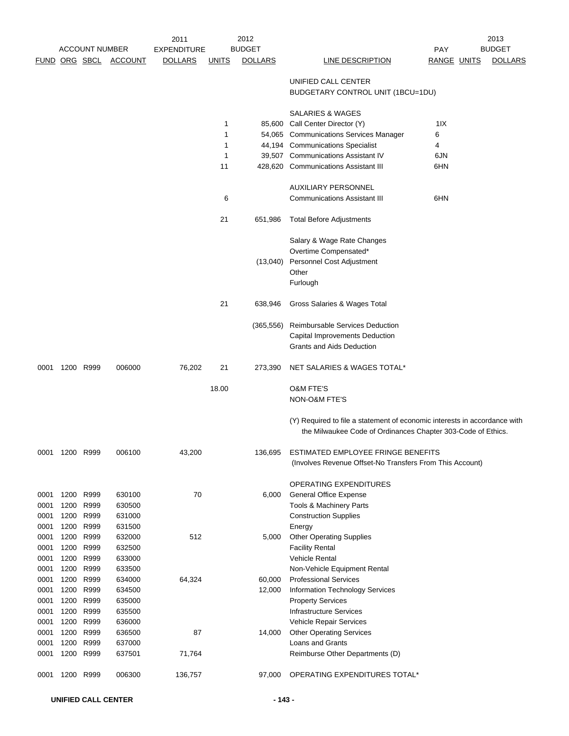| ACCOUNT NUMBER | | | | 2011 | 2012 | | | | | 2013 |
|---|---|---|---|---|---|---|---|---|---|---|
| FUND | ORG | SBCL | ACCOUNT | EXPENDITURE DOLLARS | UNITS | BUDGET DOLLARS | LINE DESCRIPTION | PAY RANGE | UNITS | BUDGET DOLLARS |
| | | | | | | | UNIFIED CALL CENTER | | | |
| | | | | | | | BUDGETARY CONTROL UNIT (1BCU=1DU) | | | |
| | | | | | | | SALARIES & WAGES | | | |
| | | | | | 1 | 85,600 | Call Center Director (Y) | 1IX | | |
| | | | | | 1 | 54,065 | Communications Services Manager | 6 | | |
| | | | | | 1 | 44,194 | Communications Specialist | 4 | | |
| | | | | | 1 | 39,507 | Communications Assistant IV | 6JN | | |
| | | | | | 11 | 428,620 | Communications Assistant III | 6HN | | |
| | | | | | | | AUXILIARY PERSONNEL | | | |
| | | | | | 6 | | Communications Assistant III | 6HN | | |
| | | | | | 21 | 651,986 | Total Before Adjustments | | | |
| | | | | | | | Salary & Wage Rate Changes | | | |
| | | | | | | | Overtime Compensated* | | | |
| | | | | | | (13,040) | Personnel Cost Adjustment | | | |
| | | | | | | | Other | | | |
| | | | | | | | Furlough | | | |
| | | | | | 21 | 638,946 | Gross Salaries & Wages Total | | | |
| | | | | | | (365,556) | Reimbursable Services Deduction | | | |
| | | | | | | | Capital Improvements Deduction | | | |
| | | | | | | | Grants and Aids Deduction | | | |
| 0001 | 1200 | R999 | 006000 | 76,202 | 21 | 273,390 | NET SALARIES & WAGES TOTAL* | | | |
| | | | | | 18.00 | | O&M FTE'S | | | |
| | | | | | | | NON-O&M FTE'S | | | |
| | | | | | | | (Y) Required to file a statement of economic interests in accordance with the Milwaukee Code of Ordinances Chapter 303-Code of Ethics. | | | |
| 0001 | 1200 | R999 | 006100 | 43,200 | | 136,695 | ESTIMATED EMPLOYEE FRINGE BENEFITS (Involves Revenue Offset-No Transfers From This Account) | | | |
| | | | | | | | OPERATING EXPENDITURES | | | |
| 0001 | 1200 | R999 | 630100 | 70 | | 6,000 | General Office Expense | | | |
| 0001 | 1200 | R999 | 630500 | | | | Tools & Machinery Parts | | | |
| 0001 | 1200 | R999 | 631000 | | | | Construction Supplies | | | |
| 0001 | 1200 | R999 | 631500 | | | | Energy | | | |
| 0001 | 1200 | R999 | 632000 | 512 | | 5,000 | Other Operating Supplies | | | |
| 0001 | 1200 | R999 | 632500 | | | | Facility Rental | | | |
| 0001 | 1200 | R999 | 633000 | | | | Vehicle Rental | | | |
| 0001 | 1200 | R999 | 633500 | | | | Non-Vehicle Equipment Rental | | | |
| 0001 | 1200 | R999 | 634000 | 64,324 | | 60,000 | Professional Services | | | |
| 0001 | 1200 | R999 | 634500 | | | 12,000 | Information Technology Services | | | |
| 0001 | 1200 | R999 | 635000 | | | | Property Services | | | |
| 0001 | 1200 | R999 | 635500 | | | | Infrastructure Services | | | |
| 0001 | 1200 | R999 | 636000 | | | | Vehicle Repair Services | | | |
| 0001 | 1200 | R999 | 636500 | 87 | | 14,000 | Other Operating Services | | | |
| 0001 | 1200 | R999 | 637000 | | | | Loans and Grants | | | |
| 0001 | 1200 | R999 | 637501 | 71,764 | | | Reimburse Other Departments (D) | | | |
| 0001 | 1200 | R999 | 006300 | 136,757 | | 97,000 | OPERATING EXPENDITURES TOTAL* | | | |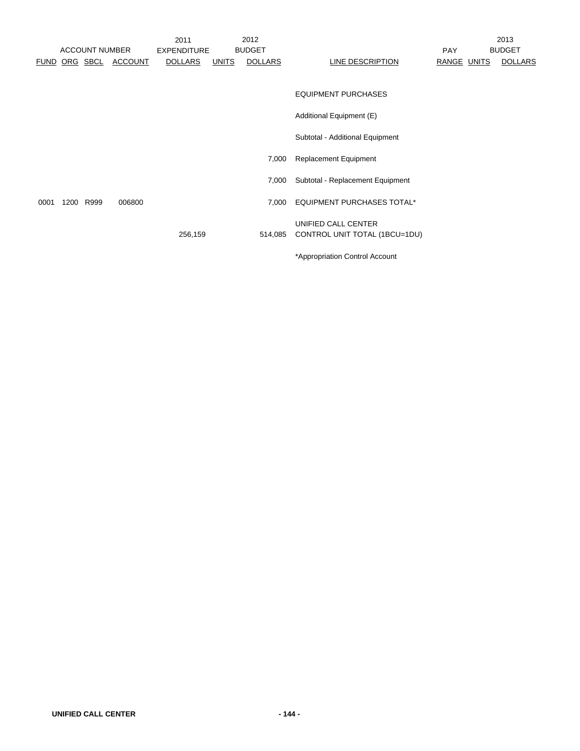| ACCOUNT NUMBER | | | | 2011 EXPENDITURE | | 2012 BUDGET | | | | 2013 BUDGET |
|---|---|---|---|---|---|---|---|---|---|---|
| FUND | ORG | SBCL | ACCOUNT | DOLLARS | UNITS | DOLLARS | LINE DESCRIPTION | PAY RANGE | UNITS | DOLLARS |
| | | | | | | | EQUIPMENT PURCHASES | | | |
| | | | | | | | Additional Equipment (E) | | | |
| | | | | | | | Subtotal - Additional Equipment | | | |
| | | | | | | 7,000 | Replacement Equipment | | | |
| | | | | | | 7,000 | Subtotal - Replacement Equipment | | | |
| 0001 | 1200 | R999 | 006800 | | | 7,000 | EQUIPMENT PURCHASES TOTAL* | | | |
| | | | | 256,159 | | 514,085 | UNIFIED CALL CENTER CONTROL UNIT TOTAL (1BCU=1DU) | | | |

*Appropriation Control Account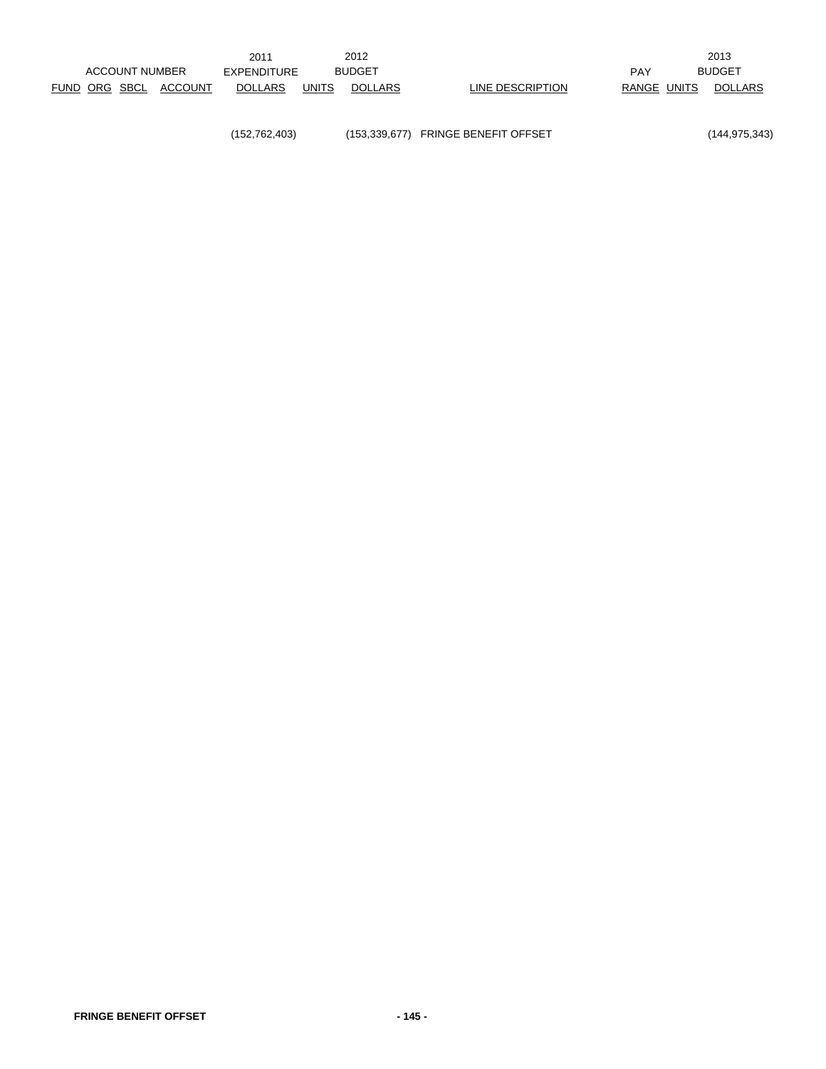| ACCOUNT NUMBER | | | | 2011 EXPENDITURE | 2012 BUDGET | | | PAY | 2013 BUDGET | |
|---|---|---|---|---|---|---|---|---|---|---|
| FUND | ORG | SBCL | ACCOUNT | DOLLARS | UNITS | DOLLARS | LINE DESCRIPTION | RANGE | UNITS | DOLLARS |
| | | | | (152,762,403) | | (153,339,677) | FRINGE BENEFIT OFFSET | | | (144,975,343) |

**FRINGE BENEFIT OFFSET**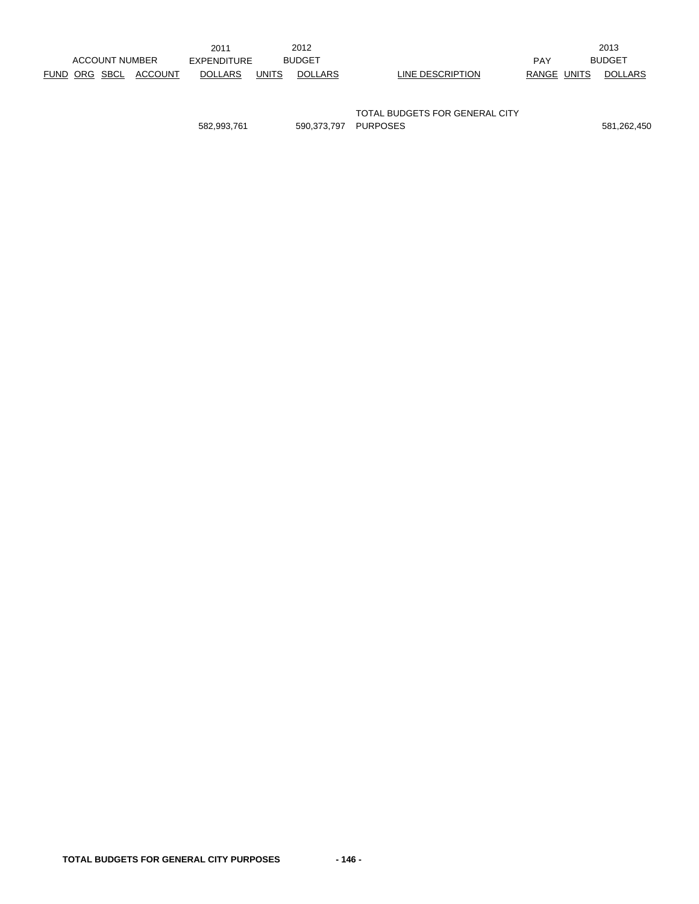| ACCOUNT NUMBER | | | | 2011 EXPENDITURE | 2012 BUDGET | | | | | 2013 BUDGET |
|---|---|---|---|---|---|---|---|---|---|---|
| FUND | ORG | SBCL | ACCOUNT | DOLLARS | UNITS | DOLLARS | LINE DESCRIPTION | PAY RANGE | UNITS | DOLLARS |
| | | | | 582,993,761 | | 590,373,797 | TOTAL BUDGETS FOR GENERAL CITY PURPOSES | | | 581,262,450 |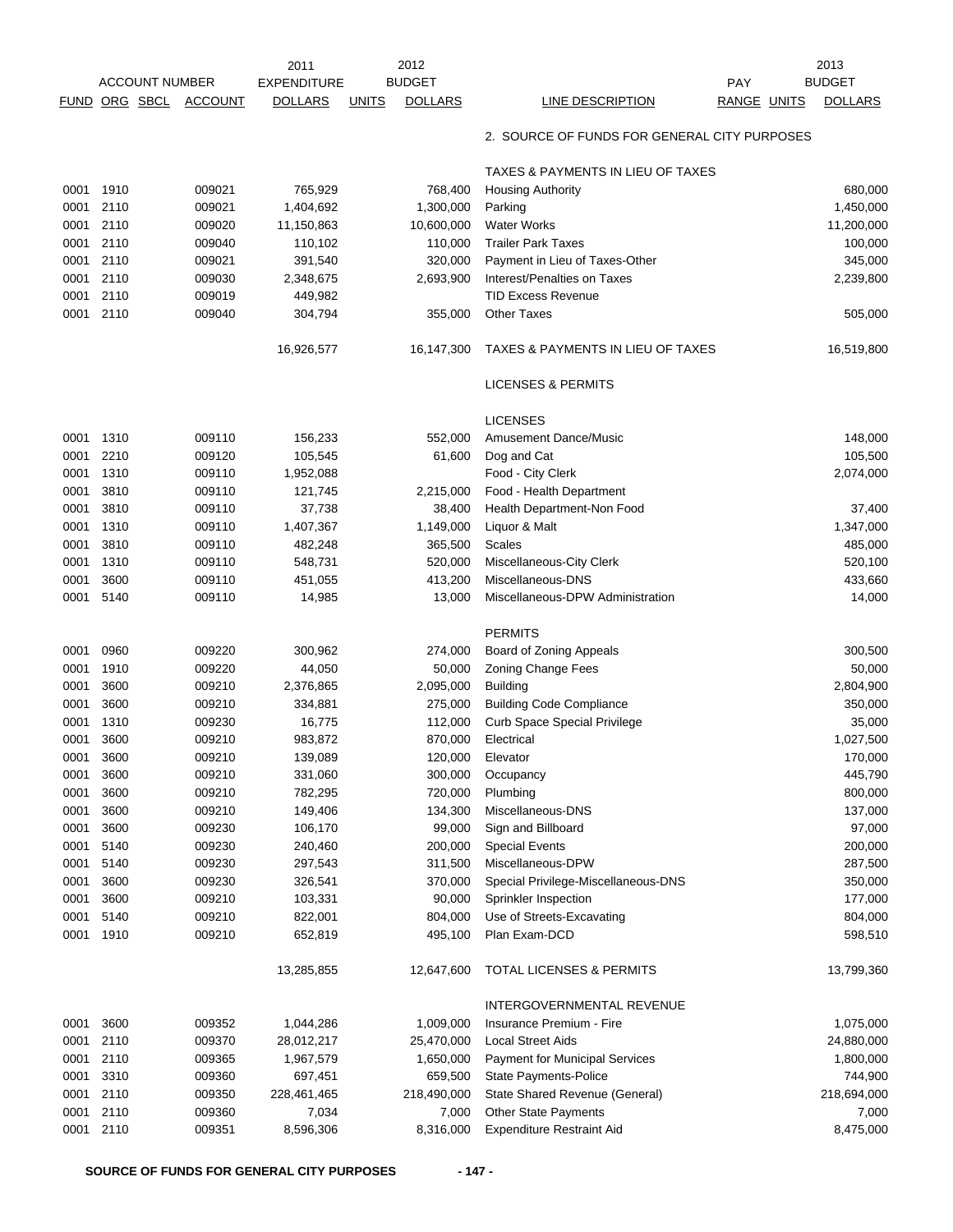| FUND | ORG | SBCL | ACCOUNT | 2011 EXPENDITURE DOLLARS | UNITS | 2012 BUDGET DOLLARS | LINE DESCRIPTION | PAY RANGE | UNITS | 2013 BUDGET DOLLARS |
|---|---|---|---|---|---|---|---|---|---|---|
| | | | | | | | 2. SOURCE OF FUNDS FOR GENERAL CITY PURPOSES | | | |
| | | | | | | | TAXES & PAYMENTS IN LIEU OF TAXES | | | |
| 0001 | 1910 | | 009021 | 765,929 | | 768,400 | Housing Authority | | | 680,000 |
| 0001 | 2110 | | 009021 | 1,404,692 | | 1,300,000 | Parking | | | 1,450,000 |
| 0001 | 2110 | | 009020 | 11,150,863 | | 10,600,000 | Water Works | | | 11,200,000 |
| 0001 | 2110 | | 009040 | 110,102 | | 110,000 | Trailer Park Taxes | | | 100,000 |
| 0001 | 2110 | | 009021 | 391,540 | | 320,000 | Payment in Lieu of Taxes-Other | | | 345,000 |
| 0001 | 2110 | | 009030 | 2,348,675 | | 2,693,900 | Interest/Penalties on Taxes | | | 2,239,800 |
| 0001 | 2110 | | 009019 | 449,982 | | | TID Excess Revenue | | | |
| 0001 | 2110 | | 009040 | 304,794 | | 355,000 | Other Taxes | | | 505,000 |
| | | | | 16,926,577 | | 16,147,300 | TAXES & PAYMENTS IN LIEU OF TAXES | | | 16,519,800 |
| | | | | | | | LICENSES & PERMITS | | | |
| | | | | | | | LICENSES | | | |
| 0001 | 1310 | | 009110 | 156,233 | | 552,000 | Amusement Dance/Music | | | 148,000 |
| 0001 | 2210 | | 009120 | 105,545 | | 61,600 | Dog and Cat | | | 105,500 |
| 0001 | 1310 | | 009110 | 1,952,088 | | | Food - City Clerk | | | 2,074,000 |
| 0001 | 3810 | | 009110 | 121,745 | | 2,215,000 | Food - Health Department | | | |
| 0001 | 3810 | | 009110 | 37,738 | | 38,400 | Health Department-Non Food | | | 37,400 |
| 0001 | 1310 | | 009110 | 1,407,367 | | 1,149,000 | Liquor & Malt | | | 1,347,000 |
| 0001 | 3810 | | 009110 | 482,248 | | 365,500 | Scales | | | 485,000 |
| 0001 | 1310 | | 009110 | 548,731 | | 520,000 | Miscellaneous-City Clerk | | | 520,100 |
| 0001 | 3600 | | 009110 | 451,055 | | 413,200 | Miscellaneous-DNS | | | 433,660 |
| 0001 | 5140 | | 009110 | 14,985 | | 13,000 | Miscellaneous-DPW Administration | | | 14,000 |
| | | | | | | | PERMITS | | | |
| 0001 | 0960 | | 009220 | 300,962 | | 274,000 | Board of Zoning Appeals | | | 300,500 |
| 0001 | 1910 | | 009220 | 44,050 | | 50,000 | Zoning Change Fees | | | 50,000 |
| 0001 | 3600 | | 009210 | 2,376,865 | | 2,095,000 | Building | | | 2,804,900 |
| 0001 | 3600 | | 009210 | 334,881 | | 275,000 | Building Code Compliance | | | 350,000 |
| 0001 | 1310 | | 009230 | 16,775 | | 112,000 | Curb Space Special Privilege | | | 35,000 |
| 0001 | 3600 | | 009210 | 983,872 | | 870,000 | Electrical | | | 1,027,500 |
| 0001 | 3600 | | 009210 | 139,089 | | 120,000 | Elevator | | | 170,000 |
| 0001 | 3600 | | 009210 | 331,060 | | 300,000 | Occupancy | | | 445,790 |
| 0001 | 3600 | | 009210 | 782,295 | | 720,000 | Plumbing | | | 800,000 |
| 0001 | 3600 | | 009210 | 149,406 | | 134,300 | Miscellaneous-DNS | | | 137,000 |
| 0001 | 3600 | | 009230 | 106,170 | | 99,000 | Sign and Billboard | | | 97,000 |
| 0001 | 5140 | | 009230 | 240,460 | | 200,000 | Special Events | | | 200,000 |
| 0001 | 5140 | | 009230 | 297,543 | | 311,500 | Miscellaneous-DPW | | | 287,500 |
| 0001 | 3600 | | 009230 | 326,541 | | 370,000 | Special Privilege-Miscellaneous-DNS | | | 350,000 |
| 0001 | 3600 | | 009210 | 103,331 | | 90,000 | Sprinkler Inspection | | | 177,000 |
| 0001 | 5140 | | 009210 | 822,001 | | 804,000 | Use of Streets-Excavating | | | 804,000 |
| 0001 | 1910 | | 009210 | 652,819 | | 495,100 | Plan Exam-DCD | | | 598,510 |
| | | | | 13,285,855 | | 12,647,600 | TOTAL LICENSES & PERMITS | | | 13,799,360 |
| | | | | | | | INTERGOVERNMENTAL REVENUE | | | |
| 0001 | 3600 | | 009352 | 1,044,286 | | 1,009,000 | Insurance Premium - Fire | | | 1,075,000 |
| 0001 | 2110 | | 009370 | 28,012,217 | | 25,470,000 | Local Street Aids | | | 24,880,000 |
| 0001 | 2110 | | 009365 | 1,967,579 | | 1,650,000 | Payment for Municipal Services | | | 1,800,000 |
| 0001 | 3310 | | 009360 | 697,451 | | 659,500 | State Payments-Police | | | 744,900 |
| 0001 | 2110 | | 009350 | 228,461,465 | | 218,490,000 | State Shared Revenue (General) | | | 218,694,000 |
| 0001 | 2110 | | 009360 | 7,034 | | 7,000 | Other State Payments | | | 7,000 |
| 0001 | 2110 | | 009351 | 8,596,306 | | 8,316,000 | Expenditure Restraint Aid | | | 8,475,000 |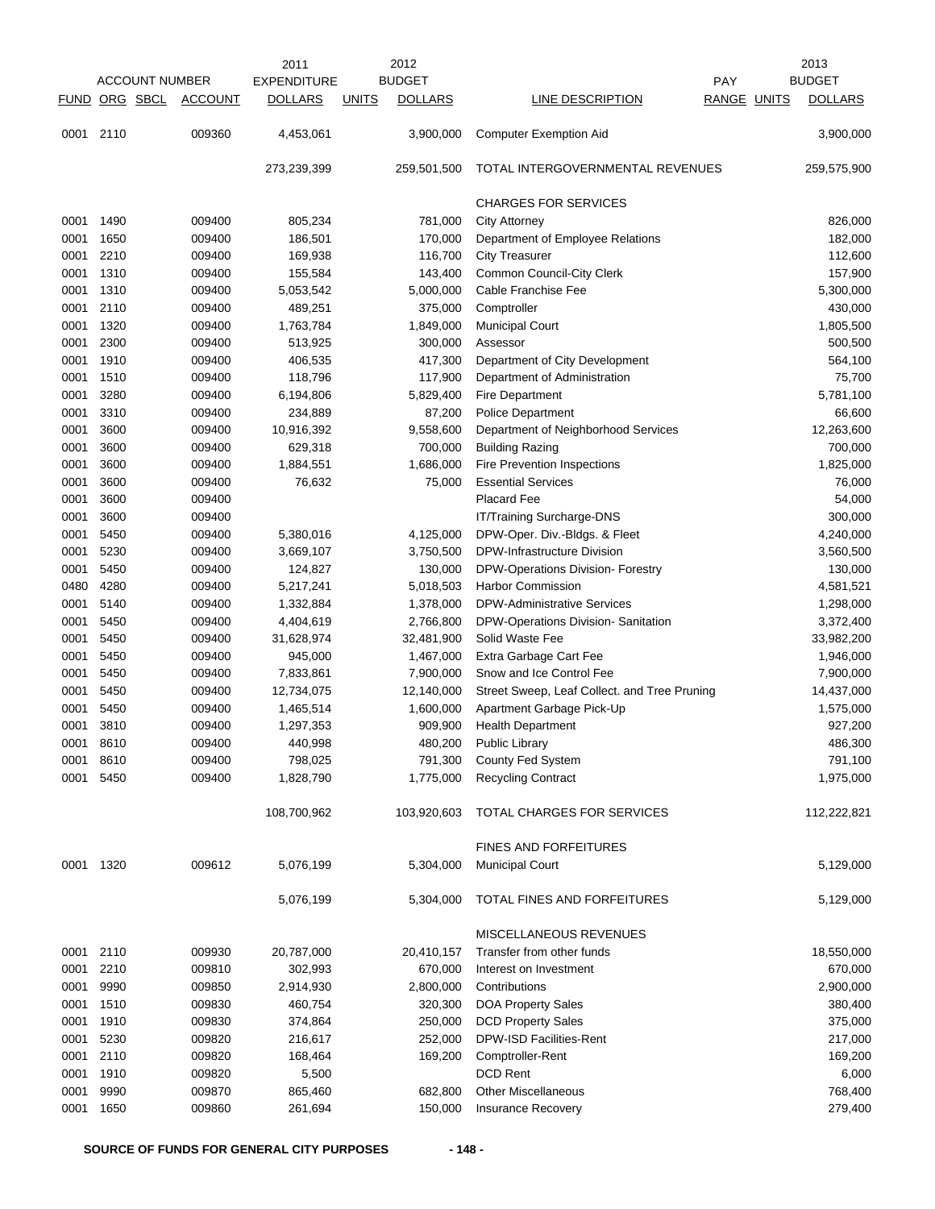| ACCOUNT NUMBER | | | | 2011 | | 2012 | | PAY | | 2013 |
|---|---|---|---|---|---|---|---|---|---|---|
| FUND | ORG | SBCL | ACCOUNT | EXPENDITURE DOLLARS | UNITS | BUDGET DOLLARS | LINE DESCRIPTION | RANGE | UNITS | BUDGET DOLLARS |
| 0001 | 2110 | | 009360 | 4,453,061 | | 3,900,000 | Computer Exemption Aid | | | 3,900,000 |
| | | | | 273,239,399 | | 259,501,500 | TOTAL INTERGOVERNMENTAL REVENUES | | | 259,575,900 |
| | | | | | | | CHARGES FOR SERVICES | | | |
| 0001 | 1490 | | 009400 | 805,234 | | 781,000 | City Attorney | | | 826,000 |
| 0001 | 1650 | | 009400 | 186,501 | | 170,000 | Department of Employee Relations | | | 182,000 |
| 0001 | 2210 | | 009400 | 169,938 | | 116,700 | City Treasurer | | | 112,600 |
| 0001 | 1310 | | 009400 | 155,584 | | 143,400 | Common Council-City Clerk | | | 157,900 |
| 0001 | 1310 | | 009400 | 5,053,542 | | 5,000,000 | Cable Franchise Fee | | | 5,300,000 |
| 0001 | 2110 | | 009400 | 489,251 | | 375,000 | Comptroller | | | 430,000 |
| 0001 | 1320 | | 009400 | 1,763,784 | | 1,849,000 | Municipal Court | | | 1,805,500 |
| 0001 | 2300 | | 009400 | 513,925 | | 300,000 | Assessor | | | 500,500 |
| 0001 | 1910 | | 009400 | 406,535 | | 417,300 | Department of City Development | | | 564,100 |
| 0001 | 1510 | | 009400 | 118,796 | | 117,900 | Department of Administration | | | 75,700 |
| 0001 | 3280 | | 009400 | 6,194,806 | | 5,829,400 | Fire Department | | | 5,781,100 |
| 0001 | 3310 | | 009400 | 234,889 | | 87,200 | Police Department | | | 66,600 |
| 0001 | 3600 | | 009400 | 10,916,392 | | 9,558,600 | Department of Neighborhood Services | | | 12,263,600 |
| 0001 | 3600 | | 009400 | 629,318 | | 700,000 | Building Razing | | | 700,000 |
| 0001 | 3600 | | 009400 | 1,884,551 | | 1,686,000 | Fire Prevention Inspections | | | 1,825,000 |
| 0001 | 3600 | | 009400 | 76,632 | | 75,000 | Essential Services | | | 76,000 |
| 0001 | 3600 | | 009400 | | | | Placard Fee | | | 54,000 |
| 0001 | 3600 | | 009400 | | | | IT/Training Surcharge-DNS | | | 300,000 |
| 0001 | 5450 | | 009400 | 5,380,016 | | 4,125,000 | DPW-Oper. Div.-Bldgs. & Fleet | | | 4,240,000 |
| 0001 | 5230 | | 009400 | 3,669,107 | | 3,750,500 | DPW-Infrastructure Division | | | 3,560,500 |
| 0001 | 5450 | | 009400 | 124,827 | | 130,000 | DPW-Operations Division- Forestry | | | 130,000 |
| 0480 | 4280 | | 009400 | 5,217,241 | | 5,018,503 | Harbor Commission | | | 4,581,521 |
| 0001 | 5140 | | 009400 | 1,332,884 | | 1,378,000 | DPW-Administrative Services | | | 1,298,000 |
| 0001 | 5450 | | 009400 | 4,404,619 | | 2,766,800 | DPW-Operations Division- Sanitation | | | 3,372,400 |
| 0001 | 5450 | | 009400 | 31,628,974 | | 32,481,900 | Solid Waste Fee | | | 33,982,200 |
| 0001 | 5450 | | 009400 | 945,000 | | 1,467,000 | Extra Garbage Cart Fee | | | 1,946,000 |
| 0001 | 5450 | | 009400 | 7,833,861 | | 7,900,000 | Snow and Ice Control Fee | | | 7,900,000 |
| 0001 | 5450 | | 009400 | 12,734,075 | | 12,140,000 | Street Sweep, Leaf Collect. and Tree Pruning | | | 14,437,000 |
| 0001 | 5450 | | 009400 | 1,465,514 | | 1,600,000 | Apartment Garbage Pick-Up | | | 1,575,000 |
| 0001 | 3810 | | 009400 | 1,297,353 | | 909,900 | Health Department | | | 927,200 |
| 0001 | 8610 | | 009400 | 440,998 | | 480,200 | Public Library | | | 486,300 |
| 0001 | 8610 | | 009400 | 798,025 | | 791,300 | County Fed System | | | 791,100 |
| 0001 | 5450 | | 009400 | 1,828,790 | | 1,775,000 | Recycling Contract | | | 1,975,000 |
| | | | | 108,700,962 | | 103,920,603 | TOTAL CHARGES FOR SERVICES | | | 112,222,821 |
| | | | | | | | FINES AND FORFEITURES | | | |
| 0001 | 1320 | | 009612 | 5,076,199 | | 5,304,000 | Municipal Court | | | 5,129,000 |
| | | | | 5,076,199 | | 5,304,000 | TOTAL FINES AND FORFEITURES | | | 5,129,000 |
| | | | | | | | MISCELLANEOUS REVENUES | | | |
| 0001 | 2110 | | 009930 | 20,787,000 | | 20,410,157 | Transfer from other funds | | | 18,550,000 |
| 0001 | 2210 | | 009810 | 302,993 | | 670,000 | Interest on Investment | | | 670,000 |
| 0001 | 9990 | | 009850 | 2,914,930 | | 2,800,000 | Contributions | | | 2,900,000 |
| 0001 | 1510 | | 009830 | 460,754 | | 320,300 | DOA Property Sales | | | 380,400 |
| 0001 | 1910 | | 009830 | 374,864 | | 250,000 | DCD Property Sales | | | 375,000 |
| 0001 | 5230 | | 009820 | 216,617 | | 252,000 | DPW-ISD Facilities-Rent | | | 217,000 |
| 0001 | 2110 | | 009820 | 168,464 | | 169,200 | Comptroller-Rent | | | 169,200 |
| 0001 | 1910 | | 009820 | 5,500 | | | DCD Rent | | | 6,000 |
| 0001 | 9990 | | 009870 | 865,460 | | 682,800 | Other Miscellaneous | | | 768,400 |
| 0001 | 1650 | | 009860 | 261,694 | | 150,000 | Insurance Recovery | | | 279,400 |

**SOURCE OF FUNDS FOR GENERAL CITY PURPOSES**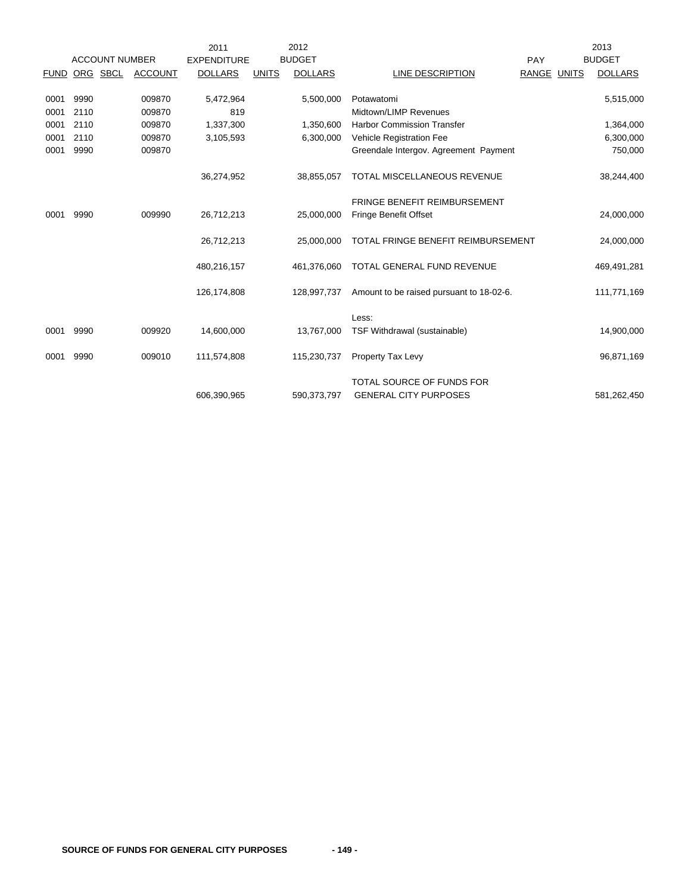| FUND | ORG | SBCL | ACCOUNT | 2011 EXPENDITURE DOLLARS | UNITS | 2012 BUDGET DOLLARS | LINE DESCRIPTION | PAY RANGE | UNITS | 2013 BUDGET DOLLARS |
|---|---|---|---|---|---|---|---|---|---|---|
| 0001 | 9990 | | 009870 | 5,472,964 | | 5,500,000 | Potawatomi | | | 5,515,000 |
| 0001 | 2110 | | 009870 | 819 | | | Midtown/LIMP Revenues | | | |
| 0001 | 2110 | | 009870 | 1,337,300 | | 1,350,600 | Harbor Commission Transfer | | | 1,364,000 |
| 0001 | 2110 | | 009870 | 3,105,593 | | 6,300,000 | Vehicle Registration Fee | | | 6,300,000 |
| 0001 | 9990 | | 009870 | | | | Greendale Intergov. Agreement Payment | | | 750,000 |
| | | | | 36,274,952 | | 38,855,057 | TOTAL MISCELLANEOUS REVENUE | | | 38,244,400 |
| | | | | | | | FRINGE BENEFIT REIMBURSEMENT | | | |
| 0001 | 9990 | | 009990 | 26,712,213 | | 25,000,000 | Fringe Benefit Offset | | | 24,000,000 |
| | | | | 26,712,213 | | 25,000,000 | TOTAL FRINGE BENEFIT REIMBURSEMENT | | | 24,000,000 |
| | | | | 480,216,157 | | 461,376,060 | TOTAL GENERAL FUND REVENUE | | | 469,491,281 |
| | | | | 126,174,808 | | 128,997,737 | Amount to be raised pursuant to 18-02-6. | | | 111,771,169 |
| | | | | | | | Less: | | | |
| 0001 | 9990 | | 009920 | 14,600,000 | | 13,767,000 | TSF Withdrawal (sustainable) | | | 14,900,000 |
| 0001 | 9990 | | 009010 | 111,574,808 | | 115,230,737 | Property Tax Levy | | | 96,871,169 |
| | | | | 606,390,965 | | 590,373,797 | TOTAL SOURCE OF FUNDS FOR GENERAL CITY PURPOSES | | | 581,262,450 |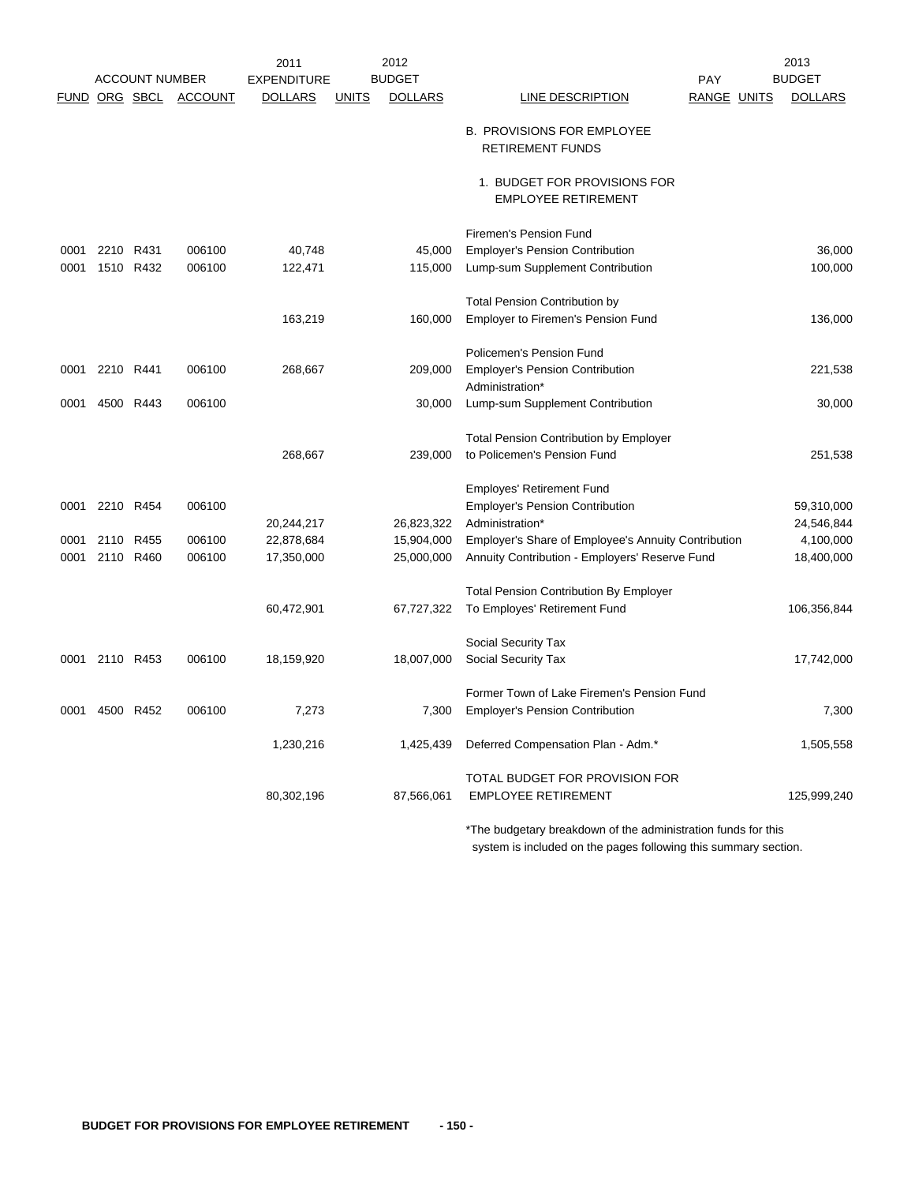| FUND | ORG | SBCL | ACCOUNT | 2011 EXPENDITURE DOLLARS | 2012 UNITS | 2012 BUDGET DOLLARS | LINE DESCRIPTION | PAY RANGE | UNITS | 2013 BUDGET DOLLARS |
|---|---|---|---|---|---|---|---|---|---|---|
| | | | | | | | B. PROVISIONS FOR EMPLOYEE RETIREMENT FUNDS | | | |
| | | | | | | | 1. BUDGET FOR PROVISIONS FOR EMPLOYEE RETIREMENT | | | |
| | | | | | | | Firemen's Pension Fund | | | |
| 0001 | 2210 | R431 | 006100 | 40,748 | | 45,000 | Employer's Pension Contribution | | | 36,000 |
| 0001 | 1510 | R432 | 006100 | 122,471 | | 115,000 | Lump-sum Supplement Contribution | | | 100,000 |
| | | | | 163,219 | | 160,000 | Total Pension Contribution by Employer to Firemen's Pension Fund | | | 136,000 |
| | | | | | | | Policemen's Pension Fund | | | |
| 0001 | 2210 | R441 | 006100 | 268,667 | | 209,000 | Employer's Pension Contribution | | | 221,538 |
| | | | | | | | Administration* | | | |
| 0001 | 4500 | R443 | 006100 | | | 30,000 | Lump-sum Supplement Contribution | | | 30,000 |
| | | | | 268,667 | | 239,000 | Total Pension Contribution by Employer to Policemen's Pension Fund | | | 251,538 |
| | | | | | | | Employes' Retirement Fund | | | |
| 0001 | 2210 | R454 | 006100 | | | | Employer's Pension Contribution | | | 59,310,000 |
| | | | | 20,244,217 | | 26,823,322 | Administration* | | | 24,546,844 |
| 0001 | 2110 | R455 | 006100 | 22,878,684 | | 15,904,000 | Employer's Share of Employee's Annuity Contribution | | | 4,100,000 |
| 0001 | 2110 | R460 | 006100 | 17,350,000 | | 25,000,000 | Annuity Contribution - Employers' Reserve Fund | | | 18,400,000 |
| | | | | 60,472,901 | | 67,727,322 | Total Pension Contribution By Employer To Employes' Retirement Fund | | | 106,356,844 |
| | | | | | | | Social Security Tax | | | |
| 0001 | 2110 | R453 | 006100 | 18,159,920 | | 18,007,000 | Social Security Tax | | | 17,742,000 |
| | | | | | | | Former Town of Lake Firemen's Pension Fund | | | |
| 0001 | 4500 | R452 | 006100 | 7,273 | | 7,300 | Employer's Pension Contribution | | | 7,300 |
| | | | | 1,230,216 | | 1,425,439 | Deferred Compensation Plan - Adm.* | | | 1,505,558 |
| | | | | 80,302,196 | | 87,566,061 | TOTAL BUDGET FOR PROVISION FOR EMPLOYEE RETIREMENT | | | 125,999,240 |

*The budgetary breakdown of the administration funds for this system is included on the pages following this summary section.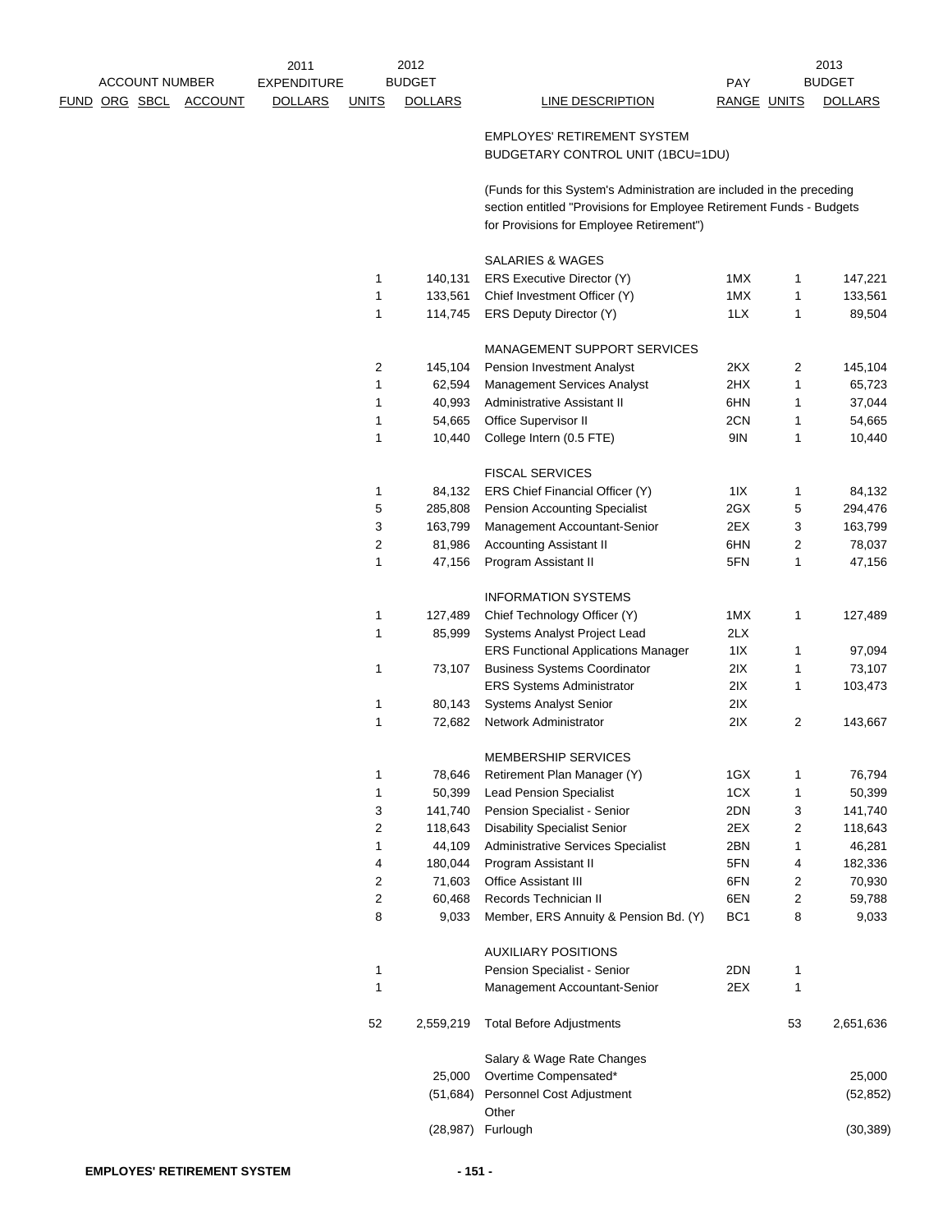| ACCOUNT NUMBER FUND | ORG | SBCL | ACCOUNT | 2011 EXPENDITURE DOLLARS | 2012 BUDGET UNITS | 2012 BUDGET DOLLARS | LINE DESCRIPTION | PAY RANGE | 2013 BUDGET UNITS | 2013 BUDGET DOLLARS |
|---|---|---|---|---|---|---|---|---|---|---|
| | | | | | | | EMPLOYES' RETIREMENT SYSTEM | | | |
| | | | | | | | BUDGETARY CONTROL UNIT (1BCU=1DU) | | | |
| | | | | | | | (Funds for this System's Administration are included in the preceding section entitled "Provisions for Employee Retirement Funds - Budgets for Provisions for Employee Retirement") | | | |
| | | | | | | | SALARIES & WAGES | | | |
| | | | | | 1 | 140,131 | ERS Executive Director (Y) | 1MX | 1 | 147,221 |
| | | | | | 1 | 133,561 | Chief Investment Officer (Y) | 1MX | 1 | 133,561 |
| | | | | | 1 | 114,745 | ERS Deputy Director (Y) | 1LX | 1 | 89,504 |
| | | | | | | | MANAGEMENT SUPPORT SERVICES | | | |
| | | | | | 2 | 145,104 | Pension Investment Analyst | 2KX | 2 | 145,104 |
| | | | | | 1 | 62,594 | Management Services Analyst | 2HX | 1 | 65,723 |
| | | | | | 1 | 40,993 | Administrative Assistant II | 6HN | 1 | 37,044 |
| | | | | | 1 | 54,665 | Office Supervisor II | 2CN | 1 | 54,665 |
| | | | | | 1 | 10,440 | College Intern (0.5 FTE) | 9IN | 1 | 10,440 |
| | | | | | | | FISCAL SERVICES | | | |
| | | | | | 1 | 84,132 | ERS Chief Financial Officer (Y) | 1IX | 1 | 84,132 |
| | | | | | 5 | 285,808 | Pension Accounting Specialist | 2GX | 5 | 294,476 |
| | | | | | 3 | 163,799 | Management Accountant-Senior | 2EX | 3 | 163,799 |
| | | | | | 2 | 81,986 | Accounting Assistant II | 6HN | 2 | 78,037 |
| | | | | | 1 | 47,156 | Program Assistant II | 5FN | 1 | 47,156 |
| | | | | | | | INFORMATION SYSTEMS | | | |
| | | | | | 1 | 127,489 | Chief Technology Officer (Y) | 1MX | 1 | 127,489 |
| | | | | | 1 | 85,999 | Systems Analyst Project Lead | 2LX | | |
| | | | | | | | ERS Functional Applications Manager | 1IX | 1 | 97,094 |
| | | | | | 1 | 73,107 | Business Systems Coordinator | 2IX | 1 | 73,107 |
| | | | | | | | ERS Systems Administrator | 2IX | 1 | 103,473 |
| | | | | | 1 | 80,143 | Systems Analyst Senior | 2IX | | |
| | | | | | 1 | 72,682 | Network Administrator | 2IX | 2 | 143,667 |
| | | | | | | | MEMBERSHIP SERVICES | | | |
| | | | | | 1 | 78,646 | Retirement Plan Manager (Y) | 1GX | 1 | 76,794 |
| | | | | | 1 | 50,399 | Lead Pension Specialist | 1CX | 1 | 50,399 |
| | | | | | 3 | 141,740 | Pension Specialist - Senior | 2DN | 3 | 141,740 |
| | | | | | 2 | 118,643 | Disability Specialist Senior | 2EX | 2 | 118,643 |
| | | | | | 1 | 44,109 | Administrative Services Specialist | 2BN | 1 | 46,281 |
| | | | | | 4 | 180,044 | Program Assistant II | 5FN | 4 | 182,336 |
| | | | | | 2 | 71,603 | Office Assistant III | 6FN | 2 | 70,930 |
| | | | | | 2 | 60,468 | Records Technician II | 6EN | 2 | 59,788 |
| | | | | | 8 | 9,033 | Member, ERS Annuity & Pension Bd. (Y) | BC1 | 8 | 9,033 |
| | | | | | | | AUXILIARY POSITIONS | | | |
| | | | | | 1 | | Pension Specialist - Senior | 2DN | 1 | |
| | | | | | 1 | | Management Accountant-Senior | 2EX | 1 | |
| | | | | | 52 | 2,559,219 | Total Before Adjustments | | 53 | 2,651,636 |
| | | | | | | | Salary & Wage Rate Changes | | | |
| | | | | | | 25,000 | Overtime Compensated* | | | 25,000 |
| | | | | | | (51,684) | Personnel Cost Adjustment | | | (52,852) |
| | | | | | | | Other | | | |
| | | | | | | (28,987) | Furlough | | | (30,389) |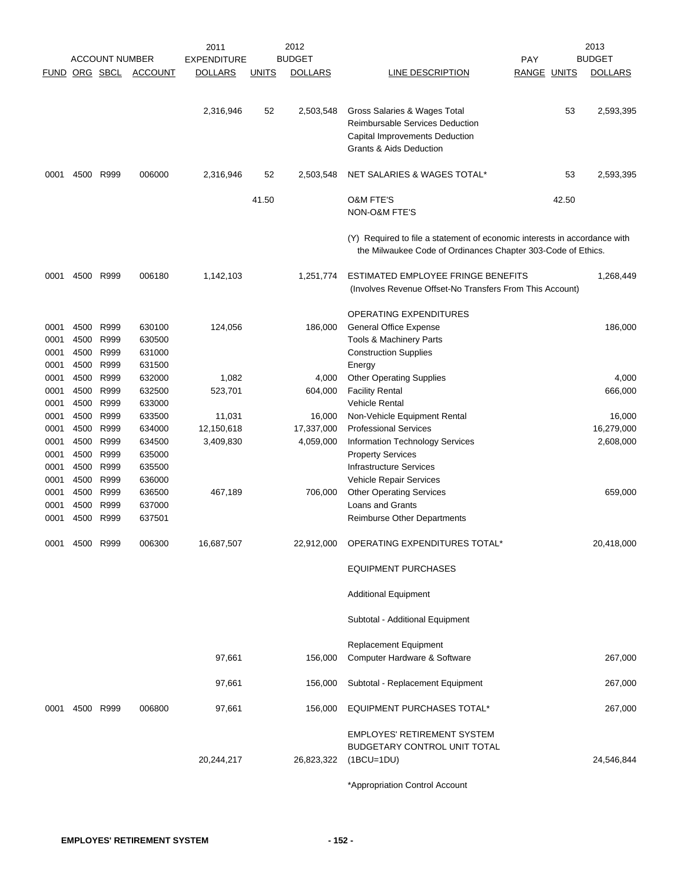| FUND | ORG | SBCL | ACCOUNT | 2011 EXPENDITURE DOLLARS | 2012 BUDGET UNITS | 2012 BUDGET DOLLARS | LINE DESCRIPTION | PAY RANGE | 2013 BUDGET UNITS | 2013 BUDGET DOLLARS |
|---|---|---|---|---|---|---|---|---|---|---|
| | | | | 2,316,946 | 52 | 2,503,548 | Gross Salaries & Wages Total | | 53 | 2,593,395 |
| | | | | | | | Reimbursable Services Deduction | | | |
| | | | | | | | Capital Improvements Deduction | | | |
| | | | | | | | Grants & Aids Deduction | | | |
| 0001 | 4500 | R999 | 006000 | 2,316,946 | 52 | 2,503,548 | NET SALARIES & WAGES TOTAL* | | 53 | 2,593,395 |
| | | | | | 41.50 | | O&M FTE'S | | 42.50 | |
| | | | | | | | NON-O&M FTE'S | | | |
| | | | | | | | (Y) Required to file a statement of economic interests in accordance with the Milwaukee Code of Ordinances Chapter 303-Code of Ethics. | | | |
| 0001 | 4500 | R999 | 006180 | 1,142,103 | | 1,251,774 | ESTIMATED EMPLOYEE FRINGE BENEFITS (Involves Revenue Offset-No Transfers From This Account) | | | 1,268,449 |
| | | | | | | | OPERATING EXPENDITURES | | | |
| 0001 | 4500 | R999 | 630100 | 124,056 | | 186,000 | General Office Expense | | | 186,000 |
| 0001 | 4500 | R999 | 630500 | | | | Tools & Machinery Parts | | | |
| 0001 | 4500 | R999 | 631000 | | | | Construction Supplies | | | |
| 0001 | 4500 | R999 | 631500 | | | | Energy | | | |
| 0001 | 4500 | R999 | 632000 | 1,082 | | 4,000 | Other Operating Supplies | | | 4,000 |
| 0001 | 4500 | R999 | 632500 | 523,701 | | 604,000 | Facility Rental | | | 666,000 |
| 0001 | 4500 | R999 | 633000 | | | | Vehicle Rental | | | |
| 0001 | 4500 | R999 | 633500 | 11,031 | | 16,000 | Non-Vehicle Equipment Rental | | | 16,000 |
| 0001 | 4500 | R999 | 634000 | 12,150,618 | | 17,337,000 | Professional Services | | | 16,279,000 |
| 0001 | 4500 | R999 | 634500 | 3,409,830 | | 4,059,000 | Information Technology Services | | | 2,608,000 |
| 0001 | 4500 | R999 | 635000 | | | | Property Services | | | |
| 0001 | 4500 | R999 | 635500 | | | | Infrastructure Services | | | |
| 0001 | 4500 | R999 | 636000 | | | | Vehicle Repair Services | | | |
| 0001 | 4500 | R999 | 636500 | 467,189 | | 706,000 | Other Operating Services | | | 659,000 |
| 0001 | 4500 | R999 | 637000 | | | | Loans and Grants | | | |
| 0001 | 4500 | R999 | 637501 | | | | Reimburse Other Departments | | | |
| 0001 | 4500 | R999 | 006300 | 16,687,507 | | 22,912,000 | OPERATING EXPENDITURES TOTAL* | | | 20,418,000 |
| | | | | | | | EQUIPMENT PURCHASES | | | |
| | | | | | | | Additional Equipment | | | |
| | | | | | | | Subtotal - Additional Equipment | | | |
| | | | | | | | Replacement Equipment | | | |
| | | | | 97,661 | | 156,000 | Computer Hardware & Software | | | 267,000 |
| | | | | 97,661 | | 156,000 | Subtotal - Replacement Equipment | | | 267,000 |
| 0001 | 4500 | R999 | 006800 | 97,661 | | 156,000 | EQUIPMENT PURCHASES TOTAL* | | | 267,000 |
| | | | | 20,244,217 | | 26,823,322 | EMPLOYES' RETIREMENT SYSTEM BUDGETARY CONTROL UNIT TOTAL (1BCU=1DU) | | | 24,546,844 |
| | | | | | | | *Appropriation Control Account | | | |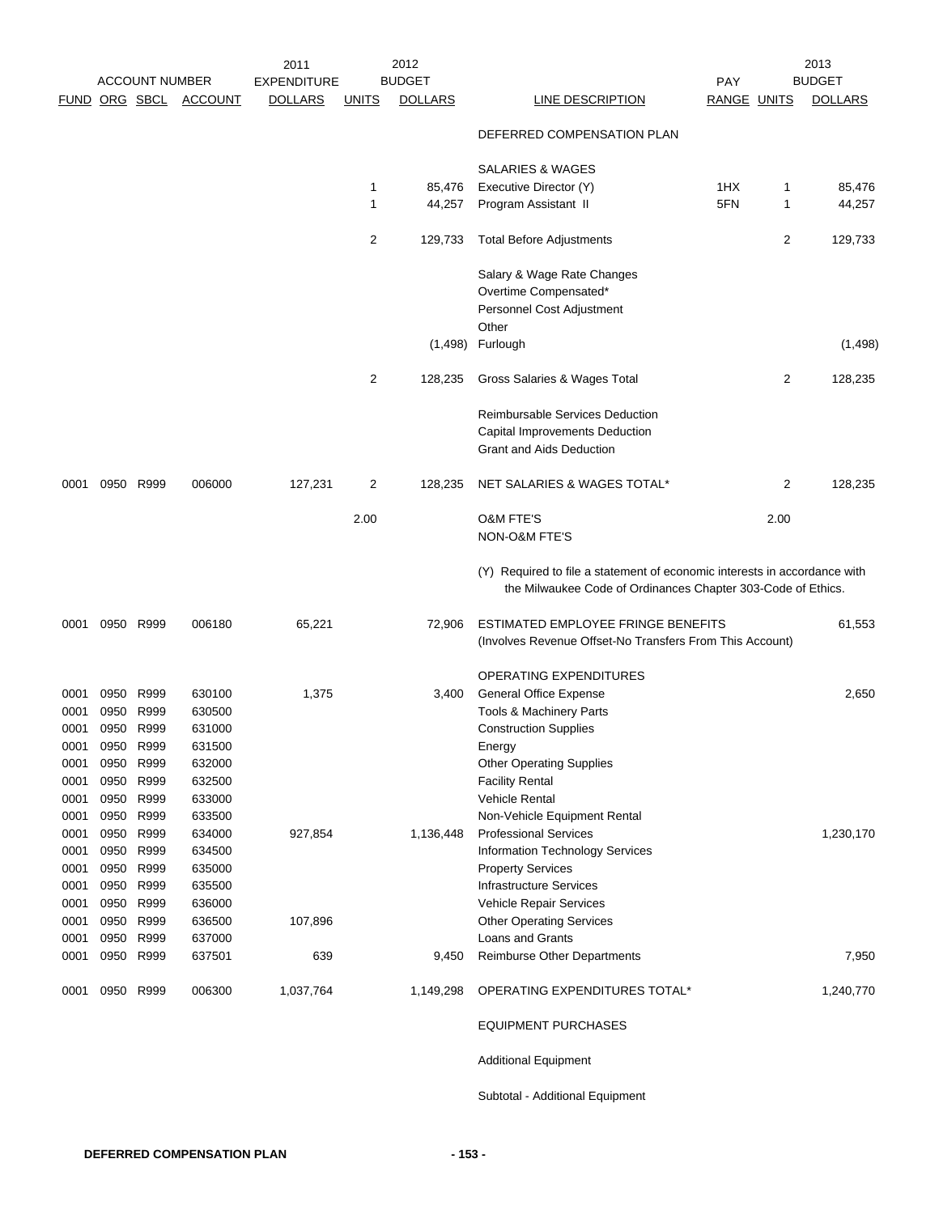| ACCOUNT NUMBER | | | | 2011 EXPENDITURE | 2012 BUDGET | | | | | 2013 BUDGET |
|---|---|---|---|---|---|---|---|---|---|---|
| FUND | ORG | SBCL | ACCOUNT | DOLLARS | UNITS | DOLLARS | LINE DESCRIPTION | PAY RANGE | UNITS | DOLLARS |
| | | | | | | | DEFERRED COMPENSATION PLAN | | | |
| | | | | | | | SALARIES & WAGES | | | |
| | | | | | 1 | 85,476 | Executive Director (Y) | 1HX | 1 | 85,476 |
| | | | | | 1 | 44,257 | Program Assistant II | 5FN | 1 | 44,257 |
| | | | | | 2 | 129,733 | Total Before Adjustments | | 2 | 129,733 |
| | | | | | | | Salary & Wage Rate Changes | | | |
| | | | | | | | Overtime Compensated* | | | |
| | | | | | | | Personnel Cost Adjustment | | | |
| | | | | | | | Other | | | |
| | | | | | | (1,498) | Furlough | | | (1,498) |
| | | | | | 2 | 128,235 | Gross Salaries & Wages Total | | 2 | 128,235 |
| | | | | | | | Reimbursable Services Deduction | | | |
| | | | | | | | Capital Improvements Deduction | | | |
| | | | | | | | Grant and Aids Deduction | | | |
| 0001 | 0950 | R999 | 006000 | 127,231 | 2 | 128,235 | NET SALARIES & WAGES TOTAL* | | 2 | 128,235 |
| | | | | | 2.00 | | O&M FTE'S | | 2.00 | |
| | | | | | | | NON-O&M FTE'S | | | |
| | | | | | | | (Y) Required to file a statement of economic interests in accordance with the Milwaukee Code of Ordinances Chapter 303-Code of Ethics. | | | |
| 0001 | 0950 | R999 | 006180 | 65,221 | | 72,906 | ESTIMATED EMPLOYEE FRINGE BENEFITS (Involves Revenue Offset-No Transfers From This Account) | | | 61,553 |
| | | | | | | | OPERATING EXPENDITURES | | | |
| 0001 | 0950 | R999 | 630100 | 1,375 | | 3,400 | General Office Expense | | | 2,650 |
| 0001 | 0950 | R999 | 630500 | | | | Tools & Machinery Parts | | | |
| 0001 | 0950 | R999 | 631000 | | | | Construction Supplies | | | |
| 0001 | 0950 | R999 | 631500 | | | | Energy | | | |
| 0001 | 0950 | R999 | 632000 | | | | Other Operating Supplies | | | |
| 0001 | 0950 | R999 | 632500 | | | | Facility Rental | | | |
| 0001 | 0950 | R999 | 633000 | | | | Vehicle Rental | | | |
| 0001 | 0950 | R999 | 633500 | | | | Non-Vehicle Equipment Rental | | | |
| 0001 | 0950 | R999 | 634000 | 927,854 | | 1,136,448 | Professional Services | | | 1,230,170 |
| 0001 | 0950 | R999 | 634500 | | | | Information Technology Services | | | |
| 0001 | 0950 | R999 | 635000 | | | | Property Services | | | |
| 0001 | 0950 | R999 | 635500 | | | | Infrastructure Services | | | |
| 0001 | 0950 | R999 | 636000 | | | | Vehicle Repair Services | | | |
| 0001 | 0950 | R999 | 636500 | 107,896 | | | Other Operating Services | | | |
| 0001 | 0950 | R999 | 637000 | | | | Loans and Grants | | | |
| 0001 | 0950 | R999 | 637501 | 639 | | 9,450 | Reimburse Other Departments | | | 7,950 |
| 0001 | 0950 | R999 | 006300 | 1,037,764 | | 1,149,298 | OPERATING EXPENDITURES TOTAL* | | | 1,240,770 |
| | | | | | | | EQUIPMENT PURCHASES | | | |
| | | | | | | | Additional Equipment | | | |
| | | | | | | | Subtotal - Additional Equipment | | | |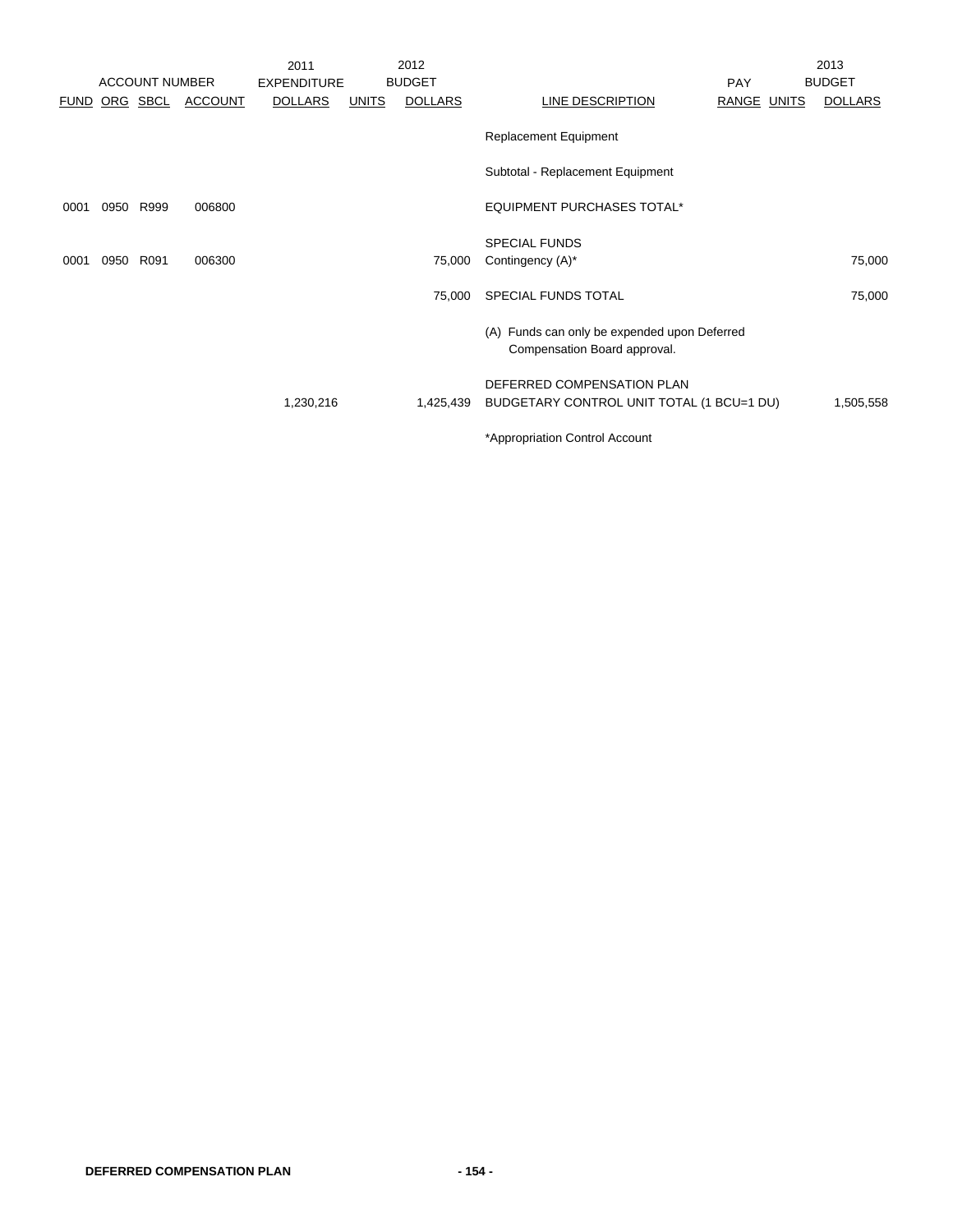| ACCOUNT NUMBER | | | | 2011 EXPENDITURE | 2012 BUDGET | | | | | 2013 BUDGET |
|---|---|---|---|---|---|---|---|---|---|---|
| FUND | ORG | SBCL | ACCOUNT | DOLLARS | UNITS | DOLLARS | LINE DESCRIPTION | PAY RANGE | UNITS | DOLLARS |
| | | | | | | | Replacement Equipment | | | |
| | | | | | | | Subtotal - Replacement Equipment | | | |
| 0001 | 0950 | R999 | 006800 | | | | EQUIPMENT PURCHASES TOTAL* | | | |
| | | | | | | | SPECIAL FUNDS | | | |
| 0001 | 0950 | R091 | 006300 | | | 75,000 | Contingency (A)* | | | 75,000 |
| | | | | | | 75,000 | SPECIAL FUNDS TOTAL | | | 75,000 |
| | | | | | | | (A) Funds can only be expended upon Deferred Compensation Board approval. | | | |
| | | | | | | | DEFERRED COMPENSATION PLAN | | | |
| | | | | 1,230,216 | | 1,425,439 | BUDGETARY CONTROL UNIT TOTAL (1 BCU=1 DU) | | | 1,505,558 |
| | | | | | | | *Appropriation Control Account | | | |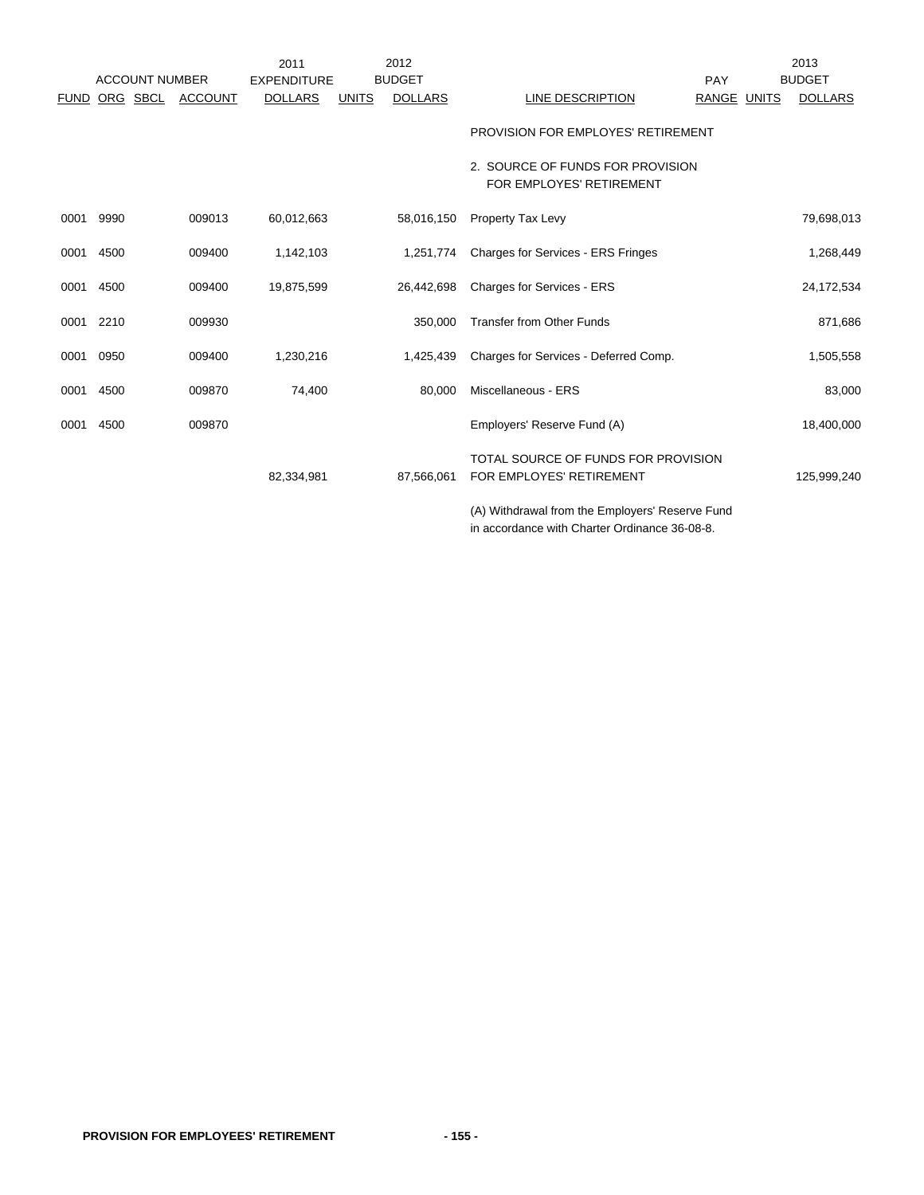| ACCOUNT NUMBER | | | | 2011 EXPENDITURE | 2012 BUDGET | | | PAY | | 2013 BUDGET |
|---|---|---|---|---|---|---|---|---|---|---|
| FUND | ORG | SBCL | ACCOUNT | DOLLARS | UNITS | DOLLARS | LINE DESCRIPTION | RANGE | UNITS | DOLLARS |
| | | | | | | | PROVISION FOR EMPLOYES' RETIREMENT | | | |
| | | | | | | | 2. SOURCE OF FUNDS FOR PROVISION FOR EMPLOYES' RETIREMENT | | | |
| 0001 | 9990 | | 009013 | 60,012,663 | | 58,016,150 | Property Tax Levy | | | 79,698,013 |
| 0001 | 4500 | | 009400 | 1,142,103 | | 1,251,774 | Charges for Services - ERS Fringes | | | 1,268,449 |
| 0001 | 4500 | | 009400 | 19,875,599 | | 26,442,698 | Charges for Services - ERS | | | 24,172,534 |
| 0001 | 2210 | | 009930 | | | 350,000 | Transfer from Other Funds | | | 871,686 |
| 0001 | 0950 | | 009400 | 1,230,216 | | 1,425,439 | Charges for Services - Deferred Comp. | | | 1,505,558 |
| 0001 | 4500 | | 009870 | 74,400 | | 80,000 | Miscellaneous - ERS | | | 83,000 |
| 0001 | 4500 | | 009870 | | | | Employers' Reserve Fund (A) | | | 18,400,000 |
| | | | | 82,334,981 | | 87,566,061 | TOTAL SOURCE OF FUNDS FOR PROVISION FOR EMPLOYES' RETIREMENT | | | 125,999,240 |

(A) Withdrawal from the Employers' Reserve Fund in accordance with Charter Ordinance 36-08-8.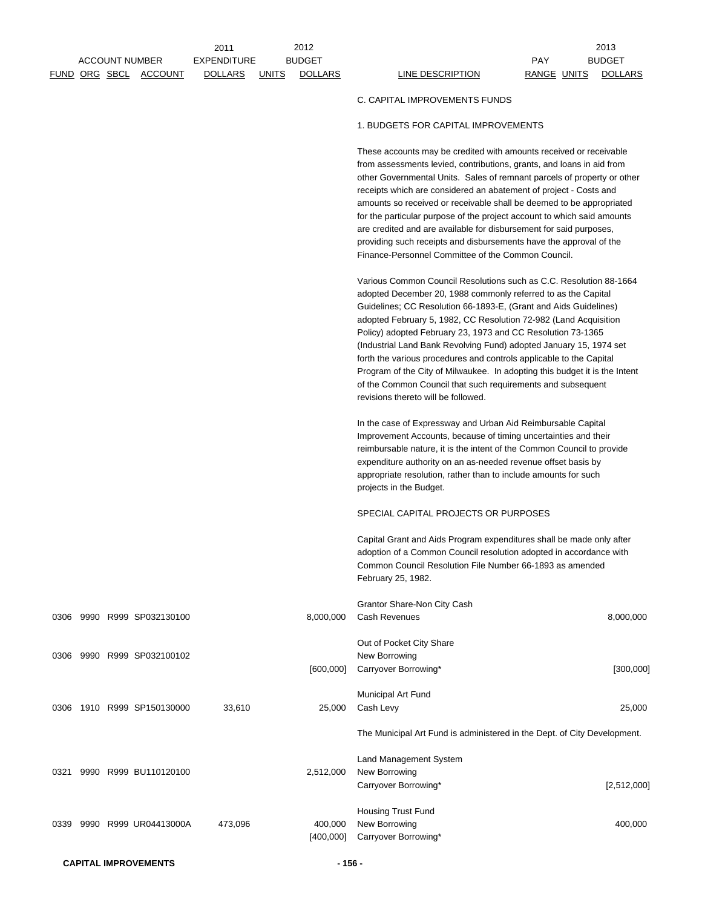| FUND | ORG | SBCL | ACCOUNT | 2011 EXPENDITURE DOLLARS | UNITS | 2012 BUDGET DOLLARS | LINE DESCRIPTION | PAY RANGE | UNITS | 2013 BUDGET DOLLARS |
|---|---|---|---|---|---|---|---|---|---|---|

C. CAPITAL IMPROVEMENTS FUNDS

1. BUDGETS FOR CAPITAL IMPROVEMENTS

These accounts may be credited with amounts received or receivable from assessments levied, contributions, grants, and loans in aid from other Governmental Units. Sales of remnant parcels of property or other receipts which are considered an abatement of project - Costs and amounts so received or receivable shall be deemed to be appropriated for the particular purpose of the project account to which said amounts are credited and are available for disbursement for said purposes, providing such receipts and disbursements have the approval of the Finance-Personnel Committee of the Common Council.

Various Common Council Resolutions such as C.C. Resolution 88-1664 adopted December 20, 1988 commonly referred to as the Capital Guidelines; CC Resolution 66-1893-E, (Grant and Aids Guidelines) adopted February 5, 1982, CC Resolution 72-982 (Land Acquisition Policy) adopted February 23, 1973 and CC Resolution 73-1365 (Industrial Land Bank Revolving Fund) adopted January 15, 1974 set forth the various procedures and controls applicable to the Capital Program of the City of Milwaukee. In adopting this budget it is the Intent of the Common Council that such requirements and subsequent revisions thereto will be followed.

In the case of Expressway and Urban Aid Reimbursable Capital Improvement Accounts, because of timing uncertainties and their reimbursable nature, it is the intent of the Common Council to provide expenditure authority on an as-needed revenue offset basis by appropriate resolution, rather than to include amounts for such projects in the Budget.

SPECIAL CAPITAL PROJECTS OR PURPOSES

Capital Grant and Aids Program expenditures shall be made only after adoption of a Common Council resolution adopted in accordance with Common Council Resolution File Number 66-1893 as amended February 25, 1982.

| FUND | ORG | SBCL | ACCOUNT | 2011 EXPENDITURE DOLLARS | UNITS | 2012 BUDGET DOLLARS | LINE DESCRIPTION | PAY RANGE | UNITS | 2013 BUDGET DOLLARS |
|---|---|---|---|---|---|---|---|---|---|---|
| | | | | | | | Grantor Share-Non City Cash | | | |
| 0306 | 9990 | R999 | SP032130100 | | | 8,000,000 | Cash Revenues | | | 8,000,000 |
| | | | | | | | Out of Pocket City Share | | | |
| 0306 | 9990 | R999 | SP032100102 | | | | New Borrowing | | | |
| | | | | | | [600,000] | Carryover Borrowing* | | | [300,000] |
| | | | | | | | Municipal Art Fund | | | |
| 0306 | 1910 | R999 | SP150130000 | 33,610 | | 25,000 | Cash Levy | | | 25,000 |
| | | | | | | | The Municipal Art Fund is administered in the Dept. of City Development. | | | |
| | | | | | | | Land Management System | | | |
| 0321 | 9990 | R999 | BU110120100 | | | 2,512,000 | New Borrowing | | | |
| | | | | | | | Carryover Borrowing* | | | [2,512,000] |
| | | | | | | | Housing Trust Fund | | | |
| 0339 | 9990 | R999 | UR04413000A | 473,096 | | 400,000 | New Borrowing | | | 400,000 |
| | | | | | | [400,000] | Carryover Borrowing* | | | |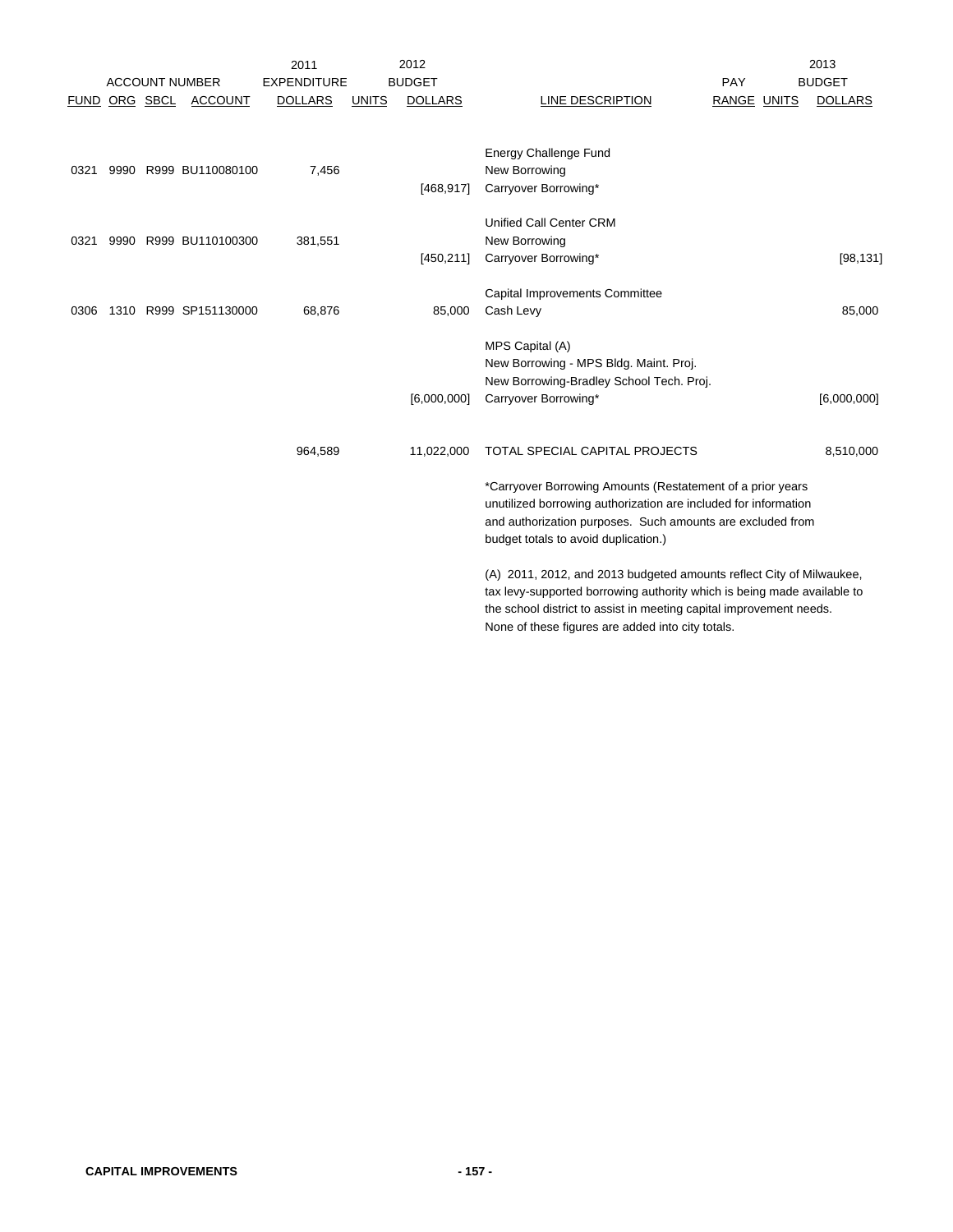| ACCOUNT NUMBER | | | | 2011 EXPENDITURE | 2012 BUDGET | | | PAY | 2013 BUDGET | |
|---|---|---|---|---|---|---|---|---|---|---|
| FUND | ORG | SBCL | ACCOUNT | DOLLARS | UNITS | DOLLARS | LINE DESCRIPTION | RANGE | UNITS | DOLLARS |
| | | | | | | | Energy Challenge Fund | | | |
| 0321 | 9990 | R999 | BU110080100 | 7,456 | | | New Borrowing | | | |
| | | | | | | [468,917] | Carryover Borrowing* | | | |
| | | | | | | | Unified Call Center CRM | | | |
| 0321 | 9990 | R999 | BU110100300 | 381,551 | | | New Borrowing | | | |
| | | | | | | [450,211] | Carryover Borrowing* | | | [98,131] |
| | | | | | | | Capital Improvements Committee | | | |
| 0306 | 1310 | R999 | SP151130000 | 68,876 | | 85,000 | Cash Levy | | | 85,000 |
| | | | | | | | MPS Capital (A) | | | |
| | | | | | | | New Borrowing - MPS Bldg. Maint. Proj. | | | |
| | | | | | | | New Borrowing-Bradley School Tech. Proj. | | | |
| | | | | | | [6,000,000] | Carryover Borrowing* | | | [6,000,000] |
| | | | | 964,589 | | 11,022,000 | TOTAL SPECIAL CAPITAL PROJECTS | | | 8,510,000 |

*Carryover Borrowing Amounts (Restatement of a prior years unutilized borrowing authorization are included for information and authorization purposes. Such amounts are excluded from budget totals to avoid duplication.)

(A) 2011, 2012, and 2013 budgeted amounts reflect City of Milwaukee, tax levy-supported borrowing authority which is being made available to the school district to assist in meeting capital improvement needs. None of these figures are added into city totals.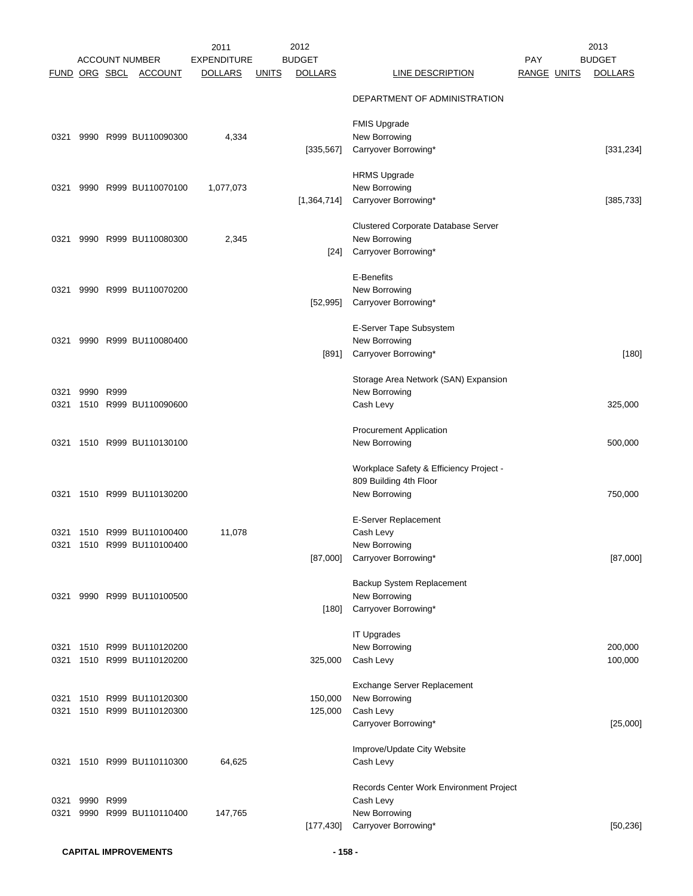| ACCOUNT NUMBER | | | | 2011 EXPENDITURE | 2012 BUDGET | | | PAY | | 2013 BUDGET |
|---|---|---|---|---|---|---|---|---|---|---|
| FUND | ORG | SBCL | ACCOUNT | DOLLARS | UNITS | DOLLARS | LINE DESCRIPTION | RANGE | UNITS | DOLLARS |
| | | | | | | | DEPARTMENT OF ADMINISTRATION | | | |
| | | | | | | | FMIS Upgrade | | | |
| 0321 | 9990 | R999 | BU110090300 | 4,334 | | | New Borrowing | | | |
| | | | | | | [335,567] | Carryover Borrowing* | | | [331,234] |
| | | | | | | | HRMS Upgrade | | | |
| 0321 | 9990 | R999 | BU110070100 | 1,077,073 | | | New Borrowing | | | |
| | | | | | | [1,364,714] | Carryover Borrowing* | | | [385,733] |
| | | | | | | | Clustered Corporate Database Server | | | |
| 0321 | 9990 | R999 | BU110080300 | 2,345 | | | New Borrowing | | | |
| | | | | | | [24] | Carryover Borrowing* | | | |
| | | | | | | | E-Benefits | | | |
| 0321 | 9990 | R999 | BU110070200 | | | | New Borrowing | | | |
| | | | | | | [52,995] | Carryover Borrowing* | | | |
| | | | | | | | E-Server Tape Subsystem | | | |
| 0321 | 9990 | R999 | BU110080400 | | | | New Borrowing | | | |
| | | | | | | [891] | Carryover Borrowing* | | | [180] |
| | | | | | | | Storage Area Network (SAN) Expansion | | | |
| 0321 | 9990 | R999 | | | | | New Borrowing | | | |
| 0321 | 1510 | R999 | BU110090600 | | | | Cash Levy | | | 325,000 |
| | | | | | | | Procurement Application | | | |
| 0321 | 1510 | R999 | BU110130100 | | | | New Borrowing | | | 500,000 |
| | | | | | | | Workplace Safety & Efficiency Project - 809 Building 4th Floor | | | |
| 0321 | 1510 | R999 | BU110130200 | | | | New Borrowing | | | 750,000 |
| | | | | | | | E-Server Replacement | | | |
| 0321 | 1510 | R999 | BU110100400 | 11,078 | | | Cash Levy | | | |
| 0321 | 1510 | R999 | BU110100400 | | | | New Borrowing | | | |
| | | | | | | [87,000] | Carryover Borrowing* | | | [87,000] |
| | | | | | | | Backup System Replacement | | | |
| 0321 | 9990 | R999 | BU110100500 | | | | New Borrowing | | | |
| | | | | | | [180] | Carryover Borrowing* | | | |
| | | | | | | | IT Upgrades | | | |
| 0321 | 1510 | R999 | BU110120200 | | | | New Borrowing | | | 200,000 |
| 0321 | 1510 | R999 | BU110120200 | | | 325,000 | Cash Levy | | | 100,000 |
| | | | | | | | Exchange Server Replacement | | | |
| 0321 | 1510 | R999 | BU110120300 | | | 150,000 | New Borrowing | | | |
| 0321 | 1510 | R999 | BU110120300 | | | 125,000 | Cash Levy | | | |
| | | | | | | | Carryover Borrowing* | | | [25,000] |
| | | | | | | | Improve/Update City Website | | | |
| 0321 | 1510 | R999 | BU110110300 | 64,625 | | | Cash Levy | | | |
| | | | | | | | Records Center Work Environment Project | | | |
| 0321 | 9990 | R999 | | | | | Cash Levy | | | |
| 0321 | 9990 | R999 | BU110110400 | 147,765 | | | New Borrowing | | | |
| | | | | | | [177,430] | Carryover Borrowing* | | | [50,236] |

**CAPITAL IMPROVEMENTS**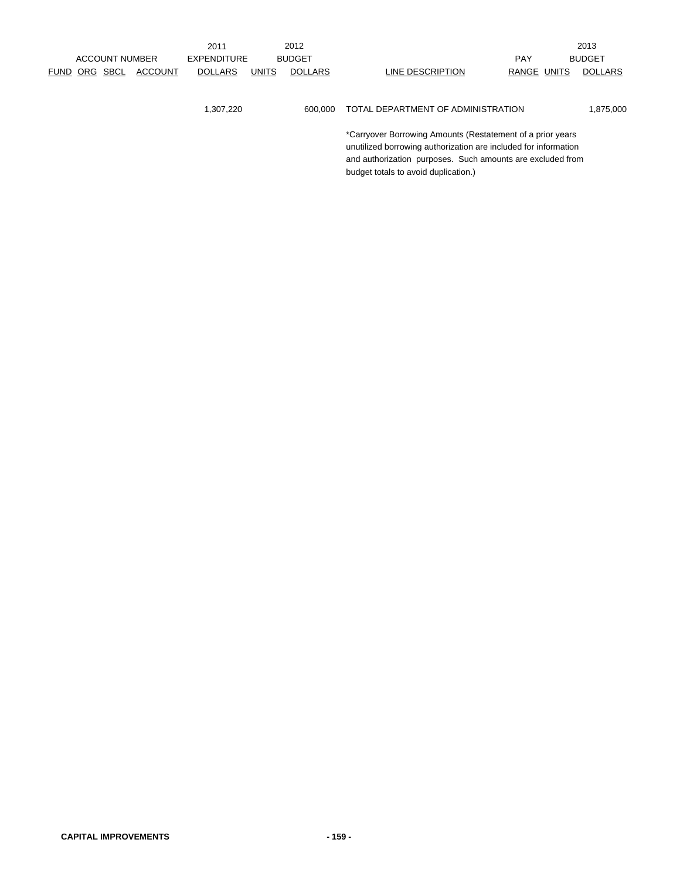| ACCOUNT NUMBER | | | | 2011 EXPENDITURE | 2012 BUDGET | | | | | 2013 BUDGET |
|---|---|---|---|---|---|---|---|---|---|---|
| FUND | ORG | SBCL | ACCOUNT | DOLLARS | UNITS | DOLLARS | LINE DESCRIPTION | PAY RANGE | UNITS | DOLLARS |
| | | | | 1,307,220 | | 600,000 | TOTAL DEPARTMENT OF ADMINISTRATION | | | 1,875,000 |

*Carryover Borrowing Amounts (Restatement of a prior years unutilized borrowing authorization are included for information and authorization purposes. Such amounts are excluded from budget totals to avoid duplication.)

CAPITAL IMPROVEMENTS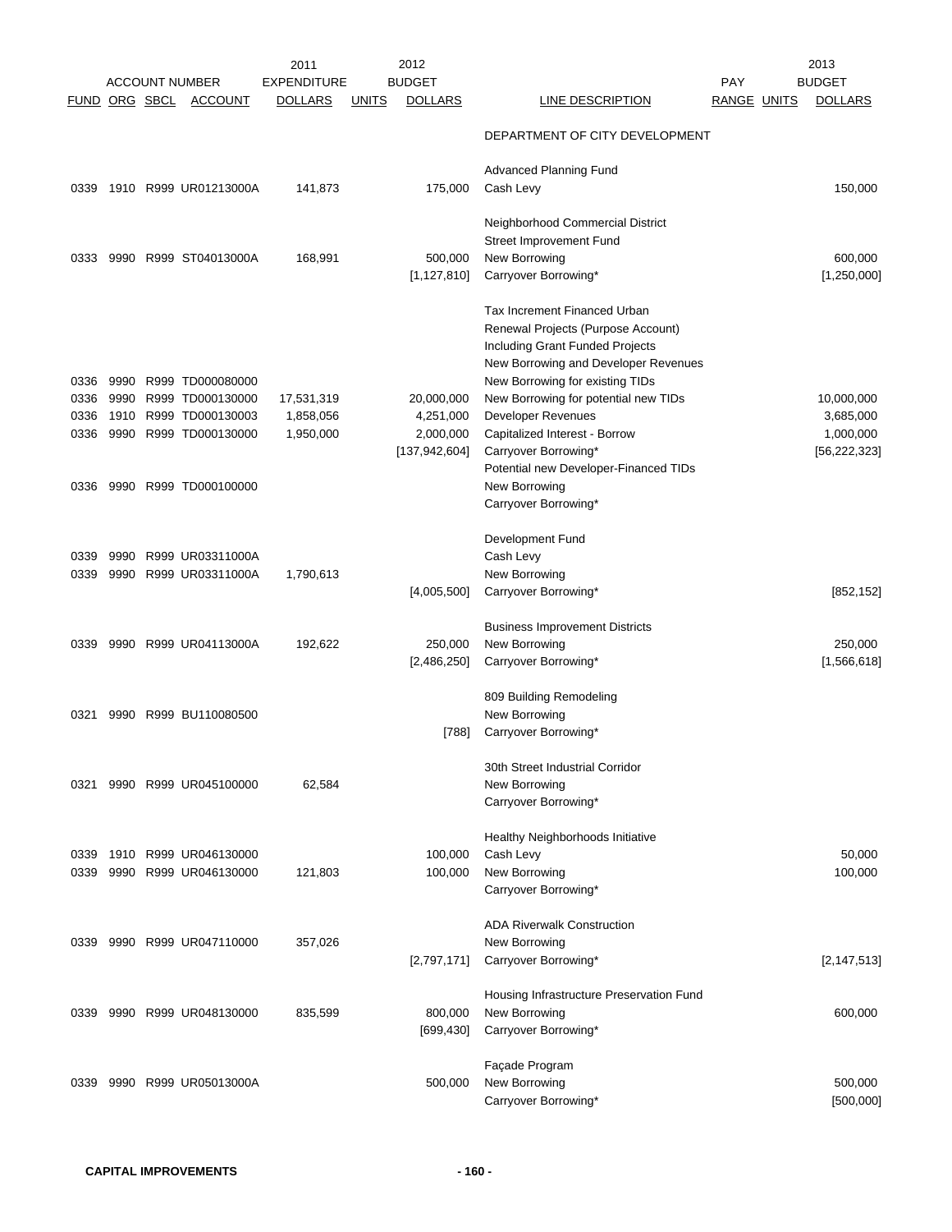| ACCOUNT NUMBER | | | | 2011 | | 2012 | | PAY | | 2013 |
|---|---|---|---|---|---|---|---|---|---|---|
| FUND | ORG | SBCL | ACCOUNT | EXPENDITURE DOLLARS | UNITS | BUDGET DOLLARS | LINE DESCRIPTION | RANGE | UNITS | BUDGET DOLLARS |
| | | | | | | | DEPARTMENT OF CITY DEVELOPMENT | | | |
| | | | | | | | Advanced Planning Fund | | | |
| 0339 | 1910 | R999 | UR01213000A | 141,873 | | 175,000 | Cash Levy | | | 150,000 |
| | | | | | | | Neighborhood Commercial District Street Improvement Fund | | | |
| 0333 | 9990 | R999 | ST04013000A | 168,991 | | 500,000 | New Borrowing | | | 600,000 |
| | | | | | | [1,127,810] | Carryover Borrowing* | | | [1,250,000] |
| | | | | | | | Tax Increment Financed Urban Renewal Projects (Purpose Account) Including Grant Funded Projects New Borrowing and Developer Revenues | | | |
| 0336 | 9990 | R999 | TD000080000 | | | | New Borrowing for existing TIDs | | | |
| 0336 | 9990 | R999 | TD000130000 | 17,531,319 | | 20,000,000 | New Borrowing for potential new TIDs | | | 10,000,000 |
| 0336 | 1910 | R999 | TD000130003 | 1,858,056 | | 4,251,000 | Developer Revenues | | | 3,685,000 |
| 0336 | 9990 | R999 | TD000130000 | 1,950,000 | | 2,000,000 | Capitalized Interest - Borrow | | | 1,000,000 |
| | | | | | | [137,942,604] | Carryover Borrowing* | | | [56,222,323] |
| | | | | | | | Potential new Developer-Financed TIDs | | | |
| 0336 | 9990 | R999 | TD000100000 | | | | New Borrowing | | | |
| | | | | | | | Carryover Borrowing* | | | |
| | | | | | | | Development Fund | | | |
| 0339 | 9990 | R999 | UR03311000A | | | | Cash Levy | | | |
| 0339 | 9990 | R999 | UR03311000A | 1,790,613 | | | New Borrowing | | | |
| | | | | | | [4,005,500] | Carryover Borrowing* | | | [852,152] |
| | | | | | | | Business Improvement Districts | | | |
| 0339 | 9990 | R999 | UR04113000A | 192,622 | | 250,000 | New Borrowing | | | 250,000 |
| | | | | | | [2,486,250] | Carryover Borrowing* | | | [1,566,618] |
| | | | | | | | 809 Building Remodeling | | | |
| 0321 | 9990 | R999 | BU110080500 | | | | New Borrowing | | | |
| | | | | | | [788] | Carryover Borrowing* | | | |
| | | | | | | | 30th Street Industrial Corridor | | | |
| 0321 | 9990 | R999 | UR045100000 | 62,584 | | | New Borrowing | | | |
| | | | | | | | Carryover Borrowing* | | | |
| | | | | | | | Healthy Neighborhoods Initiative | | | |
| 0339 | 1910 | R999 | UR046130000 | | | 100,000 | Cash Levy | | | 50,000 |
| 0339 | 9990 | R999 | UR046130000 | 121,803 | | 100,000 | New Borrowing | | | 100,000 |
| | | | | | | | Carryover Borrowing* | | | |
| | | | | | | | ADA Riverwalk Construction | | | |
| 0339 | 9990 | R999 | UR047110000 | 357,026 | | | New Borrowing | | | |
| | | | | | | [2,797,171] | Carryover Borrowing* | | | [2,147,513] |
| | | | | | | | Housing Infrastructure Preservation Fund | | | |
| 0339 | 9990 | R999 | UR048130000 | 835,599 | | 800,000 | New Borrowing | | | 600,000 |
| | | | | | | [699,430] | Carryover Borrowing* | | | |
| | | | | | | | Façade Program | | | |
| 0339 | 9990 | R999 | UR05013000A | | | 500,000 | New Borrowing | | | 500,000 |
| | | | | | | | Carryover Borrowing* | | | [500,000] |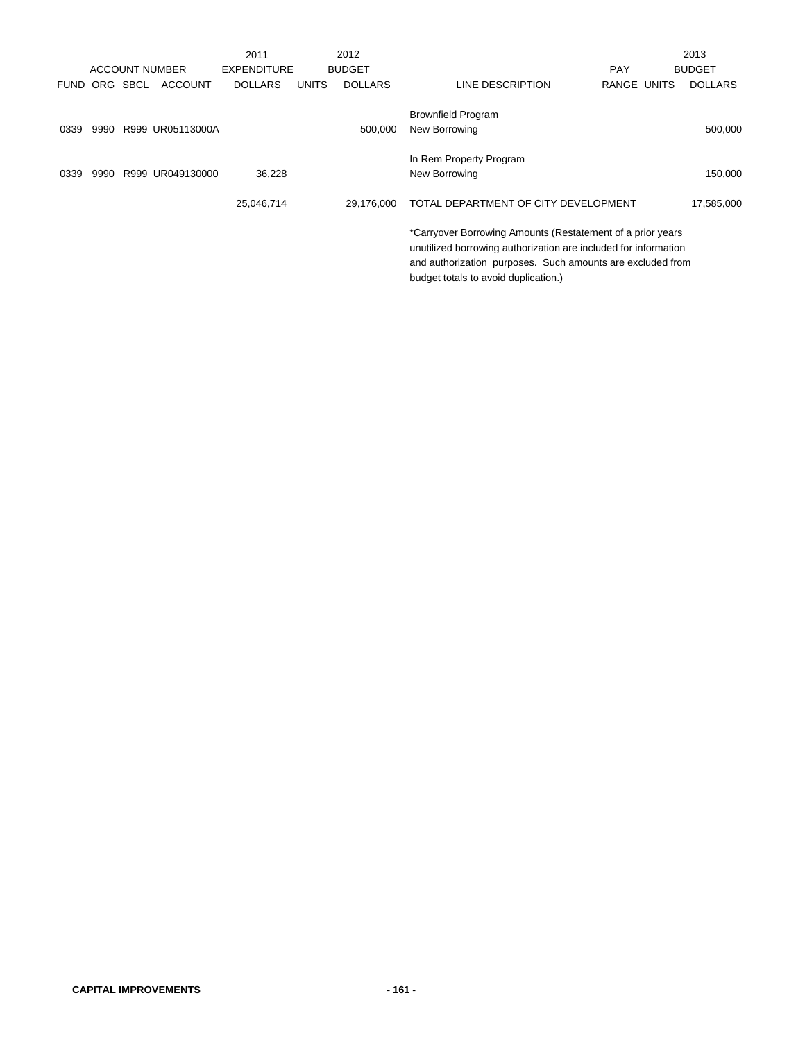| ACCOUNT NUMBER | | | | 2011 EXPENDITURE | 2012 BUDGET | | | PAY | | 2013 BUDGET |
|---|---|---|---|---|---|---|---|---|---|---|
| FUND | ORG | SBCL | ACCOUNT | DOLLARS | UNITS | DOLLARS | LINE DESCRIPTION | RANGE | UNITS | DOLLARS |
| | | | | | | | Brownfield Program | | | |
| 0339 | 9990 | R999 | UR05113000A | | | 500,000 | New Borrowing | | | 500,000 |
| | | | | | | | In Rem Property Program | | | |
| 0339 | 9990 | R999 | UR049130000 | 36,228 | | | New Borrowing | | | 150,000 |
| | | | | 25,046,714 | | 29,176,000 | TOTAL DEPARTMENT OF CITY DEVELOPMENT | | | 17,585,000 |

*Carryover Borrowing Amounts (Restatement of a prior years unutilized borrowing authorization are included for information and authorization purposes. Such amounts are excluded from budget totals to avoid duplication.)

CAPITAL IMPROVEMENTS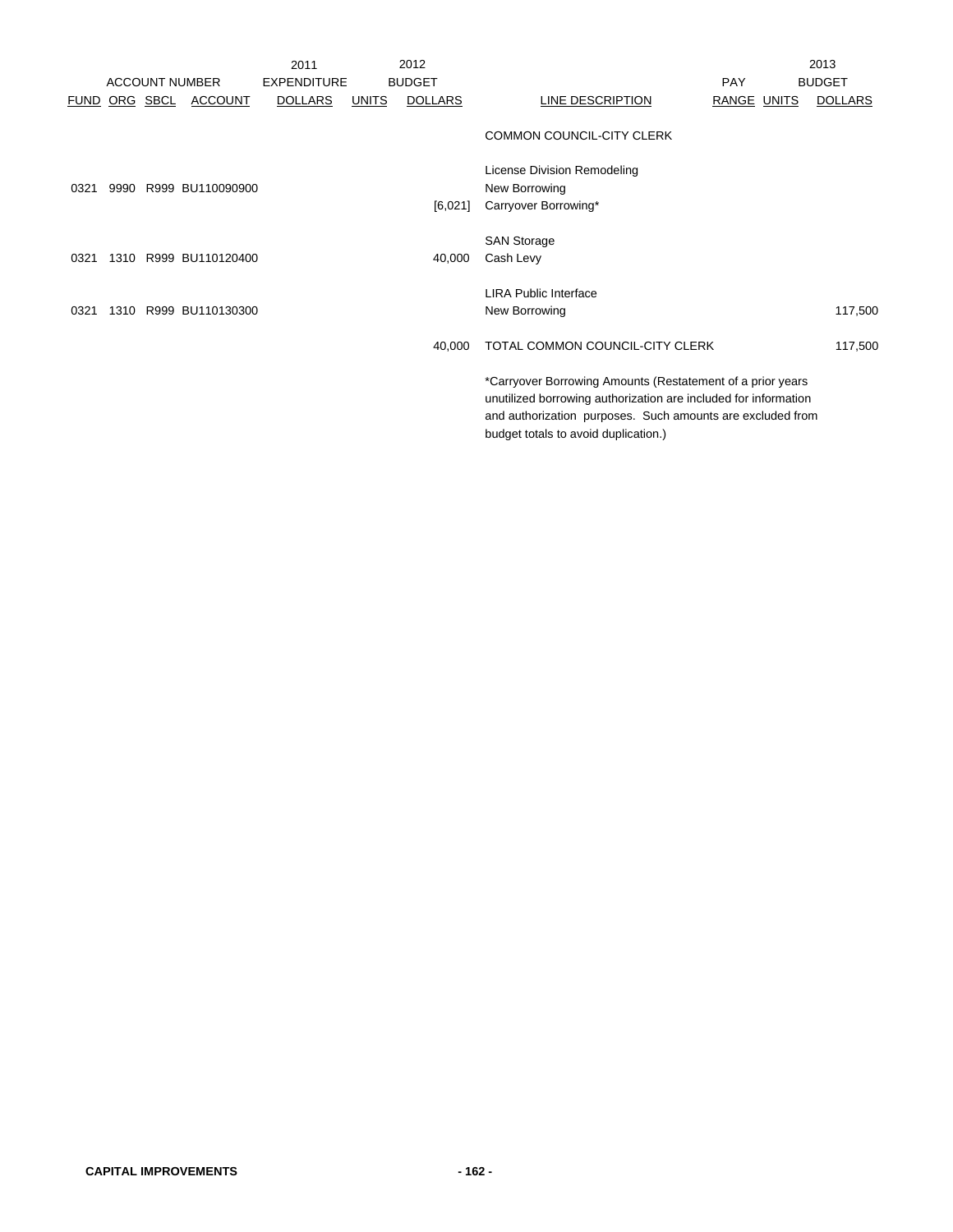| ACCOUNT NUMBER | | | | 2011 EXPENDITURE | 2012 BUDGET | | | PAY | 2013 BUDGET | |
|---|---|---|---|---|---|---|---|---|---|---|
| FUND | ORG | SBCL | ACCOUNT | DOLLARS | UNITS | DOLLARS | LINE DESCRIPTION | RANGE | UNITS | DOLLARS |
| | | | | | | | COMMON COUNCIL-CITY CLERK | | | |
| | | | | | | | License Division Remodeling | | | |
| 0321 | 9990 | R999 | BU110090900 | | | | New Borrowing | | | |
| | | | | | | [6,021] | Carryover Borrowing* | | | |
| | | | | | | | SAN Storage | | | |
| 0321 | 1310 | R999 | BU110120400 | | | 40,000 | Cash Levy | | | |
| | | | | | | | LIRA Public Interface | | | |
| 0321 | 1310 | R999 | BU110130300 | | | | New Borrowing | | | 117,500 |
| | | | | | | 40,000 | TOTAL COMMON COUNCIL-CITY CLERK | | | 117,500 |

*Carryover Borrowing Amounts (Restatement of a prior years unutilized borrowing authorization are included for information and authorization purposes. Such amounts are excluded from budget totals to avoid duplication.)

CAPITAL IMPROVEMENTS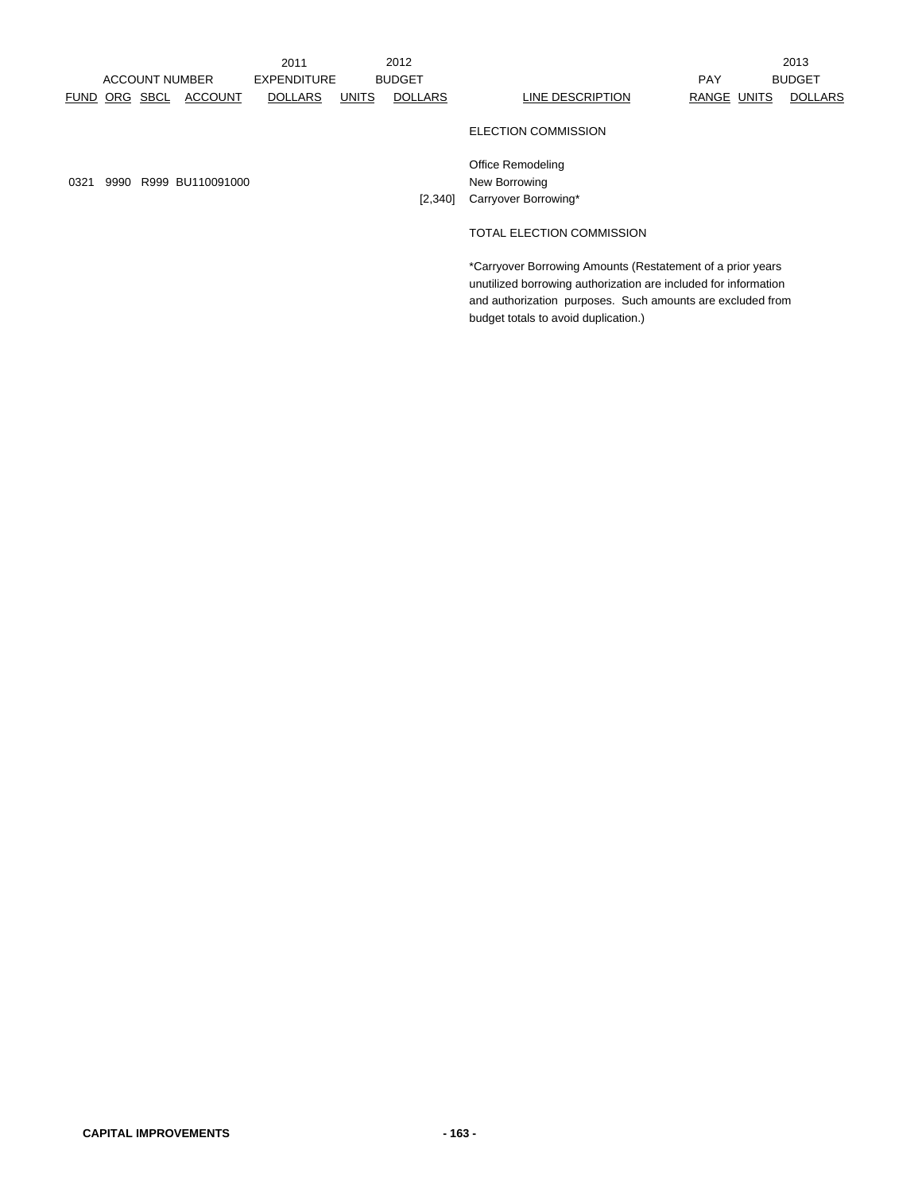| ACCOUNT NUMBER | | | | 2011 EXPENDITURE | 2012 BUDGET | | | PAY | 2013 BUDGET | |
|---|---|---|---|---|---|---|---|---|---|---|
| FUND | ORG | SBCL | ACCOUNT | DOLLARS | UNITS | DOLLARS | LINE DESCRIPTION | RANGE | UNITS | DOLLARS |
| | | | | | | | ELECTION COMMISSION | | | |
| | | | | | | | Office Remodeling | | | |
| 0321 | 9990 | R999 | BU110091000 | | | | New Borrowing | | | |
| | | | | | | [2,340] | Carryover Borrowing* | | | |
| | | | | | | | TOTAL ELECTION COMMISSION | | | |

*Carryover Borrowing Amounts (Restatement of a prior years unutilized borrowing authorization are included for information and authorization purposes. Such amounts are excluded from budget totals to avoid duplication.)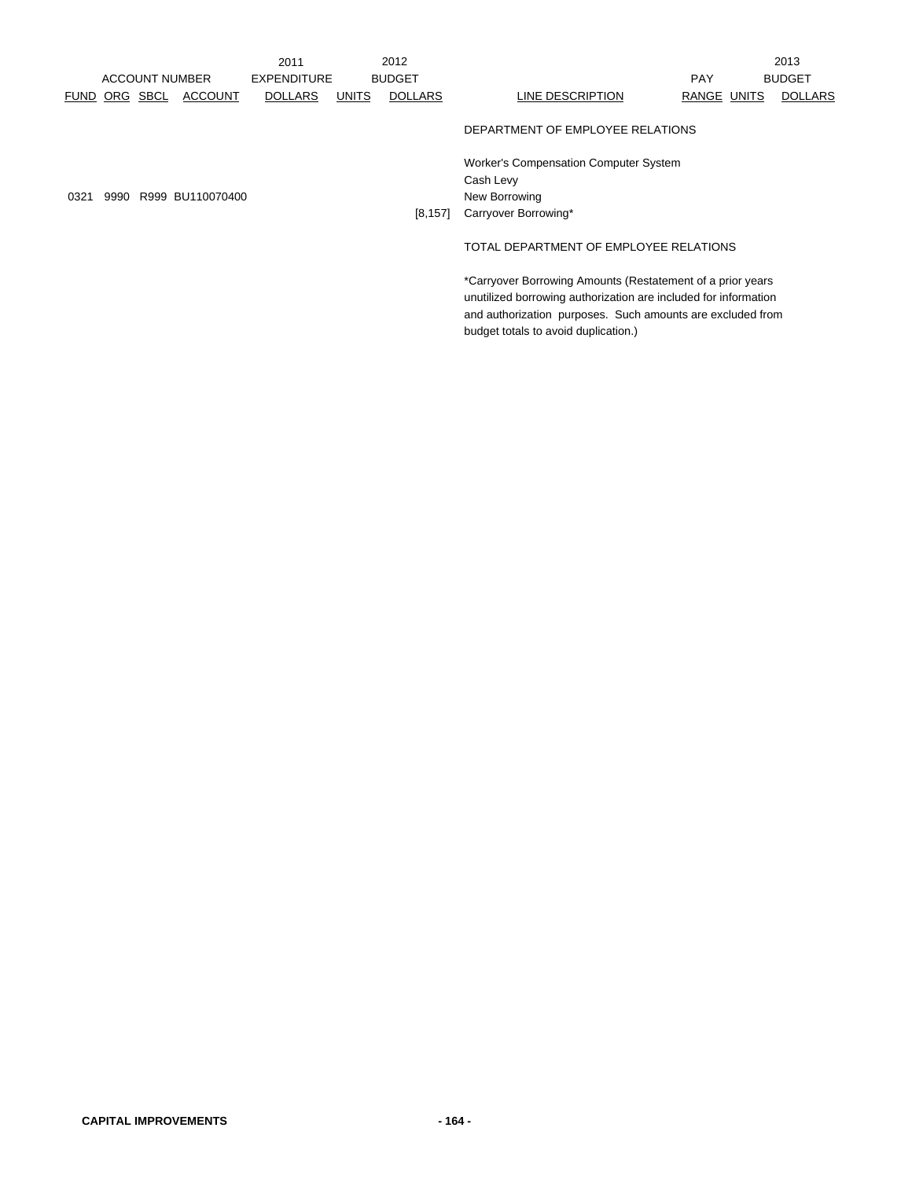| ACCOUNT NUMBER | | | | 2011 EXPENDITURE | 2012 BUDGET | | | PAY | | 2013 BUDGET |
|---|---|---|---|---|---|---|---|---|---|---|
| FUND | ORG | SBCL | ACCOUNT | DOLLARS | UNITS | DOLLARS | LINE DESCRIPTION | RANGE | UNITS | DOLLARS |
| | | | | | | | DEPARTMENT OF EMPLOYEE RELATIONS | | | |
| | | | | | | | Worker's Compensation Computer System | | | |
| | | | | | | | Cash Levy | | | |
| 0321 | 9990 | R999 | BU110070400 | | | | New Borrowing | | | |
| | | | | | | [8,157] | Carryover Borrowing* | | | |
| | | | | | | | TOTAL DEPARTMENT OF EMPLOYEE RELATIONS | | | |

*Carryover Borrowing Amounts (Restatement of a prior years unutilized borrowing authorization are included for information and authorization purposes. Such amounts are excluded from budget totals to avoid duplication.)

CAPITAL IMPROVEMENTS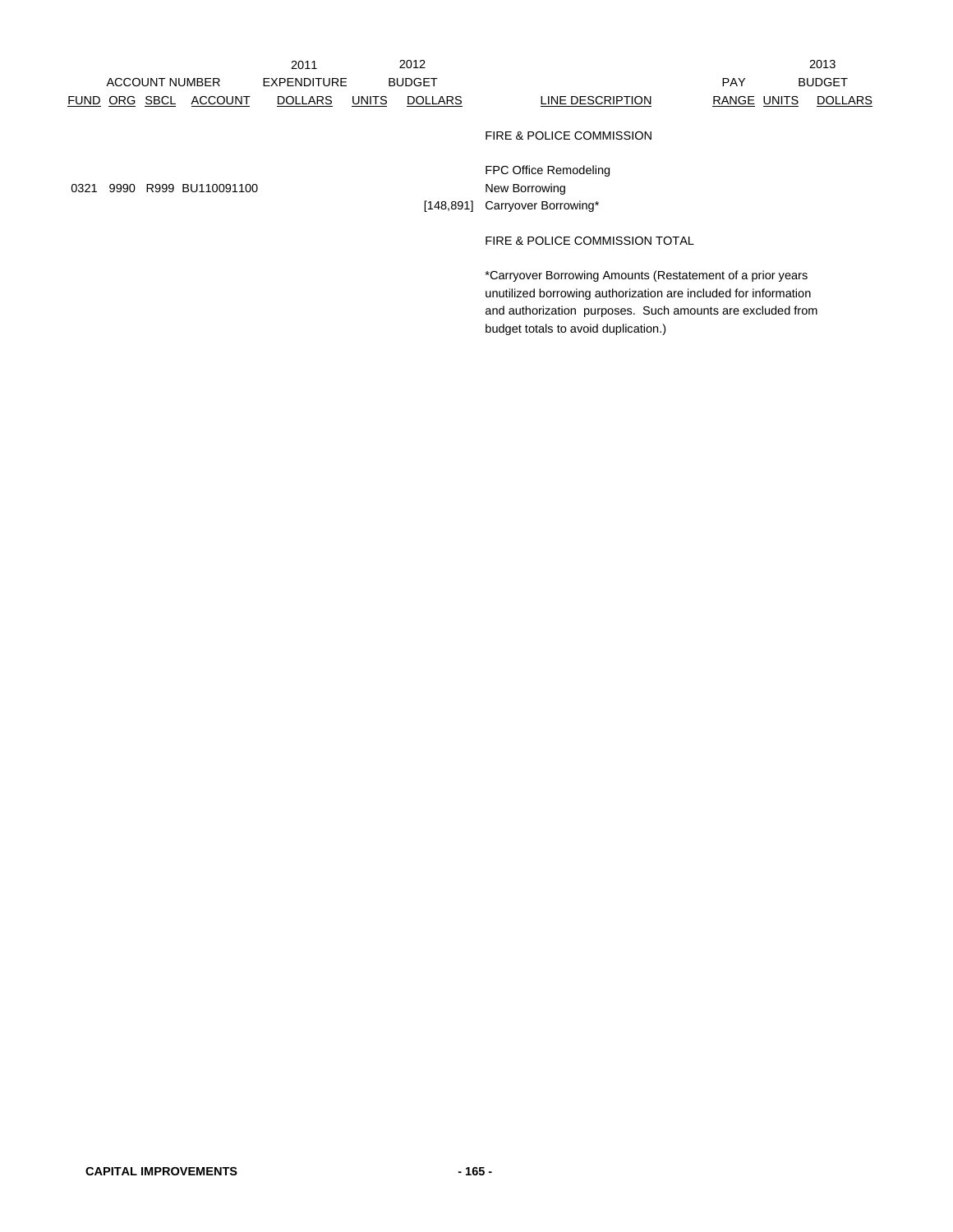| ACCOUNT NUMBER | | | | 2011 EXPENDITURE | 2012 BUDGET | | | PAY | | 2013 BUDGET |
|---|---|---|---|---|---|---|---|---|---|---|
| FUND | ORG | SBCL | ACCOUNT | DOLLARS | UNITS | DOLLARS | LINE DESCRIPTION | RANGE | UNITS | DOLLARS |
| | | | | | | | FIRE & POLICE COMMISSION | | | |
| | | | | | | | FPC Office Remodeling | | | |
| 0321 | 9990 | R999 | BU110091100 | | | | New Borrowing | | | |
| | | | | | | [148,891] | Carryover Borrowing* | | | |
| | | | | | | | FIRE & POLICE COMMISSION TOTAL | | | |

*Carryover Borrowing Amounts (Restatement of a prior years unutilized borrowing authorization are included for information and authorization purposes. Such amounts are excluded from budget totals to avoid duplication.)

**CAPITAL IMPROVEMENTS**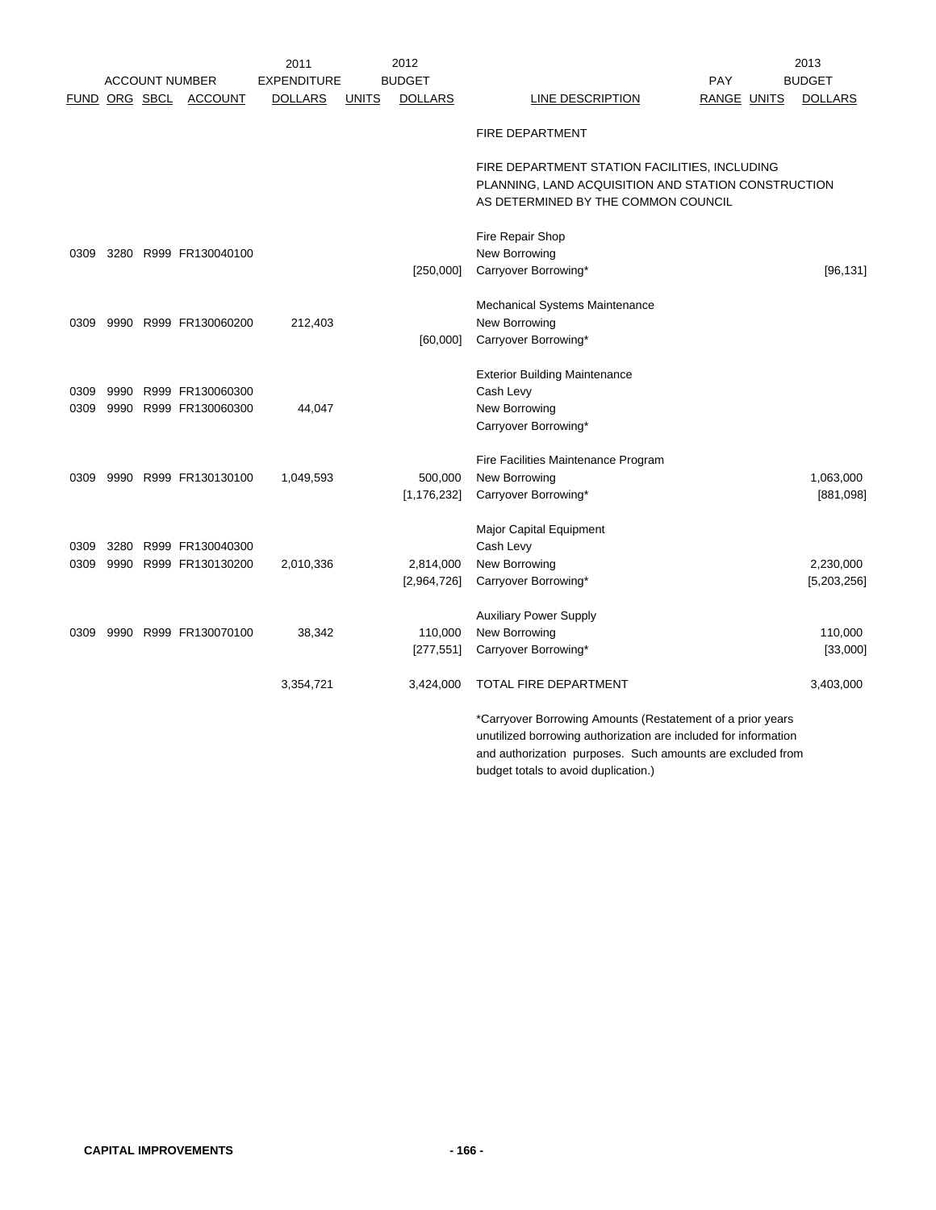| ACCOUNT NUMBER | | | | 2011 EXPENDITURE | 2012 BUDGET | | | PAY | 2013 BUDGET | |
|---|---|---|---|---|---|---|---|---|---|---|
| FUND | ORG | SBCL | ACCOUNT | DOLLARS | UNITS | DOLLARS | LINE DESCRIPTION | RANGE | UNITS | DOLLARS |
| | | | | | | | FIRE DEPARTMENT | | | |
| | | | | | | | FIRE DEPARTMENT STATION FACILITIES, INCLUDING PLANNING, LAND ACQUISITION AND STATION CONSTRUCTION AS DETERMINED BY THE COMMON COUNCIL | | | |
| | | | | | | | Fire Repair Shop | | | |
| 0309 | 3280 | R999 | FR130040100 | | | | New Borrowing | | | |
| | | | | | | [250,000] | Carryover Borrowing* | | | [96,131] |
| | | | | | | | Mechanical Systems Maintenance | | | |
| 0309 | 9990 | R999 | FR130060200 | 212,403 | | | New Borrowing | | | |
| | | | | | | [60,000] | Carryover Borrowing* | | | |
| | | | | | | | Exterior Building Maintenance | | | |
| 0309 | 9990 | R999 | FR130060300 | | | | Cash Levy | | | |
| 0309 | 9990 | R999 | FR130060300 | 44,047 | | | New Borrowing | | | |
| | | | | | | | Carryover Borrowing* | | | |
| | | | | | | | Fire Facilities Maintenance Program | | | |
| 0309 | 9990 | R999 | FR130130100 | 1,049,593 | | 500,000 | New Borrowing | | | 1,063,000 |
| | | | | | | [1,176,232] | Carryover Borrowing* | | | [881,098] |
| | | | | | | | Major Capital Equipment | | | |
| 0309 | 3280 | R999 | FR130040300 | | | | Cash Levy | | | |
| 0309 | 9990 | R999 | FR130130200 | 2,010,336 | | 2,814,000 | New Borrowing | | | 2,230,000 |
| | | | | | | [2,964,726] | Carryover Borrowing* | | | [5,203,256] |
| | | | | | | | Auxiliary Power Supply | | | |
| 0309 | 9990 | R999 | FR130070100 | 38,342 | | 110,000 | New Borrowing | | | 110,000 |
| | | | | | | [277,551] | Carryover Borrowing* | | | [33,000] |
| | | | | 3,354,721 | | 3,424,000 | TOTAL FIRE DEPARTMENT | | | 3,403,000 |

*Carryover Borrowing Amounts (Restatement of a prior years unutilized borrowing authorization are included for information and authorization purposes. Such amounts are excluded from budget totals to avoid duplication.)

**CAPITAL IMPROVEMENTS**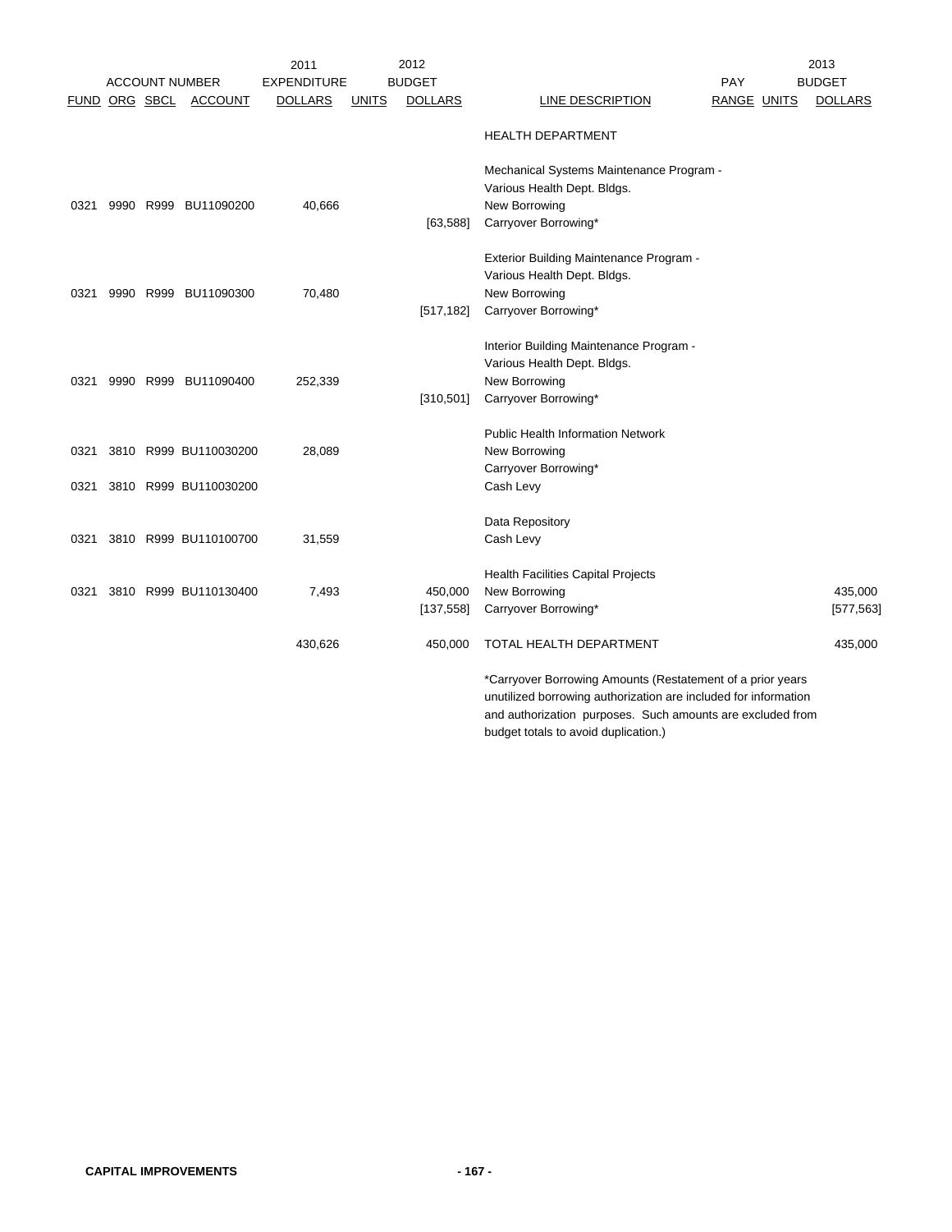| ACCOUNT NUMBER | | | | 2011 EXPENDITURE | 2012 BUDGET | | | PAY | | 2013 BUDGET |
|---|---|---|---|---|---|---|---|---|---|---|
| FUND | ORG | SBCL | ACCOUNT | DOLLARS | UNITS | DOLLARS | LINE DESCRIPTION | RANGE | UNITS | DOLLARS |
| | | | | | | | HEALTH DEPARTMENT | | | |
| | | | | | | | Mechanical Systems Maintenance Program - Various Health Dept. Bldgs. | | | |
| 0321 | 9990 | R999 | BU11090200 | 40,666 | | | New Borrowing | | | |
| | | | | | | [63,588] | Carryover Borrowing* | | | |
| | | | | | | | Exterior Building Maintenance Program - Various Health Dept. Bldgs. | | | |
| 0321 | 9990 | R999 | BU11090300 | 70,480 | | | New Borrowing | | | |
| | | | | | | [517,182] | Carryover Borrowing* | | | |
| | | | | | | | Interior Building Maintenance Program - Various Health Dept. Bldgs. | | | |
| 0321 | 9990 | R999 | BU11090400 | 252,339 | | | New Borrowing | | | |
| | | | | | | [310,501] | Carryover Borrowing* | | | |
| | | | | | | | Public Health Information Network | | | |
| 0321 | 3810 | R999 | BU110030200 | 28,089 | | | New Borrowing | | | |
| | | | | | | | Carryover Borrowing* | | | |
| 0321 | 3810 | R999 | BU110030200 | | | | Cash Levy | | | |
| | | | | | | | Data Repository | | | |
| 0321 | 3810 | R999 | BU110100700 | 31,559 | | | Cash Levy | | | |
| | | | | | | | Health Facilities Capital Projects | | | |
| 0321 | 3810 | R999 | BU110130400 | 7,493 | | 450,000 | New Borrowing | | | 435,000 |
| | | | | | | [137,558] | Carryover Borrowing* | | | [577,563] |
| | | | | 430,626 | | 450,000 | TOTAL HEALTH DEPARTMENT | | | 435,000 |

*Carryover Borrowing Amounts (Restatement of a prior years unutilized borrowing authorization are included for information and authorization purposes. Such amounts are excluded from budget totals to avoid duplication.)

**CAPITAL IMPROVEMENTS**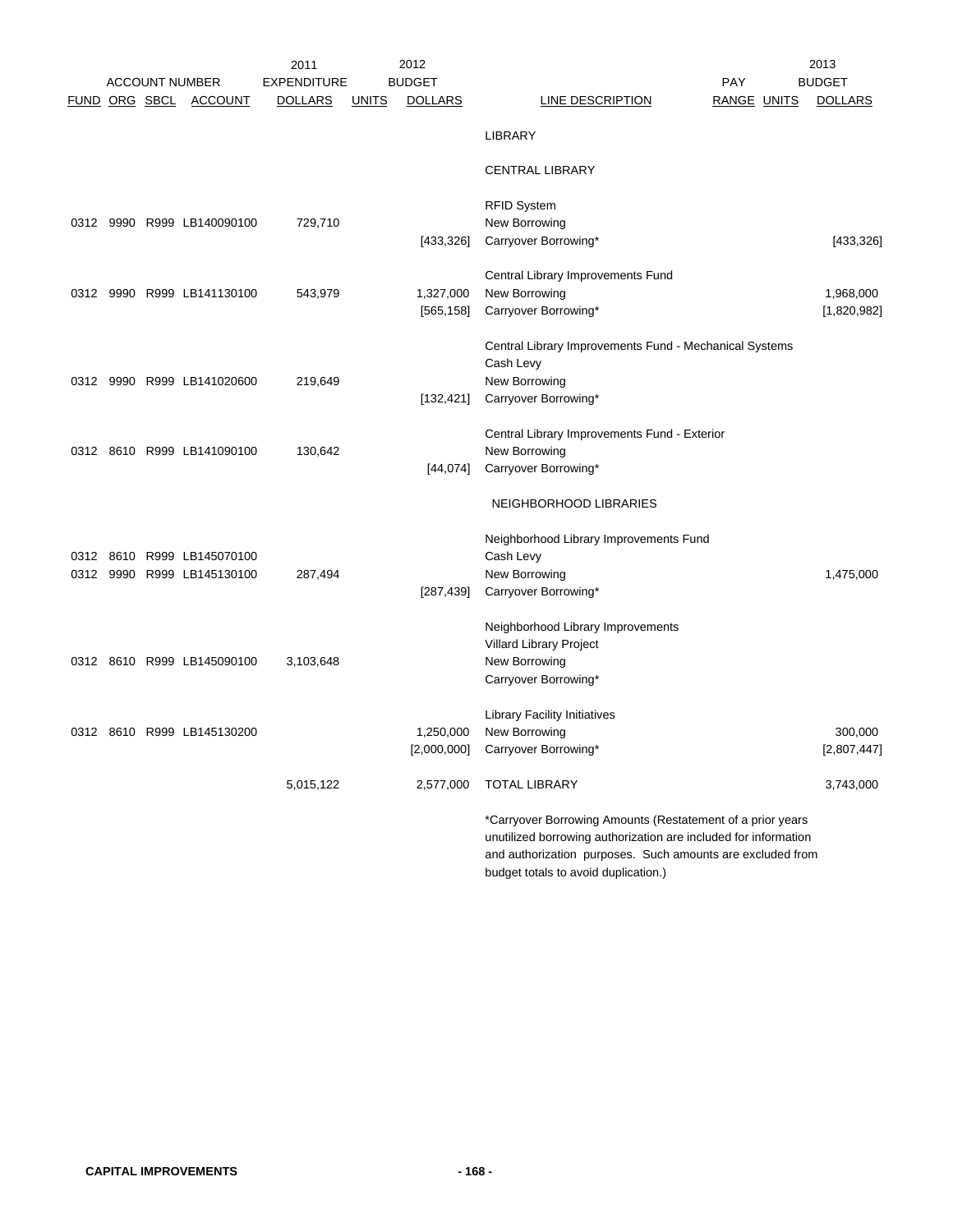| FUND | ORG | SBCL | ACCOUNT | 2011 EXPENDITURE DOLLARS | UNITS | 2012 BUDGET DOLLARS | LINE DESCRIPTION | PAY RANGE | UNITS | 2013 BUDGET DOLLARS |
|---|---|---|---|---|---|---|---|---|---|---|
| | | | | | | | LIBRARY | | | |
| | | | | | | | CENTRAL LIBRARY | | | |
| | | | | | | | RFID System | | | |
| 0312 | 9990 | R999 | LB140090100 | 729,710 | | | New Borrowing | | | |
| | | | | | | [433,326] | Carryover Borrowing* | | | [433,326] |
| | | | | | | | Central Library Improvements Fund | | | |
| 0312 | 9990 | R999 | LB141130100 | 543,979 | | 1,327,000 | New Borrowing | | | 1,968,000 |
| | | | | | | [565,158] | Carryover Borrowing* | | | [1,820,982] |
| | | | | | | | Central Library Improvements Fund - Mechanical Systems | | | |
| | | | | | | | Cash Levy | | | |
| 0312 | 9990 | R999 | LB141020600 | 219,649 | | | New Borrowing | | | |
| | | | | | | [132,421] | Carryover Borrowing* | | | |
| | | | | | | | Central Library Improvements Fund - Exterior | | | |
| 0312 | 8610 | R999 | LB141090100 | 130,642 | | | New Borrowing | | | |
| | | | | | | [44,074] | Carryover Borrowing* | | | |
| | | | | | | | NEIGHBORHOOD LIBRARIES | | | |
| | | | | | | | Neighborhood Library Improvements Fund | | | |
| 0312 | 8610 | R999 | LB145070100 | | | | Cash Levy | | | |
| 0312 | 9990 | R999 | LB145130100 | 287,494 | | | New Borrowing | | | 1,475,000 |
| | | | | | | [287,439] | Carryover Borrowing* | | | |
| | | | | | | | Neighborhood Library Improvements | | | |
| | | | | | | | Villard Library Project | | | |
| 0312 | 8610 | R999 | LB145090100 | 3,103,648 | | | New Borrowing | | | |
| | | | | | | | Carryover Borrowing* | | | |
| | | | | | | | Library Facility Initiatives | | | |
| 0312 | 8610 | R999 | LB145130200 | | | 1,250,000 | New Borrowing | | | 300,000 |
| | | | | | | [2,000,000] | Carryover Borrowing* | | | [2,807,447] |
| | | | | 5,015,122 | | 2,577,000 | TOTAL LIBRARY | | | 3,743,000 |

*Carryover Borrowing Amounts (Restatement of a prior years unutilized borrowing authorization are included for information and authorization purposes. Such amounts are excluded from budget totals to avoid duplication.)

CAPITAL IMPROVEMENTS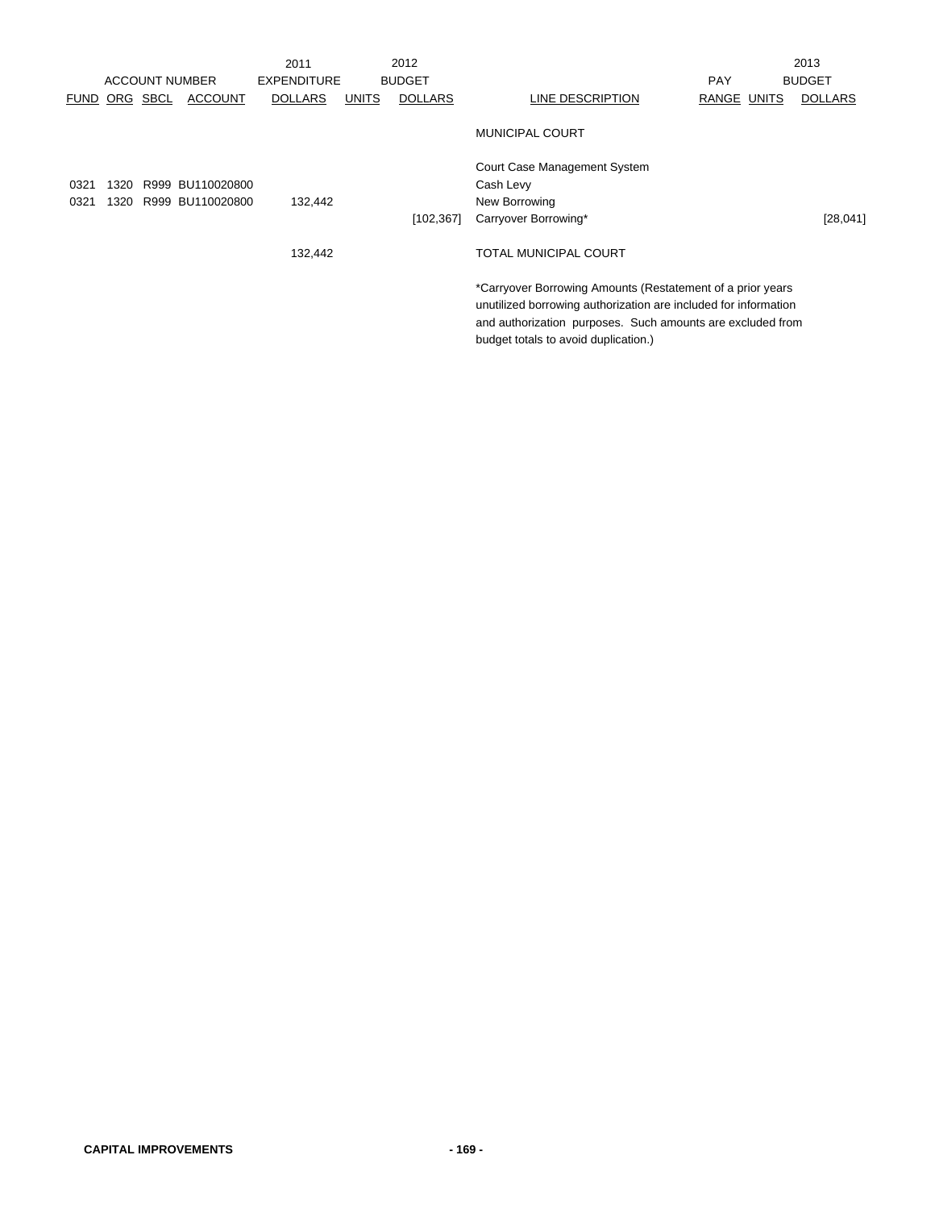| ACCOUNT NUMBER | | | | 2011 EXPENDITURE | 2012 BUDGET | | | | PAY | 2013 BUDGET | |
|---|---|---|---|---|---|---|---|---|---|---|---|
| FUND | ORG | SBCL | ACCOUNT | DOLLARS | UNITS | DOLLARS | LINE DESCRIPTION | RANGE | UNITS | DOLLARS |
| | | | | | | | MUNICIPAL COURT | | | |
| | | | | | | | Court Case Management System | | | |
| 0321 | 1320 | R999 | BU110020800 | | | | Cash Levy | | | |
| 0321 | 1320 | R999 | BU110020800 | 132,442 | | | New Borrowing | | | |
| | | | | | | [102,367] | Carryover Borrowing* | | | [28,041] |
| | | | | 132,442 | | | TOTAL MUNICIPAL COURT | | | |

*Carryover Borrowing Amounts (Restatement of a prior years unutilized borrowing authorization are included for information and authorization purposes. Such amounts are excluded from budget totals to avoid duplication.)

**CAPITAL IMPROVEMENTS**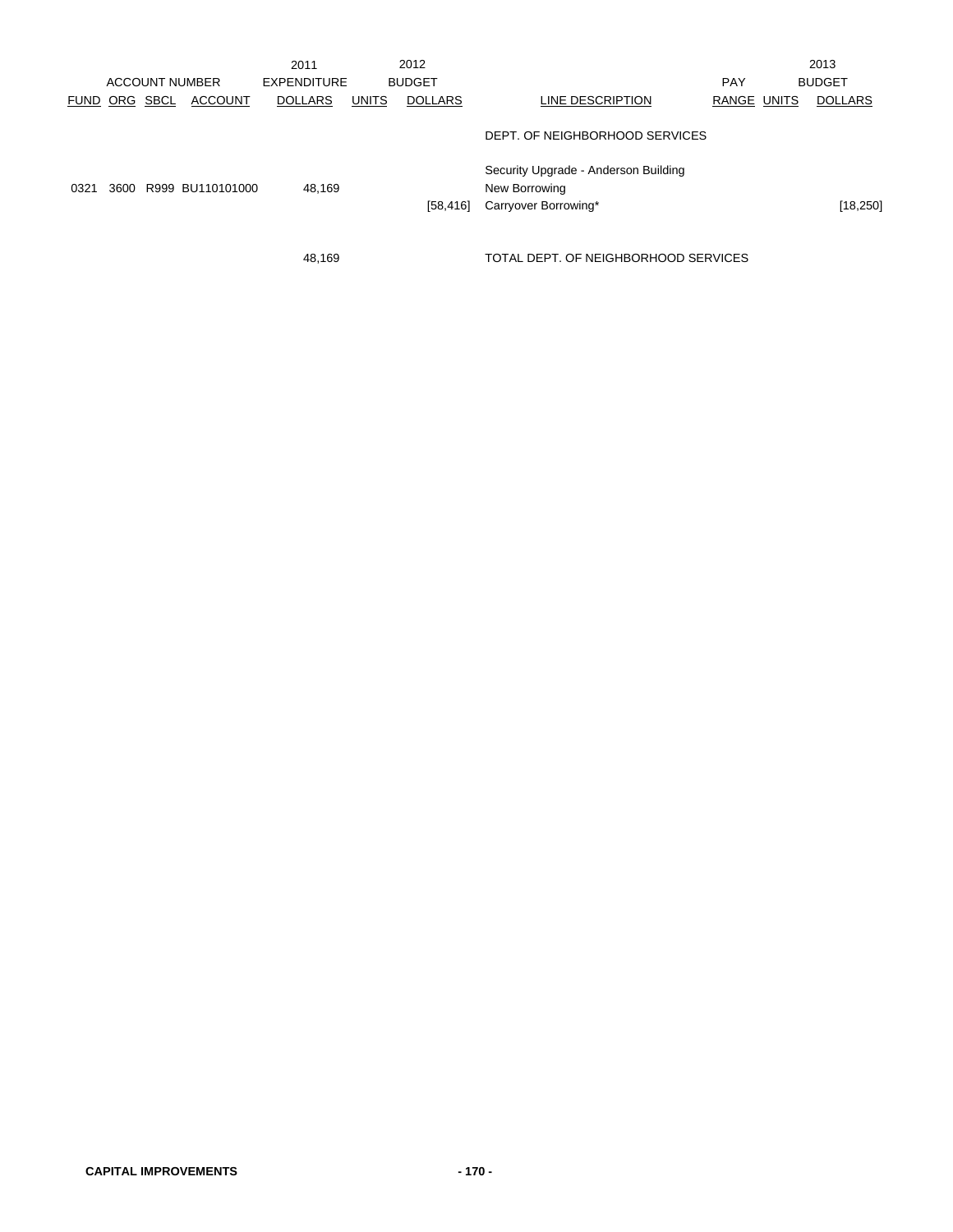| ACCOUNT NUMBER | | | | 2011 EXPENDITURE | 2012 BUDGET | | | PAY | | 2013 BUDGET |
|---|---|---|---|---|---|---|---|---|---|---|
| FUND | ORG | SBCL | ACCOUNT | DOLLARS | UNITS | DOLLARS | LINE DESCRIPTION | RANGE | UNITS | DOLLARS |
| | | | | | | | DEPT. OF NEIGHBORHOOD SERVICES | | | |
| | | | | | | | Security Upgrade - Anderson Building | | | |
| 0321 | 3600 | R999 | BU110101000 | 48,169 | | | New Borrowing | | | |
| | | | | | | [58,416] | Carryover Borrowing* | | | [18,250] |
| | | | | 48,169 | | | TOTAL DEPT. OF NEIGHBORHOOD SERVICES | | | |

**CAPITAL IMPROVEMENTS**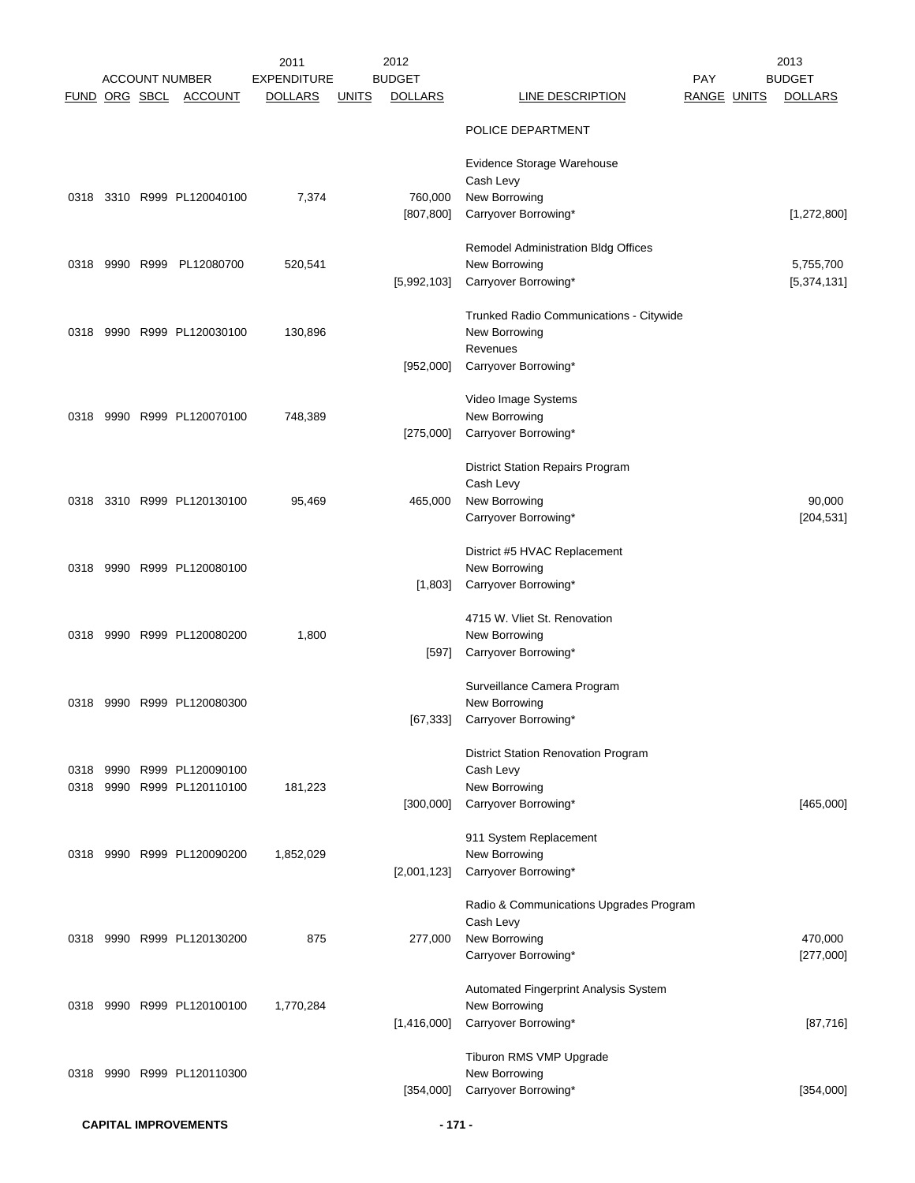| ACCOUNT NUMBER | | | | 2011 EXPENDITURE | | 2012 BUDGET | | PAY | | 2013 BUDGET |
|---|---|---|---|---|---|---|---|---|---|---|
| FUND | ORG | SBCL | ACCOUNT | DOLLARS | UNITS | DOLLARS | LINE DESCRIPTION | RANGE | UNITS | DOLLARS |
| | | | | | | | POLICE DEPARTMENT | | | |
| | | | | | | | Evidence Storage Warehouse | | | |
| | | | | | | | Cash Levy | | | |
| 0318 | 3310 | R999 | PL120040100 | 7,374 | | 760,000 | New Borrowing | | | |
| | | | | | | [807,800] | Carryover Borrowing* | | | [1,272,800] |
| | | | | | | | Remodel Administration Bldg Offices | | | |
| 0318 | 9990 | R999 | PL12080700 | 520,541 | | | New Borrowing | | | 5,755,700 |
| | | | | | | [5,992,103] | Carryover Borrowing* | | | [5,374,131] |
| | | | | | | | Trunked Radio Communications - Citywide | | | |
| 0318 | 9990 | R999 | PL120030100 | 130,896 | | | New Borrowing | | | |
| | | | | | | | Revenues | | | |
| | | | | | | [952,000] | Carryover Borrowing* | | | |
| | | | | | | | Video Image Systems | | | |
| 0318 | 9990 | R999 | PL120070100 | 748,389 | | | New Borrowing | | | |
| | | | | | | [275,000] | Carryover Borrowing* | | | |
| | | | | | | | District Station Repairs Program | | | |
| | | | | | | | Cash Levy | | | |
| 0318 | 3310 | R999 | PL120130100 | 95,469 | | 465,000 | New Borrowing | | | 90,000 |
| | | | | | | | Carryover Borrowing* | | | [204,531] |
| | | | | | | | District #5 HVAC Replacement | | | |
| 0318 | 9990 | R999 | PL120080100 | | | | New Borrowing | | | |
| | | | | | | [1,803] | Carryover Borrowing* | | | |
| | | | | | | | 4715 W. Vliet St. Renovation | | | |
| 0318 | 9990 | R999 | PL120080200 | 1,800 | | | New Borrowing | | | |
| | | | | | | [597] | Carryover Borrowing* | | | |
| | | | | | | | Surveillance Camera Program | | | |
| 0318 | 9990 | R999 | PL120080300 | | | | New Borrowing | | | |
| | | | | | | [67,333] | Carryover Borrowing* | | | |
| | | | | | | | District Station Renovation Program | | | |
| 0318 | 9990 | R999 | PL120090100 | | | | Cash Levy | | | |
| 0318 | 9990 | R999 | PL120110100 | 181,223 | | | New Borrowing | | | |
| | | | | | | [300,000] | Carryover Borrowing* | | | [465,000] |
| | | | | | | | 911 System Replacement | | | |
| 0318 | 9990 | R999 | PL120090200 | 1,852,029 | | | New Borrowing | | | |
| | | | | | | [2,001,123] | Carryover Borrowing* | | | |
| | | | | | | | Radio & Communications Upgrades Program | | | |
| | | | | | | | Cash Levy | | | |
| 0318 | 9990 | R999 | PL120130200 | 875 | | 277,000 | New Borrowing | | | 470,000 |
| | | | | | | | Carryover Borrowing* | | | [277,000] |
| | | | | | | | Automated Fingerprint Analysis System | | | |
| 0318 | 9990 | R999 | PL120100100 | 1,770,284 | | | New Borrowing | | | |
| | | | | | | [1,416,000] | Carryover Borrowing* | | | [87,716] |
| | | | | | | | Tiburon RMS VMP Upgrade | | | |
| 0318 | 9990 | R999 | PL120110300 | | | | New Borrowing | | | |
| | | | | | | [354,000] | Carryover Borrowing* | | | [354,000] |

**CAPITAL IMPROVEMENTS**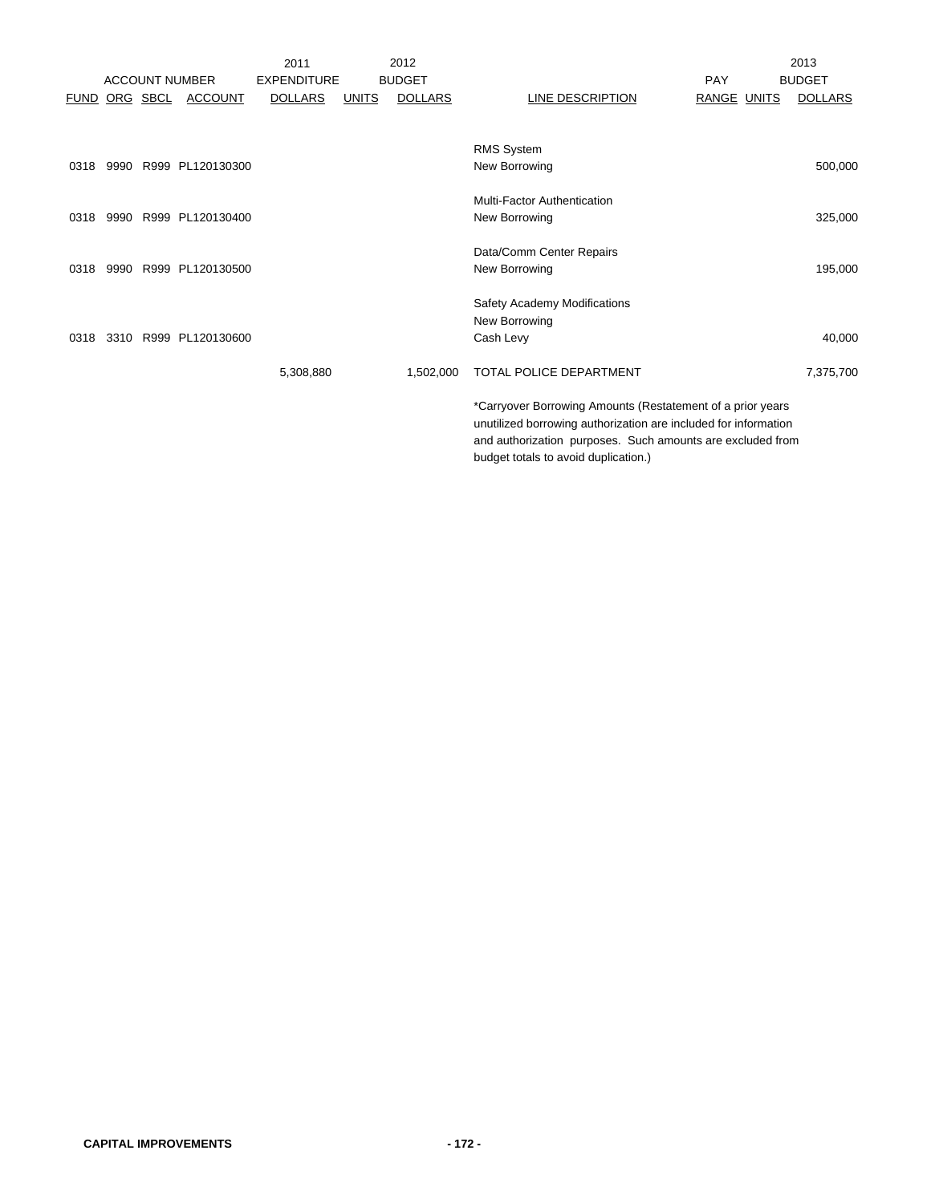| FUND | ORG | SBCL | ACCOUNT | 2011 EXPENDITURE DOLLARS | 2012 BUDGET UNITS | 2012 BUDGET DOLLARS | LINE DESCRIPTION | PAY RANGE | 2013 BUDGET UNITS | 2013 BUDGET DOLLARS |
|---|---|---|---|---|---|---|---|---|---|---|
| | | | | | | | RMS System | | | |
| 0318 | 9990 | R999 | PL120130300 | | | | New Borrowing | | | 500,000 |
| | | | | | | | Multi-Factor Authentication | | | |
| 0318 | 9990 | R999 | PL120130400 | | | | New Borrowing | | | 325,000 |
| | | | | | | | Data/Comm Center Repairs | | | |
| 0318 | 9990 | R999 | PL120130500 | | | | New Borrowing | | | 195,000 |
| | | | | | | | Safety Academy Modifications | | | |
| | | | | | | | New Borrowing | | | |
| 0318 | 3310 | R999 | PL120130600 | | | | Cash Levy | | | 40,000 |
| | | | | 5,308,880 | | 1,502,000 | TOTAL POLICE DEPARTMENT | | | 7,375,700 |

*Carryover Borrowing Amounts (Restatement of a prior years unutilized borrowing authorization are included for information and authorization purposes. Such amounts are excluded from budget totals to avoid duplication.)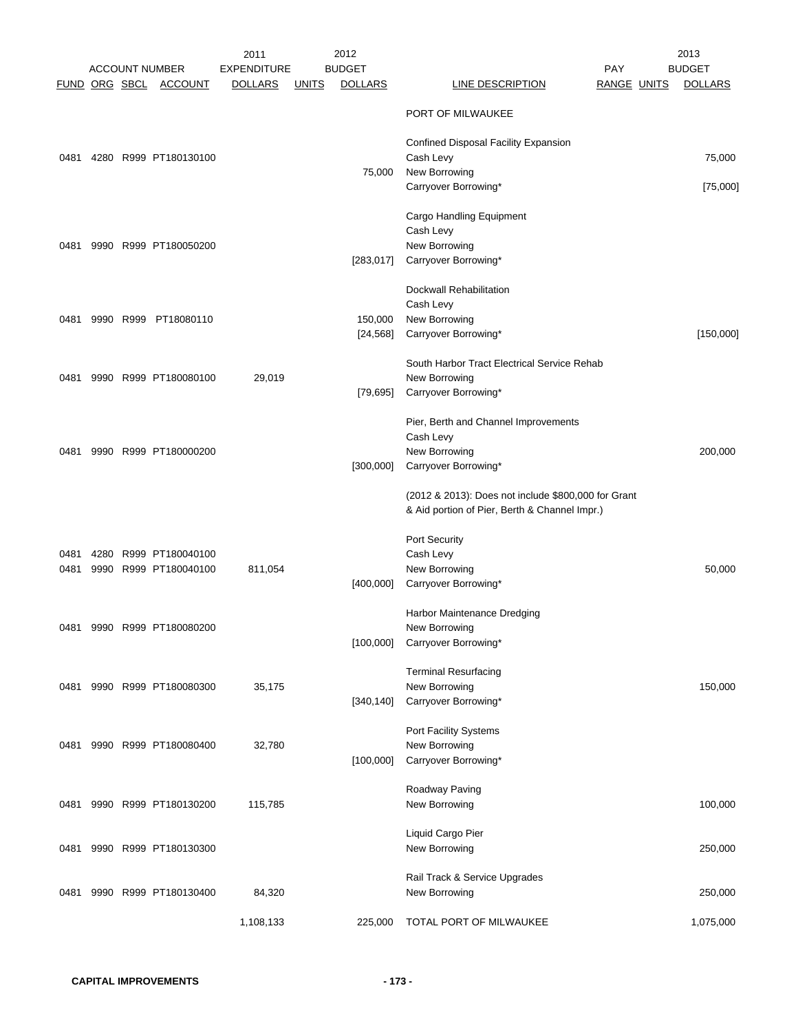| FUND | ORG | SBCL | ACCOUNT | 2011 EXPENDITURE DOLLARS | UNITS | 2012 BUDGET DOLLARS | LINE DESCRIPTION | PAY RANGE | UNITS | 2013 BUDGET DOLLARS |
|---|---|---|---|---|---|---|---|---|---|---|
| | | | | | | | PORT OF MILWAUKEE | | | |
| | | | | | | | Confined Disposal Facility Expansion | | | |
| 0481 | 4280 | R999 | PT180130100 | | | | Cash Levy | | | 75,000 |
| | | | | | | 75,000 | New Borrowing | | | |
| | | | | | | | Carryover Borrowing* | | | [75,000] |
| | | | | | | | Cargo Handling Equipment | | | |
| | | | | | | | Cash Levy | | | |
| 0481 | 9990 | R999 | PT180050200 | | | | New Borrowing | | | |
| | | | | | | [283,017] | Carryover Borrowing* | | | |
| | | | | | | | Dockwall Rehabilitation | | | |
| | | | | | | | Cash Levy | | | |
| 0481 | 9990 | R999 | PT18080110 | | | 150,000 | New Borrowing | | | |
| | | | | | | [24,568] | Carryover Borrowing* | | | [150,000] |
| | | | | | | | South Harbor Tract Electrical Service Rehab | | | |
| 0481 | 9990 | R999 | PT180080100 | 29,019 | | | New Borrowing | | | |
| | | | | | | [79,695] | Carryover Borrowing* | | | |
| | | | | | | | Pier, Berth and Channel Improvements | | | |
| | | | | | | | Cash Levy | | | |
| 0481 | 9990 | R999 | PT180000200 | | | | New Borrowing | | | 200,000 |
| | | | | | | [300,000] | Carryover Borrowing* | | | |
| | | | | | | | (2012 & 2013): Does not include $800,000 for Grant & Aid portion of Pier, Berth & Channel Impr.) | | | |
| | | | | | | | Port Security | | | |
| 0481 | 4280 | R999 | PT180040100 | | | | Cash Levy | | | |
| 0481 | 9990 | R999 | PT180040100 | 811,054 | | | New Borrowing | | | 50,000 |
| | | | | | | [400,000] | Carryover Borrowing* | | | |
| | | | | | | | Harbor Maintenance Dredging | | | |
| 0481 | 9990 | R999 | PT180080200 | | | | New Borrowing | | | |
| | | | | | | [100,000] | Carryover Borrowing* | | | |
| | | | | | | | Terminal Resurfacing | | | |
| 0481 | 9990 | R999 | PT180080300 | 35,175 | | | New Borrowing | | | 150,000 |
| | | | | | | [340,140] | Carryover Borrowing* | | | |
| | | | | | | | Port Facility Systems | | | |
| 0481 | 9990 | R999 | PT180080400 | 32,780 | | | New Borrowing | | | |
| | | | | | | [100,000] | Carryover Borrowing* | | | |
| | | | | | | | Roadway Paving | | | |
| 0481 | 9990 | R999 | PT180130200 | 115,785 | | | New Borrowing | | | 100,000 |
| | | | | | | | Liquid Cargo Pier | | | |
| 0481 | 9990 | R999 | PT180130300 | | | | New Borrowing | | | 250,000 |
| | | | | | | | Rail Track & Service Upgrades | | | |
| 0481 | 9990 | R999 | PT180130400 | 84,320 | | | New Borrowing | | | 250,000 |
| | | | | 1,108,133 | | 225,000 | TOTAL PORT OF MILWAUKEE | | | 1,075,000 |

**CAPITAL IMPROVEMENTS**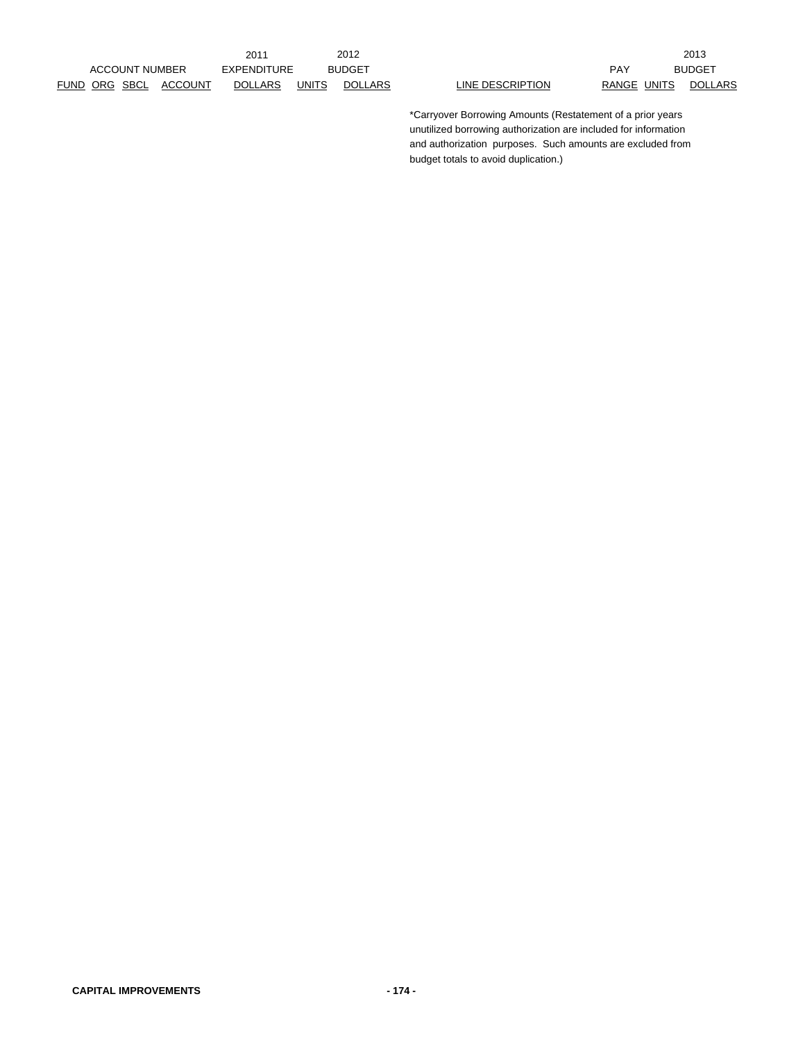| ACCOUNT NUMBER | | | | 2011 EXPENDITURE | 2012 BUDGET | | | PAY | | 2013 BUDGET |
|---|---|---|---|---|---|---|---|---|---|---|
| FUND | ORG | SBCL | ACCOUNT | DOLLARS | UNITS | DOLLARS | LINE DESCRIPTION | RANGE | UNITS | DOLLARS |
| | | | | | | | *Carryover Borrowing Amounts (Restatement of a prior years unutilized borrowing authorization are included for information and authorization purposes. Such amounts are excluded from budget totals to avoid duplication.) | | | |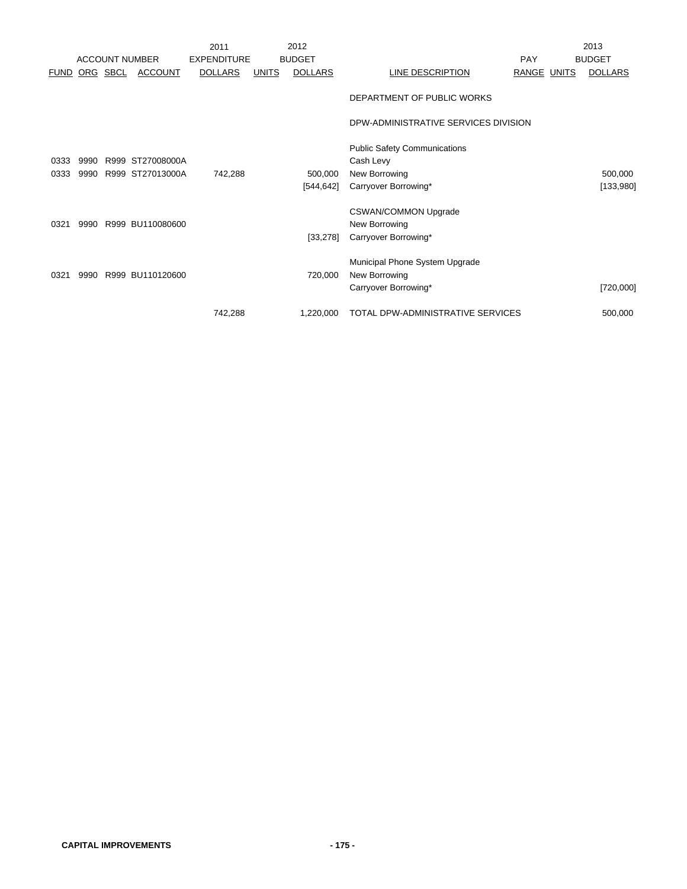| ACCOUNT NUMBER | | | | 2011 EXPENDITURE | 2012 BUDGET | | | PAY | | 2013 BUDGET |
|---|---|---|---|---|---|---|---|---|---|---|
| FUND | ORG | SBCL | ACCOUNT | DOLLARS | UNITS | DOLLARS | LINE DESCRIPTION | RANGE | UNITS | DOLLARS |
| | | | | | | | DEPARTMENT OF PUBLIC WORKS | | | |
| | | | | | | | DPW-ADMINISTRATIVE SERVICES DIVISION | | | |
| | | | | | | | Public Safety Communications | | | |
| 0333 | 9990 | R999 | ST27008000A | | | | Cash Levy | | | |
| 0333 | 9990 | R999 | ST27013000A | 742,288 | | 500,000 | New Borrowing | | | 500,000 |
| | | | | | | [544,642] | Carryover Borrowing* | | | [133,980] |
| | | | | | | | CSWAN/COMMON Upgrade | | | |
| 0321 | 9990 | R999 | BU110080600 | | | | New Borrowing | | | |
| | | | | | | [33,278] | Carryover Borrowing* | | | |
| | | | | | | | Municipal Phone System Upgrade | | | |
| 0321 | 9990 | R999 | BU110120600 | | | 720,000 | New Borrowing | | | |
| | | | | | | | Carryover Borrowing* | | | [720,000] |
| | | | | 742,288 | | 1,220,000 | TOTAL DPW-ADMINISTRATIVE SERVICES | | | 500,000 |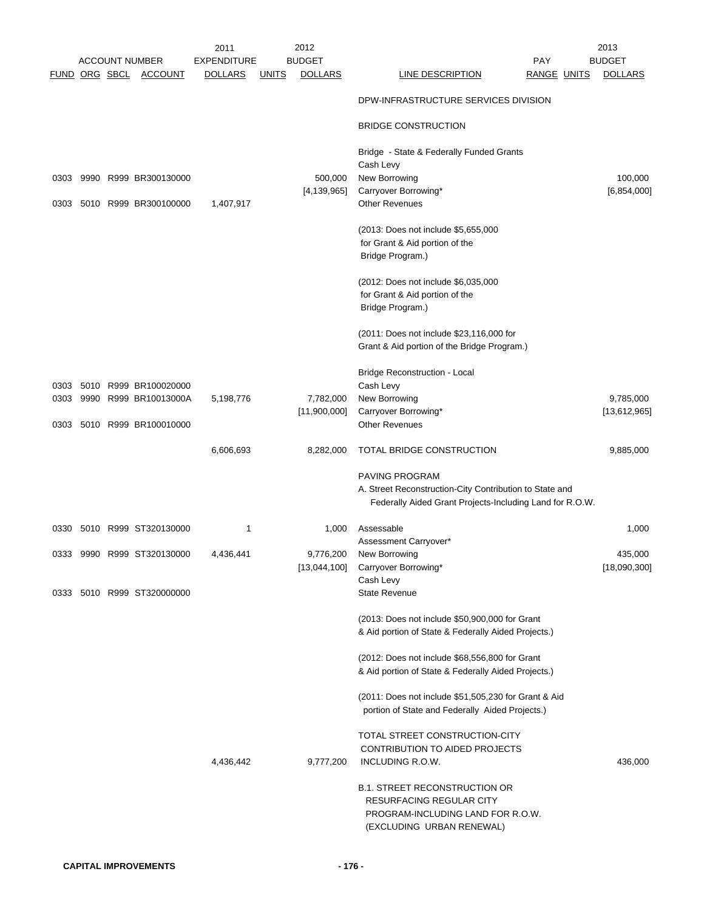| FUND | ORG | SBCL | ACCOUNT | 2011 EXPENDITURE DOLLARS | UNITS | 2012 BUDGET DOLLARS | LINE DESCRIPTION | PAY RANGE | UNITS | 2013 BUDGET DOLLARS |
|---|---|---|---|---|---|---|---|---|---|---|
| | | | | | | | DPW-INFRASTRUCTURE SERVICES DIVISION | | | |
| | | | | | | | BRIDGE CONSTRUCTION | | | |
| | | | | | | | Bridge - State & Federally Funded Grants | | | |
| | | | | | | | Cash Levy | | | |
| 0303 | 9990 | R999 | BR300130000 | | | 500,000 | New Borrowing | | | 100,000 |
| | | | | | | [4,139,965] | Carryover Borrowing* | | | [6,854,000] |
| 0303 | 5010 | R999 | BR300100000 | 1,407,917 | | | Other Revenues | | | |
| | | | | | | | (2013: Does not include $5,655,000 for Grant & Aid portion of the Bridge Program.) | | | |
| | | | | | | | (2012: Does not include $6,035,000 for Grant & Aid portion of the Bridge Program.) | | | |
| | | | | | | | (2011: Does not include $23,116,000 for Grant & Aid portion of the Bridge Program.) | | | |
| | | | | | | | Bridge Reconstruction - Local | | | |
| 0303 | 5010 | R999 | BR100020000 | | | | Cash Levy | | | |
| 0303 | 9990 | R999 | BR10013000A | 5,198,776 | | 7,782,000 | New Borrowing | | | 9,785,000 |
| | | | | | | [11,900,000] | Carryover Borrowing* | | | [13,612,965] |
| 0303 | 5010 | R999 | BR100010000 | | | | Other Revenues | | | |
| | | | | 6,606,693 | | 8,282,000 | TOTAL BRIDGE CONSTRUCTION | | | 9,885,000 |
| | | | | | | | PAVING PROGRAM | | | |
| | | | | | | | A. Street Reconstruction-City Contribution to State and Federally Aided Grant Projects-Including Land for R.O.W. | | | |
| 0330 | 5010 | R999 | ST320130000 | 1 | | 1,000 | Assessable | | | 1,000 |
| | | | | | | | Assessment Carryover* | | | |
| 0333 | 9990 | R999 | ST320130000 | 4,436,441 | | 9,776,200 | New Borrowing | | | 435,000 |
| | | | | | | [13,044,100] | Carryover Borrowing* | | | [18,090,300] |
| | | | | | | | Cash Levy | | | |
| 0333 | 5010 | R999 | ST320000000 | | | | State Revenue | | | |
| | | | | | | | (2013: Does not include $50,900,000 for Grant & Aid portion of State & Federally Aided Projects.) | | | |
| | | | | | | | (2012: Does not include $68,556,800 for Grant & Aid portion of State & Federally Aided Projects.) | | | |
| | | | | | | | (2011: Does not include $51,505,230 for Grant & Aid portion of State and Federally Aided Projects.) | | | |
| | | | | 4,436,442 | | 9,777,200 | TOTAL STREET CONSTRUCTION-CITY CONTRIBUTION TO AIDED PROJECTS INCLUDING R.O.W. | | | 436,000 |
| | | | | | | | B.1. STREET RECONSTRUCTION OR RESURFACING REGULAR CITY PROGRAM-INCLUDING LAND FOR R.O.W. (EXCLUDING URBAN RENEWAL) | | | |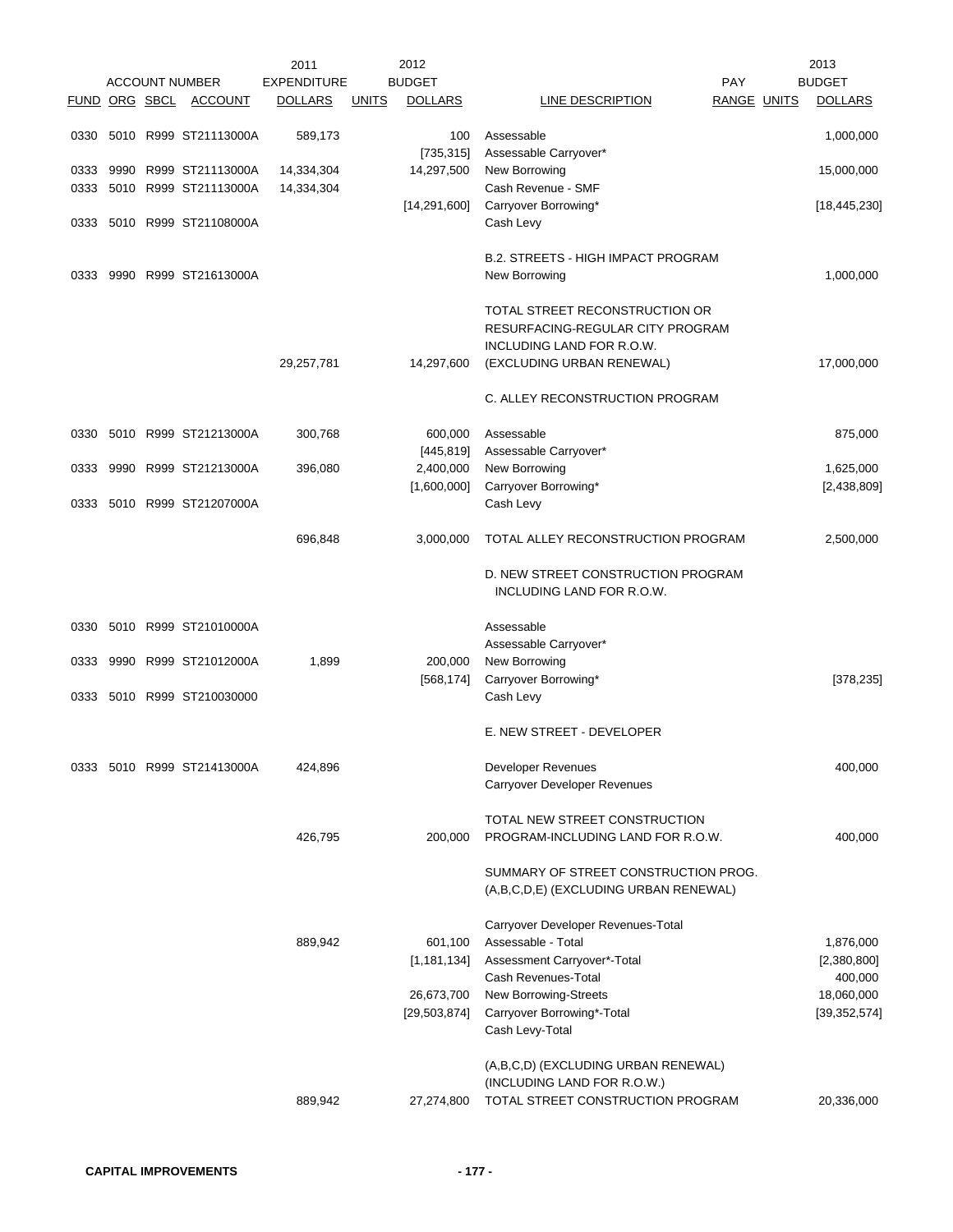| FUND | ORG | SBCL | ACCOUNT | 2011 EXPENDITURE DOLLARS | UNITS | 2012 BUDGET DOLLARS | LINE DESCRIPTION | PAY RANGE | UNITS | 2013 BUDGET DOLLARS |
|---|---|---|---|---|---|---|---|---|---|---|
| 0330 | 5010 | R999 | ST21113000A | 589,173 | | 100 | Assessable | | | 1,000,000 |
| | | | | | | [735,315] | Assessable Carryover* | | | |
| 0333 | 9990 | R999 | ST21113000A | 14,334,304 | | 14,297,500 | New Borrowing | | | 15,000,000 |
| 0333 | 5010 | R999 | ST21113000A | 14,334,304 | | | Cash Revenue - SMF | | | |
| | | | | | | [14,291,600] | Carryover Borrowing* | | | [18,445,230] |
| 0333 | 5010 | R999 | ST21108000A | | | | Cash Levy | | | |
| | | | | | | | B.2. STREETS - HIGH IMPACT PROGRAM | | | |
| 0333 | 9990 | R999 | ST21613000A | | | | New Borrowing | | | 1,000,000 |
| | | | | 29,257,781 | | 14,297,600 | TOTAL STREET RECONSTRUCTION OR RESURFACING-REGULAR CITY PROGRAM INCLUDING LAND FOR R.O.W. (EXCLUDING URBAN RENEWAL) | | | 17,000,000 |
| | | | | | | | C. ALLEY RECONSTRUCTION PROGRAM | | | |
| 0330 | 5010 | R999 | ST21213000A | 300,768 | | 600,000 | Assessable | | | 875,000 |
| | | | | | | [445,819] | Assessable Carryover* | | | |
| 0333 | 9990 | R999 | ST21213000A | 396,080 | | 2,400,000 | New Borrowing | | | 1,625,000 |
| | | | | | | [1,600,000] | Carryover Borrowing* | | | [2,438,809] |
| 0333 | 5010 | R999 | ST21207000A | | | | Cash Levy | | | |
| | | | | 696,848 | | 3,000,000 | TOTAL ALLEY RECONSTRUCTION PROGRAM | | | 2,500,000 |
| | | | | | | | D. NEW STREET CONSTRUCTION PROGRAM INCLUDING LAND FOR R.O.W. | | | |
| 0330 | 5010 | R999 | ST21010000A | | | | Assessable | | | |
| | | | | | | | Assessable Carryover* | | | |
| 0333 | 9990 | R999 | ST21012000A | 1,899 | | 200,000 | New Borrowing | | | |
| | | | | | | [568,174] | Carryover Borrowing* | | | [378,235] |
| 0333 | 5010 | R999 | ST210030000 | | | | Cash Levy | | | |
| | | | | | | | E. NEW STREET - DEVELOPER | | | |
| 0333 | 5010 | R999 | ST21413000A | 424,896 | | | Developer Revenues | | | 400,000 |
| | | | | | | | Carryover Developer Revenues | | | |
| | | | | 426,795 | | 200,000 | TOTAL NEW STREET CONSTRUCTION PROGRAM-INCLUDING LAND FOR R.O.W. | | | 400,000 |
| | | | | | | | SUMMARY OF STREET CONSTRUCTION PROG. (A,B,C,D,E) (EXCLUDING URBAN RENEWAL) | | | |
| | | | | | | | Carryover Developer Revenues-Total | | | |
| | | | | 889,942 | | 601,100 | Assessable - Total | | | 1,876,000 |
| | | | | | | [1,181,134] | Assessment Carryover*-Total | | | [2,380,800] |
| | | | | | | | Cash Revenues-Total | | | 400,000 |
| | | | | | | 26,673,700 | New Borrowing-Streets | | | 18,060,000 |
| | | | | | | [29,503,874] | Carryover Borrowing*-Total | | | [39,352,574] |
| | | | | | | | Cash Levy-Total | | | |
| | | | | 889,942 | | 27,274,800 | (A,B,C,D) (EXCLUDING URBAN RENEWAL) (INCLUDING LAND FOR R.O.W.) TOTAL STREET CONSTRUCTION PROGRAM | | | 20,336,000 |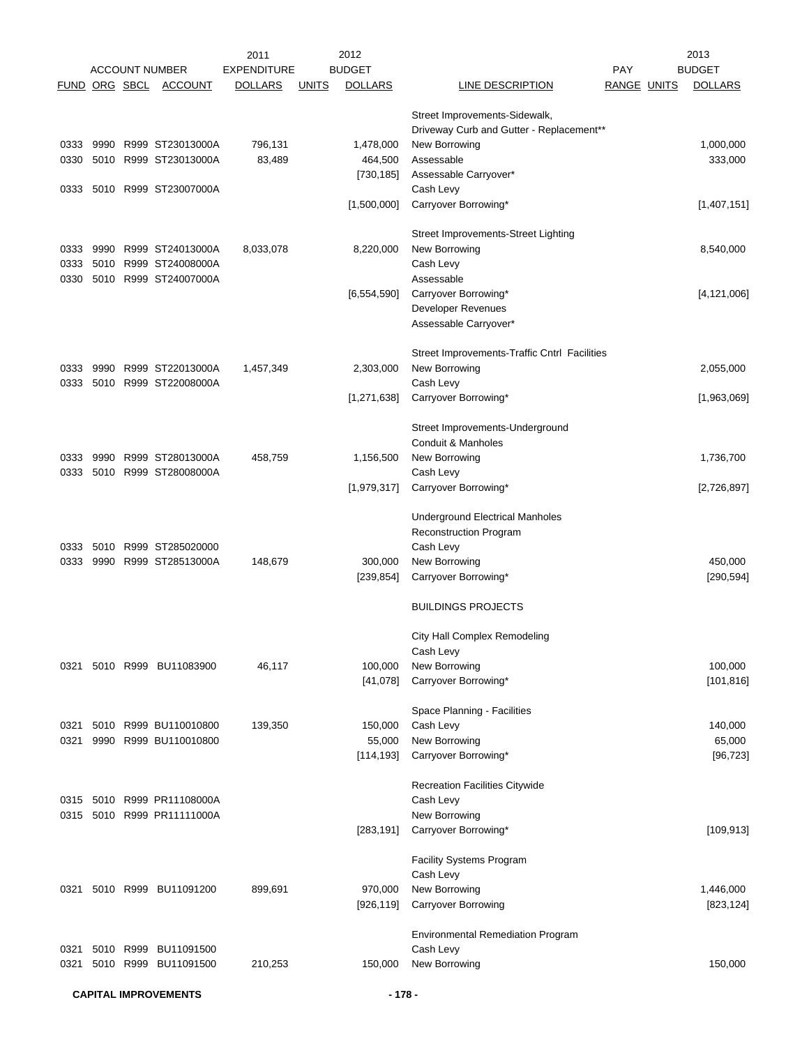| FUND | ORG | SBCL | ACCOUNT | 2011 EXPENDITURE DOLLARS | UNITS | 2012 BUDGET DOLLARS | LINE DESCRIPTION | PAY RANGE | UNITS | 2013 BUDGET DOLLARS |
|---|---|---|---|---|---|---|---|---|---|---|
| | | | | | | | Street Improvements-Sidewalk, | | | |
| | | | | | | | Driveway Curb and Gutter - Replacement** | | | |
| 0333 | 9990 | R999 | ST23013000A | 796,131 | | 1,478,000 | New Borrowing | | | 1,000,000 |
| 0330 | 5010 | R999 | ST23013000A | 83,489 | | 464,500 | Assessable | | | 333,000 |
| | | | | | | [730,185] | Assessable Carryover* | | | |
| 0333 | 5010 | R999 | ST23007000A | | | | Cash Levy | | | |
| | | | | | | [1,500,000] | Carryover Borrowing* | | | [1,407,151] |
| | | | | | | | Street Improvements-Street Lighting | | | |
| 0333 | 9990 | R999 | ST24013000A | 8,033,078 | | 8,220,000 | New Borrowing | | | 8,540,000 |
| 0333 | 5010 | R999 | ST24008000A | | | | Cash Levy | | | |
| 0330 | 5010 | R999 | ST24007000A | | | | Assessable | | | |
| | | | | | | [6,554,590] | Carryover Borrowing* | | | [4,121,006] |
| | | | | | | | Developer Revenues | | | |
| | | | | | | | Assessable Carryover* | | | |
| | | | | | | | Street Improvements-Traffic Cntrl Facilities | | | |
| 0333 | 9990 | R999 | ST22013000A | 1,457,349 | | 2,303,000 | New Borrowing | | | 2,055,000 |
| 0333 | 5010 | R999 | ST22008000A | | | | Cash Levy | | | |
| | | | | | | [1,271,638] | Carryover Borrowing* | | | [1,963,069] |
| | | | | | | | Street Improvements-Underground | | | |
| | | | | | | | Conduit & Manholes | | | |
| 0333 | 9990 | R999 | ST28013000A | 458,759 | | 1,156,500 | New Borrowing | | | 1,736,700 |
| 0333 | 5010 | R999 | ST28008000A | | | | Cash Levy | | | |
| | | | | | | [1,979,317] | Carryover Borrowing* | | | [2,726,897] |
| | | | | | | | Underground Electrical Manholes | | | |
| | | | | | | | Reconstruction Program | | | |
| 0333 | 5010 | R999 | ST285020000 | | | | Cash Levy | | | |
| 0333 | 9990 | R999 | ST28513000A | 148,679 | | 300,000 | New Borrowing | | | 450,000 |
| | | | | | | [239,854] | Carryover Borrowing* | | | [290,594] |
| | | | | | | | BUILDINGS PROJECTS | | | |
| | | | | | | | City Hall Complex Remodeling | | | |
| | | | | | | | Cash Levy | | | |
| 0321 | 5010 | R999 | BU11083900 | 46,117 | | 100,000 | New Borrowing | | | 100,000 |
| | | | | | | [41,078] | Carryover Borrowing* | | | [101,816] |
| | | | | | | | Space Planning - Facilities | | | |
| 0321 | 5010 | R999 | BU110010800 | 139,350 | | 150,000 | Cash Levy | | | 140,000 |
| 0321 | 9990 | R999 | BU110010800 | | | 55,000 | New Borrowing | | | 65,000 |
| | | | | | | [114,193] | Carryover Borrowing* | | | [96,723] |
| | | | | | | | Recreation Facilities Citywide | | | |
| 0315 | 5010 | R999 | PR11108000A | | | | Cash Levy | | | |
| 0315 | 5010 | R999 | PR11111000A | | | | New Borrowing | | | |
| | | | | | | [283,191] | Carryover Borrowing* | | | [109,913] |
| | | | | | | | Facility Systems Program | | | |
| | | | | | | | Cash Levy | | | |
| 0321 | 5010 | R999 | BU11091200 | 899,691 | | 970,000 | New Borrowing | | | 1,446,000 |
| | | | | | | [926,119] | Carryover Borrowing | | | [823,124] |
| | | | | | | | Environmental Remediation Program | | | |
| 0321 | 5010 | R999 | BU11091500 | | | | Cash Levy | | | |
| 0321 | 5010 | R999 | BU11091500 | 210,253 | | 150,000 | New Borrowing | | | 150,000 |

**CAPITAL IMPROVEMENTS**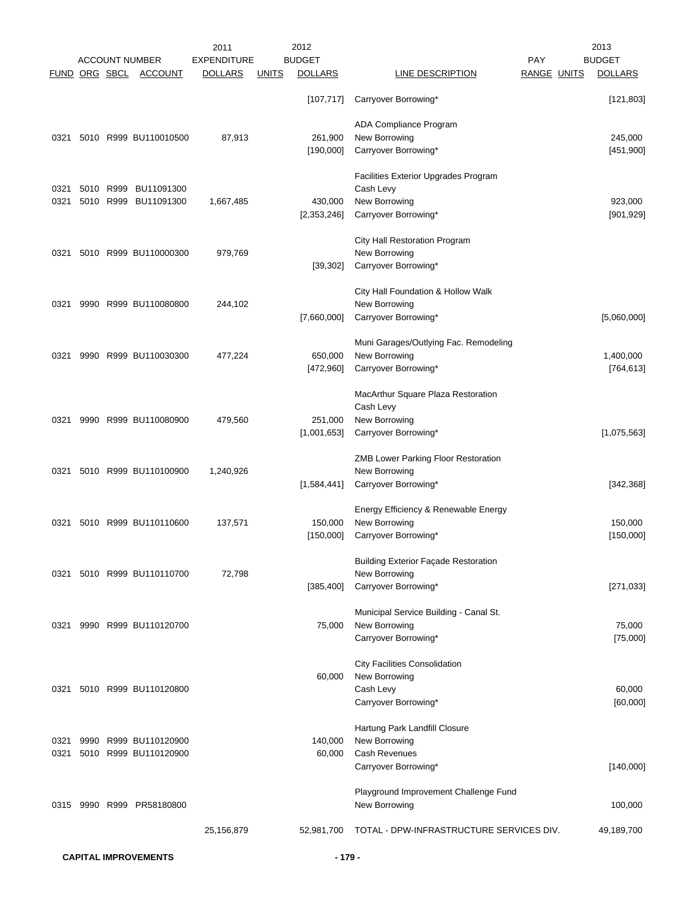| FUND | ORG | SBCL | ACCOUNT | 2011 EXPENDITURE DOLLARS | UNITS | 2012 BUDGET DOLLARS | LINE DESCRIPTION | PAY RANGE | UNITS | 2013 BUDGET DOLLARS |
|---|---|---|---|---|---|---|---|---|---|---|
| | | | | | | [107,717] | Carryover Borrowing* | | | [121,803] |
| | | | | | | | ADA Compliance Program | | | |
| 0321 | 5010 | R999 | BU110010500 | 87,913 | | 261,900 | New Borrowing | | | 245,000 |
| | | | | | | [190,000] | Carryover Borrowing* | | | [451,900] |
| | | | | | | | Facilities Exterior Upgrades Program | | | |
| 0321 | 5010 | R999 | BU11091300 | | | | Cash Levy | | | |
| 0321 | 5010 | R999 | BU11091300 | 1,667,485 | | 430,000 | New Borrowing | | | 923,000 |
| | | | | | | [2,353,246] | Carryover Borrowing* | | | [901,929] |
| | | | | | | | City Hall Restoration Program | | | |
| 0321 | 5010 | R999 | BU110000300 | 979,769 | | | New Borrowing | | | |
| | | | | | | [39,302] | Carryover Borrowing* | | | |
| | | | | | | | City Hall Foundation & Hollow Walk | | | |
| 0321 | 9990 | R999 | BU110080800 | 244,102 | | | New Borrowing | | | |
| | | | | | | [7,660,000] | Carryover Borrowing* | | | [5,060,000] |
| | | | | | | | Muni Garages/Outlying Fac. Remodeling | | | |
| 0321 | 9990 | R999 | BU110030300 | 477,224 | | 650,000 | New Borrowing | | | 1,400,000 |
| | | | | | | [472,960] | Carryover Borrowing* | | | [764,613] |
| | | | | | | | MacArthur Square Plaza Restoration | | | |
| | | | | | | | Cash Levy | | | |
| 0321 | 9990 | R999 | BU110080900 | 479,560 | | 251,000 | New Borrowing | | | |
| | | | | | | [1,001,653] | Carryover Borrowing* | | | [1,075,563] |
| | | | | | | | ZMB Lower Parking Floor Restoration | | | |
| 0321 | 5010 | R999 | BU110100900 | 1,240,926 | | | New Borrowing | | | |
| | | | | | | [1,584,441] | Carryover Borrowing* | | | [342,368] |
| | | | | | | | Energy Efficiency & Renewable Energy | | | |
| 0321 | 5010 | R999 | BU110110600 | 137,571 | | 150,000 | New Borrowing | | | 150,000 |
| | | | | | | [150,000] | Carryover Borrowing* | | | [150,000] |
| | | | | | | | Building Exterior Façade Restoration | | | |
| 0321 | 5010 | R999 | BU110110700 | 72,798 | | | New Borrowing | | | |
| | | | | | | [385,400] | Carryover Borrowing* | | | [271,033] |
| | | | | | | | Municipal Service Building - Canal St. | | | |
| 0321 | 9990 | R999 | BU110120700 | | | 75,000 | New Borrowing | | | 75,000 |
| | | | | | | | Carryover Borrowing* | | | [75,000] |
| | | | | | | | City Facilities Consolidation | | | |
| | | | | | | 60,000 | New Borrowing | | | |
| 0321 | 5010 | R999 | BU110120800 | | | | Cash Levy | | | 60,000 |
| | | | | | | | Carryover Borrowing* | | | [60,000] |
| | | | | | | | Hartung Park Landfill Closure | | | |
| 0321 | 9990 | R999 | BU110120900 | | | 140,000 | New Borrowing | | | |
| 0321 | 5010 | R999 | BU110120900 | | | 60,000 | Cash Revenues | | | |
| | | | | | | | Carryover Borrowing* | | | [140,000] |
| | | | | | | | Playground Improvement Challenge Fund | | | |
| 0315 | 9990 | R999 | PR58180800 | | | | New Borrowing | | | 100,000 |
| | | | | 25,156,879 | | 52,981,700 | TOTAL - DPW-INFRASTRUCTURE SERVICES DIV. | | | 49,189,700 |

**CAPITAL IMPROVEMENTS**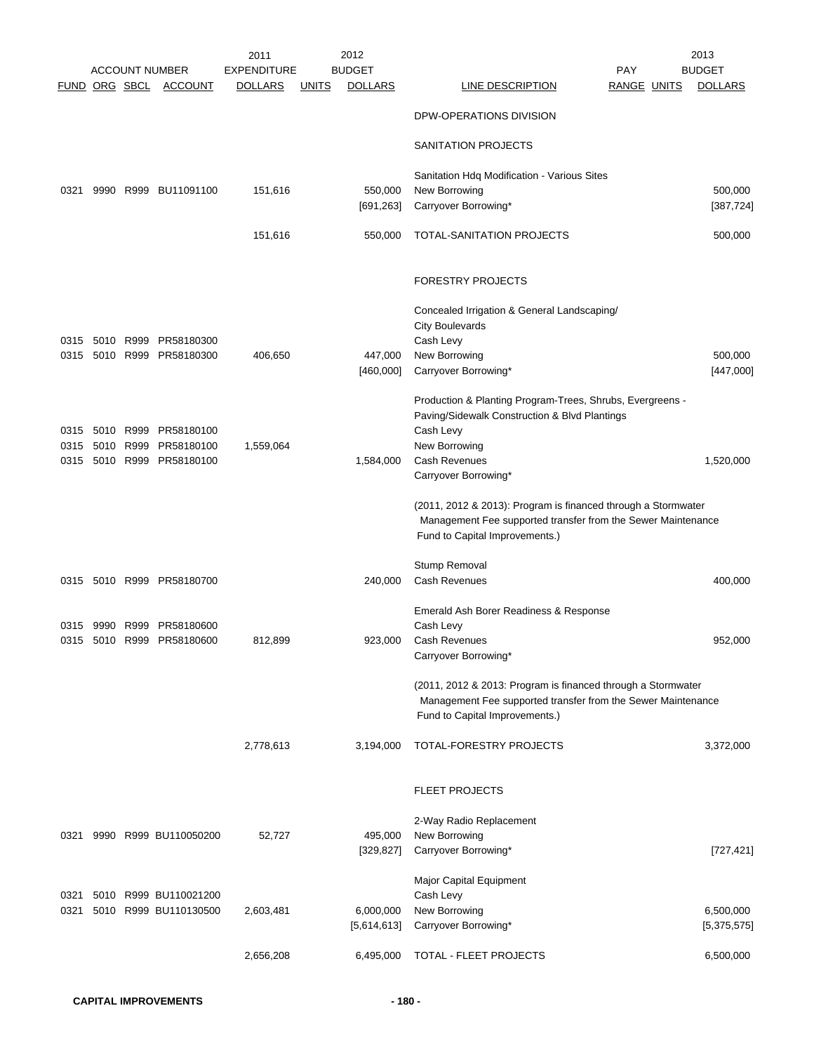| FUND | ORG | SBCL | ACCOUNT | 2011 EXPENDITURE DOLLARS | UNITS | 2012 BUDGET DOLLARS | LINE DESCRIPTION | PAY RANGE | UNITS | 2013 BUDGET DOLLARS |
|---|---|---|---|---|---|---|---|---|---|---|
| | | | | | | | DPW-OPERATIONS DIVISION | | | |
| | | | | | | | SANITATION PROJECTS | | | |
| | | | | | | | Sanitation Hdq Modification - Various Sites | | | |
| 0321 | 9990 | R999 | BU11091100 | 151,616 | | 550,000 | New Borrowing | | | 500,000 |
| | | | | | | [691,263] | Carryover Borrowing* | | | [387,724] |
| | | | | 151,616 | | 550,000 | TOTAL-SANITATION PROJECTS | | | 500,000 |
| | | | | | | | FORESTRY PROJECTS | | | |
| | | | | | | | Concealed Irrigation & General Landscaping/ City Boulevards | | | |
| 0315 | 5010 | R999 | PR58180300 | | | | Cash Levy | | | |
| 0315 | 5010 | R999 | PR58180300 | 406,650 | | 447,000 | New Borrowing | | | 500,000 |
| | | | | | | [460,000] | Carryover Borrowing* | | | [447,000] |
| | | | | | | | Production & Planting Program-Trees, Shrubs, Evergreens - Paving/Sidewalk Construction & Blvd Plantings | | | |
| 0315 | 5010 | R999 | PR58180100 | | | | Cash Levy | | | |
| 0315 | 5010 | R999 | PR58180100 | 1,559,064 | | | New Borrowing | | | |
| 0315 | 5010 | R999 | PR58180100 | | | 1,584,000 | Cash Revenues | | | 1,520,000 |
| | | | | | | | Carryover Borrowing* | | | |
| | | | | | | | (2011, 2012 & 2013): Program is financed through a Stormwater Management Fee supported transfer from the Sewer Maintenance Fund to Capital Improvements.) | | | |
| | | | | | | | Stump Removal | | | |
| 0315 | 5010 | R999 | PR58180700 | | | 240,000 | Cash Revenues | | | 400,000 |
| | | | | | | | Emerald Ash Borer Readiness & Response | | | |
| 0315 | 9990 | R999 | PR58180600 | | | | Cash Levy | | | |
| 0315 | 5010 | R999 | PR58180600 | 812,899 | | 923,000 | Cash Revenues | | | 952,000 |
| | | | | | | | Carryover Borrowing* | | | |
| | | | | | | | (2011, 2012 & 2013: Program is financed through a Stormwater Management Fee supported transfer from the Sewer Maintenance Fund to Capital Improvements.) | | | |
| | | | | 2,778,613 | | 3,194,000 | TOTAL-FORESTRY PROJECTS | | | 3,372,000 |
| | | | | | | | FLEET PROJECTS | | | |
| | | | | | | | 2-Way Radio Replacement | | | |
| 0321 | 9990 | R999 | BU110050200 | 52,727 | | 495,000 | New Borrowing | | | |
| | | | | | | [329,827] | Carryover Borrowing* | | | [727,421] |
| | | | | | | | Major Capital Equipment | | | |
| 0321 | 5010 | R999 | BU110021200 | | | | Cash Levy | | | |
| 0321 | 5010 | R999 | BU110130500 | 2,603,481 | | 6,000,000 | New Borrowing | | | 6,500,000 |
| | | | | | | [5,614,613] | Carryover Borrowing* | | | [5,375,575] |
| | | | | 2,656,208 | | 6,495,000 | TOTAL - FLEET PROJECTS | | | 6,500,000 |

**CAPITAL IMPROVEMENTS**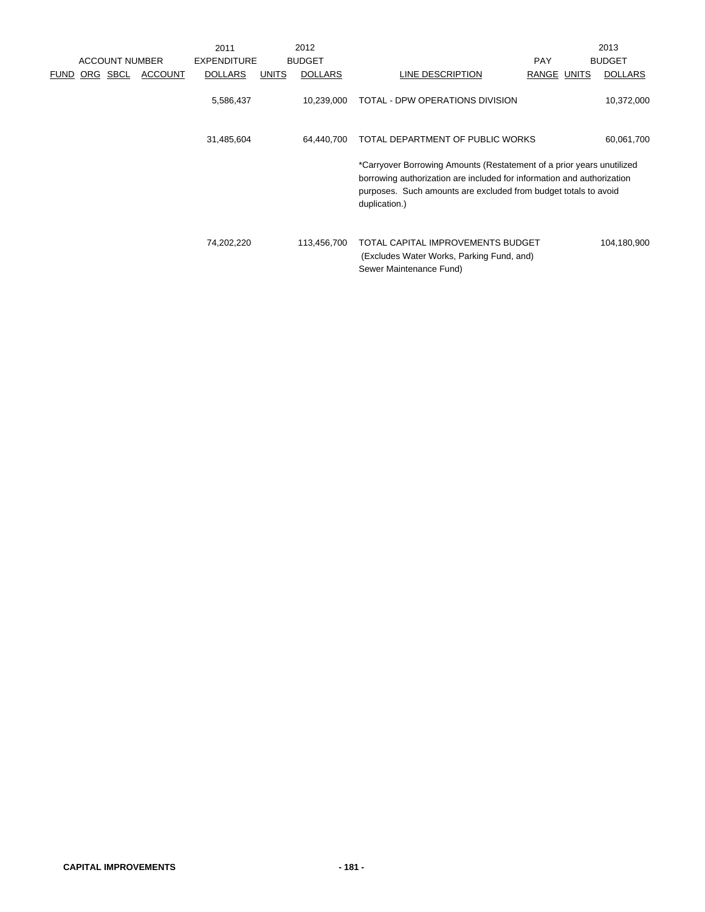| ACCOUNT NUMBER | | | | 2011 EXPENDITURE | 2012 BUDGET | | | PAY | 2013 BUDGET | |
|---|---|---|---|---|---|---|---|---|---|---|
| FUND | ORG | SBCL | ACCOUNT | DOLLARS | UNITS | DOLLARS | LINE DESCRIPTION | RANGE | UNITS | DOLLARS |
| | | | | 5,586,437 | | 10,239,000 | TOTAL - DPW OPERATIONS DIVISION | | | 10,372,000 |
| | | | | 31,485,604 | | 64,440,700 | TOTAL DEPARTMENT OF PUBLIC WORKS | | | 60,061,700 |
| | | | | | | | *Carryover Borrowing Amounts (Restatement of a prior years unutilized borrowing authorization are included for information and authorization purposes. Such amounts are excluded from budget totals to avoid duplication.) | | | |
| | | | | 74,202,220 | | 113,456,700 | TOTAL CAPITAL IMPROVEMENTS BUDGET (Excludes Water Works, Parking Fund, and) Sewer Maintenance Fund) | | | 104,180,900 |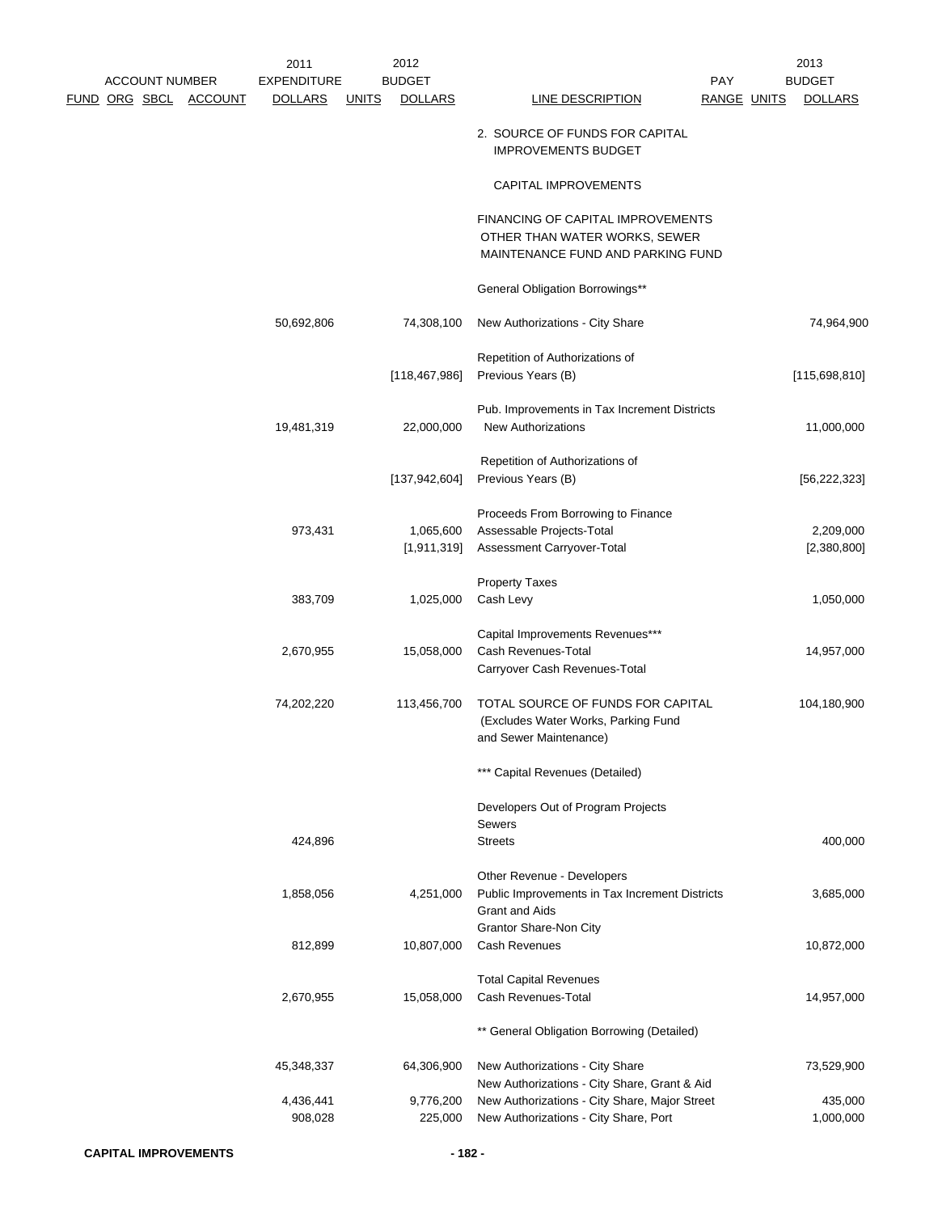| ACCOUNT NUMBER FUND ORG SBCL ACCOUNT | 2011 EXPENDITURE DOLLARS | UNITS | 2012 BUDGET DOLLARS | LINE DESCRIPTION | PAY RANGE | UNITS | 2013 BUDGET DOLLARS |
|---|---|---|---|---|---|---|---|
| | | | | 2. SOURCE OF FUNDS FOR CAPITAL IMPROVEMENTS BUDGET | | | |
| | | | | CAPITAL IMPROVEMENTS | | | |
| | | | | FINANCING OF CAPITAL IMPROVEMENTS OTHER THAN WATER WORKS, SEWER MAINTENANCE FUND AND PARKING FUND | | | |
| | | | | General Obligation Borrowings** | | | |
| | 50,692,806 | | 74,308,100 | New Authorizations - City Share | | | 74,964,900 |
| | | | [118,467,986] | Repetition of Authorizations of Previous Years (B) | | | [115,698,810] |
| | 19,481,319 | | 22,000,000 | Pub. Improvements in Tax Increment Districts New Authorizations | | | 11,000,000 |
| | | | [137,942,604] | Repetition of Authorizations of Previous Years (B) | | | [56,222,323] |
| | 973,431 | | 1,065,600 | Proceeds From Borrowing to Finance Assessable Projects-Total | | | 2,209,000 |
| | | | [1,911,319] | Assessment Carryover-Total | | | [2,380,800] |
| | 383,709 | | 1,025,000 | Property Taxes Cash Levy | | | 1,050,000 |
| | 2,670,955 | | 15,058,000 | Capital Improvements Revenues*** Cash Revenues-Total | | | 14,957,000 |
| | | | | Carryover Cash Revenues-Total | | | |
| | 74,202,220 | | 113,456,700 | TOTAL SOURCE OF FUNDS FOR CAPITAL (Excludes Water Works, Parking Fund and Sewer Maintenance) | | | 104,180,900 |
| | | | | *** Capital Revenues (Detailed) | | | |
| | | | | Developers Out of Program Projects | | | |
| | | | | Sewers | | | |
| | 424,896 | | | Streets | | | 400,000 |
| | 1,858,056 | | 4,251,000 | Other Revenue - Developers Public Improvements in Tax Increment Districts | | | 3,685,000 |
| | | | | Grant and Aids | | | |
| | 812,899 | | 10,807,000 | Grantor Share-Non City Cash Revenues | | | 10,872,000 |
| | 2,670,955 | | 15,058,000 | Total Capital Revenues Cash Revenues-Total | | | 14,957,000 |
| | | | | ** General Obligation Borrowing (Detailed) | | | |
| | 45,348,337 | | 64,306,900 | New Authorizations - City Share | | | 73,529,900 |
| | | | | New Authorizations - City Share, Grant & Aid | | | |
| | 4,436,441 | | 9,776,200 | New Authorizations - City Share, Major Street | | | 435,000 |
| | 908,028 | | 225,000 | New Authorizations - City Share, Port | | | 1,000,000 |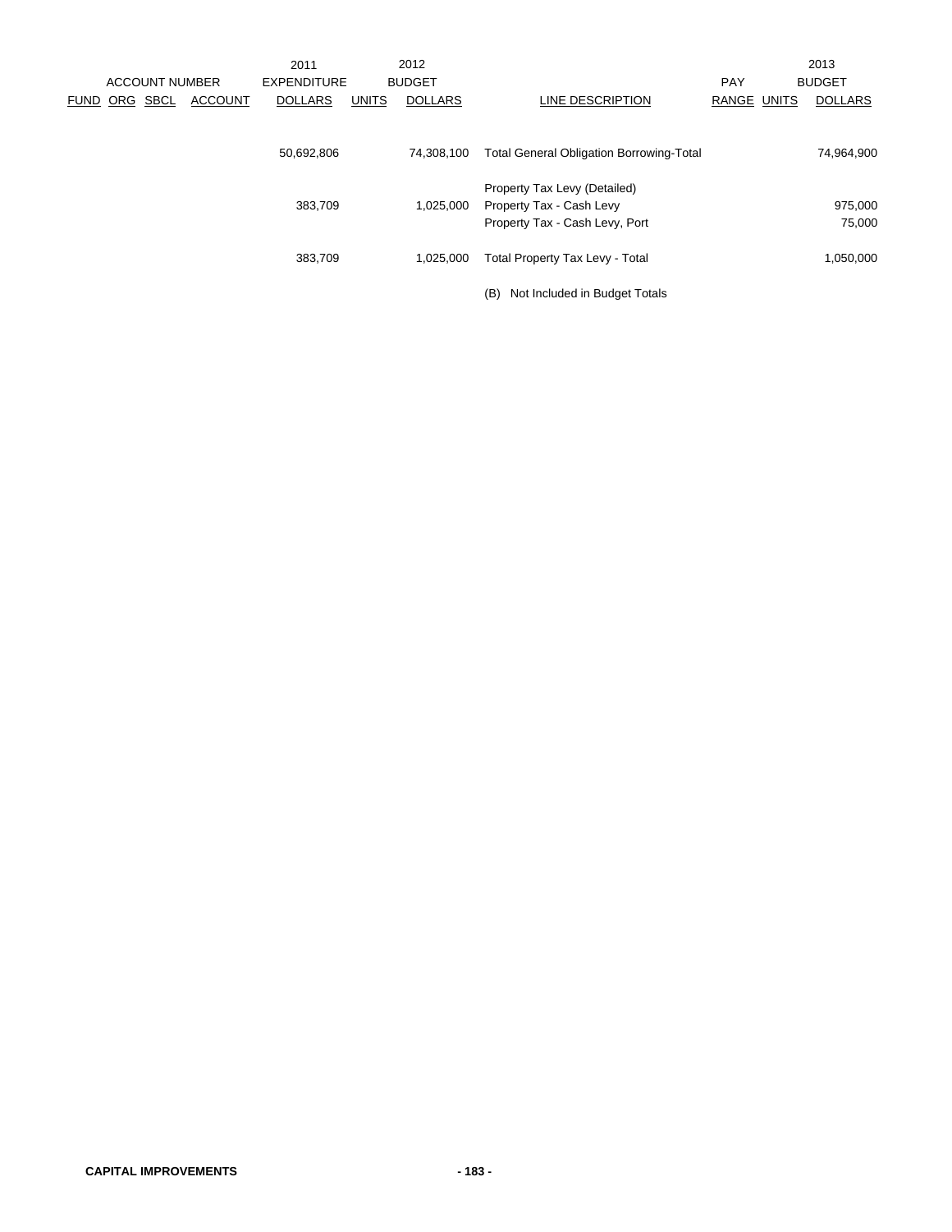| ACCOUNT NUMBER | | | | 2011 EXPENDITURE | 2012 BUDGET | | | PAY | 2013 BUDGET | |
|---|---|---|---|---|---|---|---|---|---|---|
| FUND | ORG | SBCL | ACCOUNT | DOLLARS | UNITS | DOLLARS | LINE DESCRIPTION | RANGE | UNITS | DOLLARS |
| | | | | 50,692,806 | | 74,308,100 | Total General Obligation Borrowing-Total | | | 74,964,900 |
| | | | | | | | Property Tax Levy (Detailed) | | | |
| | | | | 383,709 | | 1,025,000 | Property Tax - Cash Levy | | | 975,000 |
| | | | | | | | Property Tax - Cash Levy, Port | | | 75,000 |
| | | | | 383,709 | | 1,025,000 | Total Property Tax Levy - Total | | | 1,050,000 |
| | | | | | | | (B) Not Included in Budget Totals | | | |

CAPITAL IMPROVEMENTS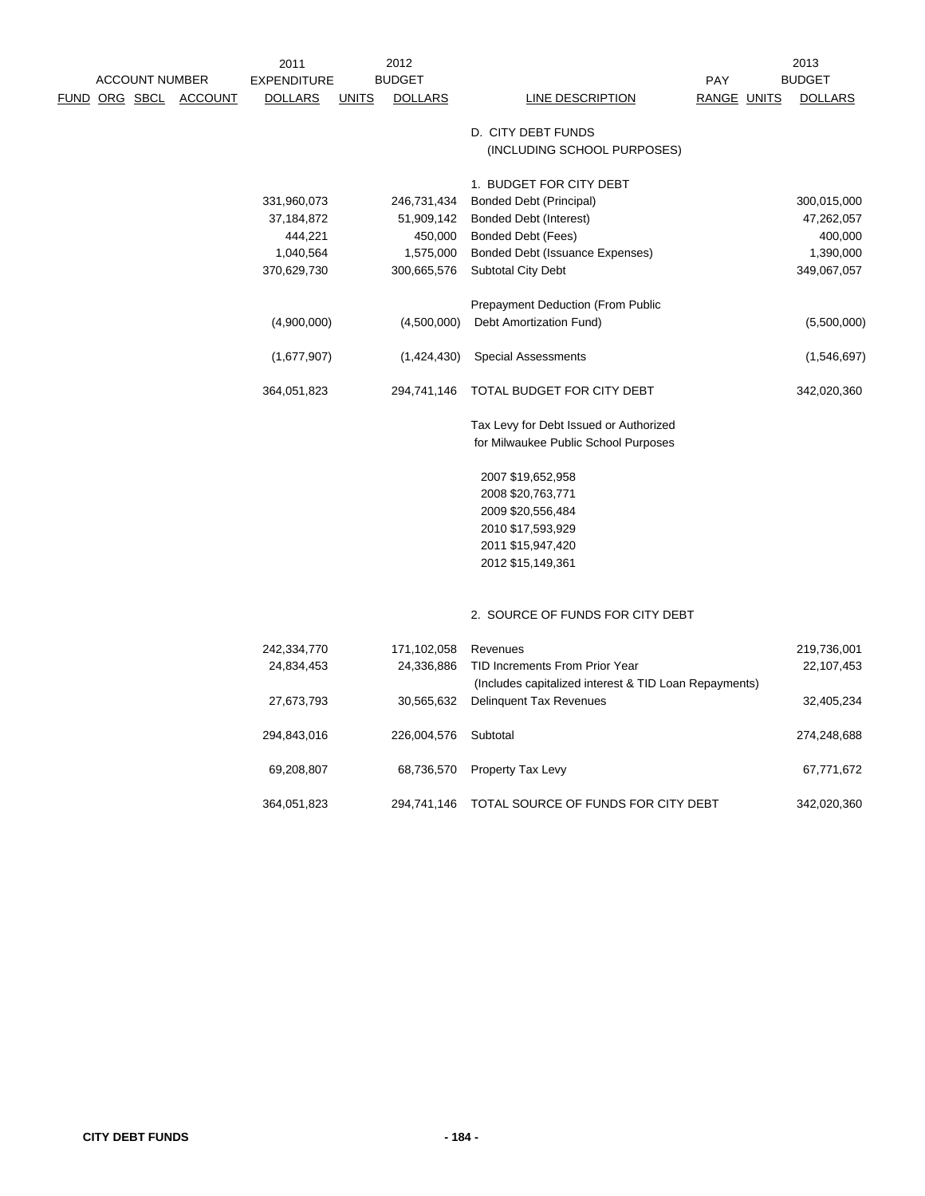| ACCOUNT NUMBER | | | | 2011 EXPENDITURE | | 2012 BUDGET | | PAY | | 2013 BUDGET |
|---|---|---|---|---|---|---|---|---|---|---|
| FUND | ORG | SBCL | ACCOUNT | DOLLARS | UNITS | DOLLARS | LINE DESCRIPTION | RANGE | UNITS | DOLLARS |
| | | | | | | | D. CITY DEBT FUNDS (INCLUDING SCHOOL PURPOSES) | | | |
| | | | | | | | 1. BUDGET FOR CITY DEBT | | | |
| | | | | 331,960,073 | | 246,731,434 | Bonded Debt (Principal) | | | 300,015,000 |
| | | | | 37,184,872 | | 51,909,142 | Bonded Debt (Interest) | | | 47,262,057 |
| | | | | 444,221 | | 450,000 | Bonded Debt (Fees) | | | 400,000 |
| | | | | 1,040,564 | | 1,575,000 | Bonded Debt (Issuance Expenses) | | | 1,390,000 |
| | | | | 370,629,730 | | 300,665,576 | Subtotal City Debt | | | 349,067,057 |
| | | | | (4,900,000) | | (4,500,000) | Prepayment Deduction (From Public Debt Amortization Fund) | | | (5,500,000) |
| | | | | (1,677,907) | | (1,424,430) | Special Assessments | | | (1,546,697) |
| | | | | 364,051,823 | | 294,741,146 | TOTAL BUDGET FOR CITY DEBT | | | 342,020,360 |
| | | | | | | | Tax Levy for Debt Issued or Authorized for Milwaukee Public School Purposes | | | |
| | | | | | | | 2007 $19,652,958 | | | |
| | | | | | | | 2008 $20,763,771 | | | |
| | | | | | | | 2009 $20,556,484 | | | |
| | | | | | | | 2010 $17,593,929 | | | |
| | | | | | | | 2011 $15,947,420 | | | |
| | | | | | | | 2012 $15,149,361 | | | |
| | | | | | | | 2. SOURCE OF FUNDS FOR CITY DEBT | | | |
| | | | | 242,334,770 | | 171,102,058 | Revenues | | | 219,736,001 |
| | | | | 24,834,453 | | 24,336,886 | TID Increments From Prior Year (Includes capitalized interest & TID Loan Repayments) | | | 22,107,453 |
| | | | | 27,673,793 | | 30,565,632 | Delinquent Tax Revenues | | | 32,405,234 |
| | | | | 294,843,016 | | 226,004,576 | Subtotal | | | 274,248,688 |
| | | | | 69,208,807 | | 68,736,570 | Property Tax Levy | | | 67,771,672 |
| | | | | 364,051,823 | | 294,741,146 | TOTAL SOURCE OF FUNDS FOR CITY DEBT | | | 342,020,360 |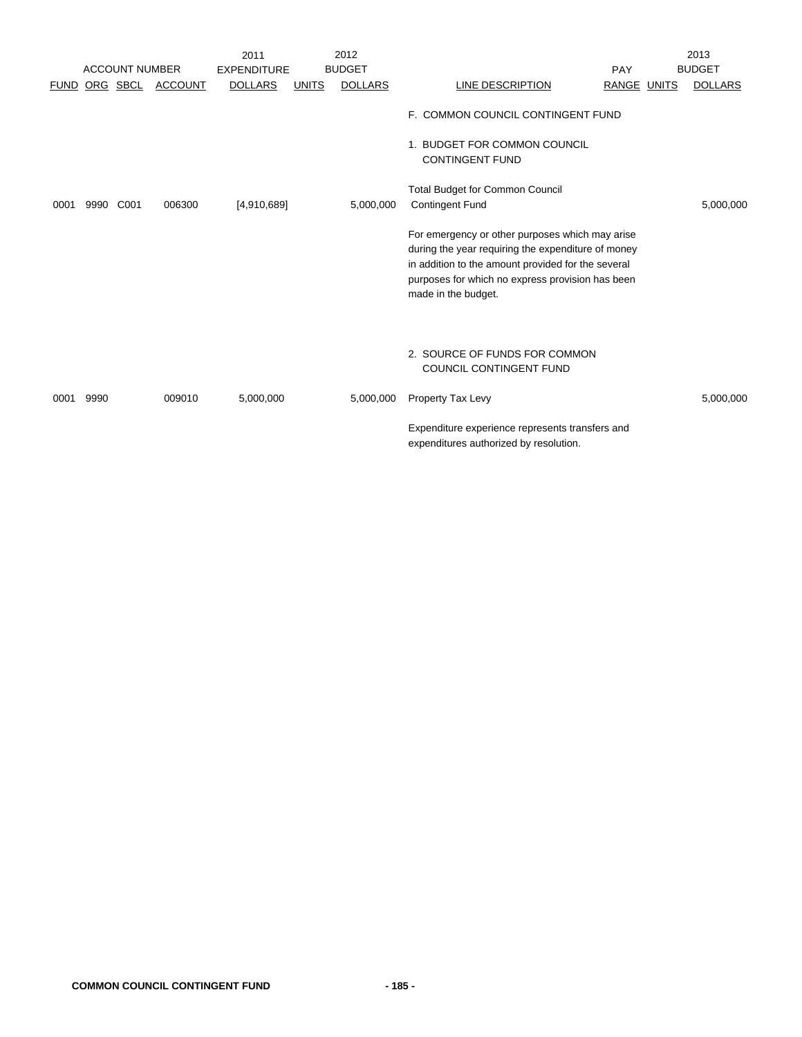| ACCOUNT NUMBER | | | | 2011 EXPENDITURE | 2012 BUDGET | | | PAY | | 2013 BUDGET |
|---|---|---|---|---|---|---|---|---|---|---|
| FUND | ORG | SBCL | ACCOUNT | DOLLARS | UNITS | DOLLARS | LINE DESCRIPTION | RANGE | UNITS | DOLLARS |
| | | | | | | | F. COMMON COUNCIL CONTINGENT FUND | | | |
| | | | | | | | 1. BUDGET FOR COMMON COUNCIL CONTINGENT FUND | | | |
| 0001 | 9990 | C001 | 006300 | [4,910,689] | | 5,000,000 | Total Budget for Common Council Contingent Fund | | | 5,000,000 |
| | | | | | | | For emergency or other purposes which may arise during the year requiring the expenditure of money in addition to the amount provided for the several purposes for which no express provision has been made in the budget. | | | |
| | | | | | | | 2. SOURCE OF FUNDS FOR COMMON COUNCIL CONTINGENT FUND | | | |
| 0001 | 9990 | | 009010 | 5,000,000 | | 5,000,000 | Property Tax Levy | | | 5,000,000 |
| | | | | | | | Expenditure experience represents transfers and expenditures authorized by resolution. | | | |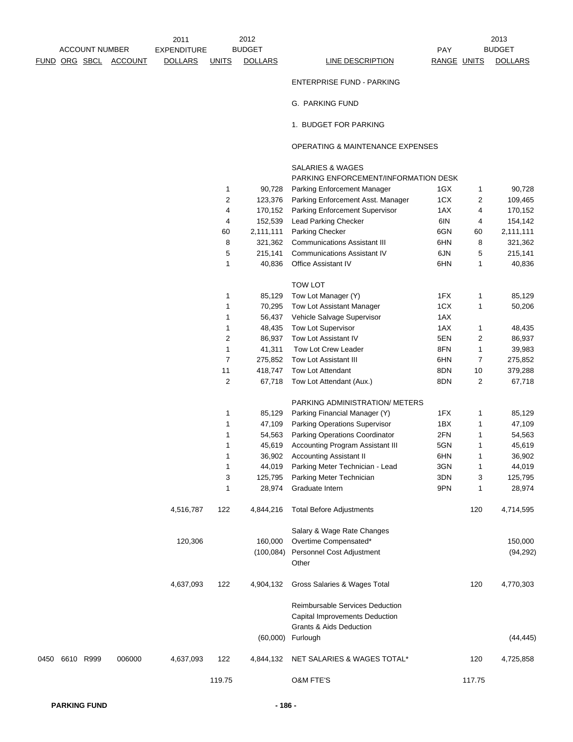| FUND | ORG | SBCL | ACCOUNT | 2011 EXPENDITURE DOLLARS | UNITS | 2012 BUDGET DOLLARS | LINE DESCRIPTION | PAY RANGE | UNITS | 2013 BUDGET DOLLARS |
|---|---|---|---|---|---|---|---|---|---|---|
| | | | | | | | ENTERPRISE FUND - PARKING | | | |
| | | | | | | | G. PARKING FUND | | | |
| | | | | | | | 1. BUDGET FOR PARKING | | | |
| | | | | | | | OPERATING & MAINTENANCE EXPENSES | | | |
| | | | | | | | SALARIES & WAGES | | | |
| | | | | | | | PARKING ENFORCEMENT/INFORMATION DESK | | | |
| | | | | | 1 | 90,728 | Parking Enforcement Manager | 1GX | 1 | 90,728 |
| | | | | | 2 | 123,376 | Parking Enforcement Asst. Manager | 1CX | 2 | 109,465 |
| | | | | | 4 | 170,152 | Parking Enforcement Supervisor | 1AX | 4 | 170,152 |
| | | | | | 4 | 152,539 | Lead Parking Checker | 6IN | 4 | 154,142 |
| | | | | | 60 | 2,111,111 | Parking Checker | 6GN | 60 | 2,111,111 |
| | | | | | 8 | 321,362 | Communications Assistant III | 6HN | 8 | 321,362 |
| | | | | | 5 | 215,141 | Communications Assistant IV | 6JN | 5 | 215,141 |
| | | | | | 1 | 40,836 | Office Assistant IV | 6HN | 1 | 40,836 |
| | | | | | | | TOW LOT | | | |
| | | | | | 1 | 85,129 | Tow Lot Manager (Y) | 1FX | 1 | 85,129 |
| | | | | | 1 | 70,295 | Tow Lot Assistant Manager | 1CX | 1 | 50,206 |
| | | | | | 1 | 56,437 | Vehicle Salvage Supervisor | 1AX | | |
| | | | | | 1 | 48,435 | Tow Lot Supervisor | 1AX | 1 | 48,435 |
| | | | | | 2 | 86,937 | Tow Lot Assistant IV | 5EN | 2 | 86,937 |
| | | | | | 1 | 41,311 | Tow Lot Crew Leader | 8FN | 1 | 39,983 |
| | | | | | 7 | 275,852 | Tow Lot Assistant III | 6HN | 7 | 275,852 |
| | | | | | 11 | 418,747 | Tow Lot Attendant | 8DN | 10 | 379,288 |
| | | | | | 2 | 67,718 | Tow Lot Attendant (Aux.) | 8DN | 2 | 67,718 |
| | | | | | | | PARKING ADMINISTRATION/ METERS | | | |
| | | | | | 1 | 85,129 | Parking Financial Manager (Y) | 1FX | 1 | 85,129 |
| | | | | | 1 | 47,109 | Parking Operations Supervisor | 1BX | 1 | 47,109 |
| | | | | | 1 | 54,563 | Parking Operations Coordinator | 2FN | 1 | 54,563 |
| | | | | | 1 | 45,619 | Accounting Program Assistant III | 5GN | 1 | 45,619 |
| | | | | | 1 | 36,902 | Accounting Assistant II | 6HN | 1 | 36,902 |
| | | | | | 1 | 44,019 | Parking Meter Technician - Lead | 3GN | 1 | 44,019 |
| | | | | | 3 | 125,795 | Parking Meter Technician | 3DN | 3 | 125,795 |
| | | | | | 1 | 28,974 | Graduate Intern | 9PN | 1 | 28,974 |
| | | | | 4,516,787 | 122 | 4,844,216 | Total Before Adjustments | | 120 | 4,714,595 |
| | | | | | | | Salary & Wage Rate Changes | | | |
| | | | | 120,306 | | 160,000 | Overtime Compensated* | | | 150,000 |
| | | | | | | (100,084) | Personnel Cost Adjustment | | | (94,292) |
| | | | | | | | Other | | | |
| | | | | 4,637,093 | 122 | 4,904,132 | Gross Salaries & Wages Total | | 120 | 4,770,303 |
| | | | | | | | Reimbursable Services Deduction | | | |
| | | | | | | | Capital Improvements Deduction | | | |
| | | | | | | | Grants & Aids Deduction | | | |
| | | | | | | (60,000) | Furlough | | | (44,445) |
| 0450 | 6610 | R999 | 006000 | 4,637,093 | 122 | 4,844,132 | NET SALARIES & WAGES TOTAL* | | 120 | 4,725,858 |
| | | | | | 119.75 | | O&M FTE'S | | 117.75 | |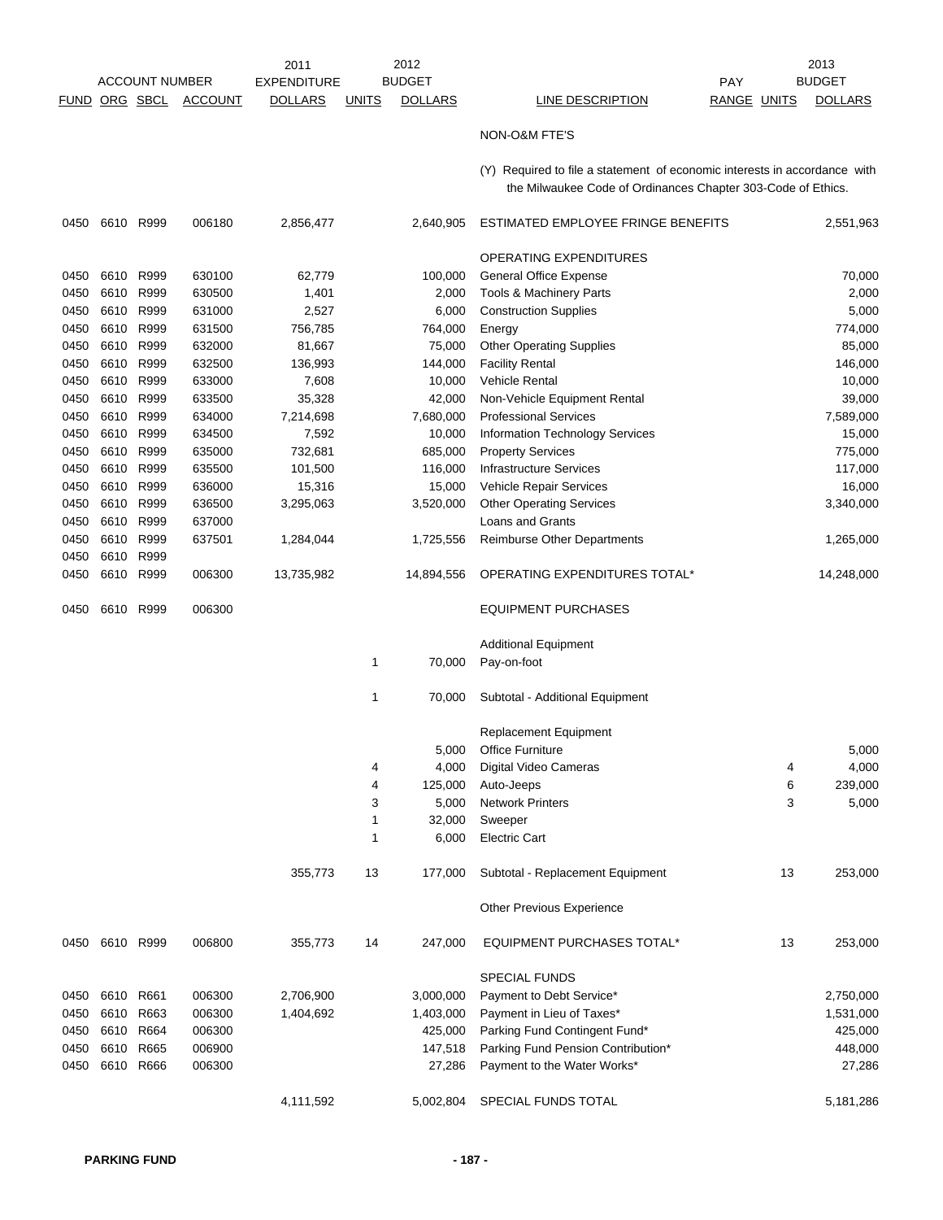| FUND | ORG | SBCL | ACCOUNT | 2011 EXPENDITURE DOLLARS | UNITS | 2012 BUDGET DOLLARS | LINE DESCRIPTION | PAY RANGE | UNITS | 2013 BUDGET DOLLARS |
|---|---|---|---|---|---|---|---|---|---|---|
| | | | | | | | NON-O&M FTE'S | | | |
| | | | | | | | (Y) Required to file a statement of economic interests in accordance with the Milwaukee Code of Ordinances Chapter 303-Code of Ethics. | | | |
| 0450 | 6610 | R999 | 006180 | 2,856,477 | | 2,640,905 | ESTIMATED EMPLOYEE FRINGE BENEFITS | | | 2,551,963 |
| | | | | | | | OPERATING EXPENDITURES | | | |
| 0450 | 6610 | R999 | 630100 | 62,779 | | 100,000 | General Office Expense | | | 70,000 |
| 0450 | 6610 | R999 | 630500 | 1,401 | | 2,000 | Tools & Machinery Parts | | | 2,000 |
| 0450 | 6610 | R999 | 631000 | 2,527 | | 6,000 | Construction Supplies | | | 5,000 |
| 0450 | 6610 | R999 | 631500 | 756,785 | | 764,000 | Energy | | | 774,000 |
| 0450 | 6610 | R999 | 632000 | 81,667 | | 75,000 | Other Operating Supplies | | | 85,000 |
| 0450 | 6610 | R999 | 632500 | 136,993 | | 144,000 | Facility Rental | | | 146,000 |
| 0450 | 6610 | R999 | 633000 | 7,608 | | 10,000 | Vehicle Rental | | | 10,000 |
| 0450 | 6610 | R999 | 633500 | 35,328 | | 42,000 | Non-Vehicle Equipment Rental | | | 39,000 |
| 0450 | 6610 | R999 | 634000 | 7,214,698 | | 7,680,000 | Professional Services | | | 7,589,000 |
| 0450 | 6610 | R999 | 634500 | 7,592 | | 10,000 | Information Technology Services | | | 15,000 |
| 0450 | 6610 | R999 | 635000 | 732,681 | | 685,000 | Property Services | | | 775,000 |
| 0450 | 6610 | R999 | 635500 | 101,500 | | 116,000 | Infrastructure Services | | | 117,000 |
| 0450 | 6610 | R999 | 636000 | 15,316 | | 15,000 | Vehicle Repair Services | | | 16,000 |
| 0450 | 6610 | R999 | 636500 | 3,295,063 | | 3,520,000 | Other Operating Services | | | 3,340,000 |
| 0450 | 6610 | R999 | 637000 | | | | Loans and Grants | | | |
| 0450 | 6610 | R999 | 637501 | 1,284,044 | | 1,725,556 | Reimburse Other Departments | | | 1,265,000 |
| 0450 | 6610 | R999 | | | | | | | | |
| 0450 | 6610 | R999 | 006300 | 13,735,982 | | 14,894,556 | OPERATING EXPENDITURES TOTAL* | | | 14,248,000 |
| 0450 | 6610 | R999 | 006300 | | | | EQUIPMENT PURCHASES | | | |
| | | | | | | | Additional Equipment | | | |
| | | | | | 1 | 70,000 | Pay-on-foot | | | |
| | | | | | 1 | 70,000 | Subtotal - Additional Equipment | | | |
| | | | | | | | Replacement Equipment | | | |
| | | | | | | 5,000 | Office Furniture | | | 5,000 |
| | | | | | 4 | 4,000 | Digital Video Cameras | | 4 | 4,000 |
| | | | | | 4 | 125,000 | Auto-Jeeps | | 6 | 239,000 |
| | | | | | 3 | 5,000 | Network Printers | | 3 | 5,000 |
| | | | | | 1 | 32,000 | Sweeper | | | |
| | | | | | 1 | 6,000 | Electric Cart | | | |
| | | | | 355,773 | 13 | 177,000 | Subtotal - Replacement Equipment | | 13 | 253,000 |
| | | | | | | | Other Previous Experience | | | |
| 0450 | 6610 | R999 | 006800 | 355,773 | 14 | 247,000 | EQUIPMENT PURCHASES TOTAL* | | 13 | 253,000 |
| | | | | | | | SPECIAL FUNDS | | | |
| 0450 | 6610 | R661 | 006300 | 2,706,900 | | 3,000,000 | Payment to Debt Service* | | | 2,750,000 |
| 0450 | 6610 | R663 | 006300 | 1,404,692 | | 1,403,000 | Payment in Lieu of Taxes* | | | 1,531,000 |
| 0450 | 6610 | R664 | 006300 | | | 425,000 | Parking Fund Contingent Fund* | | | 425,000 |
| 0450 | 6610 | R665 | 006900 | | | 147,518 | Parking Fund Pension Contribution* | | | 448,000 |
| 0450 | 6610 | R666 | 006300 | | | 27,286 | Payment to the Water Works* | | | 27,286 |
| | | | | 4,111,592 | | 5,002,804 | SPECIAL FUNDS TOTAL | | | 5,181,286 |

PARKING FUND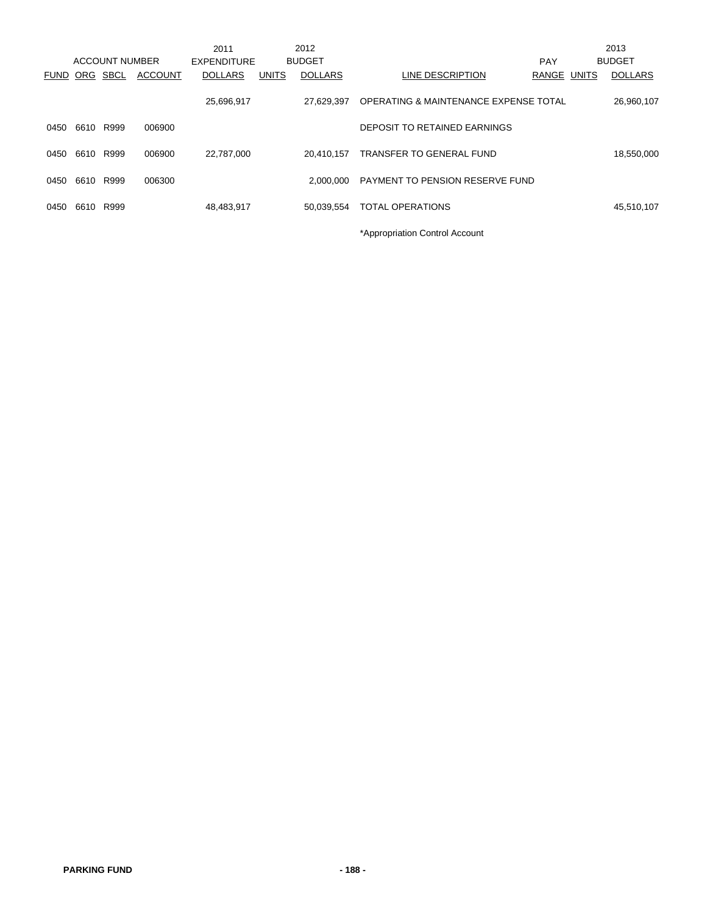| ACCOUNT NUMBER | | | | 2011 EXPENDITURE | | 2012 BUDGET | | PAY | | 2013 BUDGET |
|---|---|---|---|---|---|---|---|---|---|---|
| FUND | ORG | SBCL | ACCOUNT | DOLLARS | UNITS | DOLLARS | LINE DESCRIPTION | RANGE | UNITS | DOLLARS |
| | | | | 25,696,917 | | 27,629,397 | OPERATING & MAINTENANCE EXPENSE TOTAL | | | 26,960,107 |
| 0450 | 6610 | R999 | 006900 | | | | DEPOSIT TO RETAINED EARNINGS | | | |
| 0450 | 6610 | R999 | 006900 | 22,787,000 | | 20,410,157 | TRANSFER TO GENERAL FUND | | | 18,550,000 |
| 0450 | 6610 | R999 | 006300 | | | 2,000,000 | PAYMENT TO PENSION RESERVE FUND | | | |
| 0450 | 6610 | R999 | | 48,483,917 | | 50,039,554 | TOTAL OPERATIONS | | | 45,510,107 |

*Appropriation Control Account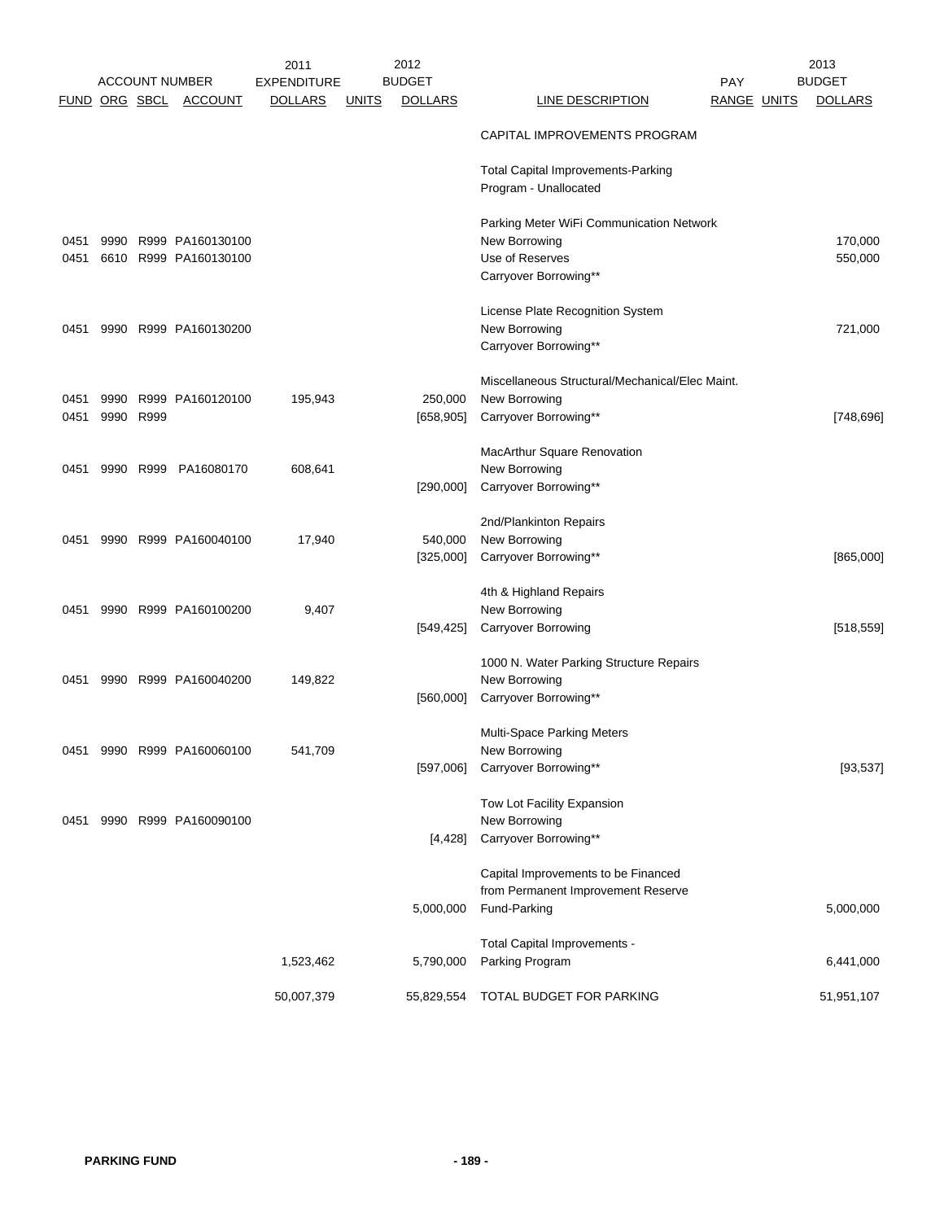| ACCOUNT NUMBER | | | | 2011 EXPENDITURE | | 2012 BUDGET | | PAY | | 2013 BUDGET |
|---|---|---|---|---|---|---|---|---|---|---|
| FUND | ORG | SBCL | ACCOUNT | DOLLARS | UNITS | DOLLARS | LINE DESCRIPTION | RANGE | UNITS | DOLLARS |
| | | | | | | | CAPITAL IMPROVEMENTS PROGRAM | | | |
| | | | | | | | Total Capital Improvements-Parking Program - Unallocated | | | |
| | | | | | | | Parking Meter WiFi Communication Network | | | |
| 0451 | 9990 | R999 | PA160130100 | | | | New Borrowing | | | 170,000 |
| 0451 | 6610 | R999 | PA160130100 | | | | Use of Reserves | | | 550,000 |
| | | | | | | | Carryover Borrowing** | | | |
| | | | | | | | License Plate Recognition System | | | |
| 0451 | 9990 | R999 | PA160130200 | | | | New Borrowing | | | 721,000 |
| | | | | | | | Carryover Borrowing** | | | |
| | | | | | | | Miscellaneous Structural/Mechanical/Elec Maint. | | | |
| 0451 | 9990 | R999 | PA160120100 | 195,943 | | 250,000 | New Borrowing | | | |
| 0451 | 9990 | R999 | | | | [658,905] | Carryover Borrowing** | | | [748,696] |
| | | | | | | | MacArthur Square Renovation | | | |
| 0451 | 9990 | R999 | PA16080170 | 608,641 | | | New Borrowing | | | |
| | | | | | | [290,000] | Carryover Borrowing** | | | |
| | | | | | | | 2nd/Plankinton Repairs | | | |
| 0451 | 9990 | R999 | PA160040100 | 17,940 | | 540,000 | New Borrowing | | | |
| | | | | | | [325,000] | Carryover Borrowing** | | | [865,000] |
| | | | | | | | 4th & Highland Repairs | | | |
| 0451 | 9990 | R999 | PA160100200 | 9,407 | | | New Borrowing | | | |
| | | | | | | [549,425] | Carryover Borrowing | | | [518,559] |
| | | | | | | | 1000 N. Water Parking Structure Repairs | | | |
| 0451 | 9990 | R999 | PA160040200 | 149,822 | | | New Borrowing | | | |
| | | | | | | [560,000] | Carryover Borrowing** | | | |
| | | | | | | | Multi-Space Parking Meters | | | |
| 0451 | 9990 | R999 | PA160060100 | 541,709 | | | New Borrowing | | | |
| | | | | | | [597,006] | Carryover Borrowing** | | | [93,537] |
| | | | | | | | Tow Lot Facility Expansion | | | |
| 0451 | 9990 | R999 | PA160090100 | | | | New Borrowing | | | |
| | | | | | | [4,428] | Carryover Borrowing** | | | |
| | | | | | | | Capital Improvements to be Financed from Permanent Improvement Reserve | | | |
| | | | | | | 5,000,000 | Fund-Parking | | | 5,000,000 |
| | | | | | | | Total Capital Improvements - | | | |
| | | | | 1,523,462 | | 5,790,000 | Parking Program | | | 6,441,000 |
| | | | | 50,007,379 | | 55,829,554 | TOTAL BUDGET FOR PARKING | | | 51,951,107 |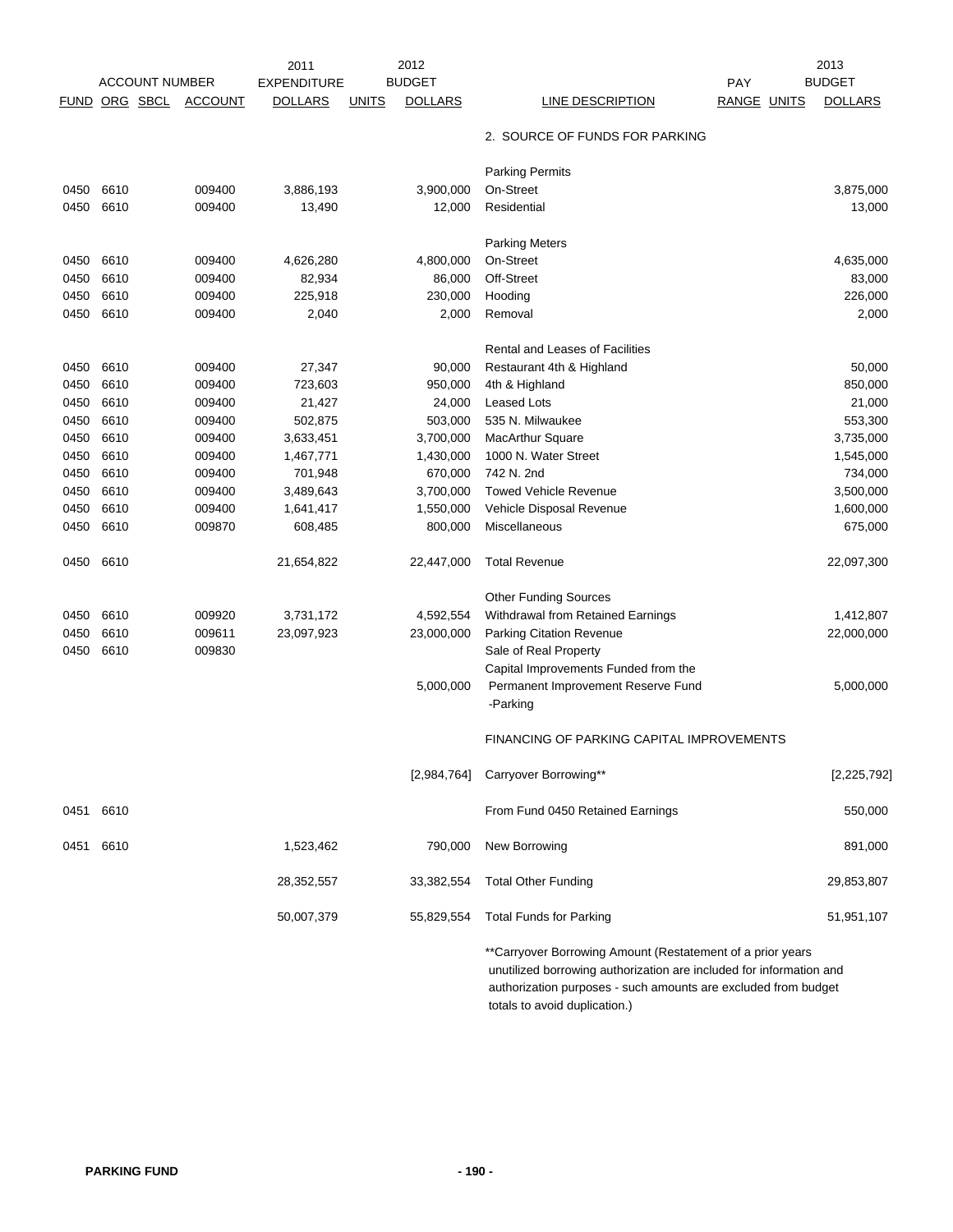| ACCOUNT NUMBER | | | | 2011 EXPENDITURE | | 2012 BUDGET | | PAY | | 2013 BUDGET |
|---|---|---|---|---|---|---|---|---|---|---|
| FUND | ORG | SBCL | ACCOUNT | DOLLARS | UNITS | DOLLARS | LINE DESCRIPTION | RANGE | UNITS | DOLLARS |
| | | | | | | | 2. SOURCE OF FUNDS FOR PARKING | | | |
| | | | | | | | Parking Permits | | | |
| 0450 | 6610 | | 009400 | 3,886,193 | | 3,900,000 | On-Street | | | 3,875,000 |
| 0450 | 6610 | | 009400 | 13,490 | | 12,000 | Residential | | | 13,000 |
| | | | | | | | Parking Meters | | | |
| 0450 | 6610 | | 009400 | 4,626,280 | | 4,800,000 | On-Street | | | 4,635,000 |
| 0450 | 6610 | | 009400 | 82,934 | | 86,000 | Off-Street | | | 83,000 |
| 0450 | 6610 | | 009400 | 225,918 | | 230,000 | Hooding | | | 226,000 |
| 0450 | 6610 | | 009400 | 2,040 | | 2,000 | Removal | | | 2,000 |
| | | | | | | | Rental and Leases of Facilities | | | |
| 0450 | 6610 | | 009400 | 27,347 | | 90,000 | Restaurant 4th & Highland | | | 50,000 |
| 0450 | 6610 | | 009400 | 723,603 | | 950,000 | 4th & Highland | | | 850,000 |
| 0450 | 6610 | | 009400 | 21,427 | | 24,000 | Leased Lots | | | 21,000 |
| 0450 | 6610 | | 009400 | 502,875 | | 503,000 | 535 N. Milwaukee | | | 553,300 |
| 0450 | 6610 | | 009400 | 3,633,451 | | 3,700,000 | MacArthur Square | | | 3,735,000 |
| 0450 | 6610 | | 009400 | 1,467,771 | | 1,430,000 | 1000 N. Water Street | | | 1,545,000 |
| 0450 | 6610 | | 009400 | 701,948 | | 670,000 | 742 N. 2nd | | | 734,000 |
| 0450 | 6610 | | 009400 | 3,489,643 | | 3,700,000 | Towed Vehicle Revenue | | | 3,500,000 |
| 0450 | 6610 | | 009400 | 1,641,417 | | 1,550,000 | Vehicle Disposal Revenue | | | 1,600,000 |
| 0450 | 6610 | | 009870 | 608,485 | | 800,000 | Miscellaneous | | | 675,000 |
| 0450 | 6610 | | | 21,654,822 | | 22,447,000 | Total Revenue | | | 22,097,300 |
| | | | | | | | Other Funding Sources | | | |
| 0450 | 6610 | | 009920 | 3,731,172 | | 4,592,554 | Withdrawal from Retained Earnings | | | 1,412,807 |
| 0450 | 6610 | | 009611 | 23,097,923 | | 23,000,000 | Parking Citation Revenue | | | 22,000,000 |
| 0450 | 6610 | | 009830 | | | | Sale of Real Property | | | |
| | | | | | | 5,000,000 | Capital Improvements Funded from the Permanent Improvement Reserve Fund -Parking | | | 5,000,000 |
| | | | | | | | FINANCING OF PARKING CAPITAL IMPROVEMENTS | | | |
| | | | | | | [2,984,764] | Carryover Borrowing** | | | [2,225,792] |
| 0451 | 6610 | | | | | | From Fund 0450 Retained Earnings | | | 550,000 |
| 0451 | 6610 | | | 1,523,462 | | 790,000 | New Borrowing | | | 891,000 |
| | | | | 28,352,557 | | 33,382,554 | Total Other Funding | | | 29,853,807 |
| | | | | 50,007,379 | | 55,829,554 | Total Funds for Parking | | | 51,951,107 |

**Carryover Borrowing Amount (Restatement of a prior years unutilized borrowing authorization are included for information and authorization purposes - such amounts are excluded from budget totals to avoid duplication.)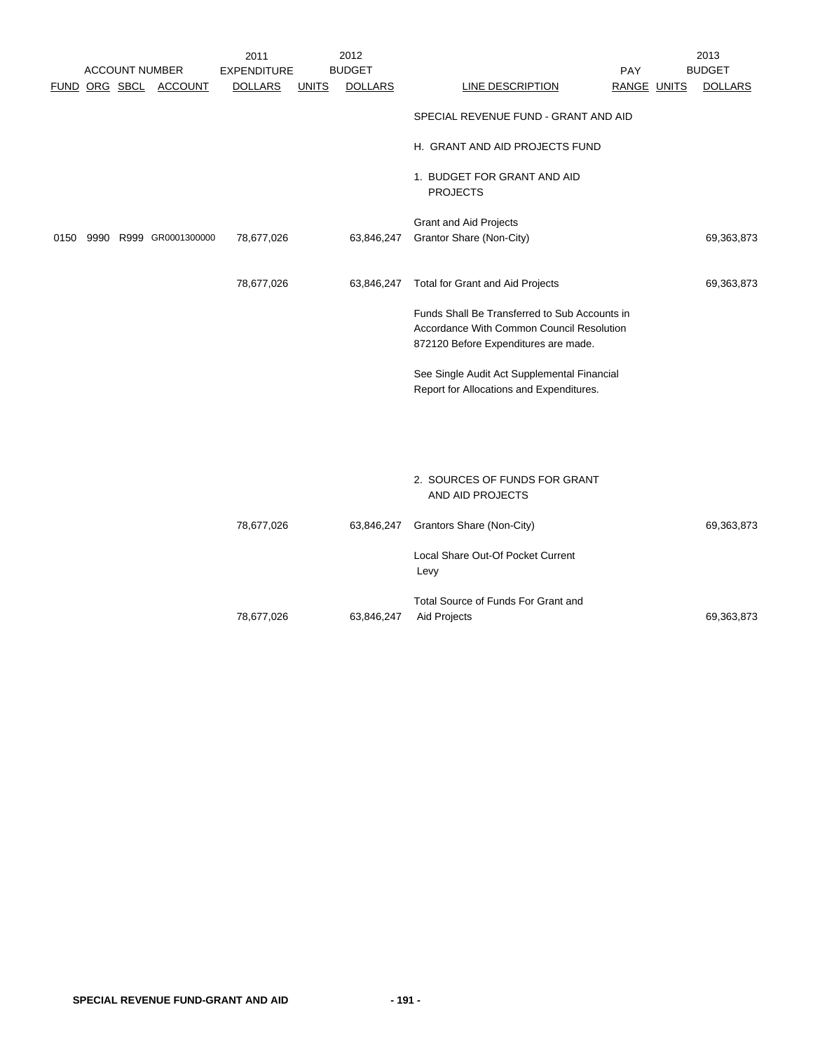| ACCOUNT NUMBER | | | | 2011 EXPENDITURE | | 2012 BUDGET | | PAY | | 2013 BUDGET |
|---|---|---|---|---|---|---|---|---|---|---|
| FUND | ORG | SBCL | ACCOUNT | DOLLARS | UNITS | DOLLARS | LINE DESCRIPTION | RANGE | UNITS | DOLLARS |
| | | | | | | | SPECIAL REVENUE FUND - GRANT AND AID | | | |
| | | | | | | | H. GRANT AND AID PROJECTS FUND | | | |
| | | | | | | | 1. BUDGET FOR GRANT AND AID PROJECTS | | | |
| | | | | | | | Grant and Aid Projects | | | |
| 0150 | 9990 | R999 | GR0001300000 | 78,677,026 | | 63,846,247 | Grantor Share (Non-City) | | | 69,363,873 |
| | | | | 78,677,026 | | 63,846,247 | Total for Grant and Aid Projects | | | 69,363,873 |
| | | | | | | | Funds Shall Be Transferred to Sub Accounts in Accordance With Common Council Resolution 872120 Before Expenditures are made. | | | |
| | | | | | | | See Single Audit Act Supplemental Financial Report for Allocations and Expenditures. | | | |
| | | | | | | | 2. SOURCES OF FUNDS FOR GRANT AND AID PROJECTS | | | |
| | | | | 78,677,026 | | 63,846,247 | Grantors Share (Non-City) | | | 69,363,873 |
| | | | | | | | Local Share Out-Of Pocket Current Levy | | | |
| | | | | 78,677,026 | | 63,846,247 | Total Source of Funds For Grant and Aid Projects | | | 69,363,873 |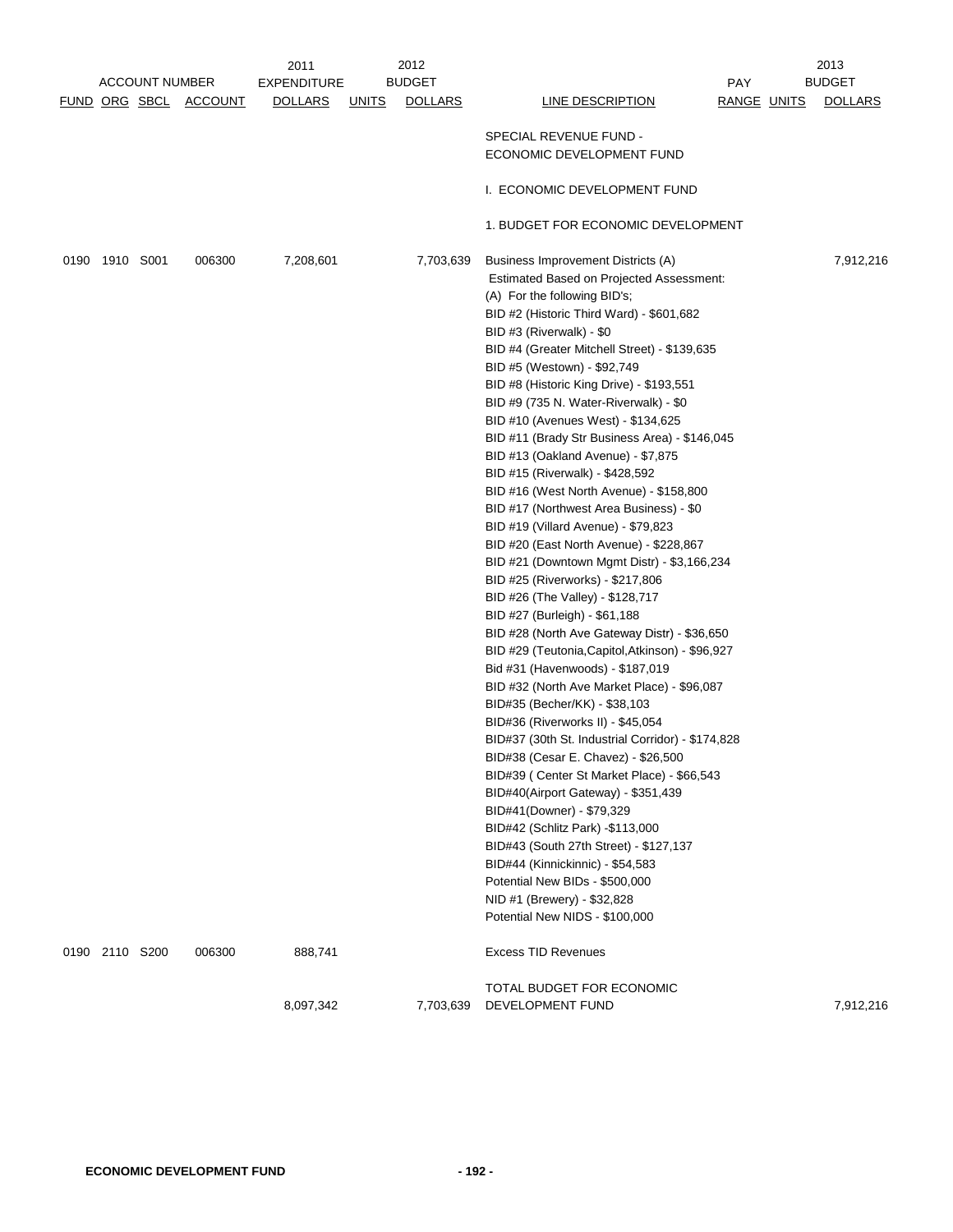| ACCOUNT NUMBER | | | | 2011 EXPENDITURE | 2012 BUDGET | | | PAY | | 2013 BUDGET |
|---|---|---|---|---|---|---|---|---|---|---|
| FUND | ORG | SBCL | ACCOUNT | DOLLARS | UNITS | DOLLARS | LINE DESCRIPTION | RANGE | UNITS | DOLLARS |
| | | | | | | | SPECIAL REVENUE FUND - ECONOMIC DEVELOPMENT FUND | | | |
| | | | | | | | I. ECONOMIC DEVELOPMENT FUND | | | |
| | | | | | | | 1. BUDGET FOR ECONOMIC DEVELOPMENT | | | |
| 0190 | 1910 | S001 | 006300 | 7,208,601 | | 7,703,639 | Business Improvement Districts (A)<br>Estimated Based on Projected Assessment:<br>(A) For the following BID's;<br>BID #2 (Historic Third Ward) - $601,682<br>BID #3 (Riverwalk) - $0<br>BID #4 (Greater Mitchell Street) - $139,635<br>BID #5 (Westown) - $92,749<br>BID #8 (Historic King Drive) - $193,551<br>BID #9 (735 N. Water-Riverwalk) - $0<br>BID #10 (Avenues West) - $134,625<br>BID #11 (Brady Str Business Area) - $146,045<br>BID #13 (Oakland Avenue) - $7,875<br>BID #15 (Riverwalk) - $428,592<br>BID #16 (West North Avenue) - $158,800<br>BID #17 (Northwest Area Business) - $0<br>BID #19 (Villard Avenue) - $79,823<br>BID #20 (East North Avenue) - $228,867<br>BID #21 (Downtown Mgmt Distr) - $3,166,234<br>BID #25 (Riverworks) - $217,806<br>BID #26 (The Valley) - $128,717<br>BID #27 (Burleigh) - $61,188<br>BID #28 (North Ave Gateway Distr) - $36,650<br>BID #29 (Teutonia,Capitol,Atkinson) - $96,927<br>Bid #31 (Havenwoods) - $187,019<br>BID #32 (North Ave Market Place) - $96,087<br>BID#35 (Becher/KK) - $38,103<br>BID#36 (Riverworks II) - $45,054<br>BID#37 (30th St. Industrial Corridor) - $174,828<br>BID#38 (Cesar E. Chavez) - $26,500<br>BID#39 ( Center St Market Place) - $66,543<br>BID#40(Airport Gateway) - $351,439<br>BID#41(Downer) - $79,329<br>BID#42 (Schlitz Park) -$113,000<br>BID#43 (South 27th Street) - $127,137<br>BID#44 (Kinnickinnic) - $54,583<br>Potential New BIDs - $500,000<br>NID #1 (Brewery) - $32,828<br>Potential New NIDS - $100,000 | | | 7,912,216 |
| 0190 | 2110 | S200 | 006300 | 888,741 | | | Excess TID Revenues | | | |
| | | | | 8,097,342 | | 7,703,639 | TOTAL BUDGET FOR ECONOMIC DEVELOPMENT FUND | | | 7,912,216 |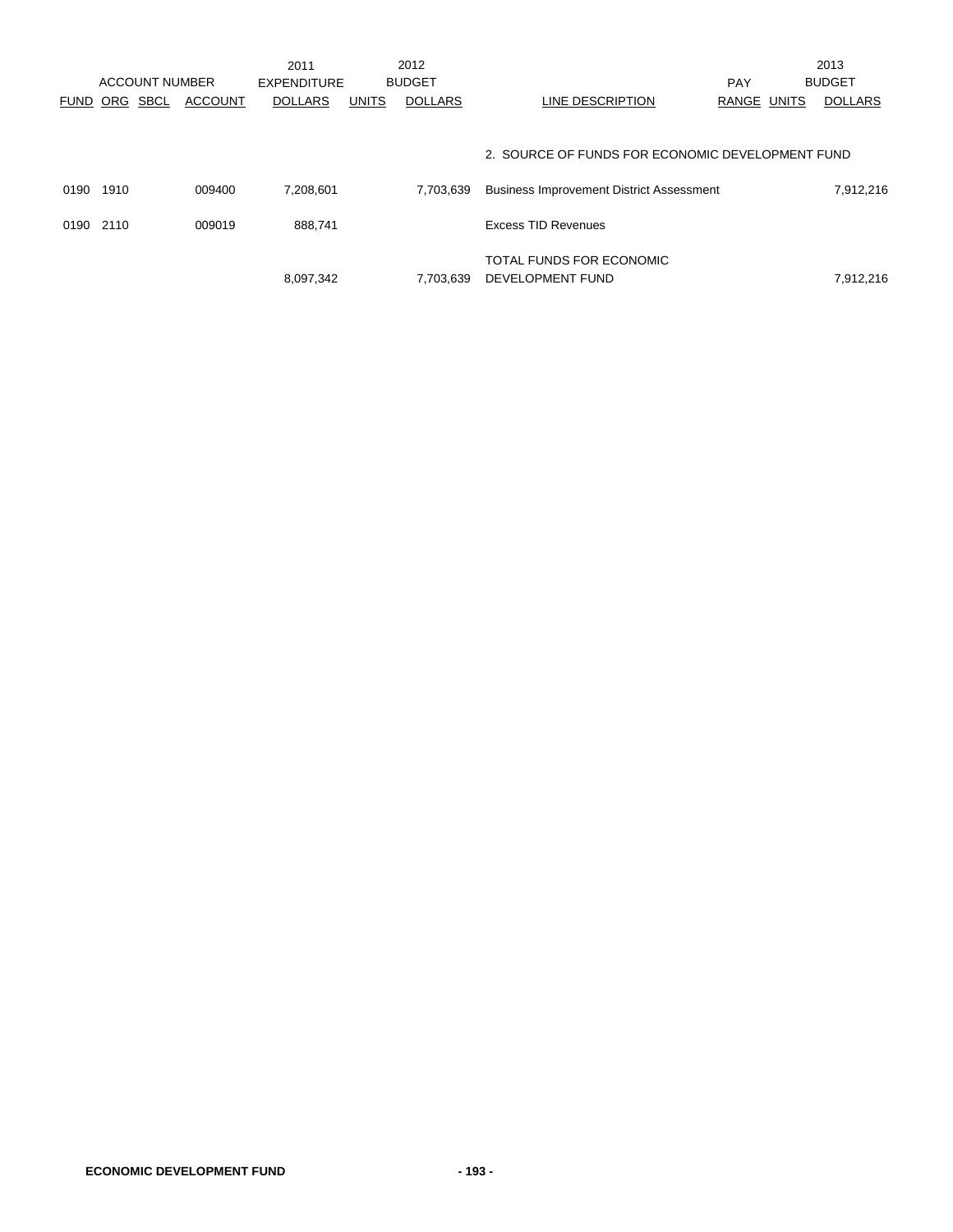| ACCOUNT NUMBER | | | | 2011 EXPENDITURE | 2012 BUDGET | | | | | 2013 BUDGET |
|---|---|---|---|---|---|---|---|---|---|---|
| FUND | ORG | SBCL | ACCOUNT | DOLLARS | UNITS | DOLLARS | LINE DESCRIPTION | PAY RANGE | UNITS | DOLLARS |
| | | | | | | | 2. SOURCE OF FUNDS FOR ECONOMIC DEVELOPMENT FUND | | | |
| 0190 | 1910 | | 009400 | 7,208,601 | | 7,703,639 | Business Improvement District Assessment | | | 7,912,216 |
| 0190 | 2110 | | 009019 | 888,741 | | | Excess TID Revenues | | | |
| | | | | 8,097,342 | | 7,703,639 | TOTAL FUNDS FOR ECONOMIC DEVELOPMENT FUND | | | 7,912,216 |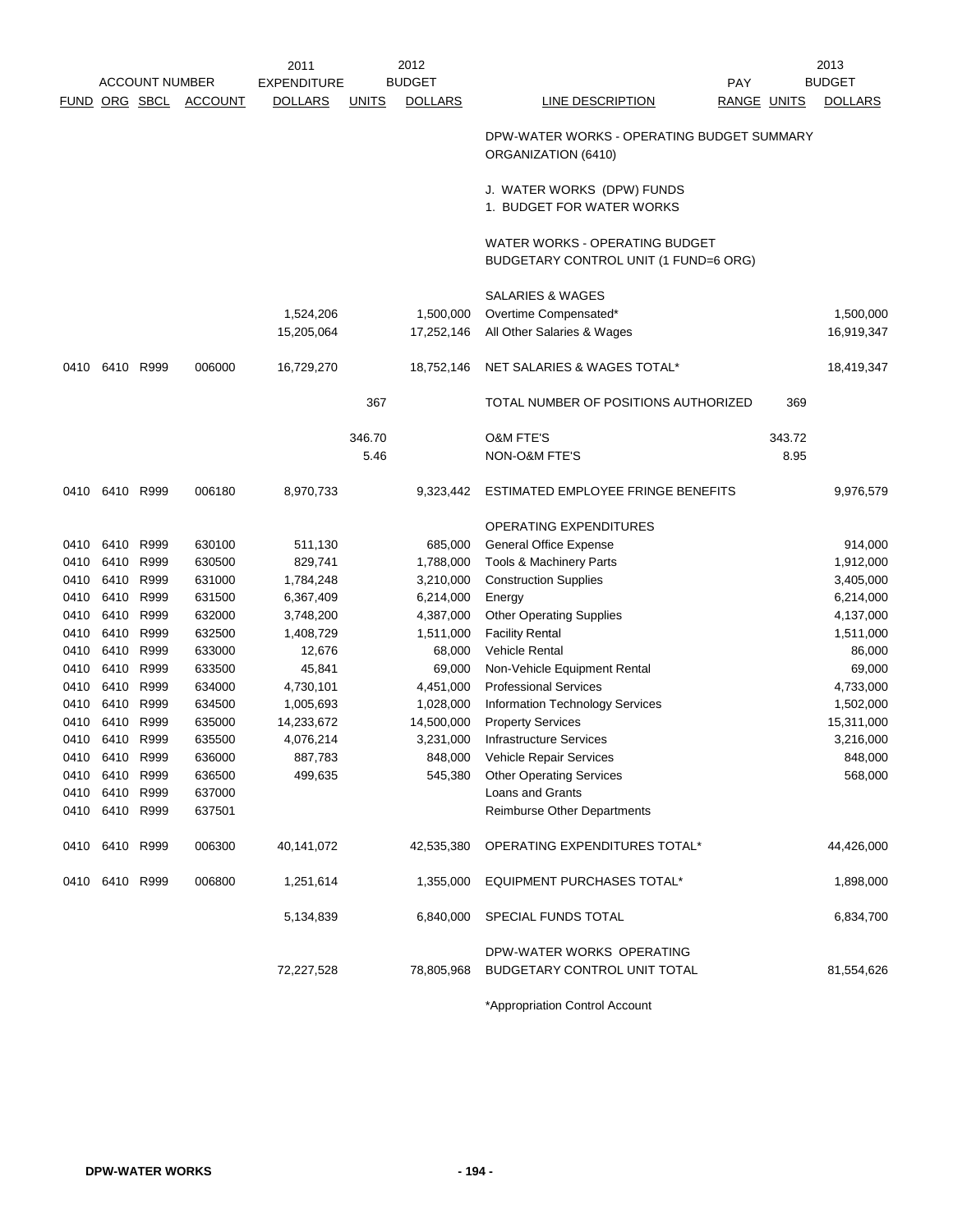| ACCOUNT NUMBER | | | | 2011 EXPENDITURE | 2012 BUDGET | | | PAY | | 2013 BUDGET |
|---|---|---|---|---|---|---|---|---|---|---|
| FUND | ORG | SBCL | ACCOUNT | DOLLARS | UNITS | DOLLARS | LINE DESCRIPTION | RANGE | UNITS | DOLLARS |
| | | | | | | | DPW-WATER WORKS - OPERATING BUDGET SUMMARY ORGANIZATION (6410) | | | |
| | | | | | | | J. WATER WORKS (DPW) FUNDS | | | |
| | | | | | | | 1. BUDGET FOR WATER WORKS | | | |
| | | | | | | | WATER WORKS - OPERATING BUDGET | | | |
| | | | | | | | BUDGETARY CONTROL UNIT (1 FUND=6 ORG) | | | |
| | | | | | | | SALARIES & WAGES | | | |
| | | | | 1,524,206 | | 1,500,000 | Overtime Compensated* | | | 1,500,000 |
| | | | | 15,205,064 | | 17,252,146 | All Other Salaries & Wages | | | 16,919,347 |
| 0410 | 6410 | R999 | 006000 | 16,729,270 | | 18,752,146 | NET SALARIES & WAGES TOTAL* | | | 18,419,347 |
| | | | | | 367 | | TOTAL NUMBER OF POSITIONS AUTHORIZED | | 369 | |
| | | | | | 346.70 | | O&M FTE'S | | 343.72 | |
| | | | | | 5.46 | | NON-O&M FTE'S | | 8.95 | |
| 0410 | 6410 | R999 | 006180 | 8,970,733 | | 9,323,442 | ESTIMATED EMPLOYEE FRINGE BENEFITS | | | 9,976,579 |
| | | | | | | | OPERATING EXPENDITURES | | | |
| 0410 | 6410 | R999 | 630100 | 511,130 | | 685,000 | General Office Expense | | | 914,000 |
| 0410 | 6410 | R999 | 630500 | 829,741 | | 1,788,000 | Tools & Machinery Parts | | | 1,912,000 |
| 0410 | 6410 | R999 | 631000 | 1,784,248 | | 3,210,000 | Construction Supplies | | | 3,405,000 |
| 0410 | 6410 | R999 | 631500 | 6,367,409 | | 6,214,000 | Energy | | | 6,214,000 |
| 0410 | 6410 | R999 | 632000 | 3,748,200 | | 4,387,000 | Other Operating Supplies | | | 4,137,000 |
| 0410 | 6410 | R999 | 632500 | 1,408,729 | | 1,511,000 | Facility Rental | | | 1,511,000 |
| 0410 | 6410 | R999 | 633000 | 12,676 | | 68,000 | Vehicle Rental | | | 86,000 |
| 0410 | 6410 | R999 | 633500 | 45,841 | | 69,000 | Non-Vehicle Equipment Rental | | | 69,000 |
| 0410 | 6410 | R999 | 634000 | 4,730,101 | | 4,451,000 | Professional Services | | | 4,733,000 |
| 0410 | 6410 | R999 | 634500 | 1,005,693 | | 1,028,000 | Information Technology Services | | | 1,502,000 |
| 0410 | 6410 | R999 | 635000 | 14,233,672 | | 14,500,000 | Property Services | | | 15,311,000 |
| 0410 | 6410 | R999 | 635500 | 4,076,214 | | 3,231,000 | Infrastructure Services | | | 3,216,000 |
| 0410 | 6410 | R999 | 636000 | 887,783 | | 848,000 | Vehicle Repair Services | | | 848,000 |
| 0410 | 6410 | R999 | 636500 | 499,635 | | 545,380 | Other Operating Services | | | 568,000 |
| 0410 | 6410 | R999 | 637000 | | | | Loans and Grants | | | |
| 0410 | 6410 | R999 | 637501 | | | | Reimburse Other Departments | | | |
| 0410 | 6410 | R999 | 006300 | 40,141,072 | | 42,535,380 | OPERATING EXPENDITURES TOTAL* | | | 44,426,000 |
| 0410 | 6410 | R999 | 006800 | 1,251,614 | | 1,355,000 | EQUIPMENT PURCHASES TOTAL* | | | 1,898,000 |
| | | | | 5,134,839 | | 6,840,000 | SPECIAL FUNDS TOTAL | | | 6,834,700 |
| | | | | 72,227,528 | | 78,805,968 | DPW-WATER WORKS OPERATING BUDGETARY CONTROL UNIT TOTAL | | | 81,554,626 |

*Appropriation Control Account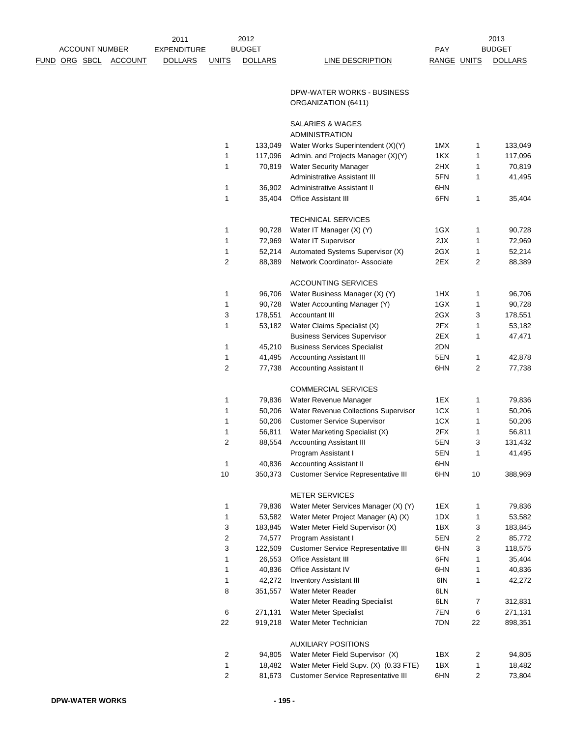| ACCOUNT NUMBER FUND ORG SBCL ACCOUNT | 2011 EXPENDITURE DOLLARS | UNITS | 2012 BUDGET DOLLARS | LINE DESCRIPTION | PAY RANGE | UNITS | 2013 BUDGET DOLLARS |
|---|---|---|---|---|---|---|---|
| | | | | DPW-WATER WORKS - BUSINESS ORGANIZATION (6411) | | | |
| | | | | SALARIES & WAGES | | | |
| | | | | ADMINISTRATION | | | |
| | | 1 | 133,049 | Water Works Superintendent (X)(Y) | 1MX | 1 | 133,049 |
| | | 1 | 117,096 | Admin. and Projects Manager (X)(Y) | 1KX | 1 | 117,096 |
| | | 1 | 70,819 | Water Security Manager | 2HX | 1 | 70,819 |
| | | | | Administrative Assistant III | 5FN | 1 | 41,495 |
| | | 1 | 36,902 | Administrative Assistant II | 6HN | | |
| | | 1 | 35,404 | Office Assistant III | 6FN | 1 | 35,404 |
| | | | | TECHNICAL SERVICES | | | |
| | | 1 | 90,728 | Water IT Manager (X) (Y) | 1GX | 1 | 90,728 |
| | | 1 | 72,969 | Water IT Supervisor | 2JX | 1 | 72,969 |
| | | 1 | 52,214 | Automated Systems Supervisor (X) | 2GX | 1 | 52,214 |
| | | 2 | 88,389 | Network Coordinator- Associate | 2EX | 2 | 88,389 |
| | | | | ACCOUNTING SERVICES | | | |
| | | 1 | 96,706 | Water Business Manager (X) (Y) | 1HX | 1 | 96,706 |
| | | 1 | 90,728 | Water Accounting Manager (Y) | 1GX | 1 | 90,728 |
| | | 3 | 178,551 | Accountant III | 2GX | 3 | 178,551 |
| | | 1 | 53,182 | Water Claims Specialist (X) | 2FX | 1 | 53,182 |
| | | | | Business Services Supervisor | 2EX | 1 | 47,471 |
| | | 1 | 45,210 | Business Services Specialist | 2DN | | |
| | | 1 | 41,495 | Accounting Assistant III | 5EN | 1 | 42,878 |
| | | 2 | 77,738 | Accounting Assistant II | 6HN | 2 | 77,738 |
| | | | | COMMERCIAL SERVICES | | | |
| | | 1 | 79,836 | Water Revenue Manager | 1EX | 1 | 79,836 |
| | | 1 | 50,206 | Water Revenue Collections Supervisor | 1CX | 1 | 50,206 |
| | | 1 | 50,206 | Customer Service Supervisor | 1CX | 1 | 50,206 |
| | | 1 | 56,811 | Water Marketing Specialist (X) | 2FX | 1 | 56,811 |
| | | 2 | 88,554 | Accounting Assistant III | 5EN | 3 | 131,432 |
| | | | | Program Assistant I | 5EN | 1 | 41,495 |
| | | 1 | 40,836 | Accounting Assistant II | 6HN | | |
| | | 10 | 350,373 | Customer Service Representative III | 6HN | 10 | 388,969 |
| | | | | METER SERVICES | | | |
| | | 1 | 79,836 | Water Meter Services Manager (X) (Y) | 1EX | 1 | 79,836 |
| | | 1 | 53,582 | Water Meter Project Manager (A) (X) | 1DX | 1 | 53,582 |
| | | 3 | 183,845 | Water Meter Field Supervisor (X) | 1BX | 3 | 183,845 |
| | | 2 | 74,577 | Program Assistant I | 5EN | 2 | 85,772 |
| | | 3 | 122,509 | Customer Service Representative III | 6HN | 3 | 118,575 |
| | | 1 | 26,553 | Office Assistant III | 6FN | 1 | 35,404 |
| | | 1 | 40,836 | Office Assistant IV | 6HN | 1 | 40,836 |
| | | 1 | 42,272 | Inventory Assistant III | 6IN | 1 | 42,272 |
| | | 8 | 351,557 | Water Meter Reader | 6LN | | |
| | | | | Water Meter Reading Specialist | 6LN | 7 | 312,831 |
| | | 6 | 271,131 | Water Meter Specialist | 7EN | 6 | 271,131 |
| | | 22 | 919,218 | Water Meter Technician | 7DN | 22 | 898,351 |
| | | | | AUXILIARY POSITIONS | | | |
| | | 2 | 94,805 | Water Meter Field Supervisor (X) | 1BX | 2 | 94,805 |
| | | 1 | 18,482 | Water Meter Field Supv. (X) (0.33 FTE) | 1BX | 1 | 18,482 |
| | | 2 | 81,673 | Customer Service Representative III | 6HN | 2 | 73,804 |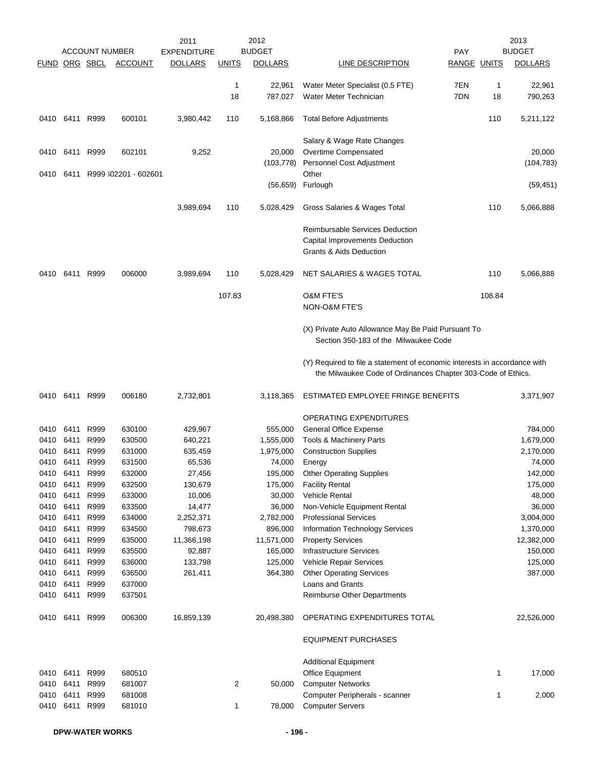| ACCOUNT NUMBER | | | | 2011 EXPENDITURE | 2012 BUDGET | | | PAY | 2013 BUDGET | |
|---|---|---|---|---|---|---|---|---|---|---|
| FUND | ORG | SBCL | ACCOUNT | DOLLARS | UNITS | DOLLARS | LINE DESCRIPTION | RANGE | UNITS | DOLLARS |
| | | | | | 1 | 22,961 | Water Meter Specialist (0.5 FTE) | 7EN | 1 | 22,961 |
| | | | | | 18 | 787,027 | Water Meter Technician | 7DN | 18 | 790,263 |
| 0410 | 6411 | R999 | 600101 | 3,980,442 | 110 | 5,168,866 | Total Before Adjustments | | 110 | 5,211,122 |
| | | | | | | | Salary & Wage Rate Changes | | | |
| 0410 | 6411 | R999 | 602101 | 9,252 | | 20,000 | Overtime Compensated | | | 20,000 |
| | | | | | | (103,778) | Personnel Cost Adjustment | | | (104,783) |
| 0410 | 6411 | R999 | 602201 - 602601 | | | | Other | | | |
| | | | | | | (56,659) | Furlough | | | (59,451) |
| | | | | 3,989,694 | 110 | 5,028,429 | Gross Salaries & Wages Total | | 110 | 5,066,888 |
| | | | | | | | Reimbursable Services Deduction | | | |
| | | | | | | | Capital Improvements Deduction | | | |
| | | | | | | | Grants & Aids Deduction | | | |
| 0410 | 6411 | R999 | 006000 | 3,989,694 | 110 | 5,028,429 | NET SALARIES & WAGES TOTAL | | 110 | 5,066,888 |
| | | | | | 107.83 | | O&M FTE'S | | 108.84 | |
| | | | | | | | NON-O&M FTE'S | | | |
| | | | | | | | (X) Private Auto Allowance May Be Paid Pursuant To Section 350-183 of the Milwaukee Code | | | |
| | | | | | | | (Y) Required to file a statement of economic interests in accordance with the Milwaukee Code of Ordinances Chapter 303-Code of Ethics. | | | |
| 0410 | 6411 | R999 | 006180 | 2,732,801 | | 3,118,365 | ESTIMATED EMPLOYEE FRINGE BENEFITS | | | 3,371,907 |
| | | | | | | | OPERATING EXPENDITURES | | | |
| 0410 | 6411 | R999 | 630100 | 429,967 | | 555,000 | General Office Expense | | | 784,000 |
| 0410 | 6411 | R999 | 630500 | 640,221 | | 1,555,000 | Tools & Machinery Parts | | | 1,679,000 |
| 0410 | 6411 | R999 | 631000 | 635,459 | | 1,975,000 | Construction Supplies | | | 2,170,000 |
| 0410 | 6411 | R999 | 631500 | 65,536 | | 74,000 | Energy | | | 74,000 |
| 0410 | 6411 | R999 | 632000 | 27,456 | | 195,000 | Other Operating Supplies | | | 142,000 |
| 0410 | 6411 | R999 | 632500 | 130,679 | | 175,000 | Facility Rental | | | 175,000 |
| 0410 | 6411 | R999 | 633000 | 10,006 | | 30,000 | Vehicle Rental | | | 48,000 |
| 0410 | 6411 | R999 | 633500 | 14,477 | | 36,000 | Non-Vehicle Equipment Rental | | | 36,000 |
| 0410 | 6411 | R999 | 634000 | 2,252,371 | | 2,782,000 | Professional Services | | | 3,004,000 |
| 0410 | 6411 | R999 | 634500 | 798,673 | | 896,000 | Information Technology Services | | | 1,370,000 |
| 0410 | 6411 | R999 | 635000 | 11,366,198 | | 11,571,000 | Property Services | | | 12,382,000 |
| 0410 | 6411 | R999 | 635500 | 92,887 | | 165,000 | Infrastructure Services | | | 150,000 |
| 0410 | 6411 | R999 | 636000 | 133,798 | | 125,000 | Vehicle Repair Services | | | 125,000 |
| 0410 | 6411 | R999 | 636500 | 261,411 | | 364,380 | Other Operating Services | | | 387,000 |
| 0410 | 6411 | R999 | 637000 | | | | Loans and Grants | | | |
| 0410 | 6411 | R999 | 637501 | | | | Reimburse Other Departments | | | |
| 0410 | 6411 | R999 | 006300 | 16,859,139 | | 20,498,380 | OPERATING EXPENDITURES TOTAL | | | 22,526,000 |
| | | | | | | | EQUIPMENT PURCHASES | | | |
| | | | | | | | Additional Equipment | | | |
| 0410 | 6411 | R999 | 680510 | | | | Office Equipment | | 1 | 17,000 |
| 0410 | 6411 | R999 | 681007 | | 2 | 50,000 | Computer Networks | | | |
| 0410 | 6411 | R999 | 681008 | | | | Computer Peripherals - scanner | | 1 | 2,000 |
| 0410 | 6411 | R999 | 681010 | | 1 | 78,000 | Computer Servers | | | |

DPW-WATER WORKS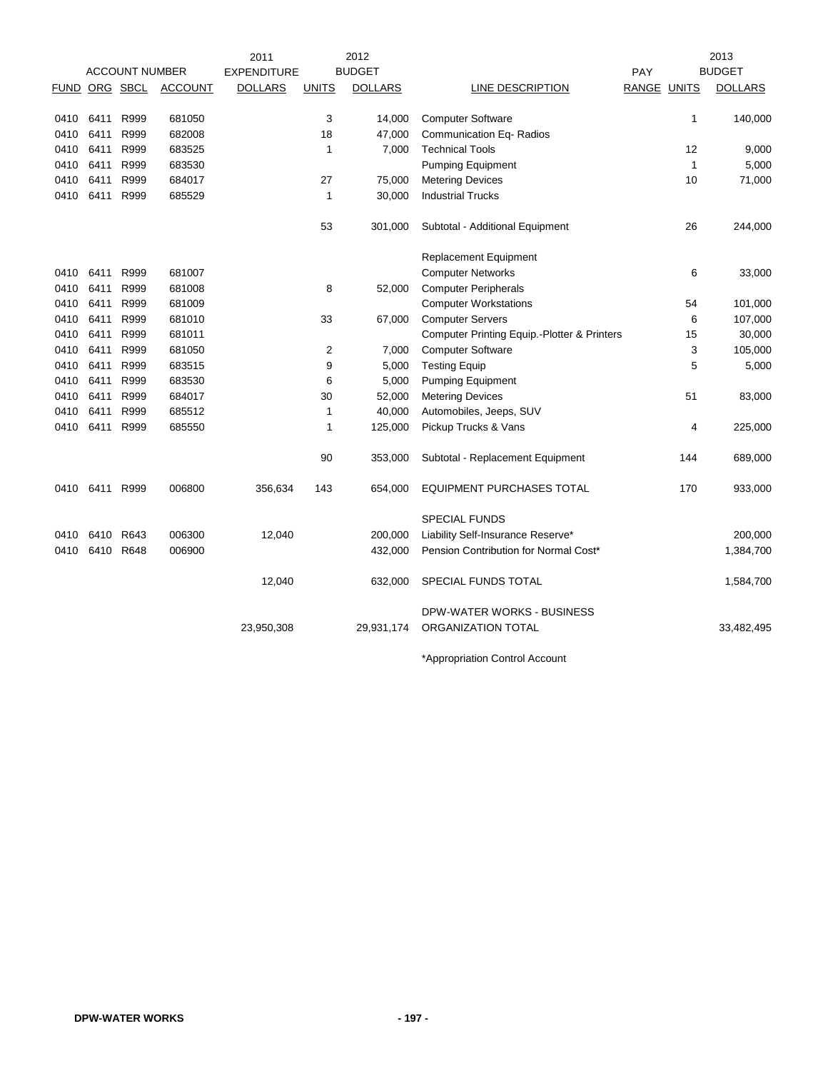| ACCOUNT NUMBER | | | | 2011 EXPENDITURE | 2012 BUDGET | | | PAY | 2013 BUDGET | |
|---|---|---|---|---|---|---|---|---|---|---|
| FUND | ORG | SBCL | ACCOUNT | DOLLARS | UNITS | DOLLARS | LINE DESCRIPTION | RANGE | UNITS | DOLLARS |
| 0410 | 6411 | R999 | 681050 | | 3 | 14,000 | Computer Software | | 1 | 140,000 |
| 0410 | 6411 | R999 | 682008 | | 18 | 47,000 | Communication Eq- Radios | | | |
| 0410 | 6411 | R999 | 683525 | | 1 | 7,000 | Technical Tools | | 12 | 9,000 |
| 0410 | 6411 | R999 | 683530 | | | | Pumping Equipment | | 1 | 5,000 |
| 0410 | 6411 | R999 | 684017 | | 27 | 75,000 | Metering Devices | | 10 | 71,000 |
| 0410 | 6411 | R999 | 685529 | | 1 | 30,000 | Industrial Trucks | | | |
| | | | | | 53 | 301,000 | Subtotal - Additional Equipment | | 26 | 244,000 |
| | | | | | | | Replacement Equipment | | | |
| 0410 | 6411 | R999 | 681007 | | | | Computer Networks | | 6 | 33,000 |
| 0410 | 6411 | R999 | 681008 | | 8 | 52,000 | Computer Peripherals | | | |
| 0410 | 6411 | R999 | 681009 | | | | Computer Workstations | | 54 | 101,000 |
| 0410 | 6411 | R999 | 681010 | | 33 | 67,000 | Computer Servers | | 6 | 107,000 |
| 0410 | 6411 | R999 | 681011 | | | | Computer Printing Equip.-Plotter & Printers | | 15 | 30,000 |
| 0410 | 6411 | R999 | 681050 | | 2 | 7,000 | Computer Software | | 3 | 105,000 |
| 0410 | 6411 | R999 | 683515 | | 9 | 5,000 | Testing Equip | | 5 | 5,000 |
| 0410 | 6411 | R999 | 683530 | | 6 | 5,000 | Pumping Equipment | | | |
| 0410 | 6411 | R999 | 684017 | | 30 | 52,000 | Metering Devices | | 51 | 83,000 |
| 0410 | 6411 | R999 | 685512 | | 1 | 40,000 | Automobiles, Jeeps, SUV | | | |
| 0410 | 6411 | R999 | 685550 | | 1 | 125,000 | Pickup Trucks & Vans | | 4 | 225,000 |
| | | | | | 90 | 353,000 | Subtotal - Replacement Equipment | | 144 | 689,000 |
| 0410 | 6411 | R999 | 006800 | 356,634 | 143 | 654,000 | EQUIPMENT PURCHASES TOTAL | | 170 | 933,000 |
| | | | | | | | SPECIAL FUNDS | | | |
| 0410 | 6410 | R643 | 006300 | 12,040 | | 200,000 | Liability Self-Insurance Reserve* | | | 200,000 |
| 0410 | 6410 | R648 | 006900 | | | 432,000 | Pension Contribution for Normal Cost* | | | 1,384,700 |
| | | | | 12,040 | | 632,000 | SPECIAL FUNDS TOTAL | | | 1,584,700 |
| | | | | 23,950,308 | | 29,931,174 | DPW-WATER WORKS - BUSINESS ORGANIZATION TOTAL | | | 33,482,495 |

*Appropriation Control Account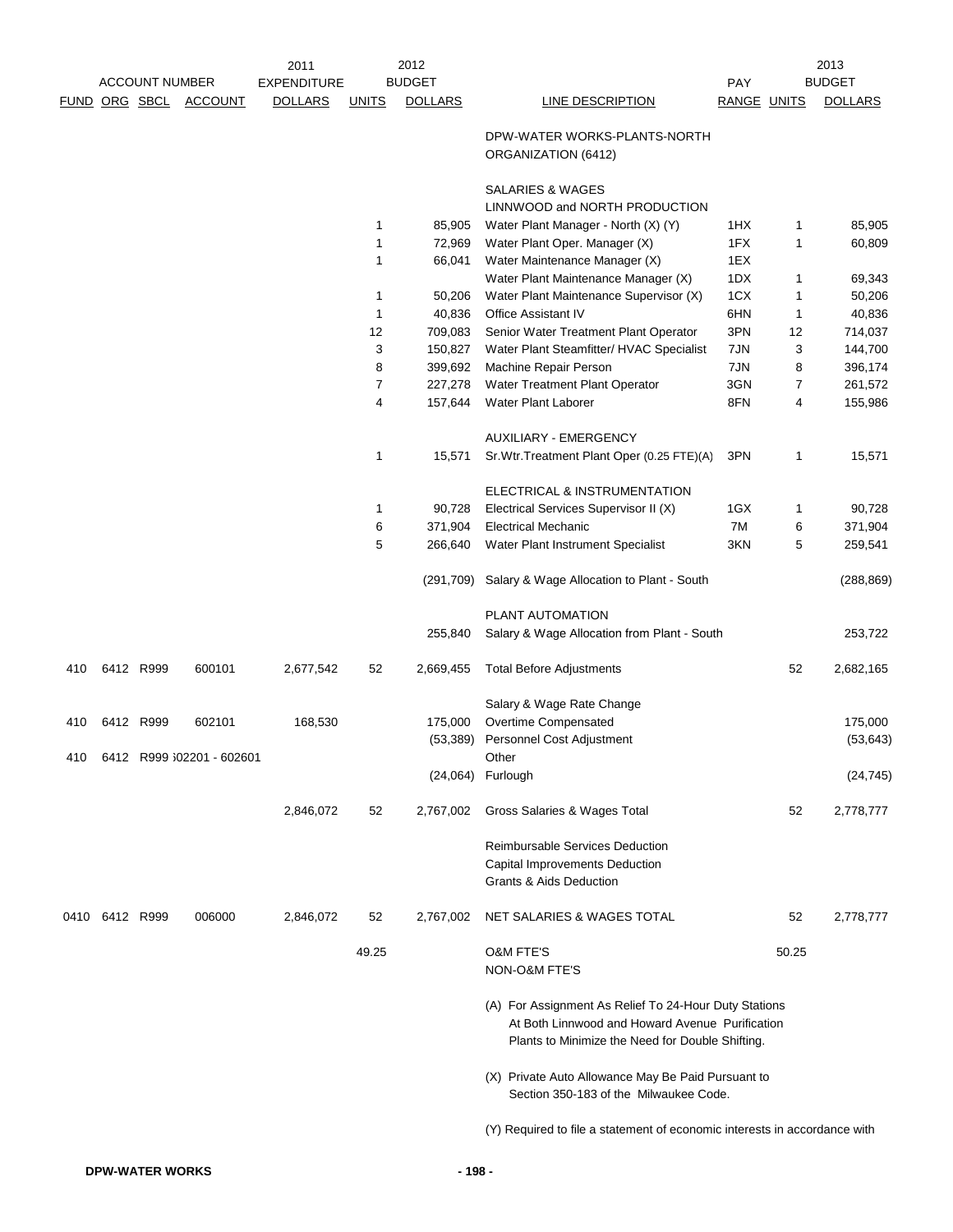| ACCOUNT NUMBER | | | | 2011 EXPENDITURE | 2012 BUDGET | | | PAY | 2013 BUDGET | |
|---|---|---|---|---|---|---|---|---|---|---|
| FUND | ORG | SBCL | ACCOUNT | DOLLARS | UNITS | DOLLARS | LINE DESCRIPTION | RANGE | UNITS | DOLLARS |
| | | | | | | | DPW-WATER WORKS-PLANTS-NORTH ORGANIZATION (6412) | | | |
| | | | | | | | SALARIES & WAGES | | | |
| | | | | | | | LINNWOOD and NORTH PRODUCTION | | | |
| | | | | | 1 | 85,905 | Water Plant Manager - North (X) (Y) | 1HX | 1 | 85,905 |
| | | | | | 1 | 72,969 | Water Plant Oper. Manager (X) | 1FX | 1 | 60,809 |
| | | | | | 1 | 66,041 | Water Maintenance Manager (X) | 1EX | | |
| | | | | | | | Water Plant Maintenance Manager (X) | 1DX | 1 | 69,343 |
| | | | | | 1 | 50,206 | Water Plant Maintenance Supervisor (X) | 1CX | 1 | 50,206 |
| | | | | | 1 | 40,836 | Office Assistant IV | 6HN | 1 | 40,836 |
| | | | | | 12 | 709,083 | Senior Water Treatment Plant Operator | 3PN | 12 | 714,037 |
| | | | | | 3 | 150,827 | Water Plant Steamfitter/ HVAC Specialist | 7JN | 3 | 144,700 |
| | | | | | 8 | 399,692 | Machine Repair Person | 7JN | 8 | 396,174 |
| | | | | | 7 | 227,278 | Water Treatment Plant Operator | 3GN | 7 | 261,572 |
| | | | | | 4 | 157,644 | Water Plant Laborer | 8FN | 4 | 155,986 |
| | | | | | | | AUXILIARY - EMERGENCY | | | |
| | | | | | 1 | 15,571 | Sr.Wtr.Treatment Plant Oper (0.25 FTE)(A) | 3PN | 1 | 15,571 |
| | | | | | | | ELECTRICAL & INSTRUMENTATION | | | |
| | | | | | 1 | 90,728 | Electrical Services Supervisor II (X) | 1GX | 1 | 90,728 |
| | | | | | 6 | 371,904 | Electrical Mechanic | 7M | 6 | 371,904 |
| | | | | | 5 | 266,640 | Water Plant Instrument Specialist | 3KN | 5 | 259,541 |
| | | | | | | (291,709) | Salary & Wage Allocation to Plant - South | | | (288,869) |
| | | | | | | | PLANT AUTOMATION | | | |
| | | | | | | 255,840 | Salary & Wage Allocation from Plant - South | | | 253,722 |
| 410 | 6412 | R999 | 600101 | 2,677,542 | 52 | 2,669,455 | Total Before Adjustments | | 52 | 2,682,165 |
| | | | | | | | Salary & Wage Rate Change | | | |
| 410 | 6412 | R999 | 602101 | 168,530 | | 175,000 | Overtime Compensated | | | 175,000 |
| | | | | | | (53,389) | Personnel Cost Adjustment | | | (53,643) |
| 410 | 6412 | R999 | 602201 - 602601 | | | | Other | | | |
| | | | | | | (24,064) | Furlough | | | (24,745) |
| | | | | 2,846,072 | 52 | 2,767,002 | Gross Salaries & Wages Total | | 52 | 2,778,777 |
| | | | | | | | Reimbursable Services Deduction | | | |
| | | | | | | | Capital Improvements Deduction | | | |
| | | | | | | | Grants & Aids Deduction | | | |
| 0410 | 6412 | R999 | 006000 | 2,846,072 | 52 | 2,767,002 | NET SALARIES & WAGES TOTAL | | 52 | 2,778,777 |
| | | | | | 49.25 | | O&M FTE'S | | 50.25 | |
| | | | | | | | NON-O&M FTE'S | | | |

(A) For Assignment As Relief To 24-Hour Duty Stations At Both Linnwood and Howard Avenue Purification Plants to Minimize the Need for Double Shifting.

(X) Private Auto Allowance May Be Paid Pursuant to Section 350-183 of the Milwaukee Code.

(Y) Required to file a statement of economic interests in accordance with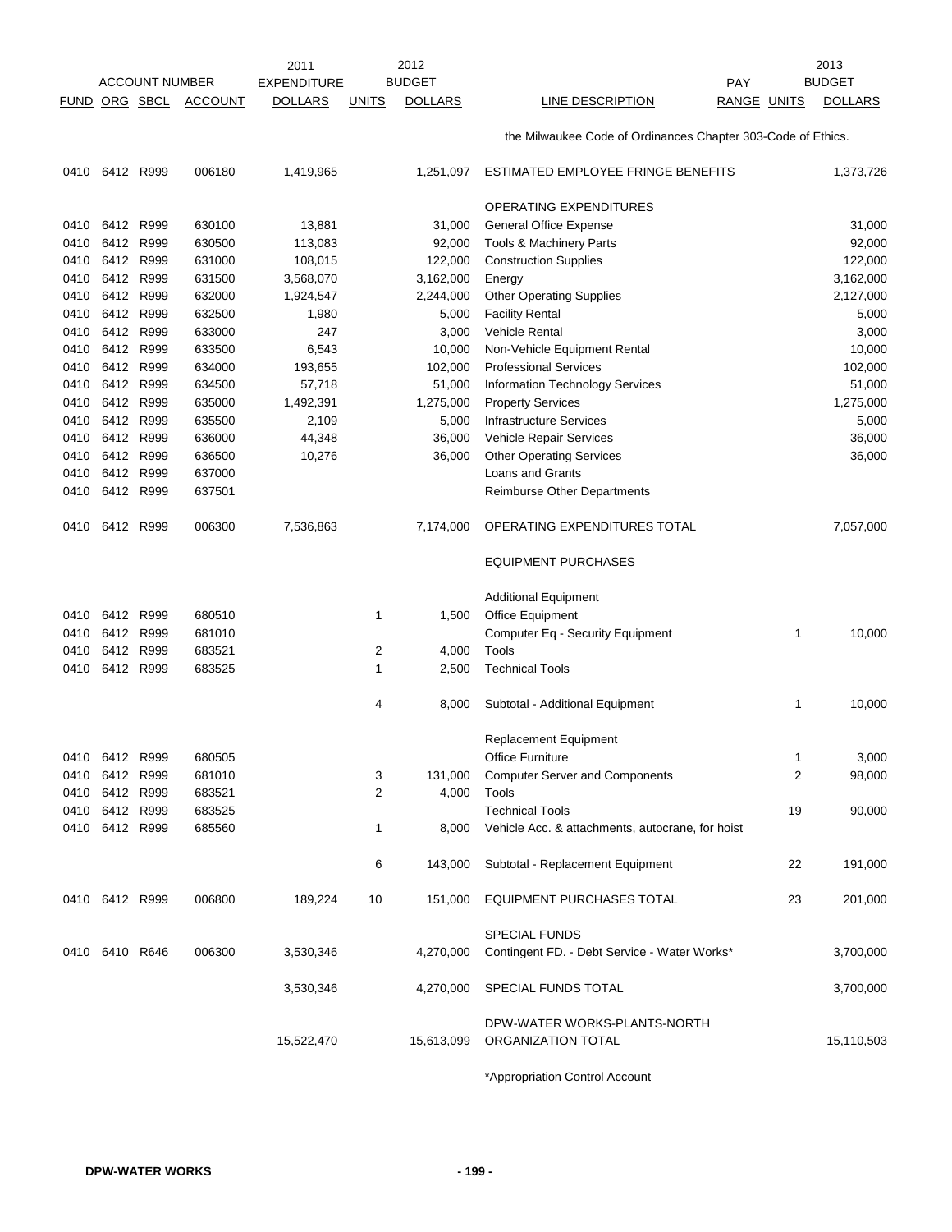| ACCOUNT NUMBER | | | | 2011 EXPENDITURE | 2012 BUDGET | | | PAY | 2013 BUDGET | |
|---|---|---|---|---|---|---|---|---|---|---|
| FUND | ORG | SBCL | ACCOUNT | DOLLARS | UNITS | DOLLARS | LINE DESCRIPTION | RANGE | UNITS | DOLLARS |
| | | | | | | | the Milwaukee Code of Ordinances Chapter 303-Code of Ethics. | | | |
| 0410 | 6412 | R999 | 006180 | 1,419,965 | | 1,251,097 | ESTIMATED EMPLOYEE FRINGE BENEFITS | | | 1,373,726 |
| | | | | | | | OPERATING EXPENDITURES | | | |
| 0410 | 6412 | R999 | 630100 | 13,881 | | 31,000 | General Office Expense | | | 31,000 |
| 0410 | 6412 | R999 | 630500 | 113,083 | | 92,000 | Tools & Machinery Parts | | | 92,000 |
| 0410 | 6412 | R999 | 631000 | 108,015 | | 122,000 | Construction Supplies | | | 122,000 |
| 0410 | 6412 | R999 | 631500 | 3,568,070 | | 3,162,000 | Energy | | | 3,162,000 |
| 0410 | 6412 | R999 | 632000 | 1,924,547 | | 2,244,000 | Other Operating Supplies | | | 2,127,000 |
| 0410 | 6412 | R999 | 632500 | 1,980 | | 5,000 | Facility Rental | | | 5,000 |
| 0410 | 6412 | R999 | 633000 | 247 | | 3,000 | Vehicle Rental | | | 3,000 |
| 0410 | 6412 | R999 | 633500 | 6,543 | | 10,000 | Non-Vehicle Equipment Rental | | | 10,000 |
| 0410 | 6412 | R999 | 634000 | 193,655 | | 102,000 | Professional Services | | | 102,000 |
| 0410 | 6412 | R999 | 634500 | 57,718 | | 51,000 | Information Technology Services | | | 51,000 |
| 0410 | 6412 | R999 | 635000 | 1,492,391 | | 1,275,000 | Property Services | | | 1,275,000 |
| 0410 | 6412 | R999 | 635500 | 2,109 | | 5,000 | Infrastructure Services | | | 5,000 |
| 0410 | 6412 | R999 | 636000 | 44,348 | | 36,000 | Vehicle Repair Services | | | 36,000 |
| 0410 | 6412 | R999 | 636500 | 10,276 | | 36,000 | Other Operating Services | | | 36,000 |
| 0410 | 6412 | R999 | 637000 | | | | Loans and Grants | | | |
| 0410 | 6412 | R999 | 637501 | | | | Reimburse Other Departments | | | |
| 0410 | 6412 | R999 | 006300 | 7,536,863 | | 7,174,000 | OPERATING EXPENDITURES TOTAL | | | 7,057,000 |
| | | | | | | | EQUIPMENT PURCHASES | | | |
| | | | | | | | Additional Equipment | | | |
| 0410 | 6412 | R999 | 680510 | | 1 | 1,500 | Office Equipment | | | |
| 0410 | 6412 | R999 | 681010 | | | | Computer Eq - Security Equipment | | 1 | 10,000 |
| 0410 | 6412 | R999 | 683521 | | 2 | 4,000 | Tools | | | |
| 0410 | 6412 | R999 | 683525 | | 1 | 2,500 | Technical Tools | | | |
| | | | | | 4 | 8,000 | Subtotal - Additional Equipment | | 1 | 10,000 |
| | | | | | | | Replacement Equipment | | | |
| 0410 | 6412 | R999 | 680505 | | | | Office Furniture | | 1 | 3,000 |
| 0410 | 6412 | R999 | 681010 | | 3 | 131,000 | Computer Server and Components | | 2 | 98,000 |
| 0410 | 6412 | R999 | 683521 | | 2 | 4,000 | Tools | | | |
| 0410 | 6412 | R999 | 683525 | | | | Technical Tools | | 19 | 90,000 |
| 0410 | 6412 | R999 | 685560 | | 1 | 8,000 | Vehicle Acc. & attachments, autocrane, for hoist | | | |
| | | | | | 6 | 143,000 | Subtotal - Replacement Equipment | | 22 | 191,000 |
| 0410 | 6412 | R999 | 006800 | 189,224 | 10 | 151,000 | EQUIPMENT PURCHASES TOTAL | | 23 | 201,000 |
| | | | | | | | SPECIAL FUNDS | | | |
| 0410 | 6410 | R646 | 006300 | 3,530,346 | | 4,270,000 | Contingent FD. - Debt Service - Water Works* | | | 3,700,000 |
| | | | | 3,530,346 | | 4,270,000 | SPECIAL FUNDS TOTAL | | | 3,700,000 |
| | | | | 15,522,470 | | 15,613,099 | DPW-WATER WORKS-PLANTS-NORTH ORGANIZATION TOTAL | | | 15,110,503 |

*Appropriation Control Account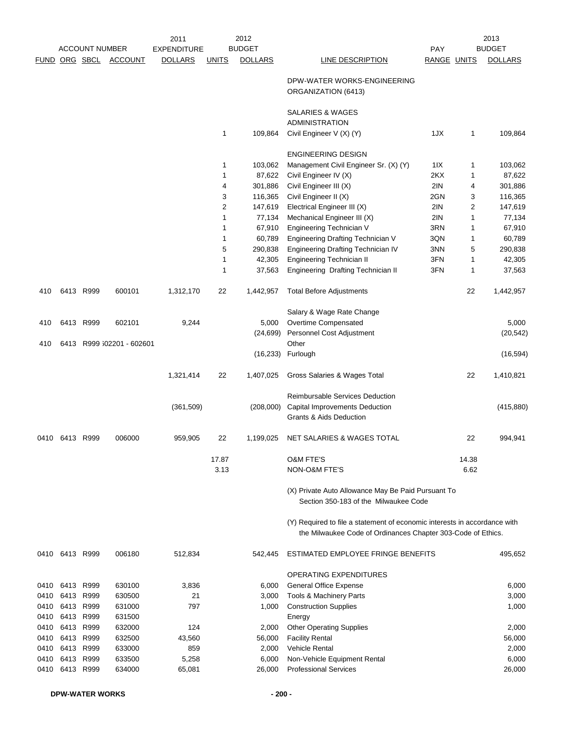| FUND | ORG | SBCL | ACCOUNT | 2011 EXPENDITURE DOLLARS | 2012 BUDGET UNITS | 2012 BUDGET DOLLARS | LINE DESCRIPTION | PAY RANGE | 2013 BUDGET UNITS | 2013 BUDGET DOLLARS |
|---|---|---|---|---|---|---|---|---|---|---|
| | | | | | | | DPW-WATER WORKS-ENGINEERING ORGANIZATION (6413) | | | |
| | | | | | | | SALARIES & WAGES | | | |
| | | | | | | | ADMINISTRATION | | | |
| | | | | | 1 | 109,864 | Civil Engineer V (X) (Y) | 1JX | 1 | 109,864 |
| | | | | | | | ENGINEERING DESIGN | | | |
| | | | | | 1 | 103,062 | Management Civil Engineer Sr. (X) (Y) | 1IX | 1 | 103,062 |
| | | | | | 1 | 87,622 | Civil Engineer IV (X) | 2KX | 1 | 87,622 |
| | | | | | 4 | 301,886 | Civil Engineer III (X) | 2IN | 4 | 301,886 |
| | | | | | 3 | 116,365 | Civil Engineer II (X) | 2GN | 3 | 116,365 |
| | | | | | 2 | 147,619 | Electrical Engineer III (X) | 2IN | 2 | 147,619 |
| | | | | | 1 | 77,134 | Mechanical Engineer III (X) | 2IN | 1 | 77,134 |
| | | | | | 1 | 67,910 | Engineering Technician V | 3RN | 1 | 67,910 |
| | | | | | 1 | 60,789 | Engineering Drafting Technician V | 3QN | 1 | 60,789 |
| | | | | | 5 | 290,838 | Engineering Drafting Technician IV | 3NN | 5 | 290,838 |
| | | | | | 1 | 42,305 | Engineering Technician II | 3FN | 1 | 42,305 |
| | | | | | 1 | 37,563 | Engineering Drafting Technician II | 3FN | 1 | 37,563 |
| 410 | 6413 | R999 | 600101 | 1,312,170 | 22 | 1,442,957 | Total Before Adjustments | | 22 | 1,442,957 |
| | | | | | | | Salary & Wage Rate Change | | | |
| 410 | 6413 | R999 | 602101 | 9,244 | | 5,000 | Overtime Compensated | | | 5,000 |
| | | | | | | (24,699) | Personnel Cost Adjustment | | | (20,542) |
| 410 | 6413 | R999 | 602201 - 602601 | | | | Other | | | |
| | | | | | | (16,233) | Furlough | | | (16,594) |
| | | | | 1,321,414 | 22 | 1,407,025 | Gross Salaries & Wages Total | | 22 | 1,410,821 |
| | | | | | | | Reimbursable Services Deduction | | | |
| | | | | (361,509) | | (208,000) | Capital Improvements Deduction | | | (415,880) |
| | | | | | | | Grants & Aids Deduction | | | |
| 0410 | 6413 | R999 | 006000 | 959,905 | 22 | 1,199,025 | NET SALARIES & WAGES TOTAL | | 22 | 994,941 |
| | | | | | 17.87 | | O&M FTE'S | | 14.38 | |
| | | | | | 3.13 | | NON-O&M FTE'S | | 6.62 | |

(X) Private Auto Allowance May Be Paid Pursuant To Section 350-183 of the Milwaukee Code

(Y) Required to file a statement of economic interests in accordance with the Milwaukee Code of Ordinances Chapter 303-Code of Ethics.

| FUND | ORG | SBCL | ACCOUNT | 2011 EXPENDITURE DOLLARS | 2012 BUDGET UNITS | 2012 BUDGET DOLLARS | LINE DESCRIPTION | PAY RANGE | 2013 BUDGET UNITS | 2013 BUDGET DOLLARS |
|---|---|---|---|---|---|---|---|---|---|---|
| 0410 | 6413 | R999 | 006180 | 512,834 | | 542,445 | ESTIMATED EMPLOYEE FRINGE BENEFITS | | | 495,652 |
| | | | | | | | OPERATING EXPENDITURES | | | |
| 0410 | 6413 | R999 | 630100 | 3,836 | | 6,000 | General Office Expense | | | 6,000 |
| 0410 | 6413 | R999 | 630500 | 21 | | 3,000 | Tools & Machinery Parts | | | 3,000 |
| 0410 | 6413 | R999 | 631000 | 797 | | 1,000 | Construction Supplies | | | 1,000 |
| 0410 | 6413 | R999 | 631500 | | | | Energy | | | |
| 0410 | 6413 | R999 | 632000 | 124 | | 2,000 | Other Operating Supplies | | | 2,000 |
| 0410 | 6413 | R999 | 632500 | 43,560 | | 56,000 | Facility Rental | | | 56,000 |
| 0410 | 6413 | R999 | 633000 | 859 | | 2,000 | Vehicle Rental | | | 2,000 |
| 0410 | 6413 | R999 | 633500 | 5,258 | | 6,000 | Non-Vehicle Equipment Rental | | | 6,000 |
| 0410 | 6413 | R999 | 634000 | 65,081 | | 26,000 | Professional Services | | | 26,000 |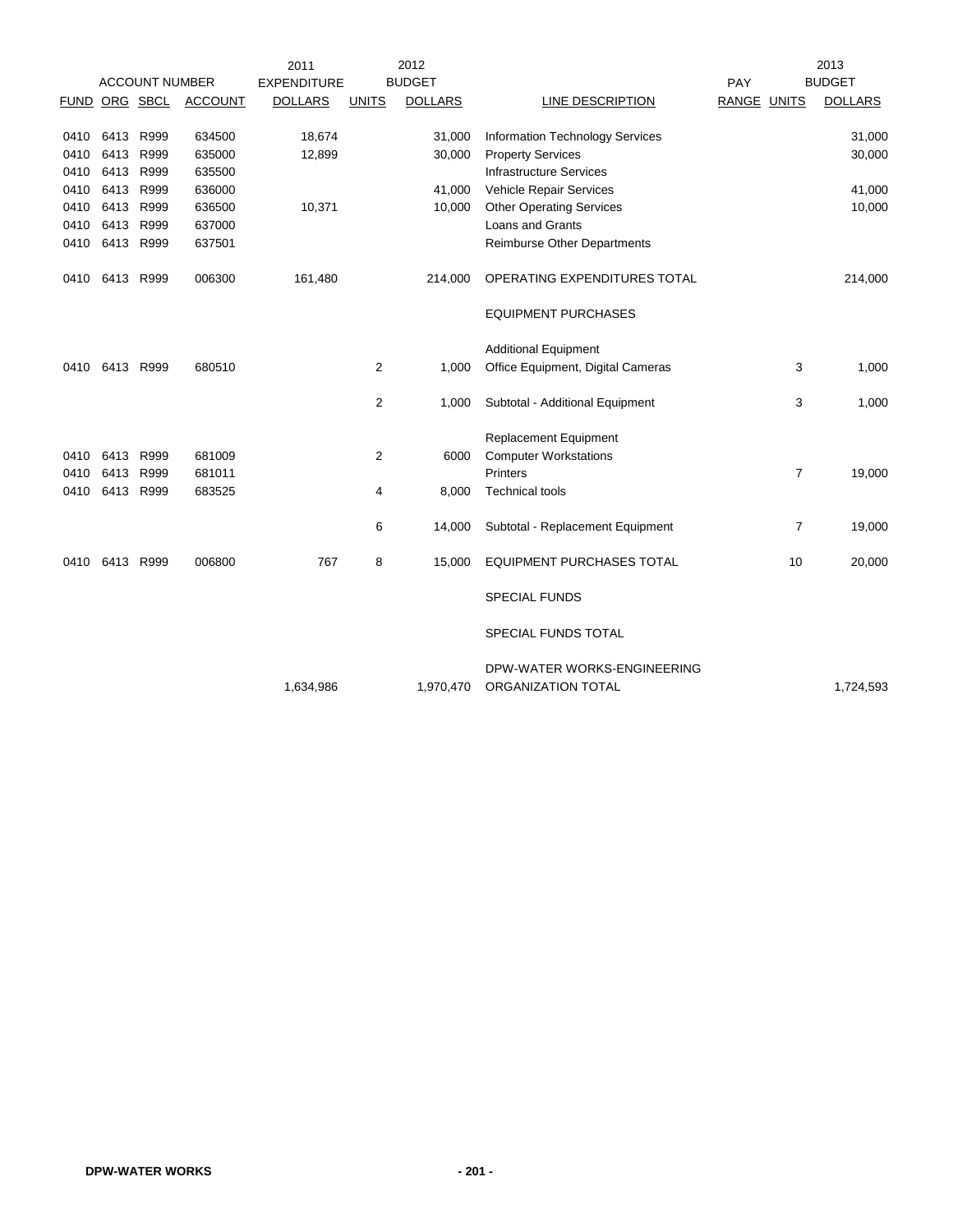| ACCOUNT NUMBER | | | | 2011 EXPENDITURE | 2012 BUDGET | | | PAY | | 2013 BUDGET |
|---|---|---|---|---|---|---|---|---|---|---|
| FUND | ORG | SBCL | ACCOUNT | DOLLARS | UNITS | DOLLARS | LINE DESCRIPTION | RANGE | UNITS | DOLLARS |
| 0410 | 6413 | R999 | 634500 | 18,674 | | 31,000 | Information Technology Services | | | 31,000 |
| 0410 | 6413 | R999 | 635000 | 12,899 | | 30,000 | Property Services | | | 30,000 |
| 0410 | 6413 | R999 | 635500 | | | | Infrastructure Services | | | |
| 0410 | 6413 | R999 | 636000 | | | 41,000 | Vehicle Repair Services | | | 41,000 |
| 0410 | 6413 | R999 | 636500 | 10,371 | | 10,000 | Other Operating Services | | | 10,000 |
| 0410 | 6413 | R999 | 637000 | | | | Loans and Grants | | | |
| 0410 | 6413 | R999 | 637501 | | | | Reimburse Other Departments | | | |
| 0410 | 6413 | R999 | 006300 | 161,480 | | 214,000 | OPERATING EXPENDITURES TOTAL | | | 214,000 |
| | | | | | | | EQUIPMENT PURCHASES | | | |
| | | | | | | | Additional Equipment | | | |
| 0410 | 6413 | R999 | 680510 | | 2 | 1,000 | Office Equipment, Digital Cameras | | 3 | 1,000 |
| | | | | | 2 | 1,000 | Subtotal - Additional Equipment | | 3 | 1,000 |
| | | | | | | | Replacement Equipment | | | |
| 0410 | 6413 | R999 | 681009 | | 2 | 6000 | Computer Workstations | | | |
| 0410 | 6413 | R999 | 681011 | | | | Printers | | 7 | 19,000 |
| 0410 | 6413 | R999 | 683525 | | 4 | 8,000 | Technical tools | | | |
| | | | | | 6 | 14,000 | Subtotal - Replacement Equipment | | 7 | 19,000 |
| 0410 | 6413 | R999 | 006800 | 767 | 8 | 15,000 | EQUIPMENT PURCHASES TOTAL | | 10 | 20,000 |
| | | | | | | | SPECIAL FUNDS | | | |
| | | | | | | | SPECIAL FUNDS TOTAL | | | |
| | | | | 1,634,986 | | 1,970,470 | DPW-WATER WORKS-ENGINEERING ORGANIZATION TOTAL | | | 1,724,593 |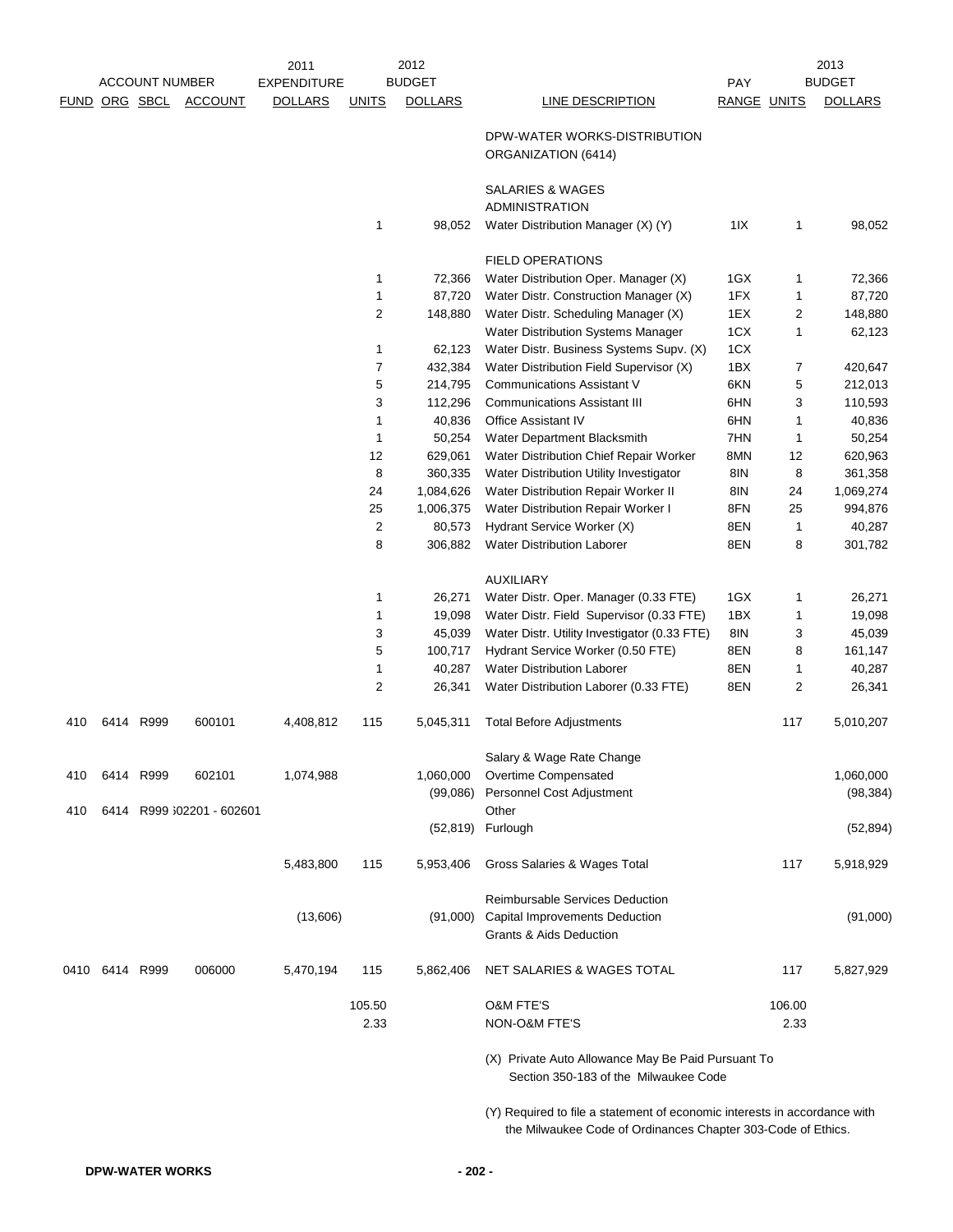| ACCOUNT NUMBER | | | | 2011 EXPENDITURE | 2012 BUDGET | | | PAY | 2013 BUDGET | |
|---|---|---|---|---|---|---|---|---|---|---|
| FUND | ORG | SBCL | ACCOUNT | DOLLARS | UNITS | DOLLARS | LINE DESCRIPTION | RANGE | UNITS | DOLLARS |
| | | | | | | | DPW-WATER WORKS-DISTRIBUTION ORGANIZATION (6414) | | | |
| | | | | | | | SALARIES & WAGES | | | |
| | | | | | | | ADMINISTRATION | | | |
| | | | | | 1 | 98,052 | Water Distribution Manager (X) (Y) | 1IX | 1 | 98,052 |
| | | | | | | | FIELD OPERATIONS | | | |
| | | | | | 1 | 72,366 | Water Distribution Oper. Manager (X) | 1GX | 1 | 72,366 |
| | | | | | 1 | 87,720 | Water Distr. Construction Manager (X) | 1FX | 1 | 87,720 |
| | | | | | 2 | 148,880 | Water Distr. Scheduling Manager (X) | 1EX | 2 | 148,880 |
| | | | | | | | Water Distribution Systems Manager | 1CX | 1 | 62,123 |
| | | | | | 1 | 62,123 | Water Distr. Business Systems Supv. (X) | 1CX | | |
| | | | | | 7 | 432,384 | Water Distribution Field Supervisor (X) | 1BX | 7 | 420,647 |
| | | | | | 5 | 214,795 | Communications Assistant V | 6KN | 5 | 212,013 |
| | | | | | 3 | 112,296 | Communications Assistant III | 6HN | 3 | 110,593 |
| | | | | | 1 | 40,836 | Office Assistant IV | 6HN | 1 | 40,836 |
| | | | | | 1 | 50,254 | Water Department Blacksmith | 7HN | 1 | 50,254 |
| | | | | | 12 | 629,061 | Water Distribution Chief Repair Worker | 8MN | 12 | 620,963 |
| | | | | | 8 | 360,335 | Water Distribution Utility Investigator | 8IN | 8 | 361,358 |
| | | | | | 24 | 1,084,626 | Water Distribution Repair Worker II | 8IN | 24 | 1,069,274 |
| | | | | | 25 | 1,006,375 | Water Distribution Repair Worker I | 8FN | 25 | 994,876 |
| | | | | | 2 | 80,573 | Hydrant Service Worker (X) | 8EN | 1 | 40,287 |
| | | | | | 8 | 306,882 | Water Distribution Laborer | 8EN | 8 | 301,782 |
| | | | | | | | AUXILIARY | | | |
| | | | | | 1 | 26,271 | Water Distr. Oper. Manager (0.33 FTE) | 1GX | 1 | 26,271 |
| | | | | | 1 | 19,098 | Water Distr. Field Supervisor (0.33 FTE) | 1BX | 1 | 19,098 |
| | | | | | 3 | 45,039 | Water Distr. Utility Investigator (0.33 FTE) | 8IN | 3 | 45,039 |
| | | | | | 5 | 100,717 | Hydrant Service Worker (0.50 FTE) | 8EN | 8 | 161,147 |
| | | | | | 1 | 40,287 | Water Distribution Laborer | 8EN | 1 | 40,287 |
| | | | | | 2 | 26,341 | Water Distribution Laborer (0.33 FTE) | 8EN | 2 | 26,341 |
| 410 | 6414 | R999 | 600101 | 4,408,812 | 115 | 5,045,311 | Total Before Adjustments | | 117 | 5,010,207 |
| | | | | | | | Salary & Wage Rate Change | | | |
| 410 | 6414 | R999 | 602101 | 1,074,988 | | 1,060,000 | Overtime Compensated | | | 1,060,000 |
| | | | | | | (99,086) | Personnel Cost Adjustment | | | (98,384) |
| 410 | 6414 | R999 | 602201 - 602601 | | | | Other | | | |
| | | | | | | (52,819) | Furlough | | | (52,894) |
| | | | | 5,483,800 | 115 | 5,953,406 | Gross Salaries & Wages Total | | 117 | 5,918,929 |
| | | | | | | | Reimbursable Services Deduction | | | |
| | | | | (13,606) | | (91,000) | Capital Improvements Deduction | | | (91,000) |
| | | | | | | | Grants & Aids Deduction | | | |
| 0410 | 6414 | R999 | 006000 | 5,470,194 | 115 | 5,862,406 | NET SALARIES & WAGES TOTAL | | 117 | 5,827,929 |
| | | | | | 105.50 | | O&M FTE'S | | 106.00 | |
| | | | | | 2.33 | | NON-O&M FTE'S | | 2.33 | |

(X) Private Auto Allowance May Be Paid Pursuant To Section 350-183 of the Milwaukee Code

(Y) Required to file a statement of economic interests in accordance with the Milwaukee Code of Ordinances Chapter 303-Code of Ethics.

**DPW-WATER WORKS**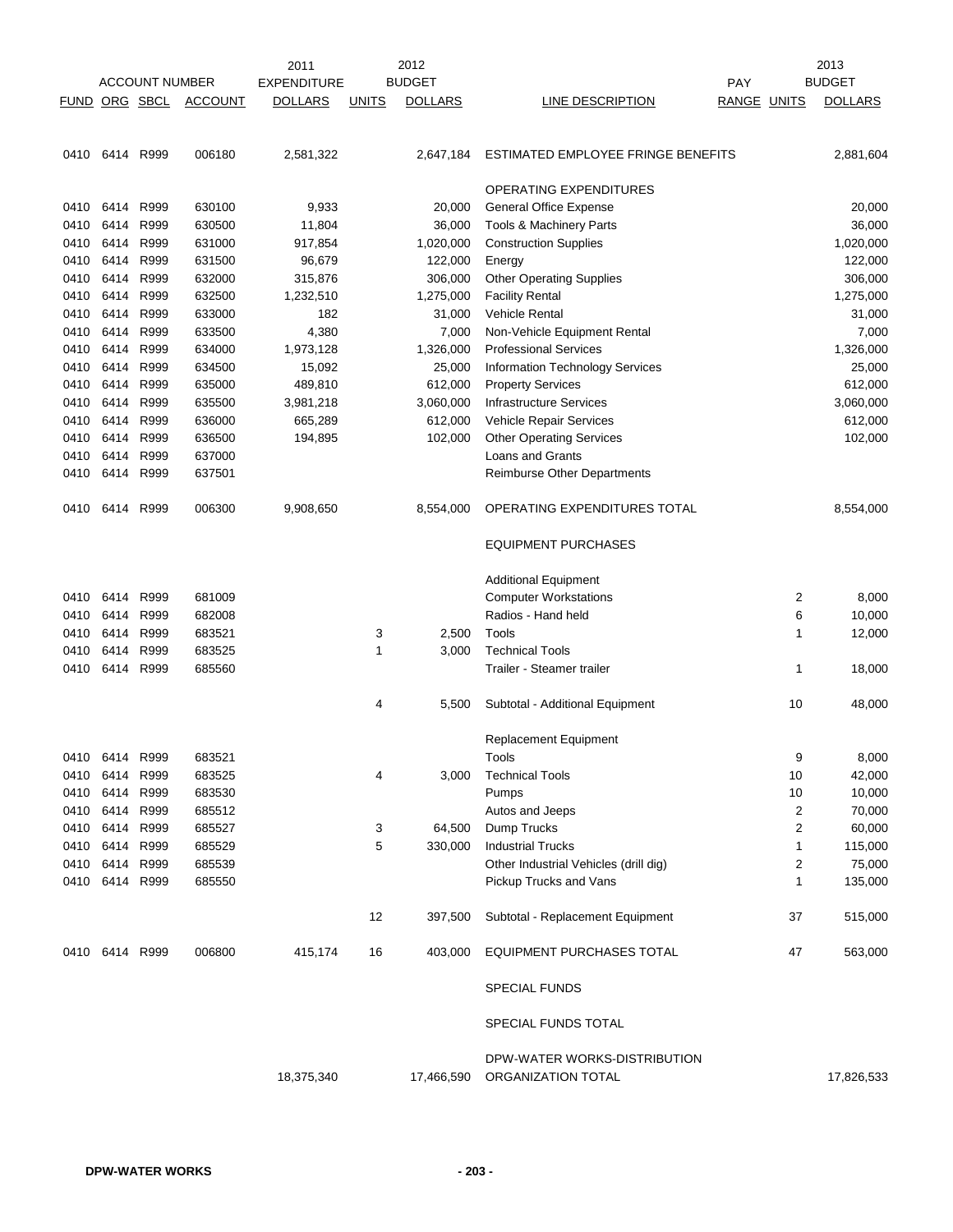| ACCOUNT NUMBER | | | | 2011 EXPENDITURE | 2012 BUDGET | | | PAY | 2013 BUDGET | |
|---|---|---|---|---|---|---|---|---|---|---|
| FUND | ORG | SBCL | ACCOUNT | DOLLARS | UNITS | DOLLARS | LINE DESCRIPTION | RANGE | UNITS | DOLLARS |
| 0410 | 6414 | R999 | 006180 | 2,581,322 | | 2,647,184 | ESTIMATED EMPLOYEE FRINGE BENEFITS | | | 2,881,604 |
| | | | | | | | OPERATING EXPENDITURES | | | |
| 0410 | 6414 | R999 | 630100 | 9,933 | | 20,000 | General Office Expense | | | 20,000 |
| 0410 | 6414 | R999 | 630500 | 11,804 | | 36,000 | Tools & Machinery Parts | | | 36,000 |
| 0410 | 6414 | R999 | 631000 | 917,854 | | 1,020,000 | Construction Supplies | | | 1,020,000 |
| 0410 | 6414 | R999 | 631500 | 96,679 | | 122,000 | Energy | | | 122,000 |
| 0410 | 6414 | R999 | 632000 | 315,876 | | 306,000 | Other Operating Supplies | | | 306,000 |
| 0410 | 6414 | R999 | 632500 | 1,232,510 | | 1,275,000 | Facility Rental | | | 1,275,000 |
| 0410 | 6414 | R999 | 633000 | 182 | | 31,000 | Vehicle Rental | | | 31,000 |
| 0410 | 6414 | R999 | 633500 | 4,380 | | 7,000 | Non-Vehicle Equipment Rental | | | 7,000 |
| 0410 | 6414 | R999 | 634000 | 1,973,128 | | 1,326,000 | Professional Services | | | 1,326,000 |
| 0410 | 6414 | R999 | 634500 | 15,092 | | 25,000 | Information Technology Services | | | 25,000 |
| 0410 | 6414 | R999 | 635000 | 489,810 | | 612,000 | Property Services | | | 612,000 |
| 0410 | 6414 | R999 | 635500 | 3,981,218 | | 3,060,000 | Infrastructure Services | | | 3,060,000 |
| 0410 | 6414 | R999 | 636000 | 665,289 | | 612,000 | Vehicle Repair Services | | | 612,000 |
| 0410 | 6414 | R999 | 636500 | 194,895 | | 102,000 | Other Operating Services | | | 102,000 |
| 0410 | 6414 | R999 | 637000 | | | | Loans and Grants | | | |
| 0410 | 6414 | R999 | 637501 | | | | Reimburse Other Departments | | | |
| 0410 | 6414 | R999 | 006300 | 9,908,650 | | 8,554,000 | OPERATING EXPENDITURES TOTAL | | | 8,554,000 |
| | | | | | | | EQUIPMENT PURCHASES | | | |
| | | | | | | | Additional Equipment | | | |
| 0410 | 6414 | R999 | 681009 | | | | Computer Workstations | | 2 | 8,000 |
| 0410 | 6414 | R999 | 682008 | | | | Radios - Hand held | | 6 | 10,000 |
| 0410 | 6414 | R999 | 683521 | | 3 | 2,500 | Tools | | 1 | 12,000 |
| 0410 | 6414 | R999 | 683525 | | 1 | 3,000 | Technical Tools | | | |
| 0410 | 6414 | R999 | 685560 | | | | Trailer - Steamer trailer | | 1 | 18,000 |
| | | | | | 4 | 5,500 | Subtotal - Additional Equipment | | 10 | 48,000 |
| | | | | | | | Replacement Equipment | | | |
| 0410 | 6414 | R999 | 683521 | | | | Tools | | 9 | 8,000 |
| 0410 | 6414 | R999 | 683525 | | 4 | 3,000 | Technical Tools | | 10 | 42,000 |
| 0410 | 6414 | R999 | 683530 | | | | Pumps | | 10 | 10,000 |
| 0410 | 6414 | R999 | 685512 | | | | Autos and Jeeps | | 2 | 70,000 |
| 0410 | 6414 | R999 | 685527 | | 3 | 64,500 | Dump Trucks | | 2 | 60,000 |
| 0410 | 6414 | R999 | 685529 | | 5 | 330,000 | Industrial Trucks | | 1 | 115,000 |
| 0410 | 6414 | R999 | 685539 | | | | Other Industrial Vehicles (drill dig) | | 2 | 75,000 |
| 0410 | 6414 | R999 | 685550 | | | | Pickup Trucks and Vans | | 1 | 135,000 |
| | | | | | 12 | 397,500 | Subtotal - Replacement Equipment | | 37 | 515,000 |
| 0410 | 6414 | R999 | 006800 | 415,174 | 16 | 403,000 | EQUIPMENT PURCHASES TOTAL | | 47 | 563,000 |
| | | | | | | | SPECIAL FUNDS | | | |
| | | | | | | | SPECIAL FUNDS TOTAL | | | |
| | | | | 18,375,340 | | 17,466,590 | DPW-WATER WORKS-DISTRIBUTION ORGANIZATION TOTAL | | | 17,826,533 |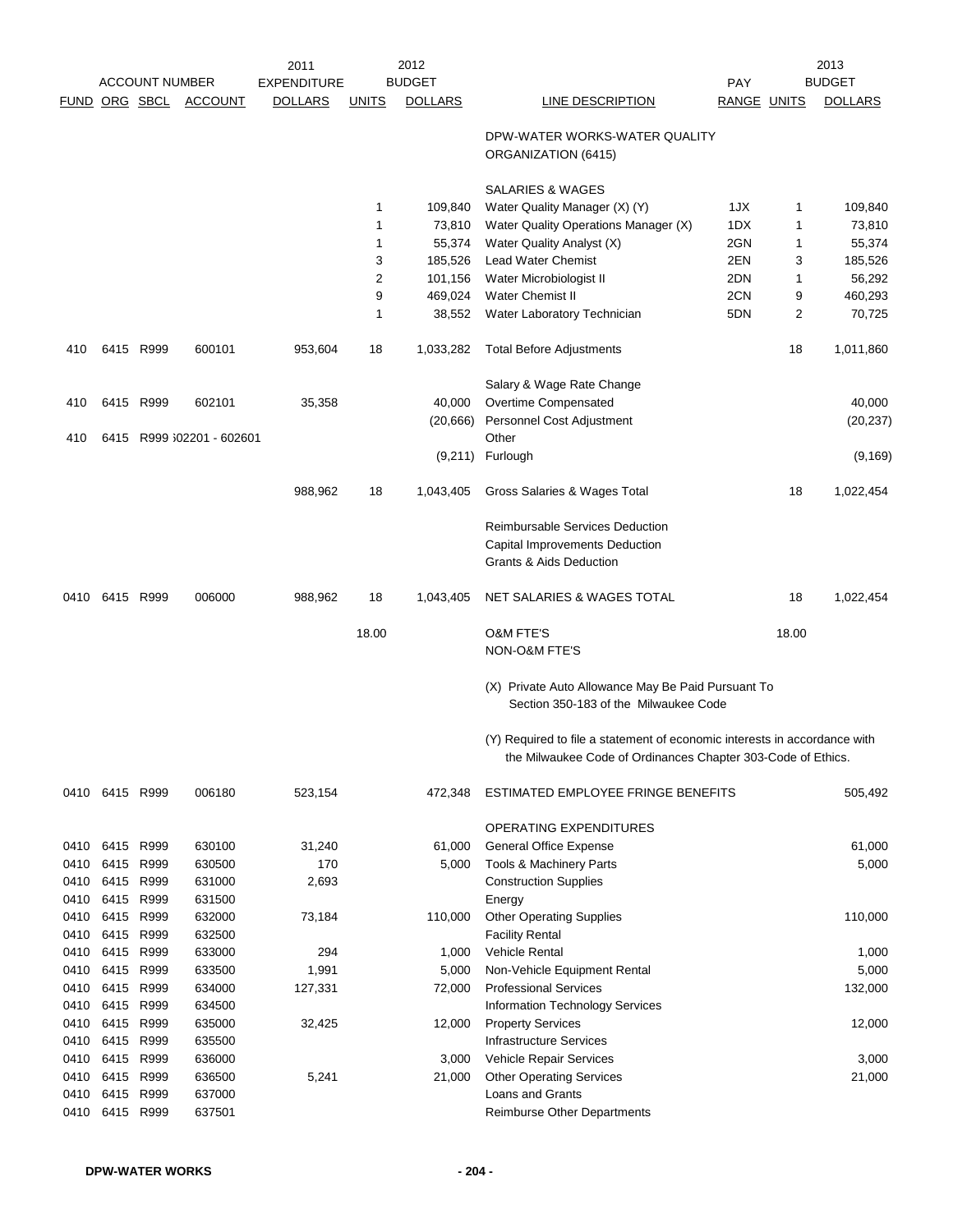| ACCOUNT NUMBER | | | | 2011 EXPENDITURE | 2012 BUDGET | | | PAY | 2013 BUDGET | |
|---|---|---|---|---|---|---|---|---|---|---|
| FUND | ORG | SBCL | ACCOUNT | DOLLARS | UNITS | DOLLARS | LINE DESCRIPTION | RANGE | UNITS | DOLLARS |
| | | | | | | | DPW-WATER WORKS-WATER QUALITY ORGANIZATION (6415) | | | |
| | | | | | | | SALARIES & WAGES | | | |
| | | | | | 1 | 109,840 | Water Quality Manager (X) (Y) | 1JX | 1 | 109,840 |
| | | | | | 1 | 73,810 | Water Quality Operations Manager (X) | 1DX | 1 | 73,810 |
| | | | | | 1 | 55,374 | Water Quality Analyst (X) | 2GN | 1 | 55,374 |
| | | | | | 3 | 185,526 | Lead Water Chemist | 2EN | 3 | 185,526 |
| | | | | | 2 | 101,156 | Water Microbiologist II | 2DN | 1 | 56,292 |
| | | | | | 9 | 469,024 | Water Chemist II | 2CN | 9 | 460,293 |
| | | | | | 1 | 38,552 | Water Laboratory Technician | 5DN | 2 | 70,725 |
| 410 | 6415 | R999 | 600101 | 953,604 | 18 | 1,033,282 | Total Before Adjustments | | 18 | 1,011,860 |
| | | | | | | | Salary & Wage Rate Change | | | |
| 410 | 6415 | R999 | 602101 | 35,358 | | 40,000 | Overtime Compensated | | | 40,000 |
| | | | | | | (20,666) | Personnel Cost Adjustment | | | (20,237) |
| 410 | 6415 | R999 | 602201 - 602601 | | | | Other | | | |
| | | | | | | (9,211) | Furlough | | | (9,169) |
| | | | | 988,962 | 18 | 1,043,405 | Gross Salaries & Wages Total | | 18 | 1,022,454 |
| | | | | | | | Reimbursable Services Deduction | | | |
| | | | | | | | Capital Improvements Deduction | | | |
| | | | | | | | Grants & Aids Deduction | | | |
| 0410 | 6415 | R999 | 006000 | 988,962 | 18 | 1,043,405 | NET SALARIES & WAGES TOTAL | | 18 | 1,022,454 |
| | | | | | 18.00 | | O&M FTE'S | | 18.00 | |
| | | | | | | | NON-O&M FTE'S | | | |
| | | | | | | | (X) Private Auto Allowance May Be Paid Pursuant To Section 350-183 of the Milwaukee Code | | | |
| | | | | | | | (Y) Required to file a statement of economic interests in accordance with the Milwaukee Code of Ordinances Chapter 303-Code of Ethics. | | | |
| 0410 | 6415 | R999 | 006180 | 523,154 | | 472,348 | ESTIMATED EMPLOYEE FRINGE BENEFITS | | | 505,492 |
| | | | | | | | OPERATING EXPENDITURES | | | |
| 0410 | 6415 | R999 | 630100 | 31,240 | | 61,000 | General Office Expense | | | 61,000 |
| 0410 | 6415 | R999 | 630500 | 170 | | 5,000 | Tools & Machinery Parts | | | 5,000 |
| 0410 | 6415 | R999 | 631000 | 2,693 | | | Construction Supplies | | | |
| 0410 | 6415 | R999 | 631500 | | | | Energy | | | |
| 0410 | 6415 | R999 | 632000 | 73,184 | | 110,000 | Other Operating Supplies | | | 110,000 |
| 0410 | 6415 | R999 | 632500 | | | | Facility Rental | | | |
| 0410 | 6415 | R999 | 633000 | 294 | | 1,000 | Vehicle Rental | | | 1,000 |
| 0410 | 6415 | R999 | 633500 | 1,991 | | 5,000 | Non-Vehicle Equipment Rental | | | 5,000 |
| 0410 | 6415 | R999 | 634000 | 127,331 | | 72,000 | Professional Services | | | 132,000 |
| 0410 | 6415 | R999 | 634500 | | | | Information Technology Services | | | |
| 0410 | 6415 | R999 | 635000 | 32,425 | | 12,000 | Property Services | | | 12,000 |
| 0410 | 6415 | R999 | 635500 | | | | Infrastructure Services | | | |
| 0410 | 6415 | R999 | 636000 | | | 3,000 | Vehicle Repair Services | | | 3,000 |
| 0410 | 6415 | R999 | 636500 | 5,241 | | 21,000 | Other Operating Services | | | 21,000 |
| 0410 | 6415 | R999 | 637000 | | | | Loans and Grants | | | |
| 0410 | 6415 | R999 | 637501 | | | | Reimburse Other Departments | | | |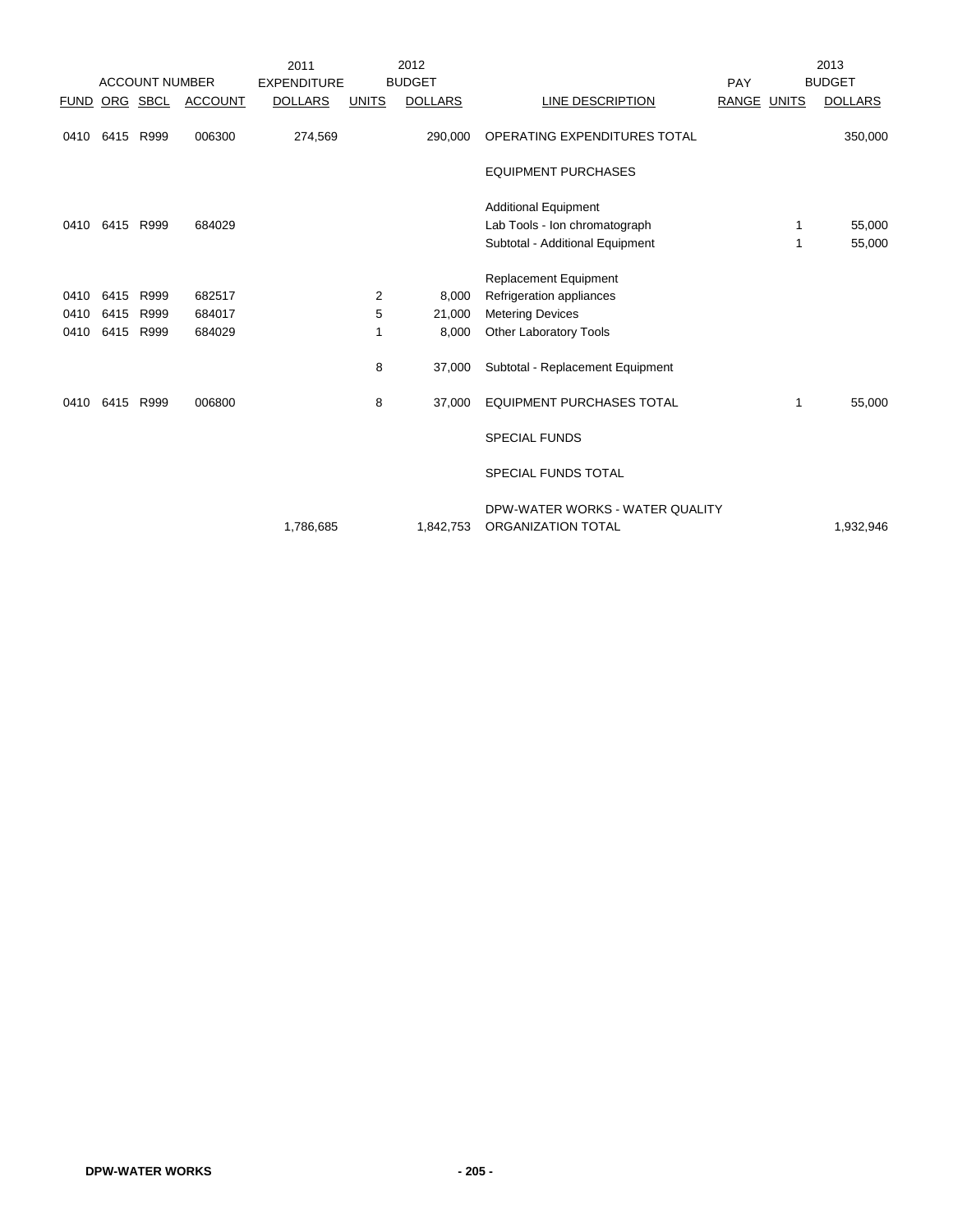| ACCOUNT NUMBER | | | | 2011 EXPENDITURE | 2012 BUDGET | | | PAY | | 2013 BUDGET |
|---|---|---|---|---|---|---|---|---|---|---|
| FUND | ORG | SBCL | ACCOUNT | DOLLARS | UNITS | DOLLARS | LINE DESCRIPTION | RANGE | UNITS | DOLLARS |
| 0410 | 6415 | R999 | 006300 | 274,569 | | 290,000 | OPERATING EXPENDITURES TOTAL | | | 350,000 |
| | | | | | | | EQUIPMENT PURCHASES | | | |
| | | | | | | | Additional Equipment | | | |
| 0410 | 6415 | R999 | 684029 | | | | Lab Tools - Ion chromatograph | | 1 | 55,000 |
| | | | | | | | Subtotal - Additional Equipment | | 1 | 55,000 |
| | | | | | | | Replacement Equipment | | | |
| 0410 | 6415 | R999 | 682517 | | 2 | 8,000 | Refrigeration appliances | | | |
| 0410 | 6415 | R999 | 684017 | | 5 | 21,000 | Metering Devices | | | |
| 0410 | 6415 | R999 | 684029 | | 1 | 8,000 | Other Laboratory Tools | | | |
| | | | | | 8 | 37,000 | Subtotal - Replacement Equipment | | | |
| 0410 | 6415 | R999 | 006800 | | 8 | 37,000 | EQUIPMENT PURCHASES TOTAL | | 1 | 55,000 |
| | | | | | | | SPECIAL FUNDS | | | |
| | | | | | | | SPECIAL FUNDS TOTAL | | | |
| | | | | 1,786,685 | | 1,842,753 | DPW-WATER WORKS - WATER QUALITY ORGANIZATION TOTAL | | | 1,932,946 |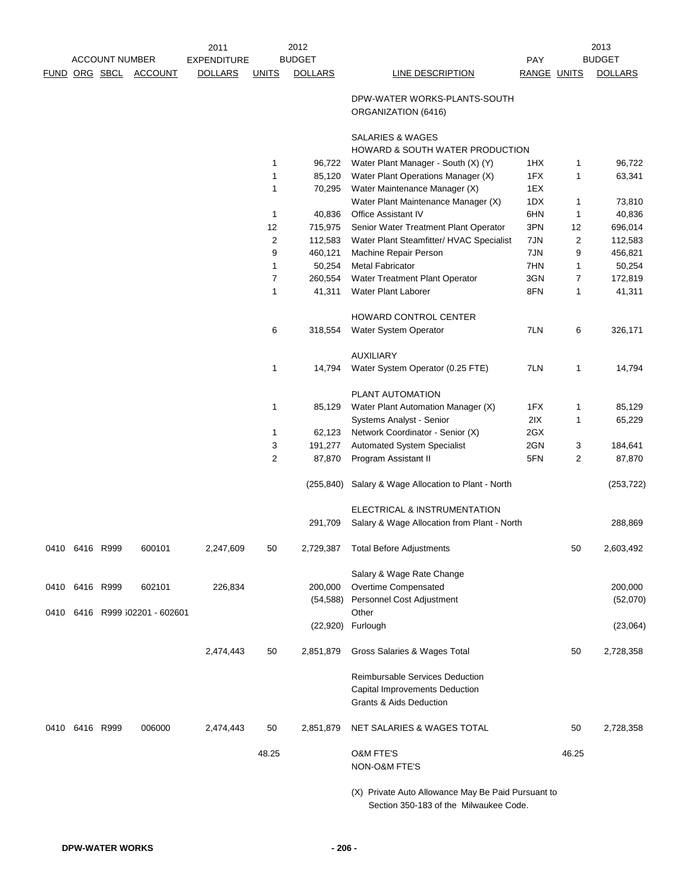| ACCOUNT NUMBER | | | | 2011 EXPENDITURE | 2012 BUDGET | | | | 2013 BUDGET | |
|---|---|---|---|---|---|---|---|---|---|---|
| FUND | ORG | SBCL | ACCOUNT | DOLLARS | UNITS | DOLLARS | LINE DESCRIPTION | PAY RANGE | UNITS | DOLLARS |
| | | | | | | | DPW-WATER WORKS-PLANTS-SOUTH ORGANIZATION (6416) | | | |
| | | | | | | | SALARIES & WAGES | | | |
| | | | | | | | HOWARD & SOUTH WATER PRODUCTION | | | |
| | | | | | 1 | 96,722 | Water Plant Manager - South (X) (Y) | 1HX | 1 | 96,722 |
| | | | | | 1 | 85,120 | Water Plant Operations Manager (X) | 1FX | 1 | 63,341 |
| | | | | | 1 | 70,295 | Water Maintenance Manager (X) | 1EX | | |
| | | | | | | | Water Plant Maintenance Manager (X) | 1DX | 1 | 73,810 |
| | | | | | 1 | 40,836 | Office Assistant IV | 6HN | 1 | 40,836 |
| | | | | | 12 | 715,975 | Senior Water Treatment Plant Operator | 3PN | 12 | 696,014 |
| | | | | | 2 | 112,583 | Water Plant Steamfitter/ HVAC Specialist | 7JN | 2 | 112,583 |
| | | | | | 9 | 460,121 | Machine Repair Person | 7JN | 9 | 456,821 |
| | | | | | 1 | 50,254 | Metal Fabricator | 7HN | 1 | 50,254 |
| | | | | | 7 | 260,554 | Water Treatment Plant Operator | 3GN | 7 | 172,819 |
| | | | | | 1 | 41,311 | Water Plant Laborer | 8FN | 1 | 41,311 |
| | | | | | | | HOWARD CONTROL CENTER | | | |
| | | | | | 6 | 318,554 | Water System Operator | 7LN | 6 | 326,171 |
| | | | | | | | AUXILIARY | | | |
| | | | | | 1 | 14,794 | Water System Operator (0.25 FTE) | 7LN | 1 | 14,794 |
| | | | | | | | PLANT AUTOMATION | | | |
| | | | | | 1 | 85,129 | Water Plant Automation Manager (X) | 1FX | 1 | 85,129 |
| | | | | | | | Systems Analyst - Senior | 2IX | 1 | 65,229 |
| | | | | | 1 | 62,123 | Network Coordinator - Senior (X) | 2GX | | |
| | | | | | 3 | 191,277 | Automated System Specialist | 2GN | 3 | 184,641 |
| | | | | | 2 | 87,870 | Program Assistant II | 5FN | 2 | 87,870 |
| | | | | | | (255,840) | Salary & Wage Allocation to Plant - North | | | (253,722) |
| | | | | | | | ELECTRICAL & INSTRUMENTATION | | | |
| | | | | | | 291,709 | Salary & Wage Allocation from Plant - North | | | 288,869 |
| 0410 | 6416 | R999 | 600101 | 2,247,609 | 50 | 2,729,387 | Total Before Adjustments | | 50 | 2,603,492 |
| | | | | | | | Salary & Wage Rate Change | | | |
| 0410 | 6416 | R999 | 602101 | 226,834 | | 200,000 | Overtime Compensated | | | 200,000 |
| | | | | | | (54,588) | Personnel Cost Adjustment | | | (52,070) |
| 0410 | 6416 | R999 | 602201 - 602601 | | | | Other | | | |
| | | | | | | (22,920) | Furlough | | | (23,064) |
| | | | | 2,474,443 | 50 | 2,851,879 | Gross Salaries & Wages Total | | 50 | 2,728,358 |
| | | | | | | | Reimbursable Services Deduction | | | |
| | | | | | | | Capital Improvements Deduction | | | |
| | | | | | | | Grants & Aids Deduction | | | |
| 0410 | 6416 | R999 | 006000 | 2,474,443 | 50 | 2,851,879 | NET SALARIES & WAGES TOTAL | | 50 | 2,728,358 |
| | | | | | 48.25 | | O&M FTE'S | | 46.25 | |
| | | | | | | | NON-O&M FTE'S | | | |

(X) Private Auto Allowance May Be Paid Pursuant to Section 350-183 of the Milwaukee Code.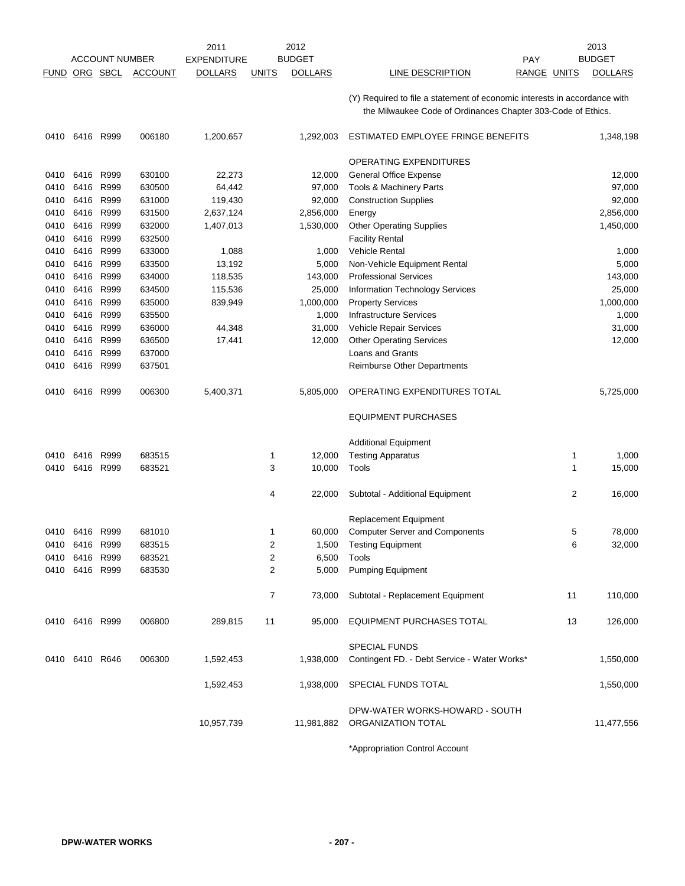| ACCOUNT NUMBER | | | | 2011 EXPENDITURE | 2012 BUDGET | | | PAY | | 2013 BUDGET |
|---|---|---|---|---|---|---|---|---|---|---|
| FUND | ORG | SBCL | ACCOUNT | DOLLARS | UNITS | DOLLARS | LINE DESCRIPTION | RANGE | UNITS | DOLLARS |
| | | | | | | | (Y) Required to file a statement of economic interests in accordance with the Milwaukee Code of Ordinances Chapter 303-Code of Ethics. | | | |
| 0410 | 6416 | R999 | 006180 | 1,200,657 | | 1,292,003 | ESTIMATED EMPLOYEE FRINGE BENEFITS | | | 1,348,198 |
| | | | | | | | OPERATING EXPENDITURES | | | |
| 0410 | 6416 | R999 | 630100 | 22,273 | | 12,000 | General Office Expense | | | 12,000 |
| 0410 | 6416 | R999 | 630500 | 64,442 | | 97,000 | Tools & Machinery Parts | | | 97,000 |
| 0410 | 6416 | R999 | 631000 | 119,430 | | 92,000 | Construction Supplies | | | 92,000 |
| 0410 | 6416 | R999 | 631500 | 2,637,124 | | 2,856,000 | Energy | | | 2,856,000 |
| 0410 | 6416 | R999 | 632000 | 1,407,013 | | 1,530,000 | Other Operating Supplies | | | 1,450,000 |
| 0410 | 6416 | R999 | 632500 | | | | Facility Rental | | | |
| 0410 | 6416 | R999 | 633000 | 1,088 | | 1,000 | Vehicle Rental | | | 1,000 |
| 0410 | 6416 | R999 | 633500 | 13,192 | | 5,000 | Non-Vehicle Equipment Rental | | | 5,000 |
| 0410 | 6416 | R999 | 634000 | 118,535 | | 143,000 | Professional Services | | | 143,000 |
| 0410 | 6416 | R999 | 634500 | 115,536 | | 25,000 | Information Technology Services | | | 25,000 |
| 0410 | 6416 | R999 | 635000 | 839,949 | | 1,000,000 | Property Services | | | 1,000,000 |
| 0410 | 6416 | R999 | 635500 | | | 1,000 | Infrastructure Services | | | 1,000 |
| 0410 | 6416 | R999 | 636000 | 44,348 | | 31,000 | Vehicle Repair Services | | | 31,000 |
| 0410 | 6416 | R999 | 636500 | 17,441 | | 12,000 | Other Operating Services | | | 12,000 |
| 0410 | 6416 | R999 | 637000 | | | | Loans and Grants | | | |
| 0410 | 6416 | R999 | 637501 | | | | Reimburse Other Departments | | | |
| 0410 | 6416 | R999 | 006300 | 5,400,371 | | 5,805,000 | OPERATING EXPENDITURES TOTAL | | | 5,725,000 |
| | | | | | | | EQUIPMENT PURCHASES | | | |
| | | | | | | | Additional Equipment | | | |
| 0410 | 6416 | R999 | 683515 | | 1 | 12,000 | Testing Apparatus | | 1 | 1,000 |
| 0410 | 6416 | R999 | 683521 | | 3 | 10,000 | Tools | | 1 | 15,000 |
| | | | | | 4 | 22,000 | Subtotal - Additional Equipment | | 2 | 16,000 |
| | | | | | | | Replacement Equipment | | | |
| 0410 | 6416 | R999 | 681010 | | 1 | 60,000 | Computer Server and Components | | 5 | 78,000 |
| 0410 | 6416 | R999 | 683515 | | 2 | 1,500 | Testing Equipment | | 6 | 32,000 |
| 0410 | 6416 | R999 | 683521 | | 2 | 6,500 | Tools | | | |
| 0410 | 6416 | R999 | 683530 | | 2 | 5,000 | Pumping Equipment | | | |
| | | | | | 7 | 73,000 | Subtotal - Replacement Equipment | | 11 | 110,000 |
| 0410 | 6416 | R999 | 006800 | 289,815 | 11 | 95,000 | EQUIPMENT PURCHASES TOTAL | | 13 | 126,000 |
| | | | | | | | SPECIAL FUNDS | | | |
| 0410 | 6410 | R646 | 006300 | 1,592,453 | | 1,938,000 | Contingent FD. - Debt Service - Water Works* | | | 1,550,000 |
| | | | | 1,592,453 | | 1,938,000 | SPECIAL FUNDS TOTAL | | | 1,550,000 |
| | | | | 10,957,739 | | 11,981,882 | DPW-WATER WORKS-HOWARD - SOUTH ORGANIZATION TOTAL | | | 11,477,556 |

*Appropriation Control Account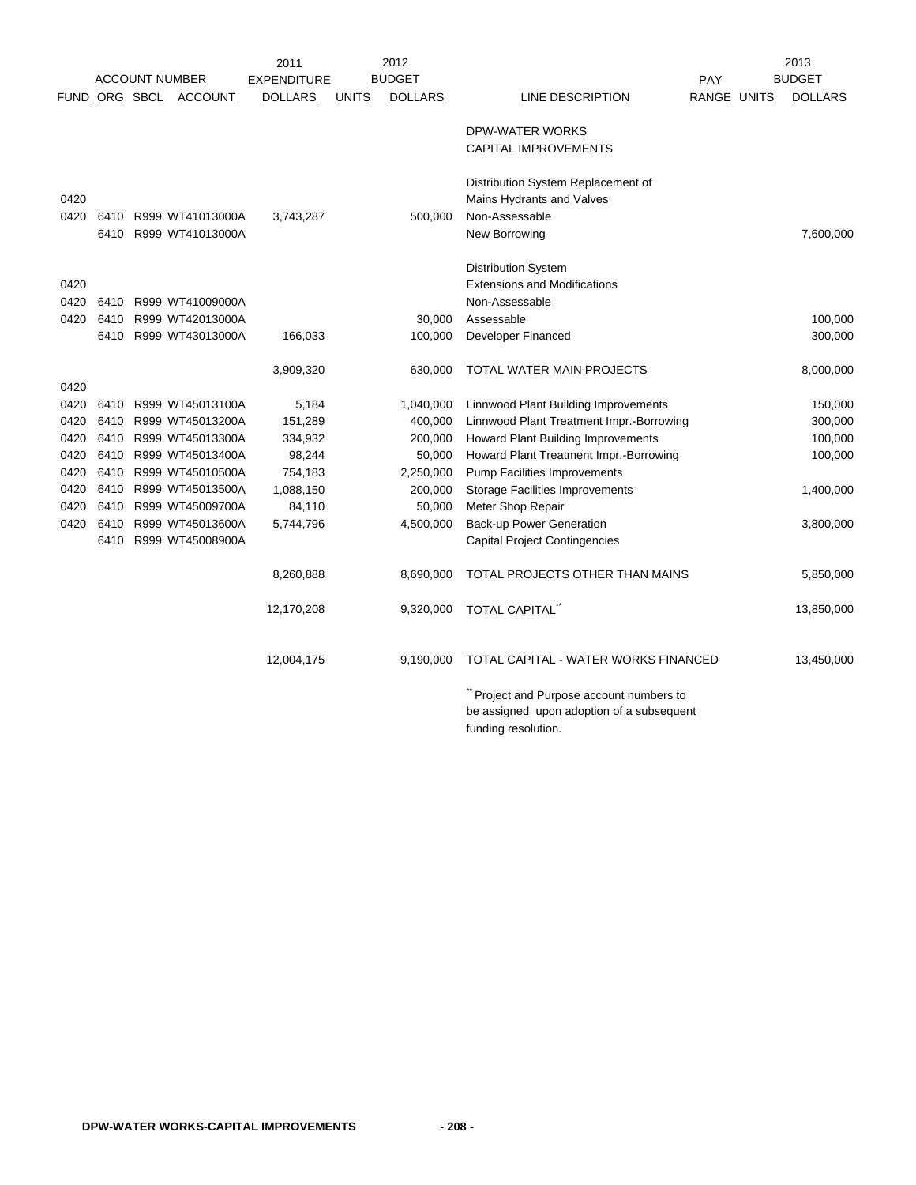| ACCOUNT NUMBER | | | | 2011 EXPENDITURE | | 2012 BUDGET | | PAY | | 2013 BUDGET |
|---|---|---|---|---|---|---|---|---|---|---|
| FUND | ORG | SBCL | ACCOUNT | DOLLARS | UNITS | DOLLARS | LINE DESCRIPTION | RANGE | UNITS | DOLLARS |
| | | | | | | | DPW-WATER WORKS | | | |
| | | | | | | | CAPITAL IMPROVEMENTS | | | |
| | | | | | | | Distribution System Replacement of | | | |
| 0420 | | | | | | | Mains Hydrants and Valves | | | |
| 0420 | 6410 | R999 | WT41013000A | 3,743,287 | | 500,000 | Non-Assessable | | | |
| | 6410 | R999 | WT41013000A | | | | New Borrowing | | | 7,600,000 |
| | | | | | | | Distribution System | | | |
| 0420 | | | | | | | Extensions and Modifications | | | |
| 0420 | 6410 | R999 | WT41009000A | | | | Non-Assessable | | | |
| 0420 | 6410 | R999 | WT42013000A | | | 30,000 | Assessable | | | 100,000 |
| | 6410 | R999 | WT43013000A | 166,033 | | 100,000 | Developer Financed | | | 300,000 |
| | | | | 3,909,320 | | 630,000 | TOTAL WATER MAIN PROJECTS | | | 8,000,000 |
| 0420 | | | | | | | | | | |
| 0420 | 6410 | R999 | WT45013100A | 5,184 | | 1,040,000 | Linnwood Plant Building Improvements | | | 150,000 |
| 0420 | 6410 | R999 | WT45013200A | 151,289 | | 400,000 | Linnwood Plant Treatment Impr.-Borrowing | | | 300,000 |
| 0420 | 6410 | R999 | WT45013300A | 334,932 | | 200,000 | Howard Plant Building Improvements | | | 100,000 |
| 0420 | 6410 | R999 | WT45013400A | 98,244 | | 50,000 | Howard Plant Treatment Impr.-Borrowing | | | 100,000 |
| 0420 | 6410 | R999 | WT45010500A | 754,183 | | 2,250,000 | Pump Facilities Improvements | | | |
| 0420 | 6410 | R999 | WT45013500A | 1,088,150 | | 200,000 | Storage Facilities Improvements | | | 1,400,000 |
| 0420 | 6410 | R999 | WT45009700A | 84,110 | | 50,000 | Meter Shop Repair | | | |
| 0420 | 6410 | R999 | WT45013600A | 5,744,796 | | 4,500,000 | Back-up Power Generation | | | 3,800,000 |
| | 6410 | R999 | WT45008900A | | | | Capital Project Contingencies | | | |
| | | | | 8,260,888 | | 8,690,000 | TOTAL PROJECTS OTHER THAN MAINS | | | 5,850,000 |
| | | | | 12,170,208 | | 9,320,000 | TOTAL CAPITAL** | | | 13,850,000 |
| | | | | 12,004,175 | | 9,190,000 | TOTAL CAPITAL - WATER WORKS FINANCED | | | 13,450,000 |

** Project and Purpose account numbers to be assigned upon adoption of a subsequent funding resolution.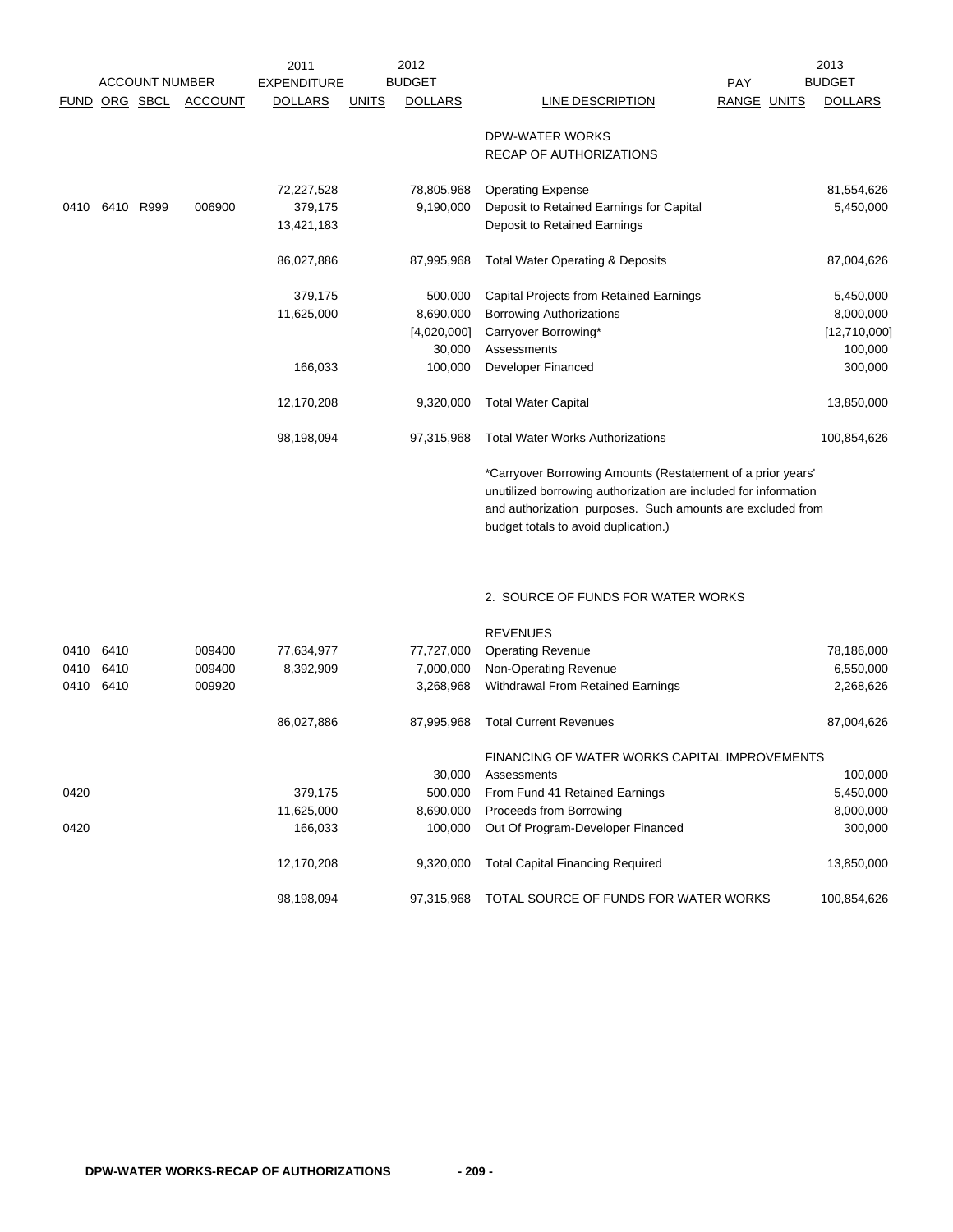| FUND | ORG | SBCL | ACCOUNT | 2011 EXPENDITURE DOLLARS | UNITS | 2012 BUDGET DOLLARS | LINE DESCRIPTION | PAY RANGE | UNITS | 2013 BUDGET DOLLARS |
|---|---|---|---|---|---|---|---|---|---|---|
| | | | | | | | DPW-WATER WORKS | | | |
| | | | | | | | RECAP OF AUTHORIZATIONS | | | |
| | | | | 72,227,528 | | 78,805,968 | Operating Expense | | | 81,554,626 |
| 0410 | 6410 | R999 | 006900 | 379,175 | | 9,190,000 | Deposit to Retained Earnings for Capital | | | 5,450,000 |
| | | | | 13,421,183 | | | Deposit to Retained Earnings | | | |
| | | | | 86,027,886 | | 87,995,968 | Total Water Operating & Deposits | | | 87,004,626 |
| | | | | 379,175 | | 500,000 | Capital Projects from Retained Earnings | | | 5,450,000 |
| | | | | 11,625,000 | | 8,690,000 | Borrowing Authorizations | | | 8,000,000 |
| | | | | | | [4,020,000] | Carryover Borrowing* | | | [12,710,000] |
| | | | | | | 30,000 | Assessments | | | 100,000 |
| | | | | 166,033 | | 100,000 | Developer Financed | | | 300,000 |
| | | | | 12,170,208 | | 9,320,000 | Total Water Capital | | | 13,850,000 |
| | | | | 98,198,094 | | 97,315,968 | Total Water Works Authorizations | | | 100,854,626 |

*Carryover Borrowing Amounts (Restatement of a prior years' unutilized borrowing authorization are included for information and authorization purposes. Such amounts are excluded from budget totals to avoid duplication.)

2. SOURCE OF FUNDS FOR WATER WORKS

| FUND | ORG | SBCL | ACCOUNT | 2011 EXPENDITURE DOLLARS | UNITS | 2012 BUDGET DOLLARS | LINE DESCRIPTION | PAY RANGE | UNITS | 2013 BUDGET DOLLARS |
|---|---|---|---|---|---|---|---|---|---|---|
| | | | | | | | REVENUES | | | |
| 0410 | 6410 | | 009400 | 77,634,977 | | 77,727,000 | Operating Revenue | | | 78,186,000 |
| 0410 | 6410 | | 009400 | 8,392,909 | | 7,000,000 | Non-Operating Revenue | | | 6,550,000 |
| 0410 | 6410 | | 009920 | | | 3,268,968 | Withdrawal From Retained Earnings | | | 2,268,626 |
| | | | | 86,027,886 | | 87,995,968 | Total Current Revenues | | | 87,004,626 |
| | | | | | | | FINANCING OF WATER WORKS CAPITAL IMPROVEMENTS | | | |
| | | | | | | 30,000 | Assessments | | | 100,000 |
| 0420 | | | | 379,175 | | 500,000 | From Fund 41 Retained Earnings | | | 5,450,000 |
| | | | | 11,625,000 | | 8,690,000 | Proceeds from Borrowing | | | 8,000,000 |
| 0420 | | | | 166,033 | | 100,000 | Out Of Program-Developer Financed | | | 300,000 |
| | | | | 12,170,208 | | 9,320,000 | Total Capital Financing Required | | | 13,850,000 |
| | | | | 98,198,094 | | 97,315,968 | TOTAL SOURCE OF FUNDS FOR WATER WORKS | | | 100,854,626 |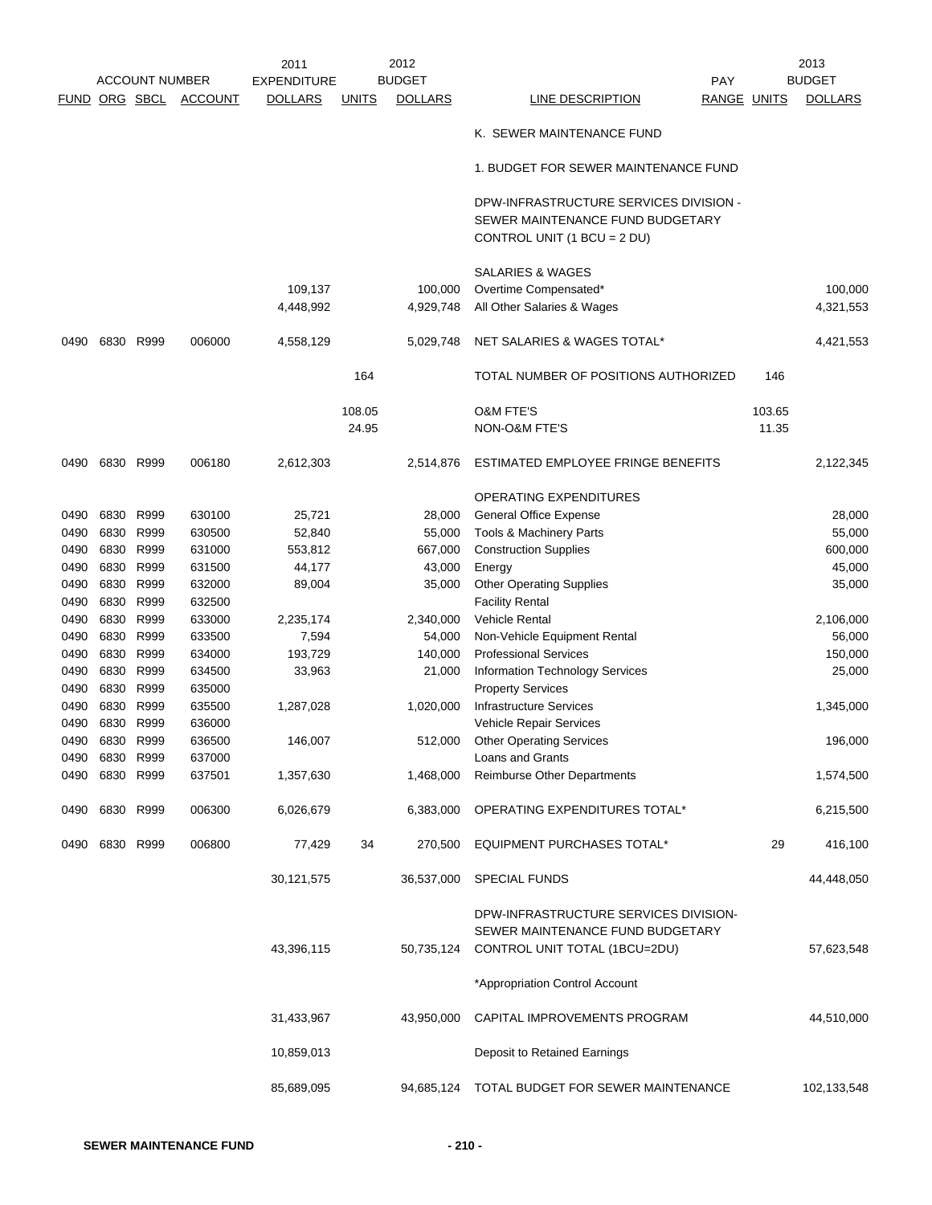| ACCOUNT NUMBER | | | | 2011 EXPENDITURE | 2012 BUDGET | | | | 2013 BUDGET |
|---|---|---|---|---|---|---|---|---|---|
| FUND | ORG | SBCL | ACCOUNT | DOLLARS | UNITS | DOLLARS | LINE DESCRIPTION | PAY RANGE UNITS | DOLLARS |
| | | | | | | | K. SEWER MAINTENANCE FUND | | |
| | | | | | | | 1. BUDGET FOR SEWER MAINTENANCE FUND | | |
| | | | | | | | DPW-INFRASTRUCTURE SERVICES DIVISION - SEWER MAINTENANCE FUND BUDGETARY CONTROL UNIT (1 BCU = 2 DU) | | |
| | | | | | | | SALARIES & WAGES | | |
| | | | | 109,137 | | 100,000 | Overtime Compensated* | | 100,000 |
| | | | | 4,448,992 | | 4,929,748 | All Other Salaries & Wages | | 4,321,553 |
| 0490 | 6830 | R999 | 006000 | 4,558,129 | | 5,029,748 | NET SALARIES & WAGES TOTAL* | | 4,421,553 |
| | | | | | 164 | | TOTAL NUMBER OF POSITIONS AUTHORIZED | 146 | |
| | | | | | 108.05 | | O&M FTE'S | 103.65 | |
| | | | | | 24.95 | | NON-O&M FTE'S | 11.35 | |
| 0490 | 6830 | R999 | 006180 | 2,612,303 | | 2,514,876 | ESTIMATED EMPLOYEE FRINGE BENEFITS | | 2,122,345 |
| | | | | | | | OPERATING EXPENDITURES | | |
| 0490 | 6830 | R999 | 630100 | 25,721 | | 28,000 | General Office Expense | | 28,000 |
| 0490 | 6830 | R999 | 630500 | 52,840 | | 55,000 | Tools & Machinery Parts | | 55,000 |
| 0490 | 6830 | R999 | 631000 | 553,812 | | 667,000 | Construction Supplies | | 600,000 |
| 0490 | 6830 | R999 | 631500 | 44,177 | | 43,000 | Energy | | 45,000 |
| 0490 | 6830 | R999 | 632000 | 89,004 | | 35,000 | Other Operating Supplies | | 35,000 |
| 0490 | 6830 | R999 | 632500 | | | | Facility Rental | | |
| 0490 | 6830 | R999 | 633000 | 2,235,174 | | 2,340,000 | Vehicle Rental | | 2,106,000 |
| 0490 | 6830 | R999 | 633500 | 7,594 | | 54,000 | Non-Vehicle Equipment Rental | | 56,000 |
| 0490 | 6830 | R999 | 634000 | 193,729 | | 140,000 | Professional Services | | 150,000 |
| 0490 | 6830 | R999 | 634500 | 33,963 | | 21,000 | Information Technology Services | | 25,000 |
| 0490 | 6830 | R999 | 635000 | | | | Property Services | | |
| 0490 | 6830 | R999 | 635500 | 1,287,028 | | 1,020,000 | Infrastructure Services | | 1,345,000 |
| 0490 | 6830 | R999 | 636000 | | | | Vehicle Repair Services | | |
| 0490 | 6830 | R999 | 636500 | 146,007 | | 512,000 | Other Operating Services | | 196,000 |
| 0490 | 6830 | R999 | 637000 | | | | Loans and Grants | | |
| 0490 | 6830 | R999 | 637501 | 1,357,630 | | 1,468,000 | Reimburse Other Departments | | 1,574,500 |
| 0490 | 6830 | R999 | 006300 | 6,026,679 | | 6,383,000 | OPERATING EXPENDITURES TOTAL* | | 6,215,500 |
| 0490 | 6830 | R999 | 006800 | 77,429 | 34 | 270,500 | EQUIPMENT PURCHASES TOTAL* | 29 | 416,100 |
| | | | | 30,121,575 | | 36,537,000 | SPECIAL FUNDS | | 44,448,050 |
| | | | | 43,396,115 | | 50,735,124 | DPW-INFRASTRUCTURE SERVICES DIVISION- SEWER MAINTENANCE FUND BUDGETARY CONTROL UNIT TOTAL (1BCU=2DU) | | 57,623,548 |
| | | | | | | | *Appropriation Control Account | | |
| | | | | 31,433,967 | | 43,950,000 | CAPITAL IMPROVEMENTS PROGRAM | | 44,510,000 |
| | | | | 10,859,013 | | | Deposit to Retained Earnings | | |
| | | | | 85,689,095 | | 94,685,124 | TOTAL BUDGET FOR SEWER MAINTENANCE | | 102,133,548 |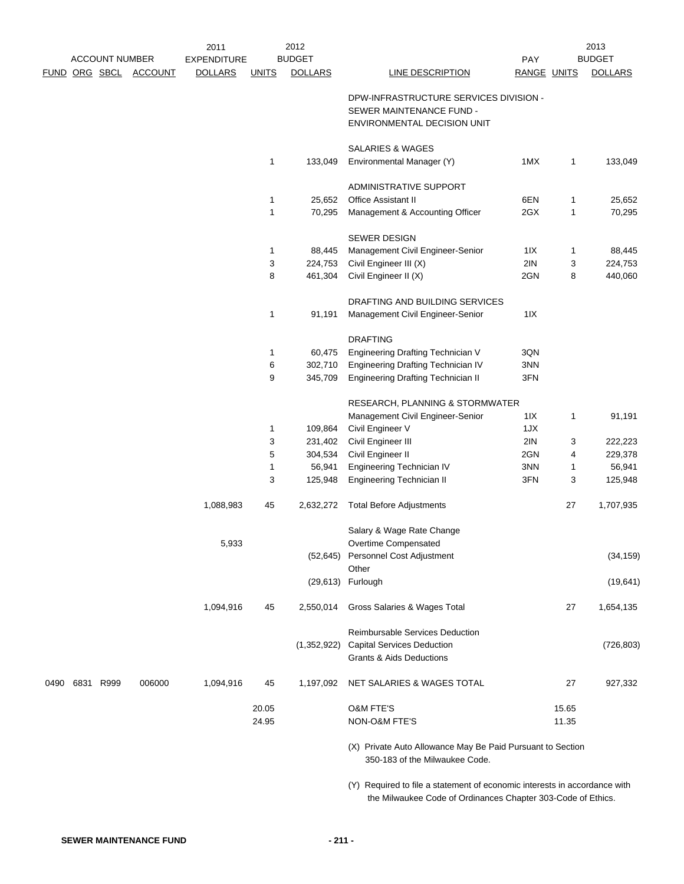| ACCOUNT NUMBER | | | | 2011 EXPENDITURE | 2012 BUDGET | | | PAY | | 2013 BUDGET |
|---|---|---|---|---|---|---|---|---|---|---|
| FUND | ORG | SBCL | ACCOUNT | DOLLARS | UNITS | DOLLARS | LINE DESCRIPTION | RANGE | UNITS | DOLLARS |
| | | | | | | | DPW-INFRASTRUCTURE SERVICES DIVISION - SEWER MAINTENANCE FUND - ENVIRONMENTAL DECISION UNIT | | | |
| | | | | | | | SALARIES & WAGES | | | |
| | | | | | 1 | 133,049 | Environmental Manager (Y) | 1MX | 1 | 133,049 |
| | | | | | | | ADMINISTRATIVE SUPPORT | | | |
| | | | | | 1 | 25,652 | Office Assistant II | 6EN | 1 | 25,652 |
| | | | | | 1 | 70,295 | Management & Accounting Officer | 2GX | 1 | 70,295 |
| | | | | | | | SEWER DESIGN | | | |
| | | | | | 1 | 88,445 | Management Civil Engineer-Senior | 1IX | 1 | 88,445 |
| | | | | | 3 | 224,753 | Civil Engineer III (X) | 2IN | 3 | 224,753 |
| | | | | | 8 | 461,304 | Civil Engineer II (X) | 2GN | 8 | 440,060 |
| | | | | | | | DRAFTING AND BUILDING SERVICES | | | |
| | | | | | 1 | 91,191 | Management Civil Engineer-Senior | 1IX | | |
| | | | | | | | DRAFTING | | | |
| | | | | | 1 | 60,475 | Engineering Drafting Technician V | 3QN | | |
| | | | | | 6 | 302,710 | Engineering Drafting Technician IV | 3NN | | |
| | | | | | 9 | 345,709 | Engineering Drafting Technician II | 3FN | | |
| | | | | | | | RESEARCH, PLANNING & STORMWATER | | | |
| | | | | | | | Management Civil Engineer-Senior | 1IX | 1 | 91,191 |
| | | | | | 1 | 109,864 | Civil Engineer V | 1JX | | |
| | | | | | 3 | 231,402 | Civil Engineer III | 2IN | 3 | 222,223 |
| | | | | | 5 | 304,534 | Civil Engineer II | 2GN | 4 | 229,378 |
| | | | | | 1 | 56,941 | Engineering Technician IV | 3NN | 1 | 56,941 |
| | | | | | 3 | 125,948 | Engineering Technician II | 3FN | 3 | 125,948 |
| | | | | 1,088,983 | 45 | 2,632,272 | Total Before Adjustments | | 27 | 1,707,935 |
| | | | | | | | Salary & Wage Rate Change | | | |
| | | | | 5,933 | | | Overtime Compensated | | | |
| | | | | | | (52,645) | Personnel Cost Adjustment | | | (34,159) |
| | | | | | | | Other | | | |
| | | | | | | (29,613) | Furlough | | | (19,641) |
| | | | | 1,094,916 | 45 | 2,550,014 | Gross Salaries & Wages Total | | 27 | 1,654,135 |
| | | | | | | | Reimbursable Services Deduction | | | |
| | | | | | | (1,352,922) | Capital Services Deduction | | | (726,803) |
| | | | | | | | Grants & Aids Deductions | | | |
| 0490 | 6831 | R999 | 006000 | 1,094,916 | 45 | 1,197,092 | NET SALARIES & WAGES TOTAL | | 27 | 927,332 |
| | | | | | 20.05 | | O&M FTE'S | | 15.65 | |
| | | | | | 24.95 | | NON-O&M FTE'S | | 11.35 | |

(X) Private Auto Allowance May Be Paid Pursuant to Section 350-183 of the Milwaukee Code.

(Y) Required to file a statement of economic interests in accordance with the Milwaukee Code of Ordinances Chapter 303-Code of Ethics.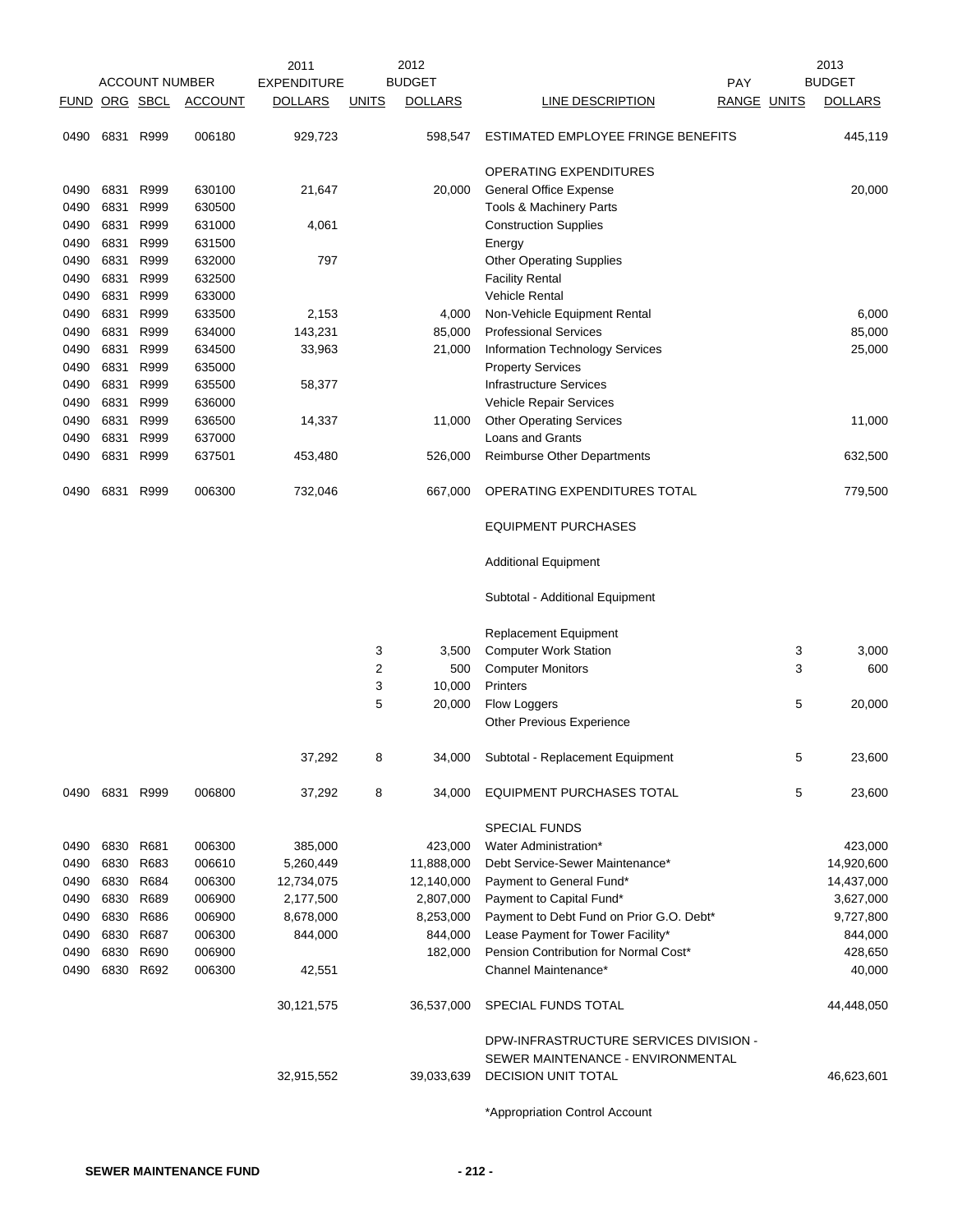| ACCOUNT NUMBER | | | | 2011 EXPENDITURE | | 2012 BUDGET | | PAY | | 2013 BUDGET |
|---|---|---|---|---|---|---|---|---|---|---|
| FUND | ORG | SBCL | ACCOUNT | DOLLARS | UNITS | DOLLARS | LINE DESCRIPTION | RANGE | UNITS | DOLLARS |
| 0490 | 6831 | R999 | 006180 | 929,723 | | 598,547 | ESTIMATED EMPLOYEE FRINGE BENEFITS | | | 445,119 |
| | | | | | | | OPERATING EXPENDITURES | | | |
| 0490 | 6831 | R999 | 630100 | 21,647 | | 20,000 | General Office Expense | | | 20,000 |
| 0490 | 6831 | R999 | 630500 | | | | Tools & Machinery Parts | | | |
| 0490 | 6831 | R999 | 631000 | 4,061 | | | Construction Supplies | | | |
| 0490 | 6831 | R999 | 631500 | | | | Energy | | | |
| 0490 | 6831 | R999 | 632000 | 797 | | | Other Operating Supplies | | | |
| 0490 | 6831 | R999 | 632500 | | | | Facility Rental | | | |
| 0490 | 6831 | R999 | 633000 | | | | Vehicle Rental | | | |
| 0490 | 6831 | R999 | 633500 | 2,153 | | 4,000 | Non-Vehicle Equipment Rental | | | 6,000 |
| 0490 | 6831 | R999 | 634000 | 143,231 | | 85,000 | Professional Services | | | 85,000 |
| 0490 | 6831 | R999 | 634500 | 33,963 | | 21,000 | Information Technology Services | | | 25,000 |
| 0490 | 6831 | R999 | 635000 | | | | Property Services | | | |
| 0490 | 6831 | R999 | 635500 | 58,377 | | | Infrastructure Services | | | |
| 0490 | 6831 | R999 | 636000 | | | | Vehicle Repair Services | | | |
| 0490 | 6831 | R999 | 636500 | 14,337 | | 11,000 | Other Operating Services | | | 11,000 |
| 0490 | 6831 | R999 | 637000 | | | | Loans and Grants | | | |
| 0490 | 6831 | R999 | 637501 | 453,480 | | 526,000 | Reimburse Other Departments | | | 632,500 |
| 0490 | 6831 | R999 | 006300 | 732,046 | | 667,000 | OPERATING EXPENDITURES TOTAL | | | 779,500 |
| | | | | | | | EQUIPMENT PURCHASES | | | |
| | | | | | | | Additional Equipment | | | |
| | | | | | | | Subtotal - Additional Equipment | | | |
| | | | | | | | Replacement Equipment | | | |
| | | | | | 3 | 3,500 | Computer Work Station | | 3 | 3,000 |
| | | | | | 2 | 500 | Computer Monitors | | 3 | 600 |
| | | | | | 3 | 10,000 | Printers | | | |
| | | | | | 5 | 20,000 | Flow Loggers | | 5 | 20,000 |
| | | | | | | | Other Previous Experience | | | |
| | | | | 37,292 | 8 | 34,000 | Subtotal - Replacement Equipment | | 5 | 23,600 |
| 0490 | 6831 | R999 | 006800 | 37,292 | 8 | 34,000 | EQUIPMENT PURCHASES TOTAL | | 5 | 23,600 |
| | | | | | | | SPECIAL FUNDS | | | |
| 0490 | 6830 | R681 | 006300 | 385,000 | | 423,000 | Water Administration* | | | 423,000 |
| 0490 | 6830 | R683 | 006610 | 5,260,449 | | 11,888,000 | Debt Service-Sewer Maintenance* | | | 14,920,600 |
| 0490 | 6830 | R684 | 006300 | 12,734,075 | | 12,140,000 | Payment to General Fund* | | | 14,437,000 |
| 0490 | 6830 | R689 | 006900 | 2,177,500 | | 2,807,000 | Payment to Capital Fund* | | | 3,627,000 |
| 0490 | 6830 | R686 | 006900 | 8,678,000 | | 8,253,000 | Payment to Debt Fund on Prior G.O. Debt* | | | 9,727,800 |
| 0490 | 6830 | R687 | 006300 | 844,000 | | 844,000 | Lease Payment for Tower Facility* | | | 844,000 |
| 0490 | 6830 | R690 | 006900 | | | 182,000 | Pension Contribution for Normal Cost* | | | 428,650 |
| 0490 | 6830 | R692 | 006300 | 42,551 | | | Channel Maintenance* | | | 40,000 |
| | | | | 30,121,575 | | 36,537,000 | SPECIAL FUNDS TOTAL | | | 44,448,050 |
| | | | | 32,915,552 | | 39,033,639 | DPW-INFRASTRUCTURE SERVICES DIVISION - SEWER MAINTENANCE - ENVIRONMENTAL DECISION UNIT TOTAL | | | 46,623,601 |

*Appropriation Control Account

**SEWER MAINTENANCE FUND**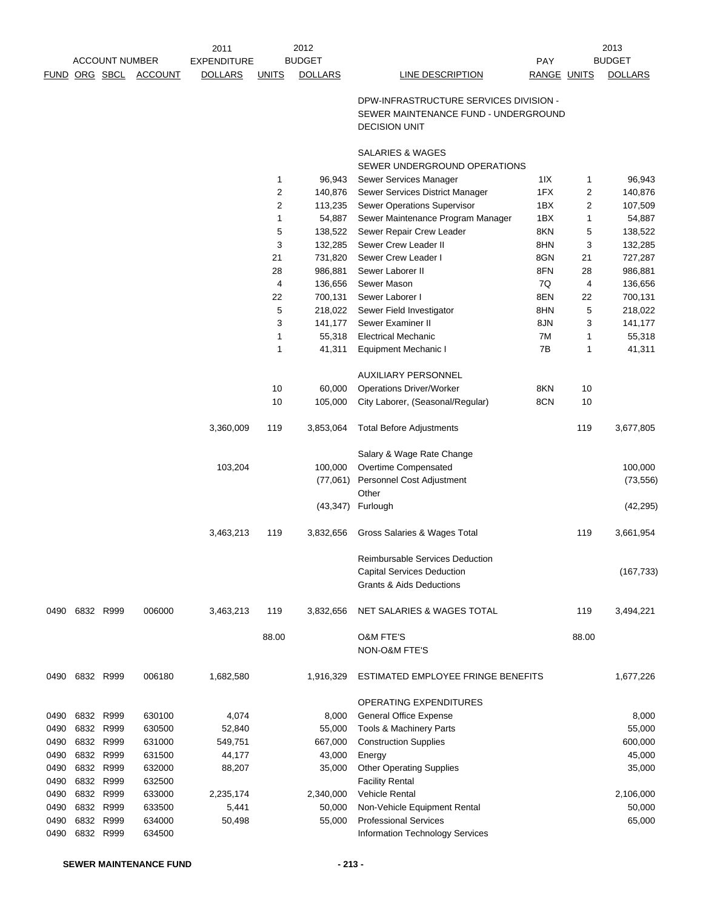| FUND | ORG | SBCL | ACCOUNT | 2011 EXPENDITURE DOLLARS | 2012 UNITS | 2012 BUDGET DOLLARS | LINE DESCRIPTION | PAY RANGE | 2013 UNITS | 2013 BUDGET DOLLARS |
|---|---|---|---|---|---|---|---|---|---|---|
| | | | | | | | DPW-INFRASTRUCTURE SERVICES DIVISION - SEWER MAINTENANCE FUND - UNDERGROUND DECISION UNIT | | | |
| | | | | | | | SALARIES & WAGES | | | |
| | | | | | | | SEWER UNDERGROUND OPERATIONS | | | |
| | | | | | 1 | 96,943 | Sewer Services Manager | 1IX | 1 | 96,943 |
| | | | | | 2 | 140,876 | Sewer Services District Manager | 1FX | 2 | 140,876 |
| | | | | | 2 | 113,235 | Sewer Operations Supervisor | 1BX | 2 | 107,509 |
| | | | | | 1 | 54,887 | Sewer Maintenance Program Manager | 1BX | 1 | 54,887 |
| | | | | | 5 | 138,522 | Sewer Repair Crew Leader | 8KN | 5 | 138,522 |
| | | | | | 3 | 132,285 | Sewer Crew Leader II | 8HN | 3 | 132,285 |
| | | | | | 21 | 731,820 | Sewer Crew Leader I | 8GN | 21 | 727,287 |
| | | | | | 28 | 986,881 | Sewer Laborer II | 8FN | 28 | 986,881 |
| | | | | | 4 | 136,656 | Sewer Mason | 7Q | 4 | 136,656 |
| | | | | | 22 | 700,131 | Sewer Laborer I | 8EN | 22 | 700,131 |
| | | | | | 5 | 218,022 | Sewer Field Investigator | 8HN | 5 | 218,022 |
| | | | | | 3 | 141,177 | Sewer Examiner II | 8JN | 3 | 141,177 |
| | | | | | 1 | 55,318 | Electrical Mechanic | 7M | 1 | 55,318 |
| | | | | | 1 | 41,311 | Equipment Mechanic I | 7B | 1 | 41,311 |
| | | | | | | | AUXILIARY PERSONNEL | | | |
| | | | | | 10 | 60,000 | Operations Driver/Worker | 8KN | 10 | |
| | | | | | 10 | 105,000 | City Laborer, (Seasonal/Regular) | 8CN | 10 | |
| | | | | 3,360,009 | 119 | 3,853,064 | Total Before Adjustments | | 119 | 3,677,805 |
| | | | | | | | Salary & Wage Rate Change | | | |
| | | | | 103,204 | | 100,000 | Overtime Compensated | | | 100,000 |
| | | | | | | (77,061) | Personnel Cost Adjustment | | | (73,556) |
| | | | | | | | Other | | | |
| | | | | | | (43,347) | Furlough | | | (42,295) |
| | | | | 3,463,213 | 119 | 3,832,656 | Gross Salaries & Wages Total | | 119 | 3,661,954 |
| | | | | | | | Reimbursable Services Deduction | | | |
| | | | | | | | Capital Services Deduction | | | (167,733) |
| | | | | | | | Grants & Aids Deductions | | | |
| 0490 | 6832 | R999 | 006000 | 3,463,213 | 119 | 3,832,656 | NET SALARIES & WAGES TOTAL | | 119 | 3,494,221 |
| | | | | | 88.00 | | O&M FTE'S | | 88.00 | |
| | | | | | | | NON-O&M FTE'S | | | |
| 0490 | 6832 | R999 | 006180 | 1,682,580 | | 1,916,329 | ESTIMATED EMPLOYEE FRINGE BENEFITS | | | 1,677,226 |
| | | | | | | | OPERATING EXPENDITURES | | | |
| 0490 | 6832 | R999 | 630100 | 4,074 | | 8,000 | General Office Expense | | | 8,000 |
| 0490 | 6832 | R999 | 630500 | 52,840 | | 55,000 | Tools & Machinery Parts | | | 55,000 |
| 0490 | 6832 | R999 | 631000 | 549,751 | | 667,000 | Construction Supplies | | | 600,000 |
| 0490 | 6832 | R999 | 631500 | 44,177 | | 43,000 | Energy | | | 45,000 |
| 0490 | 6832 | R999 | 632000 | 88,207 | | 35,000 | Other Operating Supplies | | | 35,000 |
| 0490 | 6832 | R999 | 632500 | | | | Facility Rental | | | |
| 0490 | 6832 | R999 | 633000 | 2,235,174 | | 2,340,000 | Vehicle Rental | | | 2,106,000 |
| 0490 | 6832 | R999 | 633500 | 5,441 | | 50,000 | Non-Vehicle Equipment Rental | | | 50,000 |
| 0490 | 6832 | R999 | 634000 | 50,498 | | 55,000 | Professional Services | | | 65,000 |
| 0490 | 6832 | R999 | 634500 | | | | Information Technology Services | | | |

**SEWER MAINTENANCE FUND**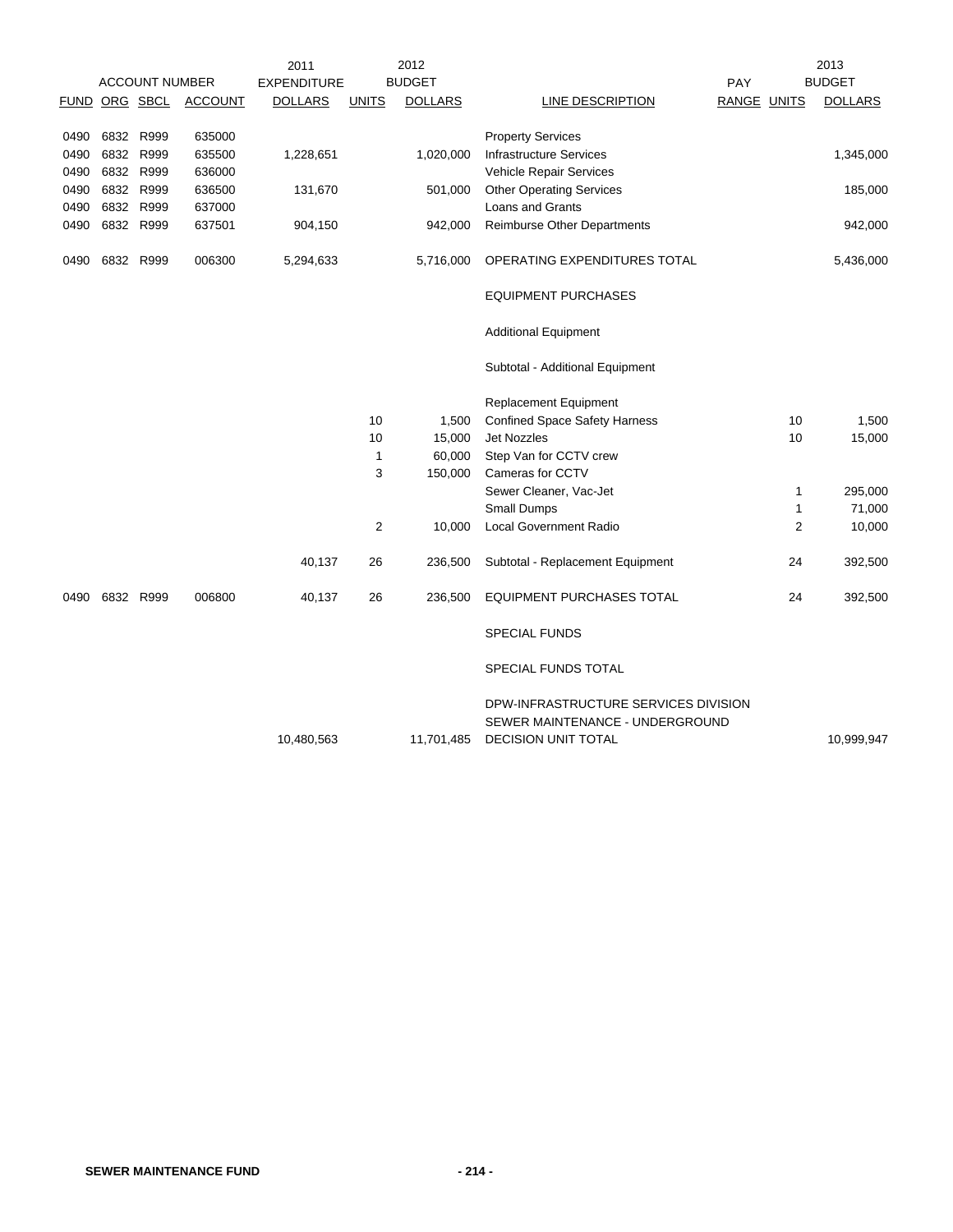| ACCOUNT NUMBER | | | | 2011 EXPENDITURE | 2012 BUDGET | | | PAY | 2013 BUDGET | |
|---|---|---|---|---|---|---|---|---|---|---|
| FUND | ORG | SBCL | ACCOUNT | DOLLARS | UNITS | DOLLARS | LINE DESCRIPTION | RANGE | UNITS | DOLLARS |
| 0490 | 6832 | R999 | 635000 | | | | Property Services | | | |
| 0490 | 6832 | R999 | 635500 | 1,228,651 | | 1,020,000 | Infrastructure Services | | | 1,345,000 |
| 0490 | 6832 | R999 | 636000 | | | | Vehicle Repair Services | | | |
| 0490 | 6832 | R999 | 636500 | 131,670 | | 501,000 | Other Operating Services | | | 185,000 |
| 0490 | 6832 | R999 | 637000 | | | | Loans and Grants | | | |
| 0490 | 6832 | R999 | 637501 | 904,150 | | 942,000 | Reimburse Other Departments | | | 942,000 |
| 0490 | 6832 | R999 | 006300 | 5,294,633 | | 5,716,000 | OPERATING EXPENDITURES TOTAL | | | 5,436,000 |
| | | | | | | | EQUIPMENT PURCHASES | | | |
| | | | | | | | Additional Equipment | | | |
| | | | | | | | Subtotal - Additional Equipment | | | |
| | | | | | | | Replacement Equipment | | | |
| | | | | | 10 | 1,500 | Confined Space Safety Harness | | 10 | 1,500 |
| | | | | | 10 | 15,000 | Jet Nozzles | | 10 | 15,000 |
| | | | | | 1 | 60,000 | Step Van for CCTV crew | | | |
| | | | | | 3 | 150,000 | Cameras for CCTV | | | |
| | | | | | | | Sewer Cleaner, Vac-Jet | | 1 | 295,000 |
| | | | | | | | Small Dumps | | 1 | 71,000 |
| | | | | | 2 | 10,000 | Local Government Radio | | 2 | 10,000 |
| | | | | 40,137 | 26 | 236,500 | Subtotal - Replacement Equipment | | 24 | 392,500 |
| 0490 | 6832 | R999 | 006800 | 40,137 | 26 | 236,500 | EQUIPMENT PURCHASES TOTAL | | 24 | 392,500 |
| | | | | | | | SPECIAL FUNDS | | | |
| | | | | | | | SPECIAL FUNDS TOTAL | | | |
| | | | | 10,480,563 | | 11,701,485 | DPW-INFRASTRUCTURE SERVICES DIVISION SEWER MAINTENANCE - UNDERGROUND DECISION UNIT TOTAL | | | 10,999,947 |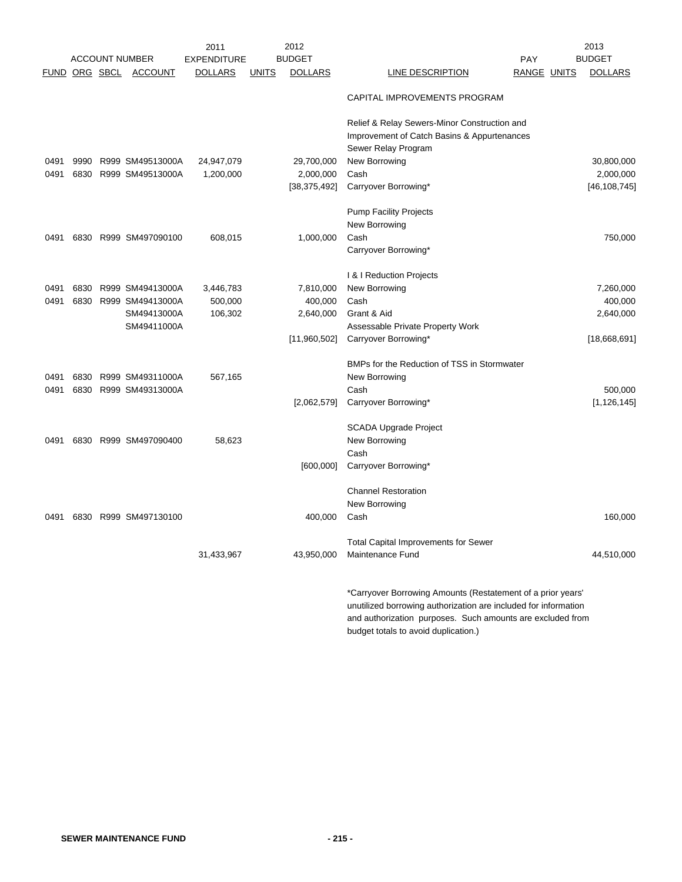| ACCOUNT NUMBER | | | | 2011 EXPENDITURE | | 2012 BUDGET | | PAY | | 2013 BUDGET |
|---|---|---|---|---|---|---|---|---|---|---|
| FUND | ORG | SBCL | ACCOUNT | DOLLARS | UNITS | DOLLARS | LINE DESCRIPTION | RANGE | UNITS | DOLLARS |
| | | | | | | | CAPITAL IMPROVEMENTS PROGRAM | | | |
| | | | | | | | Relief & Relay Sewers-Minor Construction and Improvement of Catch Basins & Appurtenances | | | |
| | | | | | | | Sewer Relay Program | | | |
| 0491 | 9990 | R999 | SM49513000A | 24,947,079 | | 29,700,000 | New Borrowing | | | 30,800,000 |
| 0491 | 6830 | R999 | SM49513000A | 1,200,000 | | 2,000,000 | Cash | | | 2,000,000 |
| | | | | | | [38,375,492] | Carryover Borrowing* | | | [46,108,745] |
| | | | | | | | Pump Facility Projects | | | |
| | | | | | | | New Borrowing | | | |
| 0491 | 6830 | R999 | SM497090100 | 608,015 | | 1,000,000 | Cash | | | 750,000 |
| | | | | | | | Carryover Borrowing* | | | |
| | | | | | | | I & I Reduction Projects | | | |
| 0491 | 6830 | R999 | SM49413000A | 3,446,783 | | 7,810,000 | New Borrowing | | | 7,260,000 |
| 0491 | 6830 | R999 | SM49413000A | 500,000 | | 400,000 | Cash | | | 400,000 |
| | | | SM49413000A | 106,302 | | 2,640,000 | Grant & Aid | | | 2,640,000 |
| | | | SM49411000A | | | | Assessable Private Property Work | | | |
| | | | | | | [11,960,502] | Carryover Borrowing* | | | [18,668,691] |
| | | | | | | | BMPs for the Reduction of TSS in Stormwater | | | |
| 0491 | 6830 | R999 | SM49311000A | 567,165 | | | New Borrowing | | | |
| 0491 | 6830 | R999 | SM49313000A | | | | Cash | | | 500,000 |
| | | | | | | [2,062,579] | Carryover Borrowing* | | | [1,126,145] |
| | | | | | | | SCADA Upgrade Project | | | |
| 0491 | 6830 | R999 | SM497090400 | 58,623 | | | New Borrowing | | | |
| | | | | | | | Cash | | | |
| | | | | | | [600,000] | Carryover Borrowing* | | | |
| | | | | | | | Channel Restoration | | | |
| | | | | | | | New Borrowing | | | |
| 0491 | 6830 | R999 | SM497130100 | | | 400,000 | Cash | | | 160,000 |
| | | | | | | | Total Capital Improvements for Sewer | | | |
| | | | | 31,433,967 | | 43,950,000 | Maintenance Fund | | | 44,510,000 |

*Carryover Borrowing Amounts (Restatement of a prior years' unutilized borrowing authorization are included for information and authorization purposes. Such amounts are excluded from budget totals to avoid duplication.)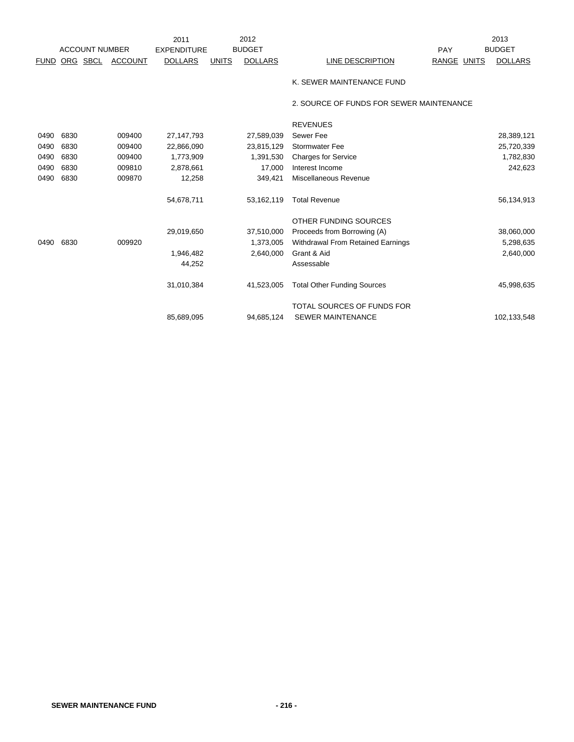| ACCOUNT NUMBER | | | | 2011 EXPENDITURE | 2012 BUDGET | | | PAY | | 2013 BUDGET |
|---|---|---|---|---|---|---|---|---|---|---|
| FUND | ORG | SBCL | ACCOUNT | DOLLARS | UNITS | DOLLARS | LINE DESCRIPTION | RANGE | UNITS | DOLLARS |
| | | | | | | | K. SEWER MAINTENANCE FUND | | | |
| | | | | | | | 2. SOURCE OF FUNDS FOR SEWER MAINTENANCE | | | |
| | | | | | | | REVENUES | | | |
| 0490 | 6830 | | 009400 | 27,147,793 | | 27,589,039 | Sewer Fee | | | 28,389,121 |
| 0490 | 6830 | | 009400 | 22,866,090 | | 23,815,129 | Stormwater Fee | | | 25,720,339 |
| 0490 | 6830 | | 009400 | 1,773,909 | | 1,391,530 | Charges for Service | | | 1,782,830 |
| 0490 | 6830 | | 009810 | 2,878,661 | | 17,000 | Interest Income | | | 242,623 |
| 0490 | 6830 | | 009870 | 12,258 | | 349,421 | Miscellaneous Revenue | | | |
| | | | | 54,678,711 | | 53,162,119 | Total Revenue | | | 56,134,913 |
| | | | | | | | OTHER FUNDING SOURCES | | | |
| | | | | 29,019,650 | | 37,510,000 | Proceeds from Borrowing (A) | | | 38,060,000 |
| 0490 | 6830 | | 009920 | | | 1,373,005 | Withdrawal From Retained Earnings | | | 5,298,635 |
| | | | | 1,946,482 | | 2,640,000 | Grant & Aid | | | 2,640,000 |
| | | | | 44,252 | | | Assessable | | | |
| | | | | 31,010,384 | | 41,523,005 | Total Other Funding Sources | | | 45,998,635 |
| | | | | 85,689,095 | | 94,685,124 | TOTAL SOURCES OF FUNDS FOR SEWER MAINTENANCE | | | 102,133,548 |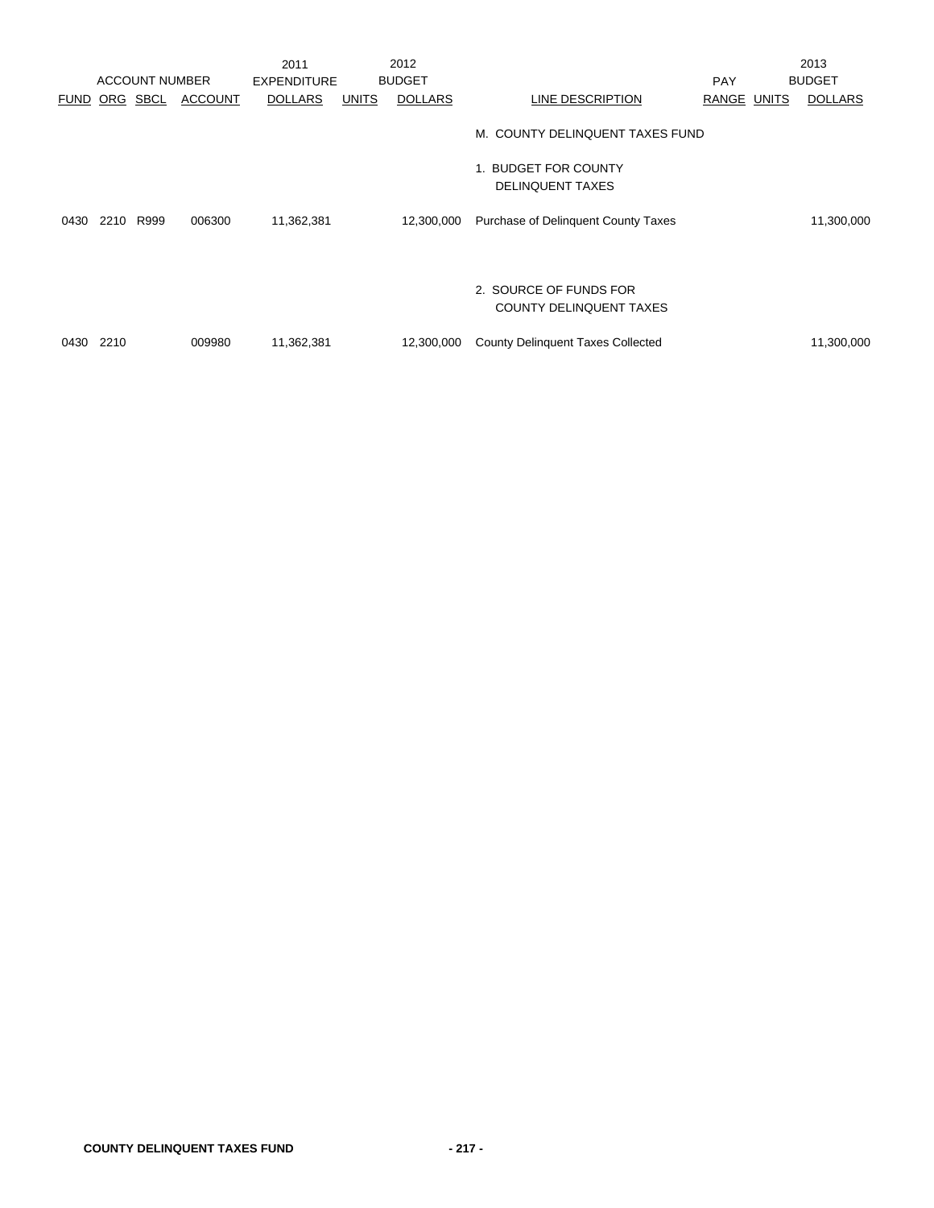| ACCOUNT NUMBER | | | | 2011 EXPENDITURE | | 2012 BUDGET | | PAY | | 2013 BUDGET |
|---|---|---|---|---|---|---|---|---|---|---|
| FUND | ORG | SBCL | ACCOUNT | DOLLARS | UNITS | DOLLARS | LINE DESCRIPTION | RANGE | UNITS | DOLLARS |
| | | | | | | | M. COUNTY DELINQUENT TAXES FUND | | | |
| | | | | | | | 1. BUDGET FOR COUNTY DELINQUENT TAXES | | | |
| 0430 | 2210 | R999 | 006300 | 11,362,381 | | 12,300,000 | Purchase of Delinquent County Taxes | | | 11,300,000 |
| | | | | | | | 2. SOURCE OF FUNDS FOR COUNTY DELINQUENT TAXES | | | |
| 0430 | 2210 | | 009980 | 11,362,381 | | 12,300,000 | County Delinquent Taxes Collected | | | 11,300,000 |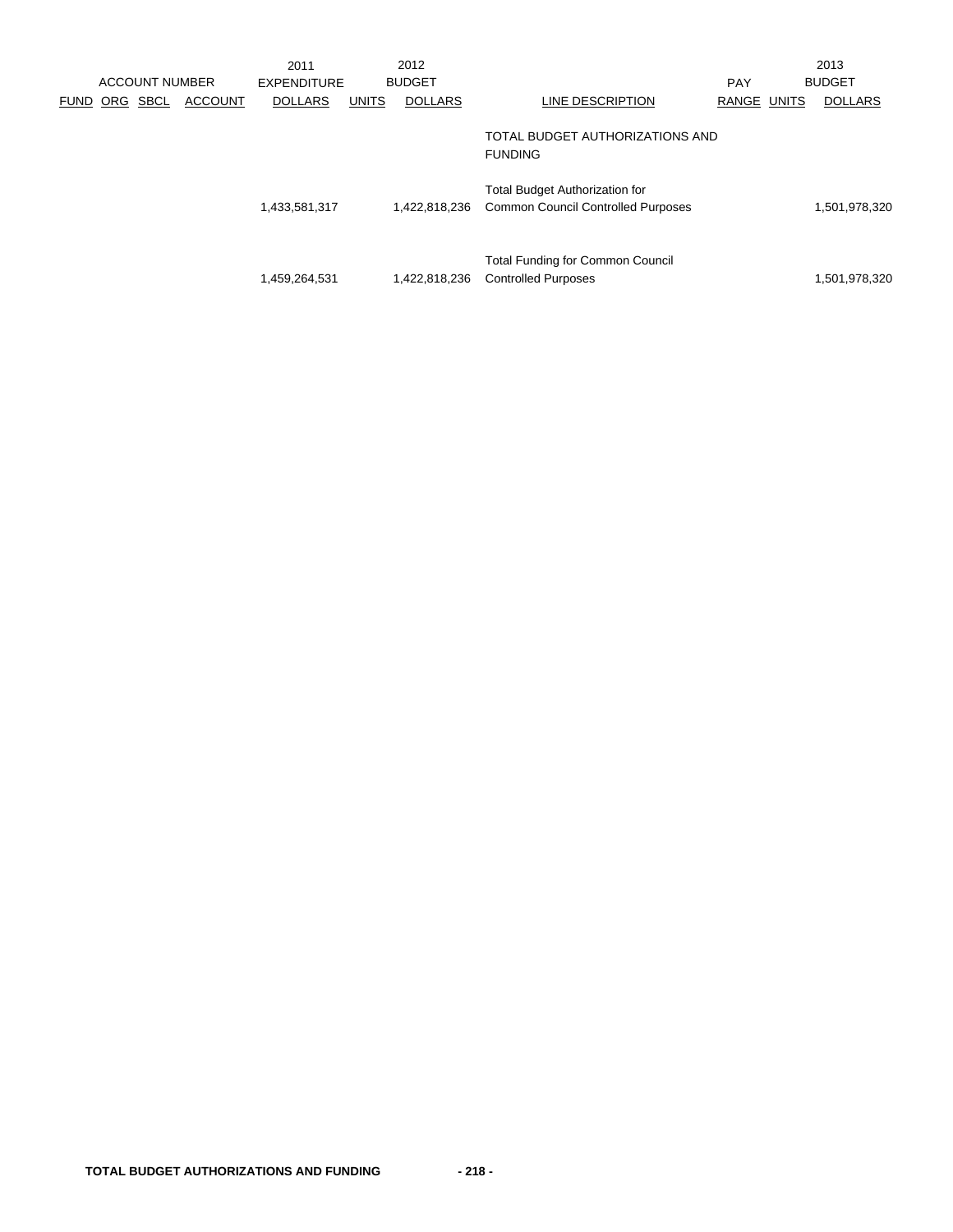| ACCOUNT NUMBER | | | | 2011 EXPENDITURE | 2012 BUDGET | | | PAY | | 2013 BUDGET |
|---|---|---|---|---|---|---|---|---|---|---|
| FUND | ORG | SBCL | ACCOUNT | DOLLARS | UNITS | DOLLARS | LINE DESCRIPTION | RANGE | UNITS | DOLLARS |
| | | | | | | | TOTAL BUDGET AUTHORIZATIONS AND FUNDING | | | |
| | | | | 1,433,581,317 | | 1,422,818,236 | Total Budget Authorization for Common Council Controlled Purposes | | | 1,501,978,320 |
| | | | | 1,459,264,531 | | 1,422,818,236 | Total Funding for Common Council Controlled Purposes | | | 1,501,978,320 |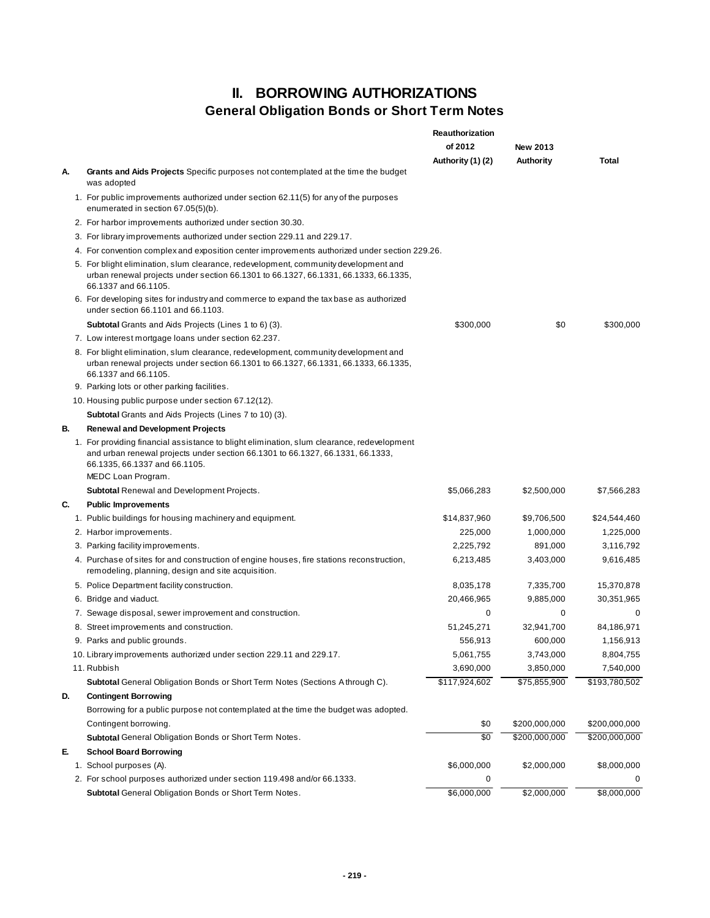# II. BORROWING AUTHORIZATIONS

## General Obligation Bonds or Short Term Notes

| | | Reauthorization of 2012 Authority (1) (2) | New 2013 Authority | Total |
|---|---|---|---|---|
| **A.** | **Grants and Aids Projects** Specific purposes not contemplated at the time the budget was adopted | | | |
| | 1. For public improvements authorized under section 62.11(5) for any of the purposes enumerated in section 67.05(5)(b). | | | |
| | 2. For harbor improvements authorized under section 30.30. | | | |
| | 3. For library improvements authorized under section 229.11 and 229.17. | | | |
| | 4. For convention complex and exposition center improvements authorized under section 229.26. | | | |
| | 5. For blight elimination, slum clearance, redevelopment, community development and urban renewal projects under section 66.1301 to 66.1327, 66.1331, 66.1333, 66.1335, 66.1337 and 66.1105. | | | |
| | 6. For developing sites for industry and commerce to expand the tax base as authorized under section 66.1101 and 66.1103. | | | |
| | **Subtotal** Grants and Aids Projects (Lines 1 to 6) (3). | $300,000 | $0 | $300,000 |
| | 7. Low interest mortgage loans under section 62.237. | | | |
| | 8. For blight elimination, slum clearance, redevelopment, community development and urban renewal projects under section 66.1301 to 66.1327, 66.1331, 66.1333, 66.1335, 66.1337 and 66.1105. | | | |
| | 9. Parking lots or other parking facilities. | | | |
| | 10. Housing public purpose under section 67.12(12). | | | |
| | **Subtotal** Grants and Aids Projects (Lines 7 to 10) (3). | | | |
| **B.** | **Renewal and Development Projects** | | | |
| | 1. For providing financial assistance to blight elimination, slum clearance, redevelopment and urban renewal projects under section 66.1301 to 66.1327, 66.1331, 66.1333, 66.1335, 66.1337 and 66.1105. MEDC Loan Program. | | | |
| | **Subtotal** Renewal and Development Projects. | $5,066,283 | $2,500,000 | $7,566,283 |
| **C.** | **Public Improvements** | | | |
| | 1. Public buildings for housing machinery and equipment. | $14,837,960 | $9,706,500 | $24,544,460 |
| | 2. Harbor improvements. | 225,000 | 1,000,000 | 1,225,000 |
| | 3. Parking facility improvements. | 2,225,792 | 891,000 | 3,116,792 |
| | 4. Purchase of sites for and construction of engine houses, fire stations reconstruction, remodeling, planning, design and site acquisition. | 6,213,485 | 3,403,000 | 9,616,485 |
| | 5. Police Department facility construction. | 8,035,178 | 7,335,700 | 15,370,878 |
| | 6. Bridge and viaduct. | 20,466,965 | 9,885,000 | 30,351,965 |
| | 7. Sewage disposal, sewer improvement and construction. | 0 | 0 | 0 |
| | 8. Street improvements and construction. | 51,245,271 | 32,941,700 | 84,186,971 |
| | 9. Parks and public grounds. | 556,913 | 600,000 | 1,156,913 |
| | 10. Library improvements authorized under section 229.11 and 229.17. | 5,061,755 | 3,743,000 | 8,804,755 |
| | 11. Rubbish | 3,690,000 | 3,850,000 | 7,540,000 |
| | **Subtotal** General Obligation Bonds or Short Term Notes (Sections A through C). | $117,924,602 | $75,855,900 | $193,780,502 |
| **D.** | **Contingent Borrowing** | | | |
| | Borrowing for a public purpose not contemplated at the time the budget was adopted. | | | |
| | Contingent borrowing. | $0 | $200,000,000 | $200,000,000 |
| | **Subtotal** General Obligation Bonds or Short Term Notes. | $0 | $200,000,000 | $200,000,000 |
| **E.** | **School Board Borrowing** | | | |
| | 1. School purposes (A). | $6,000,000 | $2,000,000 | $8,000,000 |
| | 2. For school purposes authorized under section 119.498 and/or 66.1333. | 0 | | 0 |
| | **Subtotal** General Obligation Bonds or Short Term Notes. | $6,000,000 | $2,000,000 | $8,000,000 |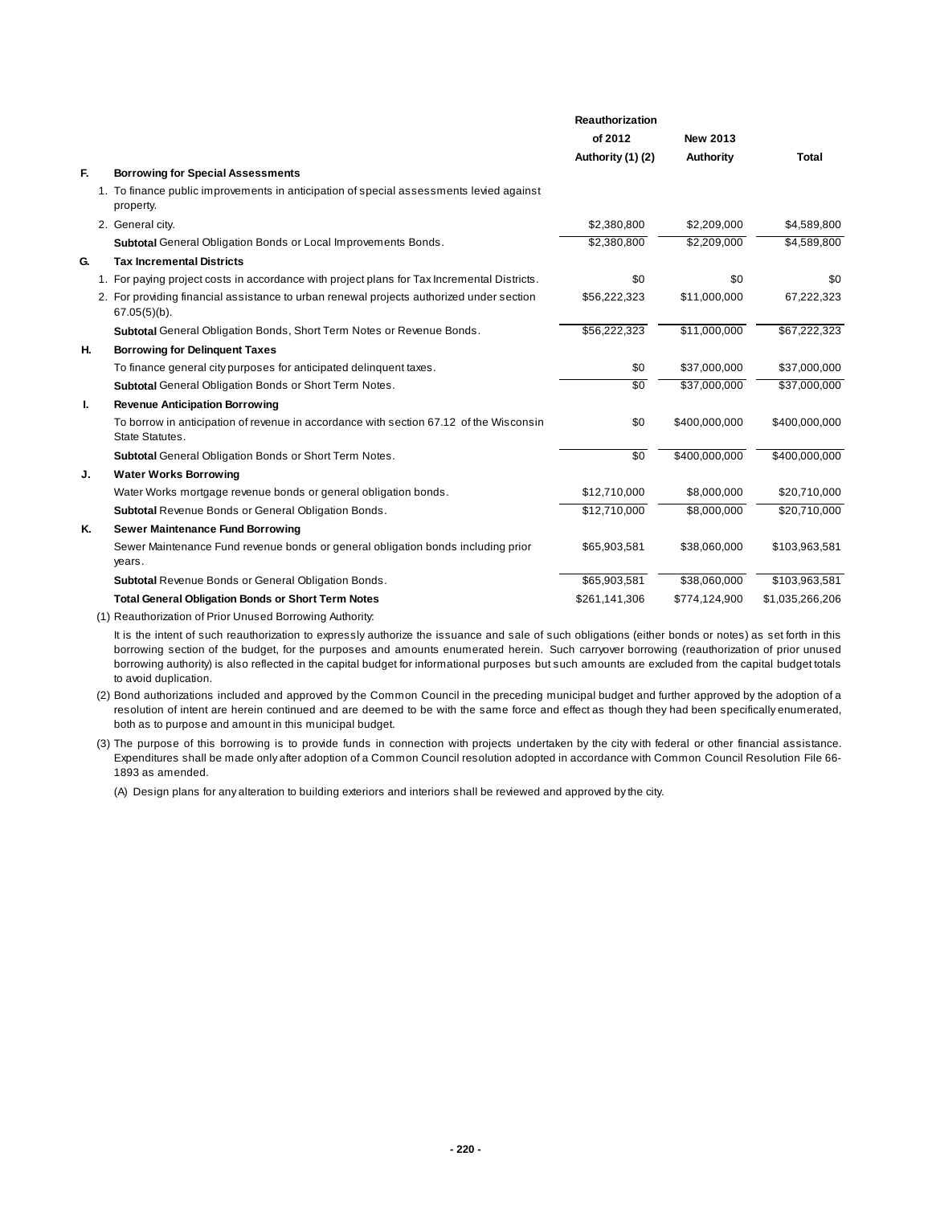| | | Reauthorization of 2012 Authority (1) (2) | New 2013 Authority | Total |
|---|---|---|---|---|
| **F.** | **Borrowing for Special Assessments** | | | |
| | 1. To finance public improvements in anticipation of special assessments levied against property. | | | |
| | 2. General city. | $2,380,800 | $2,209,000 | $4,589,800 |
| | **Subtotal** General Obligation Bonds or Local Improvements Bonds. | $2,380,800 | $2,209,000 | $4,589,800 |
| **G.** | **Tax Incremental Districts** | | | |
| | 1. For paying project costs in accordance with project plans for Tax Incremental Districts. | $0 | $0 | $0 |
| | 2. For providing financial assistance to urban renewal projects authorized under section 67.05(5)(b). | $56,222,323 | $11,000,000 | 67,222,323 |
| | **Subtotal** General Obligation Bonds, Short Term Notes or Revenue Bonds. | $56,222,323 | $11,000,000 | $67,222,323 |
| **H.** | **Borrowing for Delinquent Taxes** | | | |
| | To finance general city purposes for anticipated delinquent taxes. | $0 | $37,000,000 | $37,000,000 |
| | **Subtotal** General Obligation Bonds or Short Term Notes. | $0 | $37,000,000 | $37,000,000 |
| **I.** | **Revenue Anticipation Borrowing** | | | |
| | To borrow in anticipation of revenue in accordance with section 67.12 of the Wisconsin State Statutes. | $0 | $400,000,000 | $400,000,000 |
| | **Subtotal** General Obligation Bonds or Short Term Notes. | $0 | $400,000,000 | $400,000,000 |
| **J.** | **Water Works Borrowing** | | | |
| | Water Works mortgage revenue bonds or general obligation bonds. | $12,710,000 | $8,000,000 | $20,710,000 |
| | **Subtotal** Revenue Bonds or General Obligation Bonds. | $12,710,000 | $8,000,000 | $20,710,000 |
| **K.** | **Sewer Maintenance Fund Borrowing** | | | |
| | Sewer Maintenance Fund revenue bonds or general obligation bonds including prior years. | $65,903,581 | $38,060,000 | $103,963,581 |
| | **Subtotal** Revenue Bonds or General Obligation Bonds. | $65,903,581 | $38,060,000 | $103,963,581 |
| | **Total General Obligation Bonds or Short Term Notes** | $261,141,306 | $774,124,900 | $1,035,266,206 |

(1) Reauthorization of Prior Unused Borrowing Authority:

It is the intent of such reauthorization to expressly authorize the issuance and sale of such obligations (either bonds or notes) as set forth in this borrowing section of the budget, for the purposes and amounts enumerated herein. Such carryover borrowing (reauthorization of prior unused borrowing authority) is also reflected in the capital budget for informational purposes but such amounts are excluded from the capital budget totals to avoid duplication.

(2) Bond authorizations included and approved by the Common Council in the preceding municipal budget and further approved by the adoption of a resolution of intent are herein continued and are deemed to be with the same force and effect as though they had been specifically enumerated, both as to purpose and amount in this municipal budget.

(3) The purpose of this borrowing is to provide funds in connection with projects undertaken by the city with federal or other financial assistance. Expenditures shall be made only after adoption of a Common Council resolution adopted in accordance with Common Council Resolution File 66-1893 as amended.

(A) Design plans for any alteration to building exteriors and interiors shall be reviewed and approved by the city.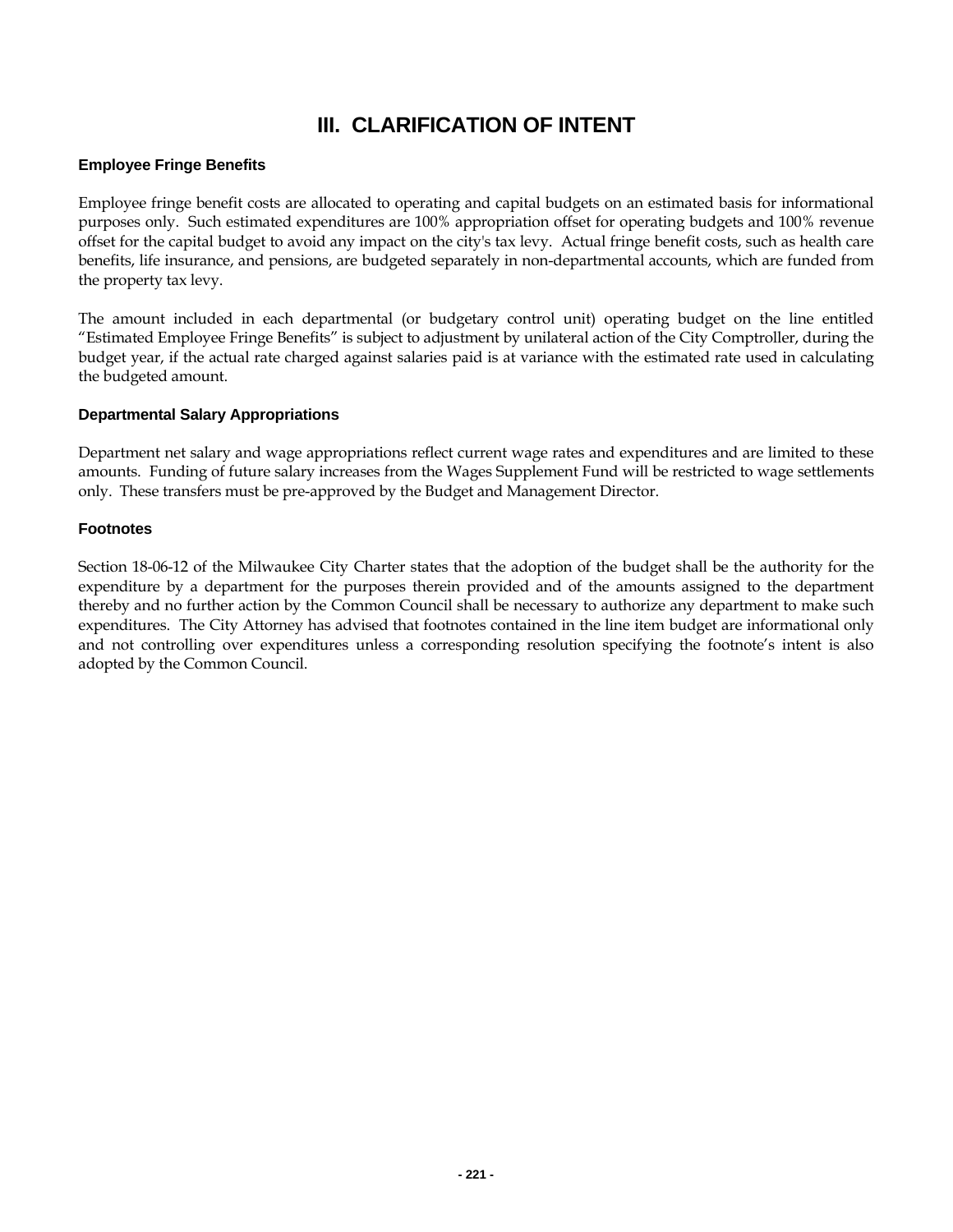# III. CLARIFICATION OF INTENT

### Employee Fringe Benefits

Employee fringe benefit costs are allocated to operating and capital budgets on an estimated basis for informational purposes only. Such estimated expenditures are 100% appropriation offset for operating budgets and 100% revenue offset for the capital budget to avoid any impact on the city's tax levy. Actual fringe benefit costs, such as health care benefits, life insurance, and pensions, are budgeted separately in non-departmental accounts, which are funded from the property tax levy.

The amount included in each departmental (or budgetary control unit) operating budget on the line entitled "Estimated Employee Fringe Benefits" is subject to adjustment by unilateral action of the City Comptroller, during the budget year, if the actual rate charged against salaries paid is at variance with the estimated rate used in calculating the budgeted amount.

### Departmental Salary Appropriations

Department net salary and wage appropriations reflect current wage rates and expenditures and are limited to these amounts. Funding of future salary increases from the Wages Supplement Fund will be restricted to wage settlements only. These transfers must be pre-approved by the Budget and Management Director.

### Footnotes

Section 18-06-12 of the Milwaukee City Charter states that the adoption of the budget shall be the authority for the expenditure by a department for the purposes therein provided and of the amounts assigned to the department thereby and no further action by the Common Council shall be necessary to authorize any department to make such expenditures. The City Attorney has advised that footnotes contained in the line item budget are informational only and not controlling over expenditures unless a corresponding resolution specifying the footnote's intent is also adopted by the Common Council.